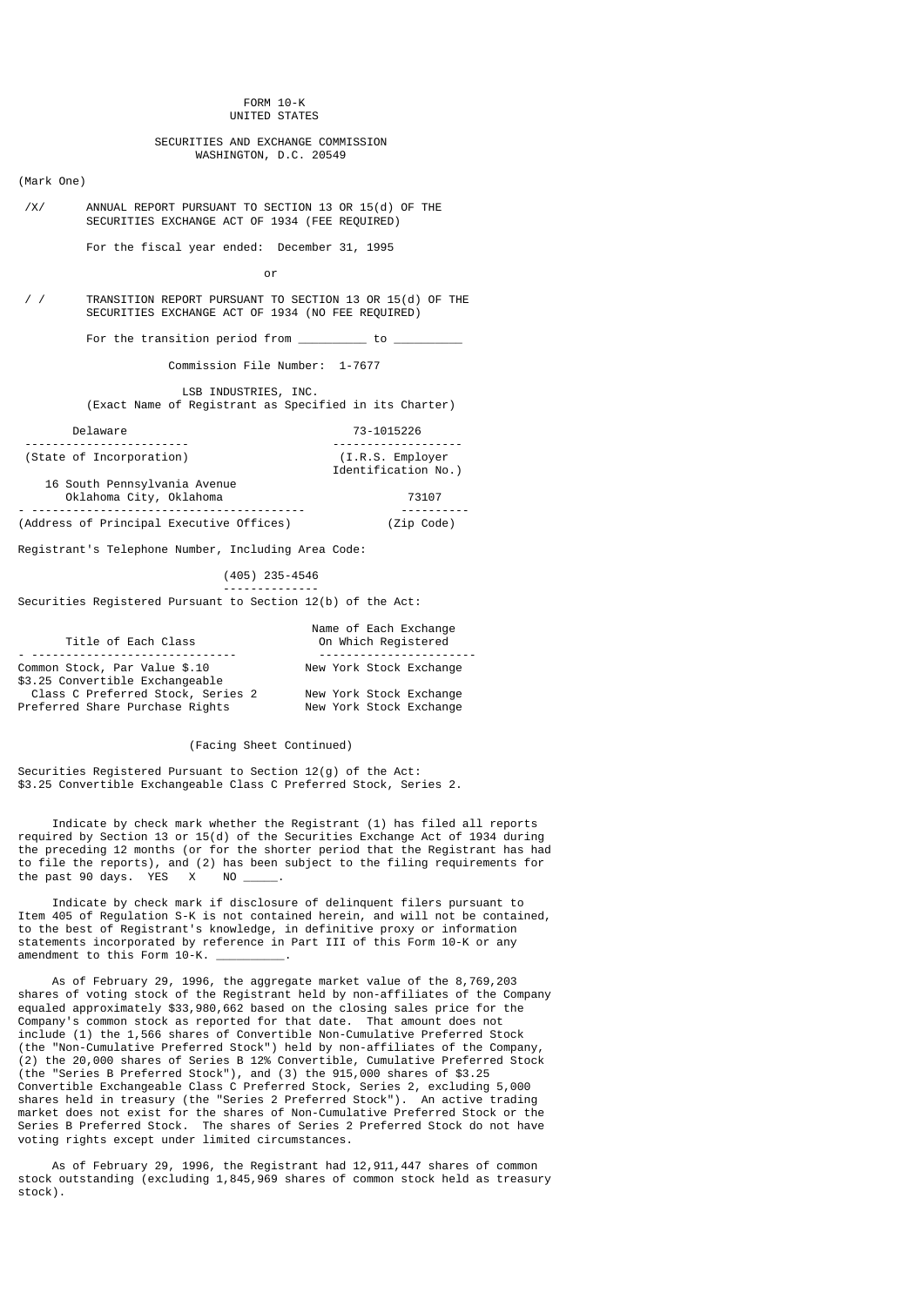FORM 10-K
UNITED STATES

SECURITIES AND EXCHANGE COMMISSION
WASHINGTON, D.C. 20549

(Mark One)

/X/ ANNUAL REPORT PURSUANT TO SECTION 13 OR 15(d) OF THE SECURITIES EXCHANGE ACT OF 1934 (FEE REQUIRED)

For the fiscal year ended: December 31, 1995

or

/ / TRANSITION REPORT PURSUANT TO SECTION 13 OR 15(d) OF THE SECURITIES EXCHANGE ACT OF 1934 (NO FEE REQUIRED)

For the transition period from _________ to _________

Commission File Number: 1-7677

LSB INDUSTRIES, INC.
(Exact Name of Registrant as Specified in its Charter)

| Delaware | 73-1015226 |
|---|---|
| (State of Incorporation) | (I.R.S. Employer Identification No.) |

| 16 South Pennsylvania Avenue Oklahoma City, Oklahoma | 73107 |
|---|---|
| (Address of Principal Executive Offices) | (Zip Code) |

Registrant's Telephone Number, Including Area Code:

(405) 235-4546

Securities Registered Pursuant to Section 12(b) of the Act:

| Title of Each Class | Name of Each Exchange On Which Registered |
|---|---|
| Common Stock, Par Value $.10 | New York Stock Exchange |
| $3.25 Convertible Exchangeable Class C Preferred Stock, Series 2 | New York Stock Exchange |
| Preferred Share Purchase Rights | New York Stock Exchange |

(Facing Sheet Continued)

Securities Registered Pursuant to Section 12(g) of the Act:
$3.25 Convertible Exchangeable Class C Preferred Stock, Series 2.

Indicate by check mark whether the Registrant (1) has filed all reports required by Section 13 or 15(d) of the Securities Exchange Act of 1934 during the preceding 12 months (or for the shorter period that the Registrant has had to file the reports), and (2) has been subject to the filing requirements for the past 90 days. YES X NO _____.

Indicate by check mark if disclosure of delinquent filers pursuant to Item 405 of Regulation S-K is not contained herein, and will not be contained, to the best of Registrant's knowledge, in definitive proxy or information statements incorporated by reference in Part III of this Form 10-K or any amendment to this Form 10-K. _________.

As of February 29, 1996, the aggregate market value of the 8,769,203 shares of voting stock of the Registrant held by non-affiliates of the Company equaled approximately $33,980,662 based on the closing sales price for the Company's common stock as reported for that date. That amount does not include (1) the 1,566 shares of Convertible Non-Cumulative Preferred Stock (the "Non-Cumulative Preferred Stock") held by non-affiliates of the Company, (2) the 20,000 shares of Series B 12% Convertible, Cumulative Preferred Stock (the "Series B Preferred Stock"), and (3) the 915,000 shares of $3.25 Convertible Exchangeable Class C Preferred Stock, Series 2, excluding 5,000 shares held in treasury (the "Series 2 Preferred Stock"). An active trading market does not exist for the shares of Non-Cumulative Preferred Stock or the Series B Preferred Stock. The shares of Series 2 Preferred Stock do not have voting rights except under limited circumstances.

As of February 29, 1996, the Registrant had 12,911,447 shares of common stock outstanding (excluding 1,845,969 shares of common stock held as treasury stock).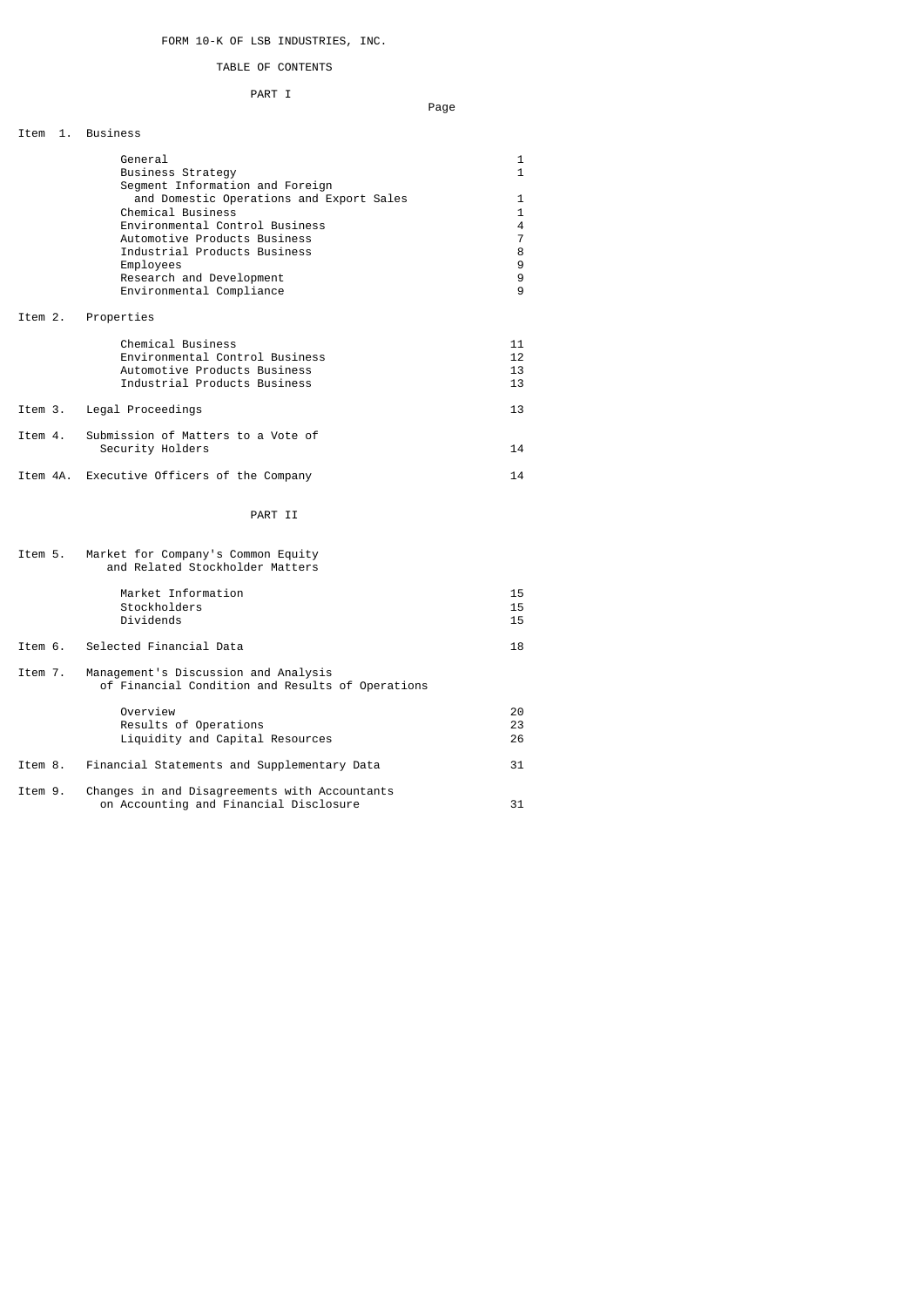FORM 10-K OF LSB INDUSTRIES, INC.

TABLE OF CONTENTS

PART I

| | | Page |
|---|---|---|
| Item 1. | Business | |
| | General | 1 |
| | Business Strategy | 1 |
| | Segment Information and Foreign and Domestic Operations and Export Sales | 1 |
| | Chemical Business | 1 |
| | Environmental Control Business | 4 |
| | Automotive Products Business | 7 |
| | Industrial Products Business | 8 |
| | Employees | 9 |
| | Research and Development | 9 |
| | Environmental Compliance | 9 |
| Item 2. | Properties | |
| | Chemical Business | 11 |
| | Environmental Control Business | 12 |
| | Automotive Products Business | 13 |
| | Industrial Products Business | 13 |
| Item 3. | Legal Proceedings | 13 |
| Item 4. | Submission of Matters to a Vote of Security Holders | 14 |
| Item 4A. | Executive Officers of the Company | 14 |

PART II

| | | |
|---|---|---|
| Item 5. | Market for Company's Common Equity and Related Stockholder Matters | |
| | Market Information | 15 |
| | Stockholders | 15 |
| | Dividends | 15 |
| Item 6. | Selected Financial Data | 18 |
| Item 7. | Management's Discussion and Analysis of Financial Condition and Results of Operations | |
| | Overview | 20 |
| | Results of Operations | 23 |
| | Liquidity and Capital Resources | 26 |
| Item 8. | Financial Statements and Supplementary Data | 31 |
| Item 9. | Changes in and Disagreements with Accountants on Accounting and Financial Disclosure | 31 |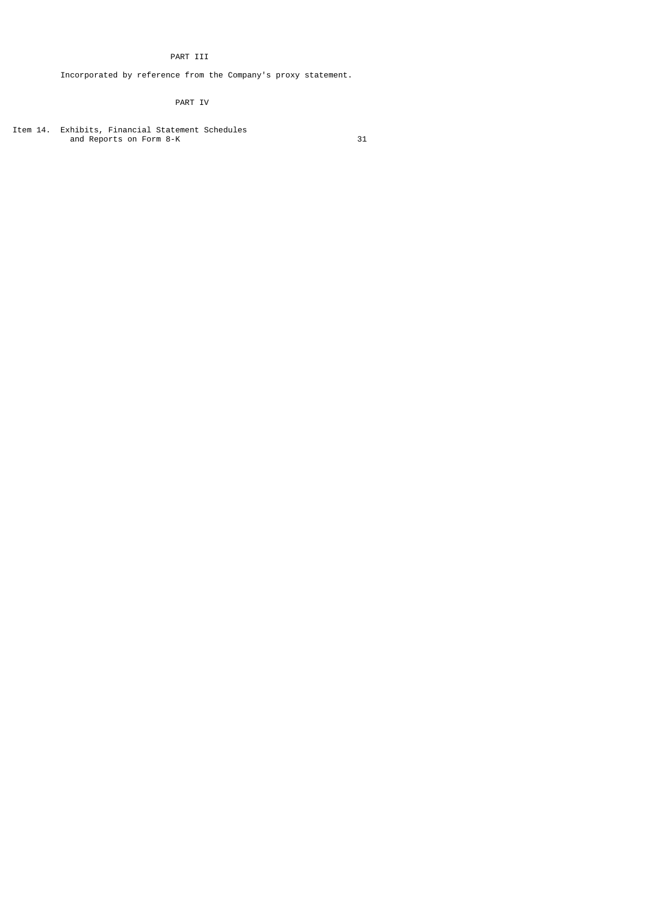## PART III

Incorporated by reference from the Company's proxy statement.

## PART IV

| | | |
|---|---|---|
| Item 14. | Exhibits, Financial Statement Schedules and Reports on Form 8-K | 31 |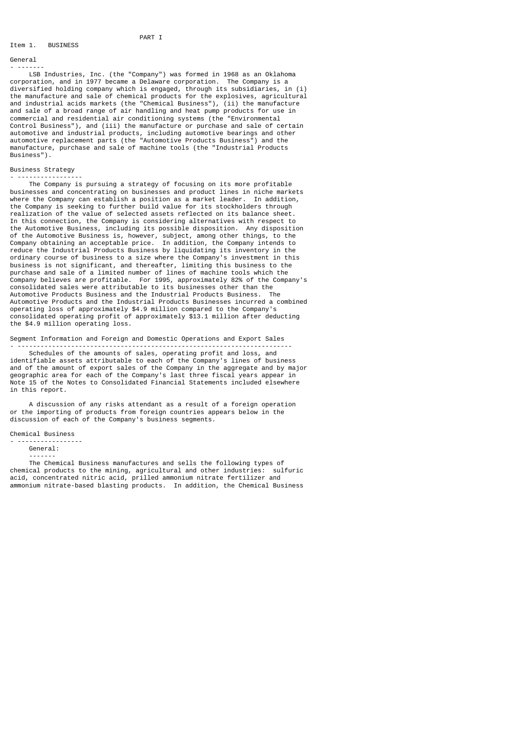# PART I

## Item 1. BUSINESS

### General

LSB Industries, Inc. (the "Company") was formed in 1968 as an Oklahoma corporation, and in 1977 became a Delaware corporation. The Company is a diversified holding company which is engaged, through its subsidiaries, in (i) the manufacture and sale of chemical products for the explosives, agricultural and industrial acids markets (the "Chemical Business"), (ii) the manufacture and sale of a broad range of air handling and heat pump products for use in commercial and residential air conditioning systems (the "Environmental Control Business"), and (iii) the manufacture or purchase and sale of certain automotive and industrial products, including automotive bearings and other automotive replacement parts (the "Automotive Products Business") and the manufacture, purchase and sale of machine tools (the "Industrial Products Business").

### Business Strategy

The Company is pursuing a strategy of focusing on its more profitable businesses and concentrating on businesses and product lines in niche markets where the Company can establish a position as a market leader. In addition, the Company is seeking to further build value for its stockholders through realization of the value of selected assets reflected on its balance sheet. In this connection, the Company is considering alternatives with respect to the Automotive Business, including its possible disposition. Any disposition of the Automotive Business is, however, subject, among other things, to the Company obtaining an acceptable price. In addition, the Company intends to reduce the Industrial Products Business by liquidating its inventory in the ordinary course of business to a size where the Company's investment in this business is not significant, and thereafter, limiting this business to the purchase and sale of a limited number of lines of machine tools which the Company believes are profitable. For 1995, approximately 82% of the Company's consolidated sales were attributable to its businesses other than the Automotive Products Business and the Industrial Products Business. The Automotive Products and the Industrial Products Businesses incurred a combined operating loss of approximately $4.9 million compared to the Company's consolidated operating profit of approximately $13.1 million after deducting the $4.9 million operating loss.

### Segment Information and Foreign and Domestic Operations and Export Sales

Schedules of the amounts of sales, operating profit and loss, and identifiable assets attributable to each of the Company's lines of business and of the amount of export sales of the Company in the aggregate and by major geographic area for each of the Company's last three fiscal years appear in Note 15 of the Notes to Consolidated Financial Statements included elsewhere in this report.

A discussion of any risks attendant as a result of a foreign operation or the importing of products from foreign countries appears below in the discussion of each of the Company's business segments.

### Chemical Business

#### General:

The Chemical Business manufactures and sells the following types of chemical products to the mining, agricultural and other industries: sulfuric acid, concentrated nitric acid, prilled ammonium nitrate fertilizer and ammonium nitrate-based blasting products. In addition, the Chemical Business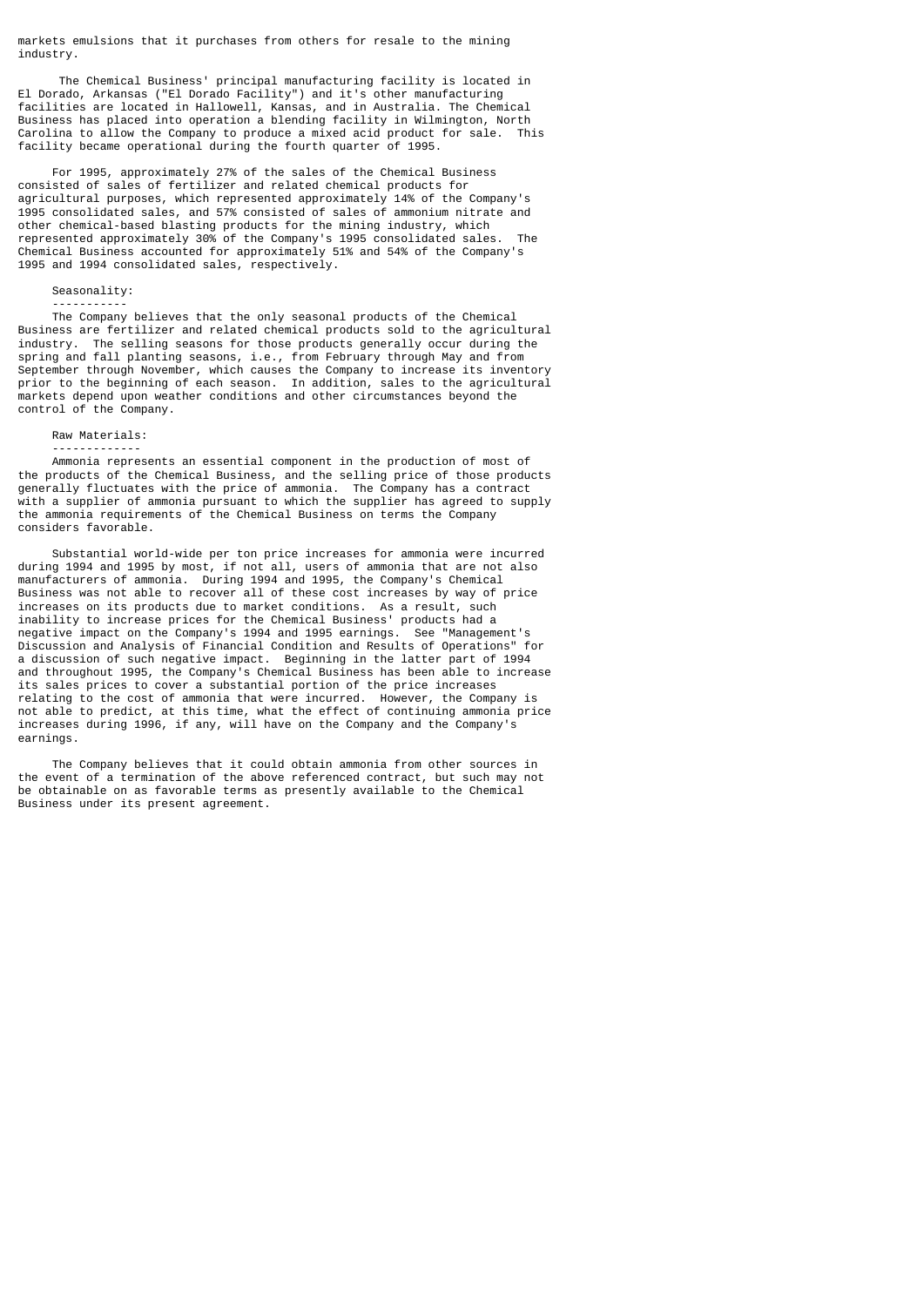markets emulsions that it purchases from others for resale to the mining industry.

The Chemical Business' principal manufacturing facility is located in El Dorado, Arkansas ("El Dorado Facility") and it's other manufacturing facilities are located in Hallowell, Kansas, and in Australia. The Chemical Business has placed into operation a blending facility in Wilmington, North Carolina to allow the Company to produce a mixed acid product for sale. This facility became operational during the fourth quarter of 1995.

For 1995, approximately 27% of the sales of the Chemical Business consisted of sales of fertilizer and related chemical products for agricultural purposes, which represented approximately 14% of the Company's 1995 consolidated sales, and 57% consisted of sales of ammonium nitrate and other chemical-based blasting products for the mining industry, which represented approximately 30% of the Company's 1995 consolidated sales. The Chemical Business accounted for approximately 51% and 54% of the Company's 1995 and 1994 consolidated sales, respectively.

### Seasonality:

The Company believes that the only seasonal products of the Chemical Business are fertilizer and related chemical products sold to the agricultural industry. The selling seasons for those products generally occur during the spring and fall planting seasons, i.e., from February through May and from September through November, which causes the Company to increase its inventory prior to the beginning of each season. In addition, sales to the agricultural markets depend upon weather conditions and other circumstances beyond the control of the Company.

### Raw Materials:

Ammonia represents an essential component in the production of most of the products of the Chemical Business, and the selling price of those products generally fluctuates with the price of ammonia. The Company has a contract with a supplier of ammonia pursuant to which the supplier has agreed to supply the ammonia requirements of the Chemical Business on terms the Company considers favorable.

Substantial world-wide per ton price increases for ammonia were incurred during 1994 and 1995 by most, if not all, users of ammonia that are not also manufacturers of ammonia. During 1994 and 1995, the Company's Chemical Business was not able to recover all of these cost increases by way of price increases on its products due to market conditions. As a result, such inability to increase prices for the Chemical Business' products had a negative impact on the Company's 1994 and 1995 earnings. See "Management's Discussion and Analysis of Financial Condition and Results of Operations" for a discussion of such negative impact. Beginning in the latter part of 1994 and throughout 1995, the Company's Chemical Business has been able to increase its sales prices to cover a substantial portion of the price increases relating to the cost of ammonia that were incurred. However, the Company is not able to predict, at this time, what the effect of continuing ammonia price increases during 1996, if any, will have on the Company and the Company's earnings.

The Company believes that it could obtain ammonia from other sources in the event of a termination of the above referenced contract, but such may not be obtainable on as favorable terms as presently available to the Chemical Business under its present agreement.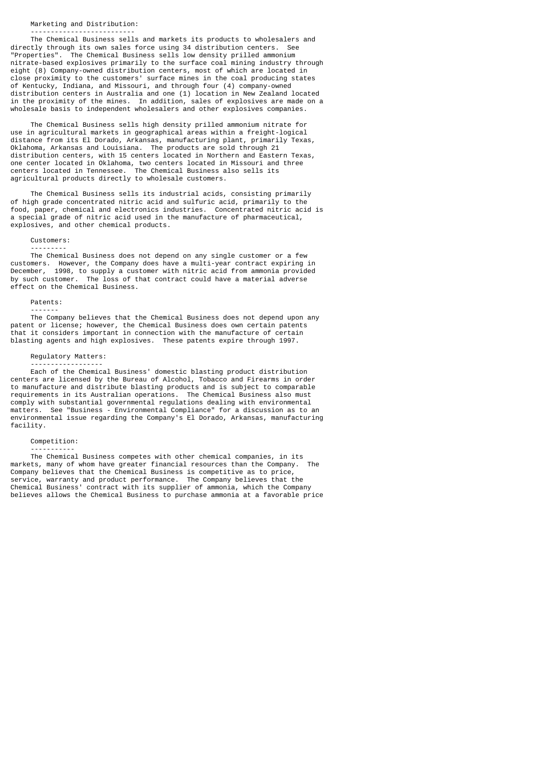### Marketing and Distribution:

The Chemical Business sells and markets its products to wholesalers and directly through its own sales force using 34 distribution centers. See "Properties". The Chemical Business sells low density prilled ammonium nitrate-based explosives primarily to the surface coal mining industry through eight (8) Company-owned distribution centers, most of which are located in close proximity to the customers' surface mines in the coal producing states of Kentucky, Indiana, and Missouri, and through four (4) company-owned distribution centers in Australia and one (1) location in New Zealand located in the proximity of the mines. In addition, sales of explosives are made on a wholesale basis to independent wholesalers and other explosives companies.

The Chemical Business sells high density prilled ammonium nitrate for use in agricultural markets in geographical areas within a freight-logical distance from its El Dorado, Arkansas, manufacturing plant, primarily Texas, Oklahoma, Arkansas and Louisiana. The products are sold through 21 distribution centers, with 15 centers located in Northern and Eastern Texas, one center located in Oklahoma, two centers located in Missouri and three centers located in Tennessee. The Chemical Business also sells its agricultural products directly to wholesale customers.

The Chemical Business sells its industrial acids, consisting primarily of high grade concentrated nitric acid and sulfuric acid, primarily to the food, paper, chemical and electronics industries. Concentrated nitric acid is a special grade of nitric acid used in the manufacture of pharmaceutical, explosives, and other chemical products.

### Customers:

The Chemical Business does not depend on any single customer or a few customers. However, the Company does have a multi-year contract expiring in December, 1998, to supply a customer with nitric acid from ammonia provided by such customer. The loss of that contract could have a material adverse effect on the Chemical Business.

### Patents:

The Company believes that the Chemical Business does not depend upon any patent or license; however, the Chemical Business does own certain patents that it considers important in connection with the manufacture of certain blasting agents and high explosives. These patents expire through 1997.

### Regulatory Matters:

Each of the Chemical Business' domestic blasting product distribution centers are licensed by the Bureau of Alcohol, Tobacco and Firearms in order to manufacture and distribute blasting products and is subject to comparable requirements in its Australian operations. The Chemical Business also must comply with substantial governmental regulations dealing with environmental matters. See "Business - Environmental Compliance" for a discussion as to an environmental issue regarding the Company's El Dorado, Arkansas, manufacturing facility.

### Competition:

The Chemical Business competes with other chemical companies, in its markets, many of whom have greater financial resources than the Company. The Company believes that the Chemical Business is competitive as to price, service, warranty and product performance. The Company believes that the Chemical Business' contract with its supplier of ammonia, which the Company believes allows the Chemical Business to purchase ammonia at a favorable price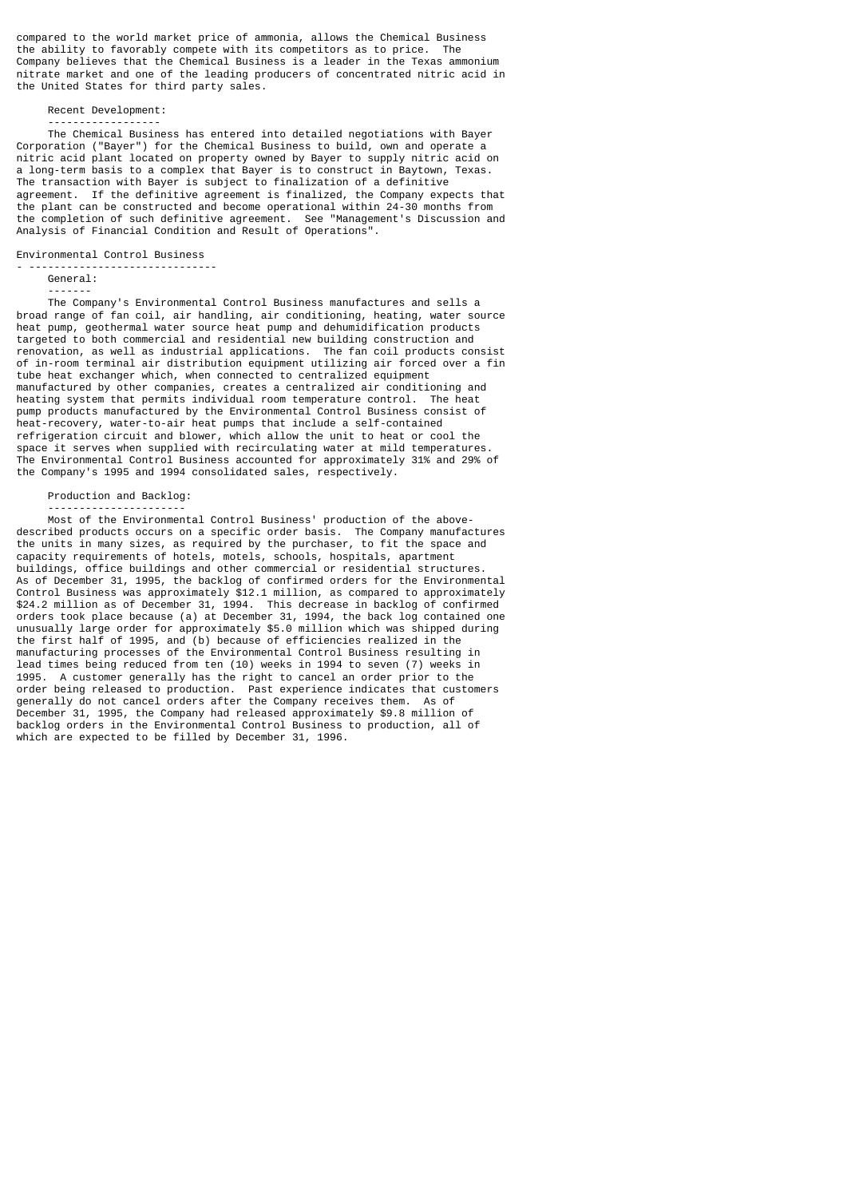compared to the world market price of ammonia, allows the Chemical Business the ability to favorably compete with its competitors as to price. The Company believes that the Chemical Business is a leader in the Texas ammonium nitrate market and one of the leading producers of concentrated nitric acid in the United States for third party sales.

Recent Development:

The Chemical Business has entered into detailed negotiations with Bayer Corporation ("Bayer") for the Chemical Business to build, own and operate a nitric acid plant located on property owned by Bayer to supply nitric acid on a long-term basis to a complex that Bayer is to construct in Baytown, Texas. The transaction with Bayer is subject to finalization of a definitive agreement. If the definitive agreement is finalized, the Company expects that the plant can be constructed and become operational within 24-30 months from the completion of such definitive agreement. See "Management's Discussion and Analysis of Financial Condition and Result of Operations".

## Environmental Control Business

General:

The Company's Environmental Control Business manufactures and sells a broad range of fan coil, air handling, air conditioning, heating, water source heat pump, geothermal water source heat pump and dehumidification products targeted to both commercial and residential new building construction and renovation, as well as industrial applications. The fan coil products consist of in-room terminal air distribution equipment utilizing air forced over a fin tube heat exchanger which, when connected to centralized equipment manufactured by other companies, creates a centralized air conditioning and heating system that permits individual room temperature control. The heat pump products manufactured by the Environmental Control Business consist of heat-recovery, water-to-air heat pumps that include a self-contained refrigeration circuit and blower, which allow the unit to heat or cool the space it serves when supplied with recirculating water at mild temperatures. The Environmental Control Business accounted for approximately 31% and 29% of the Company's 1995 and 1994 consolidated sales, respectively.

Production and Backlog:

Most of the Environmental Control Business' production of the above-described products occurs on a specific order basis. The Company manufactures the units in many sizes, as required by the purchaser, to fit the space and capacity requirements of hotels, motels, schools, hospitals, apartment buildings, office buildings and other commercial or residential structures. As of December 31, 1995, the backlog of confirmed orders for the Environmental Control Business was approximately $12.1 million, as compared to approximately $24.2 million as of December 31, 1994. This decrease in backlog of confirmed orders took place because (a) at December 31, 1994, the back log contained one unusually large order for approximately $5.0 million which was shipped during the first half of 1995, and (b) because of efficiencies realized in the manufacturing processes of the Environmental Control Business resulting in lead times being reduced from ten (10) weeks in 1994 to seven (7) weeks in 1995. A customer generally has the right to cancel an order prior to the order being released to production. Past experience indicates that customers generally do not cancel orders after the Company receives them. As of December 31, 1995, the Company had released approximately $9.8 million of backlog orders in the Environmental Control Business to production, all of which are expected to be filled by December 31, 1996.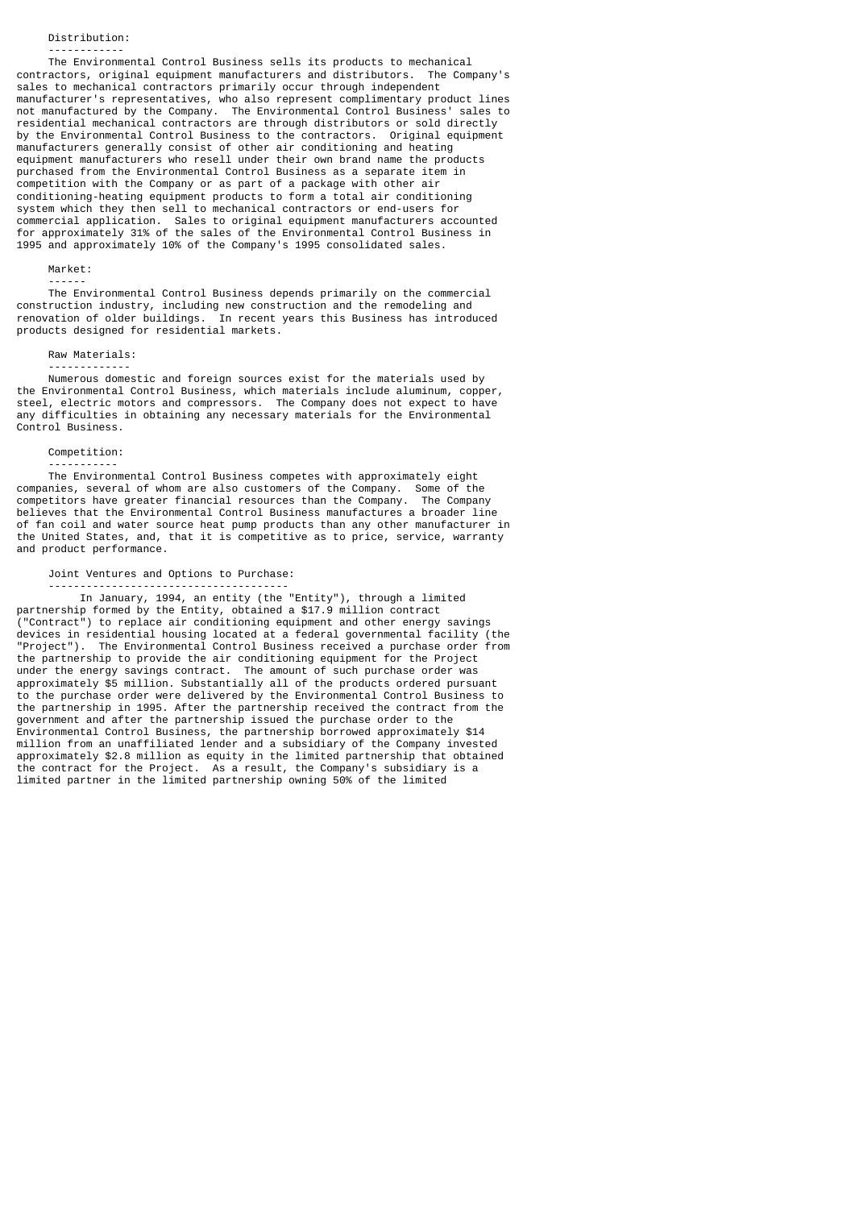Distribution:

The Environmental Control Business sells its products to mechanical contractors, original equipment manufacturers and distributors. The Company's sales to mechanical contractors primarily occur through independent manufacturer's representatives, who also represent complimentary product lines not manufactured by the Company. The Environmental Control Business' sales to residential mechanical contractors are through distributors or sold directly by the Environmental Control Business to the contractors. Original equipment manufacturers generally consist of other air conditioning and heating equipment manufacturers who resell under their own brand name the products purchased from the Environmental Control Business as a separate item in competition with the Company or as part of a package with other air conditioning-heating equipment products to form a total air conditioning system which they then sell to mechanical contractors or end-users for commercial application. Sales to original equipment manufacturers accounted for approximately 31% of the sales of the Environmental Control Business in 1995 and approximately 10% of the Company's 1995 consolidated sales.

Market:

The Environmental Control Business depends primarily on the commercial construction industry, including new construction and the remodeling and renovation of older buildings. In recent years this Business has introduced products designed for residential markets.

Raw Materials:

Numerous domestic and foreign sources exist for the materials used by the Environmental Control Business, which materials include aluminum, copper, steel, electric motors and compressors. The Company does not expect to have any difficulties in obtaining any necessary materials for the Environmental Control Business.

Competition:

The Environmental Control Business competes with approximately eight companies, several of whom are also customers of the Company. Some of the competitors have greater financial resources than the Company. The Company believes that the Environmental Control Business manufactures a broader line of fan coil and water source heat pump products than any other manufacturer in the United States, and, that it is competitive as to price, service, warranty and product performance.

Joint Ventures and Options to Purchase:

In January, 1994, an entity (the "Entity"), through a limited partnership formed by the Entity, obtained a $17.9 million contract ("Contract") to replace air conditioning equipment and other energy savings devices in residential housing located at a federal governmental facility (the "Project"). The Environmental Control Business received a purchase order from the partnership to provide the air conditioning equipment for the Project under the energy savings contract. The amount of such purchase order was approximately $5 million. Substantially all of the products ordered pursuant to the purchase order were delivered by the Environmental Control Business to the partnership in 1995. After the partnership received the contract from the government and after the partnership issued the purchase order to the Environmental Control Business, the partnership borrowed approximately $14 million from an unaffiliated lender and a subsidiary of the Company invested approximately $2.8 million as equity in the limited partnership that obtained the contract for the Project. As a result, the Company's subsidiary is a limited partner in the limited partnership owning 50% of the limited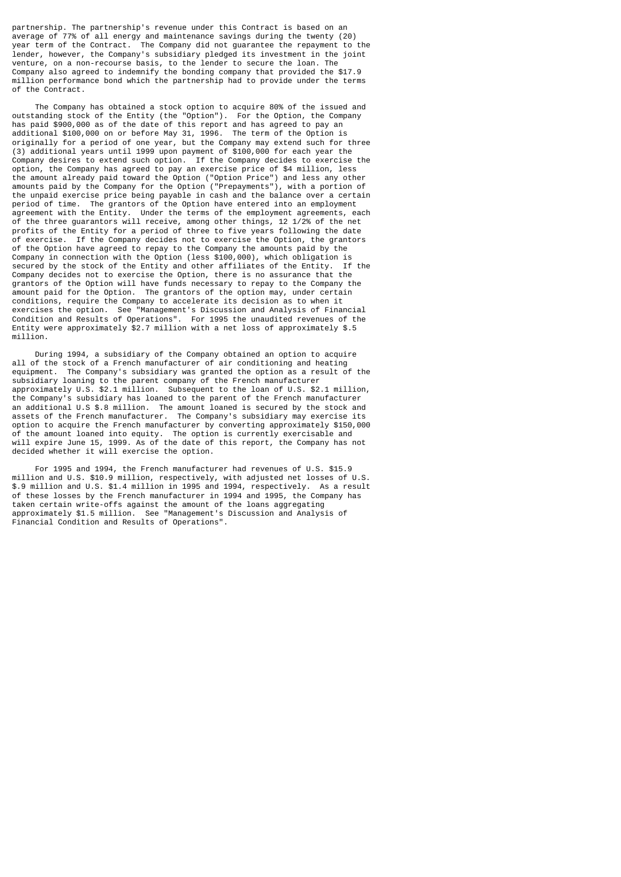partnership. The partnership's revenue under this Contract is based on an average of 77% of all energy and maintenance savings during the twenty (20) year term of the Contract. The Company did not guarantee the repayment to the lender, however, the Company's subsidiary pledged its investment in the joint venture, on a non-recourse basis, to the lender to secure the loan. The Company also agreed to indemnify the bonding company that provided the $17.9 million performance bond which the partnership had to provide under the terms of the Contract.

The Company has obtained a stock option to acquire 80% of the issued and outstanding stock of the Entity (the "Option"). For the Option, the Company has paid $900,000 as of the date of this report and has agreed to pay an additional $100,000 on or before May 31, 1996. The term of the Option is originally for a period of one year, but the Company may extend such for three (3) additional years until 1999 upon payment of $100,000 for each year the Company desires to extend such option. If the Company decides to exercise the option, the Company has agreed to pay an exercise price of $4 million, less the amount already paid toward the Option ("Option Price") and less any other amounts paid by the Company for the Option ("Prepayments"), with a portion of the unpaid exercise price being payable in cash and the balance over a certain period of time. The grantors of the Option have entered into an employment agreement with the Entity. Under the terms of the employment agreements, each of the three guarantors will receive, among other things, 12 1/2% of the net profits of the Entity for a period of three to five years following the date of exercise. If the Company decides not to exercise the Option, the grantors of the Option have agreed to repay to the Company the amounts paid by the Company in connection with the Option (less $100,000), which obligation is secured by the stock of the Entity and other affiliates of the Entity. If the Company decides not to exercise the Option, there is no assurance that the grantors of the Option will have funds necessary to repay to the Company the amount paid for the Option. The grantors of the option may, under certain conditions, require the Company to accelerate its decision as to when it exercises the option. See "Management's Discussion and Analysis of Financial Condition and Results of Operations". For 1995 the unaudited revenues of the Entity were approximately $2.7 million with a net loss of approximately $.5 million.

During 1994, a subsidiary of the Company obtained an option to acquire all of the stock of a French manufacturer of air conditioning and heating equipment. The Company's subsidiary was granted the option as a result of the subsidiary loaning to the parent company of the French manufacturer approximately U.S. $2.1 million. Subsequent to the loan of U.S. $2.1 million, the Company's subsidiary has loaned to the parent of the French manufacturer an additional U.S $.8 million. The amount loaned is secured by the stock and assets of the French manufacturer. The Company's subsidiary may exercise its option to acquire the French manufacturer by converting approximately $150,000 of the amount loaned into equity. The option is currently exercisable and will expire June 15, 1999. As of the date of this report, the Company has not decided whether it will exercise the option.

For 1995 and 1994, the French manufacturer had revenues of U.S. $15.9 million and U.S. $10.9 million, respectively, with adjusted net losses of U.S. $.9 million and U.S. $1.4 million in 1995 and 1994, respectively. As a result of these losses by the French manufacturer in 1994 and 1995, the Company has taken certain write-offs against the amount of the loans aggregating approximately $1.5 million. See "Management's Discussion and Analysis of Financial Condition and Results of Operations".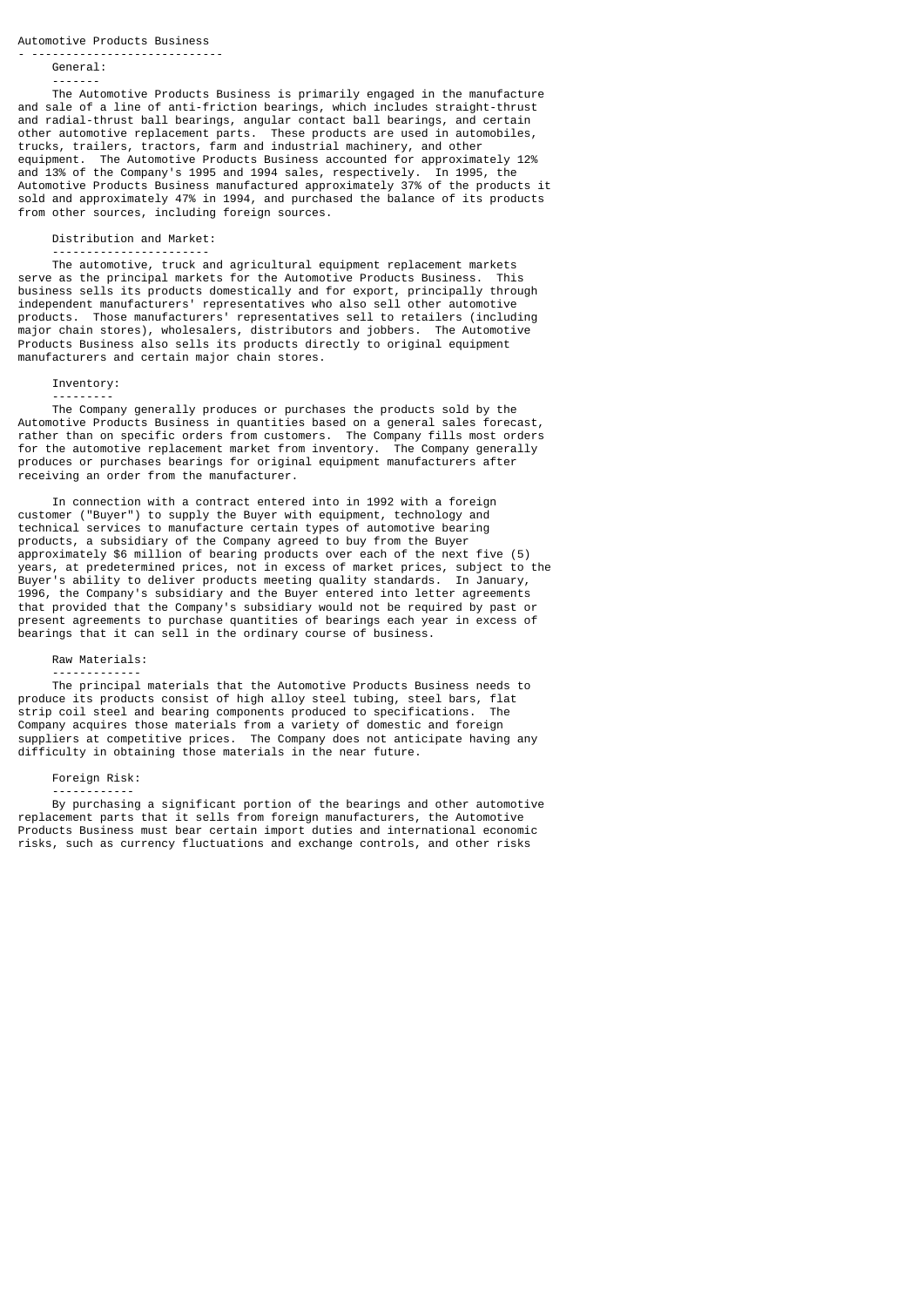## Automotive Products Business

### General:

The Automotive Products Business is primarily engaged in the manufacture and sale of a line of anti-friction bearings, which includes straight-thrust and radial-thrust ball bearings, angular contact ball bearings, and certain other automotive replacement parts. These products are used in automobiles, trucks, trailers, tractors, farm and industrial machinery, and other equipment. The Automotive Products Business accounted for approximately 12% and 13% of the Company's 1995 and 1994 sales, respectively. In 1995, the Automotive Products Business manufactured approximately 37% of the products it sold and approximately 47% in 1994, and purchased the balance of its products from other sources, including foreign sources.

### Distribution and Market:

The automotive, truck and agricultural equipment replacement markets serve as the principal markets for the Automotive Products Business. This business sells its products domestically and for export, principally through independent manufacturers' representatives who also sell other automotive products. Those manufacturers' representatives sell to retailers (including major chain stores), wholesalers, distributors and jobbers. The Automotive Products Business also sells its products directly to original equipment manufacturers and certain major chain stores.

### Inventory:

The Company generally produces or purchases the products sold by the Automotive Products Business in quantities based on a general sales forecast, rather than on specific orders from customers. The Company fills most orders for the automotive replacement market from inventory. The Company generally produces or purchases bearings for original equipment manufacturers after receiving an order from the manufacturer.

In connection with a contract entered into in 1992 with a foreign customer ("Buyer") to supply the Buyer with equipment, technology and technical services to manufacture certain types of automotive bearing products, a subsidiary of the Company agreed to buy from the Buyer approximately $6 million of bearing products over each of the next five (5) years, at predetermined prices, not in excess of market prices, subject to the Buyer's ability to deliver products meeting quality standards. In January, 1996, the Company's subsidiary and the Buyer entered into letter agreements that provided that the Company's subsidiary would not be required by past or present agreements to purchase quantities of bearings each year in excess of bearings that it can sell in the ordinary course of business.

### Raw Materials:

The principal materials that the Automotive Products Business needs to produce its products consist of high alloy steel tubing, steel bars, flat strip coil steel and bearing components produced to specifications. The Company acquires those materials from a variety of domestic and foreign suppliers at competitive prices. The Company does not anticipate having any difficulty in obtaining those materials in the near future.

### Foreign Risk:

By purchasing a significant portion of the bearings and other automotive replacement parts that it sells from foreign manufacturers, the Automotive Products Business must bear certain import duties and international economic risks, such as currency fluctuations and exchange controls, and other risks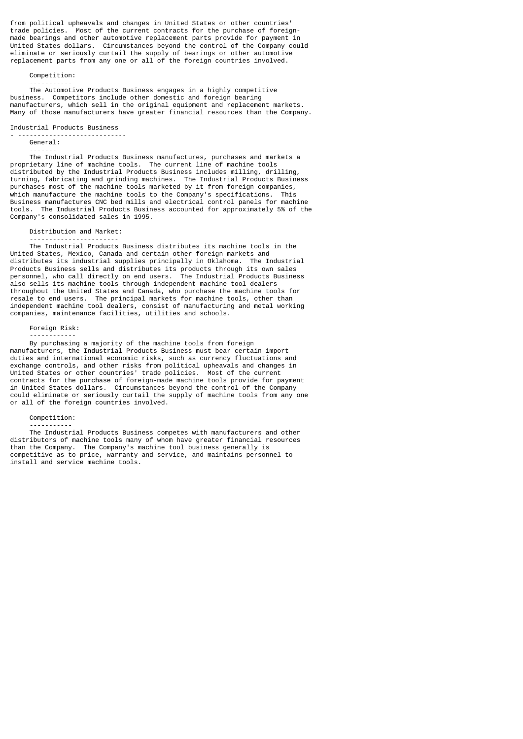from political upheavals and changes in United States or other countries' trade policies. Most of the current contracts for the purchase of foreign-made bearings and other automotive replacement parts provide for payment in United States dollars. Circumstances beyond the control of the Company could eliminate or seriously curtail the supply of bearings or other automotive replacement parts from any one or all of the foreign countries involved.

#### Competition:

The Automotive Products Business engages in a highly competitive business. Competitors include other domestic and foreign bearing manufacturers, which sell in the original equipment and replacement markets. Many of those manufacturers have greater financial resources than the Company.

### Industrial Products Business

#### General:

The Industrial Products Business manufactures, purchases and markets a proprietary line of machine tools. The current line of machine tools distributed by the Industrial Products Business includes milling, drilling, turning, fabricating and grinding machines. The Industrial Products Business purchases most of the machine tools marketed by it from foreign companies, which manufacture the machine tools to the Company's specifications. This Business manufactures CNC bed mills and electrical control panels for machine tools. The Industrial Products Business accounted for approximately 5% of the Company's consolidated sales in 1995.

#### Distribution and Market:

The Industrial Products Business distributes its machine tools in the United States, Mexico, Canada and certain other foreign markets and distributes its industrial supplies principally in Oklahoma. The Industrial Products Business sells and distributes its products through its own sales personnel, who call directly on end users. The Industrial Products Business also sells its machine tools through independent machine tool dealers throughout the United States and Canada, who purchase the machine tools for resale to end users. The principal markets for machine tools, other than independent machine tool dealers, consist of manufacturing and metal working companies, maintenance facilities, utilities and schools.

#### Foreign Risk:

By purchasing a majority of the machine tools from foreign manufacturers, the Industrial Products Business must bear certain import duties and international economic risks, such as currency fluctuations and exchange controls, and other risks from political upheavals and changes in United States or other countries' trade policies. Most of the current contracts for the purchase of foreign-made machine tools provide for payment in United States dollars. Circumstances beyond the control of the Company could eliminate or seriously curtail the supply of machine tools from any one or all of the foreign countries involved.

#### Competition:

The Industrial Products Business competes with manufacturers and other distributors of machine tools many of whom have greater financial resources than the Company. The Company's machine tool business generally is competitive as to price, warranty and service, and maintains personnel to install and service machine tools.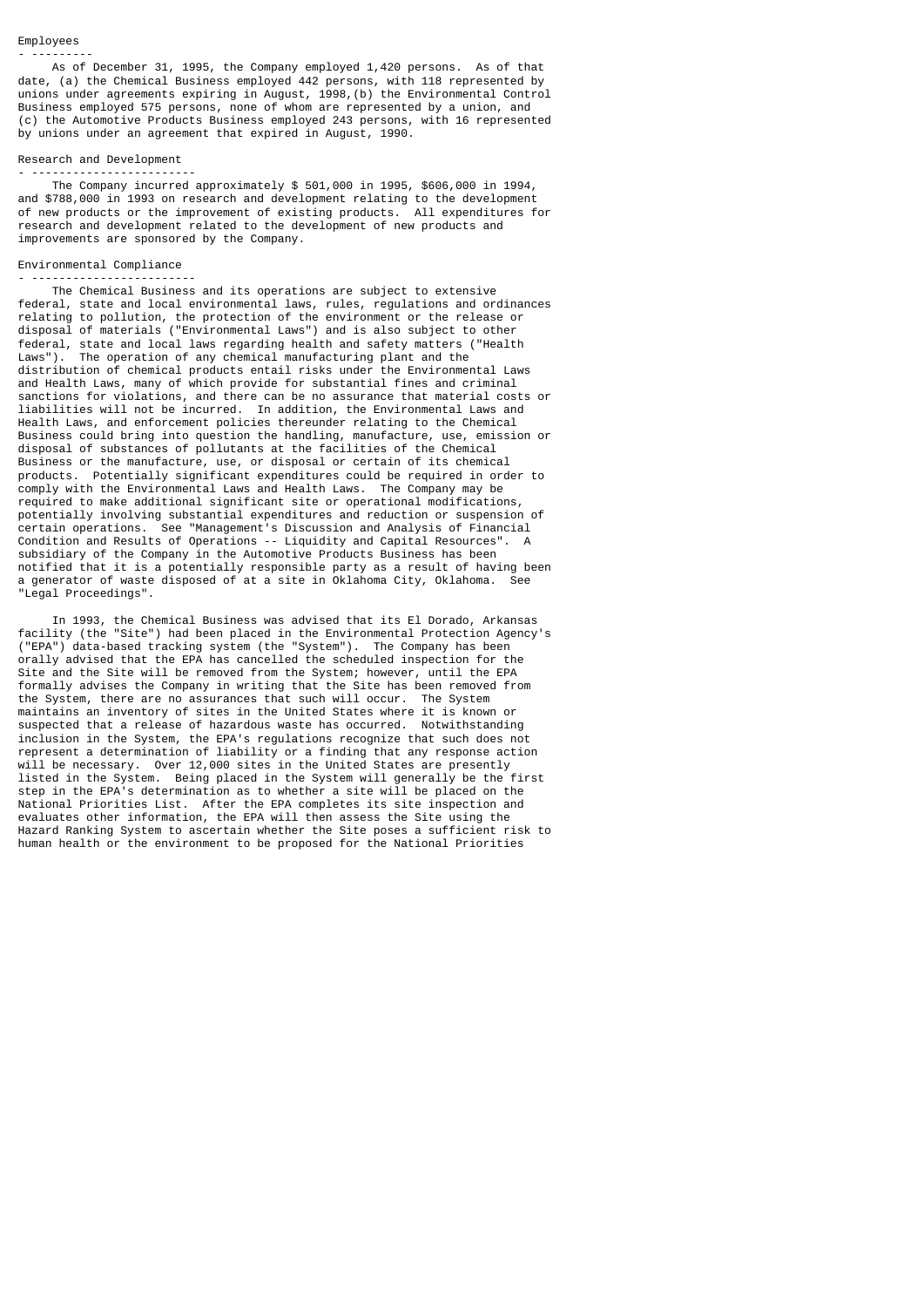## Employees

As of December 31, 1995, the Company employed 1,420 persons. As of that date, (a) the Chemical Business employed 442 persons, with 118 represented by unions under agreements expiring in August, 1998,(b) the Environmental Control Business employed 575 persons, none of whom are represented by a union, and (c) the Automotive Products Business employed 243 persons, with 16 represented by unions under an agreement that expired in August, 1990.

## Research and Development

The Company incurred approximately $ 501,000 in 1995, $606,000 in 1994, and $788,000 in 1993 on research and development relating to the development of new products or the improvement of existing products. All expenditures for research and development related to the development of new products and improvements are sponsored by the Company.

## Environmental Compliance

The Chemical Business and its operations are subject to extensive federal, state and local environmental laws, rules, regulations and ordinances relating to pollution, the protection of the environment or the release or disposal of materials ("Environmental Laws") and is also subject to other federal, state and local laws regarding health and safety matters ("Health Laws"). The operation of any chemical manufacturing plant and the distribution of chemical products entail risks under the Environmental Laws and Health Laws, many of which provide for substantial fines and criminal sanctions for violations, and there can be no assurance that material costs or liabilities will not be incurred. In addition, the Environmental Laws and Health Laws, and enforcement policies thereunder relating to the Chemical Business could bring into question the handling, manufacture, use, emission or disposal of substances of pollutants at the facilities of the Chemical Business or the manufacture, use, or disposal or certain of its chemical products. Potentially significant expenditures could be required in order to comply with the Environmental Laws and Health Laws. The Company may be required to make additional significant site or operational modifications, potentially involving substantial expenditures and reduction or suspension of certain operations. See "Management's Discussion and Analysis of Financial Condition and Results of Operations -- Liquidity and Capital Resources". A subsidiary of the Company in the Automotive Products Business has been notified that it is a potentially responsible party as a result of having been a generator of waste disposed of at a site in Oklahoma City, Oklahoma. See "Legal Proceedings".

In 1993, the Chemical Business was advised that its El Dorado, Arkansas facility (the "Site") had been placed in the Environmental Protection Agency's ("EPA") data-based tracking system (the "System"). The Company has been orally advised that the EPA has cancelled the scheduled inspection for the Site and the Site will be removed from the System; however, until the EPA formally advises the Company in writing that the Site has been removed from the System, there are no assurances that such will occur. The System maintains an inventory of sites in the United States where it is known or suspected that a release of hazardous waste has occurred. Notwithstanding inclusion in the System, the EPA's regulations recognize that such does not represent a determination of liability or a finding that any response action will be necessary. Over 12,000 sites in the United States are presently listed in the System. Being placed in the System will generally be the first step in the EPA's determination as to whether a site will be placed on the National Priorities List. After the EPA completes its site inspection and evaluates other information, the EPA will then assess the Site using the Hazard Ranking System to ascertain whether the Site poses a sufficient risk to human health or the environment to be proposed for the National Priorities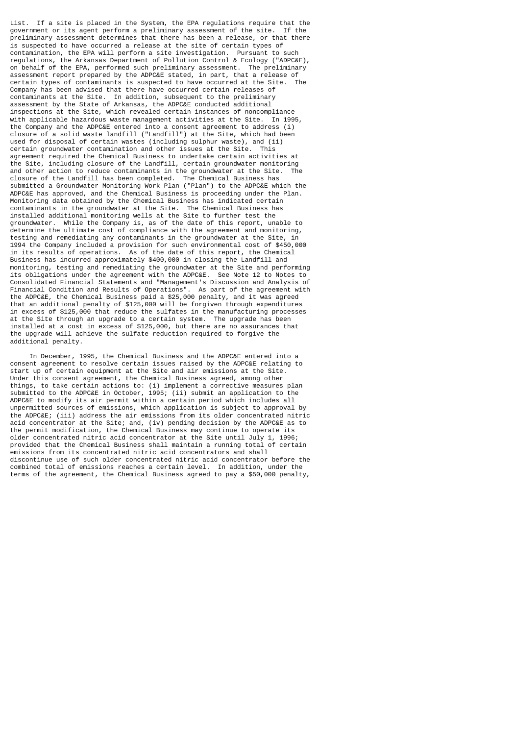List. If a site is placed in the System, the EPA regulations require that the government or its agent perform a preliminary assessment of the site. If the preliminary assessment determines that there has been a release, or that there is suspected to have occurred a release at the site of certain types of contamination, the EPA will perform a site investigation. Pursuant to such regulations, the Arkansas Department of Pollution Control & Ecology ("ADPC&E), on behalf of the EPA, performed such preliminary assessment. The preliminary assessment report prepared by the ADPC&E stated, in part, that a release of certain types of contaminants is suspected to have occurred at the Site. The Company has been advised that there have occurred certain releases of contaminants at the Site. In addition, subsequent to the preliminary assessment by the State of Arkansas, the ADPC&E conducted additional inspections at the Site, which revealed certain instances of noncompliance with applicable hazardous waste management activities at the Site. In 1995, the Company and the ADPC&E entered into a consent agreement to address (i) closure of a solid waste landfill ("Landfill") at the Site, which had been used for disposal of certain wastes (including sulphur waste), and (ii) certain groundwater contamination and other issues at the Site. This agreement required the Chemical Business to undertake certain activities at the Site, including closure of the Landfill, certain groundwater monitoring and other action to reduce contaminants in the groundwater at the Site. The closure of the Landfill has been completed. The Chemical Business has submitted a Groundwater Monitoring Work Plan ("Plan") to the ADPC&E which the ADPC&E has approved, and the Chemical Business is proceeding under the Plan. Monitoring data obtained by the Chemical Business has indicated certain contaminants in the groundwater at the Site. The Chemical Business has installed additional monitoring wells at the Site to further test the groundwater. While the Company is, as of the date of this report, unable to determine the ultimate cost of compliance with the agreement and monitoring, testing and remediating any contaminants in the groundwater at the Site, in 1994 the Company included a provision for such environmental cost of $450,000 in its results of operations. As of the date of this report, the Chemical Business has incurred approximately $400,000 in closing the Landfill and monitoring, testing and remediating the groundwater at the Site and performing its obligations under the agreement with the ADPC&E. See Note 12 to Notes to Consolidated Financial Statements and "Management's Discussion and Analysis of Financial Condition and Results of Operations". As part of the agreement with the ADPC&E, the Chemical Business paid a $25,000 penalty, and it was agreed that an additional penalty of $125,000 will be forgiven through expenditures in excess of $125,000 that reduce the sulfates in the manufacturing processes at the Site through an upgrade to a certain system. The upgrade has been installed at a cost in excess of $125,000, but there are no assurances that the upgrade will achieve the sulfate reduction required to forgive the additional penalty.

In December, 1995, the Chemical Business and the ADPC&E entered into a consent agreement to resolve certain issues raised by the ADPC&E relating to start up of certain equipment at the Site and air emissions at the Site. Under this consent agreement, the Chemical Business agreed, among other things, to take certain actions to: (i) implement a corrective measures plan submitted to the ADPC&E in October, 1995; (ii) submit an application to the ADPC&E to modify its air permit within a certain period which includes all unpermitted sources of emissions, which application is subject to approval by the ADPC&E; (iii) address the air emissions from its older concentrated nitric acid concentrator at the Site; and, (iv) pending decision by the ADPC&E as to the permit modification, the Chemical Business may continue to operate its older concentrated nitric acid concentrator at the Site until July 1, 1996; provided that the Chemical Business shall maintain a running total of certain emissions from its concentrated nitric acid concentrators and shall discontinue use of such older concentrated nitric acid concentrator before the combined total of emissions reaches a certain level. In addition, under the terms of the agreement, the Chemical Business agreed to pay a $50,000 penalty,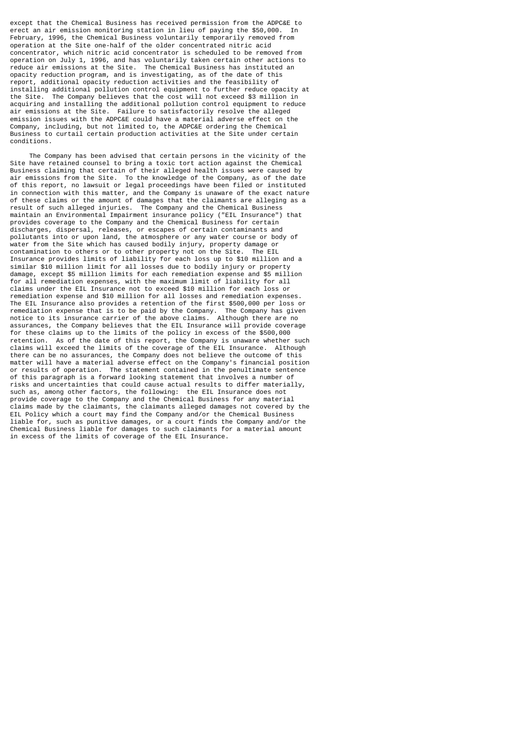except that the Chemical Business has received permission from the ADPC&E to erect an air emission monitoring station in lieu of paying the $50,000. In February, 1996, the Chemical Business voluntarily temporarily removed from operation at the Site one-half of the older concentrated nitric acid concentrator, which nitric acid concentrator is scheduled to be removed from operation on July 1, 1996, and has voluntarily taken certain other actions to reduce air emissions at the Site. The Chemical Business has instituted an opacity reduction program, and is investigating, as of the date of this report, additional opacity reduction activities and the feasibility of installing additional pollution control equipment to further reduce opacity at the Site. The Company believes that the cost will not exceed $3 million in acquiring and installing the additional pollution control equipment to reduce air emissions at the Site. Failure to satisfactorily resolve the alleged emission issues with the ADPC&E could have a material adverse effect on the Company, including, but not limited to, the ADPC&E ordering the Chemical Business to curtail certain production activities at the Site under certain conditions.

The Company has been advised that certain persons in the vicinity of the Site have retained counsel to bring a toxic tort action against the Chemical Business claiming that certain of their alleged health issues were caused by air emissions from the Site. To the knowledge of the Company, as of the date of this report, no lawsuit or legal proceedings have been filed or instituted in connection with this matter, and the Company is unaware of the exact nature of these claims or the amount of damages that the claimants are alleging as a result of such alleged injuries. The Company and the Chemical Business maintain an Environmental Impairment insurance policy ("EIL Insurance") that provides coverage to the Company and the Chemical Business for certain discharges, dispersal, releases, or escapes of certain contaminants and pollutants into or upon land, the atmosphere or any water course or body of water from the Site which has caused bodily injury, property damage or contamination to others or to other property not on the Site. The EIL Insurance provides limits of liability for each loss up to $10 million and a similar $10 million limit for all losses due to bodily injury or property damage, except $5 million limits for each remediation expense and $5 million for all remediation expenses, with the maximum limit of liability for all claims under the EIL Insurance not to exceed $10 million for each loss or remediation expense and $10 million for all losses and remediation expenses. The EIL Insurance also provides a retention of the first $500,000 per loss or remediation expense that is to be paid by the Company. The Company has given notice to its insurance carrier of the above claims. Although there are no assurances, the Company believes that the EIL Insurance will provide coverage for these claims up to the limits of the policy in excess of the $500,000 retention. As of the date of this report, the Company is unaware whether such claims will exceed the limits of the coverage of the EIL Insurance. Although there can be no assurances, the Company does not believe the outcome of this matter will have a material adverse effect on the Company's financial position or results of operation. The statement contained in the penultimate sentence of this paragraph is a forward looking statement that involves a number of risks and uncertainties that could cause actual results to differ materially, such as, among other factors, the following: the EIL Insurance does not provide coverage to the Company and the Chemical Business for any material claims made by the claimants, the claimants alleged damages not covered by the EIL Policy which a court may find the Company and/or the Chemical Business liable for, such as punitive damages, or a court finds the Company and/or the Chemical Business liable for damages to such claimants for a material amount in excess of the limits of coverage of the EIL Insurance.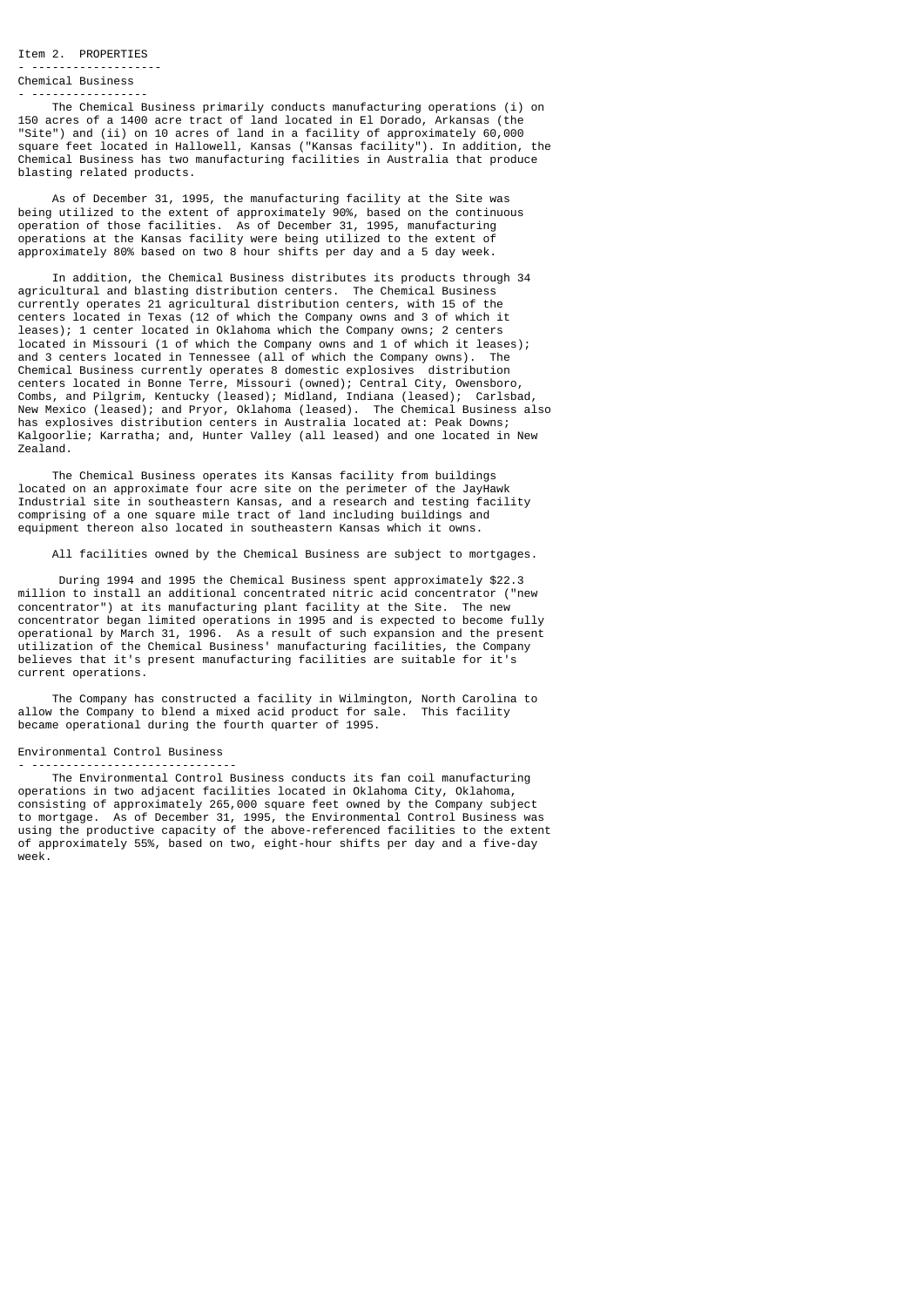## Item 2. PROPERTIES

### Chemical Business

The Chemical Business primarily conducts manufacturing operations (i) on 150 acres of a 1400 acre tract of land located in El Dorado, Arkansas (the "Site") and (ii) on 10 acres of land in a facility of approximately 60,000 square feet located in Hallowell, Kansas ("Kansas facility"). In addition, the Chemical Business has two manufacturing facilities in Australia that produce blasting related products.

As of December 31, 1995, the manufacturing facility at the Site was being utilized to the extent of approximately 90%, based on the continuous operation of those facilities. As of December 31, 1995, manufacturing operations at the Kansas facility were being utilized to the extent of approximately 80% based on two 8 hour shifts per day and a 5 day week.

In addition, the Chemical Business distributes its products through 34 agricultural and blasting distribution centers. The Chemical Business currently operates 21 agricultural distribution centers, with 15 of the centers located in Texas (12 of which the Company owns and 3 of which it leases); 1 center located in Oklahoma which the Company owns; 2 centers located in Missouri (1 of which the Company owns and 1 of which it leases); and 3 centers located in Tennessee (all of which the Company owns). The Chemical Business currently operates 8 domestic explosives distribution centers located in Bonne Terre, Missouri (owned); Central City, Owensboro, Combs, and Pilgrim, Kentucky (leased); Midland, Indiana (leased); Carlsbad, New Mexico (leased); and Pryor, Oklahoma (leased). The Chemical Business also has explosives distribution centers in Australia located at: Peak Downs; Kalgoorlie; Karratha; and, Hunter Valley (all leased) and one located in New Zealand.

The Chemical Business operates its Kansas facility from buildings located on an approximate four acre site on the perimeter of the JayHawk Industrial site in southeastern Kansas, and a research and testing facility comprising of a one square mile tract of land including buildings and equipment thereon also located in southeastern Kansas which it owns.

All facilities owned by the Chemical Business are subject to mortgages.

During 1994 and 1995 the Chemical Business spent approximately $22.3 million to install an additional concentrated nitric acid concentrator ("new concentrator") at its manufacturing plant facility at the Site. The new concentrator began limited operations in 1995 and is expected to become fully operational by March 31, 1996. As a result of such expansion and the present utilization of the Chemical Business' manufacturing facilities, the Company believes that it's present manufacturing facilities are suitable for it's current operations.

The Company has constructed a facility in Wilmington, North Carolina to allow the Company to blend a mixed acid product for sale. This facility became operational during the fourth quarter of 1995.

### Environmental Control Business

The Environmental Control Business conducts its fan coil manufacturing operations in two adjacent facilities located in Oklahoma City, Oklahoma, consisting of approximately 265,000 square feet owned by the Company subject to mortgage. As of December 31, 1995, the Environmental Control Business was using the productive capacity of the above-referenced facilities to the extent of approximately 55%, based on two, eight-hour shifts per day and a five-day week.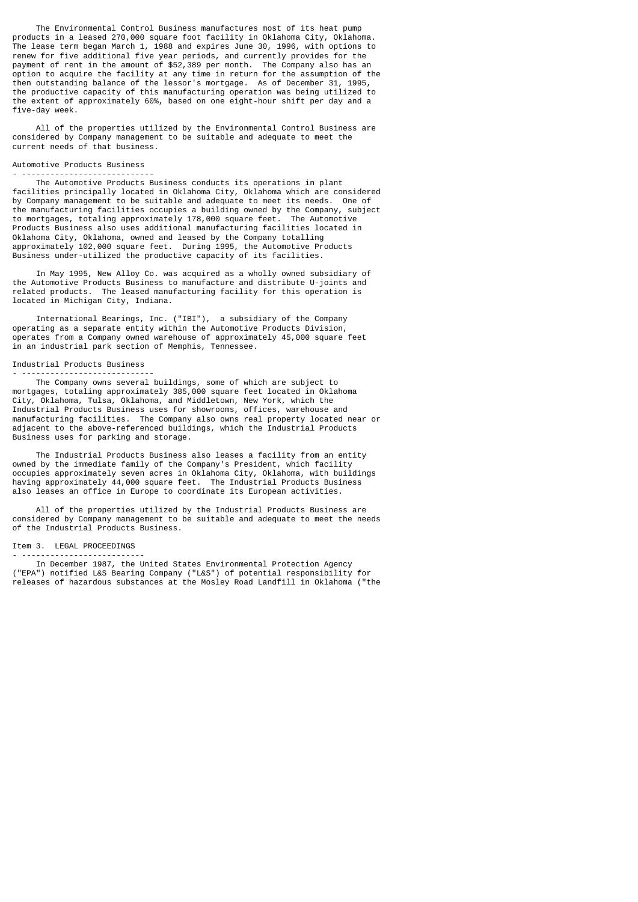The Environmental Control Business manufactures most of its heat pump products in a leased 270,000 square foot facility in Oklahoma City, Oklahoma. The lease term began March 1, 1988 and expires June 30, 1996, with options to renew for five additional five year periods, and currently provides for the payment of rent in the amount of $52,389 per month. The Company also has an option to acquire the facility at any time in return for the assumption of the then outstanding balance of the lessor's mortgage. As of December 31, 1995, the productive capacity of this manufacturing operation was being utilized to the extent of approximately 60%, based on one eight-hour shift per day and a five-day week.

All of the properties utilized by the Environmental Control Business are considered by Company management to be suitable and adequate to meet the current needs of that business.

### Automotive Products Business

The Automotive Products Business conducts its operations in plant facilities principally located in Oklahoma City, Oklahoma which are considered by Company management to be suitable and adequate to meet its needs. One of the manufacturing facilities occupies a building owned by the Company, subject to mortgages, totaling approximately 178,000 square feet. The Automotive Products Business also uses additional manufacturing facilities located in Oklahoma City, Oklahoma, owned and leased by the Company totalling approximately 102,000 square feet. During 1995, the Automotive Products Business under-utilized the productive capacity of its facilities.

In May 1995, New Alloy Co. was acquired as a wholly owned subsidiary of the Automotive Products Business to manufacture and distribute U-joints and related products. The leased manufacturing facility for this operation is located in Michigan City, Indiana.

International Bearings, Inc. ("IBI"), a subsidiary of the Company operating as a separate entity within the Automotive Products Division, operates from a Company owned warehouse of approximately 45,000 square feet in an industrial park section of Memphis, Tennessee.

### Industrial Products Business

The Company owns several buildings, some of which are subject to mortgages, totaling approximately 385,000 square feet located in Oklahoma City, Oklahoma, Tulsa, Oklahoma, and Middletown, New York, which the Industrial Products Business uses for showrooms, offices, warehouse and manufacturing facilities. The Company also owns real property located near or adjacent to the above-referenced buildings, which the Industrial Products Business uses for parking and storage.

The Industrial Products Business also leases a facility from an entity owned by the immediate family of the Company's President, which facility occupies approximately seven acres in Oklahoma City, Oklahoma, with buildings having approximately 44,000 square feet. The Industrial Products Business also leases an office in Europe to coordinate its European activities.

All of the properties utilized by the Industrial Products Business are considered by Company management to be suitable and adequate to meet the needs of the Industrial Products Business.

## Item 3. LEGAL PROCEEDINGS

In December 1987, the United States Environmental Protection Agency ("EPA") notified L&S Bearing Company ("L&S") of potential responsibility for releases of hazardous substances at the Mosley Road Landfill in Oklahoma ("the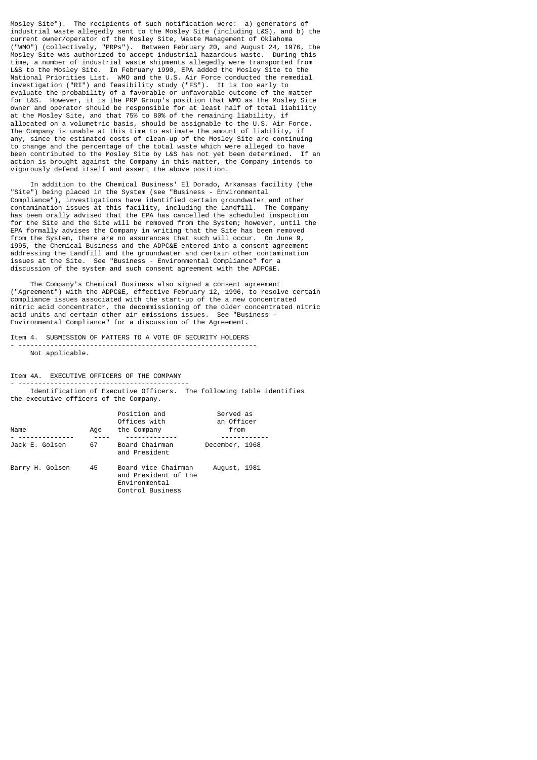Mosley Site"). The recipients of such notification were: a) generators of industrial waste allegedly sent to the Mosley Site (including L&S), and b) the current owner/operator of the Mosley Site, Waste Management of Oklahoma ("WMO") (collectively, "PRPs"). Between February 20, and August 24, 1976, the Mosley Site was authorized to accept industrial hazardous waste. During this time, a number of industrial waste shipments allegedly were transported from L&S to the Mosley Site. In February 1990, EPA added the Mosley Site to the National Priorities List. WMO and the U.S. Air Force conducted the remedial investigation ("RI") and feasibility study ("FS"). It is too early to evaluate the probability of a favorable or unfavorable outcome of the matter for L&S. However, it is the PRP Group's position that WMO as the Mosley Site owner and operator should be responsible for at least half of total liability at the Mosley Site, and that 75% to 80% of the remaining liability, if allocated on a volumetric basis, should be assignable to the U.S. Air Force. The Company is unable at this time to estimate the amount of liability, if any, since the estimated costs of clean-up of the Mosley Site are continuing to change and the percentage of the total waste which were alleged to have been contributed to the Mosley Site by L&S has not yet been determined. If an action is brought against the Company in this matter, the Company intends to vigorously defend itself and assert the above position.

In addition to the Chemical Business' El Dorado, Arkansas facility (the "Site") being placed in the System (see "Business - Environmental Compliance"), investigations have identified certain groundwater and other contamination issues at this facility, including the Landfill. The Company has been orally advised that the EPA has cancelled the scheduled inspection for the Site and the Site will be removed from the System; however, until the EPA formally advises the Company in writing that the Site has been removed from the System, there are no assurances that such will occur. On June 9, 1995, the Chemical Business and the ADPC&E entered into a consent agreement addressing the Landfill and the groundwater and certain other contamination issues at the Site. See "Business - Environmental Compliance" for a discussion of the system and such consent agreement with the ADPC&E.

The Company's Chemical Business also signed a consent agreement ("Agreement") with the ADPC&E, effective February 12, 1996, to resolve certain compliance issues associated with the start-up of the a new concentrated nitric acid concentrator, the decommissioning of the older concentrated nitric acid units and certain other air emissions issues. See "Business - Environmental Compliance" for a discussion of the Agreement.

## Item 4. SUBMISSION OF MATTERS TO A VOTE OF SECURITY HOLDERS

Not applicable.

## Item 4A. EXECUTIVE OFFICERS OF THE COMPANY

Identification of Executive Officers. The following table identifies the executive officers of the Company.

| Name | Age | Position and Offices with the Company | Served as an Officer from |
|---|---|---|---|
| Jack E. Golsen | 67 | Board Chairman and President | December, 1968 |
| Barry H. Golsen | 45 | Board Vice Chairman and President of the Environmental Control Business | August, 1981 |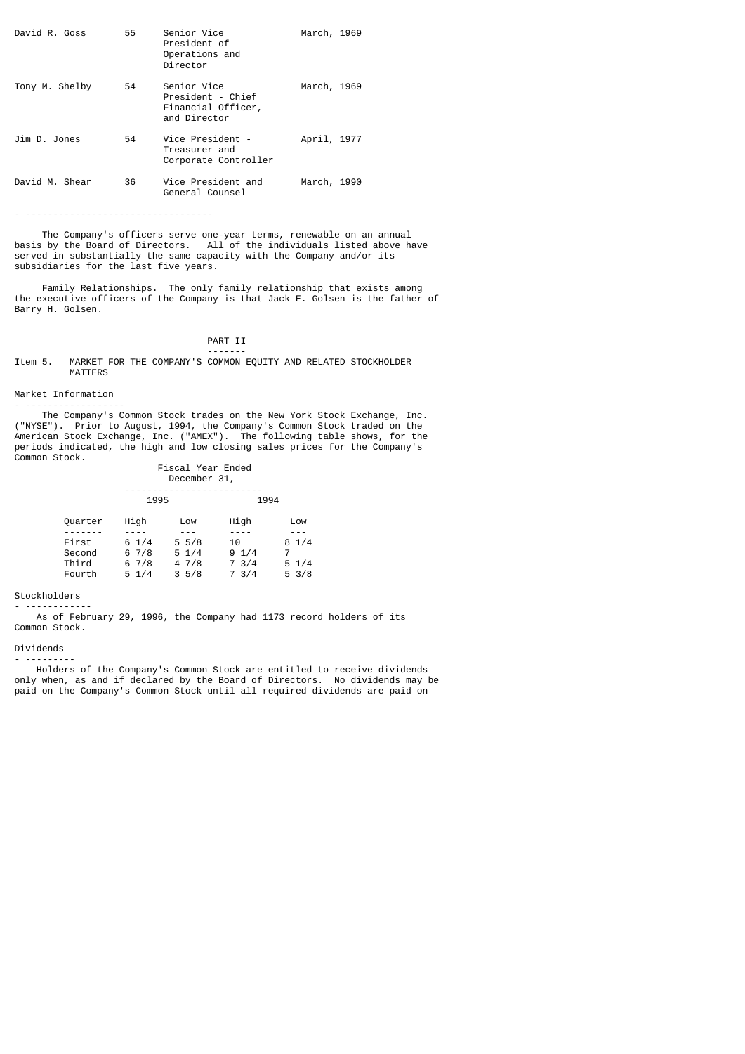| | | | |
|---|---|---|---|
| David R. Goss | 55 | Senior Vice President of Operations and Director | March, 1969 |
| Tony M. Shelby | 54 | Senior Vice President - Chief Financial Officer, and Director | March, 1969 |
| Jim D. Jones | 54 | Vice President - Treasurer and Corporate Controller | April, 1977 |
| David M. Shear | 36 | Vice President and General Counsel | March, 1990 |

---

The Company's officers serve one-year terms, renewable on an annual basis by the Board of Directors. All of the individuals listed above have served in substantially the same capacity with the Company and/or its subsidiaries for the last five years.

Family Relationships. The only family relationship that exists among the executive officers of the Company is that Jack E. Golsen is the father of Barry H. Golsen.

# PART II

## Item 5. MARKET FOR THE COMPANY'S COMMON EQUITY AND RELATED STOCKHOLDER MATTERS

### Market Information

The Company's Common Stock trades on the New York Stock Exchange, Inc. ("NYSE"). Prior to August, 1994, the Company's Common Stock traded on the American Stock Exchange, Inc. ("AMEX"). The following table shows, for the periods indicated, the high and low closing sales prices for the Company's Common Stock.

| | Fiscal Year Ended December 31, | | | |
|---|---|---|---|---|
| | 1995 | | 1994 | |
| Quarter | High | Low | High | Low |
| First | 6 1/4 | 5 5/8 | 10 | 8 1/4 |
| Second | 6 7/8 | 5 1/4 | 9 1/4 | 7 |
| Third | 6 7/8 | 4 7/8 | 7 3/4 | 5 1/4 |
| Fourth | 5 1/4 | 3 5/8 | 7 3/4 | 5 3/8 |

### Stockholders

As of February 29, 1996, the Company had 1173 record holders of its Common Stock.

### Dividends

Holders of the Company's Common Stock are entitled to receive dividends only when, as and if declared by the Board of Directors. No dividends may be paid on the Company's Common Stock until all required dividends are paid on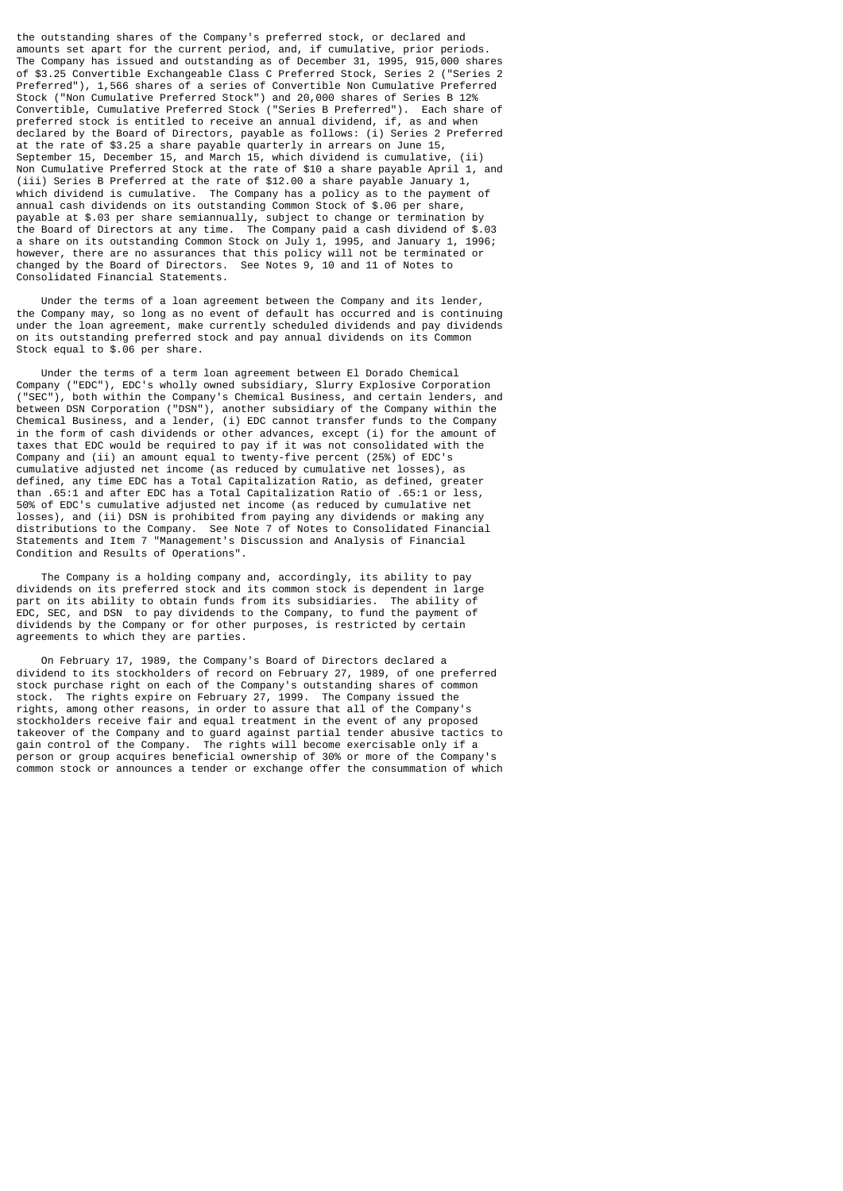the outstanding shares of the Company's preferred stock, or declared and amounts set apart for the current period, and, if cumulative, prior periods. The Company has issued and outstanding as of December 31, 1995, 915,000 shares of $3.25 Convertible Exchangeable Class C Preferred Stock, Series 2 ("Series 2 Preferred"), 1,566 shares of a series of Convertible Non Cumulative Preferred Stock ("Non Cumulative Preferred Stock") and 20,000 shares of Series B 12% Convertible, Cumulative Preferred Stock ("Series B Preferred"). Each share of preferred stock is entitled to receive an annual dividend, if, as and when declared by the Board of Directors, payable as follows: (i) Series 2 Preferred at the rate of $3.25 a share payable quarterly in arrears on June 15, September 15, December 15, and March 15, which dividend is cumulative, (ii) Non Cumulative Preferred Stock at the rate of $10 a share payable April 1, and (iii) Series B Preferred at the rate of $12.00 a share payable January 1, which dividend is cumulative. The Company has a policy as to the payment of annual cash dividends on its outstanding Common Stock of $.06 per share, payable at $.03 per share semiannually, subject to change or termination by the Board of Directors at any time. The Company paid a cash dividend of $.03 a share on its outstanding Common Stock on July 1, 1995, and January 1, 1996; however, there are no assurances that this policy will not be terminated or changed by the Board of Directors. See Notes 9, 10 and 11 of Notes to Consolidated Financial Statements.

Under the terms of a loan agreement between the Company and its lender, the Company may, so long as no event of default has occurred and is continuing under the loan agreement, make currently scheduled dividends and pay dividends on its outstanding preferred stock and pay annual dividends on its Common Stock equal to $.06 per share.

Under the terms of a term loan agreement between El Dorado Chemical Company ("EDC"), EDC's wholly owned subsidiary, Slurry Explosive Corporation ("SEC"), both within the Company's Chemical Business, and certain lenders, and between DSN Corporation ("DSN"), another subsidiary of the Company within the Chemical Business, and a lender, (i) EDC cannot transfer funds to the Company in the form of cash dividends or other advances, except (i) for the amount of taxes that EDC would be required to pay if it was not consolidated with the Company and (ii) an amount equal to twenty-five percent (25%) of EDC's cumulative adjusted net income (as reduced by cumulative net losses), as defined, any time EDC has a Total Capitalization Ratio, as defined, greater than .65:1 and after EDC has a Total Capitalization Ratio of .65:1 or less, 50% of EDC's cumulative adjusted net income (as reduced by cumulative net losses), and (ii) DSN is prohibited from paying any dividends or making any distributions to the Company. See Note 7 of Notes to Consolidated Financial Statements and Item 7 "Management's Discussion and Analysis of Financial Condition and Results of Operations".

The Company is a holding company and, accordingly, its ability to pay dividends on its preferred stock and its common stock is dependent in large part on its ability to obtain funds from its subsidiaries. The ability of EDC, SEC, and DSN to pay dividends to the Company, to fund the payment of dividends by the Company or for other purposes, is restricted by certain agreements to which they are parties.

On February 17, 1989, the Company's Board of Directors declared a dividend to its stockholders of record on February 27, 1989, of one preferred stock purchase right on each of the Company's outstanding shares of common stock. The rights expire on February 27, 1999. The Company issued the rights, among other reasons, in order to assure that all of the Company's stockholders receive fair and equal treatment in the event of any proposed takeover of the Company and to guard against partial tender abusive tactics to gain control of the Company. The rights will become exercisable only if a person or group acquires beneficial ownership of 30% or more of the Company's common stock or announces a tender or exchange offer the consummation of which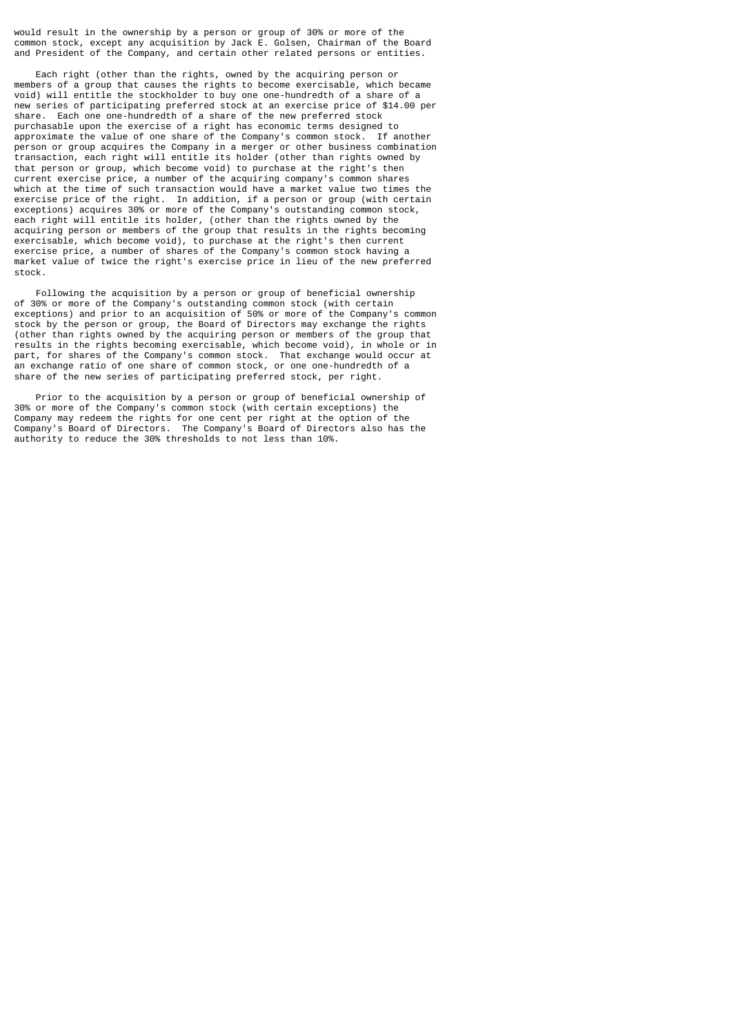would result in the ownership by a person or group of 30% or more of the common stock, except any acquisition by Jack E. Golsen, Chairman of the Board and President of the Company, and certain other related persons or entities.

Each right (other than the rights, owned by the acquiring person or members of a group that causes the rights to become exercisable, which became void) will entitle the stockholder to buy one one-hundredth of a share of a new series of participating preferred stock at an exercise price of $14.00 per share. Each one one-hundredth of a share of the new preferred stock purchasable upon the exercise of a right has economic terms designed to approximate the value of one share of the Company's common stock. If another person or group acquires the Company in a merger or other business combination transaction, each right will entitle its holder (other than rights owned by that person or group, which become void) to purchase at the right's then current exercise price, a number of the acquiring company's common shares which at the time of such transaction would have a market value two times the exercise price of the right. In addition, if a person or group (with certain exceptions) acquires 30% or more of the Company's outstanding common stock, each right will entitle its holder, (other than the rights owned by the acquiring person or members of the group that results in the rights becoming exercisable, which become void), to purchase at the right's then current exercise price, a number of shares of the Company's common stock having a market value of twice the right's exercise price in lieu of the new preferred stock.

Following the acquisition by a person or group of beneficial ownership of 30% or more of the Company's outstanding common stock (with certain exceptions) and prior to an acquisition of 50% or more of the Company's common stock by the person or group, the Board of Directors may exchange the rights (other than rights owned by the acquiring person or members of the group that results in the rights becoming exercisable, which become void), in whole or in part, for shares of the Company's common stock. That exchange would occur at an exchange ratio of one share of common stock, or one one-hundredth of a share of the new series of participating preferred stock, per right.

Prior to the acquisition by a person or group of beneficial ownership of 30% or more of the Company's common stock (with certain exceptions) the Company may redeem the rights for one cent per right at the option of the Company's Board of Directors. The Company's Board of Directors also has the authority to reduce the 30% thresholds to not less than 10%.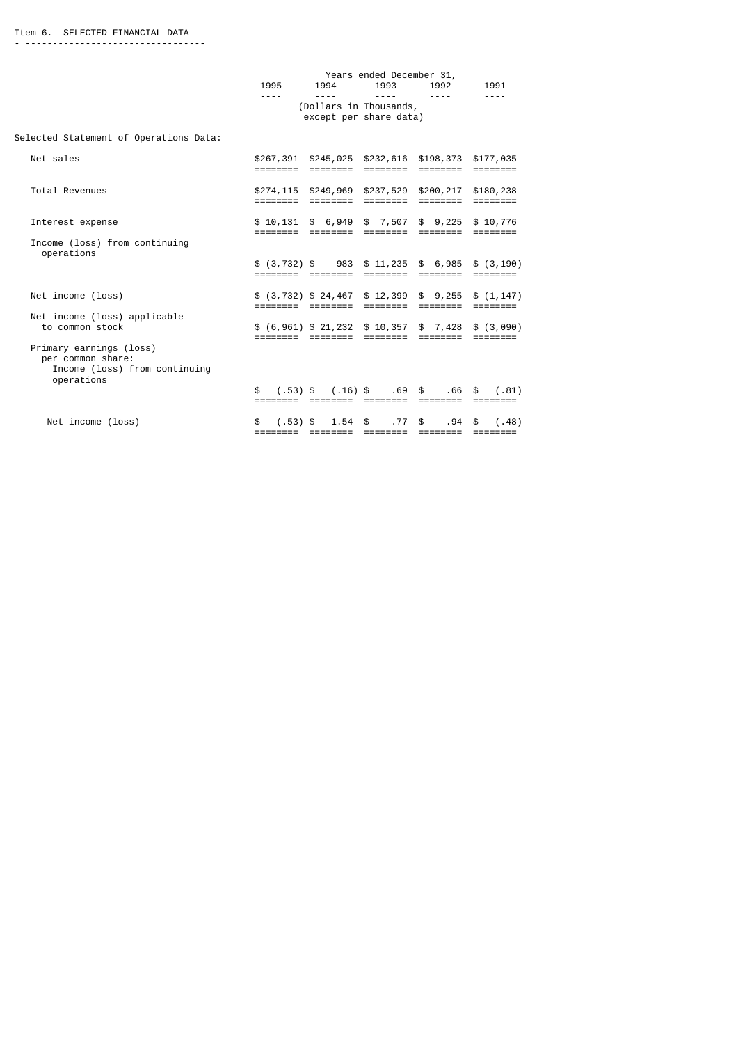## Item 6. SELECTED FINANCIAL DATA

| | Years ended December 31, | | | | |
|---|---|---|---|---|---|
| | 1995 | 1994 | 1993 | 1992 | 1991 |
| | (Dollars in Thousands, except per share data) | | | | |
| **Selected Statement of Operations Data:** | | | | | |
| Net sales | $267,391 | $245,025 | $232,616 | $198,373 | $177,035 |
| Total Revenues | $274,115 | $249,969 | $237,529 | $200,217 | $180,238 |
| Interest expense | $ 10,131 | $ 6,949 | $ 7,507 | $ 9,225 | $ 10,776 |
| Income (loss) from continuing operations | $ (3,732) | $ 983 | $ 11,235 | $ 6,985 | $ (3,190) |
| Net income (loss) | $ (3,732) | $ 24,467 | $ 12,399 | $ 9,255 | $ (1,147) |
| Net income (loss) applicable to common stock | $ (6,961) | $ 21,232 | $ 10,357 | $ 7,428 | $ (3,090) |
| Primary earnings (loss) per common share: | | | | | |
| Income (loss) from continuing operations | $ (.53) | $ (.16) | $ .69 | $ .66 | $ (.81) |
| Net income (loss) | $ (.53) | $ 1.54 | $ .77 | $ .94 | $ (.48) |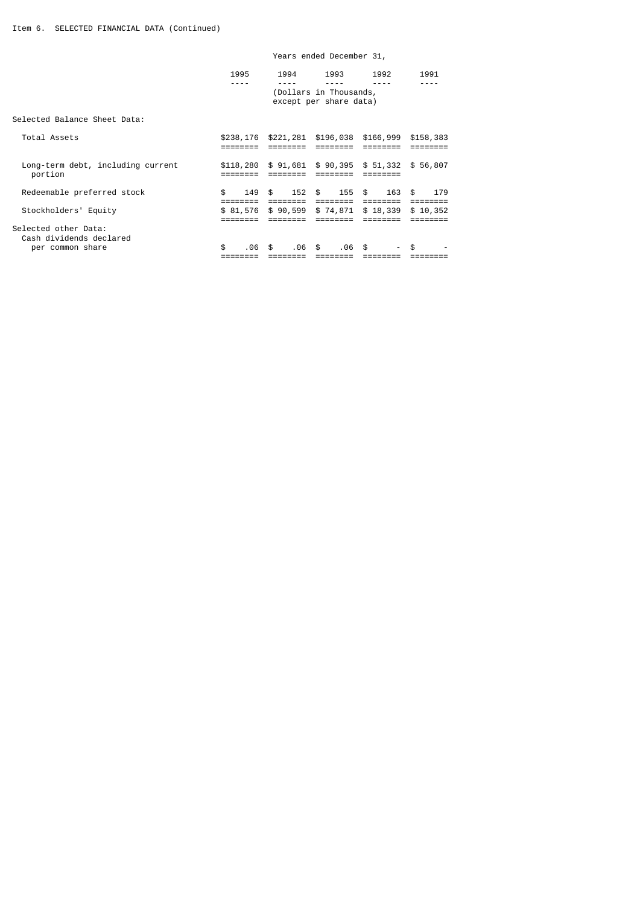Item 6. SELECTED FINANCIAL DATA (Continued)

| | Years ended December 31, | | | | |
|---|---|---|---|---|---|
| | 1995 | 1994 | 1993 | 1992 | 1991 |
| | (Dollars in Thousands, except per share data) | | | | |
| **Selected Balance Sheet Data:** | | | | | |
| Total Assets | $238,176 | $221,281 | $196,038 | $166,999 | $158,383 |
| Long-term debt, including current portion | $118,280 | $ 91,681 | $ 90,395 | $ 51,332 | $ 56,807 |
| Redeemable preferred stock | $ 149 | $ 152 | $ 155 | $ 163 | $ 179 |
| Stockholders' Equity | $ 81,576 | $ 90,599 | $ 74,871 | $ 18,339 | $ 10,352 |
| **Selected other Data:** | | | | | |
| Cash dividends declared per common share | $ .06 | $ .06 | $ .06 | $ - | $ - |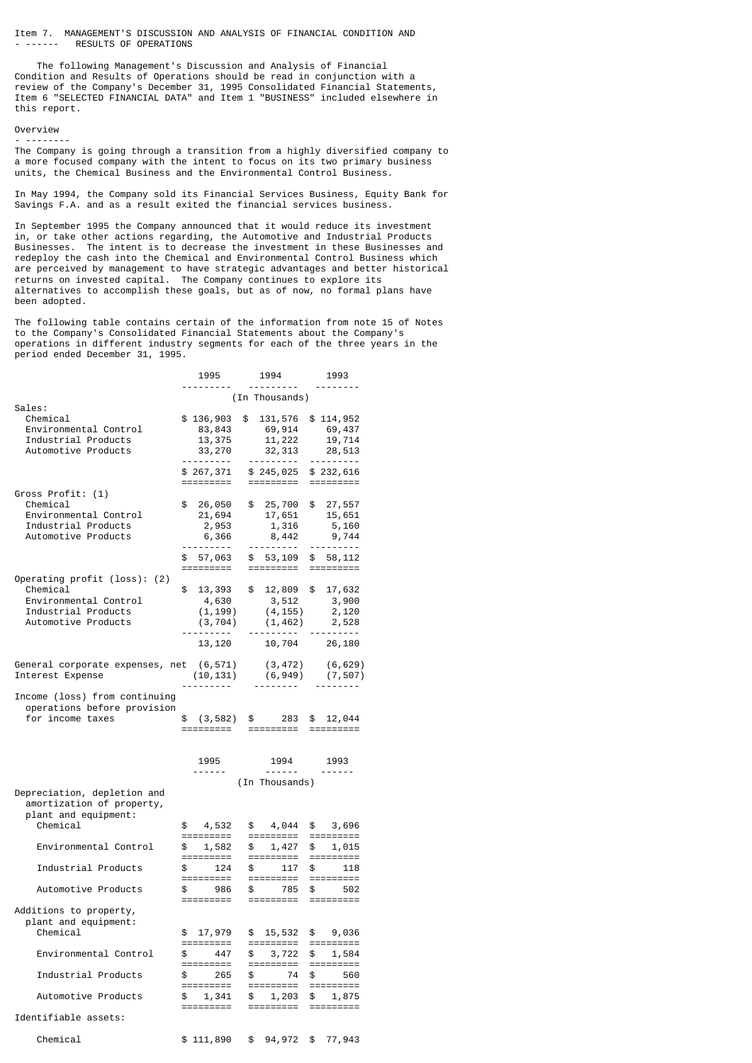## Item 7. MANAGEMENT'S DISCUSSION AND ANALYSIS OF FINANCIAL CONDITION AND RESULTS OF OPERATIONS

The following Management's Discussion and Analysis of Financial Condition and Results of Operations should be read in conjunction with a review of the Company's December 31, 1995 Consolidated Financial Statements, Item 6 "SELECTED FINANCIAL DATA" and Item 1 "BUSINESS" included elsewhere in this report.

### Overview

The Company is going through a transition from a highly diversified company to a more focused company with the intent to focus on its two primary business units, the Chemical Business and the Environmental Control Business.

In May 1994, the Company sold its Financial Services Business, Equity Bank for Savings F.A. and as a result exited the financial services business.

In September 1995 the Company announced that it would reduce its investment in, or take other actions regarding, the Automotive and Industrial Products Businesses. The intent is to decrease the investment in these Businesses and redeploy the cash into the Chemical and Environmental Control Business which are perceived by management to have strategic advantages and better historical returns on invested capital. The Company continues to explore its alternatives to accomplish these goals, but as of now, no formal plans have been adopted.

The following table contains certain of the information from note 15 of Notes to the Company's Consolidated Financial Statements about the Company's operations in different industry segments for each of the three years in the period ended December 31, 1995.

| | 1995 | 1994 | 1993 |
|---|---|---|---|
| | | (In Thousands) | |
| Sales: | | | |
| Chemical | $ 136,903 | $ 131,576 | $ 114,952 |
| Environmental Control | 83,843 | 69,914 | 69,437 |
| Industrial Products | 13,375 | 11,222 | 19,714 |
| Automotive Products | 33,270 | 32,313 | 28,513 |
| | $ 267,371 | $ 245,025 | $ 232,616 |
| Gross Profit: (1) | | | |
| Chemical | $ 26,050 | $ 25,700 | $ 27,557 |
| Environmental Control | 21,694 | 17,651 | 15,651 |
| Industrial Products | 2,953 | 1,316 | 5,160 |
| Automotive Products | 6,366 | 8,442 | 9,744 |
| | $ 57,063 | $ 53,109 | $ 58,112 |
| Operating profit (loss): (2) | | | |
| Chemical | $ 13,393 | $ 12,809 | $ 17,632 |
| Environmental Control | 4,630 | 3,512 | 3,900 |
| Industrial Products | (1,199) | (4,155) | 2,120 |
| Automotive Products | (3,704) | (1,462) | 2,528 |
| | 13,120 | 10,704 | 26,180 |
| General corporate expenses, net | (6,571) | (3,472) | (6,629) |
| Interest Expense | (10,131) | (6,949) | (7,507) |
| Income (loss) from continuing operations before provision for income taxes | $ (3,582) | $ 283 | $ 12,044 |

| | 1995 | 1994 | 1993 |
|---|---|---|---|
| | | (In Thousands) | |
| Depreciation, depletion and amortization of property, plant and equipment: | | | |
| Chemical | $ 4,532 | $ 4,044 | $ 3,696 |
| Environmental Control | $ 1,582 | $ 1,427 | $ 1,015 |
| Industrial Products | $ 124 | $ 117 | $ 118 |
| Automotive Products | $ 986 | $ 785 | $ 502 |
| Additions to property, plant and equipment: | | | |
| Chemical | $ 17,979 | $ 15,532 | $ 9,036 |
| Environmental Control | $ 447 | $ 3,722 | $ 1,584 |
| Industrial Products | $ 265 | $ 74 | $ 560 |
| Automotive Products | $ 1,341 | $ 1,203 | $ 1,875 |
| Identifiable assets: | | | |
| Chemical | $ 111,890 | $ 94,972 | $ 77,943 |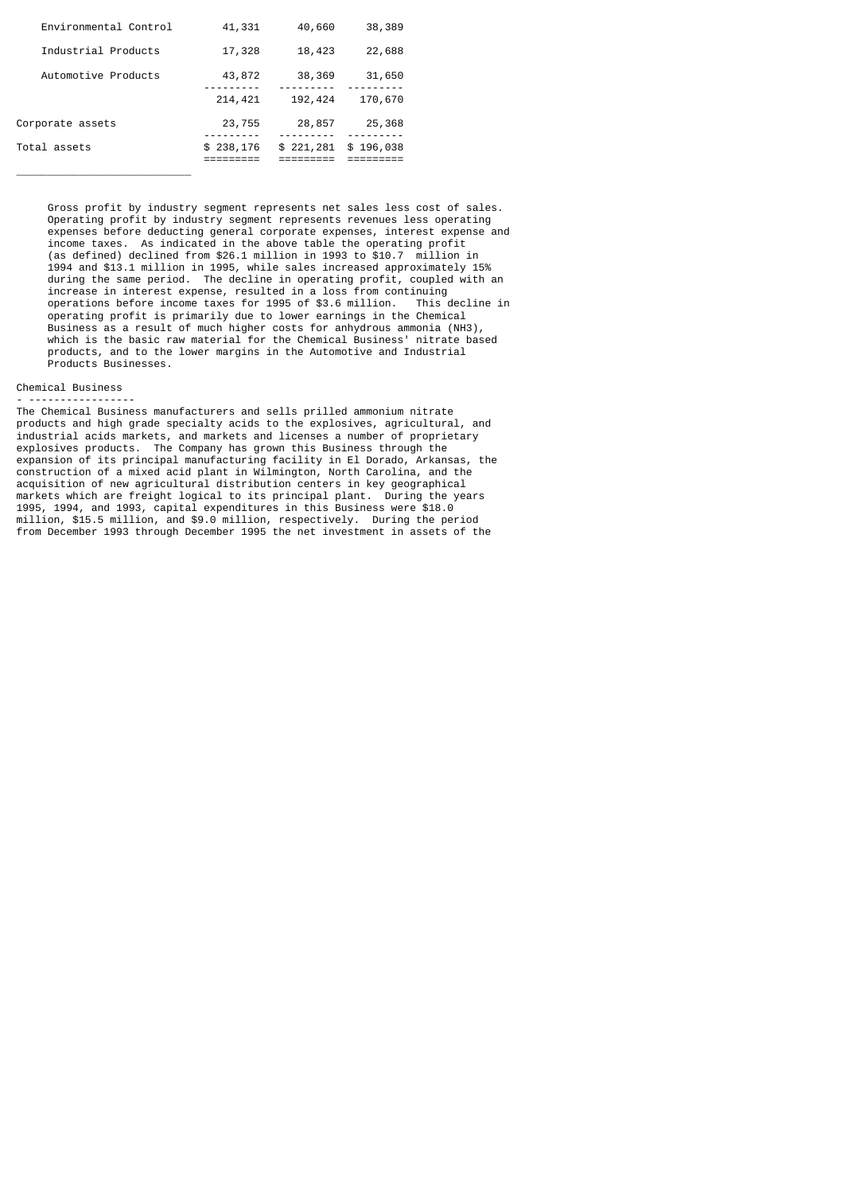| | | | |
|---|---|---|---|
| Environmental Control | 41,331 | 40,660 | 38,389 |
| Industrial Products | 17,328 | 18,423 | 22,688 |
| Automotive Products | 43,872 | 38,369 | 31,650 |
| | 214,421 | 192,424 | 170,670 |
| Corporate assets | 23,755 | 28,857 | 25,368 |
| Total assets | $ 238,176 | $ 221,281 | $ 196,038 |

Gross profit by industry segment represents net sales less cost of sales. Operating profit by industry segment represents revenues less operating expenses before deducting general corporate expenses, interest expense and income taxes. As indicated in the above table the operating profit (as defined) declined from $26.1 million in 1993 to $10.7 million in 1994 and $13.1 million in 1995, while sales increased approximately 15% during the same period. The decline in operating profit, coupled with an increase in interest expense, resulted in a loss from continuing operations before income taxes for 1995 of $3.6 million. This decline in operating profit is primarily due to lower earnings in the Chemical Business as a result of much higher costs for anhydrous ammonia ($NH_3$), which is the basic raw material for the Chemical Business' nitrate based products, and to the lower margins in the Automotive and Industrial Products Businesses.

## Chemical Business

The Chemical Business manufacturers and sells prilled ammonium nitrate products and high grade specialty acids to the explosives, agricultural, and industrial acids markets, and markets and licenses a number of proprietary explosives products. The Company has grown this Business through the expansion of its principal manufacturing facility in El Dorado, Arkansas, the construction of a mixed acid plant in Wilmington, North Carolina, and the acquisition of new agricultural distribution centers in key geographical markets which are freight logical to its principal plant. During the years 1995, 1994, and 1993, capital expenditures in this Business were $18.0 million, $15.5 million, and $9.0 million, respectively. During the period from December 1993 through December 1995 the net investment in assets of the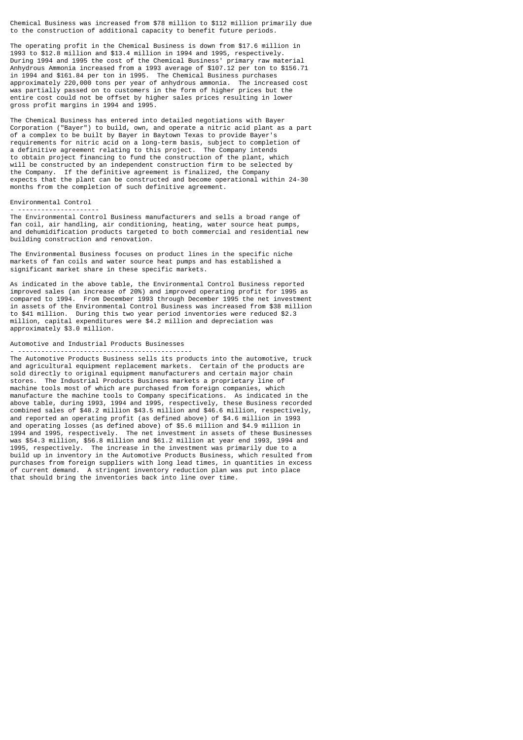Chemical Business was increased from $78 million to $112 million primarily due to the construction of additional capacity to benefit future periods.

The operating profit in the Chemical Business is down from $17.6 million in 1993 to $12.8 million and $13.4 million in 1994 and 1995, respectively. During 1994 and 1995 the cost of the Chemical Business' primary raw material Anhydrous Ammonia increased from a 1993 average of $107.12 per ton to $156.71 in 1994 and $161.84 per ton in 1995. The Chemical Business purchases approximately 220,000 tons per year of anhydrous ammonia. The increased cost was partially passed on to customers in the form of higher prices but the entire cost could not be offset by higher sales prices resulting in lower gross profit margins in 1994 and 1995.

The Chemical Business has entered into detailed negotiations with Bayer Corporation ("Bayer") to build, own, and operate a nitric acid plant as a part of a complex to be built by Bayer in Baytown Texas to provide Bayer's requirements for nitric acid on a long-term basis, subject to completion of a definitive agreement relating to this project. The Company intends to obtain project financing to fund the construction of the plant, which will be constructed by an independent construction firm to be selected by the Company. If the definitive agreement is finalized, the Company expects that the plant can be constructed and become operational within 24-30 months from the completion of such definitive agreement.

## Environmental Control

The Environmental Control Business manufacturers and sells a broad range of fan coil, air handling, air conditioning, heating, water source heat pumps, and dehumidification products targeted to both commercial and residential new building construction and renovation.

The Environmental Business focuses on product lines in the specific niche markets of fan coils and water source heat pumps and has established a significant market share in these specific markets.

As indicated in the above table, the Environmental Control Business reported improved sales (an increase of 20%) and improved operating profit for 1995 as compared to 1994. From December 1993 through December 1995 the net investment in assets of the Environmental Control Business was increased from $38 million to $41 million. During this two year period inventories were reduced $2.3 million, capital expenditures were $4.2 million and depreciation was approximately $3.0 million.

## Automotive and Industrial Products Businesses

The Automotive Products Business sells its products into the automotive, truck and agricultural equipment replacement markets. Certain of the products are sold directly to original equipment manufacturers and certain major chain stores. The Industrial Products Business markets a proprietary line of machine tools most of which are purchased from foreign companies, which manufacture the machine tools to Company specifications. As indicated in the above table, during 1993, 1994 and 1995, respectively, these Business recorded combined sales of $48.2 million $43.5 million and $46.6 million, respectively, and reported an operating profit (as defined above) of $4.6 million in 1993 and operating losses (as defined above) of $5.6 million and $4.9 million in 1994 and 1995, respectively. The net investment in assets of these Businesses was $54.3 million, $56.8 million and $61.2 million at year end 1993, 1994 and 1995, respectively. The increase in the investment was primarily due to a build up in inventory in the Automotive Products Business, which resulted from purchases from foreign suppliers with long lead times, in quantities in excess of current demand. A stringent inventory reduction plan was put into place that should bring the inventories back into line over time.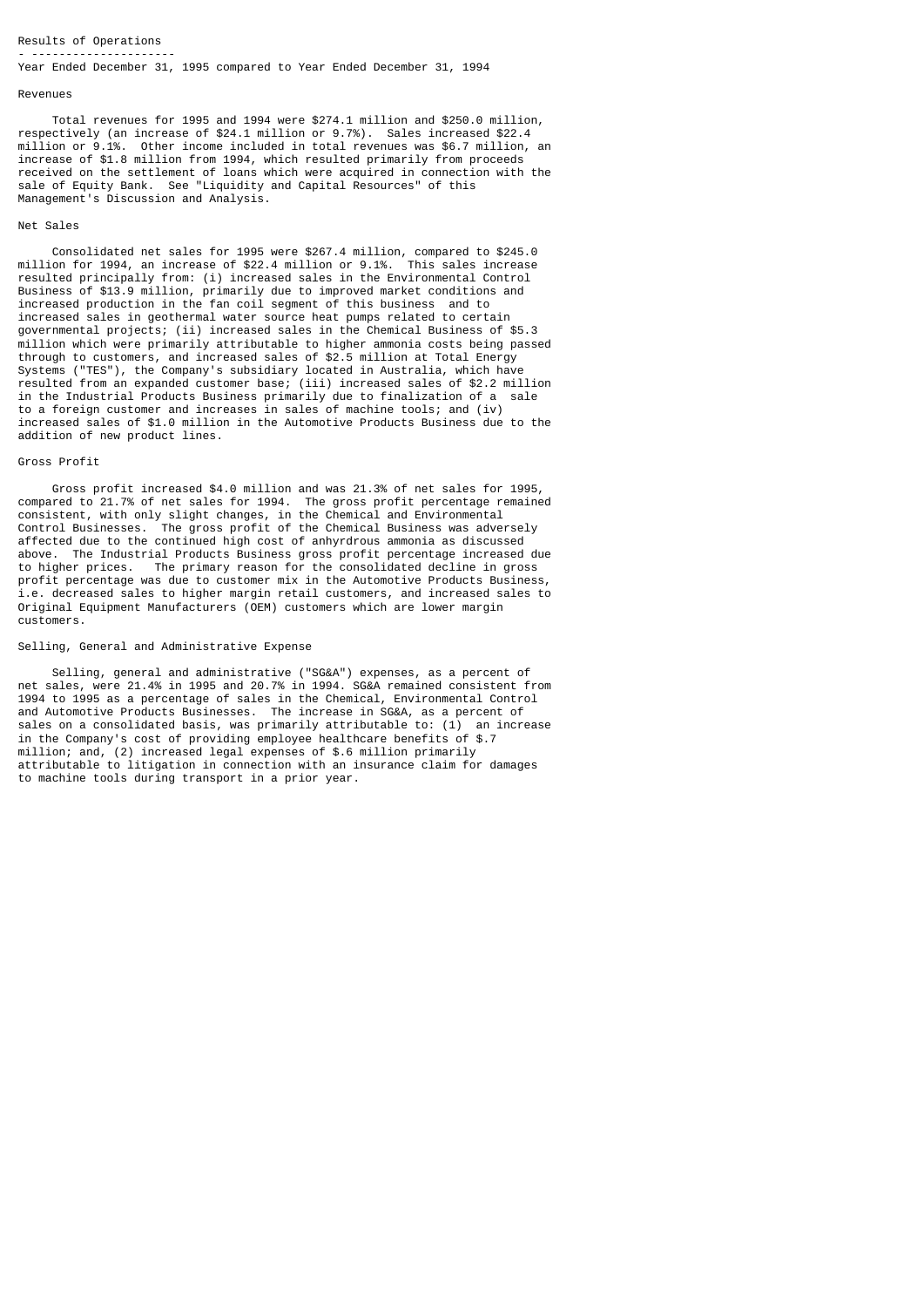## Results of Operations

Year Ended December 31, 1995 compared to Year Ended December 31, 1994

### Revenues

Total revenues for 1995 and 1994 were $274.1 million and $250.0 million, respectively (an increase of $24.1 million or 9.7%). Sales increased $22.4 million or 9.1%. Other income included in total revenues was $6.7 million, an increase of $1.8 million from 1994, which resulted primarily from proceeds received on the settlement of loans which were acquired in connection with the sale of Equity Bank. See "Liquidity and Capital Resources" of this Management's Discussion and Analysis.

### Net Sales

Consolidated net sales for 1995 were $267.4 million, compared to $245.0 million for 1994, an increase of $22.4 million or 9.1%. This sales increase resulted principally from: (i) increased sales in the Environmental Control Business of $13.9 million, primarily due to improved market conditions and increased production in the fan coil segment of this business and to increased sales in geothermal water source heat pumps related to certain governmental projects; (ii) increased sales in the Chemical Business of $5.3 million which were primarily attributable to higher ammonia costs being passed through to customers, and increased sales of $2.5 million at Total Energy Systems ("TES"), the Company's subsidiary located in Australia, which have resulted from an expanded customer base; (iii) increased sales of $2.2 million in the Industrial Products Business primarily due to finalization of a sale to a foreign customer and increases in sales of machine tools; and (iv) increased sales of $1.0 million in the Automotive Products Business due to the addition of new product lines.

### Gross Profit

Gross profit increased $4.0 million and was 21.3% of net sales for 1995, compared to 21.7% of net sales for 1994. The gross profit percentage remained consistent, with only slight changes, in the Chemical and Environmental Control Businesses. The gross profit of the Chemical Business was adversely affected due to the continued high cost of anhyrdrous ammonia as discussed above. The Industrial Products Business gross profit percentage increased due to higher prices. The primary reason for the consolidated decline in gross profit percentage was due to customer mix in the Automotive Products Business, i.e. decreased sales to higher margin retail customers, and increased sales to Original Equipment Manufacturers (OEM) customers which are lower margin customers.

### Selling, General and Administrative Expense

Selling, general and administrative ("SG&A") expenses, as a percent of net sales, were 21.4% in 1995 and 20.7% in 1994. SG&A remained consistent from 1994 to 1995 as a percentage of sales in the Chemical, Environmental Control and Automotive Products Businesses. The increase in SG&A, as a percent of sales on a consolidated basis, was primarily attributable to: (1) an increase in the Company's cost of providing employee healthcare benefits of $.7 million; and, (2) increased legal expenses of $.6 million primarily attributable to litigation in connection with an insurance claim for damages to machine tools during transport in a prior year.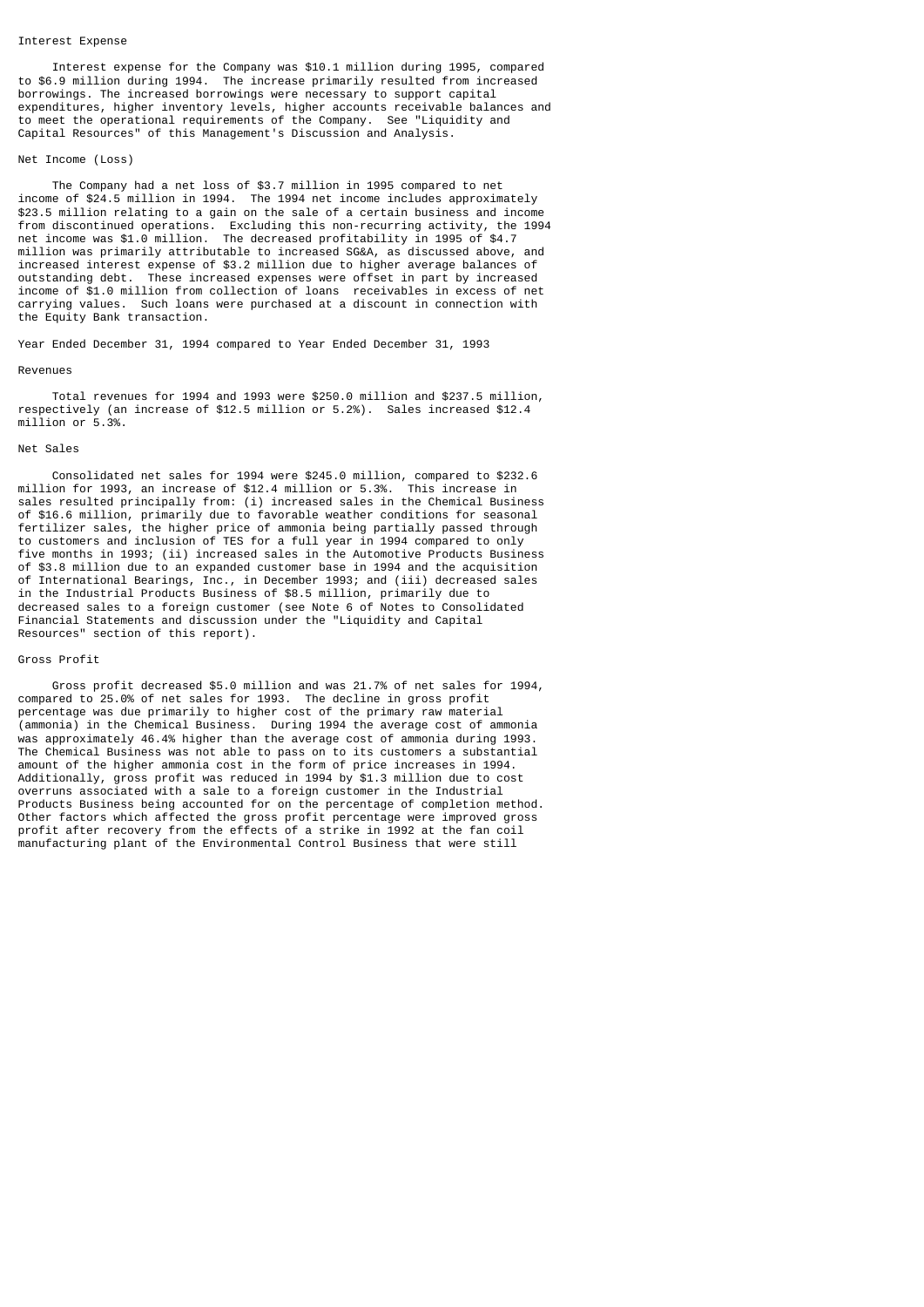### Interest Expense

Interest expense for the Company was $10.1 million during 1995, compared to $6.9 million during 1994. The increase primarily resulted from increased borrowings. The increased borrowings were necessary to support capital expenditures, higher inventory levels, higher accounts receivable balances and to meet the operational requirements of the Company. See "Liquidity and Capital Resources" of this Management's Discussion and Analysis.

### Net Income (Loss)

The Company had a net loss of $3.7 million in 1995 compared to net income of $24.5 million in 1994. The 1994 net income includes approximately $23.5 million relating to a gain on the sale of a certain business and income from discontinued operations. Excluding this non-recurring activity, the 1994 net income was $1.0 million. The decreased profitability in 1995 of $4.7 million was primarily attributable to increased SG&A, as discussed above, and increased interest expense of $3.2 million due to higher average balances of outstanding debt. These increased expenses were offset in part by increased income of $1.0 million from collection of loans receivables in excess of net carrying values. Such loans were purchased at a discount in connection with the Equity Bank transaction.

## Year Ended December 31, 1994 compared to Year Ended December 31, 1993

### Revenues

Total revenues for 1994 and 1993 were $250.0 million and $237.5 million, respectively (an increase of $12.5 million or 5.2%). Sales increased $12.4 million or 5.3%.

### Net Sales

Consolidated net sales for 1994 were $245.0 million, compared to $232.6 million for 1993, an increase of $12.4 million or 5.3%. This increase in sales resulted principally from: (i) increased sales in the Chemical Business of $16.6 million, primarily due to favorable weather conditions for seasonal fertilizer sales, the higher price of ammonia being partially passed through to customers and inclusion of TES for a full year in 1994 compared to only five months in 1993; (ii) increased sales in the Automotive Products Business of $3.8 million due to an expanded customer base in 1994 and the acquisition of International Bearings, Inc., in December 1993; and (iii) decreased sales in the Industrial Products Business of $8.5 million, primarily due to decreased sales to a foreign customer (see Note 6 of Notes to Consolidated Financial Statements and discussion under the "Liquidity and Capital Resources" section of this report).

### Gross Profit

Gross profit decreased $5.0 million and was 21.7% of net sales for 1994, compared to 25.0% of net sales for 1993. The decline in gross profit percentage was due primarily to higher cost of the primary raw material (ammonia) in the Chemical Business. During 1994 the average cost of ammonia was approximately 46.4% higher than the average cost of ammonia during 1993. The Chemical Business was not able to pass on to its customers a substantial amount of the higher ammonia cost in the form of price increases in 1994. Additionally, gross profit was reduced in 1994 by $1.3 million due to cost overruns associated with a sale to a foreign customer in the Industrial Products Business being accounted for on the percentage of completion method. Other factors which affected the gross profit percentage were improved gross profit after recovery from the effects of a strike in 1992 at the fan coil manufacturing plant of the Environmental Control Business that were still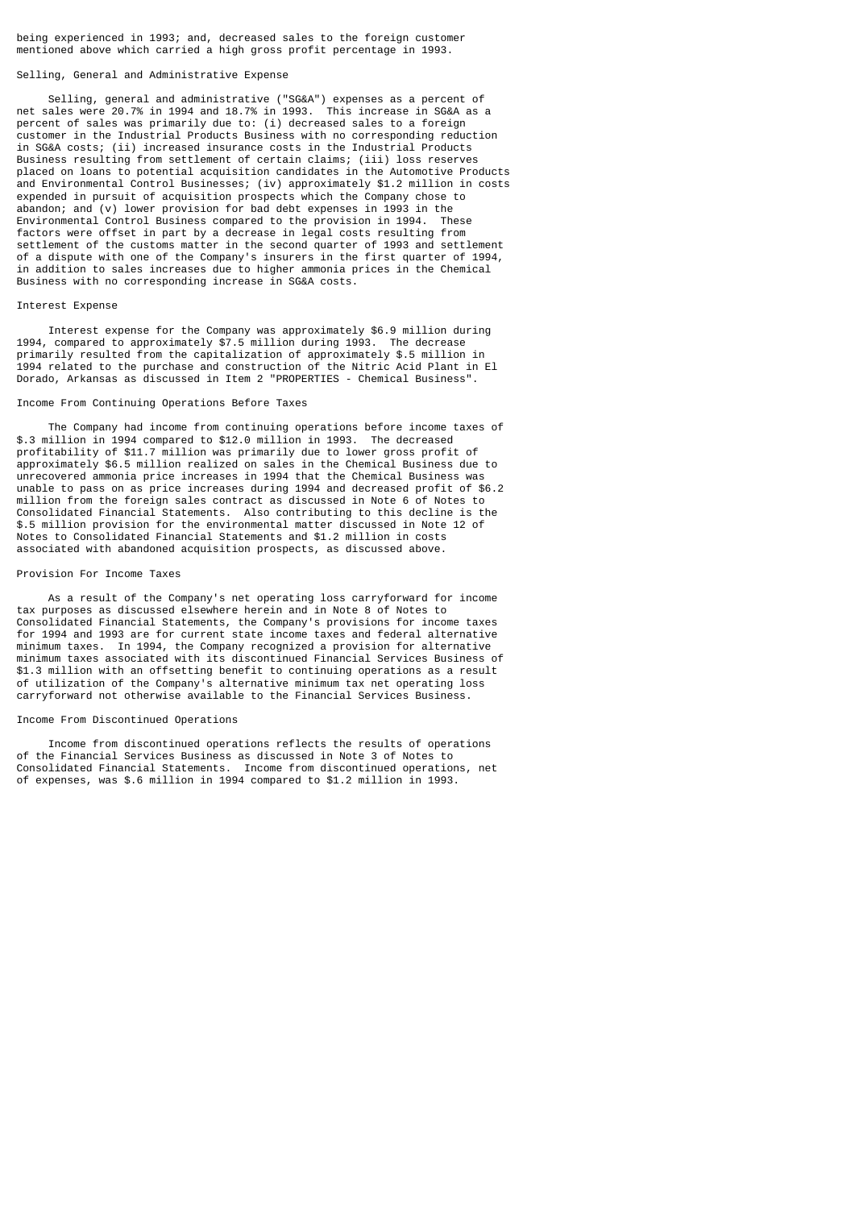being experienced in 1993; and, decreased sales to the foreign customer mentioned above which carried a high gross profit percentage in 1993.

## Selling, General and Administrative Expense

Selling, general and administrative ("SG&A") expenses as a percent of net sales were 20.7% in 1994 and 18.7% in 1993. This increase in SG&A as a percent of sales was primarily due to: (i) decreased sales to a foreign customer in the Industrial Products Business with no corresponding reduction in SG&A costs; (ii) increased insurance costs in the Industrial Products Business resulting from settlement of certain claims; (iii) loss reserves placed on loans to potential acquisition candidates in the Automotive Products and Environmental Control Businesses; (iv) approximately $1.2 million in costs expended in pursuit of acquisition prospects which the Company chose to abandon; and (v) lower provision for bad debt expenses in 1993 in the Environmental Control Business compared to the provision in 1994. These factors were offset in part by a decrease in legal costs resulting from settlement of the customs matter in the second quarter of 1993 and settlement of a dispute with one of the Company's insurers in the first quarter of 1994, in addition to sales increases due to higher ammonia prices in the Chemical Business with no corresponding increase in SG&A costs.

## Interest Expense

Interest expense for the Company was approximately $6.9 million during 1994, compared to approximately $7.5 million during 1993. The decrease primarily resulted from the capitalization of approximately $.5 million in 1994 related to the purchase and construction of the Nitric Acid Plant in El Dorado, Arkansas as discussed in Item 2 "PROPERTIES - Chemical Business".

## Income From Continuing Operations Before Taxes

The Company had income from continuing operations before income taxes of $.3 million in 1994 compared to $12.0 million in 1993. The decreased profitability of $11.7 million was primarily due to lower gross profit of approximately $6.5 million realized on sales in the Chemical Business due to unrecovered ammonia price increases in 1994 that the Chemical Business was unable to pass on as price increases during 1994 and decreased profit of $6.2 million from the foreign sales contract as discussed in Note 6 of Notes to Consolidated Financial Statements. Also contributing to this decline is the $.5 million provision for the environmental matter discussed in Note 12 of Notes to Consolidated Financial Statements and $1.2 million in costs associated with abandoned acquisition prospects, as discussed above.

## Provision For Income Taxes

As a result of the Company's net operating loss carryforward for income tax purposes as discussed elsewhere herein and in Note 8 of Notes to Consolidated Financial Statements, the Company's provisions for income taxes for 1994 and 1993 are for current state income taxes and federal alternative minimum taxes. In 1994, the Company recognized a provision for alternative minimum taxes associated with its discontinued Financial Services Business of $1.3 million with an offsetting benefit to continuing operations as a result of utilization of the Company's alternative minimum tax net operating loss carryforward not otherwise available to the Financial Services Business.

## Income From Discontinued Operations

Income from discontinued operations reflects the results of operations of the Financial Services Business as discussed in Note 3 of Notes to Consolidated Financial Statements. Income from discontinued operations, net of expenses, was $.6 million in 1994 compared to $1.2 million in 1993.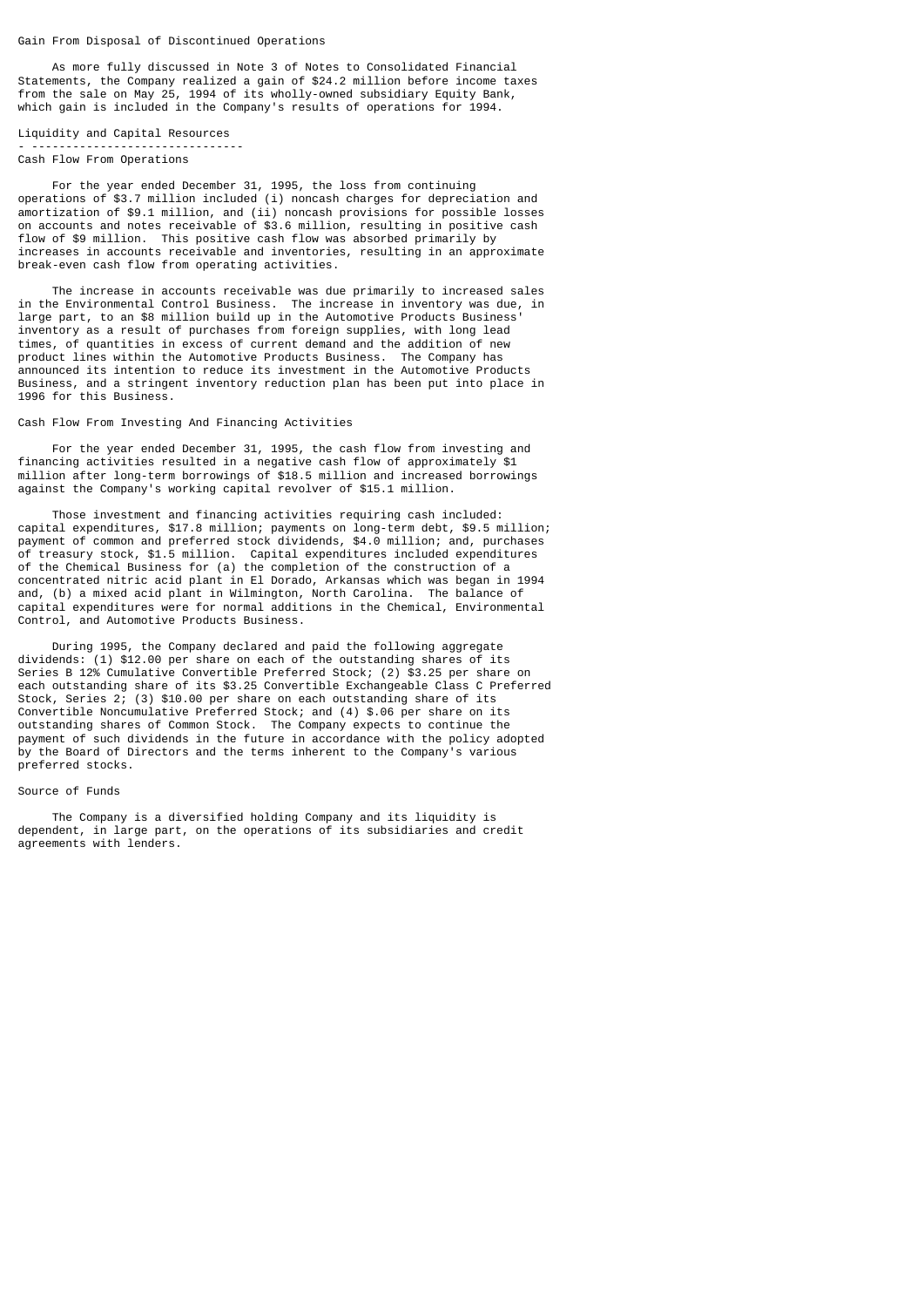### Gain From Disposal of Discontinued Operations

As more fully discussed in Note 3 of Notes to Consolidated Financial Statements, the Company realized a gain of $24.2 million before income taxes from the sale on May 25, 1994 of its wholly-owned subsidiary Equity Bank, which gain is included in the Company's results of operations for 1994.

## Liquidity and Capital Resources

### Cash Flow From Operations

For the year ended December 31, 1995, the loss from continuing operations of $3.7 million included (i) noncash charges for depreciation and amortization of $9.1 million, and (ii) noncash provisions for possible losses on accounts and notes receivable of $3.6 million, resulting in positive cash flow of $9 million. This positive cash flow was absorbed primarily by increases in accounts receivable and inventories, resulting in an approximate break-even cash flow from operating activities.

The increase in accounts receivable was due primarily to increased sales in the Environmental Control Business. The increase in inventory was due, in large part, to an $8 million build up in the Automotive Products Business' inventory as a result of purchases from foreign supplies, with long lead times, of quantities in excess of current demand and the addition of new product lines within the Automotive Products Business. The Company has announced its intention to reduce its investment in the Automotive Products Business, and a stringent inventory reduction plan has been put into place in 1996 for this Business.

### Cash Flow From Investing And Financing Activities

For the year ended December 31, 1995, the cash flow from investing and financing activities resulted in a negative cash flow of approximately $1 million after long-term borrowings of $18.5 million and increased borrowings against the Company's working capital revolver of $15.1 million.

Those investment and financing activities requiring cash included: capital expenditures, $17.8 million; payments on long-term debt, $9.5 million; payment of common and preferred stock dividends, $4.0 million; and, purchases of treasury stock, $1.5 million. Capital expenditures included expenditures of the Chemical Business for (a) the completion of the construction of a concentrated nitric acid plant in El Dorado, Arkansas which was began in 1994 and, (b) a mixed acid plant in Wilmington, North Carolina. The balance of capital expenditures were for normal additions in the Chemical, Environmental Control, and Automotive Products Business.

During 1995, the Company declared and paid the following aggregate dividends: (1) $12.00 per share on each of the outstanding shares of its Series B 12% Cumulative Convertible Preferred Stock; (2) $3.25 per share on each outstanding share of its $3.25 Convertible Exchangeable Class C Preferred Stock, Series 2; (3) $10.00 per share on each outstanding share of its Convertible Noncumulative Preferred Stock; and (4) $.06 per share on its outstanding shares of Common Stock. The Company expects to continue the payment of such dividends in the future in accordance with the policy adopted by the Board of Directors and the terms inherent to the Company's various preferred stocks.

### Source of Funds

The Company is a diversified holding Company and its liquidity is dependent, in large part, on the operations of its subsidiaries and credit agreements with lenders.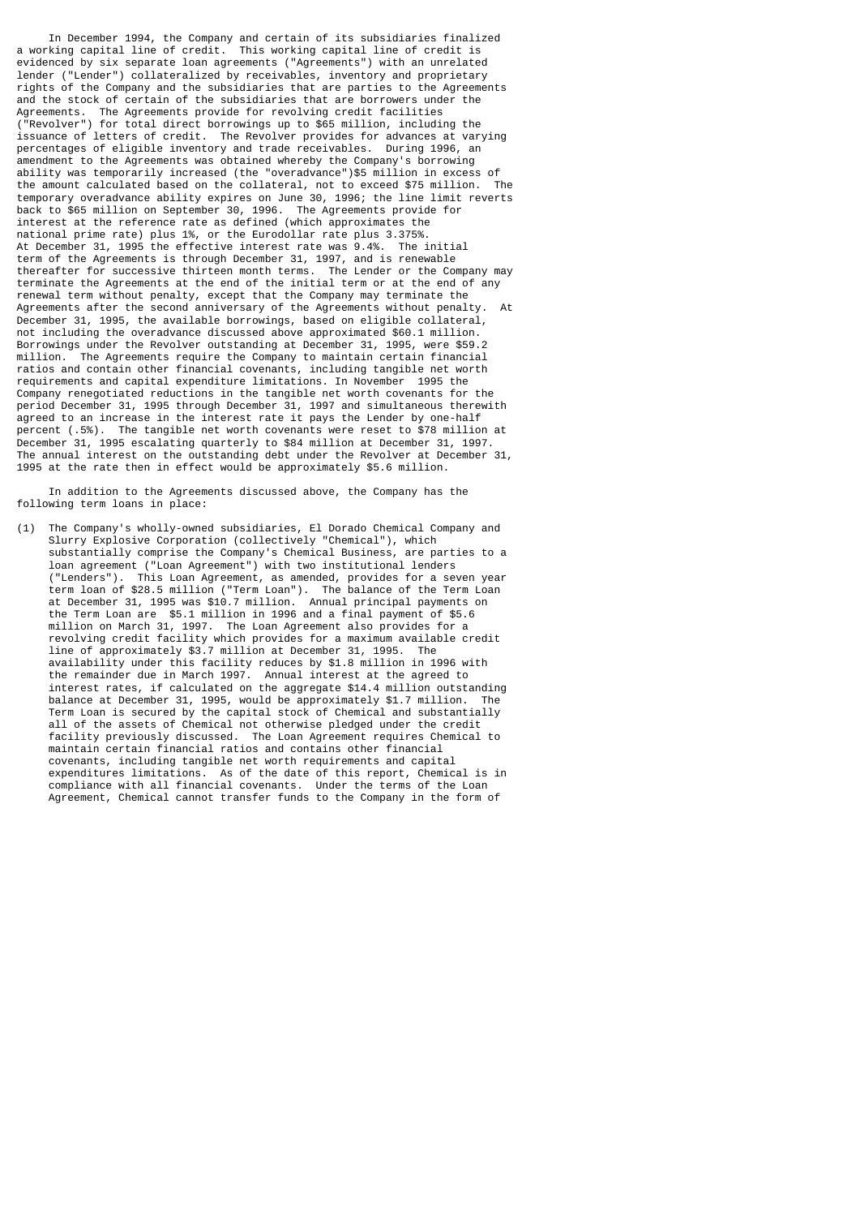In December 1994, the Company and certain of its subsidiaries finalized a working capital line of credit. This working capital line of credit is evidenced by six separate loan agreements ("Agreements") with an unrelated lender ("Lender") collateralized by receivables, inventory and proprietary rights of the Company and the subsidiaries that are parties to the Agreements and the stock of certain of the subsidiaries that are borrowers under the Agreements. The Agreements provide for revolving credit facilities ("Revolver") for total direct borrowings up to $65 million, including the issuance of letters of credit. The Revolver provides for advances at varying percentages of eligible inventory and trade receivables. During 1996, an amendment to the Agreements was obtained whereby the Company's borrowing ability was temporarily increased (the "overadvance")$5 million in excess of the amount calculated based on the collateral, not to exceed $75 million. The temporary overadvance ability expires on June 30, 1996; the line limit reverts back to $65 million on September 30, 1996. The Agreements provide for interest at the reference rate as defined (which approximates the national prime rate) plus 1%, or the Eurodollar rate plus 3.375%. At December 31, 1995 the effective interest rate was 9.4%. The initial term of the Agreements is through December 31, 1997, and is renewable thereafter for successive thirteen month terms. The Lender or the Company may terminate the Agreements at the end of the initial term or at the end of any renewal term without penalty, except that the Company may terminate the Agreements after the second anniversary of the Agreements without penalty. At December 31, 1995, the available borrowings, based on eligible collateral, not including the overadvance discussed above approximated $60.1 million. Borrowings under the Revolver outstanding at December 31, 1995, were $59.2 million. The Agreements require the Company to maintain certain financial ratios and contain other financial covenants, including tangible net worth requirements and capital expenditure limitations. In November 1995 the Company renegotiated reductions in the tangible net worth covenants for the period December 31, 1995 through December 31, 1997 and simultaneous therewith agreed to an increase in the interest rate it pays the Lender by one-half percent (.5%). The tangible net worth covenants were reset to $78 million at December 31, 1995 escalating quarterly to $84 million at December 31, 1997. The annual interest on the outstanding debt under the Revolver at December 31, 1995 at the rate then in effect would be approximately $5.6 million.

In addition to the Agreements discussed above, the Company has the following term loans in place:

(1) The Company's wholly-owned subsidiaries, El Dorado Chemical Company and Slurry Explosive Corporation (collectively "Chemical"), which substantially comprise the Company's Chemical Business, are parties to a loan agreement ("Loan Agreement") with two institutional lenders ("Lenders"). This Loan Agreement, as amended, provides for a seven year term loan of $28.5 million ("Term Loan"). The balance of the Term Loan at December 31, 1995 was $10.7 million. Annual principal payments on the Term Loan are $5.1 million in 1996 and a final payment of $5.6 million on March 31, 1997. The Loan Agreement also provides for a revolving credit facility which provides for a maximum available credit line of approximately $3.7 million at December 31, 1995. The availability under this facility reduces by $1.8 million in 1996 with the remainder due in March 1997. Annual interest at the agreed to interest rates, if calculated on the aggregate $14.4 million outstanding balance at December 31, 1995, would be approximately $1.7 million. The Term Loan is secured by the capital stock of Chemical and substantially all of the assets of Chemical not otherwise pledged under the credit facility previously discussed. The Loan Agreement requires Chemical to maintain certain financial ratios and contains other financial covenants, including tangible net worth requirements and capital expenditures limitations. As of the date of this report, Chemical is in compliance with all financial covenants. Under the terms of the Loan Agreement, Chemical cannot transfer funds to the Company in the form of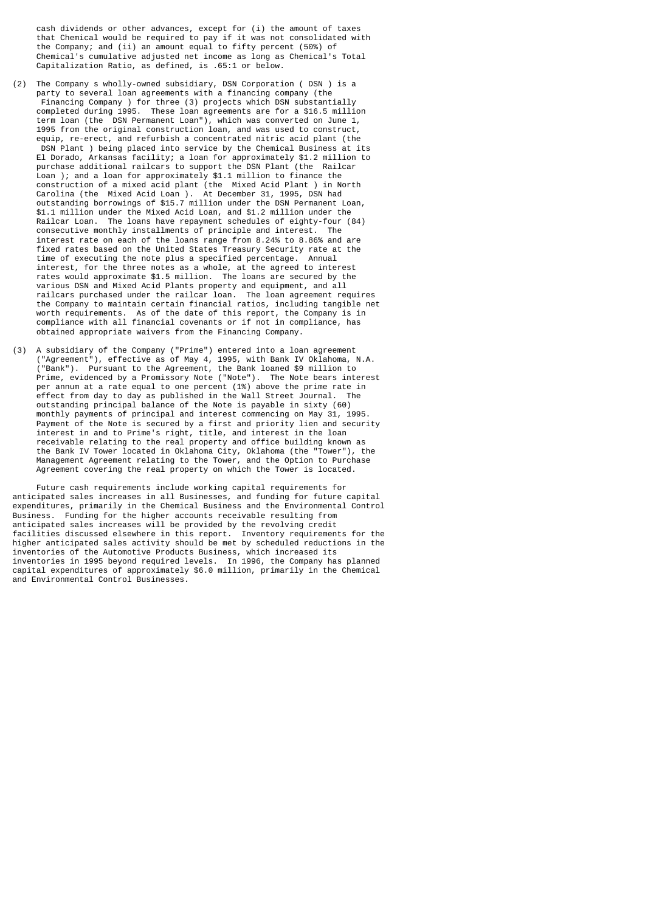cash dividends or other advances, except for (i) the amount of taxes that Chemical would be required to pay if it was not consolidated with the Company; and (ii) an amount equal to fifty percent (50%) of Chemical's cumulative adjusted net income as long as Chemical's Total Capitalization Ratio, as defined, is .65:1 or below.

(2) The Company s wholly-owned subsidiary, DSN Corporation ( DSN ) is a party to several loan agreements with a financing company (the Financing Company ) for three (3) projects which DSN substantially completed during 1995. These loan agreements are for a $16.5 million term loan (the DSN Permanent Loan"), which was converted on June 1, 1995 from the original construction loan, and was used to construct, equip, re-erect, and refurbish a concentrated nitric acid plant (the DSN Plant ) being placed into service by the Chemical Business at its El Dorado, Arkansas facility; a loan for approximately $1.2 million to purchase additional railcars to support the DSN Plant (the Railcar Loan ); and a loan for approximately $1.1 million to finance the construction of a mixed acid plant (the Mixed Acid Plant ) in North Carolina (the Mixed Acid Loan ). At December 31, 1995, DSN had outstanding borrowings of $15.7 million under the DSN Permanent Loan, $1.1 million under the Mixed Acid Loan, and $1.2 million under the Railcar Loan. The loans have repayment schedules of eighty-four (84) consecutive monthly installments of principle and interest. The interest rate on each of the loans range from 8.24% to 8.86% and are fixed rates based on the United States Treasury Security rate at the time of executing the note plus a specified percentage. Annual interest, for the three notes as a whole, at the agreed to interest rates would approximate $1.5 million. The loans are secured by the various DSN and Mixed Acid Plants property and equipment, and all railcars purchased under the railcar loan. The loan agreement requires the Company to maintain certain financial ratios, including tangible net worth requirements. As of the date of this report, the Company is in compliance with all financial covenants or if not in compliance, has obtained appropriate waivers from the Financing Company.

(3) A subsidiary of the Company ("Prime") entered into a loan agreement ("Agreement"), effective as of May 4, 1995, with Bank IV Oklahoma, N.A. ("Bank"). Pursuant to the Agreement, the Bank loaned $9 million to Prime, evidenced by a Promissory Note ("Note"). The Note bears interest per annum at a rate equal to one percent (1%) above the prime rate in effect from day to day as published in the Wall Street Journal. The outstanding principal balance of the Note is payable in sixty (60) monthly payments of principal and interest commencing on May 31, 1995. Payment of the Note is secured by a first and priority lien and security interest in and to Prime's right, title, and interest in the loan receivable relating to the real property and office building known as the Bank IV Tower located in Oklahoma City, Oklahoma (the "Tower"), the Management Agreement relating to the Tower, and the Option to Purchase Agreement covering the real property on which the Tower is located.

Future cash requirements include working capital requirements for anticipated sales increases in all Businesses, and funding for future capital expenditures, primarily in the Chemical Business and the Environmental Control Business. Funding for the higher accounts receivable resulting from anticipated sales increases will be provided by the revolving credit facilities discussed elsewhere in this report. Inventory requirements for the higher anticipated sales activity should be met by scheduled reductions in the inventories of the Automotive Products Business, which increased its inventories in 1995 beyond required levels. In 1996, the Company has planned capital expenditures of approximately $6.0 million, primarily in the Chemical and Environmental Control Businesses.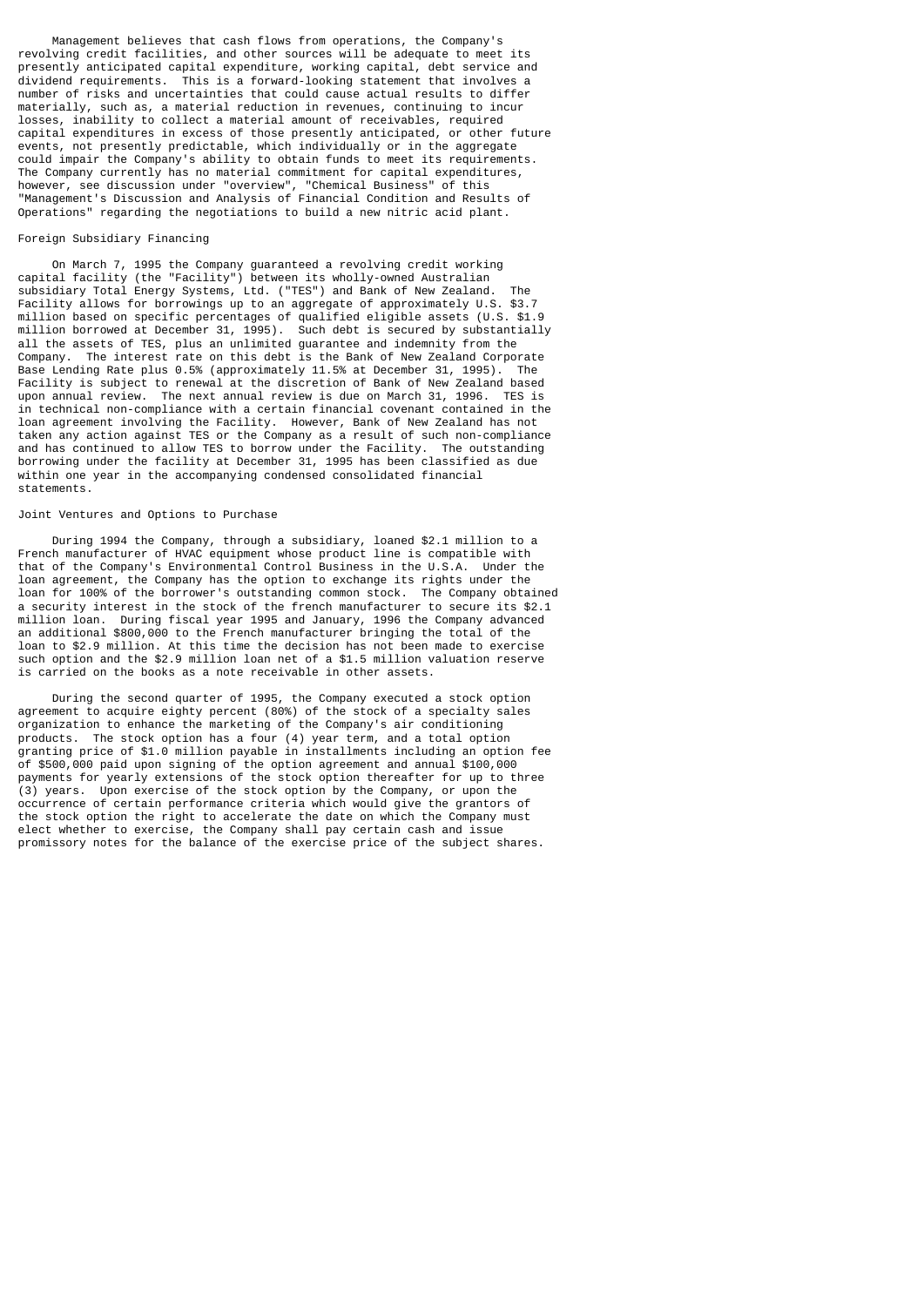Management believes that cash flows from operations, the Company's revolving credit facilities, and other sources will be adequate to meet its presently anticipated capital expenditure, working capital, debt service and dividend requirements. This is a forward-looking statement that involves a number of risks and uncertainties that could cause actual results to differ materially, such as, a material reduction in revenues, continuing to incur losses, inability to collect a material amount of receivables, required capital expenditures in excess of those presently anticipated, or other future events, not presently predictable, which individually or in the aggregate could impair the Company's ability to obtain funds to meet its requirements. The Company currently has no material commitment for capital expenditures, however, see discussion under "overview", "Chemical Business" of this "Management's Discussion and Analysis of Financial Condition and Results of Operations" regarding the negotiations to build a new nitric acid plant.

### Foreign Subsidiary Financing

On March 7, 1995 the Company guaranteed a revolving credit working capital facility (the "Facility") between its wholly-owned Australian subsidiary Total Energy Systems, Ltd. ("TES") and Bank of New Zealand. The Facility allows for borrowings up to an aggregate of approximately U.S. $3.7 million based on specific percentages of qualified eligible assets (U.S. $1.9 million borrowed at December 31, 1995). Such debt is secured by substantially all the assets of TES, plus an unlimited guarantee and indemnity from the Company. The interest rate on this debt is the Bank of New Zealand Corporate Base Lending Rate plus 0.5% (approximately 11.5% at December 31, 1995). The Facility is subject to renewal at the discretion of Bank of New Zealand based upon annual review. The next annual review is due on March 31, 1996. TES is in technical non-compliance with a certain financial covenant contained in the loan agreement involving the Facility. However, Bank of New Zealand has not taken any action against TES or the Company as a result of such non-compliance and has continued to allow TES to borrow under the Facility. The outstanding borrowing under the facility at December 31, 1995 has been classified as due within one year in the accompanying condensed consolidated financial statements.

### Joint Ventures and Options to Purchase

During 1994 the Company, through a subsidiary, loaned $2.1 million to a French manufacturer of HVAC equipment whose product line is compatible with that of the Company's Environmental Control Business in the U.S.A. Under the loan agreement, the Company has the option to exchange its rights under the loan for 100% of the borrower's outstanding common stock. The Company obtained a security interest in the stock of the french manufacturer to secure its $2.1 million loan. During fiscal year 1995 and January, 1996 the Company advanced an additional $800,000 to the French manufacturer bringing the total of the loan to $2.9 million. At this time the decision has not been made to exercise such option and the $2.9 million loan net of a $1.5 million valuation reserve is carried on the books as a note receivable in other assets.

During the second quarter of 1995, the Company executed a stock option agreement to acquire eighty percent (80%) of the stock of a specialty sales organization to enhance the marketing of the Company's air conditioning products. The stock option has a four (4) year term, and a total option granting price of $1.0 million payable in installments including an option fee of $500,000 paid upon signing of the option agreement and annual $100,000 payments for yearly extensions of the stock option thereafter for up to three (3) years. Upon exercise of the stock option by the Company, or upon the occurrence of certain performance criteria which would give the grantors of the stock option the right to accelerate the date on which the Company must elect whether to exercise, the Company shall pay certain cash and issue promissory notes for the balance of the exercise price of the subject shares.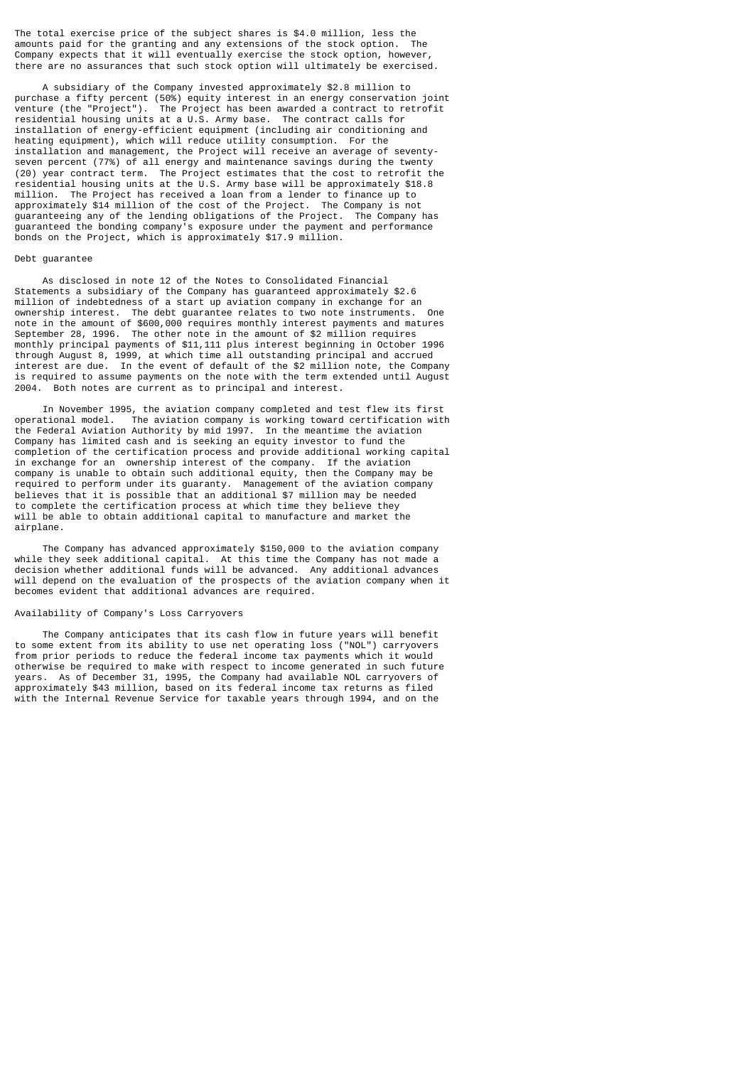The total exercise price of the subject shares is $4.0 million, less the amounts paid for the granting and any extensions of the stock option. The Company expects that it will eventually exercise the stock option, however, there are no assurances that such stock option will ultimately be exercised.

A subsidiary of the Company invested approximately $2.8 million to purchase a fifty percent (50%) equity interest in an energy conservation joint venture (the "Project"). The Project has been awarded a contract to retrofit residential housing units at a U.S. Army base. The contract calls for installation of energy-efficient equipment (including air conditioning and heating equipment), which will reduce utility consumption. For the installation and management, the Project will receive an average of seventy-seven percent (77%) of all energy and maintenance savings during the twenty (20) year contract term. The Project estimates that the cost to retrofit the residential housing units at the U.S. Army base will be approximately $18.8 million. The Project has received a loan from a lender to finance up to approximately $14 million of the cost of the Project. The Company is not guaranteeing any of the lending obligations of the Project. The Company has guaranteed the bonding company's exposure under the payment and performance bonds on the Project, which is approximately $17.9 million.

Debt guarantee

As disclosed in note 12 of the Notes to Consolidated Financial Statements a subsidiary of the Company has guaranteed approximately $2.6 million of indebtedness of a start up aviation company in exchange for an ownership interest. The debt guarantee relates to two note instruments. One note in the amount of $600,000 requires monthly interest payments and matures September 28, 1996. The other note in the amount of $2 million requires monthly principal payments of $11,111 plus interest beginning in October 1996 through August 8, 1999, at which time all outstanding principal and accrued interest are due. In the event of default of the $2 million note, the Company is required to assume payments on the note with the term extended until August 2004. Both notes are current as to principal and interest.

In November 1995, the aviation company completed and test flew its first operational model. The aviation company is working toward certification with the Federal Aviation Authority by mid 1997. In the meantime the aviation Company has limited cash and is seeking an equity investor to fund the completion of the certification process and provide additional working capital in exchange for an ownership interest of the company. If the aviation company is unable to obtain such additional equity, then the Company may be required to perform under its guaranty. Management of the aviation company believes that it is possible that an additional $7 million may be needed to complete the certification process at which time they believe they will be able to obtain additional capital to manufacture and market the airplane.

The Company has advanced approximately $150,000 to the aviation company while they seek additional capital. At this time the Company has not made a decision whether additional funds will be advanced. Any additional advances will depend on the evaluation of the prospects of the aviation company when it becomes evident that additional advances are required.

Availability of Company's Loss Carryovers

The Company anticipates that its cash flow in future years will benefit to some extent from its ability to use net operating loss ("NOL") carryovers from prior periods to reduce the federal income tax payments which it would otherwise be required to make with respect to income generated in such future years. As of December 31, 1995, the Company had available NOL carryovers of approximately $43 million, based on its federal income tax returns as filed with the Internal Revenue Service for taxable years through 1994, and on the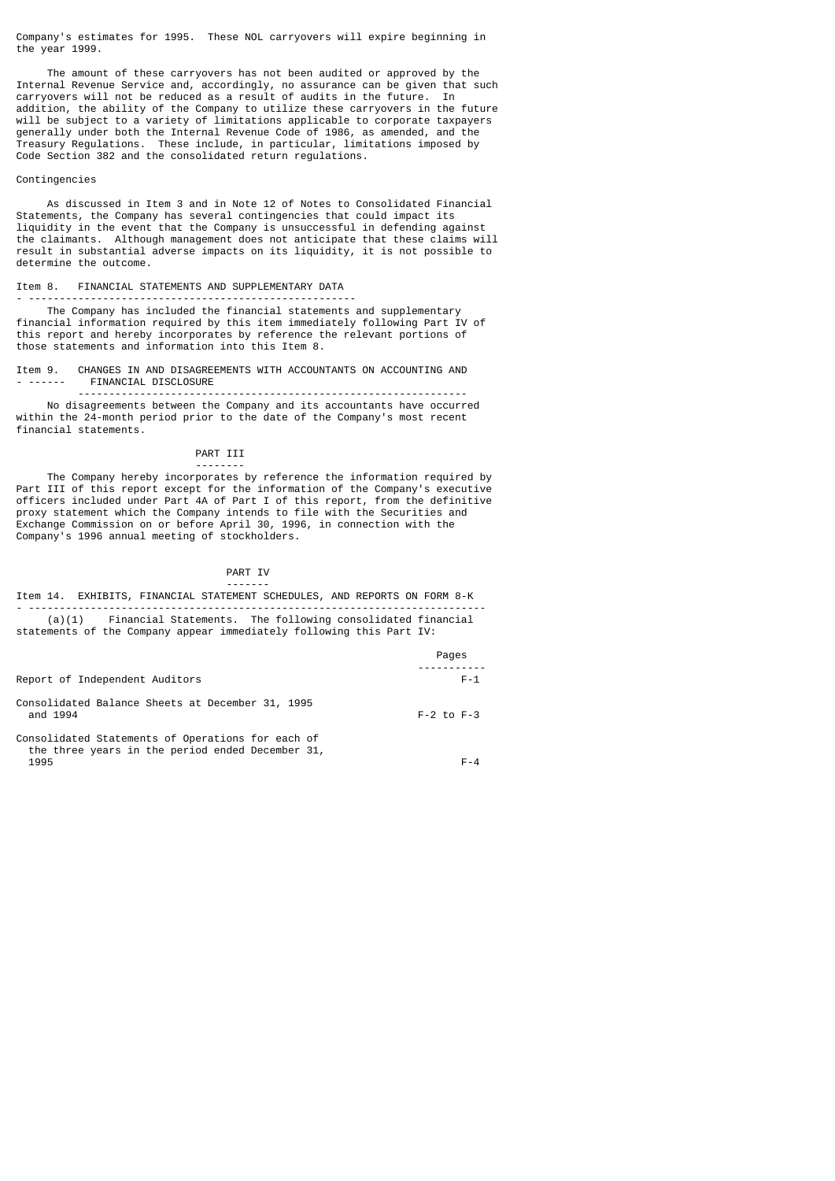Company's estimates for 1995. These NOL carryovers will expire beginning in the year 1999.

The amount of these carryovers has not been audited or approved by the Internal Revenue Service and, accordingly, no assurance can be given that such carryovers will not be reduced as a result of audits in the future. In addition, the ability of the Company to utilize these carryovers in the future will be subject to a variety of limitations applicable to corporate taxpayers generally under both the Internal Revenue Code of 1986, as amended, and the Treasury Regulations. These include, in particular, limitations imposed by Code Section 382 and the consolidated return regulations.

Contingencies

As discussed in Item 3 and in Note 12 of Notes to Consolidated Financial Statements, the Company has several contingencies that could impact its liquidity in the event that the Company is unsuccessful in defending against the claimants. Although management does not anticipate that these claims will result in substantial adverse impacts on its liquidity, it is not possible to determine the outcome.

## Item 8. FINANCIAL STATEMENTS AND SUPPLEMENTARY DATA

The Company has included the financial statements and supplementary financial information required by this item immediately following Part IV of this report and hereby incorporates by reference the relevant portions of those statements and information into this Item 8.

## Item 9. CHANGES IN AND DISAGREEMENTS WITH ACCOUNTANTS ON ACCOUNTING AND FINANCIAL DISCLOSURE

No disagreements between the Company and its accountants have occurred within the 24-month period prior to the date of the Company's most recent financial statements.

# PART III

The Company hereby incorporates by reference the information required by Part III of this report except for the information of the Company's executive officers included under Part 4A of Part I of this report, from the definitive proxy statement which the Company intends to file with the Securities and Exchange Commission on or before April 30, 1996, in connection with the Company's 1996 annual meeting of stockholders.

# PART IV

## Item 14. EXHIBITS, FINANCIAL STATEMENT SCHEDULES, AND REPORTS ON FORM 8-K

(a)(1) Financial Statements. The following consolidated financial statements of the Company appear immediately following this Part IV:

| | Pages |
|---|---|
| Report of Independent Auditors | F-1 |
| Consolidated Balance Sheets at December 31, 1995 and 1994 | F-2 to F-3 |
| Consolidated Statements of Operations for each of the three years in the period ended December 31, 1995 | F-4 |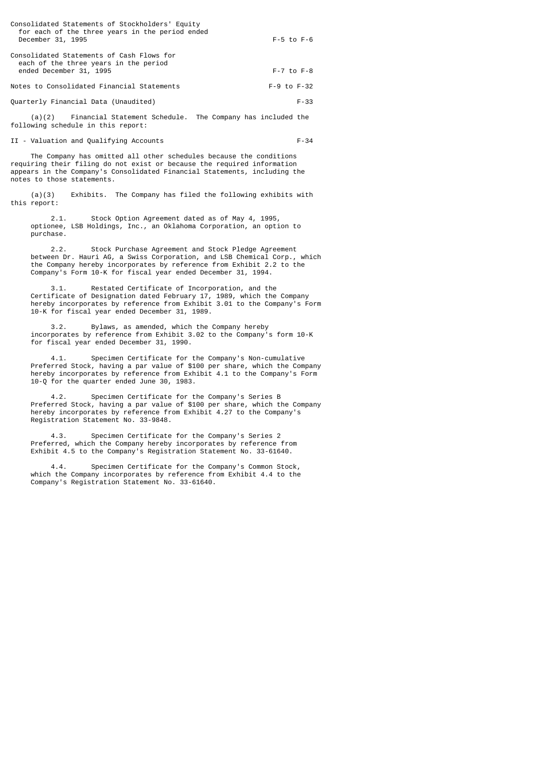| | |
|---|---|
| Consolidated Statements of Stockholders' Equity for each of the three years in the period ended December 31, 1995 | F-5 to F-6 |
| Consolidated Statements of Cash Flows for each of the three years in the period ended December 31, 1995 | F-7 to F-8 |
| Notes to Consolidated Financial Statements | F-9 to F-32 |
| Quarterly Financial Data (Unaudited) | F-33 |

(a)(2) Financial Statement Schedule. The Company has included the following schedule in this report:

| | |
|---|---|
| II - Valuation and Qualifying Accounts | F-34 |

The Company has omitted all other schedules because the conditions requiring their filing do not exist or because the required information appears in the Company's Consolidated Financial Statements, including the notes to those statements.

(a)(3) Exhibits. The Company has filed the following exhibits with this report:

2.1. Stock Option Agreement dated as of May 4, 1995, optionee, LSB Holdings, Inc., an Oklahoma Corporation, an option to purchase.

2.2. Stock Purchase Agreement and Stock Pledge Agreement between Dr. Hauri AG, a Swiss Corporation, and LSB Chemical Corp., which the Company hereby incorporates by reference from Exhibit 2.2 to the Company's Form 10-K for fiscal year ended December 31, 1994.

3.1. Restated Certificate of Incorporation, and the Certificate of Designation dated February 17, 1989, which the Company hereby incorporates by reference from Exhibit 3.01 to the Company's Form 10-K for fiscal year ended December 31, 1989.

3.2. Bylaws, as amended, which the Company hereby incorporates by reference from Exhibit 3.02 to the Company's form 10-K for fiscal year ended December 31, 1990.

4.1. Specimen Certificate for the Company's Non-cumulative Preferred Stock, having a par value of $100 per share, which the Company hereby incorporates by reference from Exhibit 4.1 to the Company's Form 10-Q for the quarter ended June 30, 1983.

4.2. Specimen Certificate for the Company's Series B Preferred Stock, having a par value of $100 per share, which the Company hereby incorporates by reference from Exhibit 4.27 to the Company's Registration Statement No. 33-9848.

4.3. Specimen Certificate for the Company's Series 2 Preferred, which the Company hereby incorporates by reference from Exhibit 4.5 to the Company's Registration Statement No. 33-61640.

4.4. Specimen Certificate for the Company's Common Stock, which the Company incorporates by reference from Exhibit 4.4 to the Company's Registration Statement No. 33-61640.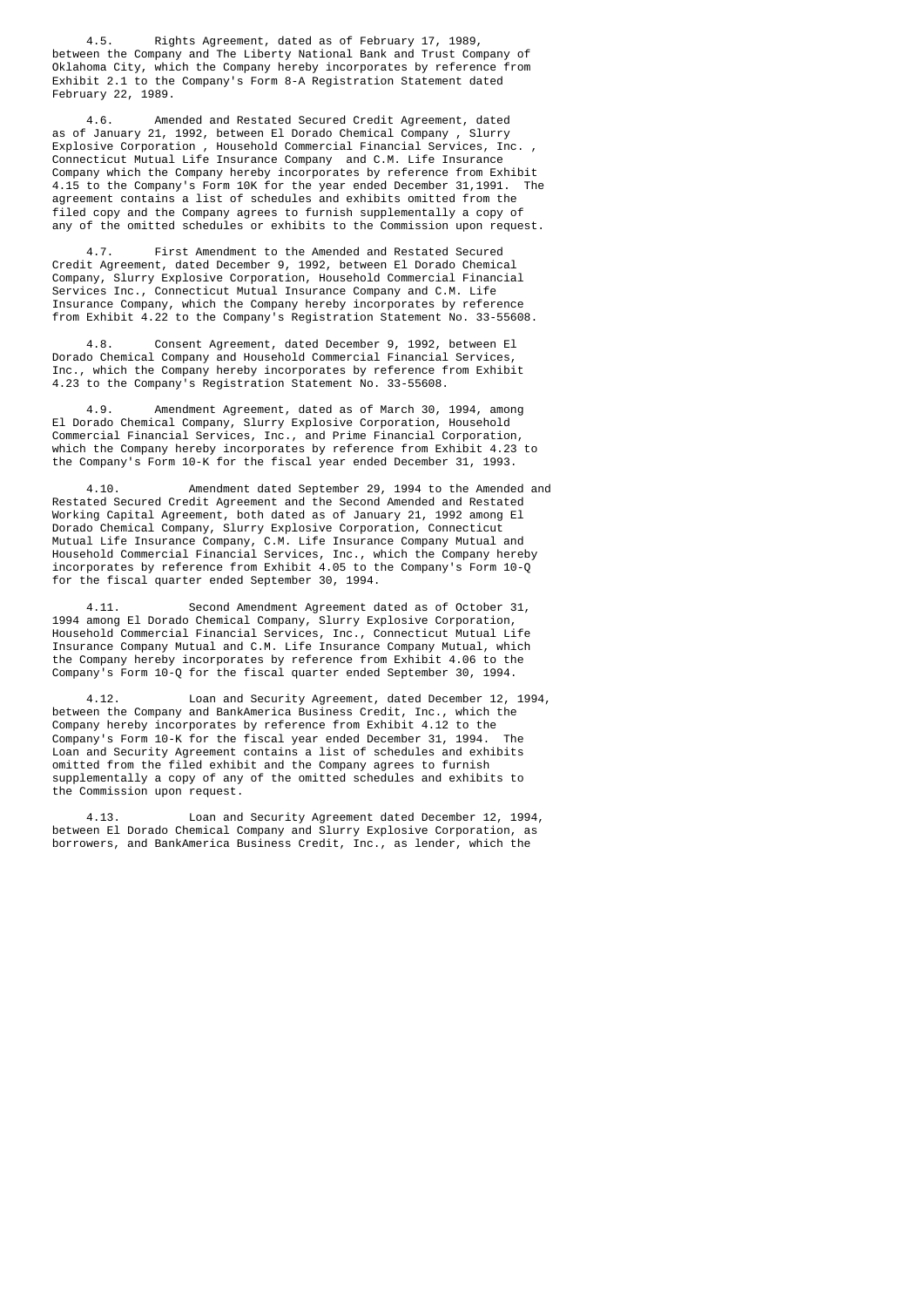4.5. Rights Agreement, dated as of February 17, 1989, between the Company and The Liberty National Bank and Trust Company of Oklahoma City, which the Company hereby incorporates by reference from Exhibit 2.1 to the Company's Form 8-A Registration Statement dated February 22, 1989.

4.6. Amended and Restated Secured Credit Agreement, dated as of January 21, 1992, between El Dorado Chemical Company , Slurry Explosive Corporation , Household Commercial Financial Services, Inc. , Connecticut Mutual Life Insurance Company and C.M. Life Insurance Company which the Company hereby incorporates by reference from Exhibit 4.15 to the Company's Form 10K for the year ended December 31,1991. The agreement contains a list of schedules and exhibits omitted from the filed copy and the Company agrees to furnish supplementally a copy of any of the omitted schedules or exhibits to the Commission upon request.

4.7. First Amendment to the Amended and Restated Secured Credit Agreement, dated December 9, 1992, between El Dorado Chemical Company, Slurry Explosive Corporation, Household Commercial Financial Services Inc., Connecticut Mutual Insurance Company and C.M. Life Insurance Company, which the Company hereby incorporates by reference from Exhibit 4.22 to the Company's Registration Statement No. 33-55608.

4.8. Consent Agreement, dated December 9, 1992, between El Dorado Chemical Company and Household Commercial Financial Services, Inc., which the Company hereby incorporates by reference from Exhibit 4.23 to the Company's Registration Statement No. 33-55608.

4.9. Amendment Agreement, dated as of March 30, 1994, among El Dorado Chemical Company, Slurry Explosive Corporation, Household Commercial Financial Services, Inc., and Prime Financial Corporation, which the Company hereby incorporates by reference from Exhibit 4.23 to the Company's Form 10-K for the fiscal year ended December 31, 1993.

4.10. Amendment dated September 29, 1994 to the Amended and Restated Secured Credit Agreement and the Second Amended and Restated Working Capital Agreement, both dated as of January 21, 1992 among El Dorado Chemical Company, Slurry Explosive Corporation, Connecticut Mutual Life Insurance Company, C.M. Life Insurance Company Mutual and Household Commercial Financial Services, Inc., which the Company hereby incorporates by reference from Exhibit 4.05 to the Company's Form 10-Q for the fiscal quarter ended September 30, 1994.

4.11. Second Amendment Agreement dated as of October 31, 1994 among El Dorado Chemical Company, Slurry Explosive Corporation, Household Commercial Financial Services, Inc., Connecticut Mutual Life Insurance Company Mutual and C.M. Life Insurance Company Mutual, which the Company hereby incorporates by reference from Exhibit 4.06 to the Company's Form 10-Q for the fiscal quarter ended September 30, 1994.

4.12. Loan and Security Agreement, dated December 12, 1994, between the Company and BankAmerica Business Credit, Inc., which the Company hereby incorporates by reference from Exhibit 4.12 to the Company's Form 10-K for the fiscal year ended December 31, 1994. The Loan and Security Agreement contains a list of schedules and exhibits omitted from the filed exhibit and the Company agrees to furnish supplementally a copy of any of the omitted schedules and exhibits to the Commission upon request.

4.13. Loan and Security Agreement dated December 12, 1994, between El Dorado Chemical Company and Slurry Explosive Corporation, as borrowers, and BankAmerica Business Credit, Inc., as lender, which the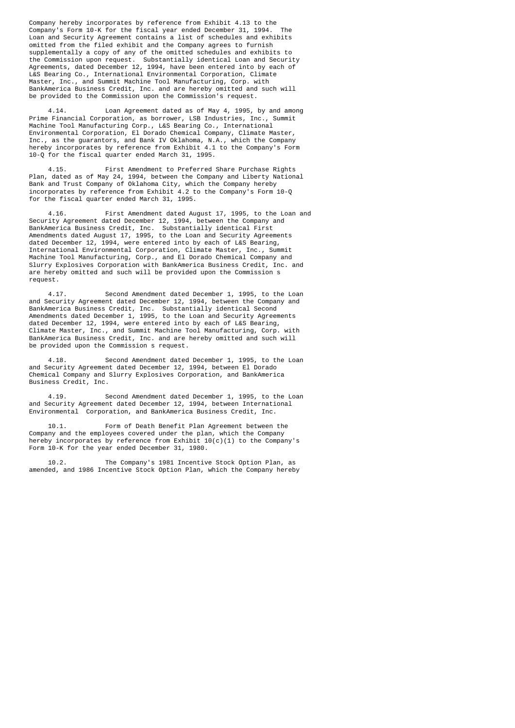Company hereby incorporates by reference from Exhibit 4.13 to the Company's Form 10-K for the fiscal year ended December 31, 1994. The Loan and Security Agreement contains a list of schedules and exhibits omitted from the filed exhibit and the Company agrees to furnish supplementally a copy of any of the omitted schedules and exhibits to the Commission upon request. Substantially identical Loan and Security Agreements, dated December 12, 1994, have been entered into by each of L&S Bearing Co., International Environmental Corporation, Climate Master, Inc., and Summit Machine Tool Manufacturing, Corp. with BankAmerica Business Credit, Inc. and are hereby omitted and such will be provided to the Commission upon the Commission's request.

4.14. Loan Agreement dated as of May 4, 1995, by and among Prime Financial Corporation, as borrower, LSB Industries, Inc., Summit Machine Tool Manufacturing Corp., L&S Bearing Co., International Environmental Corporation, El Dorado Chemical Company, Climate Master, Inc., as the guarantors, and Bank IV Oklahoma, N.A., which the Company hereby incorporates by reference from Exhibit 4.1 to the Company's Form 10-Q for the fiscal quarter ended March 31, 1995.

4.15. First Amendment to Preferred Share Purchase Rights Plan, dated as of May 24, 1994, between the Company and Liberty National Bank and Trust Company of Oklahoma City, which the Company hereby incorporates by reference from Exhibit 4.2 to the Company's Form 10-Q for the fiscal quarter ended March 31, 1995.

4.16. First Amendment dated August 17, 1995, to the Loan and Security Agreement dated December 12, 1994, between the Company and BankAmerica Business Credit, Inc. Substantially identical First Amendments dated August 17, 1995, to the Loan and Security Agreements dated December 12, 1994, were entered into by each of L&S Bearing, International Environmental Corporation, Climate Master, Inc., Summit Machine Tool Manufacturing, Corp., and El Dorado Chemical Company and Slurry Explosives Corporation with BankAmerica Business Credit, Inc. and are hereby omitted and such will be provided upon the Commission s request.

4.17. Second Amendment dated December 1, 1995, to the Loan and Security Agreement dated December 12, 1994, between the Company and BankAmerica Business Credit, Inc. Substantially identical Second Amendments dated December 1, 1995, to the Loan and Security Agreements dated December 12, 1994, were entered into by each of L&S Bearing, Climate Master, Inc., and Summit Machine Tool Manufacturing, Corp. with BankAmerica Business Credit, Inc. and are hereby omitted and such will be provided upon the Commission s request.

4.18. Second Amendment dated December 1, 1995, to the Loan and Security Agreement dated December 12, 1994, between El Dorado Chemical Company and Slurry Explosives Corporation, and BankAmerica Business Credit, Inc.

4.19. Second Amendment dated December 1, 1995, to the Loan and Security Agreement dated December 12, 1994, between International Environmental Corporation, and BankAmerica Business Credit, Inc.

10.1. Form of Death Benefit Plan Agreement between the Company and the employees covered under the plan, which the Company hereby incorporates by reference from Exhibit 10(c)(1) to the Company's Form 10-K for the year ended December 31, 1980.

10.2. The Company's 1981 Incentive Stock Option Plan, as amended, and 1986 Incentive Stock Option Plan, which the Company hereby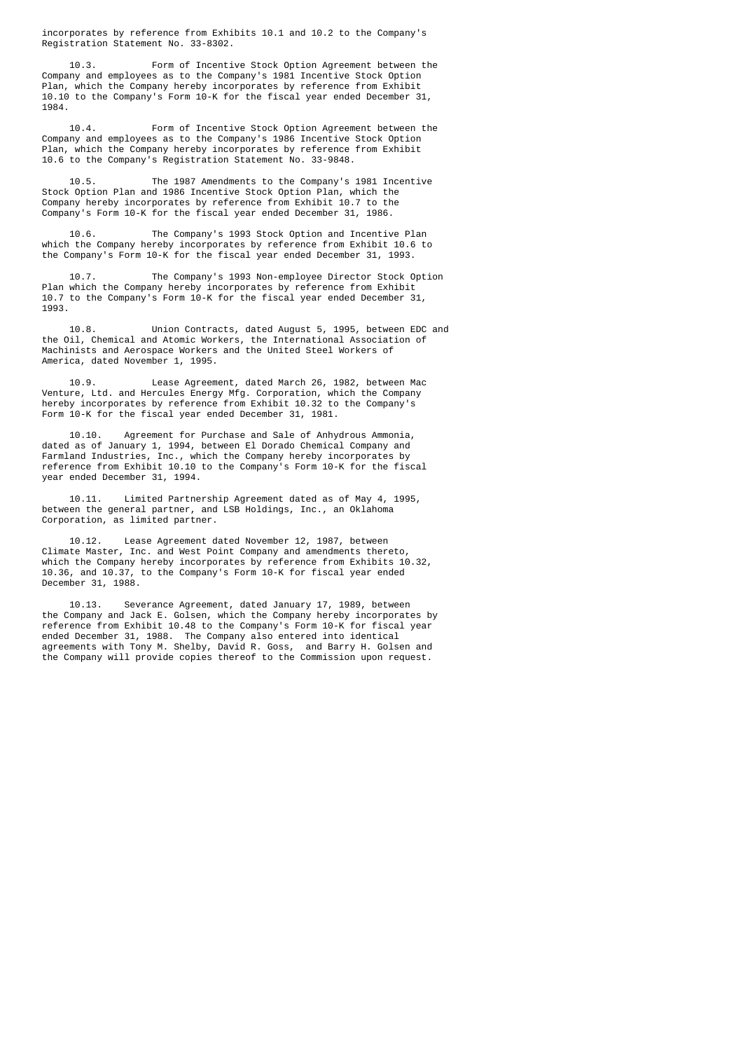incorporates by reference from Exhibits 10.1 and 10.2 to the Company's Registration Statement No. 33-8302.

10.3. Form of Incentive Stock Option Agreement between the Company and employees as to the Company's 1981 Incentive Stock Option Plan, which the Company hereby incorporates by reference from Exhibit 10.10 to the Company's Form 10-K for the fiscal year ended December 31, 1984.

10.4. Form of Incentive Stock Option Agreement between the Company and employees as to the Company's 1986 Incentive Stock Option Plan, which the Company hereby incorporates by reference from Exhibit 10.6 to the Company's Registration Statement No. 33-9848.

10.5. The 1987 Amendments to the Company's 1981 Incentive Stock Option Plan and 1986 Incentive Stock Option Plan, which the Company hereby incorporates by reference from Exhibit 10.7 to the Company's Form 10-K for the fiscal year ended December 31, 1986.

10.6. The Company's 1993 Stock Option and Incentive Plan which the Company hereby incorporates by reference from Exhibit 10.6 to the Company's Form 10-K for the fiscal year ended December 31, 1993.

10.7. The Company's 1993 Non-employee Director Stock Option Plan which the Company hereby incorporates by reference from Exhibit 10.7 to the Company's Form 10-K for the fiscal year ended December 31, 1993.

10.8. Union Contracts, dated August 5, 1995, between EDC and the Oil, Chemical and Atomic Workers, the International Association of Machinists and Aerospace Workers and the United Steel Workers of America, dated November 1, 1995.

10.9. Lease Agreement, dated March 26, 1982, between Mac Venture, Ltd. and Hercules Energy Mfg. Corporation, which the Company hereby incorporates by reference from Exhibit 10.32 to the Company's Form 10-K for the fiscal year ended December 31, 1981.

10.10. Agreement for Purchase and Sale of Anhydrous Ammonia, dated as of January 1, 1994, between El Dorado Chemical Company and Farmland Industries, Inc., which the Company hereby incorporates by reference from Exhibit 10.10 to the Company's Form 10-K for the fiscal year ended December 31, 1994.

10.11. Limited Partnership Agreement dated as of May 4, 1995, between the general partner, and LSB Holdings, Inc., an Oklahoma Corporation, as limited partner.

10.12. Lease Agreement dated November 12, 1987, between Climate Master, Inc. and West Point Company and amendments thereto, which the Company hereby incorporates by reference from Exhibits 10.32, 10.36, and 10.37, to the Company's Form 10-K for fiscal year ended December 31, 1988.

10.13. Severance Agreement, dated January 17, 1989, between the Company and Jack E. Golsen, which the Company hereby incorporates by reference from Exhibit 10.48 to the Company's Form 10-K for fiscal year ended December 31, 1988. The Company also entered into identical agreements with Tony M. Shelby, David R. Goss, and Barry H. Golsen and the Company will provide copies thereof to the Commission upon request.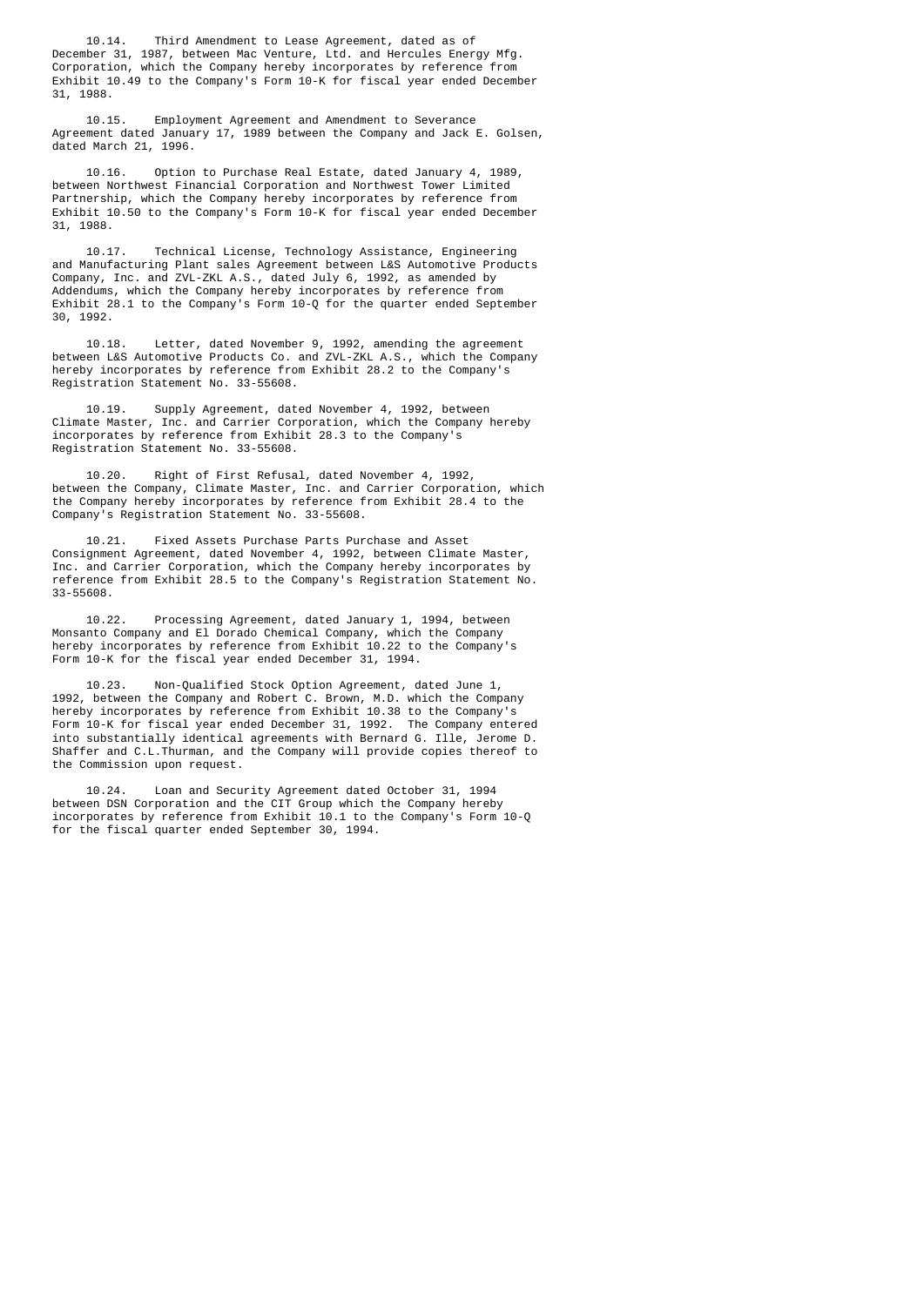10.14. Third Amendment to Lease Agreement, dated as of December 31, 1987, between Mac Venture, Ltd. and Hercules Energy Mfg. Corporation, which the Company hereby incorporates by reference from Exhibit 10.49 to the Company's Form 10-K for fiscal year ended December 31, 1988.

10.15. Employment Agreement and Amendment to Severance Agreement dated January 17, 1989 between the Company and Jack E. Golsen, dated March 21, 1996.

10.16. Option to Purchase Real Estate, dated January 4, 1989, between Northwest Financial Corporation and Northwest Tower Limited Partnership, which the Company hereby incorporates by reference from Exhibit 10.50 to the Company's Form 10-K for fiscal year ended December 31, 1988.

10.17. Technical License, Technology Assistance, Engineering and Manufacturing Plant sales Agreement between L&S Automotive Products Company, Inc. and ZVL-ZKL A.S., dated July 6, 1992, as amended by Addendums, which the Company hereby incorporates by reference from Exhibit 28.1 to the Company's Form 10-Q for the quarter ended September 30, 1992.

10.18. Letter, dated November 9, 1992, amending the agreement between L&S Automotive Products Co. and ZVL-ZKL A.S., which the Company hereby incorporates by reference from Exhibit 28.2 to the Company's Registration Statement No. 33-55608.

10.19. Supply Agreement, dated November 4, 1992, between Climate Master, Inc. and Carrier Corporation, which the Company hereby incorporates by reference from Exhibit 28.3 to the Company's Registration Statement No. 33-55608.

10.20. Right of First Refusal, dated November 4, 1992, between the Company, Climate Master, Inc. and Carrier Corporation, which the Company hereby incorporates by reference from Exhibit 28.4 to the Company's Registration Statement No. 33-55608.

10.21. Fixed Assets Purchase Parts Purchase and Asset Consignment Agreement, dated November 4, 1992, between Climate Master, Inc. and Carrier Corporation, which the Company hereby incorporates by reference from Exhibit 28.5 to the Company's Registration Statement No. 33-55608.

10.22. Processing Agreement, dated January 1, 1994, between Monsanto Company and El Dorado Chemical Company, which the Company hereby incorporates by reference from Exhibit 10.22 to the Company's Form 10-K for the fiscal year ended December 31, 1994.

10.23. Non-Qualified Stock Option Agreement, dated June 1, 1992, between the Company and Robert C. Brown, M.D. which the Company hereby incorporates by reference from Exhibit 10.38 to the Company's Form 10-K for fiscal year ended December 31, 1992. The Company entered into substantially identical agreements with Bernard G. Ille, Jerome D. Shaffer and C.L.Thurman, and the Company will provide copies thereof to the Commission upon request.

10.24. Loan and Security Agreement dated October 31, 1994 between DSN Corporation and the CIT Group which the Company hereby incorporates by reference from Exhibit 10.1 to the Company's Form 10-Q for the fiscal quarter ended September 30, 1994.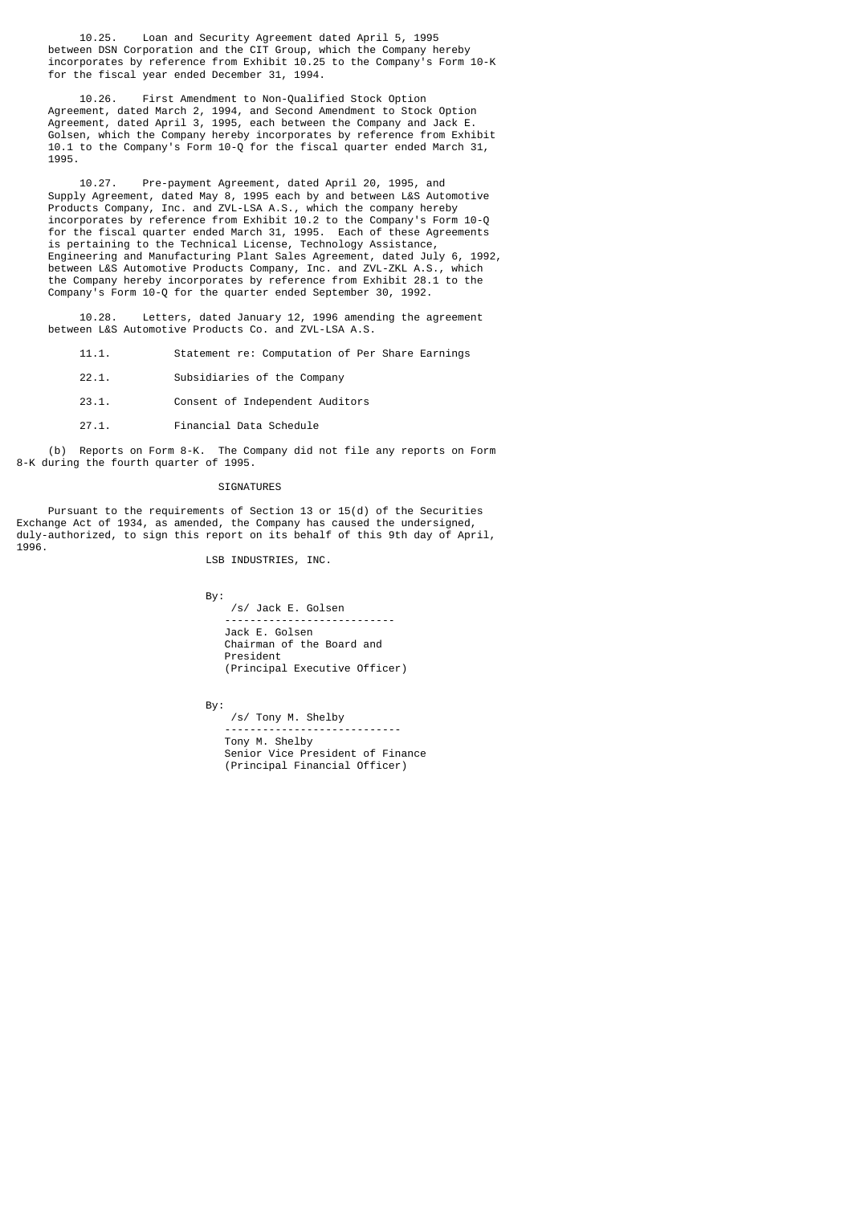10.25. Loan and Security Agreement dated April 5, 1995 between DSN Corporation and the CIT Group, which the Company hereby incorporates by reference from Exhibit 10.25 to the Company's Form 10-K for the fiscal year ended December 31, 1994.

10.26. First Amendment to Non-Qualified Stock Option Agreement, dated March 2, 1994, and Second Amendment to Stock Option Agreement, dated April 3, 1995, each between the Company and Jack E. Golsen, which the Company hereby incorporates by reference from Exhibit 10.1 to the Company's Form 10-Q for the fiscal quarter ended March 31, 1995.

10.27. Pre-payment Agreement, dated April 20, 1995, and Supply Agreement, dated May 8, 1995 each by and between L&S Automotive Products Company, Inc. and ZVL-LSA A.S., which the company hereby incorporates by reference from Exhibit 10.2 to the Company's Form 10-Q for the fiscal quarter ended March 31, 1995. Each of these Agreements is pertaining to the Technical License, Technology Assistance, Engineering and Manufacturing Plant Sales Agreement, dated July 6, 1992, between L&S Automotive Products Company, Inc. and ZVL-ZKL A.S., which the Company hereby incorporates by reference from Exhibit 28.1 to the Company's Form 10-Q for the quarter ended September 30, 1992.

10.28. Letters, dated January 12, 1996 amending the agreement between L&S Automotive Products Co. and ZVL-LSA A.S.

11.1. Statement re: Computation of Per Share Earnings

22.1. Subsidiaries of the Company

23.1. Consent of Independent Auditors

27.1. Financial Data Schedule

(b) Reports on Form 8-K. The Company did not file any reports on Form 8-K during the fourth quarter of 1995.

SIGNATURES

Pursuant to the requirements of Section 13 or 15(d) of the Securities Exchange Act of 1934, as amended, the Company has caused the undersigned, duly-authorized, to sign this report on its behalf of this 9th day of April, 1996.

LSB INDUSTRIES, INC.

By:
/s/ Jack E. Golsen
---------------------------
Jack E. Golsen
Chairman of the Board and
President
(Principal Executive Officer)

By:
/s/ Tony M. Shelby
----------------------------
Tony M. Shelby
Senior Vice President of Finance
(Principal Financial Officer)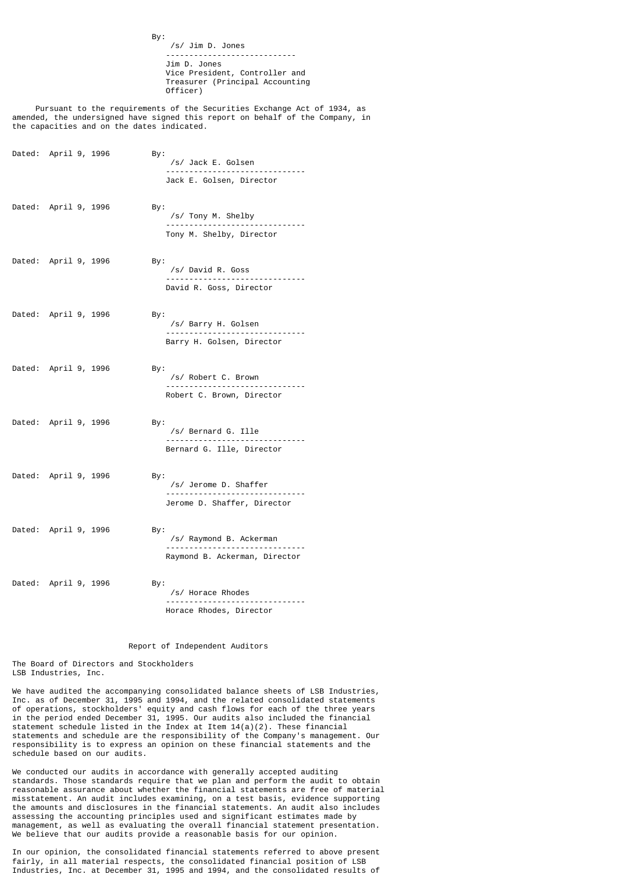By:
/s/ Jim D. Jones

Jim D. Jones
Vice President, Controller and
Treasurer (Principal Accounting
Officer)

Pursuant to the requirements of the Securities Exchange Act of 1934, as amended, the undersigned have signed this report on behalf of the Company, in the capacities and on the dates indicated.

Dated: April 9, 1996 By:
/s/ Jack E. Golsen
Jack E. Golsen, Director

Dated: April 9, 1996 By:
/s/ Tony M. Shelby
Tony M. Shelby, Director

Dated: April 9, 1996 By:
/s/ David R. Goss
David R. Goss, Director

Dated: April 9, 1996 By:
/s/ Barry H. Golsen
Barry H. Golsen, Director

Dated: April 9, 1996 By:
/s/ Robert C. Brown
Robert C. Brown, Director

Dated: April 9, 1996 By:
/s/ Bernard G. Ille
Bernard G. Ille, Director

Dated: April 9, 1996 By:
/s/ Jerome D. Shaffer
Jerome D. Shaffer, Director

Dated: April 9, 1996 By:
/s/ Raymond B. Ackerman
Raymond B. Ackerman, Director

Dated: April 9, 1996 By:
/s/ Horace Rhodes
Horace Rhodes, Director

## Report of Independent Auditors

The Board of Directors and Stockholders
LSB Industries, Inc.

We have audited the accompanying consolidated balance sheets of LSB Industries, Inc. as of December 31, 1995 and 1994, and the related consolidated statements of operations, stockholders' equity and cash flows for each of the three years in the period ended December 31, 1995. Our audits also included the financial statement schedule listed in the Index at Item 14(a)(2). These financial statements and schedule are the responsibility of the Company's management. Our responsibility is to express an opinion on these financial statements and the schedule based on our audits.

We conducted our audits in accordance with generally accepted auditing standards. Those standards require that we plan and perform the audit to obtain reasonable assurance about whether the financial statements are free of material misstatement. An audit includes examining, on a test basis, evidence supporting the amounts and disclosures in the financial statements. An audit also includes assessing the accounting principles used and significant estimates made by management, as well as evaluating the overall financial statement presentation. We believe that our audits provide a reasonable basis for our opinion.

In our opinion, the consolidated financial statements referred to above present fairly, in all material respects, the consolidated financial position of LSB Industries, Inc. at December 31, 1995 and 1994, and the consolidated results of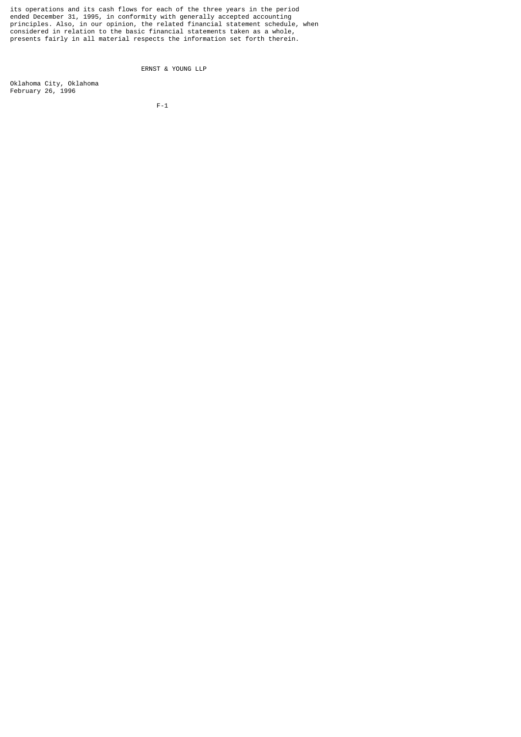its operations and its cash flows for each of the three years in the period ended December 31, 1995, in conformity with generally accepted accounting principles. Also, in our opinion, the related financial statement schedule, when considered in relation to the basic financial statements taken as a whole, presents fairly in all material respects the information set forth therein.

ERNST & YOUNG LLP

Oklahoma City, Oklahoma
February 26, 1996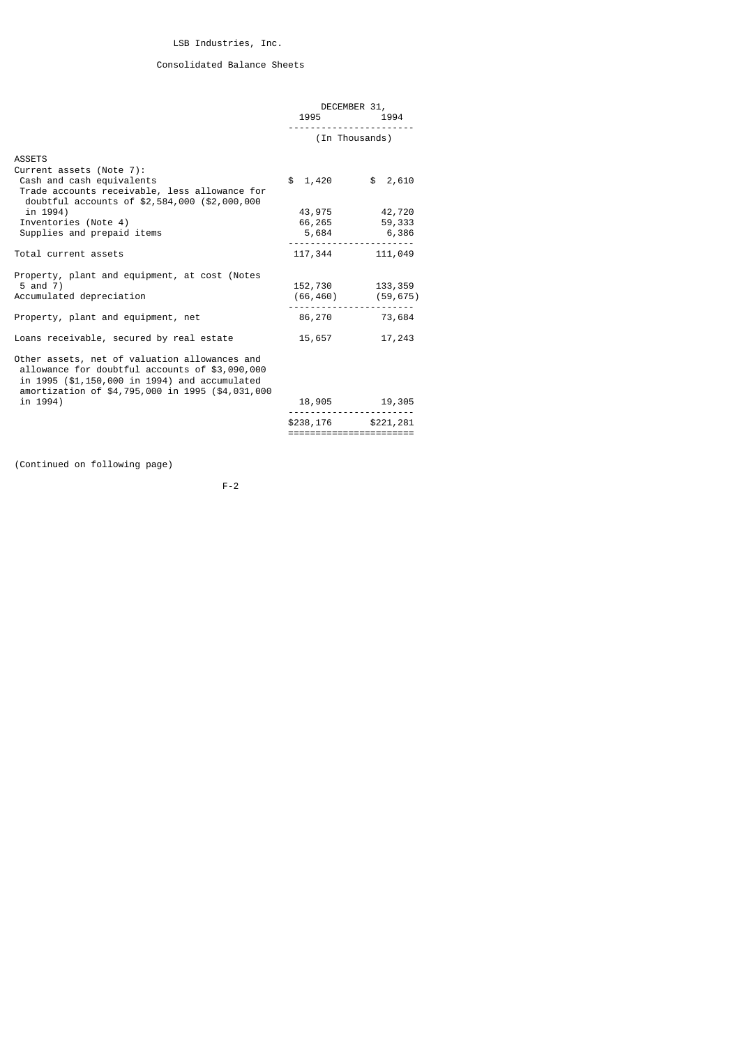# LSB Industries, Inc.

## Consolidated Balance Sheets

| | DECEMBER 31, 1995 | DECEMBER 31, 1994 |
|---|---|---|
| | (In Thousands) | |
| **ASSETS** | | |
| Current assets (Note 7): | | |
| Cash and cash equivalents | $ 1,420 | $ 2,610 |
| Trade accounts receivable, less allowance for doubtful accounts of $2,584,000 ($2,000,000 in 1994) | 43,975 | 42,720 |
| Inventories (Note 4) | 66,265 | 59,333 |
| Supplies and prepaid items | 5,684 | 6,386 |
| Total current assets | 117,344 | 111,049 |
| Property, plant and equipment, at cost (Notes 5 and 7) | 152,730 | 133,359 |
| Accumulated depreciation | (66,460) | (59,675) |
| Property, plant and equipment, net | 86,270 | 73,684 |
| Loans receivable, secured by real estate | 15,657 | 17,243 |
| Other assets, net of valuation allowances and allowance for doubtful accounts of $3,090,000 in 1995 ($1,150,000 in 1994) and accumulated amortization of $4,795,000 in 1995 ($4,031,000 in 1994) | 18,905 | 19,305 |
| | $238,176 | $221,281 |

(Continued on following page)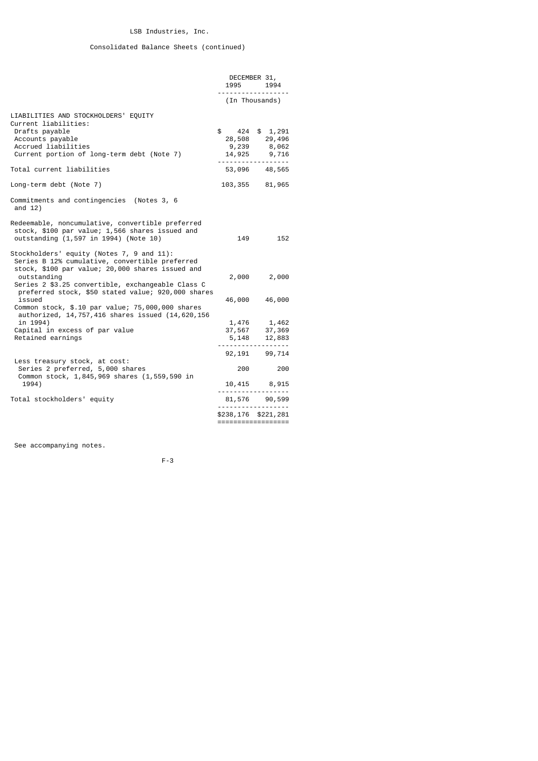LSB Industries, Inc.

Consolidated Balance Sheets (continued)

| | DECEMBER 31, 1995 | 1994 |
|---|---|---|
| | (In Thousands) | |
| **LIABILITIES AND STOCKHOLDERS' EQUITY** | | |
| Current liabilities: | | |
| Drafts payable | $ 424 | $ 1,291 |
| Accounts payable | 28,508 | 29,496 |
| Accrued liabilities | 9,239 | 8,062 |
| Current portion of long-term debt (Note 7) | 14,925 | 9,716 |
| Total current liabilities | 53,096 | 48,565 |
| Long-term debt (Note 7) | 103,355 | 81,965 |
| Commitments and contingencies (Notes 3, 6 and 12) | | |
| Redeemable, noncumulative, convertible preferred stock, $100 par value; 1,566 shares issued and outstanding (1,597 in 1994) (Note 10) | 149 | 152 |
| Stockholders' equity (Notes 7, 9 and 11): | | |
| Series B 12% cumulative, convertible preferred stock, $100 par value; 20,000 shares issued and outstanding | 2,000 | 2,000 |
| Series 2 $3.25 convertible, exchangeable Class C preferred stock, $50 stated value; 920,000 shares issued | 46,000 | 46,000 |
| Common stock, $.10 par value; 75,000,000 shares authorized, 14,757,416 shares issued (14,620,156 in 1994) | 1,476 | 1,462 |
| Capital in excess of par value | 37,567 | 37,369 |
| Retained earnings | 5,148 | 12,883 |
| | 92,191 | 99,714 |
| Less treasury stock, at cost: | | |
| Series 2 preferred, 5,000 shares | 200 | 200 |
| Common stock, 1,845,969 shares (1,559,590 in 1994) | 10,415 | 8,915 |
| Total stockholders' equity | 81,576 | 90,599 |
| | $238,176 | $221,281 |

See accompanying notes.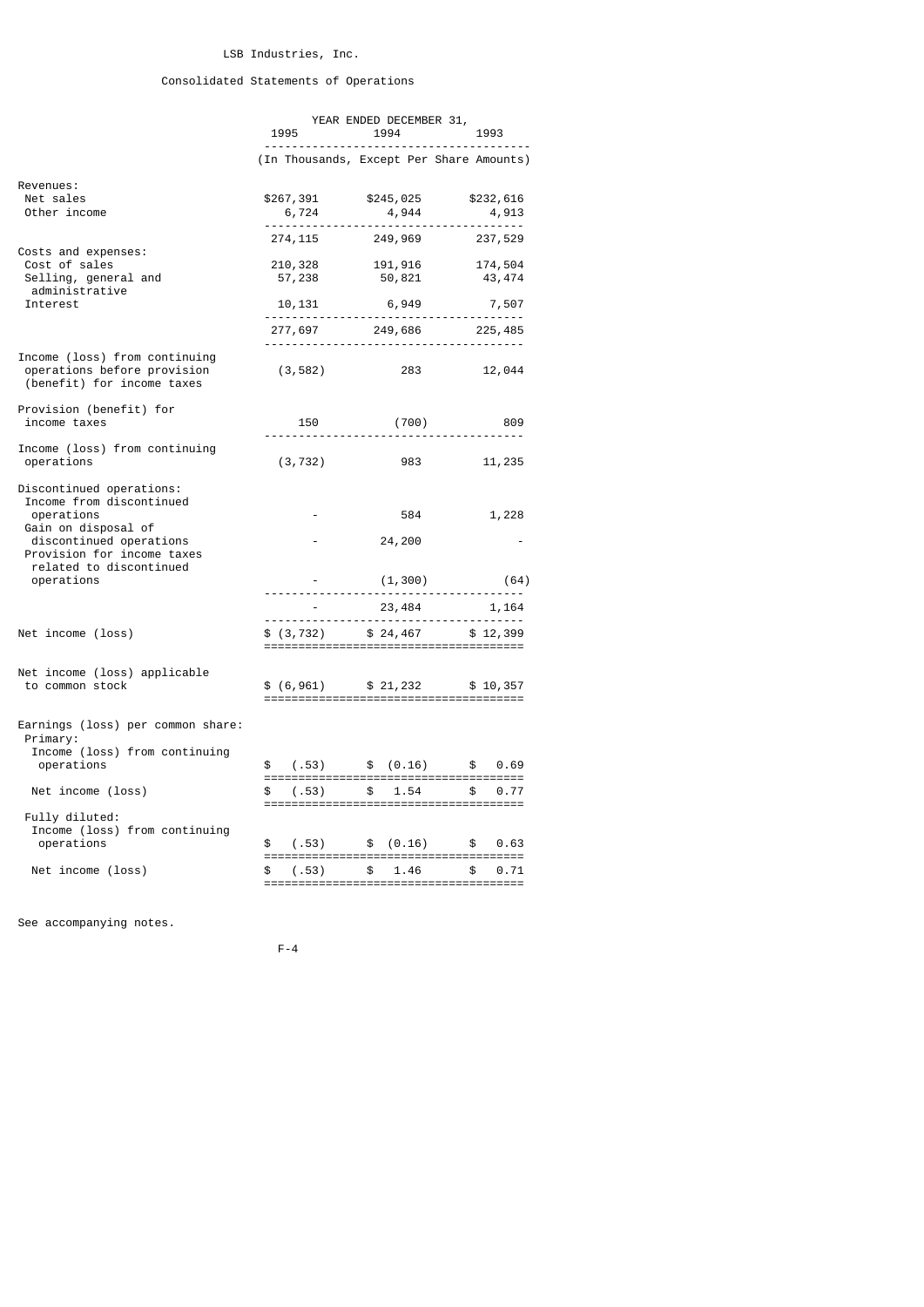LSB Industries, Inc.

Consolidated Statements of Operations

| | YEAR ENDED DECEMBER 31, | | |
|---|---|---|---|
| | 1995 | 1994 | 1993 |
| | (In Thousands, Except Per Share Amounts) | | |
| Revenues: | | | |
| Net sales | $267,391 | $245,025 | $232,616 |
| Other income | 6,724 | 4,944 | 4,913 |
| | 274,115 | 249,969 | 237,529 |
| Costs and expenses: | | | |
| Cost of sales | 210,328 | 191,916 | 174,504 |
| Selling, general and administrative | 57,238 | 50,821 | 43,474 |
| Interest | 10,131 | 6,949 | 7,507 |
| | 277,697 | 249,686 | 225,485 |
| Income (loss) from continuing operations before provision (benefit) for income taxes | (3,582) | 283 | 12,044 |
| Provision (benefit) for income taxes | 150 | (700) | 809 |
| Income (loss) from continuing operations | (3,732) | 983 | 11,235 |
| Discontinued operations: | | | |
| Income from discontinued operations | - | 584 | 1,228 |
| Gain on disposal of discontinued operations | - | 24,200 | - |
| Provision for income taxes related to discontinued operations | - | (1,300) | (64) |
| | - | 23,484 | 1,164 |
| Net income (loss) | $ (3,732) | $ 24,467 | $ 12,399 |
| Net income (loss) applicable to common stock | $ (6,961) | $ 21,232 | $ 10,357 |
| Earnings (loss) per common share: | | | |
| Primary: | | | |
| Income (loss) from continuing operations | $ (.53) | $ (0.16) | $ 0.69 |
| Net income (loss) | $ (.53) | $ 1.54 | $ 0.77 |
| Fully diluted: | | | |
| Income (loss) from continuing operations | $ (.53) | $ (0.16) | $ 0.63 |
| Net income (loss) | $ (.53) | $ 1.46 | $ 0.71 |

See accompanying notes.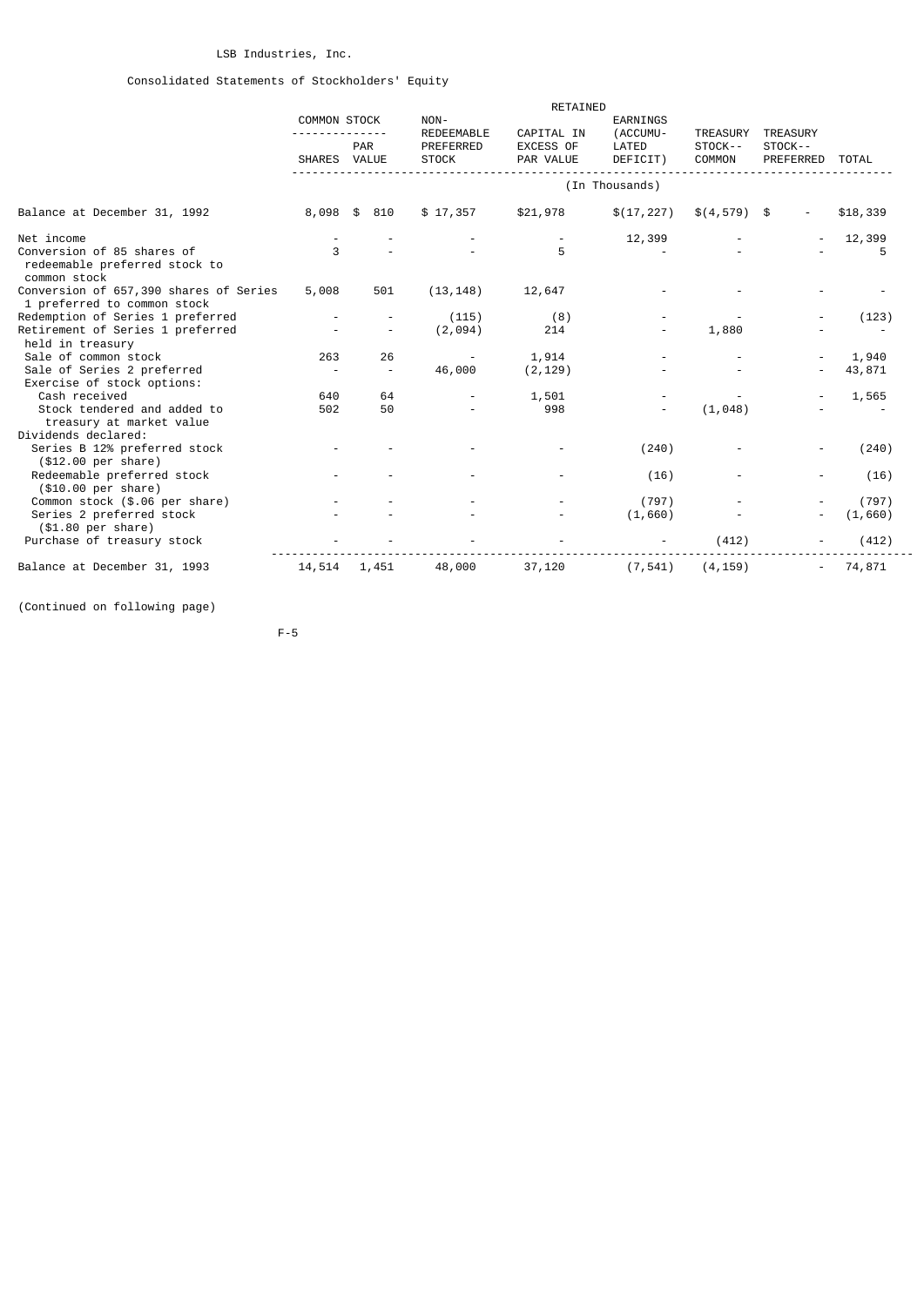LSB Industries, Inc.

Consolidated Statements of Stockholders' Equity

| | Common Stock Shares | Common Stock Par Value | Non-Redeemable Preferred Stock | Capital in Excess of Par Value | Retained Earnings (Accumulated Deficit) | Treasury Stock-- Common | Treasury Stock-- Preferred | Total |
|---|---|---|---|---|---|---|---|---|
| | (In Thousands) | | | | | | | |
| Balance at December 31, 1992 | 8,098 | $ 810 | $ 17,357 | $21,978 | $(17,227) | $(4,579) | $ - | $18,339 |
| Net income | - | - | - | - | 12,399 | - | - | 12,399 |
| Conversion of 85 shares of redeemable preferred stock to common stock | 3 | - | - | 5 | - | - | - | 5 |
| Conversion of 657,390 shares of Series 1 preferred to common stock | 5,008 | 501 | (13,148) | 12,647 | - | - | - | - |
| Redemption of Series 1 preferred | - | - | (115) | (8) | - | - | - | (123) |
| Retirement of Series 1 preferred held in treasury | - | - | (2,094) | 214 | - | 1,880 | - | - |
| Sale of common stock | 263 | 26 | - | 1,914 | - | - | - | 1,940 |
| Sale of Series 2 preferred | - | - | 46,000 | (2,129) | - | - | - | 43,871 |
| Exercise of stock options: | | | | | | | | |
| Cash received | 640 | 64 | - | 1,501 | - | - | - | 1,565 |
| Stock tendered and added to treasury at market value | 502 | 50 | - | 998 | - | (1,048) | - | - |
| Dividends declared: | | | | | | | | |
| Series B 12% preferred stock ($12.00 per share) | - | - | - | - | (240) | - | - | (240) |
| Redeemable preferred stock ($10.00 per share) | - | - | - | - | (16) | - | - | (16) |
| Common stock ($.06 per share) | - | - | - | - | (797) | - | - | (797) |
| Series 2 preferred stock ($1.80 per share) | - | - | - | - | (1,660) | - | - | (1,660) |
| Purchase of treasury stock | - | - | - | - | - | (412) | - | (412) |
| Balance at December 31, 1993 | 14,514 | 1,451 | 48,000 | 37,120 | (7,541) | (4,159) | - | 74,871 |

(Continued on following page)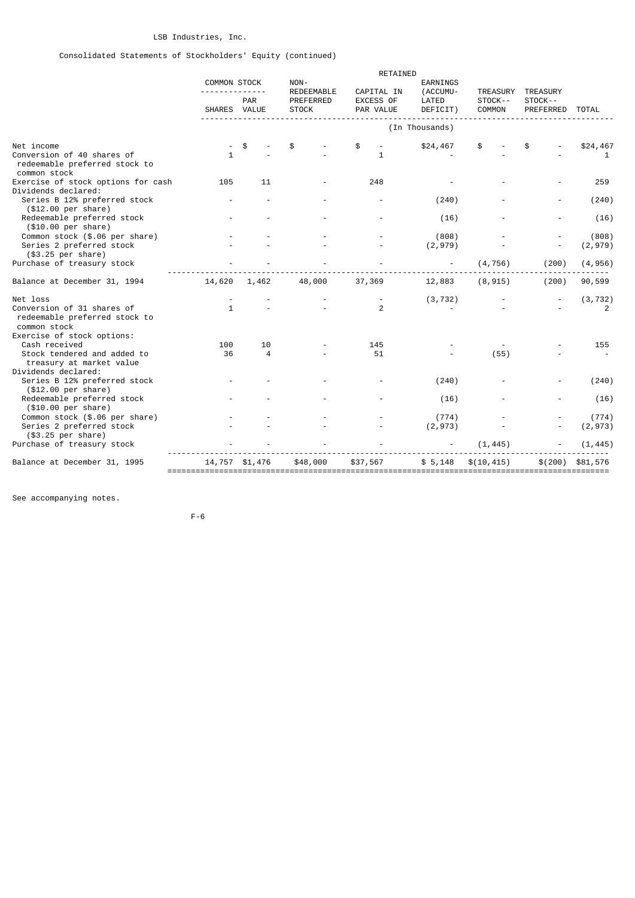LSB Industries, Inc.

Consolidated Statements of Stockholders' Equity (continued)

| | COMMON STOCK SHARES | COMMON STOCK PAR VALUE | NON-REDEEMABLE PREFERRED STOCK | CAPITAL IN EXCESS OF PAR VALUE | RETAINED EARNINGS (ACCUMULATED DEFICIT) | TREASURY STOCK--COMMON | TREASURY STOCK--PREFERRED | TOTAL |
|---|---|---|---|---|---|---|---|---|
| | | | | (In Thousands) | | | | |
| Net income | - | $ - | $ - | $ - | $24,467 | $ - | $ - | $24,467 |
| Conversion of 40 shares of redeemable preferred stock to common stock | 1 | - | - | 1 | - | - | - | 1 |
| Exercise of stock options for cash | 105 | 11 | - | 248 | - | - | - | 259 |
| Dividends declared: | | | | | | | | |
| Series B 12% preferred stock ($12.00 per share) | - | - | - | - | (240) | - | - | (240) |
| Redeemable preferred stock ($10.00 per share) | - | - | - | - | (16) | - | - | (16) |
| Common stock ($.06 per share) | - | - | - | - | (808) | - | - | (808) |
| Series 2 preferred stock ($3.25 per share) | - | - | - | - | (2,979) | - | - | (2,979) |
| Purchase of treasury stock | - | - | - | - | - | (4,756) | (200) | (4,956) |
| Balance at December 31, 1994 | 14,620 | 1,462 | 48,000 | 37,369 | 12,883 | (8,915) | (200) | 90,599 |
| Net loss | - | - | - | - | (3,732) | - | - | (3,732) |
| Conversion of 31 shares of redeemable preferred stock to common stock | 1 | - | - | 2 | - | - | - | 2 |
| Exercise of stock options: | | | | | | | | |
| Cash received | 100 | 10 | - | 145 | - | - | - | 155 |
| Stock tendered and added to treasury at market value | 36 | 4 | - | 51 | - | (55) | - | - |
| Dividends declared: | | | | | | | | |
| Series B 12% preferred stock ($12.00 per share) | - | - | - | - | (240) | - | - | (240) |
| Redeemable preferred stock ($10.00 per share) | - | - | - | - | (16) | - | - | (16) |
| Common stock ($.06 per share) | - | - | - | - | (774) | - | - | (774) |
| Series 2 preferred stock ($3.25 per share) | - | - | - | - | (2,973) | - | - | (2,973) |
| Purchase of treasury stock | - | - | - | - | - | (1,445) | - | (1,445) |
| Balance at December 31, 1995 | 14,757 | $1,476 | $48,000 | $37,567 | $ 5,148 | $(10,415) | $(200) | $81,576 |

See accompanying notes.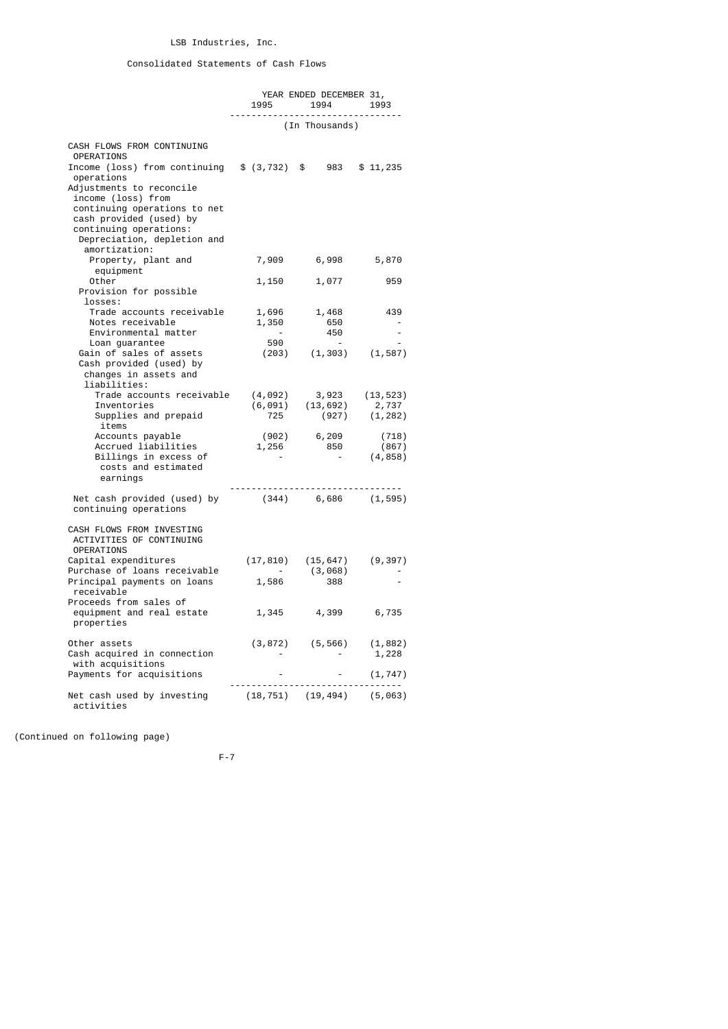LSB Industries, Inc.

Consolidated Statements of Cash Flows

| | YEAR ENDED DECEMBER 31, | | |
|---|---|---|---|
| | 1995 | 1994 | 1993 |
| | (In Thousands) | | |
| CASH FLOWS FROM CONTINUING OPERATIONS | | | |
| Income (loss) from continuing operations | $ (3,732) | $ 983 | $ 11,235 |
| Adjustments to reconcile income (loss) from continuing operations to net cash provided (used) by continuing operations: | | | |
| Depreciation, depletion and amortization: | | | |
| Property, plant and equipment | 7,909 | 6,998 | 5,870 |
| Other | 1,150 | 1,077 | 959 |
| Provision for possible losses: | | | |
| Trade accounts receivable | 1,696 | 1,468 | 439 |
| Notes receivable | 1,350 | 650 | - |
| Environmental matter | - | 450 | - |
| Loan guarantee | 590 | - | - |
| Gain of sales of assets | (203) | (1,303) | (1,587) |
| Cash provided (used) by changes in assets and liabilities: | | | |
| Trade accounts receivable | (4,092) | 3,923 | (13,523) |
| Inventories | (6,091) | (13,692) | 2,737 |
| Supplies and prepaid items | 725 | (927) | (1,282) |
| Accounts payable | (902) | 6,209 | (718) |
| Accrued liabilities | 1,256 | 850 | (867) |
| Billings in excess of costs and estimated earnings | - | - | (4,858) |
| Net cash provided (used) by continuing operations | (344) | 6,686 | (1,595) |
| CASH FLOWS FROM INVESTING ACTIVITIES OF CONTINUING OPERATIONS | | | |
| Capital expenditures | (17,810) | (15,647) | (9,397) |
| Purchase of loans receivable | - | (3,068) | - |
| Principal payments on loans receivable | 1,586 | 388 | - |
| Proceeds from sales of equipment and real estate properties | 1,345 | 4,399 | 6,735 |
| Other assets | (3,872) | (5,566) | (1,882) |
| Cash acquired in connection with acquisitions | - | - | 1,228 |
| Payments for acquisitions | - | - | (1,747) |
| Net cash used by investing activities | (18,751) | (19,494) | (5,063) |

(Continued on following page)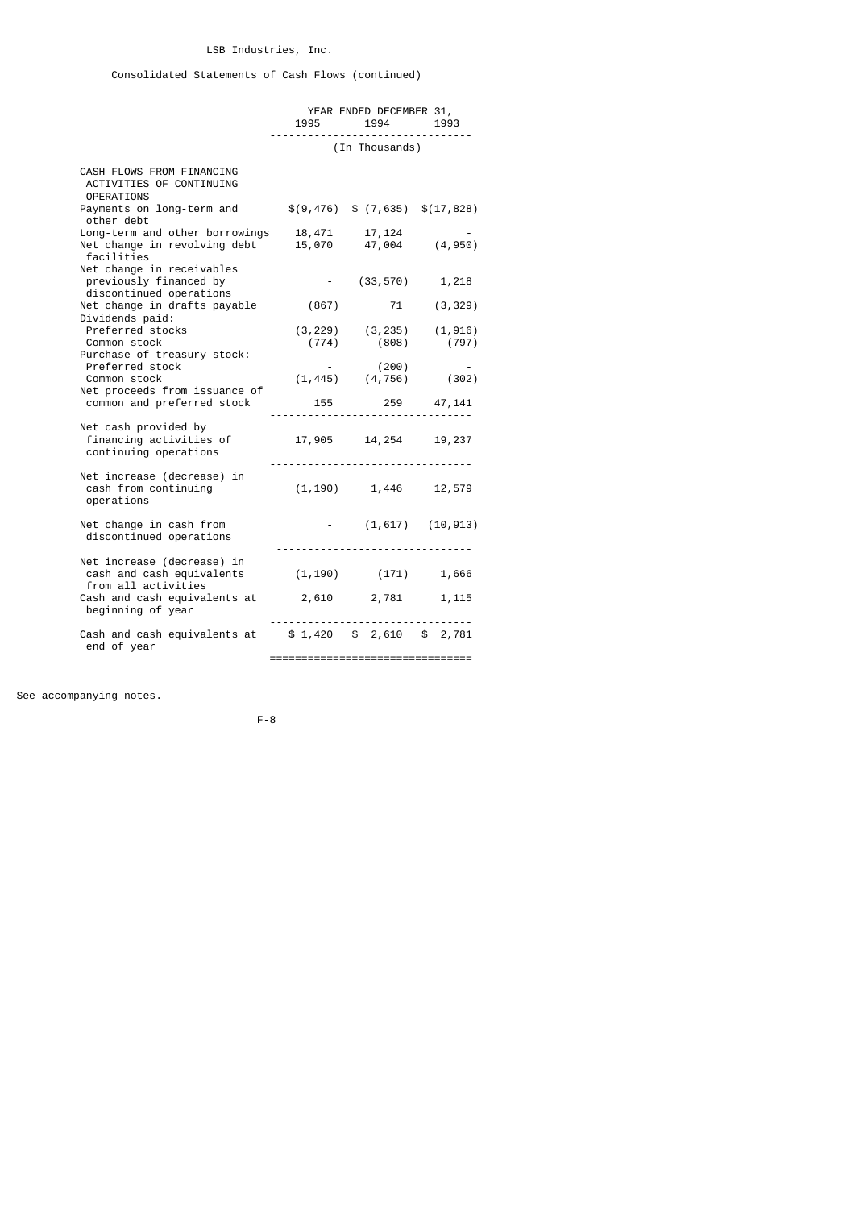LSB Industries, Inc.

Consolidated Statements of Cash Flows (continued)

| | YEAR ENDED DECEMBER 31, | | |
|---|---|---|---|
| | 1995 | 1994 | 1993 |
| | (In Thousands) | | |
| CASH FLOWS FROM FINANCING ACTIVITIES OF CONTINUING OPERATIONS | | | |
| Payments on long-term and other debt | $(9,476) | $ (7,635) | $(17,828) |
| Long-term and other borrowings | 18,471 | 17,124 | - |
| Net change in revolving debt facilities | 15,070 | 47,004 | (4,950) |
| Net change in receivables previously financed by discontinued operations | - | (33,570) | 1,218 |
| Net change in drafts payable | (867) | 71 | (3,329) |
| Dividends paid: | | | |
| Preferred stocks | (3,229) | (3,235) | (1,916) |
| Common stock | (774) | (808) | (797) |
| Purchase of treasury stock: | | | |
| Preferred stock | - | (200) | - |
| Common stock | (1,445) | (4,756) | (302) |
| Net proceeds from issuance of common and preferred stock | 155 | 259 | 47,141 |
| Net cash provided by financing activities of continuing operations | 17,905 | 14,254 | 19,237 |
| Net increase (decrease) in cash from continuing operations | (1,190) | 1,446 | 12,579 |
| Net change in cash from discontinued operations | - | (1,617) | (10,913) |
| Net increase (decrease) in cash and cash equivalents from all activities | (1,190) | (171) | 1,666 |
| Cash and cash equivalents at beginning of year | 2,610 | 2,781 | 1,115 |
| Cash and cash equivalents at end of year | $ 1,420 | $ 2,610 | $ 2,781 |

See accompanying notes.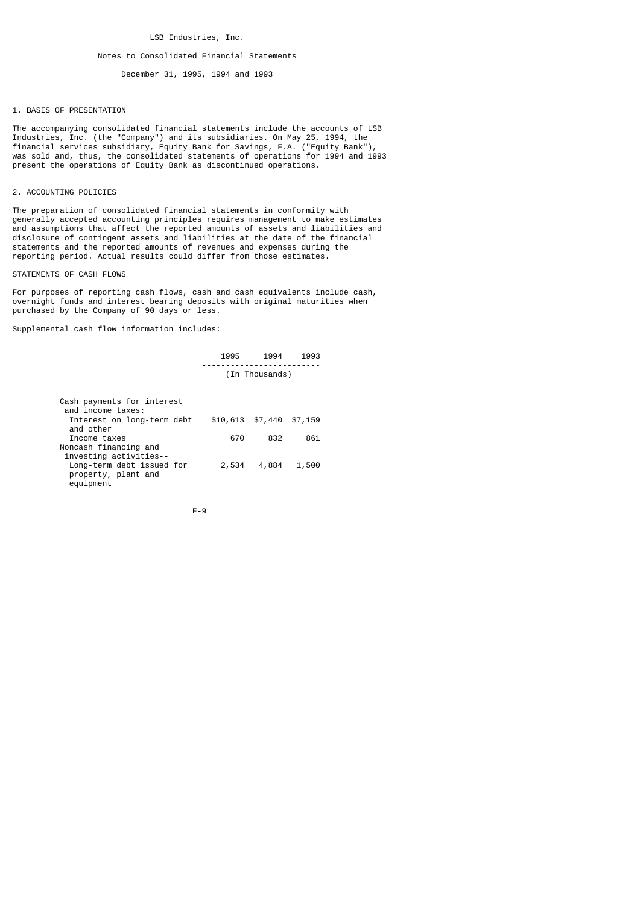LSB Industries, Inc.

Notes to Consolidated Financial Statements

December 31, 1995, 1994 and 1993

## 1. BASIS OF PRESENTATION

The accompanying consolidated financial statements include the accounts of LSB Industries, Inc. (the "Company") and its subsidiaries. On May 25, 1994, the financial services subsidiary, Equity Bank for Savings, F.A. ("Equity Bank"), was sold and, thus, the consolidated statements of operations for 1994 and 1993 present the operations of Equity Bank as discontinued operations.

## 2. ACCOUNTING POLICIES

The preparation of consolidated financial statements in conformity with generally accepted accounting principles requires management to make estimates and assumptions that affect the reported amounts of assets and liabilities and disclosure of contingent assets and liabilities at the date of the financial statements and the reported amounts of revenues and expenses during the reporting period. Actual results could differ from those estimates.

### STATEMENTS OF CASH FLOWS

For purposes of reporting cash flows, cash and cash equivalents include cash, overnight funds and interest bearing deposits with original maturities when purchased by the Company of 90 days or less.

Supplemental cash flow information includes:

| | 1995 | 1994 | 1993 |
|---|---|---|---|
| | (In Thousands) | | |
| Cash payments for interest and income taxes: | | | |
| Interest on long-term debt and other | $10,613 | $7,440 | $7,159 |
| Income taxes | 670 | 832 | 861 |
| Noncash financing and investing activities-- | | | |
| Long-term debt issued for property, plant and equipment | 2,534 | 4,884 | 1,500 |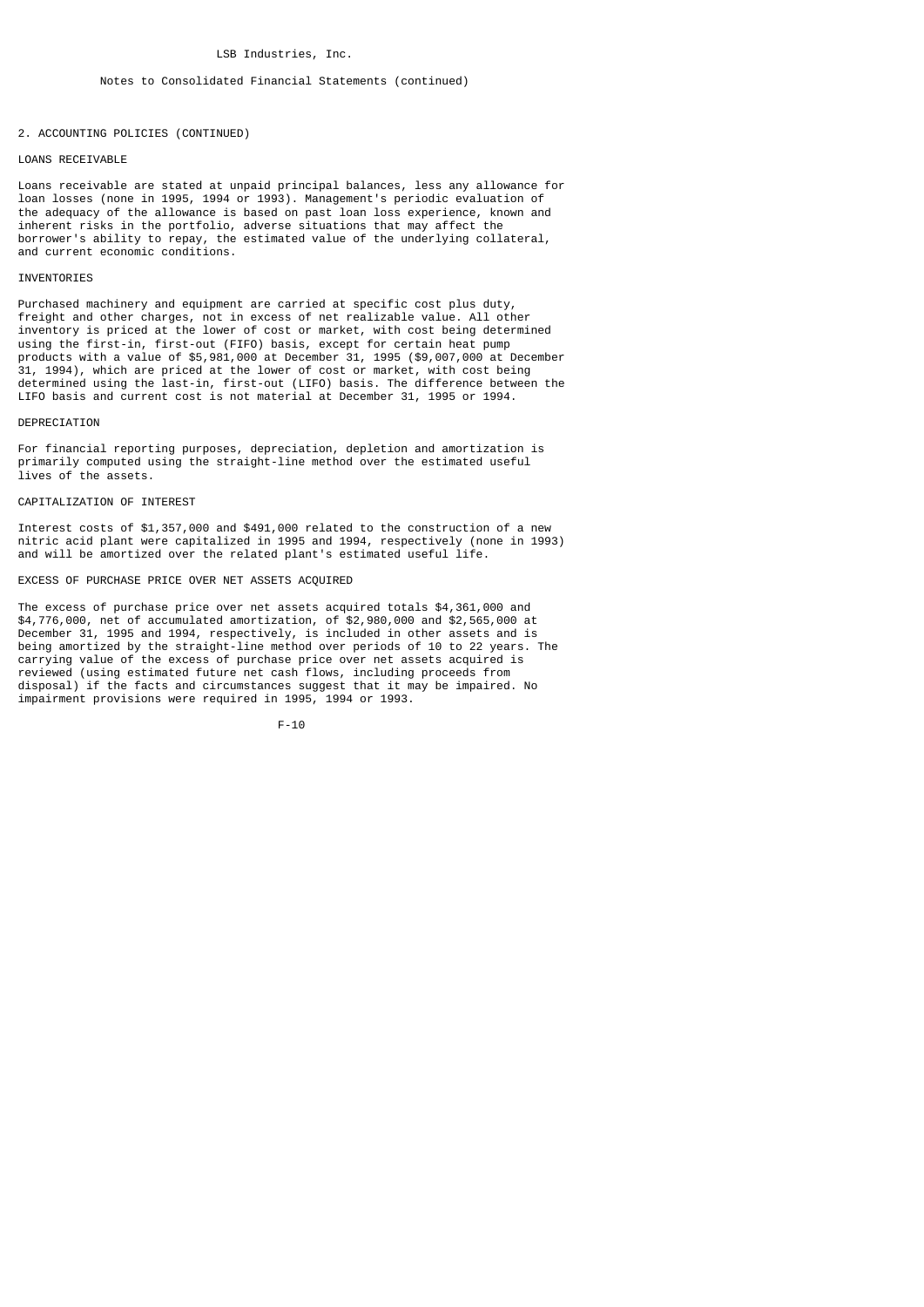LSB Industries, Inc.

Notes to Consolidated Financial Statements (continued)

## 2. ACCOUNTING POLICIES (CONTINUED)

### LOANS RECEIVABLE

Loans receivable are stated at unpaid principal balances, less any allowance for loan losses (none in 1995, 1994 or 1993). Management's periodic evaluation of the adequacy of the allowance is based on past loan loss experience, known and inherent risks in the portfolio, adverse situations that may affect the borrower's ability to repay, the estimated value of the underlying collateral, and current economic conditions.

### INVENTORIES

Purchased machinery and equipment are carried at specific cost plus duty, freight and other charges, not in excess of net realizable value. All other inventory is priced at the lower of cost or market, with cost being determined using the first-in, first-out (FIFO) basis, except for certain heat pump products with a value of $5,981,000 at December 31, 1995 ($9,007,000 at December 31, 1994), which are priced at the lower of cost or market, with cost being determined using the last-in, first-out (LIFO) basis. The difference between the LIFO basis and current cost is not material at December 31, 1995 or 1994.

### DEPRECIATION

For financial reporting purposes, depreciation, depletion and amortization is primarily computed using the straight-line method over the estimated useful lives of the assets.

### CAPITALIZATION OF INTEREST

Interest costs of $1,357,000 and $491,000 related to the construction of a new nitric acid plant were capitalized in 1995 and 1994, respectively (none in 1993) and will be amortized over the related plant's estimated useful life.

### EXCESS OF PURCHASE PRICE OVER NET ASSETS ACQUIRED

The excess of purchase price over net assets acquired totals $4,361,000 and $4,776,000, net of accumulated amortization, of $2,980,000 and $2,565,000 at December 31, 1995 and 1994, respectively, is included in other assets and is being amortized by the straight-line method over periods of 10 to 22 years. The carrying value of the excess of purchase price over net assets acquired is reviewed (using estimated future net cash flows, including proceeds from disposal) if the facts and circumstances suggest that it may be impaired. No impairment provisions were required in 1995, 1994 or 1993.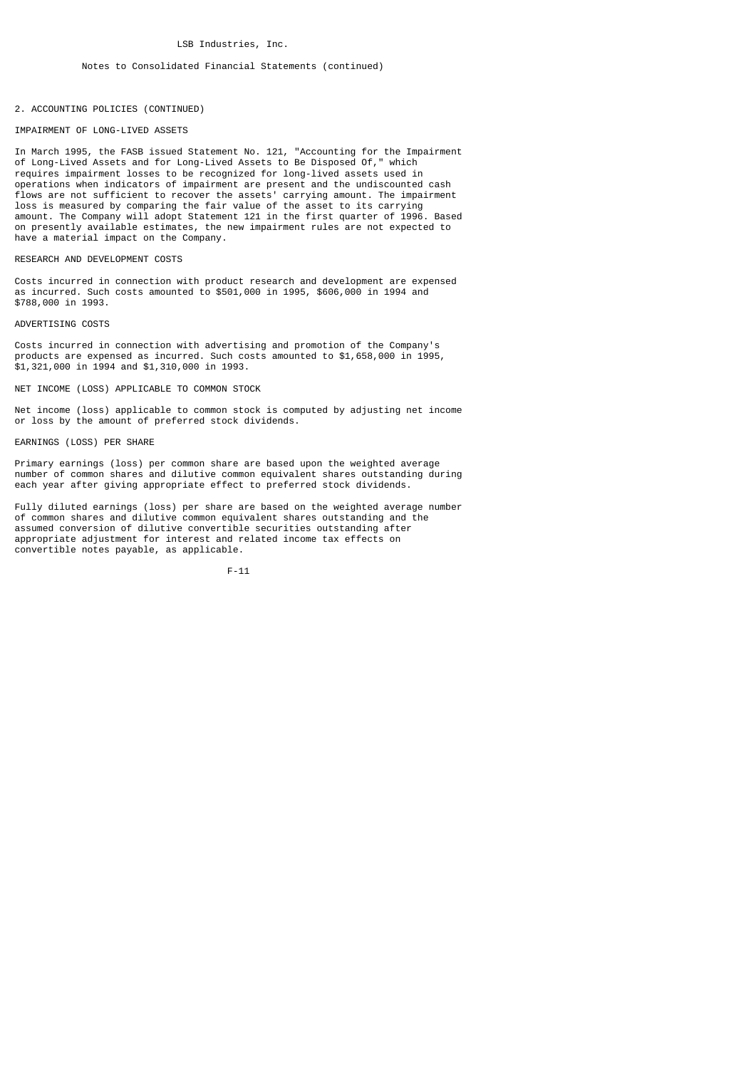LSB Industries, Inc.

Notes to Consolidated Financial Statements (continued)

## 2. ACCOUNTING POLICIES (CONTINUED)

### IMPAIRMENT OF LONG-LIVED ASSETS

In March 1995, the FASB issued Statement No. 121, "Accounting for the Impairment of Long-Lived Assets and for Long-Lived Assets to Be Disposed Of," which requires impairment losses to be recognized for long-lived assets used in operations when indicators of impairment are present and the undiscounted cash flows are not sufficient to recover the assets' carrying amount. The impairment loss is measured by comparing the fair value of the asset to its carrying amount. The Company will adopt Statement 121 in the first quarter of 1996. Based on presently available estimates, the new impairment rules are not expected to have a material impact on the Company.

### RESEARCH AND DEVELOPMENT COSTS

Costs incurred in connection with product research and development are expensed as incurred. Such costs amounted to $501,000 in 1995, $606,000 in 1994 and $788,000 in 1993.

### ADVERTISING COSTS

Costs incurred in connection with advertising and promotion of the Company's products are expensed as incurred. Such costs amounted to $1,658,000 in 1995, $1,321,000 in 1994 and $1,310,000 in 1993.

### NET INCOME (LOSS) APPLICABLE TO COMMON STOCK

Net income (loss) applicable to common stock is computed by adjusting net income or loss by the amount of preferred stock dividends.

### EARNINGS (LOSS) PER SHARE

Primary earnings (loss) per common share are based upon the weighted average number of common shares and dilutive common equivalent shares outstanding during each year after giving appropriate effect to preferred stock dividends.

Fully diluted earnings (loss) per share are based on the weighted average number of common shares and dilutive common equivalent shares outstanding and the assumed conversion of dilutive convertible securities outstanding after appropriate adjustment for interest and related income tax effects on convertible notes payable, as applicable.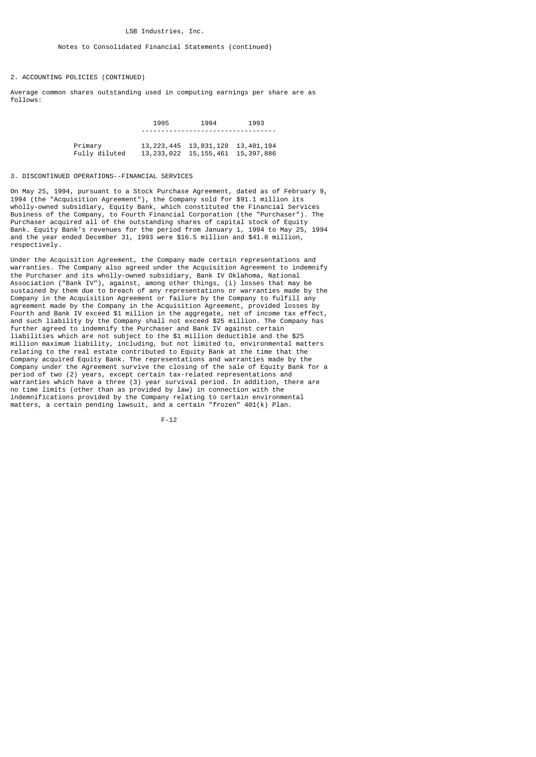LSB Industries, Inc.

Notes to Consolidated Financial Statements (continued)

## 2. ACCOUNTING POLICIES (CONTINUED)

Average common shares outstanding used in computing earnings per share are as follows:

| | 1995 | 1994 | 1993 |
|---|---|---|---|
| Primary | 13,223,445 | 13,831,128 | 13,401,194 |
| Fully diluted | 13,233,022 | 15,155,461 | 15,397,886 |

## 3. DISCONTINUED OPERATIONS--FINANCIAL SERVICES

On May 25, 1994, pursuant to a Stock Purchase Agreement, dated as of February 9, 1994 (the "Acquisition Agreement"), the Company sold for $91.1 million its wholly-owned subsidiary, Equity Bank, which constituted the Financial Services Business of the Company, to Fourth Financial Corporation (the "Purchaser"). The Purchaser acquired all of the outstanding shares of capital stock of Equity Bank. Equity Bank's revenues for the period from January 1, 1994 to May 25, 1994 and the year ended December 31, 1993 were $16.5 million and $41.8 million, respectively.

Under the Acquisition Agreement, the Company made certain representations and warranties. The Company also agreed under the Acquisition Agreement to indemnify the Purchaser and its wholly-owned subsidiary, Bank IV Oklahoma, National Association ("Bank IV"), against, among other things, (i) losses that may be sustained by them due to breach of any representations or warranties made by the Company in the Acquisition Agreement or failure by the Company to fulfill any agreement made by the Company in the Acquisition Agreement, provided losses by Fourth and Bank IV exceed $1 million in the aggregate, net of income tax effect, and such liability by the Company shall not exceed $25 million. The Company has further agreed to indemnify the Purchaser and Bank IV against certain liabilities which are not subject to the $1 million deductible and the $25 million maximum liability, including, but not limited to, environmental matters relating to the real estate contributed to Equity Bank at the time that the Company acquired Equity Bank. The representations and warranties made by the Company under the Agreement survive the closing of the sale of Equity Bank for a period of two (2) years, except certain tax-related representations and warranties which have a three (3) year survival period. In addition, there are no time limits (other than as provided by law) in connection with the indemnifications provided by the Company relating to certain environmental matters, a certain pending lawsuit, and a certain "frozen" 401(k) Plan.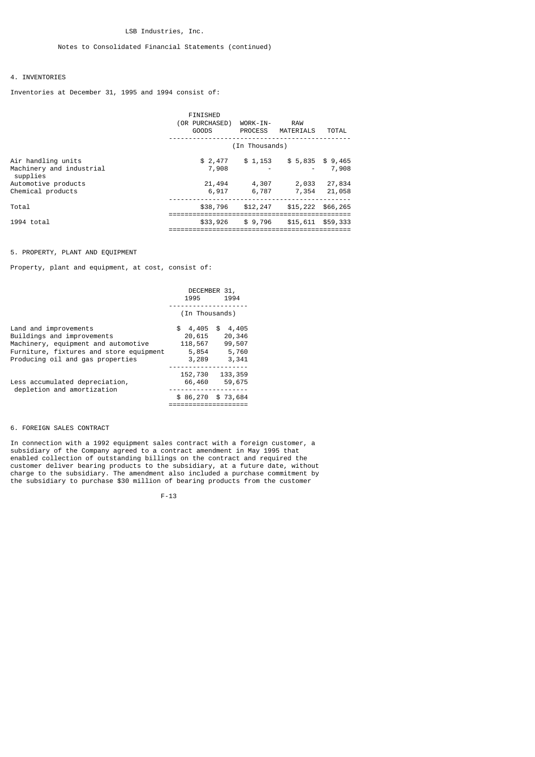LSB Industries, Inc.

Notes to Consolidated Financial Statements (continued)

## 4. INVENTORIES

Inventories at December 31, 1995 and 1994 consist of:

| | FINISHED (OR PURCHASED) GOODS | WORK-IN-PROCESS | RAW MATERIALS | TOTAL |
|---|---|---|---|---|
| | (In Thousands) | | | |
| Air handling units | $ 2,477 | $ 1,153 | $ 5,835 | $ 9,465 |
| Machinery and industrial supplies | 7,908 | - | - | 7,908 |
| Automotive products | 21,494 | 4,307 | 2,033 | 27,834 |
| Chemical products | 6,917 | 6,787 | 7,354 | 21,058 |
| Total | $38,796 | $12,247 | $15,222 | $66,265 |
| 1994 total | $33,926 | $ 9,796 | $15,611 | $59,333 |

## 5. PROPERTY, PLANT AND EQUIPMENT

Property, plant and equipment, at cost, consist of:

| | DECEMBER 31, 1995 | DECEMBER 31, 1994 |
|---|---|---|
| | (In Thousands) | |
| Land and improvements | $ 4,405 | $ 4,405 |
| Buildings and improvements | 20,615 | 20,346 |
| Machinery, equipment and automotive | 118,567 | 99,507 |
| Furniture, fixtures and store equipment | 5,854 | 5,760 |
| Producing oil and gas properties | 3,289 | 3,341 |
| | 152,730 | 133,359 |
| Less accumulated depreciation, depletion and amortization | 66,460 | 59,675 |
| | $ 86,270 | $ 73,684 |

## 6. FOREIGN SALES CONTRACT

In connection with a 1992 equipment sales contract with a foreign customer, a subsidiary of the Company agreed to a contract amendment in May 1995 that enabled collection of outstanding billings on the contract and required the customer deliver bearing products to the subsidiary, at a future date, without charge to the subsidiary. The amendment also included a purchase commitment by the subsidiary to purchase $30 million of bearing products from the customer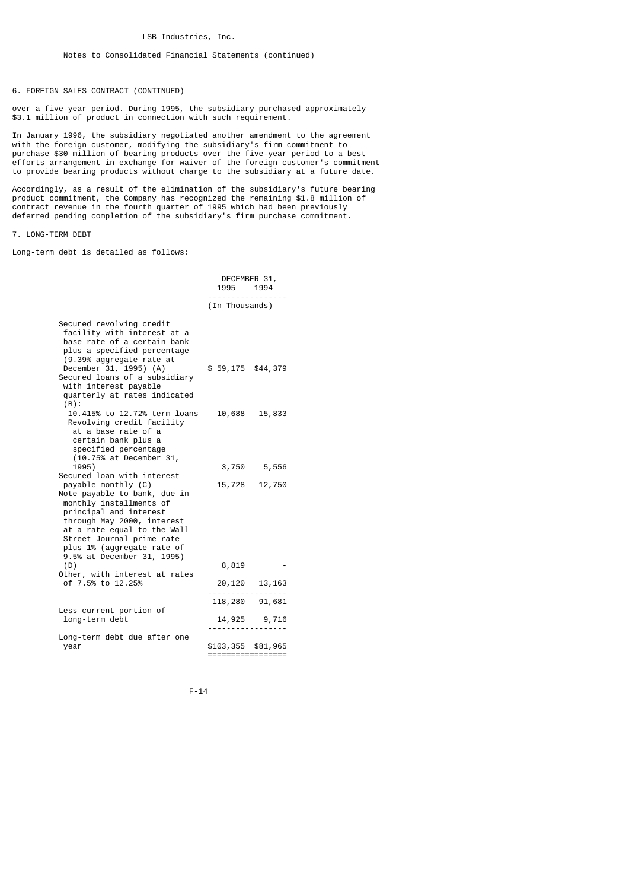LSB Industries, Inc.

Notes to Consolidated Financial Statements (continued)

6. FOREIGN SALES CONTRACT (CONTINUED)

over a five-year period. During 1995, the subsidiary purchased approximately $3.1 million of product in connection with such requirement.

In January 1996, the subsidiary negotiated another amendment to the agreement with the foreign customer, modifying the subsidiary's firm commitment to purchase $30 million of bearing products over the five-year period to a best efforts arrangement in exchange for waiver of the foreign customer's commitment to provide bearing products without charge to the subsidiary at a future date.

Accordingly, as a result of the elimination of the subsidiary's future bearing product commitment, the Company has recognized the remaining $1.8 million of contract revenue in the fourth quarter of 1995 which had been previously deferred pending completion of the subsidiary's firm purchase commitment.

7. LONG-TERM DEBT

Long-term debt is detailed as follows:

| | DECEMBER 31, 1995 | DECEMBER 31, 1994 |
|---|---|---|
| | (In Thousands) | |
| Secured revolving credit facility with interest at a base rate of a certain bank plus a specified percentage (9.39% aggregate rate at December 31, 1995) (A) | $ 59,175 | $44,379 |
| Secured loans of a subsidiary with interest payable quarterly at rates indicated (B): | | |
| 10.415% to 12.72% term loans | 10,688 | 15,833 |
| Revolving credit facility at a base rate of a certain bank plus a specified percentage (10.75% at December 31, 1995) | 3,750 | 5,556 |
| Secured loan with interest payable monthly (C) | 15,728 | 12,750 |
| Note payable to bank, due in monthly installments of principal and interest through May 2000, interest at a rate equal to the Wall Street Journal prime rate plus 1% (aggregate rate of 9.5% at December 31, 1995) (D) | 8,819 | - |
| Other, with interest at rates of 7.5% to 12.25% | 20,120 | 13,163 |
| | 118,280 | 91,681 |
| Less current portion of long-term debt | 14,925 | 9,716 |
| Long-term debt due after one year | $103,355 | $81,965 |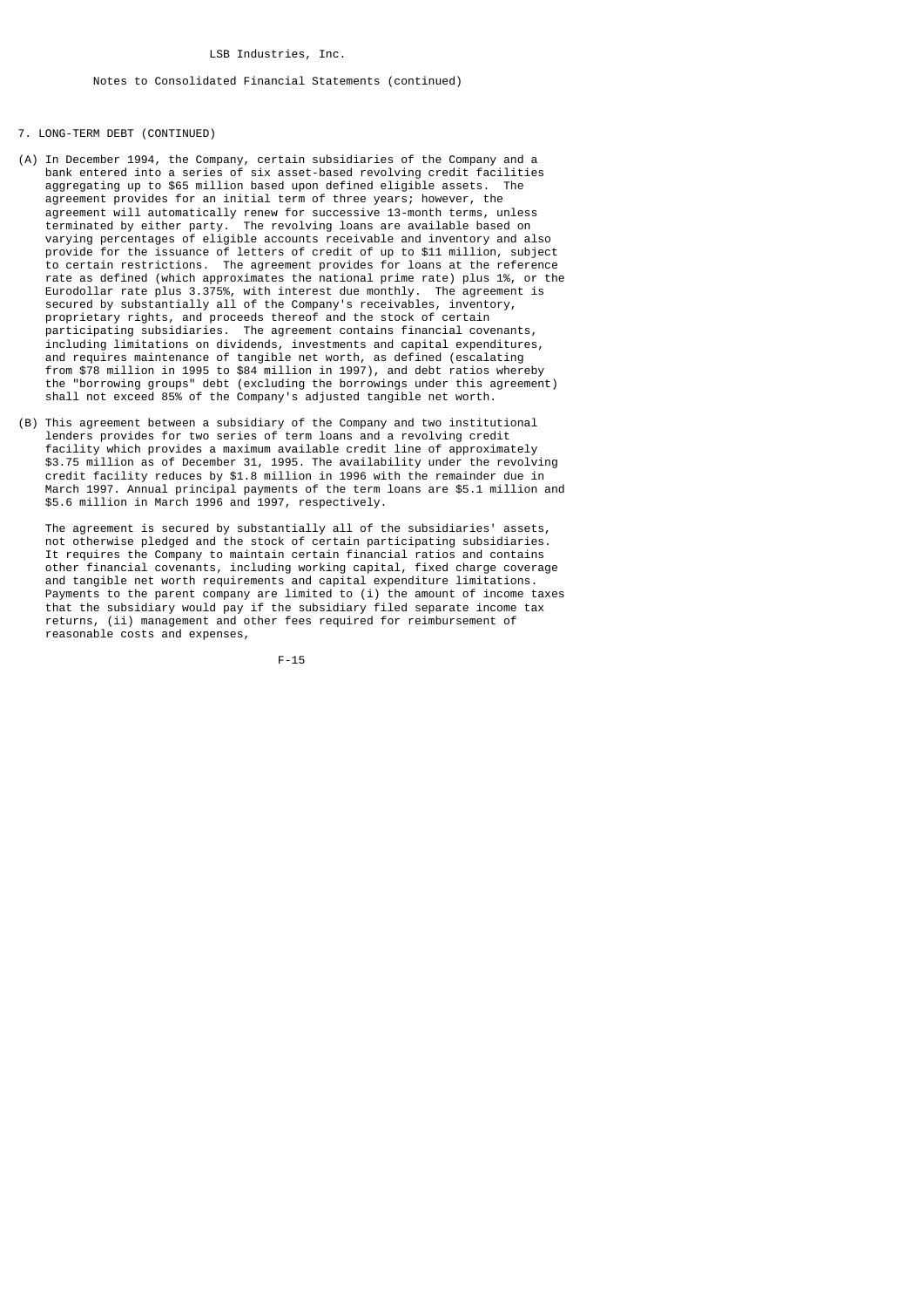LSB Industries, Inc.

Notes to Consolidated Financial Statements (continued)

7. LONG-TERM DEBT (CONTINUED)

(A) In December 1994, the Company, certain subsidiaries of the Company and a bank entered into a series of six asset-based revolving credit facilities aggregating up to $65 million based upon defined eligible assets. The agreement provides for an initial term of three years; however, the agreement will automatically renew for successive 13-month terms, unless terminated by either party. The revolving loans are available based on varying percentages of eligible accounts receivable and inventory and also provide for the issuance of letters of credit of up to $11 million, subject to certain restrictions. The agreement provides for loans at the reference rate as defined (which approximates the national prime rate) plus 1%, or the Eurodollar rate plus 3.375%, with interest due monthly. The agreement is secured by substantially all of the Company's receivables, inventory, proprietary rights, and proceeds thereof and the stock of certain participating subsidiaries. The agreement contains financial covenants, including limitations on dividends, investments and capital expenditures, and requires maintenance of tangible net worth, as defined (escalating from $78 million in 1995 to $84 million in 1997), and debt ratios whereby the "borrowing groups" debt (excluding the borrowings under this agreement) shall not exceed 85% of the Company's adjusted tangible net worth.

(B) This agreement between a subsidiary of the Company and two institutional lenders provides for two series of term loans and a revolving credit facility which provides a maximum available credit line of approximately $3.75 million as of December 31, 1995. The availability under the revolving credit facility reduces by $1.8 million in 1996 with the remainder due in March 1997. Annual principal payments of the term loans are $5.1 million and $5.6 million in March 1996 and 1997, respectively.

The agreement is secured by substantially all of the subsidiaries' assets, not otherwise pledged and the stock of certain participating subsidiaries. It requires the Company to maintain certain financial ratios and contains other financial covenants, including working capital, fixed charge coverage and tangible net worth requirements and capital expenditure limitations. Payments to the parent company are limited to (i) the amount of income taxes that the subsidiary would pay if the subsidiary filed separate income tax returns, (ii) management and other fees required for reimbursement of reasonable costs and expenses,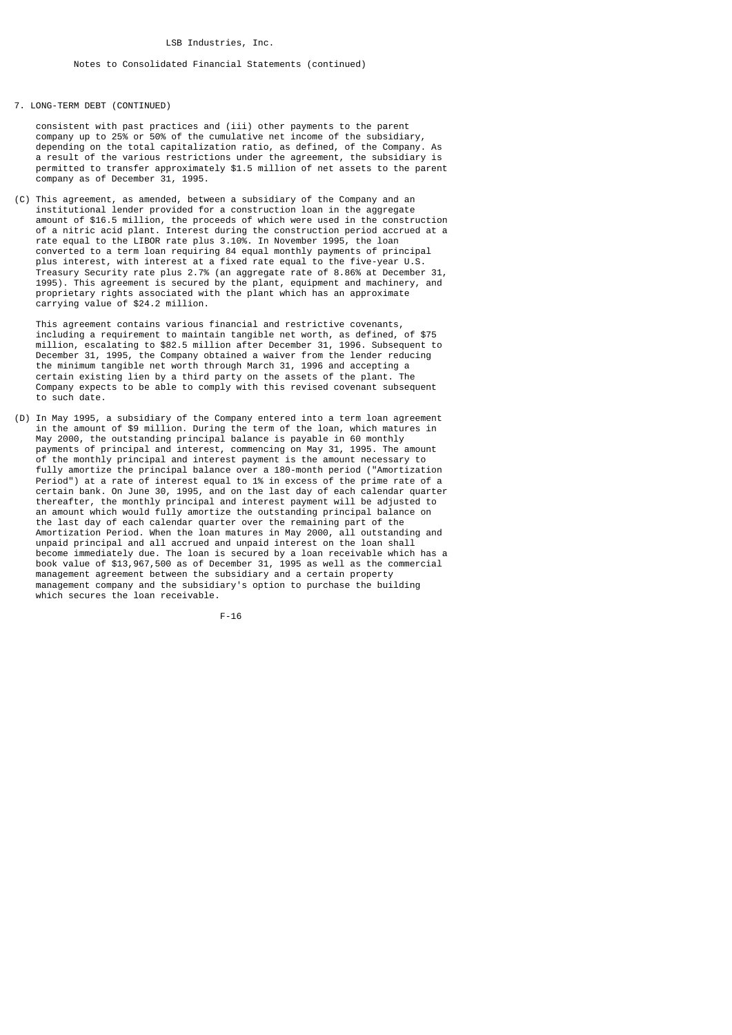7. LONG-TERM DEBT (CONTINUED)

consistent with past practices and (iii) other payments to the parent company up to 25% or 50% of the cumulative net income of the subsidiary, depending on the total capitalization ratio, as defined, of the Company. As a result of the various restrictions under the agreement, the subsidiary is permitted to transfer approximately $1.5 million of net assets to the parent company as of December 31, 1995.

(C) This agreement, as amended, between a subsidiary of the Company and an institutional lender provided for a construction loan in the aggregate amount of $16.5 million, the proceeds of which were used in the construction of a nitric acid plant. Interest during the construction period accrued at a rate equal to the LIBOR rate plus 3.10%. In November 1995, the loan converted to a term loan requiring 84 equal monthly payments of principal plus interest, with interest at a fixed rate equal to the five-year U.S. Treasury Security rate plus 2.7% (an aggregate rate of 8.86% at December 31, 1995). This agreement is secured by the plant, equipment and machinery, and proprietary rights associated with the plant which has an approximate carrying value of $24.2 million.

This agreement contains various financial and restrictive covenants, including a requirement to maintain tangible net worth, as defined, of $75 million, escalating to $82.5 million after December 31, 1996. Subsequent to December 31, 1995, the Company obtained a waiver from the lender reducing the minimum tangible net worth through March 31, 1996 and accepting a certain existing lien by a third party on the assets of the plant. The Company expects to be able to comply with this revised covenant subsequent to such date.

(D) In May 1995, a subsidiary of the Company entered into a term loan agreement in the amount of $9 million. During the term of the loan, which matures in May 2000, the outstanding principal balance is payable in 60 monthly payments of principal and interest, commencing on May 31, 1995. The amount of the monthly principal and interest payment is the amount necessary to fully amortize the principal balance over a 180-month period ("Amortization Period") at a rate of interest equal to 1% in excess of the prime rate of a certain bank. On June 30, 1995, and on the last day of each calendar quarter thereafter, the monthly principal and interest payment will be adjusted to an amount which would fully amortize the outstanding principal balance on the last day of each calendar quarter over the remaining part of the Amortization Period. When the loan matures in May 2000, all outstanding and unpaid principal and all accrued and unpaid interest on the loan shall become immediately due. The loan is secured by a loan receivable which has a book value of $13,967,500 as of December 31, 1995 as well as the commercial management agreement between the subsidiary and a certain property management company and the subsidiary's option to purchase the building which secures the loan receivable.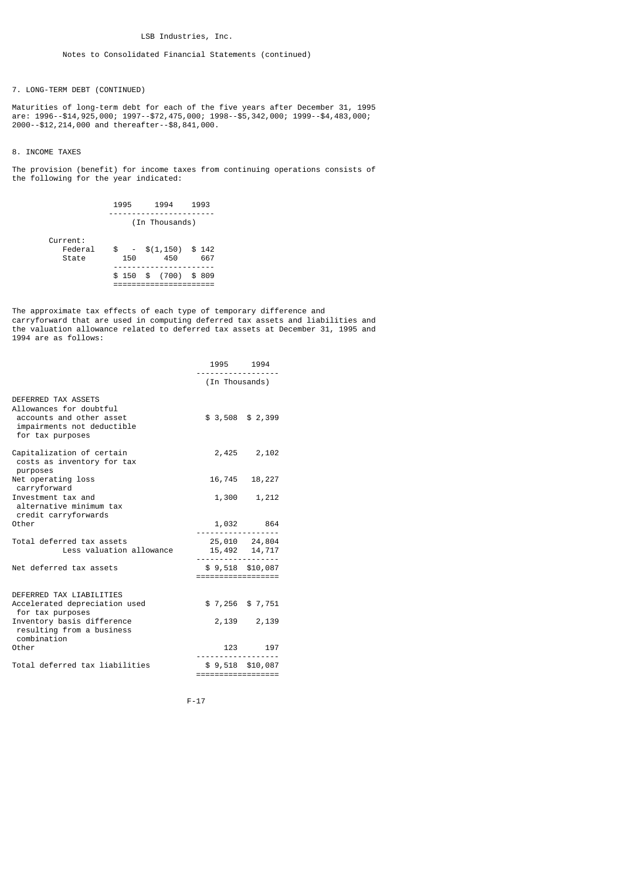LSB Industries, Inc.

Notes to Consolidated Financial Statements (continued)

7. LONG-TERM DEBT (CONTINUED)

Maturities of long-term debt for each of the five years after December 31, 1995 are: 1996--$14,925,000; 1997--$72,475,000; 1998--$5,342,000; 1999--$4,483,000; 2000--$12,214,000 and thereafter--$8,841,000.

8. INCOME TAXES

The provision (benefit) for income taxes from continuing operations consists of the following for the year indicated:

| | 1995 | 1994 | 1993 |
|---|---|---|---|
| | (In Thousands) | | |
| Current: | | | |
| Federal | $ - | $(1,150) | $ 142 |
| State | 150 | 450 | 667 |
| | $ 150 | $ (700) | $ 809 |

The approximate tax effects of each type of temporary difference and carryforward that are used in computing deferred tax assets and liabilities and the valuation allowance related to deferred tax assets at December 31, 1995 and 1994 are as follows:

| | 1995 | 1994 |
|---|---|---|
| | (In Thousands) | |
| DEFERRED TAX ASSETS | | |
| Allowances for doubtful accounts and other asset impairments not deductible for tax purposes | $ 3,508 | $ 2,399 |
| Capitalization of certain costs as inventory for tax purposes | 2,425 | 2,102 |
| Net operating loss carryforward | 16,745 | 18,227 |
| Investment tax and alternative minimum tax credit carryforwards | 1,300 | 1,212 |
| Other | 1,032 | 864 |
| Total deferred tax assets | 25,010 | 24,804 |
| Less valuation allowance | 15,492 | 14,717 |
| Net deferred tax assets | $ 9,518 | $10,087 |
| DEFERRED TAX LIABILITIES | | |
| Accelerated depreciation used for tax purposes | $ 7,256 | $ 7,751 |
| Inventory basis difference resulting from a business combination | 2,139 | 2,139 |
| Other | 123 | 197 |
| Total deferred tax liabilities | $ 9,518 | $10,087 |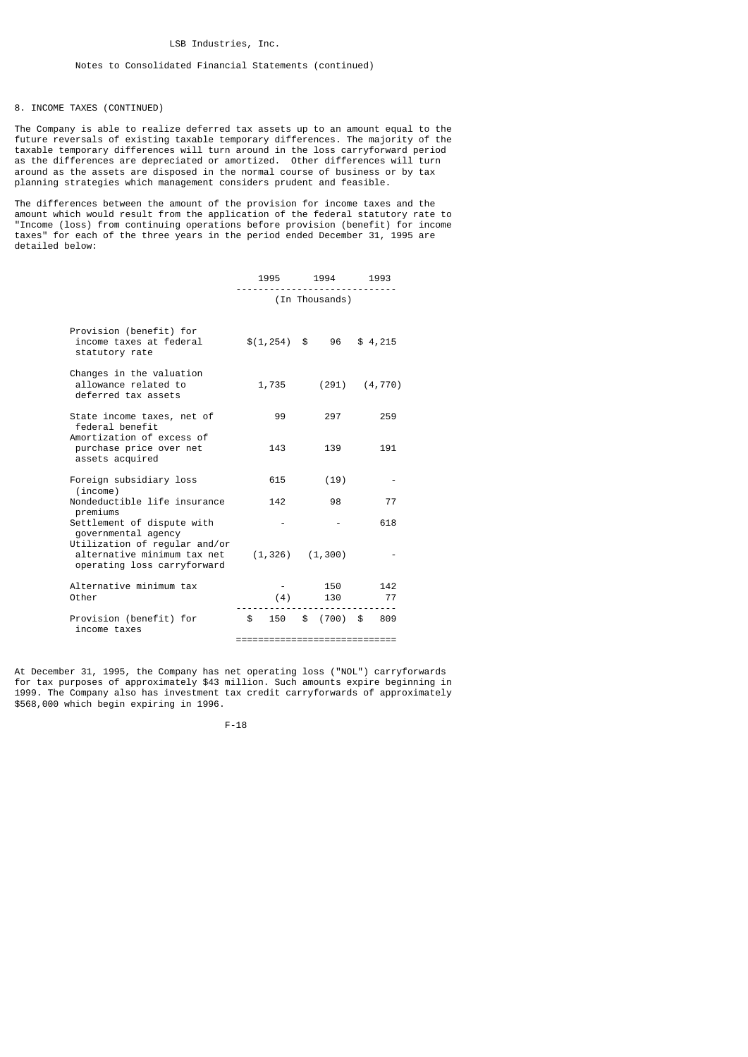LSB Industries, Inc.

Notes to Consolidated Financial Statements (continued)

8. INCOME TAXES (CONTINUED)

The Company is able to realize deferred tax assets up to an amount equal to the future reversals of existing taxable temporary differences. The majority of the taxable temporary differences will turn around in the loss carryforward period as the differences are depreciated or amortized. Other differences will turn around as the assets are disposed in the normal course of business or by tax planning strategies which management considers prudent and feasible.

The differences between the amount of the provision for income taxes and the amount which would result from the application of the federal statutory rate to "Income (loss) from continuing operations before provision (benefit) for income taxes" for each of the three years in the period ended December 31, 1995 are detailed below:

| | 1995 | 1994 | 1993 |
|---|---|---|---|
| | (In Thousands) | | |
| Provision (benefit) for income taxes at federal statutory rate | $(1,254) | $ 96 | $ 4,215 |
| Changes in the valuation allowance related to deferred tax assets | 1,735 | (291) | (4,770) |
| State income taxes, net of federal benefit | 99 | 297 | 259 |
| Amortization of excess of purchase price over net assets acquired | 143 | 139 | 191 |
| Foreign subsidiary loss (income) | 615 | (19) | - |
| Nondeductible life insurance premiums | 142 | 98 | 77 |
| Settlement of dispute with governmental agency | - | - | 618 |
| Utilization of regular and/or alternative minimum tax net operating loss carryforward | (1,326) | (1,300) | - |
| Alternative minimum tax | - | 150 | 142 |
| Other | (4) | 130 | 77 |
| Provision (benefit) for income taxes | $ 150 | $ (700) | $ 809 |

At December 31, 1995, the Company has net operating loss ("NOL") carryforwards for tax purposes of approximately $43 million. Such amounts expire beginning in 1999. The Company also has investment tax credit carryforwards of approximately $568,000 which begin expiring in 1996.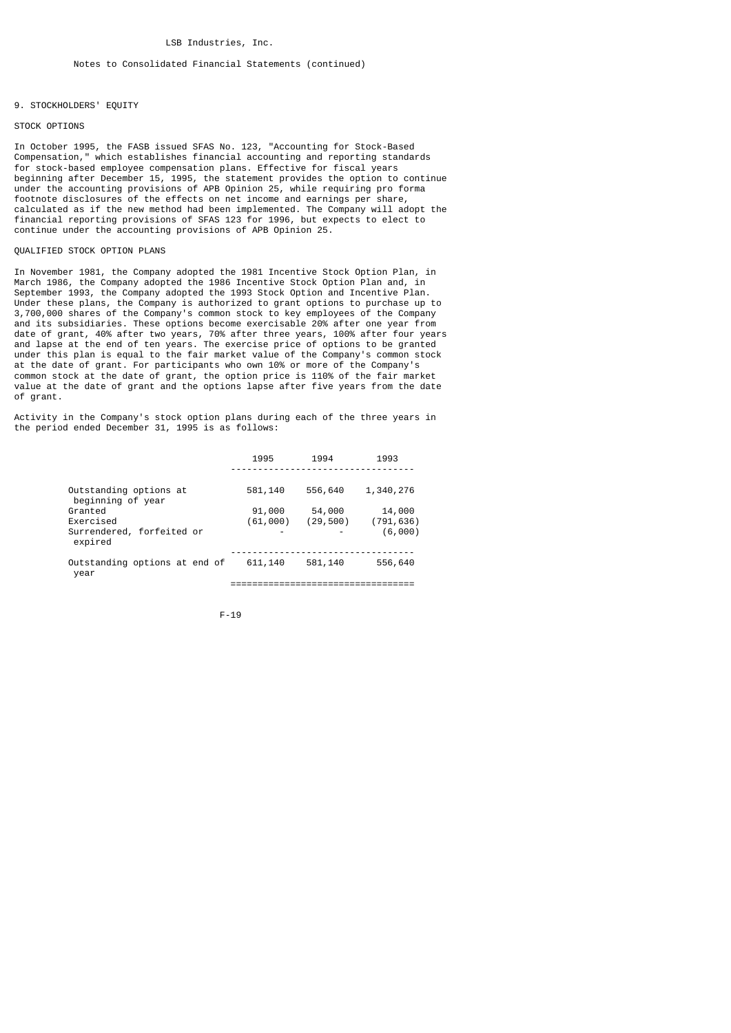LSB Industries, Inc.

Notes to Consolidated Financial Statements (continued)

## 9. STOCKHOLDERS' EQUITY

### STOCK OPTIONS

In October 1995, the FASB issued SFAS No. 123, "Accounting for Stock-Based Compensation," which establishes financial accounting and reporting standards for stock-based employee compensation plans. Effective for fiscal years beginning after December 15, 1995, the statement provides the option to continue under the accounting provisions of APB Opinion 25, while requiring pro forma footnote disclosures of the effects on net income and earnings per share, calculated as if the new method had been implemented. The Company will adopt the financial reporting provisions of SFAS 123 for 1996, but expects to elect to continue under the accounting provisions of APB Opinion 25.

### QUALIFIED STOCK OPTION PLANS

In November 1981, the Company adopted the 1981 Incentive Stock Option Plan, in March 1986, the Company adopted the 1986 Incentive Stock Option Plan and, in September 1993, the Company adopted the 1993 Stock Option and Incentive Plan. Under these plans, the Company is authorized to grant options to purchase up to 3,700,000 shares of the Company's common stock to key employees of the Company and its subsidiaries. These options become exercisable 20% after one year from date of grant, 40% after two years, 70% after three years, 100% after four years and lapse at the end of ten years. The exercise price of options to be granted under this plan is equal to the fair market value of the Company's common stock at the date of grant. For participants who own 10% or more of the Company's common stock at the date of grant, the option price is 110% of the fair market value at the date of grant and the options lapse after five years from the date of grant.

Activity in the Company's stock option plans during each of the three years in the period ended December 31, 1995 is as follows:

| | 1995 | 1994 | 1993 |
|---|---|---|---|
| Outstanding options at beginning of year | 581,140 | 556,640 | 1,340,276 |
| Granted | 91,000 | 54,000 | 14,000 |
| Exercised | (61,000) | (29,500) | (791,636) |
| Surrendered, forfeited or expired | - | - | (6,000) |
| Outstanding options at end of year | 611,140 | 581,140 | 556,640 |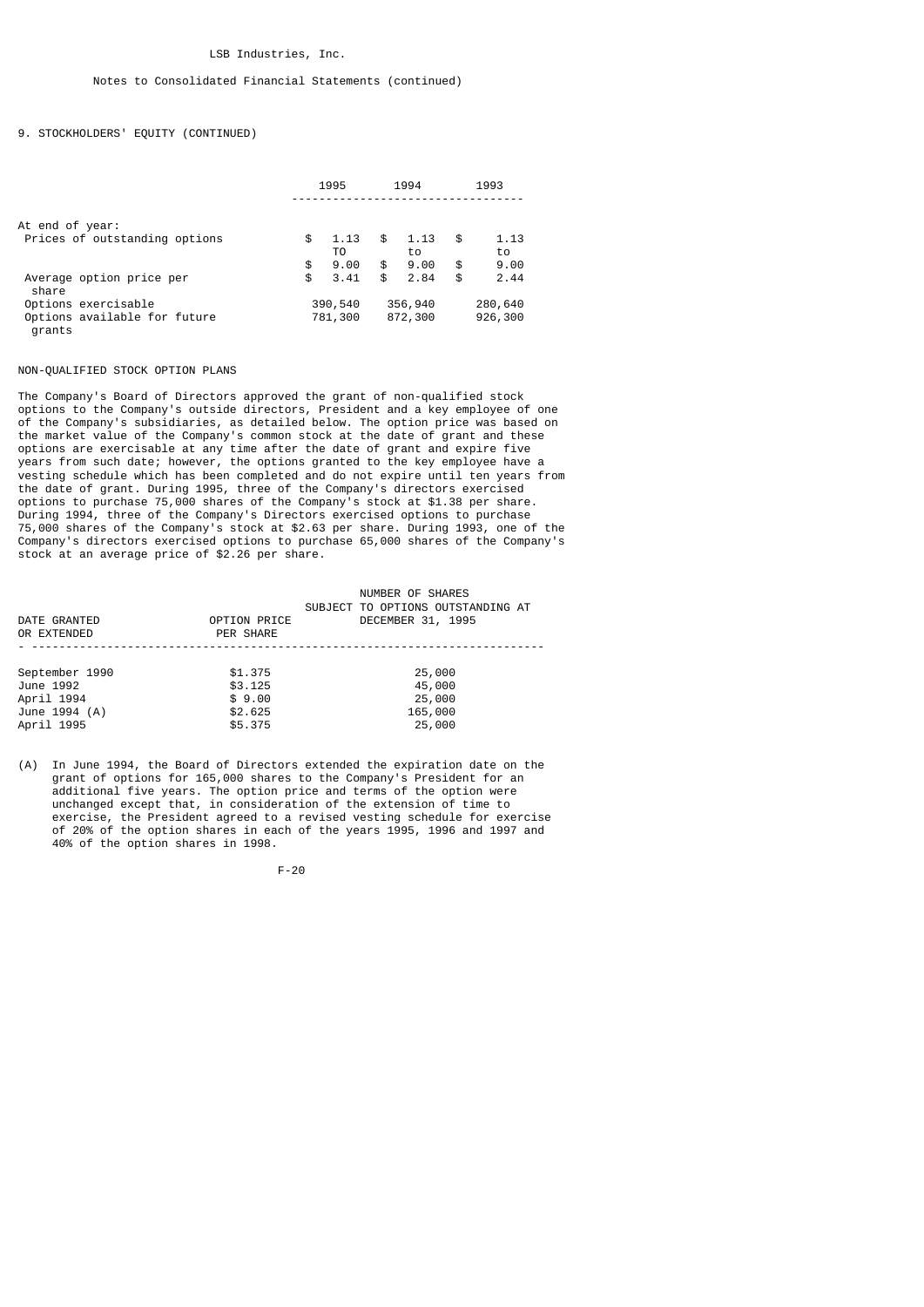LSB Industries, Inc.

Notes to Consolidated Financial Statements (continued)

9. STOCKHOLDERS' EQUITY (CONTINUED)

| | 1995 | 1994 | 1993 |
|---|---|---|---|
| At end of year: | | | |
| Prices of outstanding options | \$ 1.13 TO \$ 9.00 | \$ 1.13 to \$ 9.00 | \$ 1.13 to \$ 9.00 |
| Average option price per share | \$ 3.41 | \$ 2.84 | \$ 2.44 |
| Options exercisable | 390,540 | 356,940 | 280,640 |
| Options available for future grants | 781,300 | 872,300 | 926,300 |

NON-QUALIFIED STOCK OPTION PLANS

The Company's Board of Directors approved the grant of non-qualified stock options to the Company's outside directors, President and a key employee of one of the Company's subsidiaries, as detailed below. The option price was based on the market value of the Company's common stock at the date of grant and these options are exercisable at any time after the date of grant and expire five years from such date; however, the options granted to the key employee have a vesting schedule which has been completed and do not expire until ten years from the date of grant. During 1995, three of the Company's directors exercised options to purchase 75,000 shares of the Company's stock at \$1.38 per share. During 1994, three of the Company's Directors exercised options to purchase 75,000 shares of the Company's stock at \$2.63 per share. During 1993, one of the Company's directors exercised options to purchase 65,000 shares of the Company's stock at an average price of \$2.26 per share.

| DATE GRANTED OR EXTENDED | OPTION PRICE PER SHARE | NUMBER OF SHARES SUBJECT TO OPTIONS OUTSTANDING AT DECEMBER 31, 1995 |
|---|---|---|
| September 1990 | \$1.375 | 25,000 |
| June 1992 | \$3.125 | 45,000 |
| April 1994 | \$ 9.00 | 25,000 |
| June 1994 (A) | \$2.625 | 165,000 |
| April 1995 | \$5.375 | 25,000 |

(A) In June 1994, the Board of Directors extended the expiration date on the grant of options for 165,000 shares to the Company's President for an additional five years. The option price and terms of the option were unchanged except that, in consideration of the extension of time to exercise, the President agreed to a revised vesting schedule for exercise of 20% of the option shares in each of the years 1995, 1996 and 1997 and 40% of the option shares in 1998.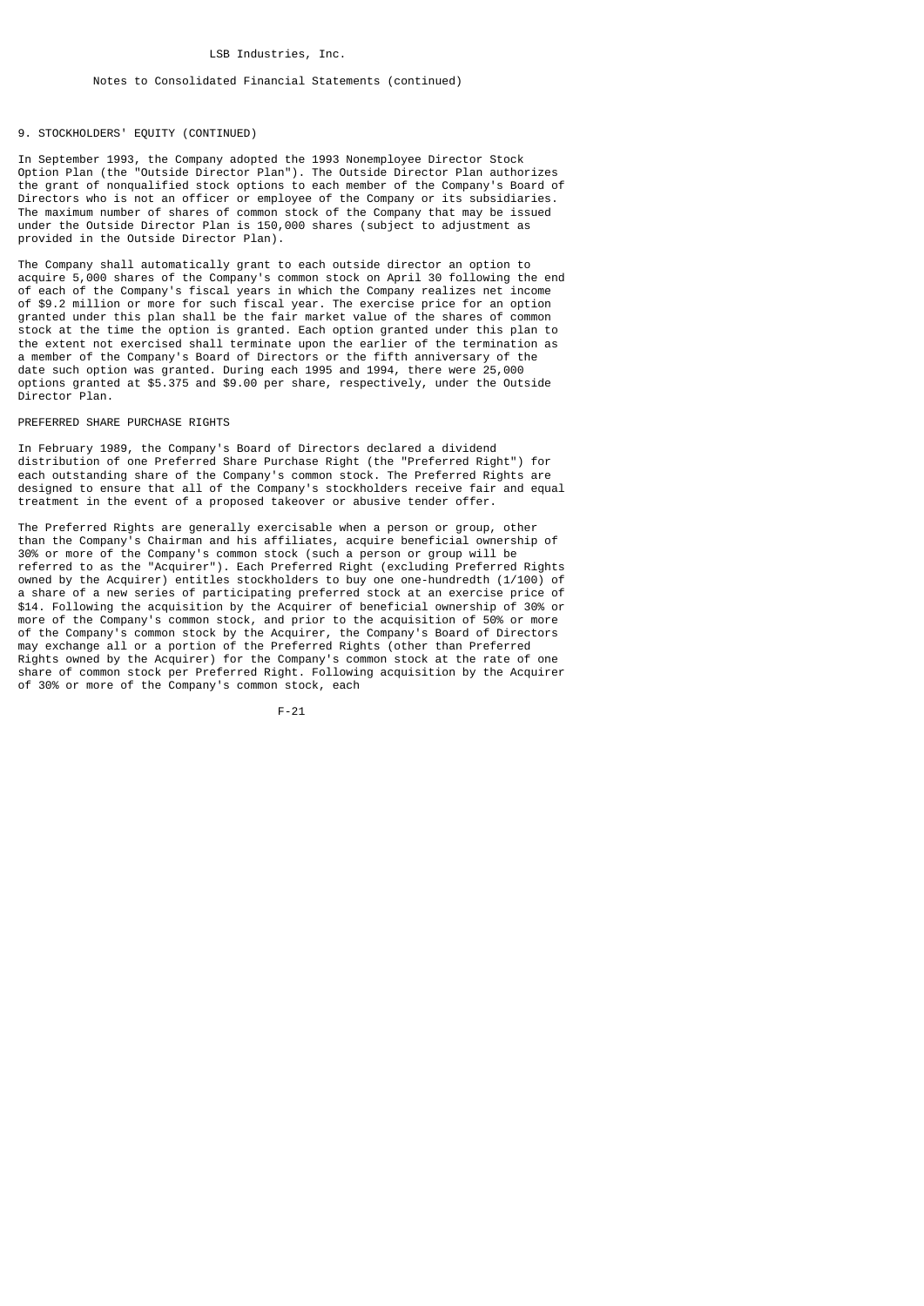LSB Industries, Inc.

Notes to Consolidated Financial Statements (continued)

## 9. STOCKHOLDERS' EQUITY (CONTINUED)

In September 1993, the Company adopted the 1993 Nonemployee Director Stock Option Plan (the "Outside Director Plan"). The Outside Director Plan authorizes the grant of nonqualified stock options to each member of the Company's Board of Directors who is not an officer or employee of the Company or its subsidiaries. The maximum number of shares of common stock of the Company that may be issued under the Outside Director Plan is 150,000 shares (subject to adjustment as provided in the Outside Director Plan).

The Company shall automatically grant to each outside director an option to acquire 5,000 shares of the Company's common stock on April 30 following the end of each of the Company's fiscal years in which the Company realizes net income of $9.2 million or more for such fiscal year. The exercise price for an option granted under this plan shall be the fair market value of the shares of common stock at the time the option is granted. Each option granted under this plan to the extent not exercised shall terminate upon the earlier of the termination as a member of the Company's Board of Directors or the fifth anniversary of the date such option was granted. During each 1995 and 1994, there were 25,000 options granted at $5.375 and $9.00 per share, respectively, under the Outside Director Plan.

### PREFERRED SHARE PURCHASE RIGHTS

In February 1989, the Company's Board of Directors declared a dividend distribution of one Preferred Share Purchase Right (the "Preferred Right") for each outstanding share of the Company's common stock. The Preferred Rights are designed to ensure that all of the Company's stockholders receive fair and equal treatment in the event of a proposed takeover or abusive tender offer.

The Preferred Rights are generally exercisable when a person or group, other than the Company's Chairman and his affiliates, acquire beneficial ownership of 30% or more of the Company's common stock (such a person or group will be referred to as the "Acquirer"). Each Preferred Right (excluding Preferred Rights owned by the Acquirer) entitles stockholders to buy one one-hundredth (1/100) of a share of a new series of participating preferred stock at an exercise price of $14. Following the acquisition by the Acquirer of beneficial ownership of 30% or more of the Company's common stock, and prior to the acquisition of 50% or more of the Company's common stock by the Acquirer, the Company's Board of Directors may exchange all or a portion of the Preferred Rights (other than Preferred Rights owned by the Acquirer) for the Company's common stock at the rate of one share of common stock per Preferred Right. Following acquisition by the Acquirer of 30% or more of the Company's common stock, each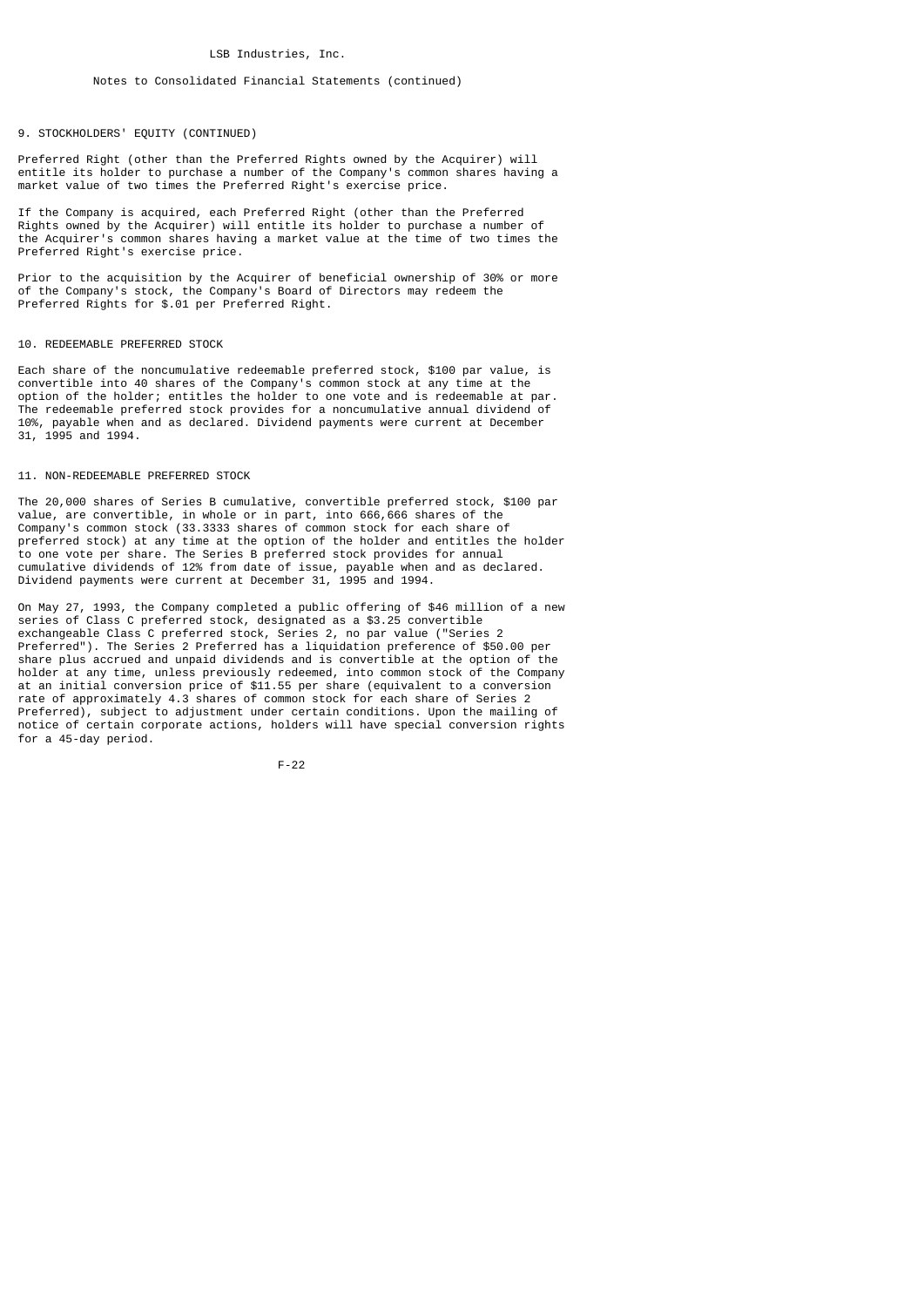LSB Industries, Inc.

Notes to Consolidated Financial Statements (continued)

## 9. STOCKHOLDERS' EQUITY (CONTINUED)

Preferred Right (other than the Preferred Rights owned by the Acquirer) will entitle its holder to purchase a number of the Company's common shares having a market value of two times the Preferred Right's exercise price.

If the Company is acquired, each Preferred Right (other than the Preferred Rights owned by the Acquirer) will entitle its holder to purchase a number of the Acquirer's common shares having a market value at the time of two times the Preferred Right's exercise price.

Prior to the acquisition by the Acquirer of beneficial ownership of 30% or more of the Company's stock, the Company's Board of Directors may redeem the Preferred Rights for $.01 per Preferred Right.

## 10. REDEEMABLE PREFERRED STOCK

Each share of the noncumulative redeemable preferred stock, $100 par value, is convertible into 40 shares of the Company's common stock at any time at the option of the holder; entitles the holder to one vote and is redeemable at par. The redeemable preferred stock provides for a noncumulative annual dividend of 10%, payable when and as declared. Dividend payments were current at December 31, 1995 and 1994.

## 11. NON-REDEEMABLE PREFERRED STOCK

The 20,000 shares of Series B cumulative, convertible preferred stock, $100 par value, are convertible, in whole or in part, into 666,666 shares of the Company's common stock (33.3333 shares of common stock for each share of preferred stock) at any time at the option of the holder and entitles the holder to one vote per share. The Series B preferred stock provides for annual cumulative dividends of 12% from date of issue, payable when and as declared. Dividend payments were current at December 31, 1995 and 1994.

On May 27, 1993, the Company completed a public offering of $46 million of a new series of Class C preferred stock, designated as a $3.25 convertible exchangeable Class C preferred stock, Series 2, no par value ("Series 2 Preferred"). The Series 2 Preferred has a liquidation preference of $50.00 per share plus accrued and unpaid dividends and is convertible at the option of the holder at any time, unless previously redeemed, into common stock of the Company at an initial conversion price of $11.55 per share (equivalent to a conversion rate of approximately 4.3 shares of common stock for each share of Series 2 Preferred), subject to adjustment under certain conditions. Upon the mailing of notice of certain corporate actions, holders will have special conversion rights for a 45-day period.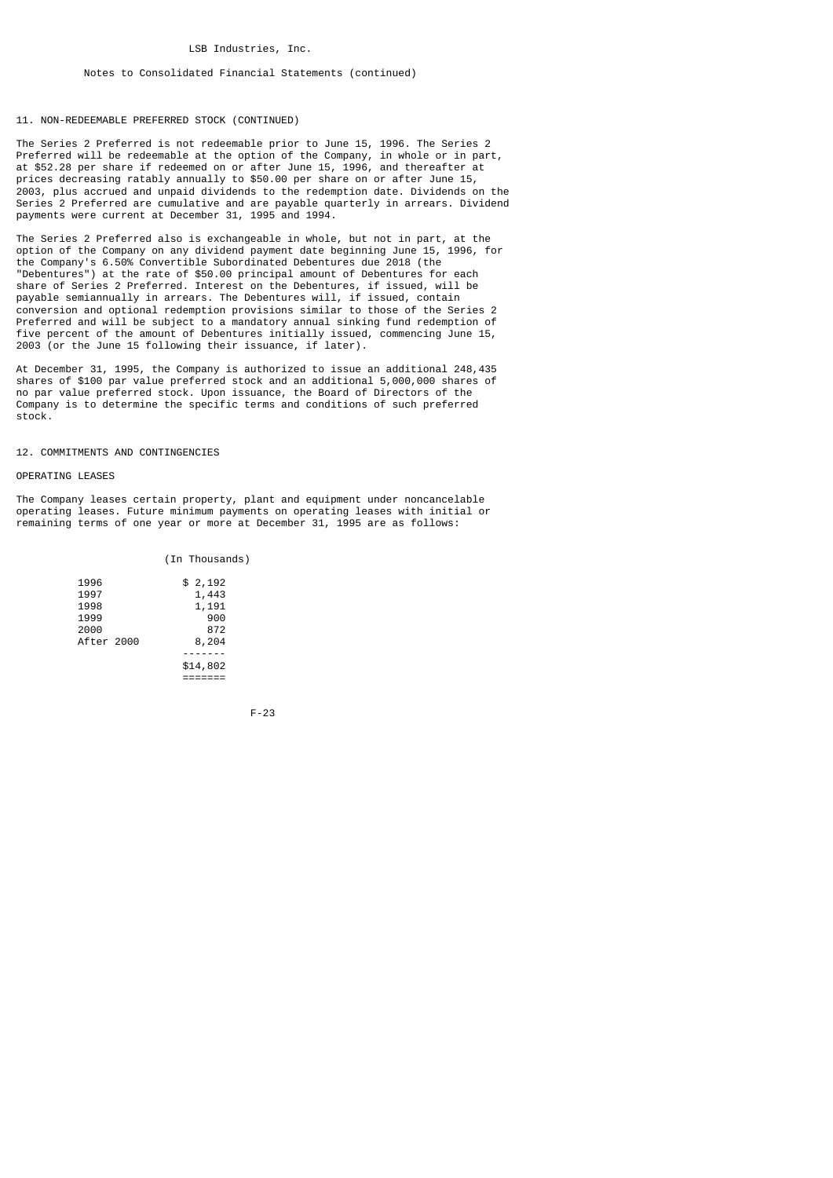LSB Industries, Inc.

Notes to Consolidated Financial Statements (continued)

## 11. NON-REDEEMABLE PREFERRED STOCK (CONTINUED)

The Series 2 Preferred is not redeemable prior to June 15, 1996. The Series 2 Preferred will be redeemable at the option of the Company, in whole or in part, at $52.28 per share if redeemed on or after June 15, 1996, and thereafter at prices decreasing ratably annually to $50.00 per share on or after June 15, 2003, plus accrued and unpaid dividends to the redemption date. Dividends on the Series 2 Preferred are cumulative and are payable quarterly in arrears. Dividend payments were current at December 31, 1995 and 1994.

The Series 2 Preferred also is exchangeable in whole, but not in part, at the option of the Company on any dividend payment date beginning June 15, 1996, for the Company's 6.50% Convertible Subordinated Debentures due 2018 (the "Debentures") at the rate of $50.00 principal amount of Debentures for each share of Series 2 Preferred. Interest on the Debentures, if issued, will be payable semiannually in arrears. The Debentures will, if issued, contain conversion and optional redemption provisions similar to those of the Series 2 Preferred and will be subject to a mandatory annual sinking fund redemption of five percent of the amount of Debentures initially issued, commencing June 15, 2003 (or the June 15 following their issuance, if later).

At December 31, 1995, the Company is authorized to issue an additional 248,435 shares of $100 par value preferred stock and an additional 5,000,000 shares of no par value preferred stock. Upon issuance, the Board of Directors of the Company is to determine the specific terms and conditions of such preferred stock.

## 12. COMMITMENTS AND CONTINGENCIES

### OPERATING LEASES

The Company leases certain property, plant and equipment under noncancelable operating leases. Future minimum payments on operating leases with initial or remaining terms of one year or more at December 31, 1995 are as follows:

| | (In Thousands) |
|---|---|
| 1996 | $ 2,192 |
| 1997 | 1,443 |
| 1998 | 1,191 |
| 1999 | 900 |
| 2000 | 872 |
| After 2000 | 8,204 |
| | $14,802 |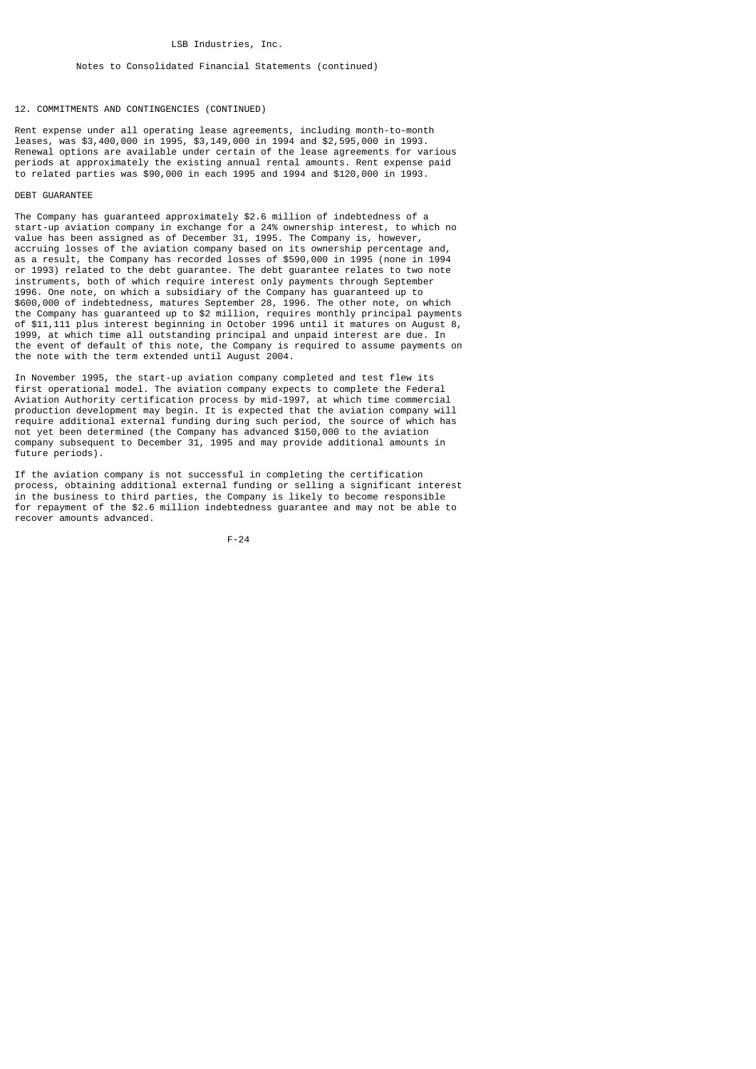12. COMMITMENTS AND CONTINGENCIES (CONTINUED)

Rent expense under all operating lease agreements, including month-to-month leases, was $3,400,000 in 1995, $3,149,000 in 1994 and $2,595,000 in 1993. Renewal options are available under certain of the lease agreements for various periods at approximately the existing annual rental amounts. Rent expense paid to related parties was $90,000 in each 1995 and 1994 and $120,000 in 1993.

DEBT GUARANTEE

The Company has guaranteed approximately $2.6 million of indebtedness of a start-up aviation company in exchange for a 24% ownership interest, to which no value has been assigned as of December 31, 1995. The Company is, however, accruing losses of the aviation company based on its ownership percentage and, as a result, the Company has recorded losses of $590,000 in 1995 (none in 1994 or 1993) related to the debt guarantee. The debt guarantee relates to two note instruments, both of which require interest only payments through September 1996. One note, on which a subsidiary of the Company has guaranteed up to $600,000 of indebtedness, matures September 28, 1996. The other note, on which the Company has guaranteed up to $2 million, requires monthly principal payments of $11,111 plus interest beginning in October 1996 until it matures on August 8, 1999, at which time all outstanding principal and unpaid interest are due. In the event of default of this note, the Company is required to assume payments on the note with the term extended until August 2004.

In November 1995, the start-up aviation company completed and test flew its first operational model. The aviation company expects to complete the Federal Aviation Authority certification process by mid-1997, at which time commercial production development may begin. It is expected that the aviation company will require additional external funding during such period, the source of which has not yet been determined (the Company has advanced $150,000 to the aviation company subsequent to December 31, 1995 and may provide additional amounts in future periods).

If the aviation company is not successful in completing the certification process, obtaining additional external funding or selling a significant interest in the business to third parties, the Company is likely to become responsible for repayment of the $2.6 million indebtedness guarantee and may not be able to recover amounts advanced.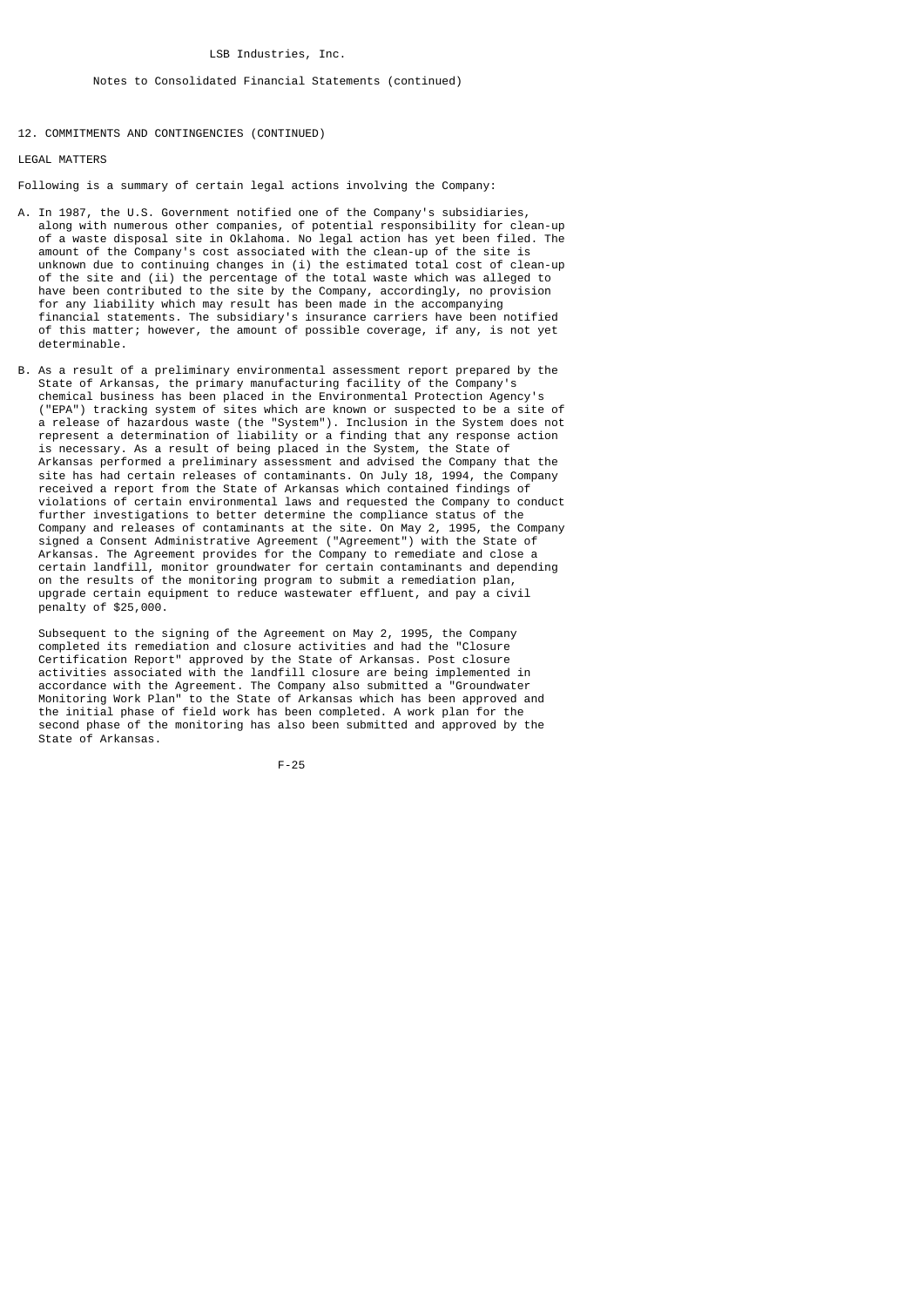LSB Industries, Inc.

Notes to Consolidated Financial Statements (continued)

## 12. COMMITMENTS AND CONTINGENCIES (CONTINUED)

### LEGAL MATTERS

Following is a summary of certain legal actions involving the Company:

A. In 1987, the U.S. Government notified one of the Company's subsidiaries, along with numerous other companies, of potential responsibility for clean-up of a waste disposal site in Oklahoma. No legal action has yet been filed. The amount of the Company's cost associated with the clean-up of the site is unknown due to continuing changes in (i) the estimated total cost of clean-up of the site and (ii) the percentage of the total waste which was alleged to have been contributed to the site by the Company, accordingly, no provision for any liability which may result has been made in the accompanying financial statements. The subsidiary's insurance carriers have been notified of this matter; however, the amount of possible coverage, if any, is not yet determinable.

B. As a result of a preliminary environmental assessment report prepared by the State of Arkansas, the primary manufacturing facility of the Company's chemical business has been placed in the Environmental Protection Agency's ("EPA") tracking system of sites which are known or suspected to be a site of a release of hazardous waste (the "System"). Inclusion in the System does not represent a determination of liability or a finding that any response action is necessary. As a result of being placed in the System, the State of Arkansas performed a preliminary assessment and advised the Company that the site has had certain releases of contaminants. On July 18, 1994, the Company received a report from the State of Arkansas which contained findings of violations of certain environmental laws and requested the Company to conduct further investigations to better determine the compliance status of the Company and releases of contaminants at the site. On May 2, 1995, the Company signed a Consent Administrative Agreement ("Agreement") with the State of Arkansas. The Agreement provides for the Company to remediate and close a certain landfill, monitor groundwater for certain contaminants and depending on the results of the monitoring program to submit a remediation plan, upgrade certain equipment to reduce wastewater effluent, and pay a civil penalty of $25,000.

   Subsequent to the signing of the Agreement on May 2, 1995, the Company completed its remediation and closure activities and had the "Closure Certification Report" approved by the State of Arkansas. Post closure activities associated with the landfill closure are being implemented in accordance with the Agreement. The Company also submitted a "Groundwater Monitoring Work Plan" to the State of Arkansas which has been approved and the initial phase of field work has been completed. A work plan for the second phase of the monitoring has also been submitted and approved by the State of Arkansas.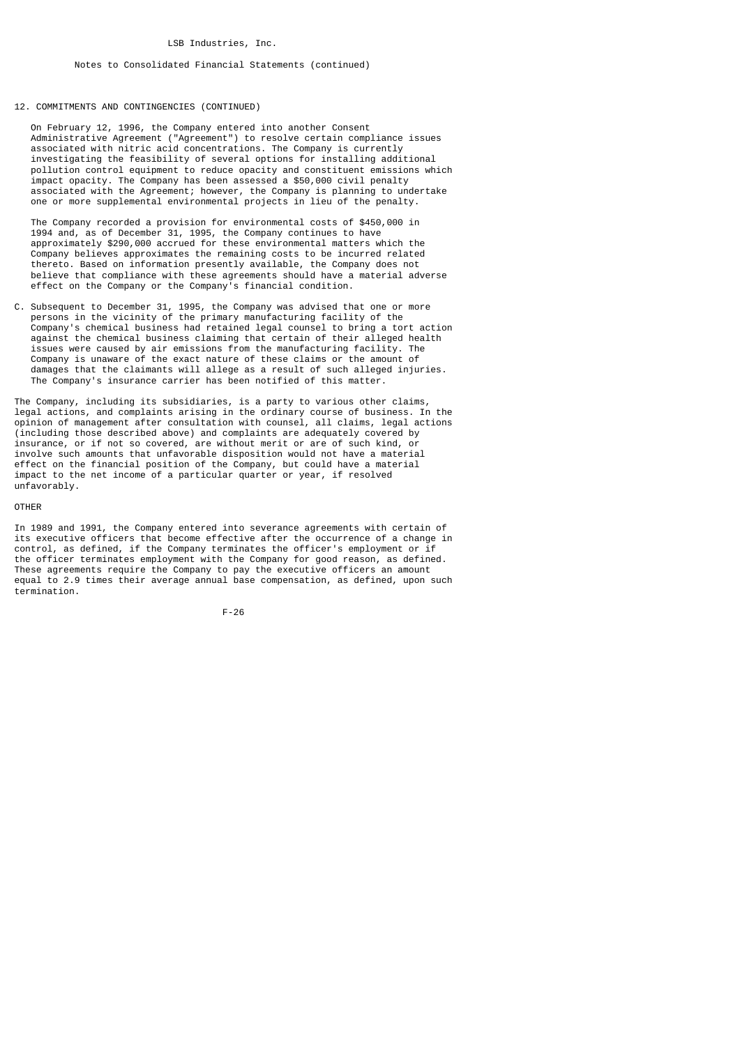LSB Industries, Inc.

Notes to Consolidated Financial Statements (continued)

## 12. COMMITMENTS AND CONTINGENCIES (CONTINUED)

On February 12, 1996, the Company entered into another Consent Administrative Agreement ("Agreement") to resolve certain compliance issues associated with nitric acid concentrations. The Company is currently investigating the feasibility of several options for installing additional pollution control equipment to reduce opacity and constituent emissions which impact opacity. The Company has been assessed a $50,000 civil penalty associated with the Agreement; however, the Company is planning to undertake one or more supplemental environmental projects in lieu of the penalty.

The Company recorded a provision for environmental costs of $450,000 in 1994 and, as of December 31, 1995, the Company continues to have approximately $290,000 accrued for these environmental matters which the Company believes approximates the remaining costs to be incurred related thereto. Based on information presently available, the Company does not believe that compliance with these agreements should have a material adverse effect on the Company or the Company's financial condition.

C. Subsequent to December 31, 1995, the Company was advised that one or more persons in the vicinity of the primary manufacturing facility of the Company's chemical business had retained legal counsel to bring a tort action against the chemical business claiming that certain of their alleged health issues were caused by air emissions from the manufacturing facility. The Company is unaware of the exact nature of these claims or the amount of damages that the claimants will allege as a result of such alleged injuries. The Company's insurance carrier has been notified of this matter.

The Company, including its subsidiaries, is a party to various other claims, legal actions, and complaints arising in the ordinary course of business. In the opinion of management after consultation with counsel, all claims, legal actions (including those described above) and complaints are adequately covered by insurance, or if not so covered, are without merit or are of such kind, or involve such amounts that unfavorable disposition would not have a material effect on the financial position of the Company, but could have a material impact to the net income of a particular quarter or year, if resolved unfavorably.

### OTHER

In 1989 and 1991, the Company entered into severance agreements with certain of its executive officers that become effective after the occurrence of a change in control, as defined, if the Company terminates the officer's employment or if the officer terminates employment with the Company for good reason, as defined. These agreements require the Company to pay the executive officers an amount equal to 2.9 times their average annual base compensation, as defined, upon such termination.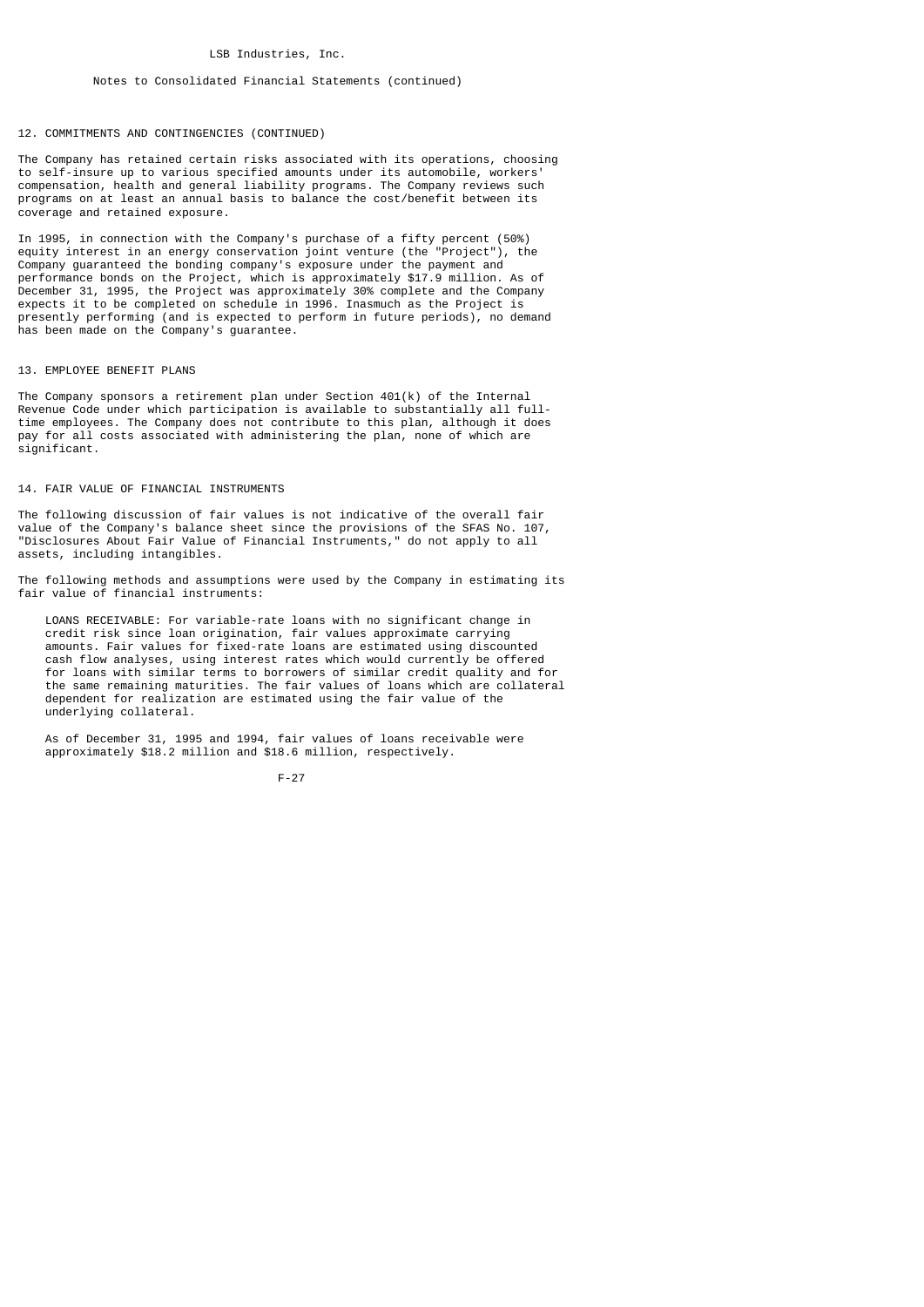## 12. COMMITMENTS AND CONTINGENCIES (CONTINUED)

The Company has retained certain risks associated with its operations, choosing to self-insure up to various specified amounts under its automobile, workers' compensation, health and general liability programs. The Company reviews such programs on at least an annual basis to balance the cost/benefit between its coverage and retained exposure.

In 1995, in connection with the Company's purchase of a fifty percent (50%) equity interest in an energy conservation joint venture (the "Project"), the Company guaranteed the bonding company's exposure under the payment and performance bonds on the Project, which is approximately $17.9 million. As of December 31, 1995, the Project was approximately 30% complete and the Company expects it to be completed on schedule in 1996. Inasmuch as the Project is presently performing (and is expected to perform in future periods), no demand has been made on the Company's guarantee.

## 13. EMPLOYEE BENEFIT PLANS

The Company sponsors a retirement plan under Section 401(k) of the Internal Revenue Code under which participation is available to substantially all full-time employees. The Company does not contribute to this plan, although it does pay for all costs associated with administering the plan, none of which are significant.

## 14. FAIR VALUE OF FINANCIAL INSTRUMENTS

The following discussion of fair values is not indicative of the overall fair value of the Company's balance sheet since the provisions of the SFAS No. 107, "Disclosures About Fair Value of Financial Instruments," do not apply to all assets, including intangibles.

The following methods and assumptions were used by the Company in estimating its fair value of financial instruments:

LOANS RECEIVABLE: For variable-rate loans with no significant change in credit risk since loan origination, fair values approximate carrying amounts. Fair values for fixed-rate loans are estimated using discounted cash flow analyses, using interest rates which would currently be offered for loans with similar terms to borrowers of similar credit quality and for the same remaining maturities. The fair values of loans which are collateral dependent for realization are estimated using the fair value of the underlying collateral.

As of December 31, 1995 and 1994, fair values of loans receivable were approximately $18.2 million and $18.6 million, respectively.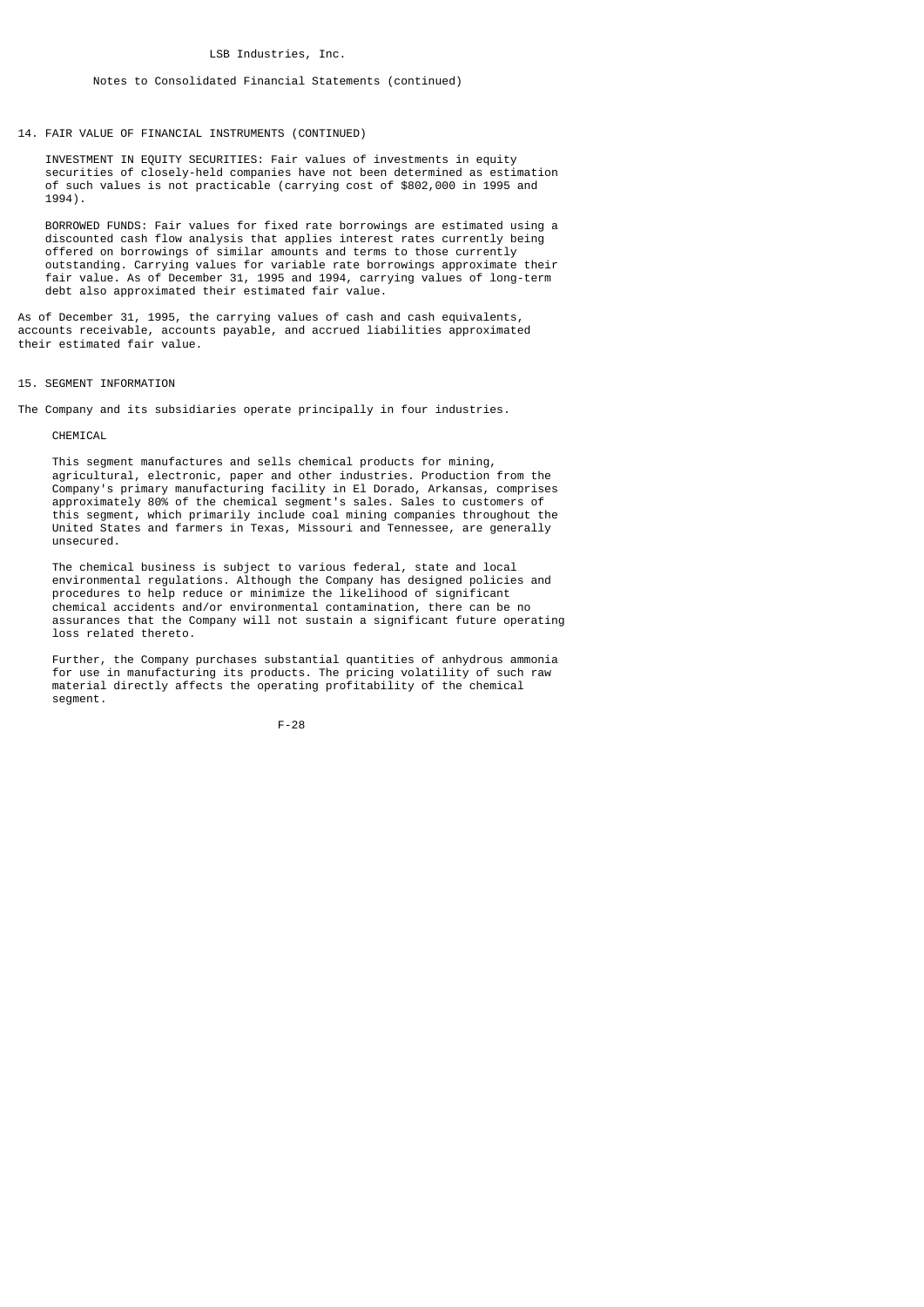14. FAIR VALUE OF FINANCIAL INSTRUMENTS (CONTINUED)

INVESTMENT IN EQUITY SECURITIES: Fair values of investments in equity securities of closely-held companies have not been determined as estimation of such values is not practicable (carrying cost of $802,000 in 1995 and 1994).

BORROWED FUNDS: Fair values for fixed rate borrowings are estimated using a discounted cash flow analysis that applies interest rates currently being offered on borrowings of similar amounts and terms to those currently outstanding. Carrying values for variable rate borrowings approximate their fair value. As of December 31, 1995 and 1994, carrying values of long-term debt also approximated their estimated fair value.

As of December 31, 1995, the carrying values of cash and cash equivalents, accounts receivable, accounts payable, and accrued liabilities approximated their estimated fair value.

## 15. SEGMENT INFORMATION

The Company and its subsidiaries operate principally in four industries.

### CHEMICAL

This segment manufactures and sells chemical products for mining, agricultural, electronic, paper and other industries. Production from the Company's primary manufacturing facility in El Dorado, Arkansas, comprises approximately 80% of the chemical segment's sales. Sales to customers of this segment, which primarily include coal mining companies throughout the United States and farmers in Texas, Missouri and Tennessee, are generally unsecured.

The chemical business is subject to various federal, state and local environmental regulations. Although the Company has designed policies and procedures to help reduce or minimize the likelihood of significant chemical accidents and/or environmental contamination, there can be no assurances that the Company will not sustain a significant future operating loss related thereto.

Further, the Company purchases substantial quantities of anhydrous ammonia for use in manufacturing its products. The pricing volatility of such raw material directly affects the operating profitability of the chemical segment.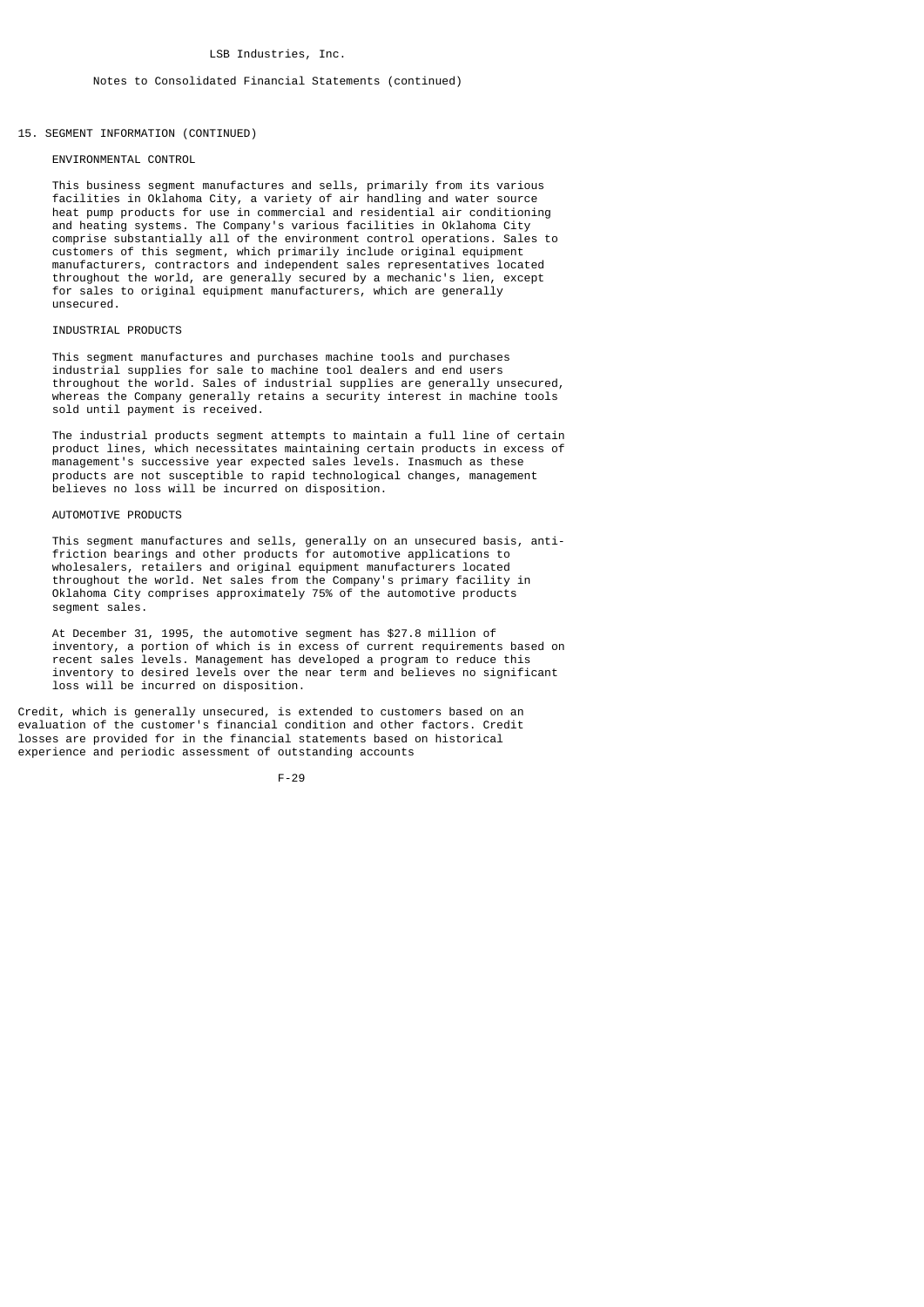LSB Industries, Inc.

Notes to Consolidated Financial Statements (continued)

## 15. SEGMENT INFORMATION (CONTINUED)

### ENVIRONMENTAL CONTROL

This business segment manufactures and sells, primarily from its various facilities in Oklahoma City, a variety of air handling and water source heat pump products for use in commercial and residential air conditioning and heating systems. The Company's various facilities in Oklahoma City comprise substantially all of the environment control operations. Sales to customers of this segment, which primarily include original equipment manufacturers, contractors and independent sales representatives located throughout the world, are generally secured by a mechanic's lien, except for sales to original equipment manufacturers, which are generally unsecured.

### INDUSTRIAL PRODUCTS

This segment manufactures and purchases machine tools and purchases industrial supplies for sale to machine tool dealers and end users throughout the world. Sales of industrial supplies are generally unsecured, whereas the Company generally retains a security interest in machine tools sold until payment is received.

The industrial products segment attempts to maintain a full line of certain product lines, which necessitates maintaining certain products in excess of management's successive year expected sales levels. Inasmuch as these products are not susceptible to rapid technological changes, management believes no loss will be incurred on disposition.

### AUTOMOTIVE PRODUCTS

This segment manufactures and sells, generally on an unsecured basis, anti-friction bearings and other products for automotive applications to wholesalers, retailers and original equipment manufacturers located throughout the world. Net sales from the Company's primary facility in Oklahoma City comprises approximately 75% of the automotive products segment sales.

At December 31, 1995, the automotive segment has $27.8 million of inventory, a portion of which is in excess of current requirements based on recent sales levels. Management has developed a program to reduce this inventory to desired levels over the near term and believes no significant loss will be incurred on disposition.

Credit, which is generally unsecured, is extended to customers based on an evaluation of the customer's financial condition and other factors. Credit losses are provided for in the financial statements based on historical experience and periodic assessment of outstanding accounts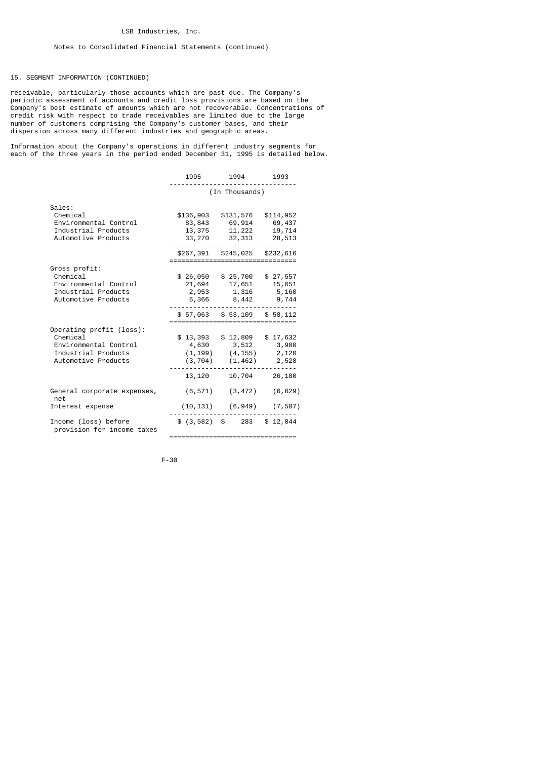LSB Industries, Inc.

Notes to Consolidated Financial Statements (continued)

15. SEGMENT INFORMATION (CONTINUED)

receivable, particularly those accounts which are past due. The Company's periodic assessment of accounts and credit loss provisions are based on the Company's best estimate of amounts which are not recoverable. Concentrations of credit risk with respect to trade receivables are limited due to the large number of customers comprising the Company's customer bases, and their dispersion across many different industries and geographic areas.

Information about the Company's operations in different industry segments for each of the three years in the period ended December 31, 1995 is detailed below.

| | 1995 | 1994 | 1993 |
|---|---|---|---|
| | (In Thousands) | | |
| Sales: | | | |
| Chemical | $136,903 | $131,576 | $114,952 |
| Environmental Control | 83,843 | 69,914 | 69,437 |
| Industrial Products | 13,375 | 11,222 | 19,714 |
| Automotive Products | 33,270 | 32,313 | 28,513 |
| | $267,391 | $245,025 | $232,616 |
| Gross profit: | | | |
| Chemical | $ 26,050 | $ 25,700 | $ 27,557 |
| Environmental Control | 21,694 | 17,651 | 15,651 |
| Industrial Products | 2,953 | 1,316 | 5,160 |
| Automotive Products | 6,366 | 8,442 | 9,744 |
| | $ 57,063 | $ 53,109 | $ 58,112 |
| Operating profit (loss): | | | |
| Chemical | $ 13,393 | $ 12,809 | $ 17,632 |
| Environmental Control | 4,630 | 3,512 | 3,900 |
| Industrial Products | (1,199) | (4,155) | 2,120 |
| Automotive Products | (3,704) | (1,462) | 2,528 |
| | 13,120 | 10,704 | 26,180 |
| General corporate expenses, net | (6,571) | (3,472) | (6,629) |
| Interest expense | (10,131) | (6,949) | (7,507) |
| Income (loss) before provision for income taxes | $ (3,582) | $ 283 | $ 12,044 |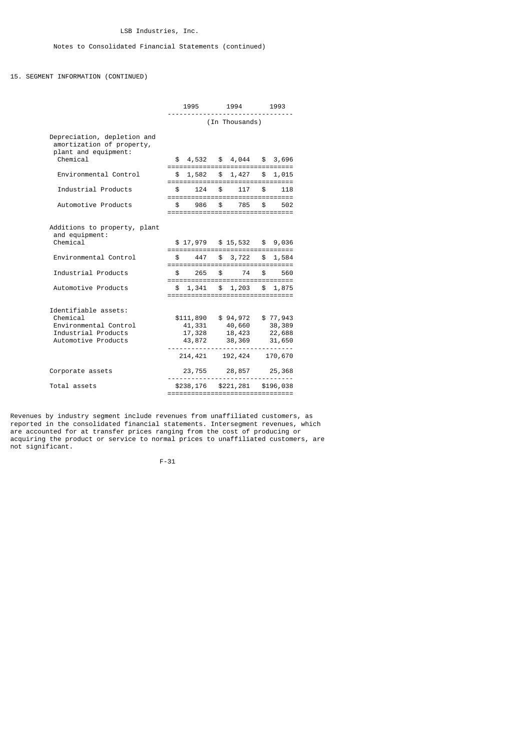LSB Industries, Inc.

Notes to Consolidated Financial Statements (continued)

## 15. SEGMENT INFORMATION (CONTINUED)

| | 1995 | 1994 | 1993 |
|---|---|---|---|
| | (In Thousands) | | |
| Depreciation, depletion and amortization of property, plant and equipment: | | | |
| Chemical | $ 4,532 | $ 4,044 | $ 3,696 |
| Environmental Control | $ 1,582 | $ 1,427 | $ 1,015 |
| Industrial Products | $ 124 | $ 117 | $ 118 |
| Automotive Products | $ 986 | $ 785 | $ 502 |
| Additions to property, plant and equipment: | | | |
| Chemical | $ 17,979 | $ 15,532 | $ 9,036 |
| Environmental Control | $ 447 | $ 3,722 | $ 1,584 |
| Industrial Products | $ 265 | $ 74 | $ 560 |
| Automotive Products | $ 1,341 | $ 1,203 | $ 1,875 |
| Identifiable assets: | | | |
| Chemical | $111,890 | $ 94,972 | $ 77,943 |
| Environmental Control | 41,331 | 40,660 | 38,389 |
| Industrial Products | 17,328 | 18,423 | 22,688 |
| Automotive Products | 43,872 | 38,369 | 31,650 |
| | 214,421 | 192,424 | 170,670 |
| Corporate assets | 23,755 | 28,857 | 25,368 |
| Total assets | $238,176 | $221,281 | $196,038 |

Revenues by industry segment include revenues from unaffiliated customers, as reported in the consolidated financial statements. Intersegment revenues, which are accounted for at transfer prices ranging from the cost of producing or acquiring the product or service to normal prices to unaffiliated customers, are not significant.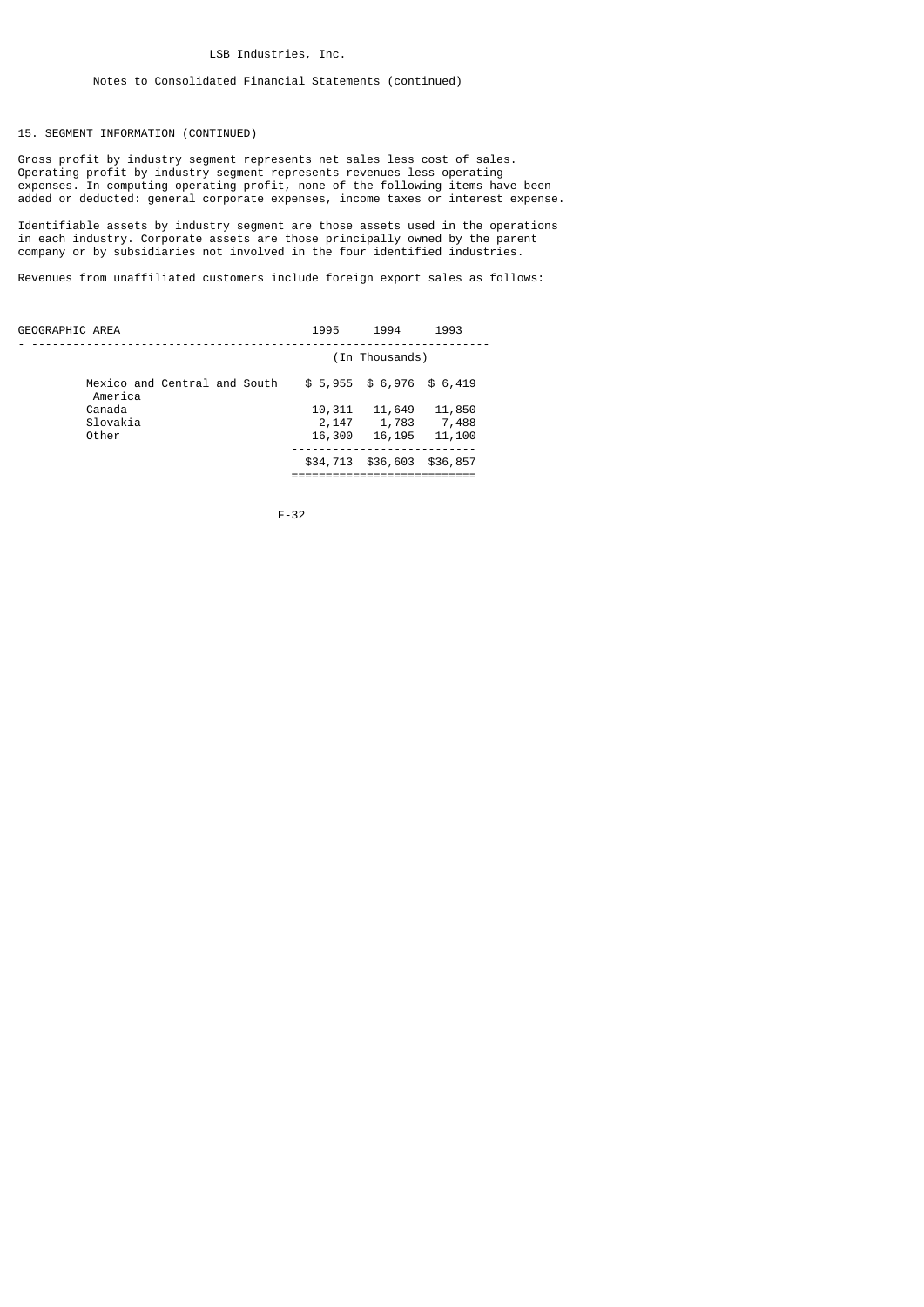LSB Industries, Inc.

Notes to Consolidated Financial Statements (continued)

15. SEGMENT INFORMATION (CONTINUED)

Gross profit by industry segment represents net sales less cost of sales. Operating profit by industry segment represents revenues less operating expenses. In computing operating profit, none of the following items have been added or deducted: general corporate expenses, income taxes or interest expense.

Identifiable assets by industry segment are those assets used in the operations in each industry. Corporate assets are those principally owned by the parent company or by subsidiaries not involved in the four identified industries.

Revenues from unaffiliated customers include foreign export sales as follows:

| GEOGRAPHIC AREA | 1995 | 1994 | 1993 |
|---|---|---|---|
| | (In Thousands) | | |
| Mexico and Central and South America | $ 5,955 | $ 6,976 | $ 6,419 |
| Canada | 10,311 | 11,649 | 11,850 |
| Slovakia | 2,147 | 1,783 | 7,488 |
| Other | 16,300 | 16,195 | 11,100 |
| | $34,713 | $36,603 | $36,857 |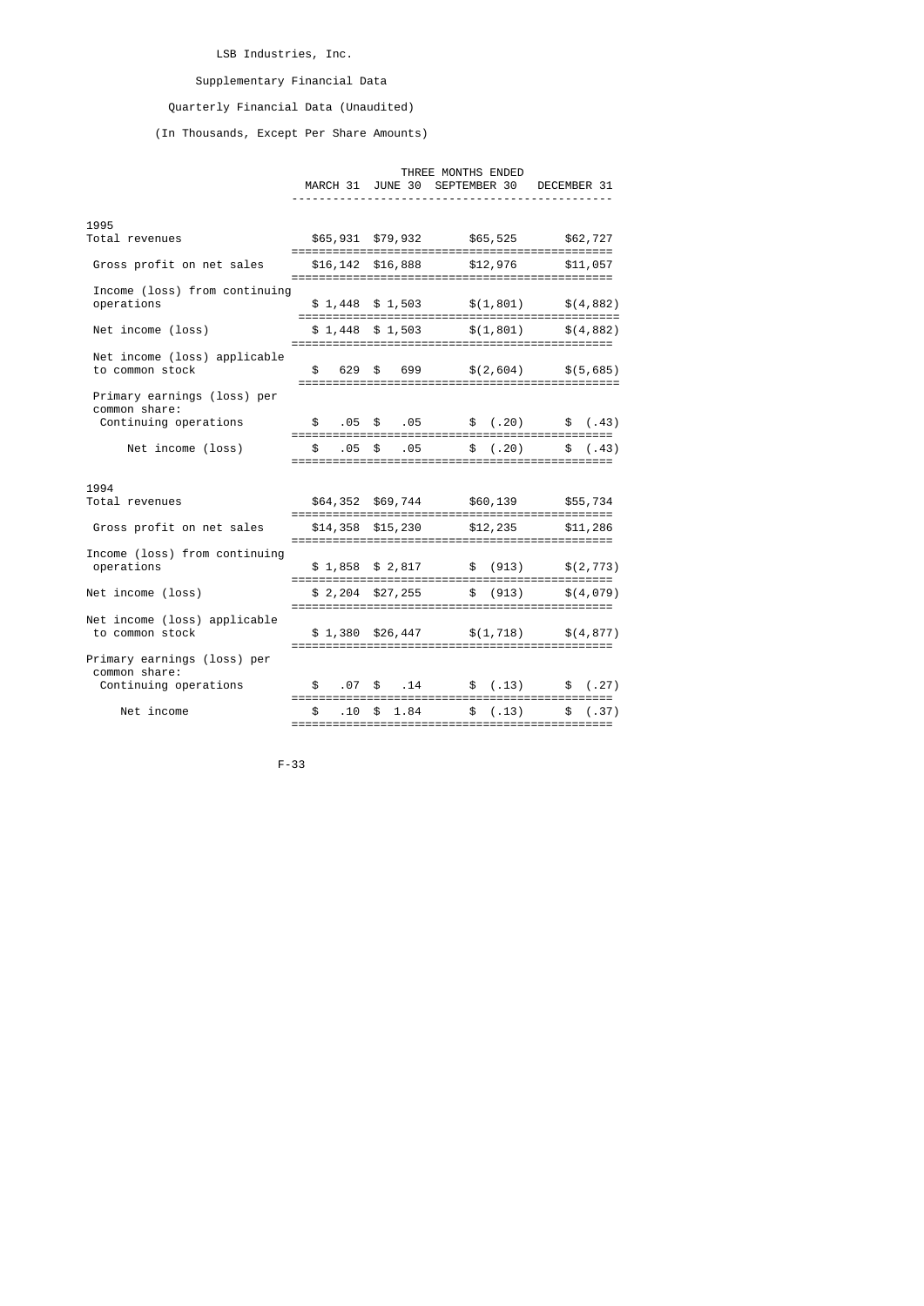LSB Industries, Inc.

Supplementary Financial Data

Quarterly Financial Data (Unaudited)

(In Thousands, Except Per Share Amounts)

| | THREE MONTHS ENDED | | | |
|---|---|---|---|---|
| | MARCH 31 | JUNE 30 | SEPTEMBER 30 | DECEMBER 31 |
| **1995** | | | | |
| Total revenues | $65,931 | $79,932 | $65,525 | $62,727 |
| Gross profit on net sales | $16,142 | $16,888 | $12,976 | $11,057 |
| Income (loss) from continuing operations | $ 1,448 | $ 1,503 | $(1,801) | $(4,882) |
| Net income (loss) | $ 1,448 | $ 1,503 | $(1,801) | $(4,882) |
| Net income (loss) applicable to common stock | $ 629 | $ 699 | $(2,604) | $(5,685) |
| Primary earnings (loss) per common share: | | | | |
| Continuing operations | $ .05 | $ .05 | $ (.20) | $ (.43) |
| Net income (loss) | $ .05 | $ .05 | $ (.20) | $ (.43) |
| **1994** | | | | |
| Total revenues | $64,352 | $69,744 | $60,139 | $55,734 |
| Gross profit on net sales | $14,358 | $15,230 | $12,235 | $11,286 |
| Income (loss) from continuing operations | $ 1,858 | $ 2,817 | $ (913) | $(2,773) |
| Net income (loss) | $ 2,204 | $27,255 | $ (913) | $(4,079) |
| Net income (loss) applicable to common stock | $ 1,380 | $26,447 | $(1,718) | $(4,877) |
| Primary earnings (loss) per common share: | | | | |
| Continuing operations | $ .07 | $ .14 | $ (.13) | $ (.27) |
| Net income | $ .10 | $ 1.84 | $ (.13) | $ (.37) |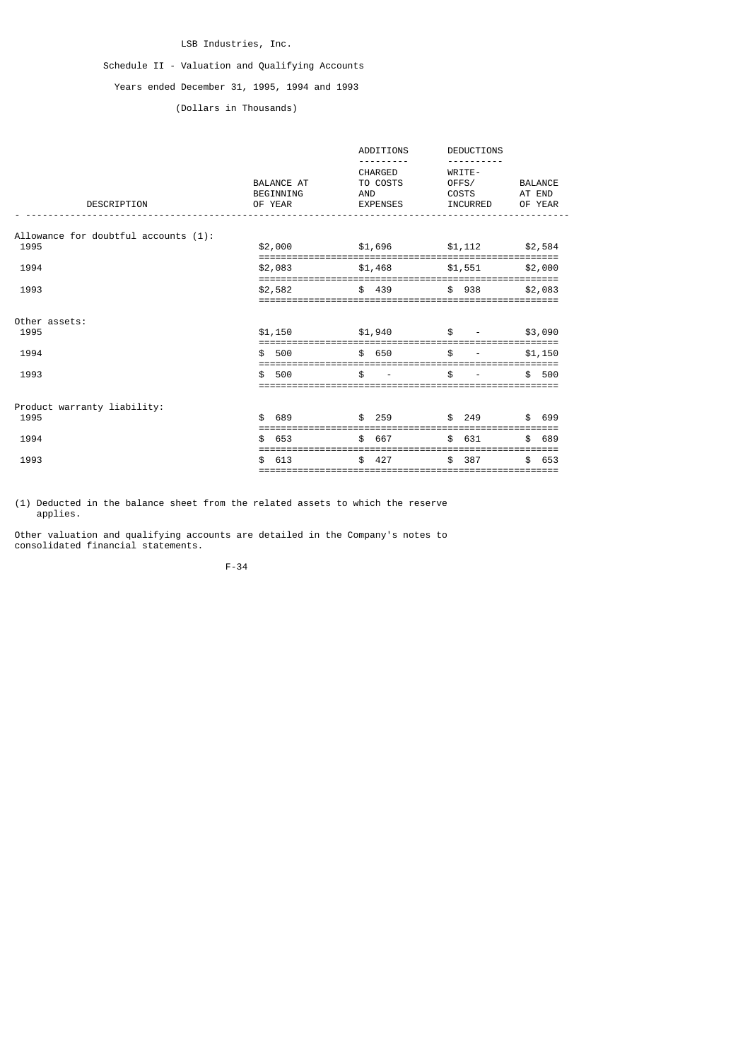LSB Industries, Inc.

Schedule II - Valuation and Qualifying Accounts

Years ended December 31, 1995, 1994 and 1993

(Dollars in Thousands)

| DESCRIPTION | BALANCE AT BEGINNING OF YEAR | ADDITIONS CHARGED TO COSTS AND EXPENSES | DEDUCTIONS WRITE-OFFS/ COSTS INCURRED | BALANCE AT END OF YEAR |
|---|---|---|---|---|
| Allowance for doubtful accounts (1): | | | | |
| 1995 | $2,000 | $1,696 | $1,112 | $2,584 |
| 1994 | $2,083 | $1,468 | $1,551 | $2,000 |
| 1993 | $2,582 | $ 439 | $ 938 | $2,083 |
| Other assets: | | | | |
| 1995 | $1,150 | $1,940 | $ - | $3,090 |
| 1994 | $ 500 | $ 650 | $ - | $1,150 |
| 1993 | $ 500 | $ - | $ - | $ 500 |
| Product warranty liability: | | | | |
| 1995 | $ 689 | $ 259 | $ 249 | $ 699 |
| 1994 | $ 653 | $ 667 | $ 631 | $ 689 |
| 1993 | $ 613 | $ 427 | $ 387 | $ 653 |

(1) Deducted in the balance sheet from the related assets to which the reserve applies.

Other valuation and qualifying accounts are detailed in the Company's notes to consolidated financial statements.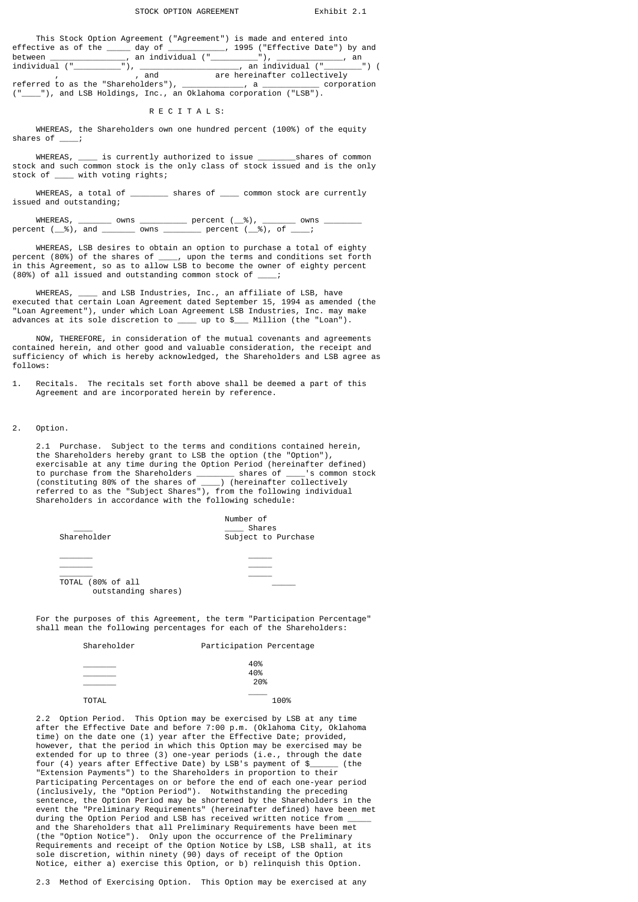STOCK OPTION AGREEMENT Exhibit 2.1

This Stock Option Agreement ("Agreement") is made and entered into effective as of the _____ day of ____________, 1995 ("Effective Date") by and between ________________, an individual ("__________"), ______________, an individual ("__________"), ____________________, an individual ("________") ( , , and are hereinafter collectively referred to as the "Shareholders"), _____________, a ___________ corporation ("____"), and LSB Holdings, Inc., an Oklahoma corporation ("LSB").

R E C I T A L S:

WHEREAS, the Shareholders own one hundred percent (100%) of the equity shares of ____;

WHEREAS, ____ is currently authorized to issue ________shares of common stock and such common stock is the only class of stock issued and is the only stock of ____ with voting rights;

WHEREAS, a total of ________ shares of ____ common stock are currently issued and outstanding;

WHEREAS, _______ owns __________ percent (__%), _______ owns ________ percent (__%), and _______ owns ________ percent (__%), of ____;

WHEREAS, LSB desires to obtain an option to purchase a total of eighty percent (80%) of the shares of ____, upon the terms and conditions set forth in this Agreement, so as to allow LSB to become the owner of eighty percent (80%) of all issued and outstanding common stock of ____;

WHEREAS, ____ and LSB Industries, Inc., an affiliate of LSB, have executed that certain Loan Agreement dated September 15, 1994 as amended (the "Loan Agreement"), under which Loan Agreement LSB Industries, Inc. may make advances at its sole discretion to ____ up to $___ Million (the "Loan").

NOW, THEREFORE, in consideration of the mutual covenants and agreements contained herein, and other good and valuable consideration, the receipt and sufficiency of which is hereby acknowledged, the Shareholders and LSB agree as follows:

1. Recitals. The recitals set forth above shall be deemed a part of this Agreement and are incorporated herein by reference.

2. Option.

2.1 Purchase. Subject to the terms and conditions contained herein, the Shareholders hereby grant to LSB the option (the "Option"), exercisable at any time during the Option Period (hereinafter defined) to purchase from the Shareholders ________ shares of ____'s common stock (constituting 80% of the shares of ____) (hereinafter collectively referred to as the "Subject Shares"), from the following individual Shareholders in accordance with the following schedule:

| ____ Shareholder | Number of ____ Shares Subject to Purchase |
|---|---|
| _______ | _____ |
| _______ | _____ |
| _______ | _____ |
| TOTAL (80% of all outstanding shares) | _____ |

For the purposes of this Agreement, the term "Participation Percentage" shall mean the following percentages for each of the Shareholders:

| Shareholder | Participation Percentage |
|---|---|
| _______ | 40% |
| _______ | 40% |
| _______ | 20% |
| TOTAL | 100% |

2.2 Option Period. This Option may be exercised by LSB at any time after the Effective Date and before 7:00 p.m. (Oklahoma City, Oklahoma time) on the date one (1) year after the Effective Date; provided, however, that the period in which this Option may be exercised may be extended for up to three (3) one-year periods (i.e., through the date four (4) years after Effective Date) by LSB's payment of $______ (the "Extension Payments") to the Shareholders in proportion to their Participating Percentages on or before the end of each one-year period (inclusively, the "Option Period"). Notwithstanding the preceding sentence, the Option Period may be shortened by the Shareholders in the event the "Preliminary Requirements" (hereinafter defined) have been met during the Option Period and LSB has received written notice from _____ and the Shareholders that all Preliminary Requirements have been met (the "Option Notice"). Only upon the occurrence of the Preliminary Requirements and receipt of the Option Notice by LSB, LSB shall, at its sole discretion, within ninety (90) days of receipt of the Option Notice, either a) exercise this Option, or b) relinquish this Option.

2.3 Method of Exercising Option. This Option may be exercised at any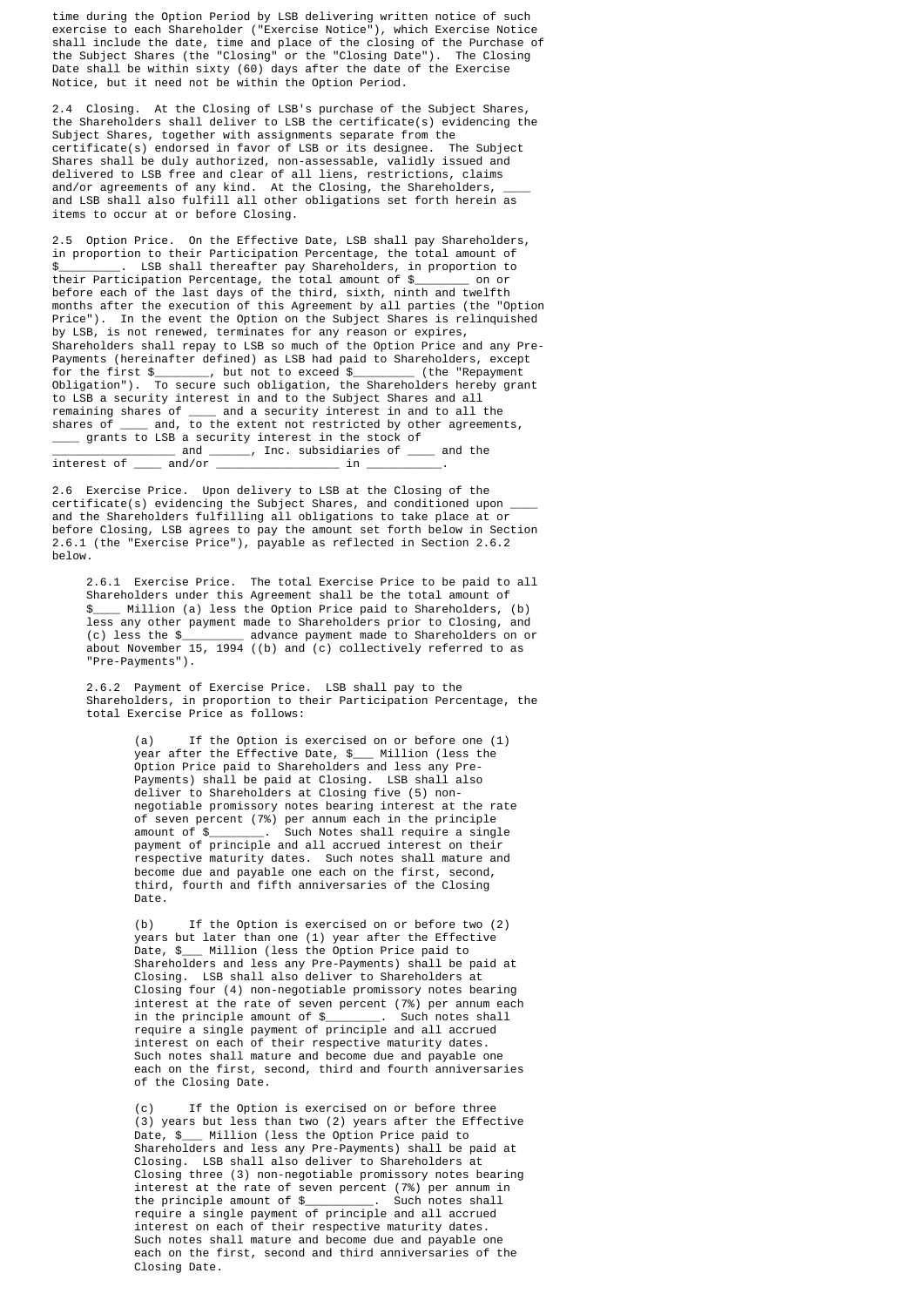time during the Option Period by LSB delivering written notice of such exercise to each Shareholder ("Exercise Notice"), which Exercise Notice shall include the date, time and place of the closing of the Purchase of the Subject Shares (the "Closing" or the "Closing Date"). The Closing Date shall be within sixty (60) days after the date of the Exercise Notice, but it need not be within the Option Period.

2.4 Closing. At the Closing of LSB's purchase of the Subject Shares, the Shareholders shall deliver to LSB the certificate(s) evidencing the Subject Shares, together with assignments separate from the certificate(s) endorsed in favor of LSB or its designee. The Subject Shares shall be duly authorized, non-assessable, validly issued and delivered to LSB free and clear of all liens, restrictions, claims and/or agreements of any kind. At the Closing, the Shareholders, ____ and LSB shall also fulfill all other obligations set forth herein as items to occur at or before Closing.

2.5 Option Price. On the Effective Date, LSB shall pay Shareholders, in proportion to their Participation Percentage, the total amount of $_________. LSB shall thereafter pay Shareholders, in proportion to their Participation Percentage, the total amount of $________ on or before each of the last days of the third, sixth, ninth and twelfth months after the execution of this Agreement by all parties (the "Option Price"). In the event the Option on the Subject Shares is relinquished by LSB, is not renewed, terminates for any reason or expires, Shareholders shall repay to LSB so much of the Option Price and any Pre-Payments (hereinafter defined) as LSB had paid to Shareholders, except for the first $________, but not to exceed $_________ (the "Repayment Obligation"). To secure such obligation, the Shareholders hereby grant to LSB a security interest in and to the Subject Shares and all remaining shares of ____ and a security interest in and to all the shares of ____ and, to the extent not restricted by other agreements, ____ grants to LSB a security interest in the stock of _________________ and ______, Inc. subsidiaries of ____ and the interest of ____ and/or __________________ in ___________.

2.6 Exercise Price. Upon delivery to LSB at the Closing of the certificate(s) evidencing the Subject Shares, and conditioned upon ____ and the Shareholders fulfilling all obligations to take place at or before Closing, LSB agrees to pay the amount set forth below in Section 2.6.1 (the "Exercise Price"), payable as reflected in Section 2.6.2 below.

2.6.1 Exercise Price. The total Exercise Price to be paid to all Shareholders under this Agreement shall be the total amount of $____ Million (a) less the Option Price paid to Shareholders, (b) less any other payment made to Shareholders prior to Closing, and (c) less the $_________ advance payment made to Shareholders on or about November 15, 1994 ((b) and (c) collectively referred to as "Pre-Payments").

2.6.2 Payment of Exercise Price. LSB shall pay to the Shareholders, in proportion to their Participation Percentage, the total Exercise Price as follows:

(a) If the Option is exercised on or before one (1) year after the Effective Date, $___ Million (less the Option Price paid to Shareholders and less any Pre-Payments) shall be paid at Closing. LSB shall also deliver to Shareholders at Closing five (5) non-negotiable promissory notes bearing interest at the rate of seven percent (7%) per annum each in the principle amount of $________. Such Notes shall require a single payment of principle and all accrued interest on their respective maturity dates. Such notes shall mature and become due and payable one each on the first, second, third, fourth and fifth anniversaries of the Closing Date.

(b) If the Option is exercised on or before two (2) years but later than one (1) year after the Effective Date, $___ Million (less the Option Price paid to Shareholders and less any Pre-Payments) shall be paid at Closing. LSB shall also deliver to Shareholders at Closing four (4) non-negotiable promissory notes bearing interest at the rate of seven percent (7%) per annum each in the principle amount of $________. Such notes shall require a single payment of principle and all accrued interest on each of their respective maturity dates. Such notes shall mature and become due and payable one each on the first, second, third and fourth anniversaries of the Closing Date.

(c) If the Option is exercised on or before three (3) years but less than two (2) years after the Effective Date, $___ Million (less the Option Price paid to Shareholders and less any Pre-Payments) shall be paid at Closing. LSB shall also deliver to Shareholders at Closing three (3) non-negotiable promissory notes bearing interest at the rate of seven percent (7%) per annum in the principle amount of $__________. Such notes shall require a single payment of principle and all accrued interest on each of their respective maturity dates. Such notes shall mature and become due and payable one each on the first, second and third anniversaries of the Closing Date.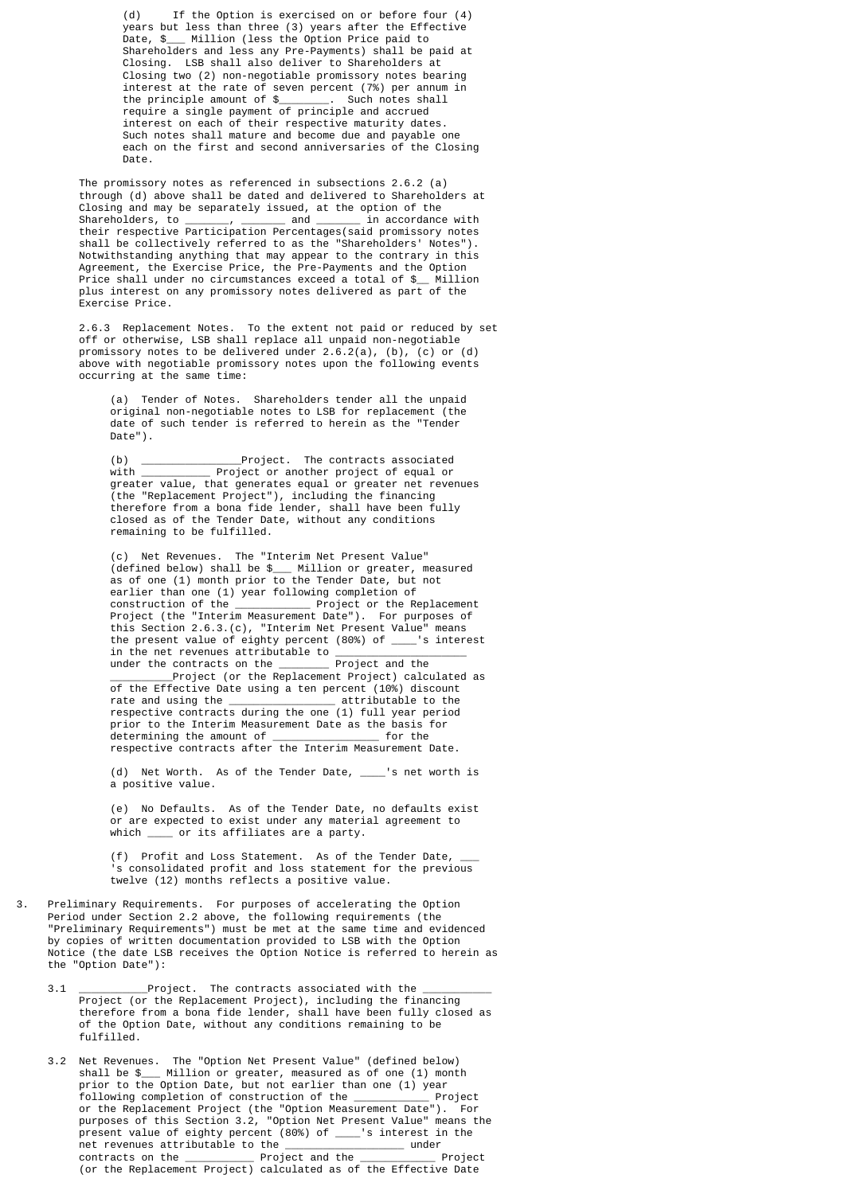(d) If the Option is exercised on or before four (4) years but less than three (3) years after the Effective Date, $___ Million (less the Option Price paid to Shareholders and less any Pre-Payments) shall be paid at Closing. LSB shall also deliver to Shareholders at Closing two (2) non-negotiable promissory notes bearing interest at the rate of seven percent (7%) per annum in the principal amount of $________. Such notes shall require a single payment of principal and accrued interest on each of their respective maturity dates. Such notes shall mature and become due and payable one each on the first and second anniversaries of the Closing Date.

The promissory notes as referenced in subsections 2.6.2 (a) through (d) above shall be dated and delivered to Shareholders at Closing and may be separately issued, at the option of the Shareholders, to _______, _______ and _______ in accordance with their respective Participation Percentages(said promissory notes shall be collectively referred to as the "Shareholders' Notes"). Notwithstanding anything that may appear to the contrary in this Agreement, the Exercise Price, the Pre-Payments and the Option Price shall under no circumstances exceed a total of $__ Million plus interest on any promissory notes delivered as part of the Exercise Price.

2.6.3 Replacement Notes. To the extent not paid or reduced by set off or otherwise, LSB shall replace all unpaid non-negotiable promissory notes to be delivered under 2.6.2(a), (b), (c) or (d) above with negotiable promissory notes upon the following events occurring at the same time:

(a) Tender of Notes. Shareholders tender all the unpaid original non-negotiable notes to LSB for replacement (the date of such tender is referred to herein as the "Tender Date").

(b) _______________Project. The contracts associated with __________ Project or another project of equal or greater value, that generates equal or greater net revenues (the "Replacement Project"), including the financing therefore from a bona fide lender, shall have been fully closed as of the Tender Date, without any conditions remaining to be fulfilled.

(c) Net Revenues. The "Interim Net Present Value" (defined below) shall be $___ Million or greater, measured as of one (1) month prior to the Tender Date, but not earlier than one (1) year following completion of construction of the ___________ Project or the Replacement Project (the "Interim Measurement Date"). For purposes of this Section 2.6.3.(c), "Interim Net Present Value" means the present value of eighty percent (80%) of ____'s interest in the net revenues attributable to ____________________ under the contracts on the ________ Project and the __________Project (or the Replacement Project) calculated as of the Effective Date using a ten percent (10%) discount rate and using the ________________ attributable to the respective contracts during the one (1) full year period prior to the Interim Measurement Date as the basis for determining the amount of ________________ for the respective contracts after the Interim Measurement Date.

(d) Net Worth. As of the Tender Date, ____'s net worth is a positive value.

(e) No Defaults. As of the Tender Date, no defaults exist or are expected to exist under any material agreement to which ____ or its affiliates are a party.

(f) Profit and Loss Statement. As of the Tender Date, ___'s consolidated profit and loss statement for the previous twelve (12) months reflects a positive value.

3. Preliminary Requirements. For purposes of accelerating the Option Period under Section 2.2 above, the following requirements (the "Preliminary Requirements") must be met at the same time and evidenced by copies of written documentation provided to LSB with the Option Notice (the date LSB receives the Option Notice is referred to herein as the "Option Date"):

3.1 ___________Project. The contracts associated with the ___________ Project (or the Replacement Project), including the financing therefore from a bona fide lender, shall have been fully closed as of the Option Date, without any conditions remaining to be fulfilled.

3.2 Net Revenues. The "Option Net Present Value" (defined below) shall be $___ Million or greater, measured as of one (1) month prior to the Option Date, but not earlier than one (1) year following completion of construction of the ___________ Project or the Replacement Project (the "Option Measurement Date"). For purposes of this Section 3.2, "Option Net Present Value" means the present value of eighty percent (80%) of ____'s interest in the net revenues attributable to the __________________ under contracts on the __________ Project and the ___________ Project (or the Replacement Project) calculated as of the Effective Date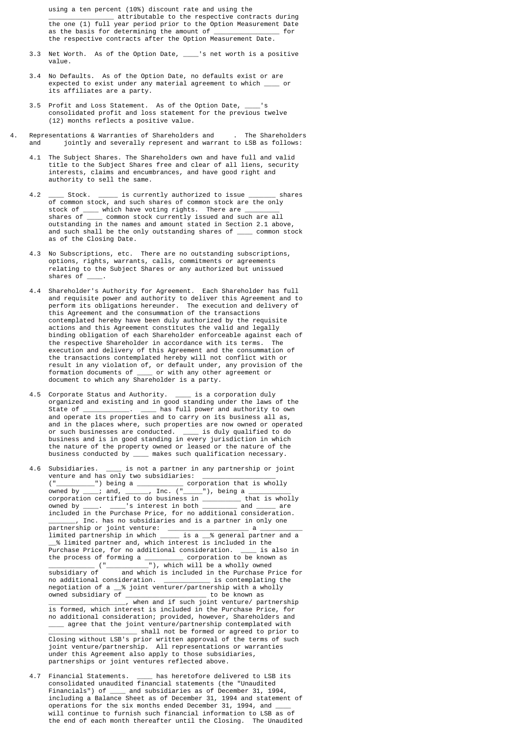using a ten percent (10%) discount rate and using the ________________ attributable to the respective contracts during the one (1) full year period prior to the Option Measurement Date as the basis for determining the amount of ________________ for the respective contracts after the Option Measurement Date.

3.3 Net Worth. As of the Option Date, ____'s net worth is a positive value.

3.4 No Defaults. As of the Option Date, no defaults exist or are expected to exist under any material agreement to which ____ or its affiliates are a party.

3.5 Profit and Loss Statement. As of the Option Date, ____'s consolidated profit and loss statement for the previous twelve (12) months reflects a positive value.

4. Representations & Warranties of Shareholders and     . The Shareholders and      jointly and severally represent and warrant to LSB as follows:

4.1 The Subject Shares. The Shareholders own and have full and valid title to the Subject Shares free and clear of all liens, security interests, claims and encumbrances, and have good right and authority to sell the same.

4.2 ____ Stock. _____ is currently authorized to issue _______ shares of common stock, and such shares of common stock are the only stock of ____ which have voting rights. There are _________ shares of ____ common stock currently issued and such are all outstanding in the names and amount stated in Section 2.1 above, and such shall be the only outstanding shares of ____ common stock as of the Closing Date.

4.3 No Subscriptions, etc. There are no outstanding subscriptions, options, rights, warrants, calls, commitments or agreements relating to the Subject Shares or any authorized but unissued shares of ____.

4.4 Shareholder's Authority for Agreement. Each Shareholder has full and requisite power and authority to deliver this Agreement and to perform its obligations hereunder. The execution and delivery of this Agreement and the consummation of the transactions contemplated hereby have been duly authorized by the requisite actions and this Agreement constitutes the valid and legally binding obligation of each Shareholder enforceable against each of the respective Shareholder in accordance with its terms. The execution and delivery of this Agreement and the consummation of the transactions contemplated hereby will not conflict with or result in any violation of, or default under, any provision of the formation documents of ____ or with any other agreement or document to which any Shareholder is a party.

4.5 Corporate Status and Authority. ____ is a corporation duly organized and existing and in good standing under the laws of the State of ___________. ____ has full power and authority to own and operate its properties and to carry on its business all as, and in the places where, such properties are now owned or operated or such businesses are conducted. ____ is duly qualified to do business and is in good standing in every jurisdiction in which the nature of the property owned or leased or the nature of the business conducted by ____ makes such qualification necessary.

4.6 Subsidiaries. ____ is not a partner in any partnership or joint venture and has only two subsidiaries: __________________ ("__________") being a ___________ corporation that is wholly owned by ____; and, ______, Inc. ("_____"), being a ___________ corporation certified to do business in _________ that is wholly owned by ____. ____'s interest in both _________ and _____ are included in the Purchase Price, for no additional consideration. _______, Inc. has no subsidiaries and is a partner in only one partnership or joint venture: ____________________ a ___________ limited partnership in which _____ is a __% general partner and a __% limited partner and, which interest is included in the Purchase Price, for no additional consideration. ____ is also in the process of forming a _________ corporation to be known as ____________ ("___________"), which will be a wholly owned subsidiary of      and which is included in the Purchase Price for no additional consideration. ___________ is contemplating the negotiation of a __% joint venturer/partnership with a wholly owned subsidiary of ____________________ to be known as ____________________, when and if such joint venture/ partnership is formed, which interest is included in the Purchase Price, for no additional consideration; provided, however, Shareholders and ____ agree that the joint venture/partnership contemplated with ______________________ shall not be formed or agreed to prior to Closing without LSB's prior written approval of the terms of such joint venture/partnership. All representations or warranties under this Agreement also apply to those subsidiaries, partnerships or joint ventures reflected above.

4.7 Financial Statements. ____ has heretofore delivered to LSB its consolidated unaudited financial statements (the "Unaudited Financials") of ____ and subsidiaries as of December 31, 1994, including a Balance Sheet as of December 31, 1994 and statement of operations for the six months ended December 31, 1994, and ____ will continue to furnish such financial information to LSB as of the end of each month thereafter until the Closing. The Unaudited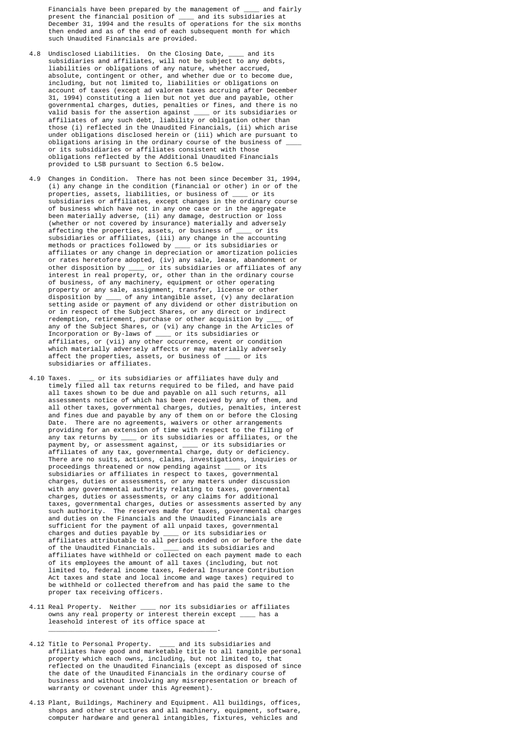Financials have been prepared by the management of ____ and fairly present the financial position of ____ and its subsidiaries at December 31, 1994 and the results of operations for the six months then ended and as of the end of each subsequent month for which such Unaudited Financials are provided.

4.8 Undisclosed Liabilities. On the Closing Date, ____ and its subsidiaries and affiliates, will not be subject to any debts, liabilities or obligations of any nature, whether accrued, absolute, contingent or other, and whether due or to become due, including, but not limited to, liabilities or obligations on account of taxes (except ad valorem taxes accruing after December 31, 1994) constituting a lien but not yet due and payable, other governmental charges, duties, penalties or fines, and there is no valid basis for the assertion against ____ or its subsidiaries or affiliates of any such debt, liability or obligation other than those (i) reflected in the Unaudited Financials, (ii) which arise under obligations disclosed herein or (iii) which are pursuant to obligations arising in the ordinary course of the business of ____ or its subsidiaries or affiliates consistent with those obligations reflected by the Additional Unaudited Financials provided to LSB pursuant to Section 6.5 below.

4.9 Changes in Condition. There has not been since December 31, 1994, (i) any change in the condition (financial or other) in or of the properties, assets, liabilities, or business of ____ or its subsidiaries or affiliates, except changes in the ordinary course of business which have not in any one case or in the aggregate been materially adverse, (ii) any damage, destruction or loss (whether or not covered by insurance) materially and adversely affecting the properties, assets, or business of ____ or its subsidiaries or affiliates, (iii) any change in the accounting methods or practices followed by ____ or its subsidiaries or affiliates or any change in depreciation or amortization policies or rates heretofore adopted, (iv) any sale, lease, abandonment or other disposition by ____ or its subsidiaries or affiliates of any interest in real property, or, other than in the ordinary course of business, of any machinery, equipment or other operating property or any sale, assignment, transfer, license or other disposition by ____ of any intangible asset, (v) any declaration setting aside or payment of any dividend or other distribution on or in respect of the Subject Shares, or any direct or indirect redemption, retirement, purchase or other acquisition by ____ of any of the Subject Shares, or (vi) any change in the Articles of Incorporation or By-laws of ____ or its subsidiaries or affiliates, or (vii) any other occurrence, event or condition which materially adversely affects or may materially adversely affect the properties, assets, or business of ____ or its subsidiaries or affiliates.

4.10 Taxes. ____ or its subsidiaries or affiliates have duly and timely filed all tax returns required to be filed, and have paid all taxes shown to be due and payable on all such returns, all assessments notice of which has been received by any of them, and all other taxes, governmental charges, duties, penalties, interest and fines due and payable by any of them on or before the Closing Date. There are no agreements, waivers or other arrangements providing for an extension of time with respect to the filing of any tax returns by ____ or its subsidiaries or affiliates, or the payment by, or assessment against, ____ or its subsidiaries or affiliates of any tax, governmental charge, duty or deficiency. There are no suits, actions, claims, investigations, inquiries or proceedings threatened or now pending against ____ or its subsidiaries or affiliates in respect to taxes, governmental charges, duties or assessments, or any matters under discussion with any governmental authority relating to taxes, governmental charges, duties or assessments, or any claims for additional taxes, governmental charges, duties or assessments asserted by any such authority. The reserves made for taxes, governmental charges and duties on the Financials and the Unaudited Financials are sufficient for the payment of all unpaid taxes, governmental charges and duties payable by ____ or its subsidiaries or affiliates attributable to all periods ended on or before the date of the Unaudited Financials. ____ and its subsidiaries and affiliates have withheld or collected on each payment made to each of its employees the amount of all taxes (including, but not limited to, federal income taxes, Federal Insurance Contribution Act taxes and state and local income and wage taxes) required to be withheld or collected therefrom and has paid the same to the proper tax receiving officers.

4.11 Real Property. Neither ____ nor its subsidiaries or affiliates owns any real property or interest therein except ____ has a leasehold interest of its office space at ____________________________________________.

4.12 Title to Personal Property. ____ and its subsidiaries and affiliates have good and marketable title to all tangible personal property which each owns, including, but not limited to, that reflected on the Unaudited Financials (except as disposed of since the date of the Unaudited Financials in the ordinary course of business and without involving any misrepresentation or breach of warranty or covenant under this Agreement).

4.13 Plant, Buildings, Machinery and Equipment. All buildings, offices, shops and other structures and all machinery, equipment, software, computer hardware and general intangibles, fixtures, vehicles and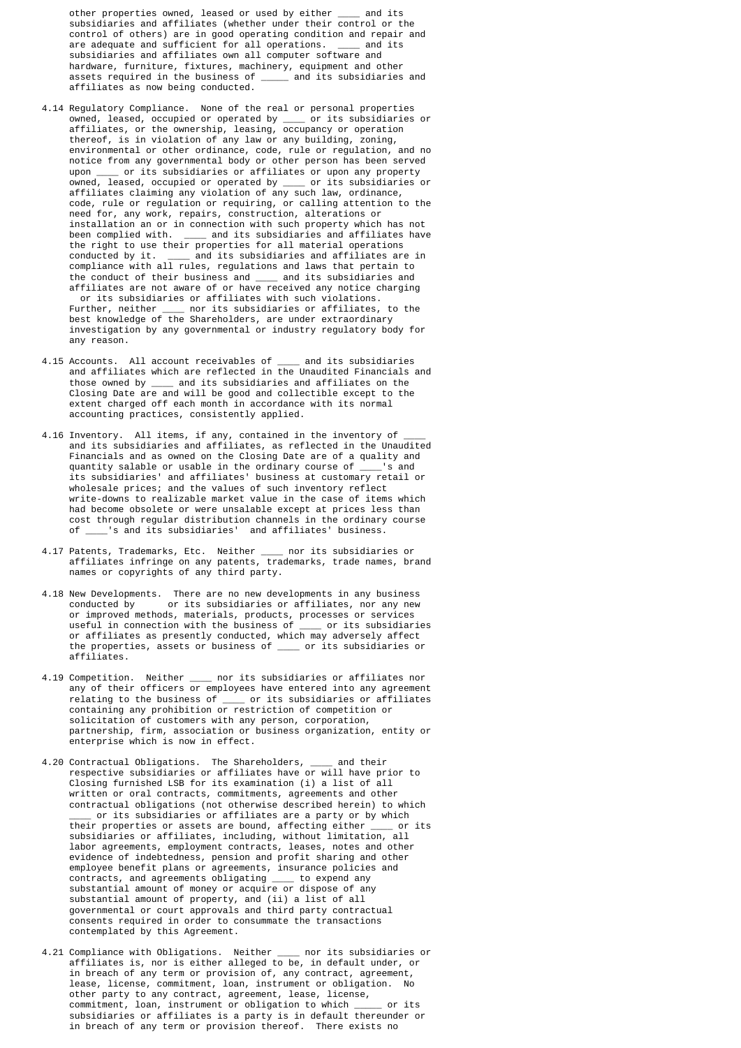other properties owned, leased or used by either ____ and its subsidiaries and affiliates (whether under their control or the control of others) are in good operating condition and repair and are adequate and sufficient for all operations. ____ and its subsidiaries and affiliates own all computer software and hardware, furniture, fixtures, machinery, equipment and other assets required in the business of _____ and its subsidiaries and affiliates as now being conducted.

4.14 Regulatory Compliance. None of the real or personal properties owned, leased, occupied or operated by ____ or its subsidiaries or affiliates, or the ownership, leasing, occupancy or operation thereof, is in violation of any law or any building, zoning, environmental or other ordinance, code, rule or regulation, and no notice from any governmental body or other person has been served upon ____ or its subsidiaries or affiliates or upon any property owned, leased, occupied or operated by ____ or its subsidiaries or affiliates claiming any violation of any such law, ordinance, code, rule or regulation, or requiring, or calling attention to the need for, any work, repairs, construction, alterations or installation an or in connection with such property which has not been complied with. ____ and its subsidiaries and affiliates have the right to use their properties for all material operations conducted by it. ____ and its subsidiaries and affiliates are in compliance with all rules, regulations and laws that pertain to the conduct of their business and ____ and its subsidiaries and affiliates are not aware of or have received any notice charging or its subsidiaries or affiliates with such violations. Further, neither ____ nor its subsidiaries or affiliates, to the best knowledge of the Shareholders, are under extraordinary investigation by any governmental or industry regulatory body for any reason.

4.15 Accounts. All account receivables of ____ and its subsidiaries and affiliates which are reflected in the Unaudited Financials and those owned by ____ and its subsidiaries and affiliates on the Closing Date are and will be good and collectible except to the extent charged off each month in accordance with its normal accounting practices, consistently applied.

4.16 Inventory. All items, if any, contained in the inventory of ____ and its subsidiaries and affiliates, as reflected in the Unaudited Financials and as owned on the Closing Date are of a quality and quantity salable or usable in the ordinary course of ____'s and its subsidiaries' and affiliates' business at customary retail or wholesale prices; and the values of such inventory reflect write-downs to realizable market value in the case of items which had become obsolete or were unsalable except at prices less than cost through regular distribution channels in the ordinary course of ____'s and its subsidiaries' and affiliates' business.

4.17 Patents, Trademarks, Etc. Neither ____ nor its subsidiaries or affiliates infringe on any patents, trademarks, trade names, brand names or copyrights of any third party.

4.18 New Developments. There are no new developments in any business conducted by or its subsidiaries or affiliates, nor any new or improved methods, materials, products, processes or services useful in connection with the business of ____ or its subsidiaries or affiliates as presently conducted, which may adversely affect the properties, assets or business of ____ or its subsidiaries or affiliates.

4.19 Competition. Neither ____ nor its subsidiaries or affiliates nor any of their officers or employees have entered into any agreement relating to the business of ____ or its subsidiaries or affiliates containing any prohibition or restriction of competition or solicitation of customers with any person, corporation, partnership, firm, association or business organization, entity or enterprise which is now in effect.

4.20 Contractual Obligations. The Shareholders, ____ and their respective subsidiaries or affiliates have or will have prior to Closing furnished LSB for its examination (i) a list of all written or oral contracts, commitments, agreements and other contractual obligations (not otherwise described herein) to which ____ or its subsidiaries or affiliates are a party or by which their properties or assets are bound, affecting either ____ or its subsidiaries or affiliates, including, without limitation, all labor agreements, employment contracts, leases, notes and other evidence of indebtedness, pension and profit sharing and other employee benefit plans or agreements, insurance policies and contracts, and agreements obligating ____ to expend any substantial amount of money or acquire or dispose of any substantial amount of property, and (ii) a list of all governmental or court approvals and third party contractual consents required in order to consummate the transactions contemplated by this Agreement.

4.21 Compliance with Obligations. Neither ____ nor its subsidiaries or affiliates is, nor is either alleged to be, in default under, or in breach of any term or provision of, any contract, agreement, lease, license, commitment, loan, instrument or obligation. No other party to any contract, agreement, lease, license, commitment, loan, instrument or obligation to which _____ or its subsidiaries or affiliates is a party is in default thereunder or in breach of any term or provision thereof. There exists no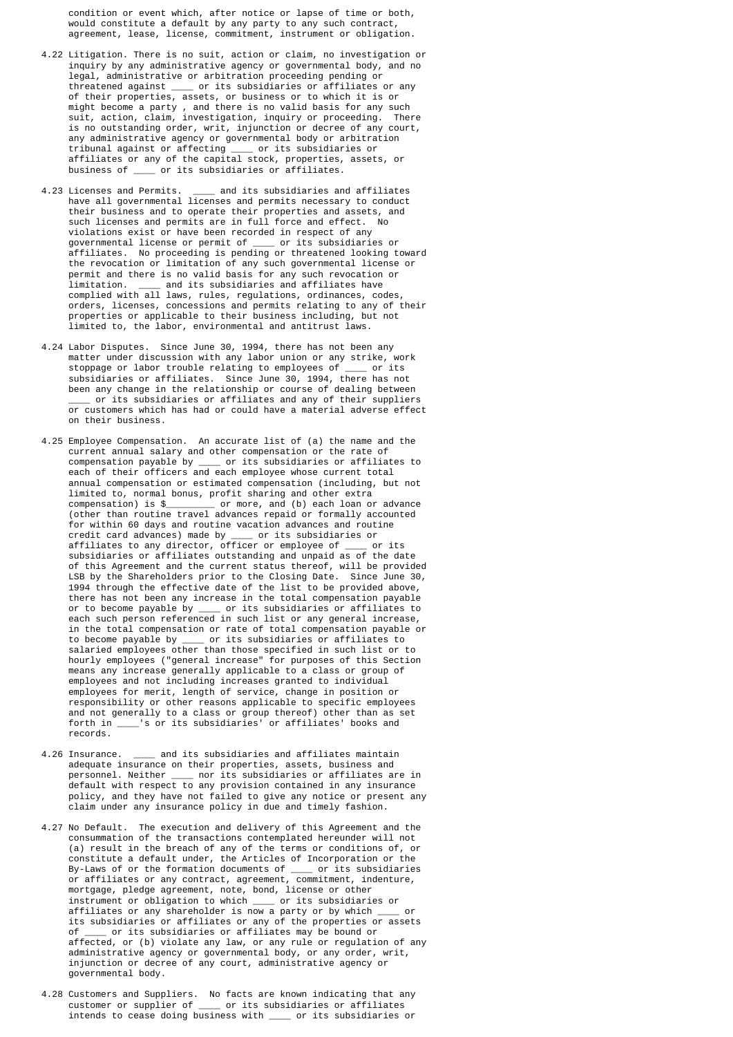condition or event which, after notice or lapse of time or both, would constitute a default by any party to any such contract, agreement, lease, license, commitment, instrument or obligation.

4.22 Litigation. There is no suit, action or claim, no investigation or inquiry by any administrative agency or governmental body, and no legal, administrative or arbitration proceeding pending or threatened against ____ or its subsidiaries or affiliates or any of their properties, assets, or business or to which it is or might become a party , and there is no valid basis for any such suit, action, claim, investigation, inquiry or proceeding. There is no outstanding order, writ, injunction or decree of any court, any administrative agency or governmental body or arbitration tribunal against or affecting ____ or its subsidiaries or affiliates or any of the capital stock, properties, assets, or business of ____ or its subsidiaries or affiliates.

4.23 Licenses and Permits. ____ and its subsidiaries and affiliates have all governmental licenses and permits necessary to conduct their business and to operate their properties and assets, and such licenses and permits are in full force and effect. No violations exist or have been recorded in respect of any governmental license or permit of ____ or its subsidiaries or affiliates. No proceeding is pending or threatened looking toward the revocation or limitation of any such governmental license or permit and there is no valid basis for any such revocation or limitation. ____ and its subsidiaries and affiliates have complied with all laws, rules, regulations, ordinances, codes, orders, licenses, concessions and permits relating to any of their properties or applicable to their business including, but not limited to, the labor, environmental and antitrust laws.

4.24 Labor Disputes. Since June 30, 1994, there has not been any matter under discussion with any labor union or any strike, work stoppage or labor trouble relating to employees of ____ or its subsidiaries or affiliates. Since June 30, 1994, there has not been any change in the relationship or course of dealing between ____ or its subsidiaries or affiliates and any of their suppliers or customers which has had or could have a material adverse effect on their business.

4.25 Employee Compensation. An accurate list of (a) the name and the current annual salary and other compensation or the rate of compensation payable by ____ or its subsidiaries or affiliates to each of their officers and each employee whose current total annual compensation or estimated compensation (including, but not limited to, normal bonus, profit sharing and other extra compensation) is $_________ or more, and (b) each loan or advance (other than routine travel advances repaid or formally accounted for within 60 days and routine vacation advances and routine credit card advances) made by ____ or its subsidiaries or affiliates to any director, officer or employee of ____ or its subsidiaries or affiliates outstanding and unpaid as of the date of this Agreement and the current status thereof, will be provided LSB by the Shareholders prior to the Closing Date. Since June 30, 1994 through the effective date of the list to be provided above, there has not been any increase in the total compensation payable or to become payable by ____ or its subsidiaries or affiliates to each such person referenced in such list or any general increase, in the total compensation or rate of total compensation payable or to become payable by ____ or its subsidiaries or affiliates to salaried employees other than those specified in such list or to hourly employees ("general increase" for purposes of this Section means any increase generally applicable to a class or group of employees and not including increases granted to individual employees for merit, length of service, change in position or responsibility or other reasons applicable to specific employees and not generally to a class or group thereof) other than as set forth in ____'s or its subsidiaries' or affiliates' books and records.

4.26 Insurance. ____ and its subsidiaries and affiliates maintain adequate insurance on their properties, assets, business and personnel. Neither ____ nor its subsidiaries or affiliates are in default with respect to any provision contained in any insurance policy, and they have not failed to give any notice or present any claim under any insurance policy in due and timely fashion.

4.27 No Default. The execution and delivery of this Agreement and the consummation of the transactions contemplated hereunder will not (a) result in the breach of any of the terms or conditions of, or constitute a default under, the Articles of Incorporation or the By-Laws of or the formation documents of ____ or its subsidiaries or affiliates or any contract, agreement, commitment, indenture, mortgage, pledge agreement, note, bond, license or other instrument or obligation to which ____ or its subsidiaries or affiliates or any shareholder is now a party or by which ____ or its subsidiaries or affiliates or any of the properties or assets of ____ or its subsidiaries or affiliates may be bound or affected, or (b) violate any law, or any rule or regulation of any administrative agency or governmental body, or any order, writ, injunction or decree of any court, administrative agency or governmental body.

4.28 Customers and Suppliers. No facts are known indicating that any customer or supplier of ____ or its subsidiaries or affiliates intends to cease doing business with ____ or its subsidiaries or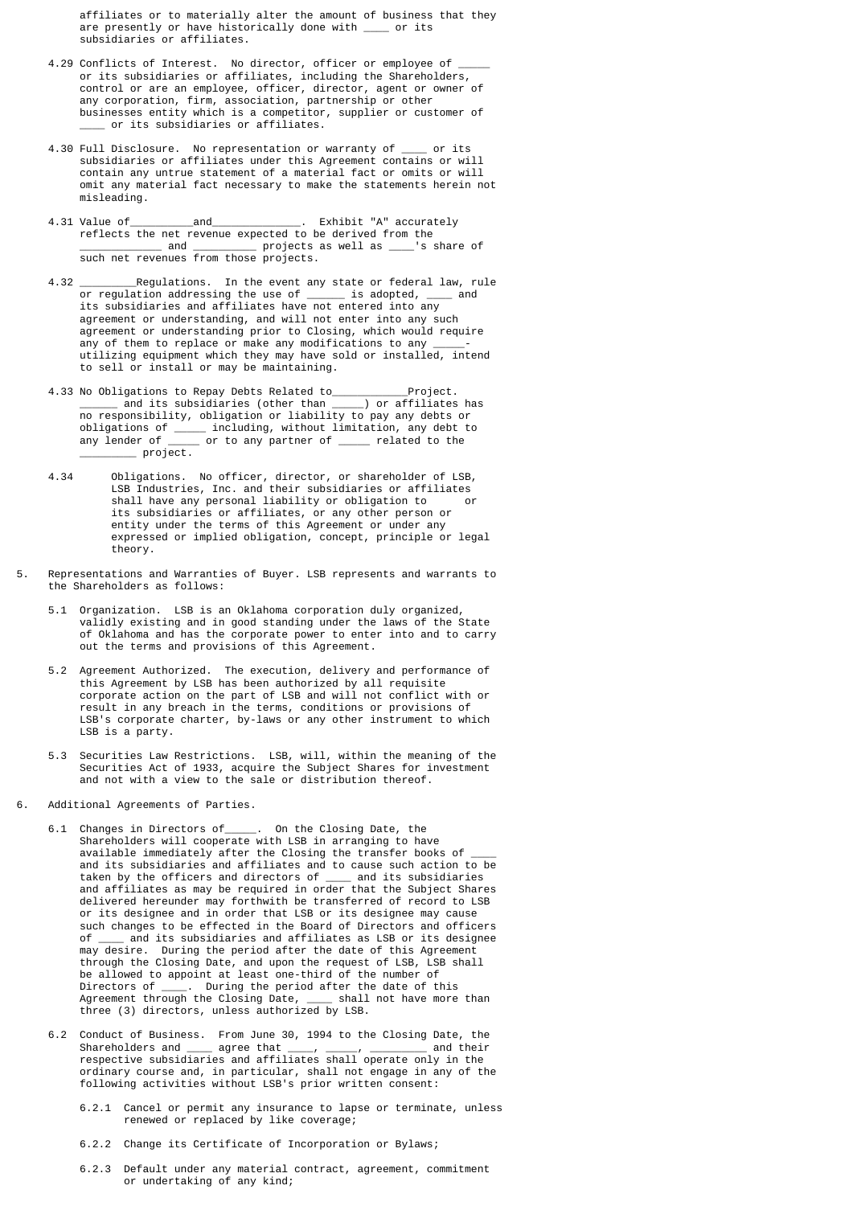affiliates or to materially alter the amount of business that they are presently or have historically done with ____ or its subsidiaries or affiliates.

4.29 Conflicts of Interest. No director, officer or employee of _____ or its subsidiaries or affiliates, including the Shareholders, control or are an employee, officer, director, agent or owner of any corporation, firm, association, partnership or other businesses entity which is a competitor, supplier or customer of ____ or its subsidiaries or affiliates.

4.30 Full Disclosure. No representation or warranty of ____ or its subsidiaries or affiliates under this Agreement contains or will contain any untrue statement of a material fact or omits or will omit any material fact necessary to make the statements herein not misleading.

4.31 Value of__________and______________. Exhibit "A" accurately reflects the net revenue expected to be derived from the _____________ and __________ projects as well as ____'s share of such net revenues from those projects.

4.32 _________Regulations. In the event any state or federal law, rule or regulation addressing the use of ______ is adopted, ____ and its subsidiaries and affiliates have not entered into any agreement or understanding, and will not enter into any such agreement or understanding prior to Closing, which would require any of them to replace or make any modifications to any _____-utilizing equipment which they may have sold or installed, intend to sell or install or may be maintaining.

4.33 No Obligations to Repay Debts Related to____________Project. ______ and its subsidiaries (other than _____) or affiliates has no responsibility, obligation or liability to pay any debts or obligations of _____ including, without limitation, any debt to any lender of _____ or to any partner of _____ related to the _________ project.

4.34 Obligations. No officer, director, or shareholder of LSB, LSB Industries, Inc. and their subsidiaries or affiliates shall have any personal liability or obligation to or its subsidiaries or affiliates, or any other person or entity under the terms of this Agreement or under any expressed or implied obligation, concept, principle or legal theory.

5. Representations and Warranties of Buyer. LSB represents and warrants to the Shareholders as follows:

5.1 Organization. LSB is an Oklahoma corporation duly organized, validly existing and in good standing under the laws of the State of Oklahoma and has the corporate power to enter into and to carry out the terms and provisions of this Agreement.

5.2 Agreement Authorized. The execution, delivery and performance of this Agreement by LSB has been authorized by all requisite corporate action on the part of LSB and will not conflict with or result in any breach in the terms, conditions or provisions of LSB's corporate charter, by-laws or any other instrument to which LSB is a party.

5.3 Securities Law Restrictions. LSB, will, within the meaning of the Securities Act of 1933, acquire the Subject Shares for investment and not with a view to the sale or distribution thereof.

6. Additional Agreements of Parties.

6.1 Changes in Directors of_____. On the Closing Date, the Shareholders will cooperate with LSB in arranging to have available immediately after the Closing the transfer books of ____ and its subsidiaries and affiliates and to cause such action to be taken by the officers and directors of ____ and its subsidiaries and affiliates as may be required in order that the Subject Shares delivered hereunder may forthwith be transferred of record to LSB or its designee and in order that LSB or its designee may cause such changes to be effected in the Board of Directors and officers of ____ and its subsidiaries and affiliates as LSB or its designee may desire. During the period after the date of this Agreement through the Closing Date, and upon the request of LSB, LSB shall be allowed to appoint at least one-third of the number of Directors of ____. During the period after the date of this Agreement through the Closing Date, ____ shall not have more than three (3) directors, unless authorized by LSB.

6.2 Conduct of Business. From June 30, 1994 to the Closing Date, the Shareholders and ____ agree that ____, _____, _________ and their respective subsidiaries and affiliates shall operate only in the ordinary course and, in particular, shall not engage in any of the following activities without LSB's prior written consent:

6.2.1 Cancel or permit any insurance to lapse or terminate, unless renewed or replaced by like coverage;

6.2.2 Change its Certificate of Incorporation or Bylaws;

6.2.3 Default under any material contract, agreement, commitment or undertaking of any kind;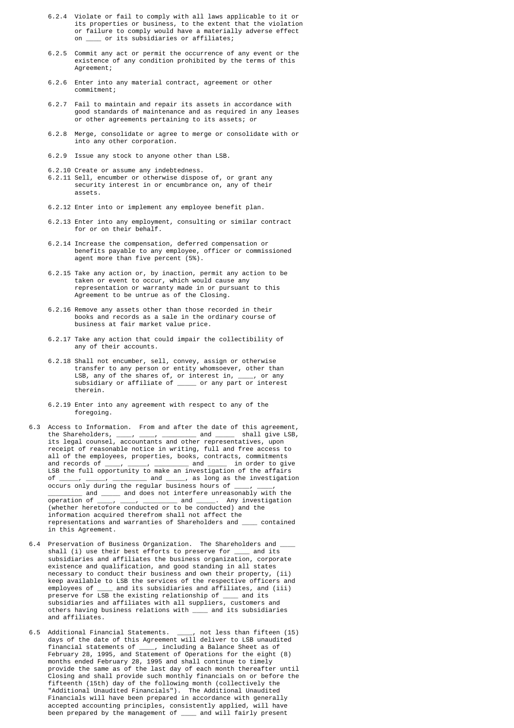6.2.4 Violate or fail to comply with all laws applicable to it or its properties or business, to the extent that the violation or failure to comply would have a materially adverse effect on ____ or its subsidiaries or affiliates;

6.2.5 Commit any act or permit the occurrence of any event or the existence of any condition prohibited by the terms of this Agreement;

6.2.6 Enter into any material contract, agreement or other commitment;

6.2.7 Fail to maintain and repair its assets in accordance with good standards of maintenance and as required in any leases or other agreements pertaining to its assets; or

6.2.8 Merge, consolidate or agree to merge or consolidate with or into any other corporation.

6.2.9 Issue any stock to anyone other than LSB.

6.2.10 Create or assume any indebtedness.

6.2.11 Sell, encumber or otherwise dispose of, or grant any security interest in or encumbrance on, any of their assets.

6.2.12 Enter into or implement any employee benefit plan.

6.2.13 Enter into any employment, consulting or similar contract for or on their behalf.

6.2.14 Increase the compensation, deferred compensation or benefits payable to any employee, officer or commissioned agent more than five percent (5%).

6.2.15 Take any action or, by inaction, permit any action to be taken or event to occur, which would cause any representation or warranty made in or pursuant to this Agreement to be untrue as of the Closing.

6.2.16 Remove any assets other than those recorded in their books and records as a sale in the ordinary course of business at fair market value price.

6.2.17 Take any action that could impair the collectibility of any of their accounts.

6.2.18 Shall not encumber, sell, convey, assign or otherwise transfer to any person or entity whomsoever, other than LSB, any of the shares of, or interest in, ____, or any subsidiary or affiliate of _____ or any part or interest therein.

6.2.19 Enter into any agreement with respect to any of the foregoing.

6.3 Access to Information. From and after the date of this agreement, the Shareholders, ____, ____, _________ and _____ shall give LSB, its legal counsel, accountants and other representatives, upon receipt of reasonable notice in writing, full and free access to all of the employees, properties, books, contracts, commitments and records of ____, _____, _________ and _____ in order to give LSB the full opportunity to make an investigation of the affairs of _____, _____, _________ and _____, as long as the investigation occurs only during the regular business hours of ____, ____, _________ and _____ and does not interfere unreasonably with the operation of ____, ____, _________ and _____. Any investigation (whether heretofore conducted or to be conducted) and the information acquired therefrom shall not affect the representations and warranties of Shareholders and ____ contained in this Agreement.

6.4 Preservation of Business Organization. The Shareholders and ____ shall (i) use their best efforts to preserve for ____ and its subsidiaries and affiliates the business organization, corporate existence and qualification, and good standing in all states necessary to conduct their business and own their property, (ii) keep available to LSB the services of the respective officers and employees of ____ and its subsidiaries and affiliates, and (iii) preserve for LSB the existing relationship of ____ and its subsidiaries and affiliates with all suppliers, customers and others having business relations with ____ and its subsidiaries and affiliates.

6.5 Additional Financial Statements. ____, not less than fifteen (15) days of the date of this Agreement will deliver to LSB unaudited financial statements of ____, including a Balance Sheet as of February 28, 1995, and Statement of Operations for the eight (8) months ended February 28, 1995 and shall continue to timely provide the same as of the last day of each month thereafter until Closing and shall provide such monthly financials on or before the fifteenth (15th) day of the following month (collectively the "Additional Unaudited Financials"). The Additional Unaudited Financials will have been prepared in accordance with generally accepted accounting principles, consistently applied, will have been prepared by the management of ____ and will fairly present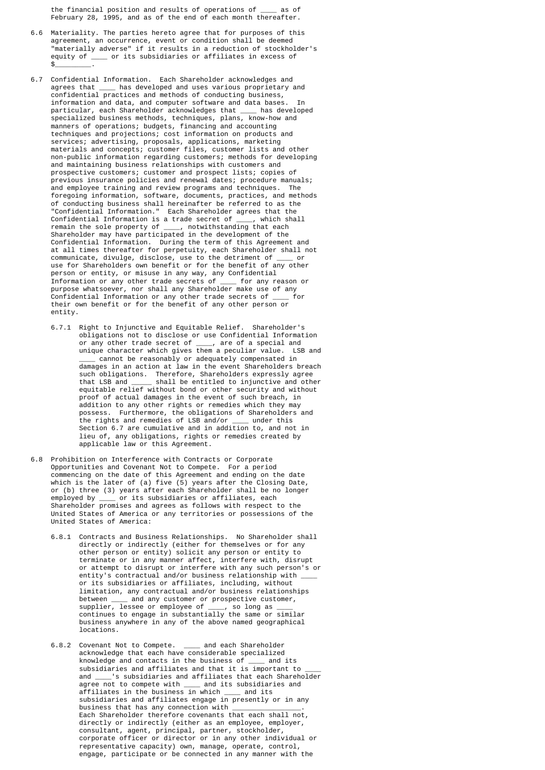the financial position and results of operations of ____ as of February 28, 1995, and as of the end of each month thereafter.

6.6 Materiality. The parties hereto agree that for purposes of this agreement, an occurrence, event or condition shall be deemed "materially adverse" if it results in a reduction of stockholder's equity of ____ or its subsidiaries or affiliates in excess of $_________.

6.7 Confidential Information. Each Shareholder acknowledges and agrees that ____ has developed and uses various proprietary and confidential practices and methods of conducting business, information and data, and computer software and data bases. In particular, each Shareholder acknowledges that ____ has developed specialized business methods, techniques, plans, know-how and manners of operations; budgets, financing and accounting techniques and projections; cost information on products and services; advertising, proposals, applications, marketing materials and concepts; customer files, customer lists and other non-public information regarding customers; methods for developing and maintaining business relationships with customers and prospective customers; customer and prospect lists; copies of previous insurance policies and renewal dates; procedure manuals; and employee training and review programs and techniques. The foregoing information, software, documents, practices, and methods of conducting business shall hereinafter be referred to as the "Confidential Information." Each Shareholder agrees that the Confidential Information is a trade secret of ____, which shall remain the sole property of ____, notwithstanding that each Shareholder may have participated in the development of the Confidential Information. During the term of this Agreement and at all times thereafter for perpetuity, each Shareholder shall not communicate, divulge, disclose, use to the detriment of ____ or use for Shareholders own benefit or for the benefit of any other person or entity, or misuse in any way, any Confidential Information or any other trade secrets of ____ for any reason or purpose whatsoever, nor shall any Shareholder make use of any Confidential Information or any other trade secrets of ____ for their own benefit or for the benefit of any other person or entity.

6.7.1 Right to Injunctive and Equitable Relief. Shareholder's obligations not to disclose or use Confidential Information or any other trade secret of ____, are of a special and unique character which gives them a peculiar value. LSB and ____ cannot be reasonably or adequately compensated in damages in an action at law in the event Shareholders breach such obligations. Therefore, Shareholders expressly agree that LSB and _____ shall be entitled to injunctive and other equitable relief without bond or other security and without proof of actual damages in the event of such breach, in addition to any other rights or remedies which they may possess. Furthermore, the obligations of Shareholders and the rights and remedies of LSB and/or ____ under this Section 6.7 are cumulative and in addition to, and not in lieu of, any obligations, rights or remedies created by applicable law or this Agreement.

6.8 Prohibition on Interference with Contracts or Corporate Opportunities and Covenant Not to Compete. For a period commencing on the date of this Agreement and ending on the date which is the later of (a) five (5) years after the Closing Date, or (b) three (3) years after each Shareholder shall be no longer employed by ____ or its subsidiaries or affiliates, each Shareholder promises and agrees as follows with respect to the United States of America or any territories or possessions of the United States of America:

6.8.1 Contracts and Business Relationships. No Shareholder shall directly or indirectly (either for themselves or for any other person or entity) solicit any person or entity to terminate or in any manner affect, interfere with, disrupt or attempt to disrupt or interfere with any such person's or entity's contractual and/or business relationship with ____ or its subsidiaries or affiliates, including, without limitation, any contractual and/or business relationships between ____ and any customer or prospective customer, supplier, lessee or employee of ____, so long as ____ continues to engage in substantially the same or similar business anywhere in any of the above named geographical locations.

6.8.2 Covenant Not to Compete. ____ and each Shareholder acknowledge that each have considerable specialized knowledge and contacts in the business of ____ and its subsidiaries and affiliates and that it is important to ____ and ____'s subsidiaries and affiliates that each Shareholder agree not to compete with ____ and its subsidiaries and affiliates in the business in which ____ and its subsidiaries and affiliates engage in presently or in any business that has any connection with ________________. Each Shareholder therefore covenants that each shall not, directly or indirectly (either as an employee, employer, consultant, agent, principal, partner, stockholder, corporate officer or director or in any other individual or representative capacity) own, manage, operate, control, engage, participate or be connected in any manner with the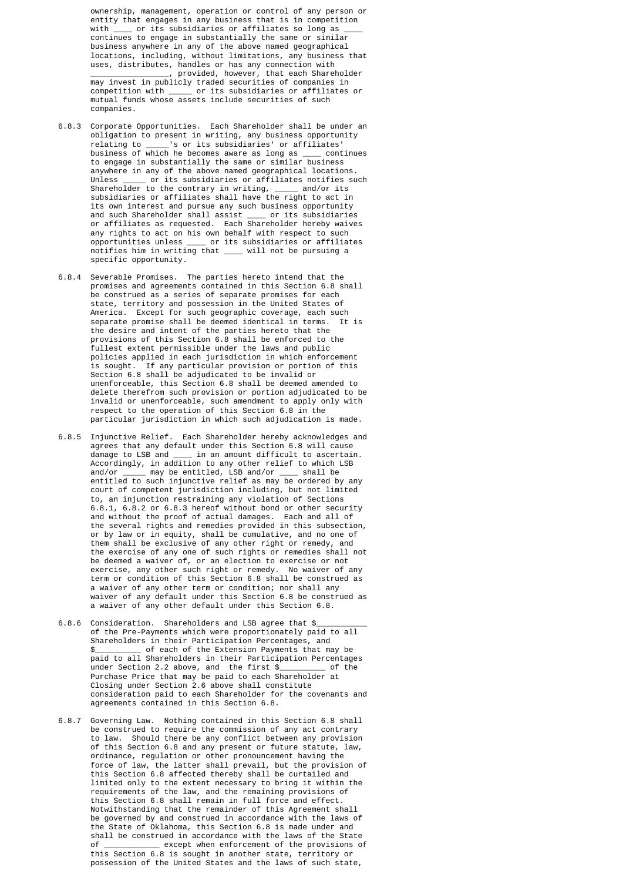ownership, management, operation or control of any person or entity that engages in any business that is in competition with ____ or its subsidiaries or affiliates so long as ____ continues to engage in substantially the same or similar business anywhere in any of the above named geographical locations, including, without limitations, any business that uses, distributes, handles or has any connection with ________________, provided, however, that each Shareholder may invest in publicly traded securities of companies in competition with _____ or its subsidiaries or affiliates or mutual funds whose assets include securities of such companies.

6.8.3 Corporate Opportunities. Each Shareholder shall be under an obligation to present in writing, any business opportunity relating to _____'s or its subsidiaries' or affiliates' business of which he becomes aware as long as ____ continues to engage in substantially the same or similar business anywhere in any of the above named geographical locations. Unless _____ or its subsidiaries or affiliates notifies such Shareholder to the contrary in writing, _____ and/or its subsidiaries or affiliates shall have the right to act in its own interest and pursue any such business opportunity and such Shareholder shall assist ____ or its subsidiaries or affiliates as requested. Each Shareholder hereby waives any rights to act on his own behalf with respect to such opportunities unless ____ or its subsidiaries or affiliates notifies him in writing that ____ will not be pursuing a specific opportunity.

6.8.4 Severable Promises. The parties hereto intend that the promises and agreements contained in this Section 6.8 shall be construed as a series of separate promises for each state, territory and possession in the United States of America. Except for such geographic coverage, each such separate promise shall be deemed identical in terms. It is the desire and intent of the parties hereto that the provisions of this Section 6.8 shall be enforced to the fullest extent permissible under the laws and public policies applied in each jurisdiction in which enforcement is sought. If any particular provision or portion of this Section 6.8 shall be adjudicated to be invalid or unenforceable, this Section 6.8 shall be deemed amended to delete therefrom such provision or portion adjudicated to be invalid or unenforceable, such amendment to apply only with respect to the operation of this Section 6.8 in the particular jurisdiction in which such adjudication is made.

6.8.5 Injunctive Relief. Each Shareholder hereby acknowledges and agrees that any default under this Section 6.8 will cause damage to LSB and ____ in an amount difficult to ascertain. Accordingly, in addition to any other relief to which LSB and/or _____ may be entitled, LSB and/or ____ shall be entitled to such injunctive relief as may be ordered by any court of competent jurisdiction including, but not limited to, an injunction restraining any violation of Sections 6.8.1, 6.8.2 or 6.8.3 hereof without bond or other security and without the proof of actual damages. Each and all of the several rights and remedies provided in this subsection, or by law or in equity, shall be cumulative, and no one of them shall be exclusive of any other right or remedy, and the exercise of any one of such rights or remedies shall not be deemed a waiver of, or an election to exercise or not exercise, any other such right or remedy. No waiver of any term or condition of this Section 6.8 shall be construed as a waiver of any other term or condition; nor shall any waiver of any default under this Section 6.8 be construed as a waiver of any other default under this Section 6.8.

6.8.6 Consideration. Shareholders and LSB agree that $___________ of the Pre-Payments which were proportionately paid to all Shareholders in their Participation Percentages, and $__________ of each of the Extension Payments that may be paid to all Shareholders in their Participation Percentages under Section 2.2 above, and the first $__________ of the Purchase Price that may be paid to each Shareholder at Closing under Section 2.6 above shall constitute consideration paid to each Shareholder for the covenants and agreements contained in this Section 6.8.

6.8.7 Governing Law. Nothing contained in this Section 6.8 shall be construed to require the commission of any act contrary to law. Should there be any conflict between any provision of this Section 6.8 and any present or future statute, law, ordinance, regulation or other pronouncement having the force of law, the latter shall prevail, but the provision of this Section 6.8 affected thereby shall be curtailed and limited only to the extent necessary to bring it within the requirements of the law, and the remaining provisions of this Section 6.8 shall remain in full force and effect. Notwithstanding that the remainder of this Agreement shall be governed by and construed in accordance with the laws of the State of Oklahoma, this Section 6.8 is made under and shall be construed in accordance with the laws of the State of ____________ except when enforcement of the provisions of this Section 6.8 is sought in another state, territory or possession of the United States and the laws of such state,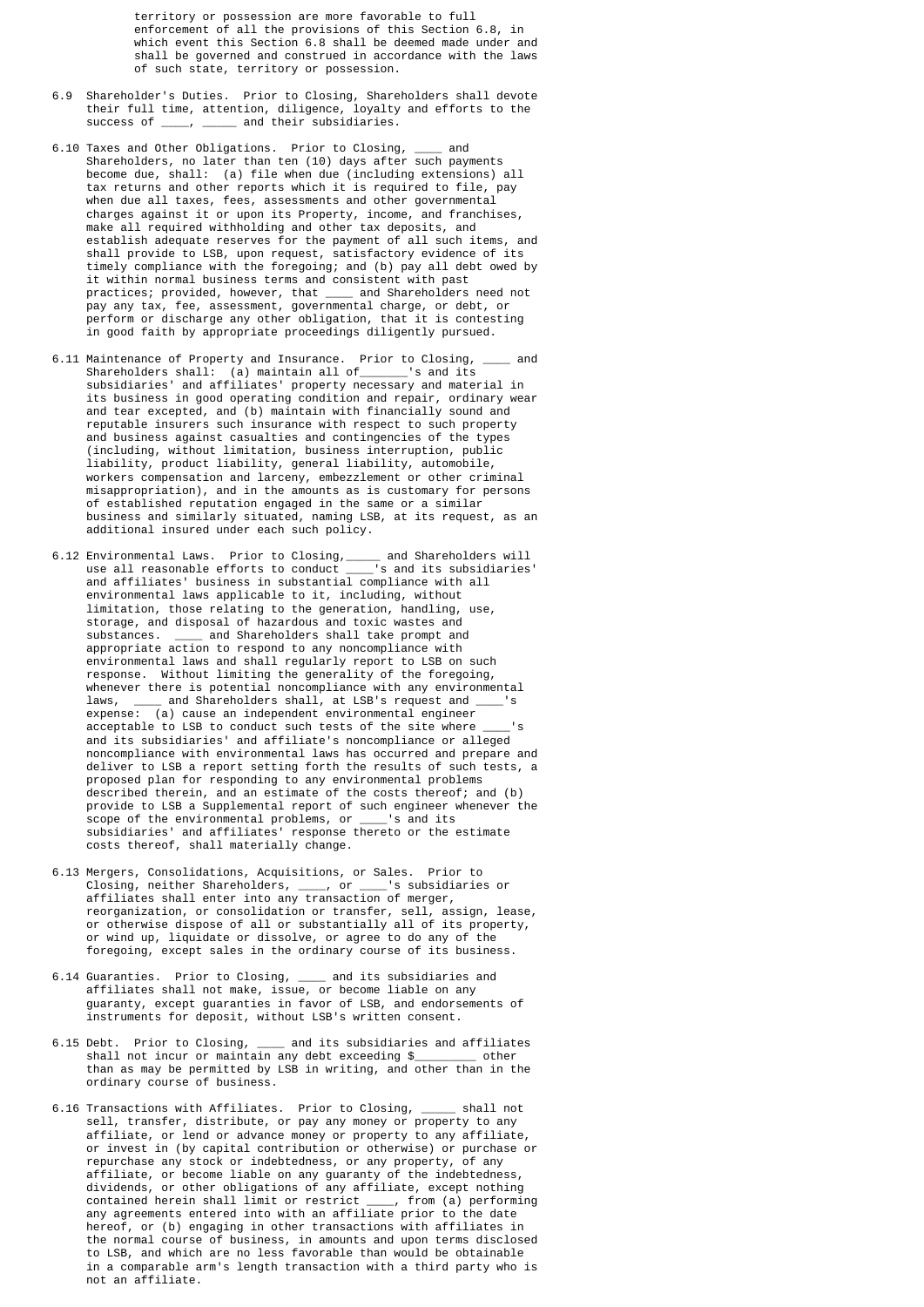territory or possession are more favorable to full enforcement of all the provisions of this Section 6.8, in which event this Section 6.8 shall be deemed made under and shall be governed and construed in accordance with the laws of such state, territory or possession.

6.9 Shareholder's Duties. Prior to Closing, Shareholders shall devote their full time, attention, diligence, loyalty and efforts to the success of ____, _____ and their subsidiaries.

6.10 Taxes and Other Obligations. Prior to Closing, ____ and Shareholders, no later than ten (10) days after such payments become due, shall: (a) file when due (including extensions) all tax returns and other reports which it is required to file, pay when due all taxes, fees, assessments and other governmental charges against it or upon its Property, income, and franchises, make all required withholding and other tax deposits, and establish adequate reserves for the payment of all such items, and shall provide to LSB, upon request, satisfactory evidence of its timely compliance with the foregoing; and (b) pay all debt owed by it within normal business terms and consistent with past practices; provided, however, that ____ and Shareholders need not pay any tax, fee, assessment, governmental charge, or debt, or perform or discharge any other obligation, that it is contesting in good faith by appropriate proceedings diligently pursued.

6.11 Maintenance of Property and Insurance. Prior to Closing, ____ and Shareholders shall: (a) maintain all of_______'s and its subsidiaries' and affiliates' property necessary and material in its business in good operating condition and repair, ordinary wear and tear excepted, and (b) maintain with financially sound and reputable insurers such insurance with respect to such property and business against casualties and contingencies of the types (including, without limitation, business interruption, public liability, product liability, general liability, automobile, workers compensation and larceny, embezzlement or other criminal misappropriation), and in the amounts as is customary for persons of established reputation engaged in the same or a similar business and similarly situated, naming LSB, at its request, as an additional insured under each such policy.

6.12 Environmental Laws. Prior to Closing,_____ and Shareholders will use all reasonable efforts to conduct ____'s and its subsidiaries' and affiliates' business in substantial compliance with all environmental laws applicable to it, including, without limitation, those relating to the generation, handling, use, storage, and disposal of hazardous and toxic wastes and substances. ____ and Shareholders shall take prompt and appropriate action to respond to any noncompliance with environmental laws and shall regularly report to LSB on such response. Without limiting the generality of the foregoing, whenever there is potential noncompliance with any environmental laws, ____ and Shareholders shall, at LSB's request and ____'s expense: (a) cause an independent environmental engineer acceptable to LSB to conduct such tests of the site where ____'s and its subsidiaries' and affiliate's noncompliance or alleged noncompliance with environmental laws has occurred and prepare and deliver to LSB a report setting forth the results of such tests, a proposed plan for responding to any environmental problems described therein, and an estimate of the costs thereof; and (b) provide to LSB a Supplemental report of such engineer whenever the scope of the environmental problems, or ____'s and its subsidiaries' and affiliates' response thereto or the estimate costs thereof, shall materially change.

6.13 Mergers, Consolidations, Acquisitions, or Sales. Prior to Closing, neither Shareholders, ____, or ____'s subsidiaries or affiliates shall enter into any transaction of merger, reorganization, or consolidation or transfer, sell, assign, lease, or otherwise dispose of all or substantially all of its property, or wind up, liquidate or dissolve, or agree to do any of the foregoing, except sales in the ordinary course of its business.

6.14 Guaranties. Prior to Closing, ____ and its subsidiaries and affiliates shall not make, issue, or become liable on any guaranty, except guaranties in favor of LSB, and endorsements of instruments for deposit, without LSB's written consent.

6.15 Debt. Prior to Closing, ____ and its subsidiaries and affiliates shall not incur or maintain any debt exceeding $_________ other than as may be permitted by LSB in writing, and other than in the ordinary course of business.

6.16 Transactions with Affiliates. Prior to Closing, _____ shall not sell, transfer, distribute, or pay any money or property to any affiliate, or lend or advance money or property to any affiliate, or invest in (by capital contribution or otherwise) or purchase or repurchase any stock or indebtedness, or any property, of any affiliate, or become liable on any guaranty of the indebtedness, dividends, or other obligations of any affiliate, except nothing contained herein shall limit or restrict ____, from (a) performing any agreements entered into with an affiliate prior to the date hereof, or (b) engaging in other transactions with affiliates in the normal course of business, in amounts and upon terms disclosed to LSB, and which are no less favorable than would be obtainable in a comparable arm's length transaction with a third party who is not an affiliate.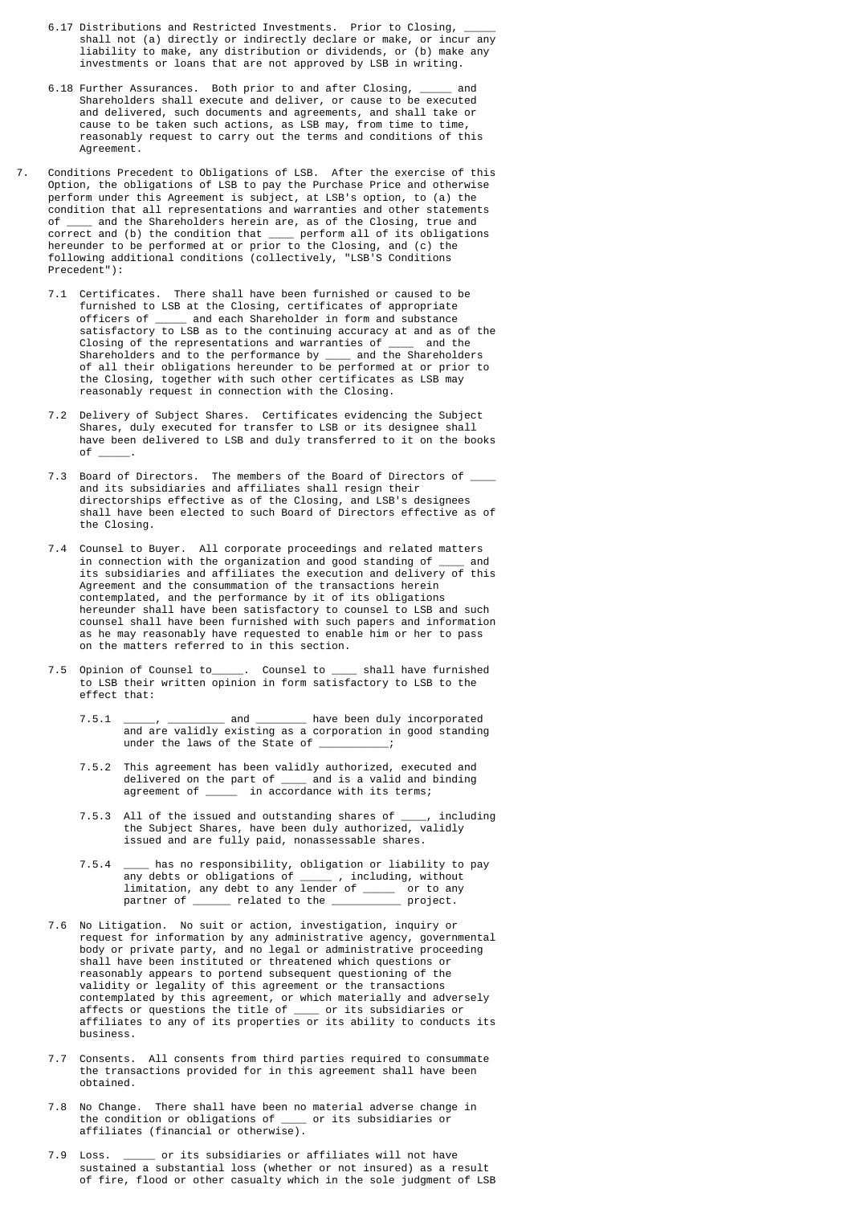6.17 Distributions and Restricted Investments. Prior to Closing, _____ shall not (a) directly or indirectly declare or make, or incur any liability to make, any distribution or dividends, or (b) make any investments or loans that are not approved by LSB in writing.

6.18 Further Assurances. Both prior to and after Closing, _____ and Shareholders shall execute and deliver, or cause to be executed and delivered, such documents and agreements, and shall take or cause to be taken such actions, as LSB may, from time to time, reasonably request to carry out the terms and conditions of this Agreement.

7. Conditions Precedent to Obligations of LSB. After the exercise of this Option, the obligations of LSB to pay the Purchase Price and otherwise perform under this Agreement is subject, at LSB's option, to (a) the condition that all representations and warranties and other statements of ____ and the Shareholders herein are, as of the Closing, true and correct and (b) the condition that ____ perform all of its obligations hereunder to be performed at or prior to the Closing, and (c) the following additional conditions (collectively, "LSB'S Conditions Precedent"):

7.1 Certificates. There shall have been furnished or caused to be furnished to LSB at the Closing, certificates of appropriate officers of _____ and each Shareholder in form and substance satisfactory to LSB as to the continuing accuracy at and as of the Closing of the representations and warranties of ____ and the Shareholders and to the performance by ____ and the Shareholders of all their obligations hereunder to be performed at or prior to the Closing, together with such other certificates as LSB may reasonably request in connection with the Closing.

7.2 Delivery of Subject Shares. Certificates evidencing the Subject Shares, duly executed for transfer to LSB or its designee shall have been delivered to LSB and duly transferred to it on the books of _____.

7.3 Board of Directors. The members of the Board of Directors of ____ and its subsidiaries and affiliates shall resign their directorships effective as of the Closing, and LSB's designees shall have been elected to such Board of Directors effective as of the Closing.

7.4 Counsel to Buyer. All corporate proceedings and related matters in connection with the organization and good standing of ____ and its subsidiaries and affiliates the execution and delivery of this Agreement and the consummation of the transactions herein contemplated, and the performance by it of its obligations hereunder shall have been satisfactory to counsel to LSB and such counsel shall have been furnished with such papers and information as he may reasonably have requested to enable him or her to pass on the matters referred to in this section.

7.5 Opinion of Counsel to_____. Counsel to ____ shall have furnished to LSB their written opinion in form satisfactory to LSB to the effect that:

7.5.1 _____, _________ and ________ have been duly incorporated and are validly existing as a corporation in good standing under the laws of the State of ___________;

7.5.2 This agreement has been validly authorized, executed and delivered on the part of ____ and is a valid and binding agreement of _____ in accordance with its terms;

7.5.3 All of the issued and outstanding shares of ____, including the Subject Shares, have been duly authorized, validly issued and are fully paid, nonassessable shares.

7.5.4 ____ has no responsibility, obligation or liability to pay any debts or obligations of _____ , including, without limitation, any debt to any lender of _____ or to any partner of ______ related to the __________ project.

7.6 No Litigation. No suit or action, investigation, inquiry or request for information by any administrative agency, governmental body or private party, and no legal or administrative proceeding shall have been instituted or threatened which questions or reasonably appears to portend subsequent questioning of the validity or legality of this agreement or the transactions contemplated by this agreement, or which materially and adversely affects or questions the title of ____ or its subsidiaries or affiliates to any of its properties or its ability to conducts its business.

7.7 Consents. All consents from third parties required to consummate the transactions provided for in this agreement shall have been obtained.

7.8 No Change. There shall have been no material adverse change in the condition or obligations of ____ or its subsidiaries or affiliates (financial or otherwise).

7.9 Loss. _____ or its subsidiaries or affiliates will not have sustained a substantial loss (whether or not insured) as a result of fire, flood or other casualty which in the sole judgment of LSB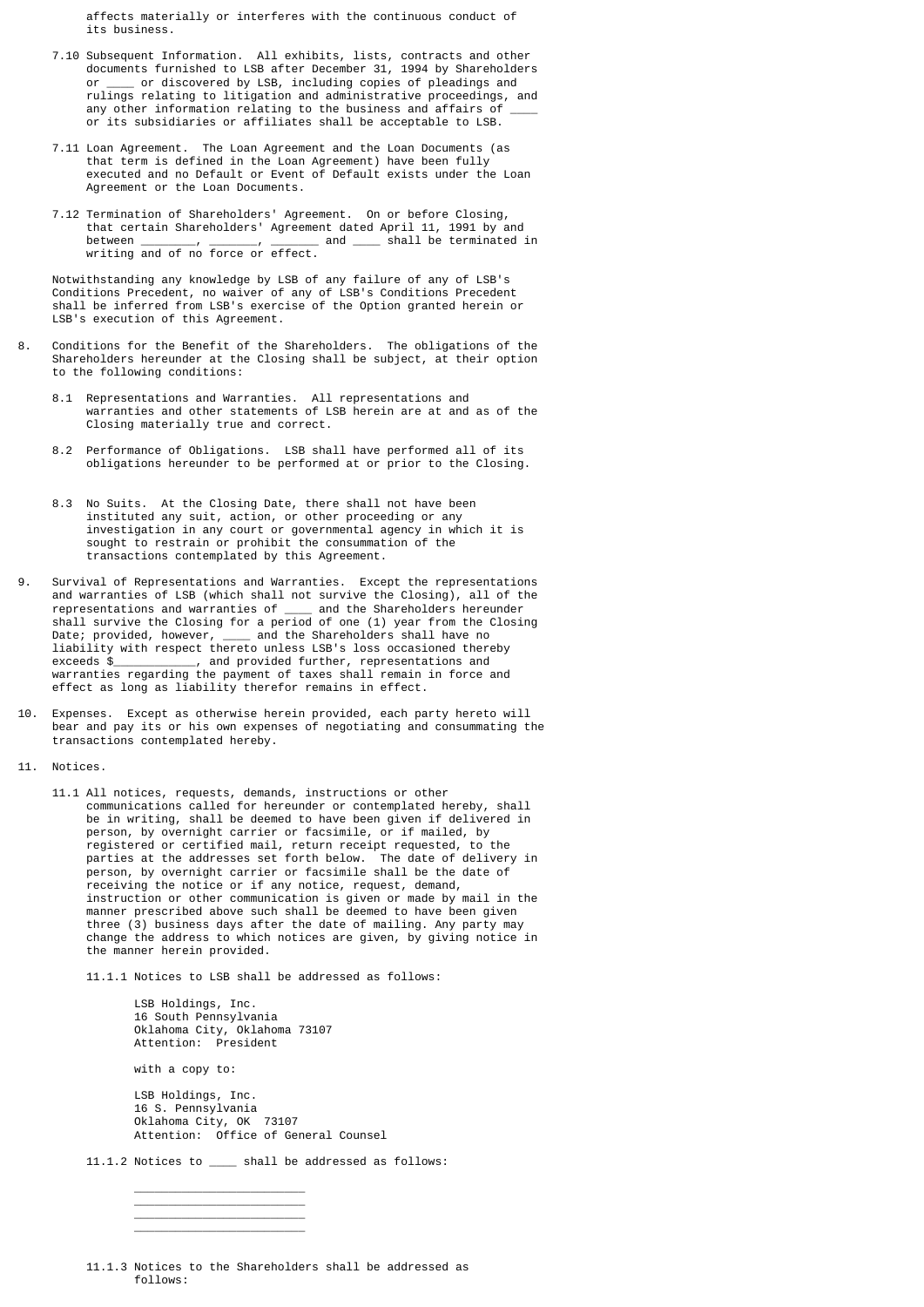affects materially or interferes with the continuous conduct of its business.

7.10 Subsequent Information. All exhibits, lists, contracts and other documents furnished to LSB after December 31, 1994 by Shareholders or ____ or discovered by LSB, including copies of pleadings and rulings relating to litigation and administrative proceedings, and any other information relating to the business and affairs of ____ or its subsidiaries or affiliates shall be acceptable to LSB.

7.11 Loan Agreement. The Loan Agreement and the Loan Documents (as that term is defined in the Loan Agreement) have been fully executed and no Default or Event of Default exists under the Loan Agreement or the Loan Documents.

7.12 Termination of Shareholders' Agreement. On or before Closing, that certain Shareholders' Agreement dated April 11, 1991 by and between ________, _______, _______ and ____ shall be terminated in writing and of no force or effect.

Notwithstanding any knowledge by LSB of any failure of any of LSB's Conditions Precedent, no waiver of any of LSB's Conditions Precedent shall be inferred from LSB's exercise of the Option granted herein or LSB's execution of this Agreement.

8. Conditions for the Benefit of the Shareholders. The obligations of the Shareholders hereunder at the Closing shall be subject, at their option to the following conditions:

8.1 Representations and Warranties. All representations and warranties and other statements of LSB herein are at and as of the Closing materially true and correct.

8.2 Performance of Obligations. LSB shall have performed all of its obligations hereunder to be performed at or prior to the Closing.

8.3 No Suits. At the Closing Date, there shall not have been instituted any suit, action, or other proceeding or any investigation in any court or governmental agency in which it is sought to restrain or prohibit the consummation of the transactions contemplated by this Agreement.

9. Survival of Representations and Warranties. Except the representations and warranties of LSB (which shall not survive the Closing), all of the representations and warranties of ____ and the Shareholders hereunder shall survive the Closing for a period of one (1) year from the Closing Date; provided, however, ____ and the Shareholders shall have no liability with respect thereto unless LSB's loss occasioned thereby exceeds $___________, and provided further, representations and warranties regarding the payment of taxes shall remain in force and effect as long as liability therefor remains in effect.

10. Expenses. Except as otherwise herein provided, each party hereto will bear and pay its or his own expenses of negotiating and consummating the transactions contemplated hereby.

11. Notices.

11.1 All notices, requests, demands, instructions or other communications called for hereunder or contemplated hereby, shall be in writing, shall be deemed to have been given if delivered in person, by overnight carrier or facsimile, or if mailed, by registered or certified mail, return receipt requested, to the parties at the addresses set forth below. The date of delivery in person, by overnight carrier or facsimile shall be the date of receiving the notice or if any notice, request, demand, instruction or other communication is given or made by mail in the manner prescribed above such shall be deemed to have been given three (3) business days after the date of mailing. Any party may change the address to which notices are given, by giving notice in the manner herein provided.

11.1.1 Notices to LSB shall be addressed as follows:

LSB Holdings, Inc.
16 South Pennsylvania
Oklahoma City, Oklahoma 73107
Attention: President

with a copy to:

LSB Holdings, Inc.
16 S. Pennsylvania
Oklahoma City, OK 73107
Attention: Office of General Counsel

11.1.2 Notices to ____ shall be addressed as follows:

________________________
________________________
________________________
________________________

11.1.3 Notices to the Shareholders shall be addressed as follows: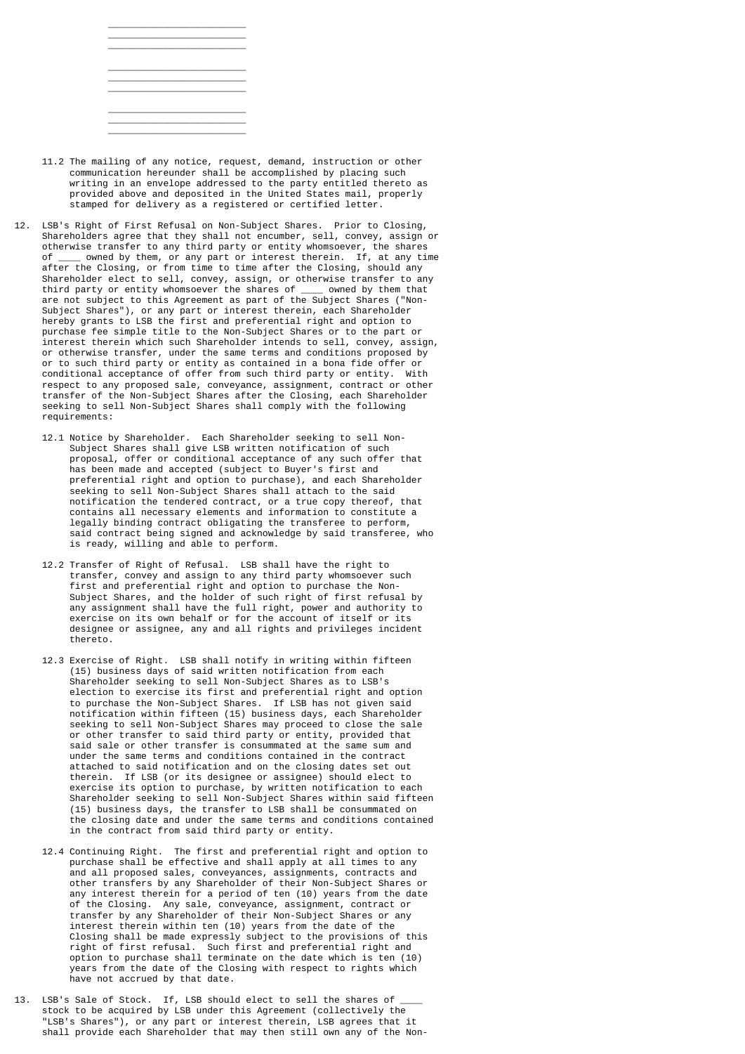\_\_\_\_\_\_\_\_\_\_\_\_\_\_\_\_\_\_\_\_\_\_\_\_
\_\_\_\_\_\_\_\_\_\_\_\_\_\_\_\_\_\_\_\_\_\_\_\_
\_\_\_\_\_\_\_\_\_\_\_\_\_\_\_\_\_\_\_\_\_\_\_\_

\_\_\_\_\_\_\_\_\_\_\_\_\_\_\_\_\_\_\_\_\_\_\_\_
\_\_\_\_\_\_\_\_\_\_\_\_\_\_\_\_\_\_\_\_\_\_\_\_
\_\_\_\_\_\_\_\_\_\_\_\_\_\_\_\_\_\_\_\_\_\_\_\_

\_\_\_\_\_\_\_\_\_\_\_\_\_\_\_\_\_\_\_\_\_\_\_\_
\_\_\_\_\_\_\_\_\_\_\_\_\_\_\_\_\_\_\_\_\_\_\_\_
\_\_\_\_\_\_\_\_\_\_\_\_\_\_\_\_\_\_\_\_\_\_\_\_

11.2 The mailing of any notice, request, demand, instruction or other communication hereunder shall be accomplished by placing such writing in an envelope addressed to the party entitled thereto as provided above and deposited in the United States mail, properly stamped for delivery as a registered or certified letter.

12. LSB's Right of First Refusal on Non-Subject Shares. Prior to Closing, Shareholders agree that they shall not encumber, sell, convey, assign or otherwise transfer to any third party or entity whomsoever, the shares of ____ owned by them, or any part or interest therein. If, at any time after the Closing, or from time to time after the Closing, should any Shareholder elect to sell, convey, assign, or otherwise transfer to any third party or entity whomsoever the shares of ____ owned by them that are not subject to this Agreement as part of the Subject Shares ("Non-Subject Shares"), or any part or interest therein, each Shareholder hereby grants to LSB the first and preferential right and option to purchase fee simple title to the Non-Subject Shares or to the part or interest therein which such Shareholder intends to sell, convey, assign, or otherwise transfer, under the same terms and conditions proposed by or to such third party or entity as contained in a bona fide offer or conditional acceptance of offer from such third party or entity. With respect to any proposed sale, conveyance, assignment, contract or other transfer of the Non-Subject Shares after the Closing, each Shareholder seeking to sell Non-Subject Shares shall comply with the following requirements:

12.1 Notice by Shareholder. Each Shareholder seeking to sell Non-Subject Shares shall give LSB written notification of such proposal, offer or conditional acceptance of any such offer that has been made and accepted (subject to Buyer's first and preferential right and option to purchase), and each Shareholder seeking to sell Non-Subject Shares shall attach to the said notification the tendered contract, or a true copy thereof, that contains all necessary elements and information to constitute a legally binding contract obligating the transferee to perform, said contract being signed and acknowledge by said transferee, who is ready, willing and able to perform.

12.2 Transfer of Right of Refusal. LSB shall have the right to transfer, convey and assign to any third party whomsoever such first and preferential right and option to purchase the Non-Subject Shares, and the holder of such right of first refusal by any assignment shall have the full right, power and authority to exercise on its own behalf or for the account of itself or its designee or assignee, any and all rights and privileges incident thereto.

12.3 Exercise of Right. LSB shall notify in writing within fifteen (15) business days of said written notification from each Shareholder seeking to sell Non-Subject Shares as to LSB's election to exercise its first and preferential right and option to purchase the Non-Subject Shares. If LSB has not given said notification within fifteen (15) business days, each Shareholder seeking to sell Non-Subject Shares may proceed to close the sale or other transfer to said third party or entity, provided that said sale or other transfer is consummated at the same sum and under the same terms and conditions contained in the contract attached to said notification and on the closing dates set out therein. If LSB (or its designee or assignee) should elect to exercise its option to purchase, by written notification to each Shareholder seeking to sell Non-Subject Shares within said fifteen (15) business days, the transfer to LSB shall be consummated on the closing date and under the same terms and conditions contained in the contract from said third party or entity.

12.4 Continuing Right. The first and preferential right and option to purchase shall be effective and shall apply at all times to any and all proposed sales, conveyances, assignments, contracts and other transfers by any Shareholder of their Non-Subject Shares or any interest therein for a period of ten (10) years from the date of the Closing. Any sale, conveyance, assignment, contract or transfer by any Shareholder of their Non-Subject Shares or any interest therein within ten (10) years from the date of the Closing shall be made expressly subject to the provisions of this right of first refusal. Such first and preferential right and option to purchase shall terminate on the date which is ten (10) years from the date of the Closing with respect to rights which have not accrued by that date.

13. LSB's Sale of Stock. If, LSB should elect to sell the shares of ____ stock to be acquired by LSB under this Agreement (collectively the "LSB's Shares"), or any part or interest therein, LSB agrees that it shall provide each Shareholder that may then still own any of the Non-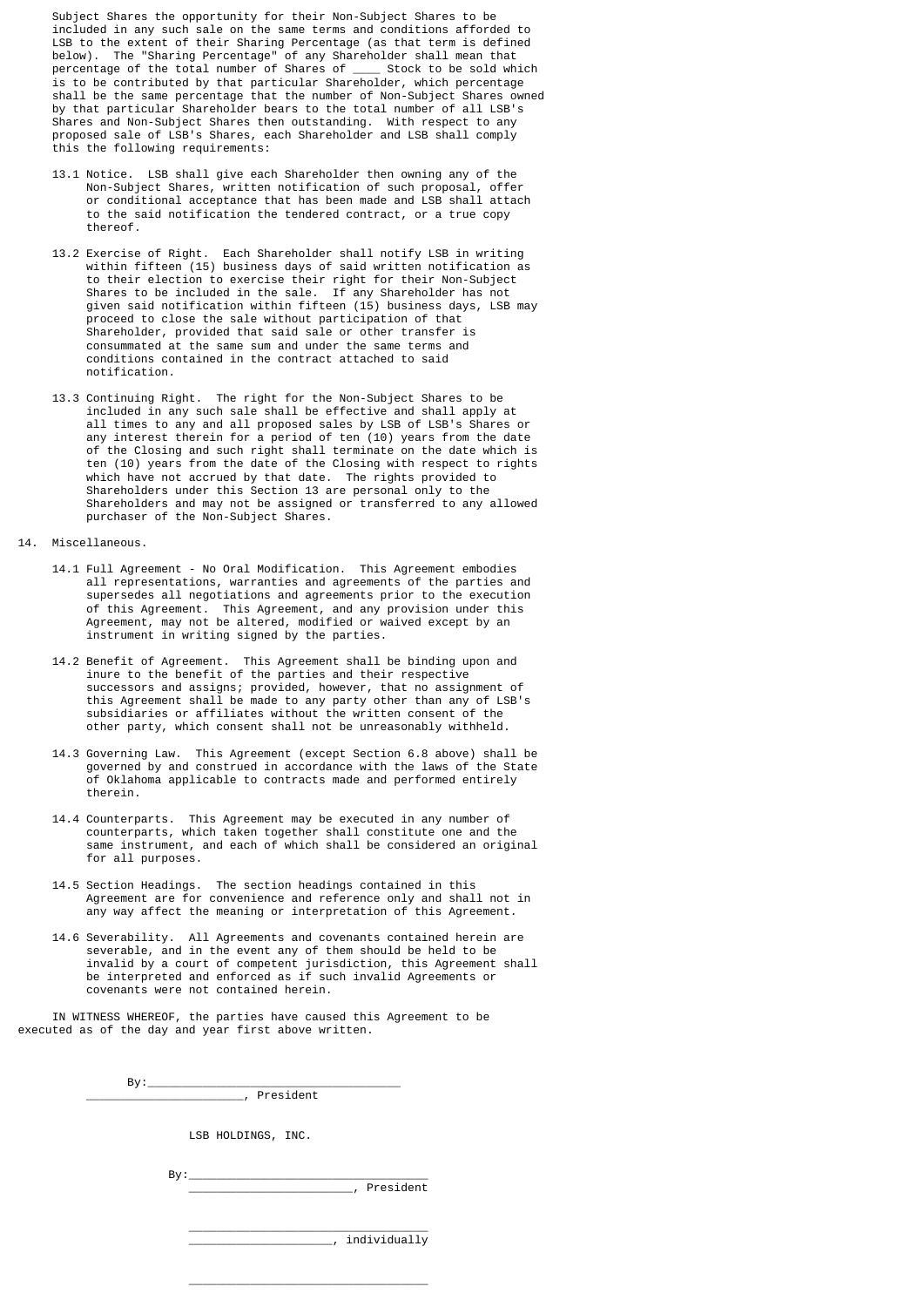Subject Shares the opportunity for their Non-Subject Shares to be included in any such sale on the same terms and conditions afforded to LSB to the extent of their Sharing Percentage (as that term is defined below). The "Sharing Percentage" of any Shareholder shall mean that percentage of the total number of Shares of ____ Stock to be sold which is to be contributed by that particular Shareholder, which percentage shall be the same percentage that the number of Non-Subject Shares owned by that particular Shareholder bears to the total number of all LSB's Shares and Non-Subject Shares then outstanding. With respect to any proposed sale of LSB's Shares, each Shareholder and LSB shall comply this the following requirements:

13.1 Notice. LSB shall give each Shareholder then owning any of the Non-Subject Shares, written notification of such proposal, offer or conditional acceptance that has been made and LSB shall attach to the said notification the tendered contract, or a true copy thereof.

13.2 Exercise of Right. Each Shareholder shall notify LSB in writing within fifteen (15) business days of said written notification as to their election to exercise their right for their Non-Subject Shares to be included in the sale. If any Shareholder has not given said notification within fifteen (15) business days, LSB may proceed to close the sale without participation of that Shareholder, provided that said sale or other transfer is consummated at the same sum and under the same terms and conditions contained in the contract attached to said notification.

13.3 Continuing Right. The right for the Non-Subject Shares to be included in any such sale shall be effective and shall apply at all times to any and all proposed sales by LSB of LSB's Shares or any interest therein for a period of ten (10) years from the date of the Closing and such right shall terminate on the date which is ten (10) years from the date of the Closing with respect to rights which have not accrued by that date. The rights provided to Shareholders under this Section 13 are personal only to the Shareholders and may not be assigned or transferred to any allowed purchaser of the Non-Subject Shares.

14. Miscellaneous.

14.1 Full Agreement - No Oral Modification. This Agreement embodies all representations, warranties and agreements of the parties and supersedes all negotiations and agreements prior to the execution of this Agreement. This Agreement, and any provision under this Agreement, may not be altered, modified or waived except by an instrument in writing signed by the parties.

14.2 Benefit of Agreement. This Agreement shall be binding upon and inure to the benefit of the parties and their respective successors and assigns; provided, however, that no assignment of this Agreement shall be made to any party other than any of LSB's subsidiaries or affiliates without the written consent of the other party, which consent shall not be unreasonably withheld.

14.3 Governing Law. This Agreement (except Section 6.8 above) shall be governed by and construed in accordance with the laws of the State of Oklahoma applicable to contracts made and performed entirely therein.

14.4 Counterparts. This Agreement may be executed in any number of counterparts, which taken together shall constitute one and the same instrument, and each of which shall be considered an original for all purposes.

14.5 Section Headings. The section headings contained in this Agreement are for convenience and reference only and shall not in any way affect the meaning or interpretation of this Agreement.

14.6 Severability. All Agreements and covenants contained herein are severable, and in the event any of them should be held to be invalid by a court of competent jurisdiction, this Agreement shall be interpreted and enforced as if such invalid Agreements or covenants were not contained herein.

IN WITNESS WHEREOF, the parties have caused this Agreement to be executed as of the day and year first above written.

By:____________________________________
_______________________, President

LSB HOLDINGS, INC.

By:__________________________________
_______________________, President

__________________________________
____________________, individually

__________________________________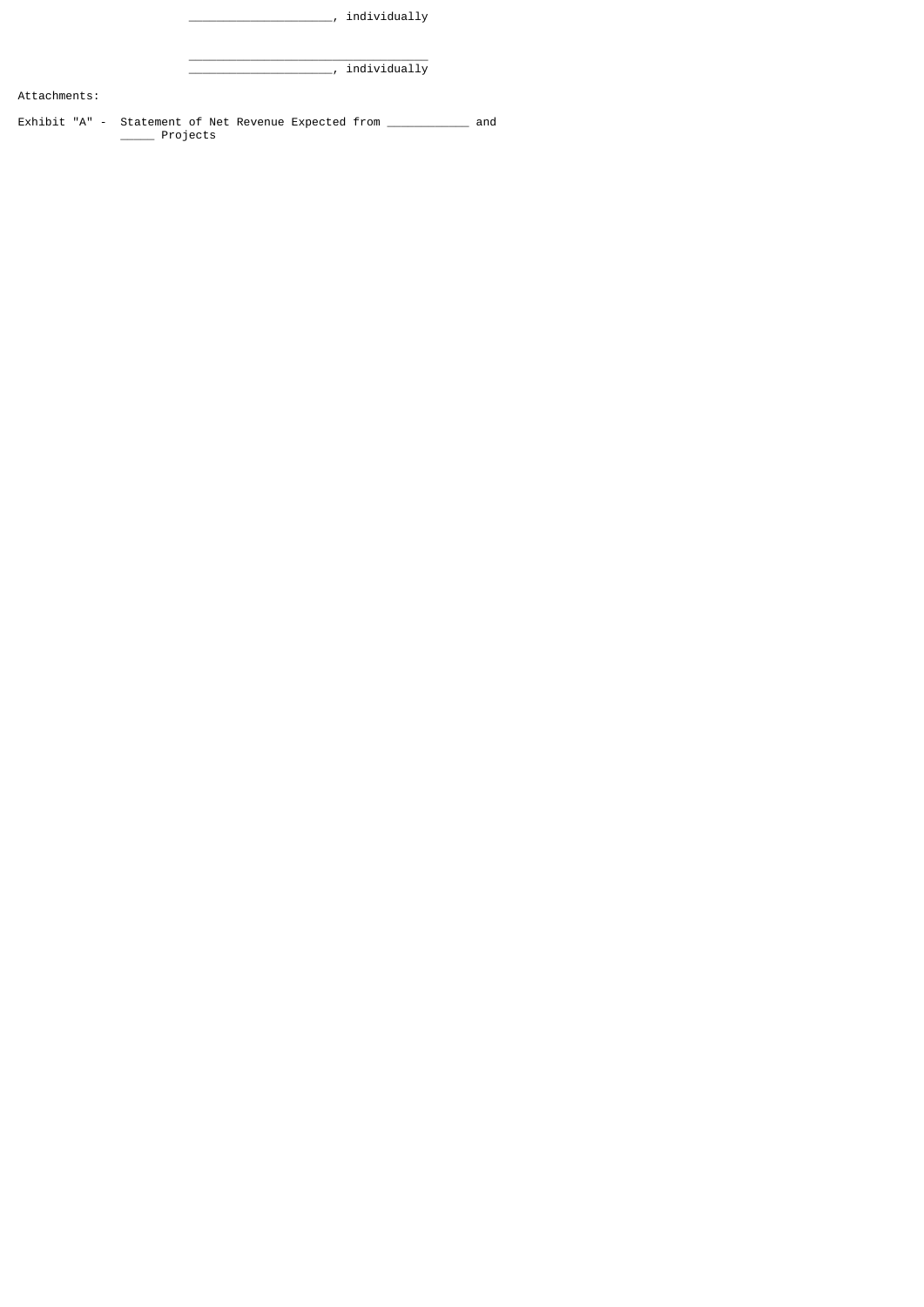_____________________, individually

___________________________________

_____________________, individually

Attachments:

Exhibit "A" - Statement of Net Revenue Expected from ____________ and _____ Projects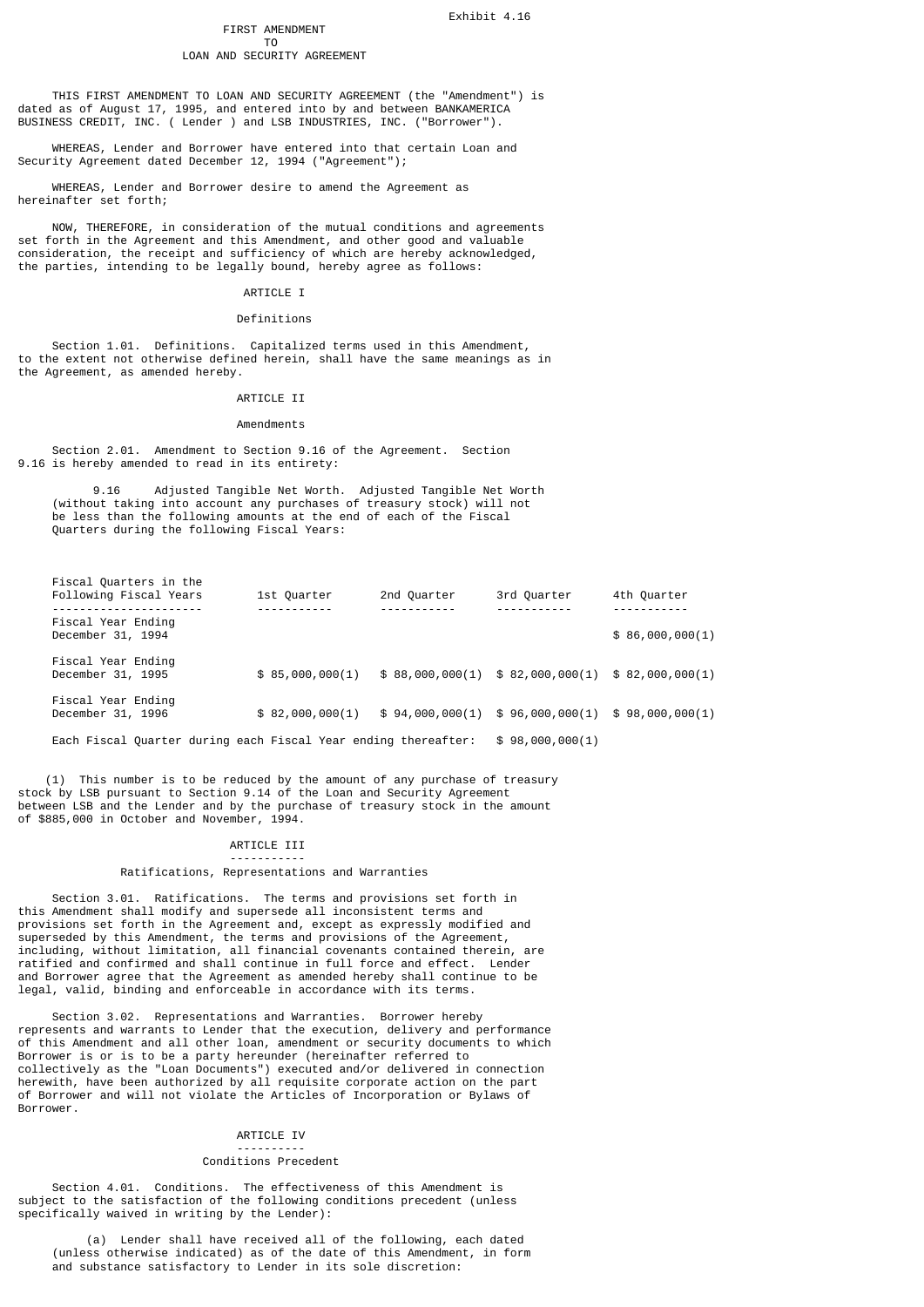Exhibit 4.16

# FIRST AMENDMENT
# TO
# LOAN AND SECURITY AGREEMENT

THIS FIRST AMENDMENT TO LOAN AND SECURITY AGREEMENT (the "Amendment") is dated as of August 17, 1995, and entered into by and between BANKAMERICA BUSINESS CREDIT, INC. ( Lender ) and LSB INDUSTRIES, INC. ("Borrower").

WHEREAS, Lender and Borrower have entered into that certain Loan and Security Agreement dated December 12, 1994 ("Agreement");

WHEREAS, Lender and Borrower desire to amend the Agreement as hereinafter set forth;

NOW, THEREFORE, in consideration of the mutual conditions and agreements set forth in the Agreement and this Amendment, and other good and valuable consideration, the receipt and sufficiency of which are hereby acknowledged, the parties, intending to be legally bound, hereby agree as follows:

## ARTICLE I

### Definitions

Section 1.01. Definitions. Capitalized terms used in this Amendment, to the extent not otherwise defined herein, shall have the same meanings as in the Agreement, as amended hereby.

## ARTICLE II

### Amendments

Section 2.01. Amendment to Section 9.16 of the Agreement. Section 9.16 is hereby amended to read in its entirety:

9.16 Adjusted Tangible Net Worth. Adjusted Tangible Net Worth (without taking into account any purchases of treasury stock) will not be less than the following amounts at the end of each of the Fiscal Quarters during the following Fiscal Years:

| Fiscal Quarters in the Following Fiscal Years | 1st Quarter | 2nd Quarter | 3rd Quarter | 4th Quarter |
|---|---|---|---|---|
| Fiscal Year Ending December 31, 1994 | | | | $ 86,000,000(1) |
| Fiscal Year Ending December 31, 1995 | $ 85,000,000(1) | $ 88,000,000(1) | $ 82,000,000(1) | $ 82,000,000(1) |
| Fiscal Year Ending December 31, 1996 | $ 82,000,000(1) | $ 94,000,000(1) | $ 96,000,000(1) | $ 98,000,000(1) |

Each Fiscal Quarter during each Fiscal Year ending thereafter: $ 98,000,000(1)

(1) This number is to be reduced by the amount of any purchase of treasury stock by LSB pursuant to Section 9.14 of the Loan and Security Agreement between LSB and the Lender and by the purchase of treasury stock in the amount of $885,000 in October and November, 1994.

## ARTICLE III

### Ratifications, Representations and Warranties

Section 3.01. Ratifications. The terms and provisions set forth in this Amendment shall modify and supersede all inconsistent terms and provisions set forth in the Agreement and, except as expressly modified and superseded by this Amendment, the terms and provisions of the Agreement, including, without limitation, all financial covenants contained therein, are ratified and confirmed and shall continue in full force and effect. Lender and Borrower agree that the Agreement as amended hereby shall continue to be legal, valid, binding and enforceable in accordance with its terms.

Section 3.02. Representations and Warranties. Borrower hereby represents and warrants to Lender that the execution, delivery and performance of this Amendment and all other loan, amendment or security documents to which Borrower is or is to be a party hereunder (hereinafter referred to collectively as the "Loan Documents") executed and/or delivered in connection herewith, have been authorized by all requisite corporate action on the part of Borrower and will not violate the Articles of Incorporation or Bylaws of Borrower.

## ARTICLE IV

### Conditions Precedent

Section 4.01. Conditions. The effectiveness of this Amendment is subject to the satisfaction of the following conditions precedent (unless specifically waived in writing by the Lender):

(a) Lender shall have received all of the following, each dated (unless otherwise indicated) as of the date of this Amendment, in form and substance satisfactory to Lender in its sole discretion: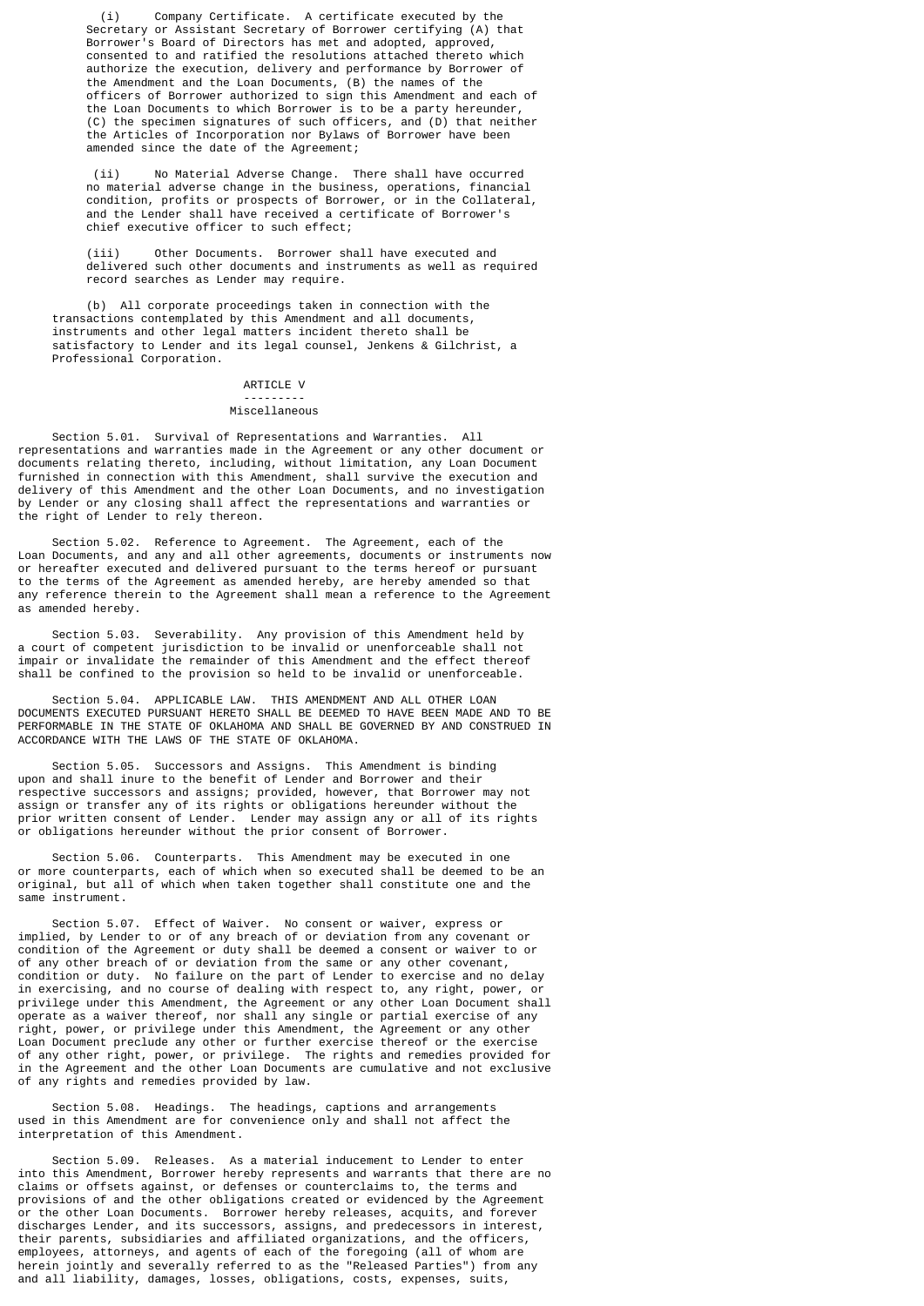(i) Company Certificate. A certificate executed by the Secretary or Assistant Secretary of Borrower certifying (A) that Borrower's Board of Directors has met and adopted, approved, consented to and ratified the resolutions attached thereto which authorize the execution, delivery and performance by Borrower of the Amendment and the Loan Documents, (B) the names of the officers of Borrower authorized to sign this Amendment and each of the Loan Documents to which Borrower is to be a party hereunder, (C) the specimen signatures of such officers, and (D) that neither the Articles of Incorporation nor Bylaws of Borrower have been amended since the date of the Agreement;

(ii) No Material Adverse Change. There shall have occurred no material adverse change in the business, operations, financial condition, profits or prospects of Borrower, or in the Collateral, and the Lender shall have received a certificate of Borrower's chief executive officer to such effect;

(iii) Other Documents. Borrower shall have executed and delivered such other documents and instruments as well as required record searches as Lender may require.

(b) All corporate proceedings taken in connection with the transactions contemplated by this Amendment and all documents, instruments and other legal matters incident thereto shall be satisfactory to Lender and its legal counsel, Jenkens & Gilchrist, a Professional Corporation.

## ARTICLE V

## Miscellaneous

Section 5.01. Survival of Representations and Warranties. All representations and warranties made in the Agreement or any other document or documents relating thereto, including, without limitation, any Loan Document furnished in connection with this Amendment, shall survive the execution and delivery of this Amendment and the other Loan Documents, and no investigation by Lender or any closing shall affect the representations and warranties or the right of Lender to rely thereon.

Section 5.02. Reference to Agreement. The Agreement, each of the Loan Documents, and any and all other agreements, documents or instruments now or hereafter executed and delivered pursuant to the terms hereof or pursuant to the terms of the Agreement as amended hereby, are hereby amended so that any reference therein to the Agreement shall mean a reference to the Agreement as amended hereby.

Section 5.03. Severability. Any provision of this Amendment held by a court of competent jurisdiction to be invalid or unenforceable shall not impair or invalidate the remainder of this Amendment and the effect thereof shall be confined to the provision so held to be invalid or unenforceable.

Section 5.04. APPLICABLE LAW. THIS AMENDMENT AND ALL OTHER LOAN DOCUMENTS EXECUTED PURSUANT HERETO SHALL BE DEEMED TO HAVE BEEN MADE AND TO BE PERFORMABLE IN THE STATE OF OKLAHOMA AND SHALL BE GOVERNED BY AND CONSTRUED IN ACCORDANCE WITH THE LAWS OF THE STATE OF OKLAHOMA.

Section 5.05. Successors and Assigns. This Amendment is binding upon and shall inure to the benefit of Lender and Borrower and their respective successors and assigns; provided, however, that Borrower may not assign or transfer any of its rights or obligations hereunder without the prior written consent of Lender. Lender may assign any or all of its rights or obligations hereunder without the prior consent of Borrower.

Section 5.06. Counterparts. This Amendment may be executed in one or more counterparts, each of which when so executed shall be deemed to be an original, but all of which when taken together shall constitute one and the same instrument.

Section 5.07. Effect of Waiver. No consent or waiver, express or implied, by Lender to or of any breach of or deviation from any covenant or condition of the Agreement or duty shall be deemed a consent or waiver to or of any other breach of or deviation from the same or any other covenant, condition or duty. No failure on the part of Lender to exercise and no delay in exercising, and no course of dealing with respect to, any right, power, or privilege under this Amendment, the Agreement or any other Loan Document shall operate as a waiver thereof, nor shall any single or partial exercise of any right, power, or privilege under this Amendment, the Agreement or any other Loan Document preclude any other or further exercise thereof or the exercise of any other right, power, or privilege. The rights and remedies provided for in the Agreement and the other Loan Documents are cumulative and not exclusive of any rights and remedies provided by law.

Section 5.08. Headings. The headings, captions and arrangements used in this Amendment are for convenience only and shall not affect the interpretation of this Amendment.

Section 5.09. Releases. As a material inducement to Lender to enter into this Amendment, Borrower hereby represents and warrants that there are no claims or offsets against, or defenses or counterclaims to, the terms and provisions of and the other obligations created or evidenced by the Agreement or the other Loan Documents. Borrower hereby releases, acquits, and forever discharges Lender, and its successors, assigns, and predecessors in interest, their parents, subsidiaries and affiliated organizations, and the officers, employees, attorneys, and agents of each of the foregoing (all of whom are herein jointly and severally referred to as the "Released Parties") from any and all liability, damages, losses, obligations, costs, expenses, suits,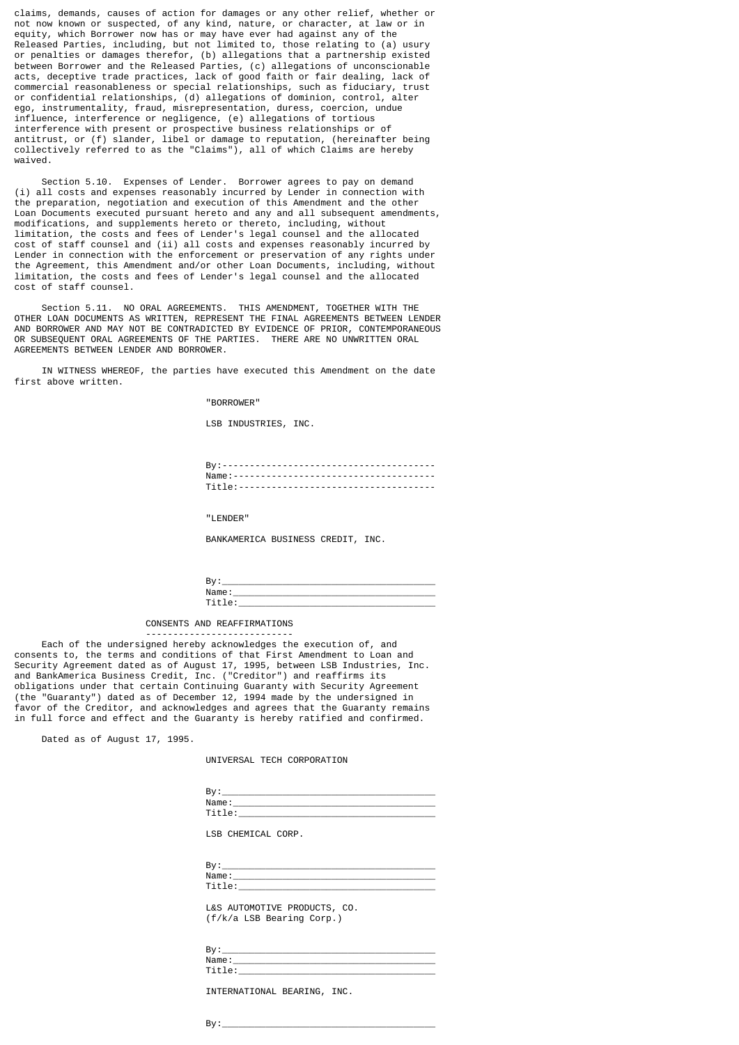claims, demands, causes of action for damages or any other relief, whether or not now known or suspected, of any kind, nature, or character, at law or in equity, which Borrower now has or may have ever had against any of the Released Parties, including, but not limited to, those relating to (a) usury or penalties or damages therefor, (b) allegations that a partnership existed between Borrower and the Released Parties, (c) allegations of unconscionable acts, deceptive trade practices, lack of good faith or fair dealing, lack of commercial reasonableness or special relationships, such as fiduciary, trust or confidential relationships, (d) allegations of dominion, control, alter ego, instrumentality, fraud, misrepresentation, duress, coercion, undue influence, interference or negligence, (e) allegations of tortious interference with present or prospective business relationships or of antitrust, or (f) slander, libel or damage to reputation, (hereinafter being collectively referred to as the "Claims"), all of which Claims are hereby waived.

Section 5.10. Expenses of Lender. Borrower agrees to pay on demand (i) all costs and expenses reasonably incurred by Lender in connection with the preparation, negotiation and execution of this Amendment and the other Loan Documents executed pursuant hereto and any and all subsequent amendments, modifications, and supplements hereto or thereto, including, without limitation, the costs and fees of Lender's legal counsel and the allocated cost of staff counsel and (ii) all costs and expenses reasonably incurred by Lender in connection with the enforcement or preservation of any rights under the Agreement, this Amendment and/or other Loan Documents, including, without limitation, the costs and fees of Lender's legal counsel and the allocated cost of staff counsel.

Section 5.11. NO ORAL AGREEMENTS. THIS AMENDMENT, TOGETHER WITH THE OTHER LOAN DOCUMENTS AS WRITTEN, REPRESENT THE FINAL AGREEMENTS BETWEEN LENDER AND BORROWER AND MAY NOT BE CONTRADICTED BY EVIDENCE OF PRIOR, CONTEMPORANEOUS OR SUBSEQUENT ORAL AGREEMENTS OF THE PARTIES. THERE ARE NO UNWRITTEN ORAL AGREEMENTS BETWEEN LENDER AND BORROWER.

IN WITNESS WHEREOF, the parties have executed this Amendment on the date first above written.

"BORROWER"

LSB INDUSTRIES, INC.

By:---------------------------------------
Name:-------------------------------------
Title:------------------------------------

"LENDER"

BANKAMERICA BUSINESS CREDIT, INC.

By:_______________________________________
Name:_____________________________________
Title:____________________________________

CONSENTS AND REAFFIRMATIONS

Each of the undersigned hereby acknowledges the execution of, and consents to, the terms and conditions of that First Amendment to Loan and Security Agreement dated as of August 17, 1995, between LSB Industries, Inc. and BankAmerica Business Credit, Inc. ("Creditor") and reaffirms its obligations under that certain Continuing Guaranty with Security Agreement (the "Guaranty") dated as of December 12, 1994 made by the undersigned in favor of the Creditor, and acknowledges and agrees that the Guaranty remains in full force and effect and the Guaranty is hereby ratified and confirmed.

Dated as of August 17, 1995.

UNIVERSAL TECH CORPORATION

By:_______________________________________
Name:_____________________________________
Title:____________________________________

LSB CHEMICAL CORP.

By:_______________________________________
Name:_____________________________________
Title:____________________________________

L&S AUTOMOTIVE PRODUCTS, CO.
(f/k/a LSB Bearing Corp.)

By:_______________________________________
Name:_____________________________________
Title:____________________________________

INTERNATIONAL BEARING, INC.

By:_______________________________________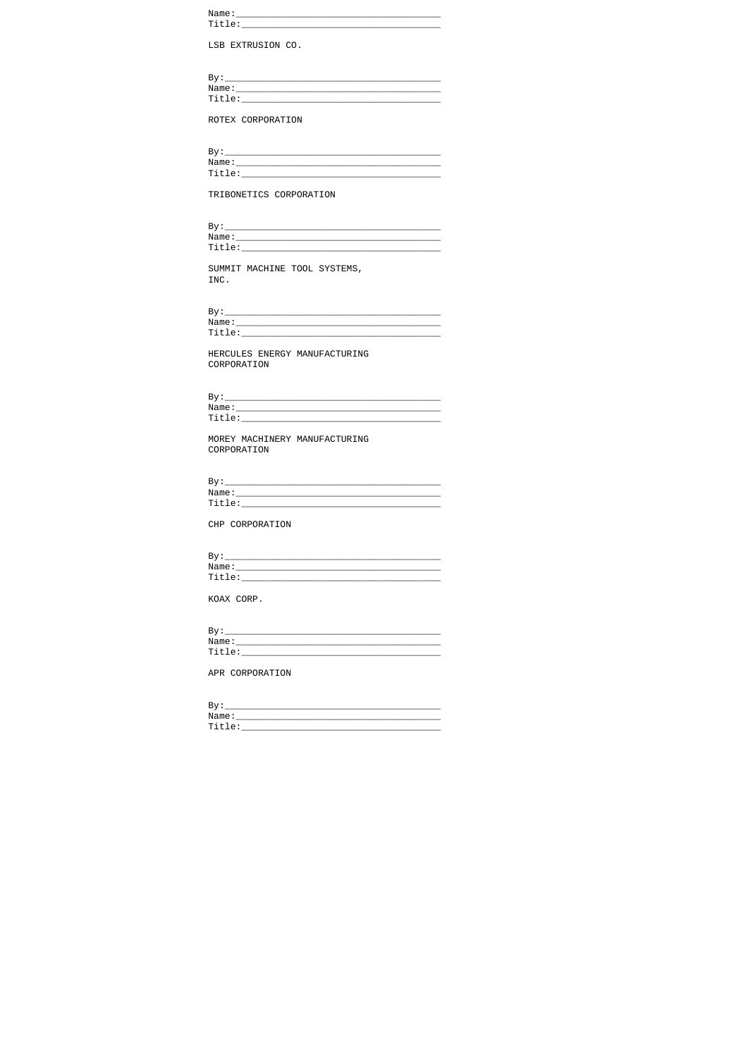Name:_____________________________________
Title:____________________________________

LSB EXTRUSION CO.

By:_______________________________________
Name:_____________________________________
Title:____________________________________

ROTEX CORPORATION

By:_______________________________________
Name:_____________________________________
Title:____________________________________

TRIBONETICS CORPORATION

By:_______________________________________
Name:_____________________________________
Title:____________________________________

SUMMIT MACHINE TOOL SYSTEMS,
INC.

By:_______________________________________
Name:_____________________________________
Title:____________________________________

HERCULES ENERGY MANUFACTURING
CORPORATION

By:_______________________________________
Name:_____________________________________
Title:____________________________________

MOREY MACHINERY MANUFACTURING
CORPORATION

By:_______________________________________
Name:_____________________________________
Title:____________________________________

CHP CORPORATION

By:_______________________________________
Name:_____________________________________
Title:____________________________________

KOAX CORP.

By:_______________________________________
Name:_____________________________________
Title:____________________________________

APR CORPORATION

By:_______________________________________
Name:_____________________________________
Title:____________________________________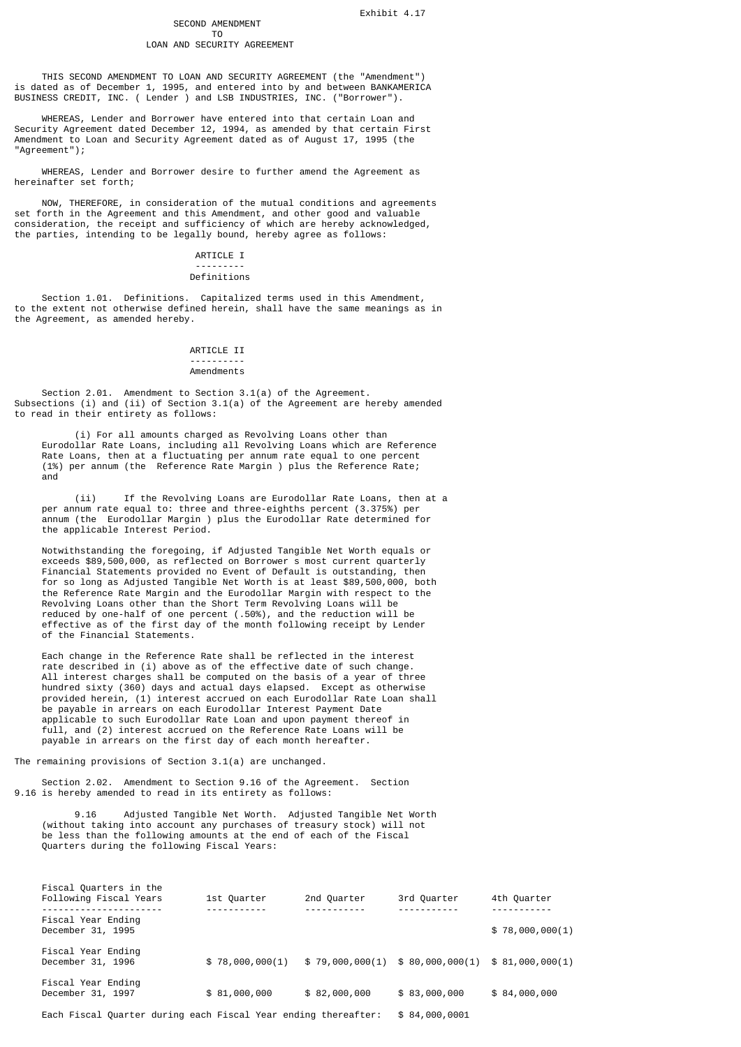Exhibit 4.17

# SECOND AMENDMENT
## TO
## LOAN AND SECURITY AGREEMENT

THIS SECOND AMENDMENT TO LOAN AND SECURITY AGREEMENT (the "Amendment") is dated as of December 1, 1995, and entered into by and between BANKAMERICA BUSINESS CREDIT, INC. ( Lender ) and LSB INDUSTRIES, INC. ("Borrower").

WHEREAS, Lender and Borrower have entered into that certain Loan and Security Agreement dated December 12, 1994, as amended by that certain First Amendment to Loan and Security Agreement dated as of August 17, 1995 (the "Agreement");

WHEREAS, Lender and Borrower desire to further amend the Agreement as hereinafter set forth;

NOW, THEREFORE, in consideration of the mutual conditions and agreements set forth in the Agreement and this Amendment, and other good and valuable consideration, the receipt and sufficiency of which are hereby acknowledged, the parties, intending to be legally bound, hereby agree as follows:

## ARTICLE I
## Definitions

Section 1.01. Definitions. Capitalized terms used in this Amendment, to the extent not otherwise defined herein, shall have the same meanings as in the Agreement, as amended hereby.

## ARTICLE II
## Amendments

Section 2.01. Amendment to Section 3.1(a) of the Agreement. Subsections (i) and (ii) of Section 3.1(a) of the Agreement are hereby amended to read in their entirety as follows:

> (i) For all amounts charged as Revolving Loans other than Eurodollar Rate Loans, including all Revolving Loans which are Reference Rate Loans, then at a fluctuating per annum rate equal to one percent (1%) per annum (the Reference Rate Margin ) plus the Reference Rate; and
>
> (ii) If the Revolving Loans are Eurodollar Rate Loans, then at a per annum rate equal to: three and three-eighths percent (3.375%) per annum (the Eurodollar Margin ) plus the Eurodollar Rate determined for the applicable Interest Period.
>
> Notwithstanding the foregoing, if Adjusted Tangible Net Worth equals or exceeds $89,500,000, as reflected on Borrower s most current quarterly Financial Statements provided no Event of Default is outstanding, then for so long as Adjusted Tangible Net Worth is at least $89,500,000, both the Reference Rate Margin and the Eurodollar Margin with respect to the Revolving Loans other than the Short Term Revolving Loans will be reduced by one-half of one percent (.50%), and the reduction will be effective as of the first day of the month following receipt by Lender of the Financial Statements.
>
> Each change in the Reference Rate shall be reflected in the interest rate described in (i) above as of the effective date of such change. All interest charges shall be computed on the basis of a year of three hundred sixty (360) days and actual days elapsed. Except as otherwise provided herein, (1) interest accrued on each Eurodollar Rate Loan shall be payable in arrears on each Eurodollar Interest Payment Date applicable to such Eurodollar Rate Loan and upon payment thereof in full, and (2) interest accrued on the Reference Rate Loans will be payable in arrears on the first day of each month hereafter.

The remaining provisions of Section 3.1(a) are unchanged.

Section 2.02. Amendment to Section 9.16 of the Agreement. Section 9.16 is hereby amended to read in its entirety as follows:

> 9.16 Adjusted Tangible Net Worth. Adjusted Tangible Net Worth (without taking into account any purchases of treasury stock) will not be less than the following amounts at the end of each of the Fiscal Quarters during the following Fiscal Years:

| Fiscal Quarters in the Following Fiscal Years | 1st Quarter | 2nd Quarter | 3rd Quarter | 4th Quarter |
|---|---|---|---|---|
| Fiscal Year Ending December 31, 1995 | | | | $ 78,000,000(1) |
| Fiscal Year Ending December 31, 1996 | $ 78,000,000(1) | $ 79,000,000(1) | $ 80,000,000(1) | $ 81,000,000(1) |
| Fiscal Year Ending December 31, 1997 | $ 81,000,000 | $ 82,000,000 | $ 83,000,000 | $ 84,000,000 |

Each Fiscal Quarter during each Fiscal Year ending thereafter: $ 84,000,0001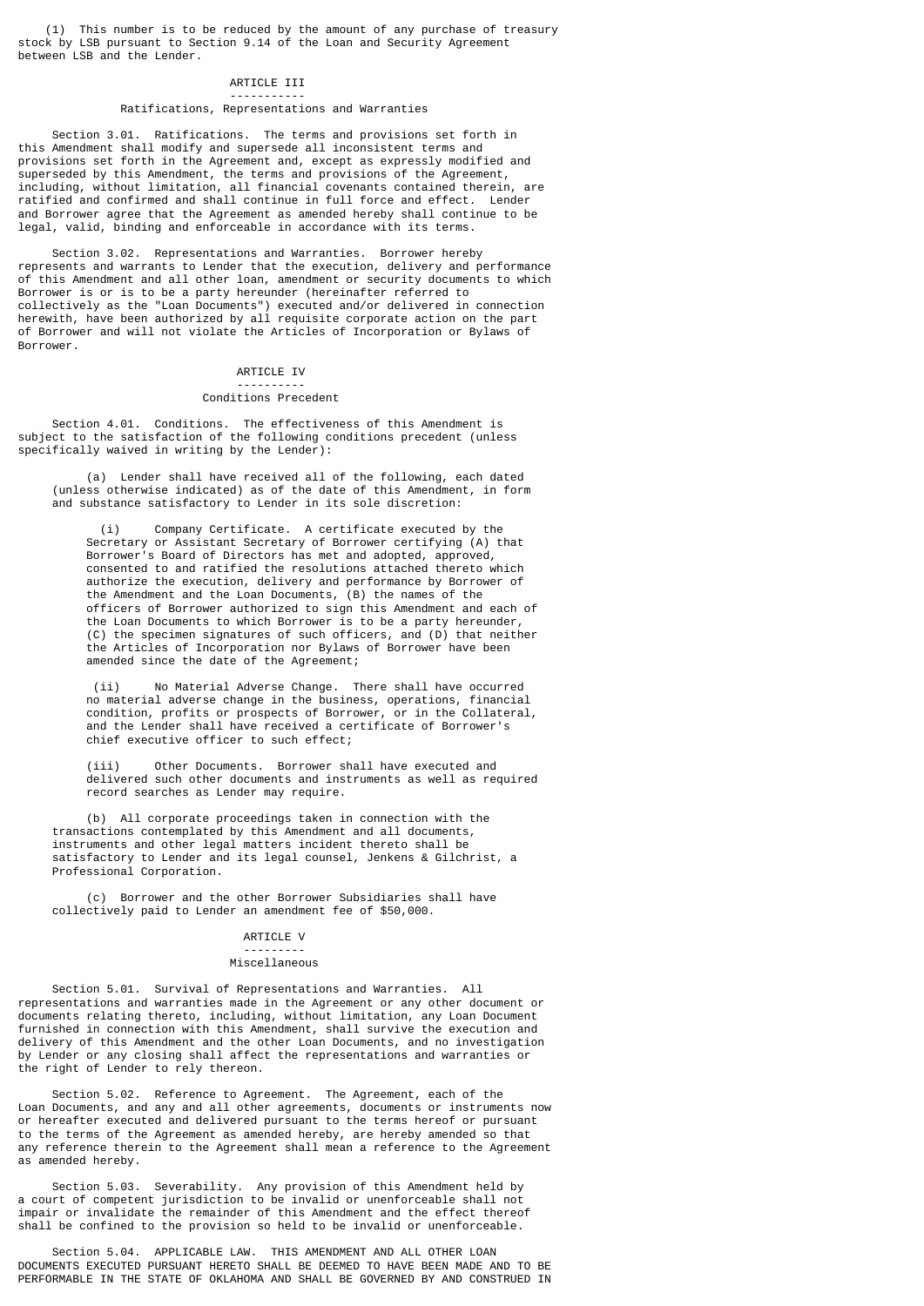(1) This number is to be reduced by the amount of any purchase of treasury stock by LSB pursuant to Section 9.14 of the Loan and Security Agreement between LSB and the Lender.

## ARTICLE III

### Ratifications, Representations and Warranties

Section 3.01. Ratifications. The terms and provisions set forth in this Amendment shall modify and supersede all inconsistent terms and provisions set forth in the Agreement and, except as expressly modified and superseded by this Amendment, the terms and provisions of the Agreement, including, without limitation, all financial covenants contained therein, are ratified and confirmed and shall continue in full force and effect. Lender and Borrower agree that the Agreement as amended hereby shall continue to be legal, valid, binding and enforceable in accordance with its terms.

Section 3.02. Representations and Warranties. Borrower hereby represents and warrants to Lender that the execution, delivery and performance of this Amendment and all other loan, amendment or security documents to which Borrower is or is to be a party hereunder (hereinafter referred to collectively as the "Loan Documents") executed and/or delivered in connection herewith, have been authorized by all requisite corporate action on the part of Borrower and will not violate the Articles of Incorporation or Bylaws of Borrower.

## ARTICLE IV

### Conditions Precedent

Section 4.01. Conditions. The effectiveness of this Amendment is subject to the satisfaction of the following conditions precedent (unless specifically waived in writing by the Lender):

(a) Lender shall have received all of the following, each dated (unless otherwise indicated) as of the date of this Amendment, in form and substance satisfactory to Lender in its sole discretion:

(i) Company Certificate. A certificate executed by the Secretary or Assistant Secretary of Borrower certifying (A) that Borrower's Board of Directors has met and adopted, approved, consented to and ratified the resolutions attached thereto which authorize the execution, delivery and performance by Borrower of the Amendment and the Loan Documents, (B) the names of the officers of Borrower authorized to sign this Amendment and each of the Loan Documents to which Borrower is to be a party hereunder, (C) the specimen signatures of such officers, and (D) that neither the Articles of Incorporation nor Bylaws of Borrower have been amended since the date of the Agreement;

(ii) No Material Adverse Change. There shall have occurred no material adverse change in the business, operations, financial condition, profits or prospects of Borrower, or in the Collateral, and the Lender shall have received a certificate of Borrower's chief executive officer to such effect;

(iii) Other Documents. Borrower shall have executed and delivered such other documents and instruments as well as required record searches as Lender may require.

(b) All corporate proceedings taken in connection with the transactions contemplated by this Amendment and all documents, instruments and other legal matters incident thereto shall be satisfactory to Lender and its legal counsel, Jenkens & Gilchrist, a Professional Corporation.

(c) Borrower and the other Borrower Subsidiaries shall have collectively paid to Lender an amendment fee of $50,000.

## ARTICLE V

### Miscellaneous

Section 5.01. Survival of Representations and Warranties. All representations and warranties made in the Agreement or any other document or documents relating thereto, including, without limitation, any Loan Document furnished in connection with this Amendment, shall survive the execution and delivery of this Amendment and the other Loan Documents, and no investigation by Lender or any closing shall affect the representations and warranties or the right of Lender to rely thereon.

Section 5.02. Reference to Agreement. The Agreement, each of the Loan Documents, and any and all other agreements, documents or instruments now or hereafter executed and delivered pursuant to the terms hereof or pursuant to the terms of the Agreement as amended hereby, are hereby amended so that any reference therein to the Agreement shall mean a reference to the Agreement as amended hereby.

Section 5.03. Severability. Any provision of this Amendment held by a court of competent jurisdiction to be invalid or unenforceable shall not impair or invalidate the remainder of this Amendment and the effect thereof shall be confined to the provision so held to be invalid or unenforceable.

Section 5.04. APPLICABLE LAW. THIS AMENDMENT AND ALL OTHER LOAN DOCUMENTS EXECUTED PURSUANT HERETO SHALL BE DEEMED TO HAVE BEEN MADE AND TO BE PERFORMABLE IN THE STATE OF OKLAHOMA AND SHALL BE GOVERNED BY AND CONSTRUED IN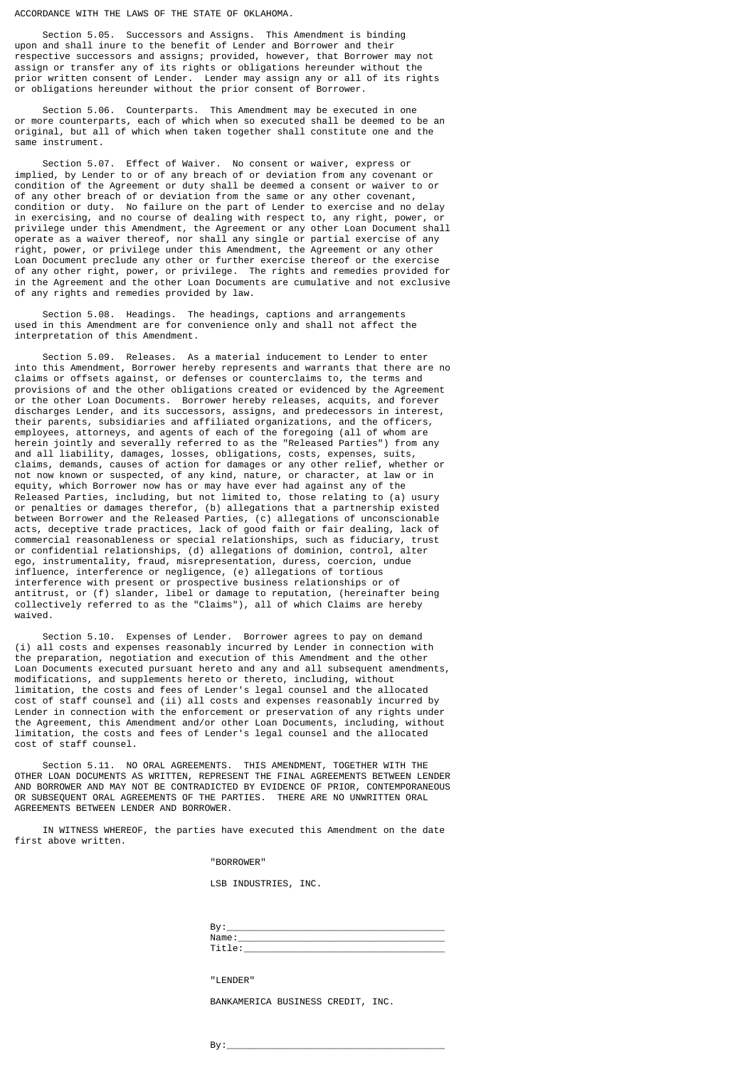ACCORDANCE WITH THE LAWS OF THE STATE OF OKLAHOMA.

Section 5.05. Successors and Assigns. This Amendment is binding upon and shall inure to the benefit of Lender and Borrower and their respective successors and assigns; provided, however, that Borrower may not assign or transfer any of its rights or obligations hereunder without the prior written consent of Lender. Lender may assign any or all of its rights or obligations hereunder without the prior consent of Borrower.

Section 5.06. Counterparts. This Amendment may be executed in one or more counterparts, each of which when so executed shall be deemed to be an original, but all of which when taken together shall constitute one and the same instrument.

Section 5.07. Effect of Waiver. No consent or waiver, express or implied, by Lender to or of any breach of or deviation from any covenant or condition of the Agreement or duty shall be deemed a consent or waiver to or of any other breach of or deviation from the same or any other covenant, condition or duty. No failure on the part of Lender to exercise and no delay in exercising, and no course of dealing with respect to, any right, power, or privilege under this Amendment, the Agreement or any other Loan Document shall operate as a waiver thereof, nor shall any single or partial exercise of any right, power, or privilege under this Amendment, the Agreement or any other Loan Document preclude any other or further exercise thereof or the exercise of any other right, power, or privilege. The rights and remedies provided for in the Agreement and the other Loan Documents are cumulative and not exclusive of any rights and remedies provided by law.

Section 5.08. Headings. The headings, captions and arrangements used in this Amendment are for convenience only and shall not affect the interpretation of this Amendment.

Section 5.09. Releases. As a material inducement to Lender to enter into this Amendment, Borrower hereby represents and warrants that there are no claims or offsets against, or defenses or counterclaims to, the terms and provisions of and the other obligations created or evidenced by the Agreement or the other Loan Documents. Borrower hereby releases, acquits, and forever discharges Lender, and its successors, assigns, and predecessors in interest, their parents, subsidiaries and affiliated organizations, and the officers, employees, attorneys, and agents of each of the foregoing (all of whom are herein jointly and severally referred to as the "Released Parties") from any and all liability, damages, losses, obligations, costs, expenses, suits, claims, demands, causes of action for damages or any other relief, whether or not now known or suspected, of any kind, nature, or character, at law or in equity, which Borrower now has or may have ever had against any of the Released Parties, including, but not limited to, those relating to (a) usury or penalties or damages therefor, (b) allegations that a partnership existed between Borrower and the Released Parties, (c) allegations of unconscionable acts, deceptive trade practices, lack of good faith or fair dealing, lack of commercial reasonableness or special relationships, such as fiduciary, trust or confidential relationships, (d) allegations of dominion, control, alter ego, instrumentality, fraud, misrepresentation, duress, coercion, undue influence, interference or negligence, (e) allegations of tortious interference with present or prospective business relationships or of antitrust, or (f) slander, libel or damage to reputation, (hereinafter being collectively referred to as the "Claims"), all of which Claims are hereby waived.

Section 5.10. Expenses of Lender. Borrower agrees to pay on demand (i) all costs and expenses reasonably incurred by Lender in connection with the preparation, negotiation and execution of this Amendment and the other Loan Documents executed pursuant hereto and any and all subsequent amendments, modifications, and supplements hereto or thereto, including, without limitation, the costs and fees of Lender's legal counsel and the allocated cost of staff counsel and (ii) all costs and expenses reasonably incurred by Lender in connection with the enforcement or preservation of any rights under the Agreement, this Amendment and/or other Loan Documents, including, without limitation, the costs and fees of Lender's legal counsel and the allocated cost of staff counsel.

Section 5.11. NO ORAL AGREEMENTS. THIS AMENDMENT, TOGETHER WITH THE OTHER LOAN DOCUMENTS AS WRITTEN, REPRESENT THE FINAL AGREEMENTS BETWEEN LENDER AND BORROWER AND MAY NOT BE CONTRADICTED BY EVIDENCE OF PRIOR, CONTEMPORANEOUS OR SUBSEQUENT ORAL AGREEMENTS OF THE PARTIES. THERE ARE NO UNWRITTEN ORAL AGREEMENTS BETWEEN LENDER AND BORROWER.

IN WITNESS WHEREOF, the parties have executed this Amendment on the date first above written.

"BORROWER"

LSB INDUSTRIES, INC.

By:_____________________________________
Name:___________________________________
Title:__________________________________

"LENDER"

BANKAMERICA BUSINESS CREDIT, INC.

By:_____________________________________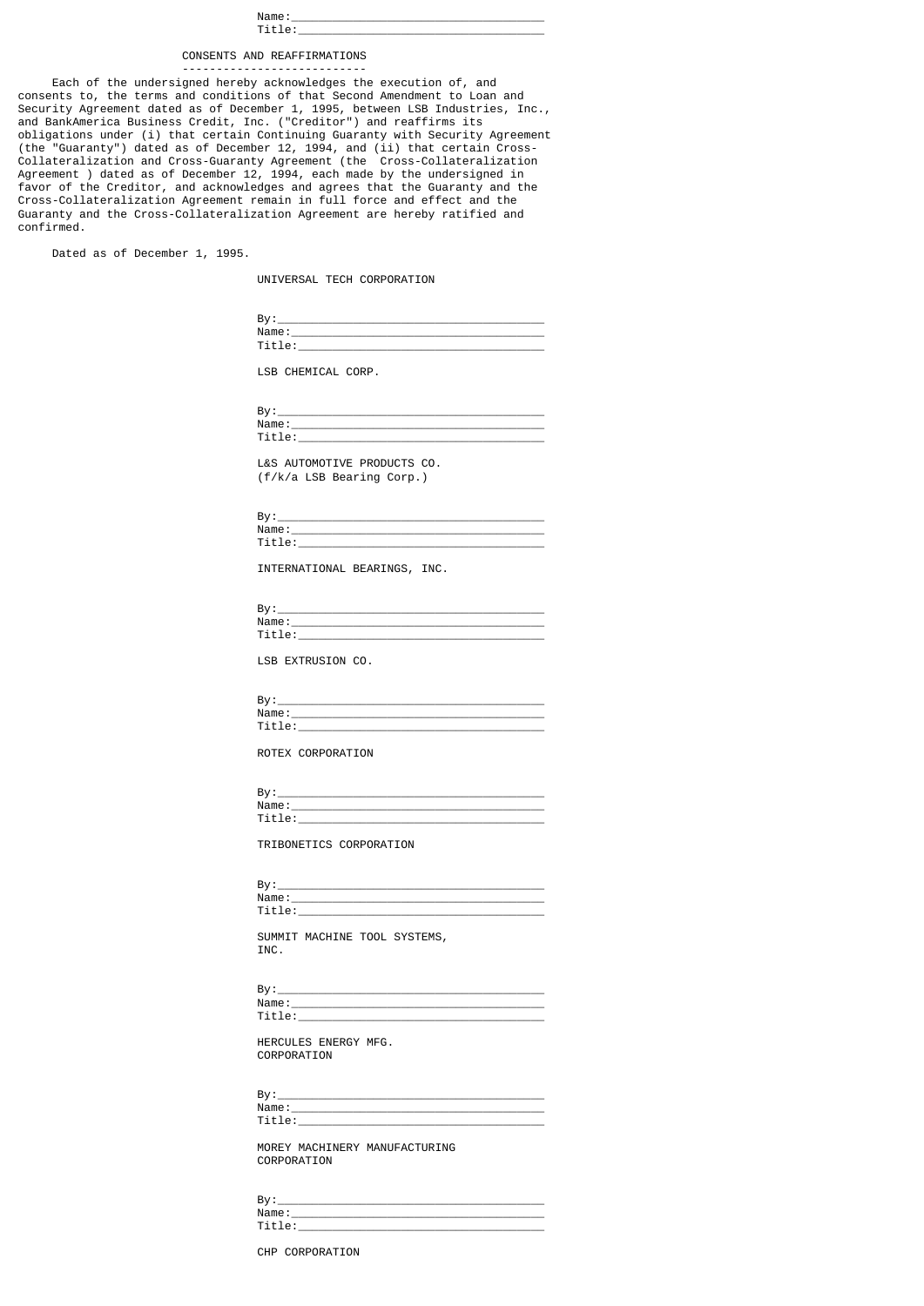Name:_____________________________________
Title:____________________________________

## CONSENTS AND REAFFIRMATIONS

Each of the undersigned hereby acknowledges the execution of, and consents to, the terms and conditions of that Second Amendment to Loan and Security Agreement dated as of December 1, 1995, between LSB Industries, Inc., and BankAmerica Business Credit, Inc. ("Creditor") and reaffirms its obligations under (i) that certain Continuing Guaranty with Security Agreement (the "Guaranty") dated as of December 12, 1994, and (ii) that certain Cross-Collateralization and Cross-Guaranty Agreement (the Cross-Collateralization Agreement ) dated as of December 12, 1994, each made by the undersigned in favor of the Creditor, and acknowledges and agrees that the Guaranty and the Cross-Collateralization Agreement remain in full force and effect and the Guaranty and the Cross-Collateralization Agreement are hereby ratified and confirmed.

Dated as of December 1, 1995.

UNIVERSAL TECH CORPORATION

By:_______________________________________
Name:_____________________________________
Title:____________________________________

LSB CHEMICAL CORP.

By:_______________________________________
Name:_____________________________________
Title:____________________________________

L&S AUTOMOTIVE PRODUCTS CO.
(f/k/a LSB Bearing Corp.)

By:_______________________________________
Name:_____________________________________
Title:____________________________________

INTERNATIONAL BEARINGS, INC.

By:_______________________________________
Name:_____________________________________
Title:____________________________________

LSB EXTRUSION CO.

By:_______________________________________
Name:_____________________________________
Title:____________________________________

ROTEX CORPORATION

By:_______________________________________
Name:_____________________________________
Title:____________________________________

TRIBONETICS CORPORATION

By:_______________________________________
Name:_____________________________________
Title:____________________________________

SUMMIT MACHINE TOOL SYSTEMS, INC.

By:_______________________________________
Name:_____________________________________
Title:____________________________________

HERCULES ENERGY MFG. CORPORATION

By:_______________________________________
Name:_____________________________________
Title:____________________________________

MOREY MACHINERY MANUFACTURING CORPORATION

By:_______________________________________
Name:_____________________________________
Title:____________________________________

CHP CORPORATION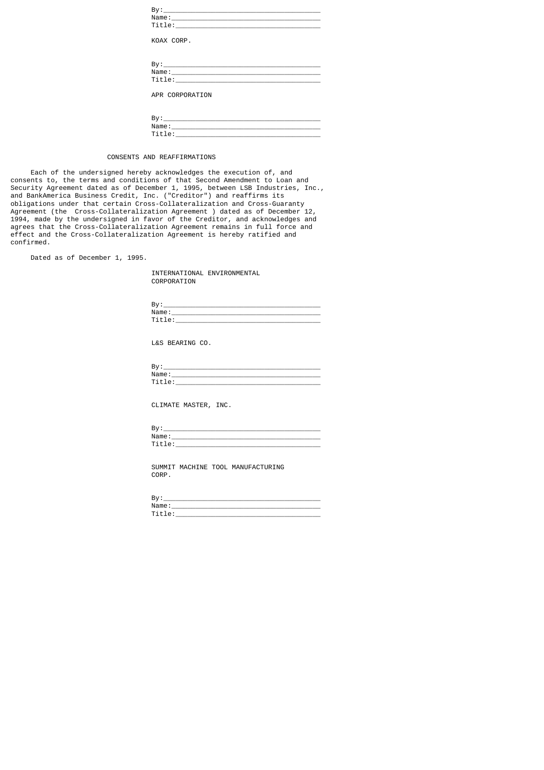By:_______________________________________
Name:_____________________________________
Title:____________________________________

KOAX CORP.

By:_______________________________________
Name:_____________________________________
Title:____________________________________

APR CORPORATION

By:_______________________________________
Name:_____________________________________
Title:____________________________________

CONSENTS AND REAFFIRMATIONS

Each of the undersigned hereby acknowledges the execution of, and consents to, the terms and conditions of that Second Amendment to Loan and Security Agreement dated as of December 1, 1995, between LSB Industries, Inc., and BankAmerica Business Credit, Inc. ("Creditor") and reaffirms its obligations under that certain Cross-Collateralization and Cross-Guaranty Agreement (the Cross-Collateralization Agreement ) dated as of December 12, 1994, made by the undersigned in favor of the Creditor, and acknowledges and agrees that the Cross-Collateralization Agreement remains in full force and effect and the Cross-Collateralization Agreement is hereby ratified and confirmed.

Dated as of December 1, 1995.

INTERNATIONAL ENVIRONMENTAL CORPORATION

By:_______________________________________
Name:_____________________________________
Title:____________________________________

L&S BEARING CO.

By:_______________________________________
Name:_____________________________________
Title:____________________________________

CLIMATE MASTER, INC.

By:_______________________________________
Name:_____________________________________
Title:____________________________________

SUMMIT MACHINE TOOL MANUFACTURING CORP.

By:_______________________________________
Name:_____________________________________
Title:____________________________________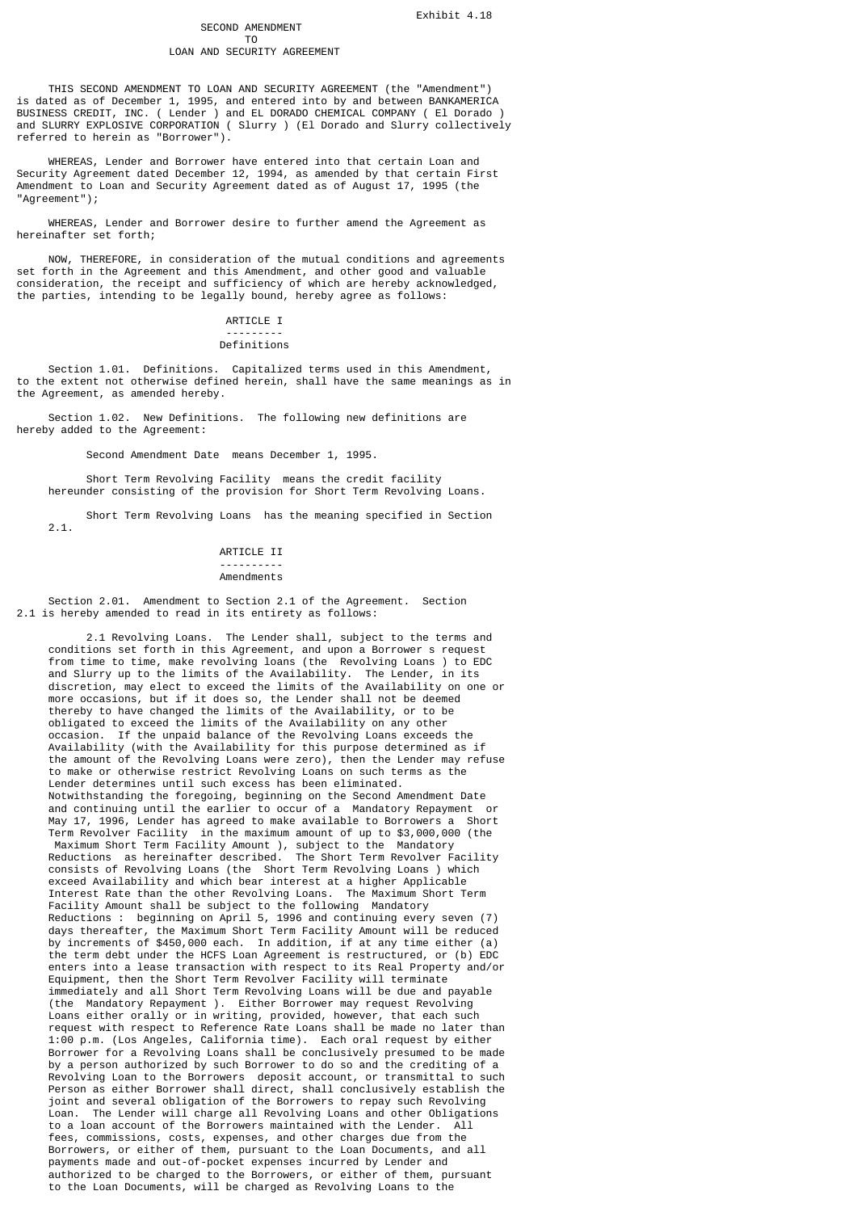Exhibit 4.18

# SECOND AMENDMENT TO LOAN AND SECURITY AGREEMENT

THIS SECOND AMENDMENT TO LOAN AND SECURITY AGREEMENT (the "Amendment") is dated as of December 1, 1995, and entered into by and between BANKAMERICA BUSINESS CREDIT, INC. ( Lender ) and EL DORADO CHEMICAL COMPANY ( El Dorado ) and SLURRY EXPLOSIVE CORPORATION ( Slurry ) (El Dorado and Slurry collectively referred to herein as "Borrower").

WHEREAS, Lender and Borrower have entered into that certain Loan and Security Agreement dated December 12, 1994, as amended by that certain First Amendment to Loan and Security Agreement dated as of August 17, 1995 (the "Agreement");

WHEREAS, Lender and Borrower desire to further amend the Agreement as hereinafter set forth;

NOW, THEREFORE, in consideration of the mutual conditions and agreements set forth in the Agreement and this Amendment, and other good and valuable consideration, the receipt and sufficiency of which are hereby acknowledged, the parties, intending to be legally bound, hereby agree as follows:

## ARTICLE I

## Definitions

Section 1.01. Definitions. Capitalized terms used in this Amendment, to the extent not otherwise defined herein, shall have the same meanings as in the Agreement, as amended hereby.

Section 1.02. New Definitions. The following new definitions are hereby added to the Agreement:

Second Amendment Date means December 1, 1995.

Short Term Revolving Facility means the credit facility hereunder consisting of the provision for Short Term Revolving Loans.

Short Term Revolving Loans has the meaning specified in Section 2.1.

## ARTICLE II

## Amendments

Section 2.01. Amendment to Section 2.1 of the Agreement. Section 2.1 is hereby amended to read in its entirety as follows:

2.1 Revolving Loans. The Lender shall, subject to the terms and conditions set forth in this Agreement, and upon a Borrower s request from time to time, make revolving loans (the Revolving Loans ) to EDC and Slurry up to the limits of the Availability. The Lender, in its discretion, may elect to exceed the limits of the Availability on one or more occasions, but if it does so, the Lender shall not be deemed thereby to have changed the limits of the Availability, or to be obligated to exceed the limits of the Availability on any other occasion. If the unpaid balance of the Revolving Loans exceeds the Availability (with the Availability for this purpose determined as if the amount of the Revolving Loans were zero), then the Lender may refuse to make or otherwise restrict Revolving Loans on such terms as the Lender determines until such excess has been eliminated. Notwithstanding the foregoing, beginning on the Second Amendment Date and continuing until the earlier to occur of a Mandatory Repayment or May 17, 1996, Lender has agreed to make available to Borrowers a Short Term Revolver Facility in the maximum amount of up to $3,000,000 (the Maximum Short Term Facility Amount ), subject to the Mandatory Reductions as hereinafter described. The Short Term Revolver Facility consists of Revolving Loans (the Short Term Revolving Loans ) which exceed Availability and which bear interest at a higher Applicable Interest Rate than the other Revolving Loans. The Maximum Short Term Facility Amount shall be subject to the following Mandatory Reductions : beginning on April 5, 1996 and continuing every seven (7) days thereafter, the Maximum Short Term Facility Amount will be reduced by increments of $450,000 each. In addition, if at any time either (a) the term debt under the HCFS Loan Agreement is restructured, or (b) EDC enters into a lease transaction with respect to its Real Property and/or Equipment, then the Short Term Revolver Facility will terminate immediately and all Short Term Revolving Loans will be due and payable (the Mandatory Repayment ). Either Borrower may request Revolving Loans either orally or in writing, provided, however, that each such request with respect to Reference Rate Loans shall be made no later than 1:00 p.m. (Los Angeles, California time). Each oral request by either Borrower for a Revolving Loans shall be conclusively presumed to be made by a person authorized by such Borrower to do so and the crediting of a Revolving Loan to the Borrowers deposit account, or transmittal to such Person as either Borrower shall direct, shall conclusively establish the joint and several obligation of the Borrowers to repay such Revolving Loan. The Lender will charge all Revolving Loans and other Obligations to a loan account of the Borrowers maintained with the Lender. All fees, commissions, costs, expenses, and other charges due from the Borrowers, or either of them, pursuant to the Loan Documents, and all payments made and out-of-pocket expenses incurred by Lender and authorized to be charged to the Borrowers, or either of them, pursuant to the Loan Documents, will be charged as Revolving Loans to the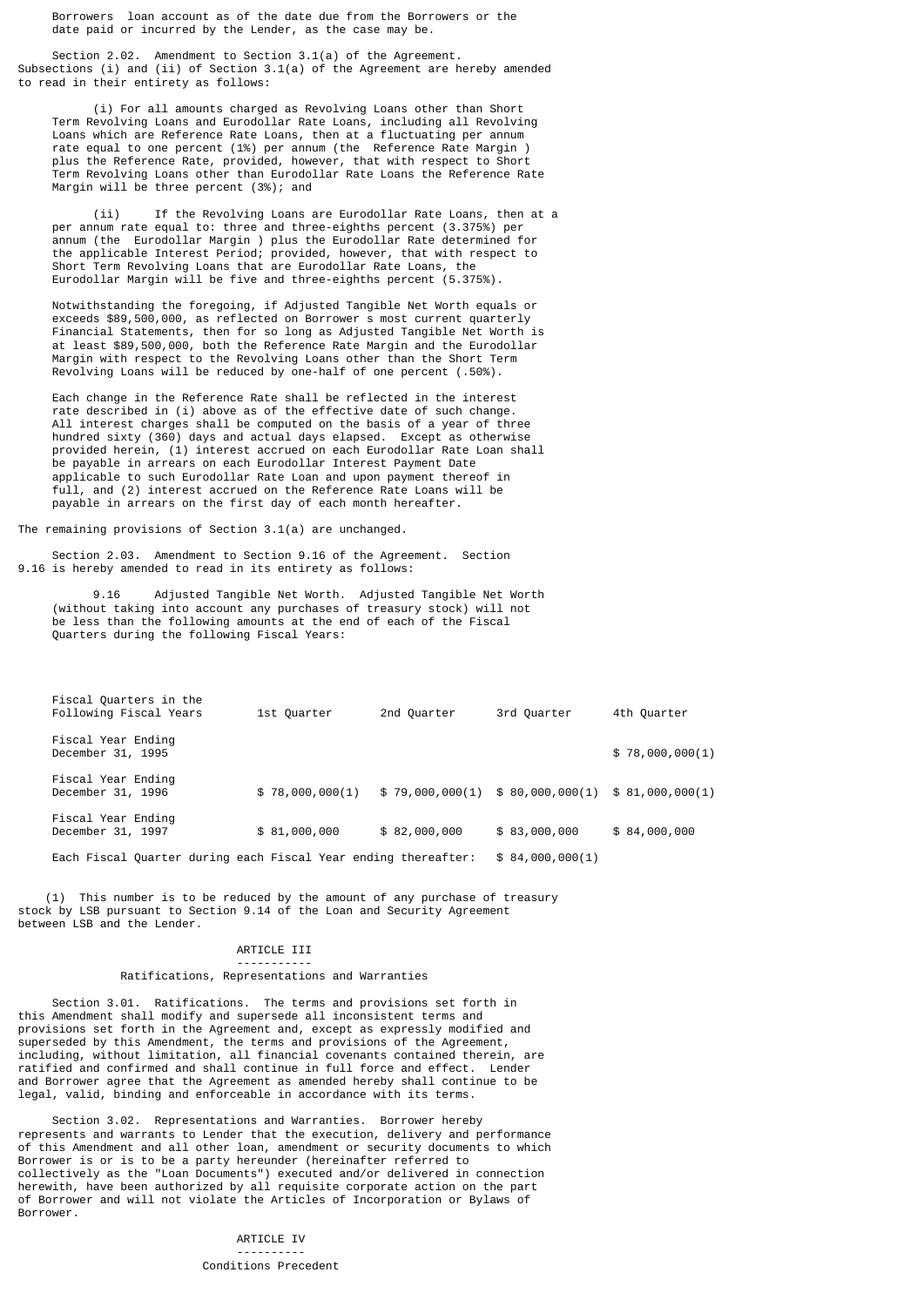Borrowers  loan account as of the date due from the Borrowers or the date paid or incurred by the Lender, as the case may be.

Section 2.02. Amendment to Section 3.1(a) of the Agreement. Subsections (i) and (ii) of Section 3.1(a) of the Agreement are hereby amended to read in their entirety as follows:

(i) For all amounts charged as Revolving Loans other than Short Term Revolving Loans and Eurodollar Rate Loans, including all Revolving Loans which are Reference Rate Loans, then at a fluctuating per annum rate equal to one percent (1%) per annum (the  Reference Rate Margin ) plus the Reference Rate, provided, however, that with respect to Short Term Revolving Loans other than Eurodollar Rate Loans the Reference Rate Margin will be three percent (3%); and

(ii) If the Revolving Loans are Eurodollar Rate Loans, then at a per annum rate equal to: three and three-eighths percent (3.375%) per annum (the  Eurodollar Margin ) plus the Eurodollar Rate determined for the applicable Interest Period; provided, however, that with respect to Short Term Revolving Loans that are Eurodollar Rate Loans, the Eurodollar Margin will be five and three-eighths percent (5.375%).

Notwithstanding the foregoing, if Adjusted Tangible Net Worth equals or exceeds $89,500,000, as reflected on Borrower s most current quarterly Financial Statements, then for so long as Adjusted Tangible Net Worth is at least $89,500,000, both the Reference Rate Margin and the Eurodollar Margin with respect to the Revolving Loans other than the Short Term Revolving Loans will be reduced by one-half of one percent (.50%).

Each change in the Reference Rate shall be reflected in the interest rate described in (i) above as of the effective date of such change. All interest charges shall be computed on the basis of a year of three hundred sixty (360) days and actual days elapsed. Except as otherwise provided herein, (1) interest accrued on each Eurodollar Rate Loan shall be payable in arrears on each Eurodollar Interest Payment Date applicable to such Eurodollar Rate Loan and upon payment thereof in full, and (2) interest accrued on the Reference Rate Loans will be payable in arrears on the first day of each month hereafter.

The remaining provisions of Section 3.1(a) are unchanged.

Section 2.03. Amendment to Section 9.16 of the Agreement. Section 9.16 is hereby amended to read in its entirety as follows:

9.16 Adjusted Tangible Net Worth. Adjusted Tangible Net Worth (without taking into account any purchases of treasury stock) will not be less than the following amounts at the end of each of the Fiscal Quarters during the following Fiscal Years:

| Fiscal Quarters in the Following Fiscal Years | 1st Quarter | 2nd Quarter | 3rd Quarter | 4th Quarter |
|---|---|---|---|---|
| Fiscal Year Ending December 31, 1995 | | | | $ 78,000,000(1) |
| Fiscal Year Ending December 31, 1996 | $ 78,000,000(1) | $ 79,000,000(1) | $ 80,000,000(1) | $ 81,000,000(1) |
| Fiscal Year Ending December 31, 1997 | $ 81,000,000 | $ 82,000,000 | $ 83,000,000 | $ 84,000,000 |
| Each Fiscal Quarter during each Fiscal Year ending thereafter: | | | $ 84,000,000(1) | |

(1) This number is to be reduced by the amount of any purchase of treasury stock by LSB pursuant to Section 9.14 of the Loan and Security Agreement between LSB and the Lender.

## ARTICLE III

### Ratifications, Representations and Warranties

Section 3.01. Ratifications. The terms and provisions set forth in this Amendment shall modify and supersede all inconsistent terms and provisions set forth in the Agreement and, except as expressly modified and superseded by this Amendment, the terms and provisions of the Agreement, including, without limitation, all financial covenants contained therein, are ratified and confirmed and shall continue in full force and effect. Lender and Borrower agree that the Agreement as amended hereby shall continue to be legal, valid, binding and enforceable in accordance with its terms.

Section 3.02. Representations and Warranties. Borrower hereby represents and warrants to Lender that the execution, delivery and performance of this Amendment and all other loan, amendment or security documents to which Borrower is or is to be a party hereunder (hereinafter referred to collectively as the "Loan Documents") executed and/or delivered in connection herewith, have been authorized by all requisite corporate action on the part of Borrower and will not violate the Articles of Incorporation or Bylaws of Borrower.

## ARTICLE IV

### Conditions Precedent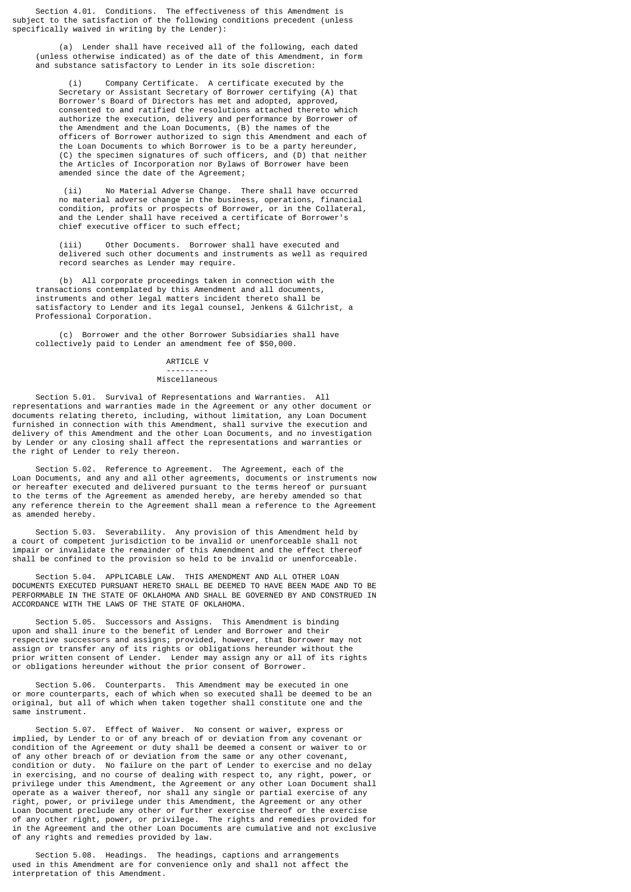Section 4.01. Conditions. The effectiveness of this Amendment is subject to the satisfaction of the following conditions precedent (unless specifically waived in writing by the Lender):

(a) Lender shall have received all of the following, each dated (unless otherwise indicated) as of the date of this Amendment, in form and substance satisfactory to Lender in its sole discretion:

(i) Company Certificate. A certificate executed by the Secretary or Assistant Secretary of Borrower certifying (A) that Borrower's Board of Directors has met and adopted, approved, consented to and ratified the resolutions attached thereto which authorize the execution, delivery and performance by Borrower of the Amendment and the Loan Documents, (B) the names of the officers of Borrower authorized to sign this Amendment and each of the Loan Documents to which Borrower is to be a party hereunder, (C) the specimen signatures of such officers, and (D) that neither the Articles of Incorporation nor Bylaws of Borrower have been amended since the date of the Agreement;

(ii) No Material Adverse Change. There shall have occurred no material adverse change in the business, operations, financial condition, profits or prospects of Borrower, or in the Collateral, and the Lender shall have received a certificate of Borrower's chief executive officer to such effect;

(iii) Other Documents. Borrower shall have executed and delivered such other documents and instruments as well as required record searches as Lender may require.

(b) All corporate proceedings taken in connection with the transactions contemplated by this Amendment and all documents, instruments and other legal matters incident thereto shall be satisfactory to Lender and its legal counsel, Jenkens & Gilchrist, a Professional Corporation.

(c) Borrower and the other Borrower Subsidiaries shall have collectively paid to Lender an amendment fee of $50,000.

## ARTICLE V

## Miscellaneous

Section 5.01. Survival of Representations and Warranties. All representations and warranties made in the Agreement or any other document or documents relating thereto, including, without limitation, any Loan Document furnished in connection with this Amendment, shall survive the execution and delivery of this Amendment and the other Loan Documents, and no investigation by Lender or any closing shall affect the representations and warranties or the right of Lender to rely thereon.

Section 5.02. Reference to Agreement. The Agreement, each of the Loan Documents, and any and all other agreements, documents or instruments now or hereafter executed and delivered pursuant to the terms hereof or pursuant to the terms of the Agreement as amended hereby, are hereby amended so that any reference therein to the Agreement shall mean a reference to the Agreement as amended hereby.

Section 5.03. Severability. Any provision of this Amendment held by a court of competent jurisdiction to be invalid or unenforceable shall not impair or invalidate the remainder of this Amendment and the effect thereof shall be confined to the provision so held to be invalid or unenforceable.

Section 5.04. APPLICABLE LAW. THIS AMENDMENT AND ALL OTHER LOAN DOCUMENTS EXECUTED PURSUANT HERETO SHALL BE DEEMED TO HAVE BEEN MADE AND TO BE PERFORMABLE IN THE STATE OF OKLAHOMA AND SHALL BE GOVERNED BY AND CONSTRUED IN ACCORDANCE WITH THE LAWS OF THE STATE OF OKLAHOMA.

Section 5.05. Successors and Assigns. This Amendment is binding upon and shall inure to the benefit of Lender and Borrower and their respective successors and assigns; provided, however, that Borrower may not assign or transfer any of its rights or obligations hereunder without the prior written consent of Lender. Lender may assign any or all of its rights or obligations hereunder without the prior consent of Borrower.

Section 5.06. Counterparts. This Amendment may be executed in one or more counterparts, each of which when so executed shall be deemed to be an original, but all of which when taken together shall constitute one and the same instrument.

Section 5.07. Effect of Waiver. No consent or waiver, express or implied, by Lender to or of any breach of or deviation from any covenant or condition of the Agreement or duty shall be deemed a consent or waiver to or of any other breach of or deviation from the same or any other covenant, condition or duty. No failure on the part of Lender to exercise and no delay in exercising, and no course of dealing with respect to, any right, power, or privilege under this Amendment, the Agreement or any other Loan Document shall operate as a waiver thereof, nor shall any single or partial exercise of any right, power, or privilege under this Amendment, the Agreement or any other Loan Document preclude any other or further exercise thereof or the exercise of any other right, power, or privilege. The rights and remedies provided for in the Agreement and the other Loan Documents are cumulative and not exclusive of any rights and remedies provided by law.

Section 5.08. Headings. The headings, captions and arrangements used in this Amendment are for convenience only and shall not affect the interpretation of this Amendment.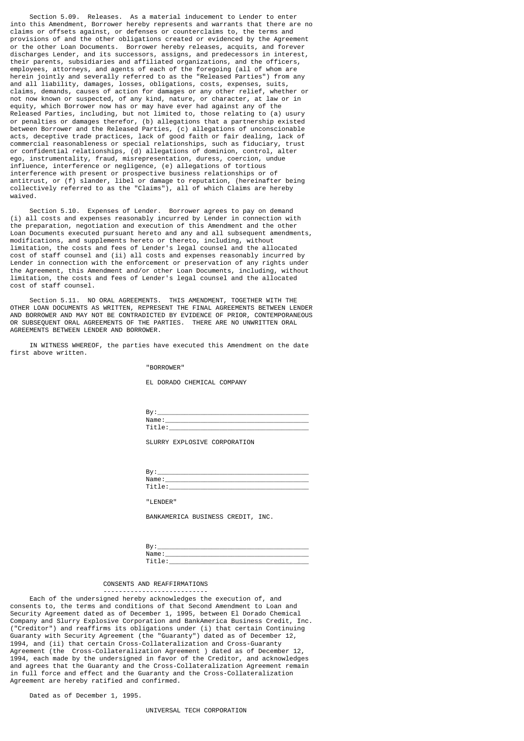Section 5.09. Releases. As a material inducement to Lender to enter into this Amendment, Borrower hereby represents and warrants that there are no claims or offsets against, or defenses or counterclaims to, the terms and provisions of and the other obligations created or evidenced by the Agreement or the other Loan Documents. Borrower hereby releases, acquits, and forever discharges Lender, and its successors, assigns, and predecessors in interest, their parents, subsidiaries and affiliated organizations, and the officers, employees, attorneys, and agents of each of the foregoing (all of whom are herein jointly and severally referred to as the "Released Parties") from any and all liability, damages, losses, obligations, costs, expenses, suits, claims, demands, causes of action for damages or any other relief, whether or not now known or suspected, of any kind, nature, or character, at law or in equity, which Borrower now has or may have ever had against any of the Released Parties, including, but not limited to, those relating to (a) usury or penalties or damages therefor, (b) allegations that a partnership existed between Borrower and the Released Parties, (c) allegations of unconscionable acts, deceptive trade practices, lack of good faith or fair dealing, lack of commercial reasonableness or special relationships, such as fiduciary, trust or confidential relationships, (d) allegations of dominion, control, alter ego, instrumentality, fraud, misrepresentation, duress, coercion, undue influence, interference or negligence, (e) allegations of tortious interference with present or prospective business relationships or of antitrust, or (f) slander, libel or damage to reputation, (hereinafter being collectively referred to as the "Claims"), all of which Claims are hereby waived.

Section 5.10. Expenses of Lender. Borrower agrees to pay on demand (i) all costs and expenses reasonably incurred by Lender in connection with the preparation, negotiation and execution of this Amendment and the other Loan Documents executed pursuant hereto and any and all subsequent amendments, modifications, and supplements hereto or thereto, including, without limitation, the costs and fees of Lender's legal counsel and the allocated cost of staff counsel and (ii) all costs and expenses reasonably incurred by Lender in connection with the enforcement or preservation of any rights under the Agreement, this Amendment and/or other Loan Documents, including, without limitation, the costs and fees of Lender's legal counsel and the allocated cost of staff counsel.

Section 5.11. NO ORAL AGREEMENTS. THIS AMENDMENT, TOGETHER WITH THE OTHER LOAN DOCUMENTS AS WRITTEN, REPRESENT THE FINAL AGREEMENTS BETWEEN LENDER AND BORROWER AND MAY NOT BE CONTRADICTED BY EVIDENCE OF PRIOR, CONTEMPORANEOUS OR SUBSEQUENT ORAL AGREEMENTS OF THE PARTIES. THERE ARE NO UNWRITTEN ORAL AGREEMENTS BETWEEN LENDER AND BORROWER.

IN WITNESS WHEREOF, the parties have executed this Amendment on the date first above written.

"BORROWER"

EL DORADO CHEMICAL COMPANY

By:_______________________________________
Name:_____________________________________
Title:____________________________________

SLURRY EXPLOSIVE CORPORATION

By:_______________________________________
Name:_____________________________________
Title:____________________________________

"LENDER"

BANKAMERICA BUSINESS CREDIT, INC.

By:_______________________________________
Name:_____________________________________
Title:____________________________________

## CONSENTS AND REAFFIRMATIONS

Each of the undersigned hereby acknowledges the execution of, and consents to, the terms and conditions of that Second Amendment to Loan and Security Agreement dated as of December 1, 1995, between El Dorado Chemical Company and Slurry Explosive Corporation and BankAmerica Business Credit, Inc. ("Creditor") and reaffirms its obligations under (i) that certain Continuing Guaranty with Security Agreement (the "Guaranty") dated as of December 12, 1994, and (ii) that certain Cross-Collateralization and Cross-Guaranty Agreement (the Cross-Collateralization Agreement ) dated as of December 12, 1994, each made by the undersigned in favor of the Creditor, and acknowledges and agrees that the Guaranty and the Cross-Collateralization Agreement remain in full force and effect and the Guaranty and the Cross-Collateralization Agreement are hereby ratified and confirmed.

Dated as of December 1, 1995.

UNIVERSAL TECH CORPORATION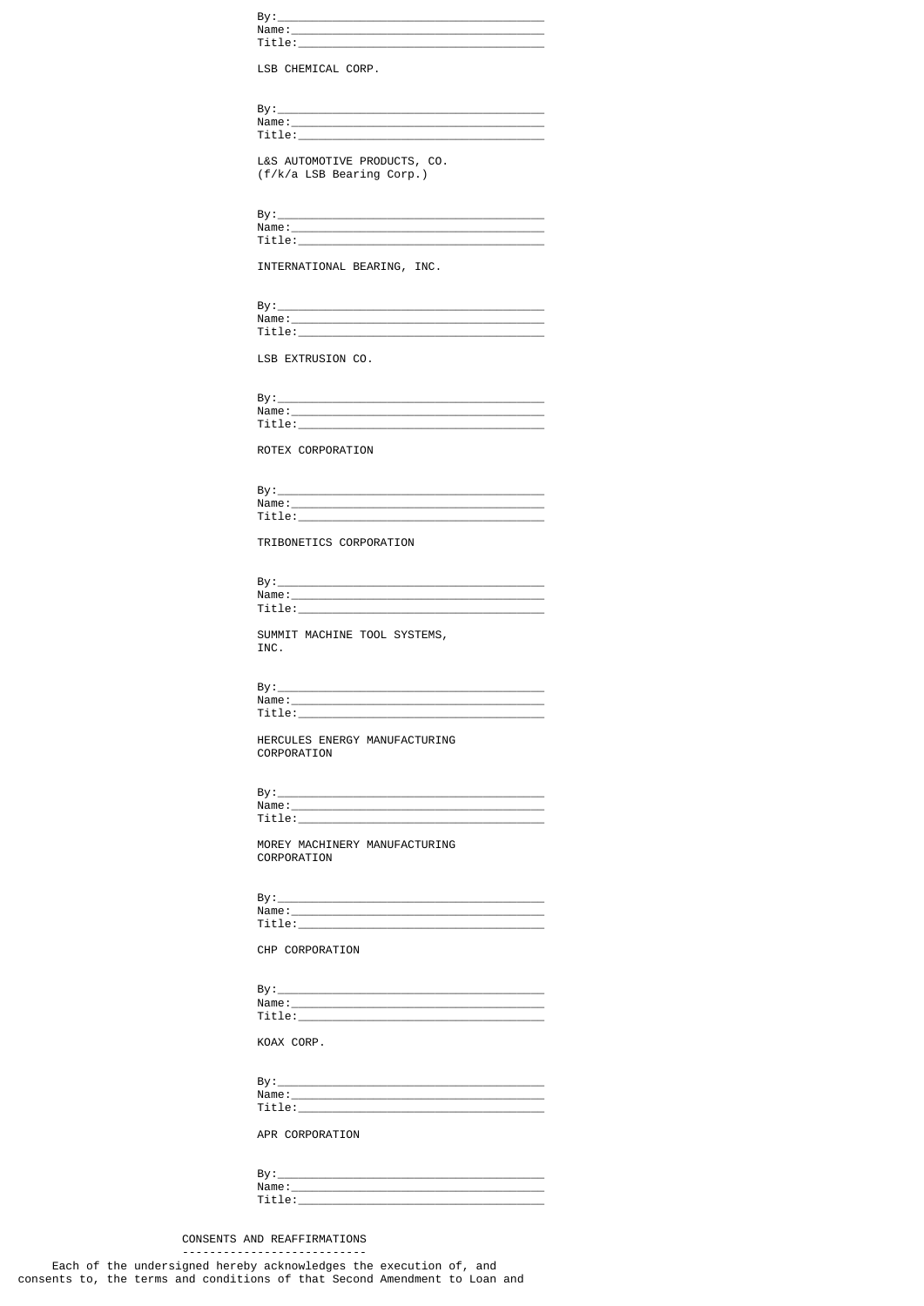By:________________________________________
Name:______________________________________
Title:_____________________________________

LSB CHEMICAL CORP.

By:________________________________________
Name:______________________________________
Title:_____________________________________

L&S AUTOMOTIVE PRODUCTS, CO.
(f/k/a LSB Bearing Corp.)

By:________________________________________
Name:______________________________________
Title:_____________________________________

INTERNATIONAL BEARING, INC.

By:________________________________________
Name:______________________________________
Title:_____________________________________

LSB EXTRUSION CO.

By:________________________________________
Name:______________________________________
Title:_____________________________________

ROTEX CORPORATION

By:________________________________________
Name:______________________________________
Title:_____________________________________

TRIBONETICS CORPORATION

By:________________________________________
Name:______________________________________
Title:_____________________________________

SUMMIT MACHINE TOOL SYSTEMS,
INC.

By:________________________________________
Name:______________________________________
Title:_____________________________________

HERCULES ENERGY MANUFACTURING
CORPORATION

By:________________________________________
Name:______________________________________
Title:_____________________________________

MOREY MACHINERY MANUFACTURING
CORPORATION

By:________________________________________
Name:______________________________________
Title:_____________________________________

CHP CORPORATION

By:________________________________________
Name:______________________________________
Title:_____________________________________

KOAX CORP.

By:________________________________________
Name:______________________________________
Title:_____________________________________

APR CORPORATION

By:________________________________________
Name:______________________________________
Title:_____________________________________

## CONSENTS AND REAFFIRMATIONS

Each of the undersigned hereby acknowledges the execution of, and consents to, the terms and conditions of that Second Amendment to Loan and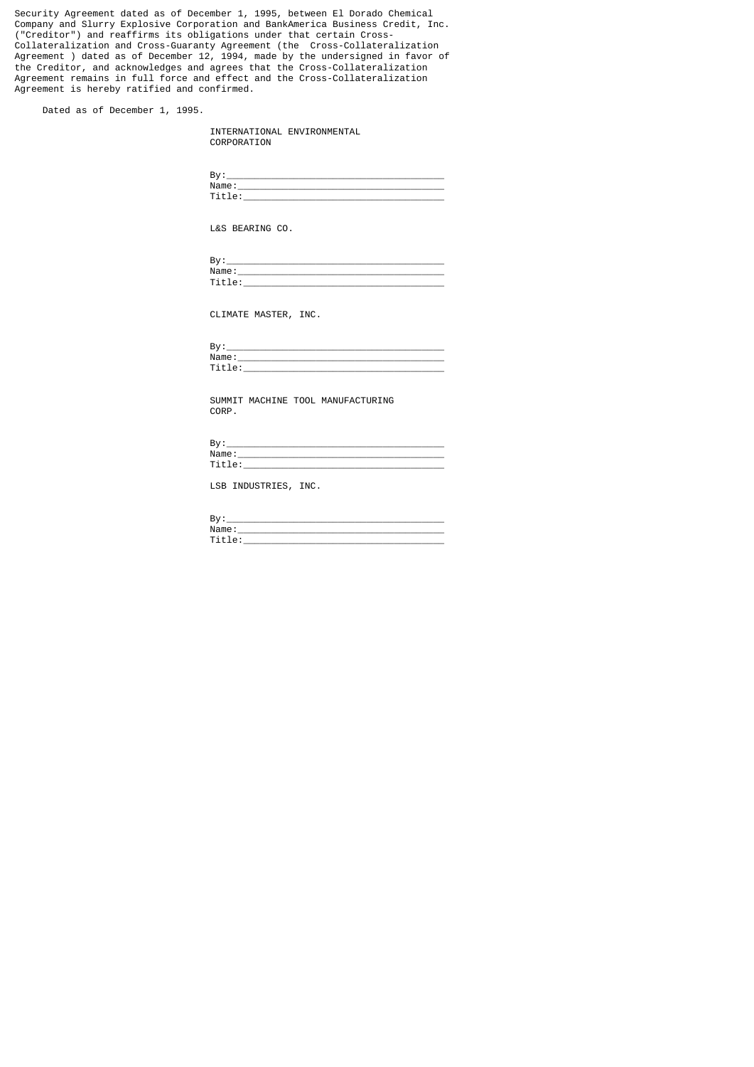Security Agreement dated as of December 1, 1995, between El Dorado Chemical Company and Slurry Explosive Corporation and BankAmerica Business Credit, Inc. ("Creditor") and reaffirms its obligations under that certain Cross-Collateralization and Cross-Guaranty Agreement (the Cross-Collateralization Agreement ) dated as of December 12, 1994, made by the undersigned in favor of the Creditor, and acknowledges and agrees that the Cross-Collateralization Agreement remains in full force and effect and the Cross-Collateralization Agreement is hereby ratified and confirmed.

Dated as of December 1, 1995.

INTERNATIONAL ENVIRONMENTAL CORPORATION

By:_______________________________________
Name:_____________________________________
Title:____________________________________

L&S BEARING CO.

By:_______________________________________
Name:_____________________________________
Title:____________________________________

CLIMATE MASTER, INC.

By:_______________________________________
Name:_____________________________________
Title:____________________________________

SUMMIT MACHINE TOOL MANUFACTURING CORP.

By:_______________________________________
Name:_____________________________________
Title:____________________________________

LSB INDUSTRIES, INC.

By:_______________________________________
Name:_____________________________________
Title:____________________________________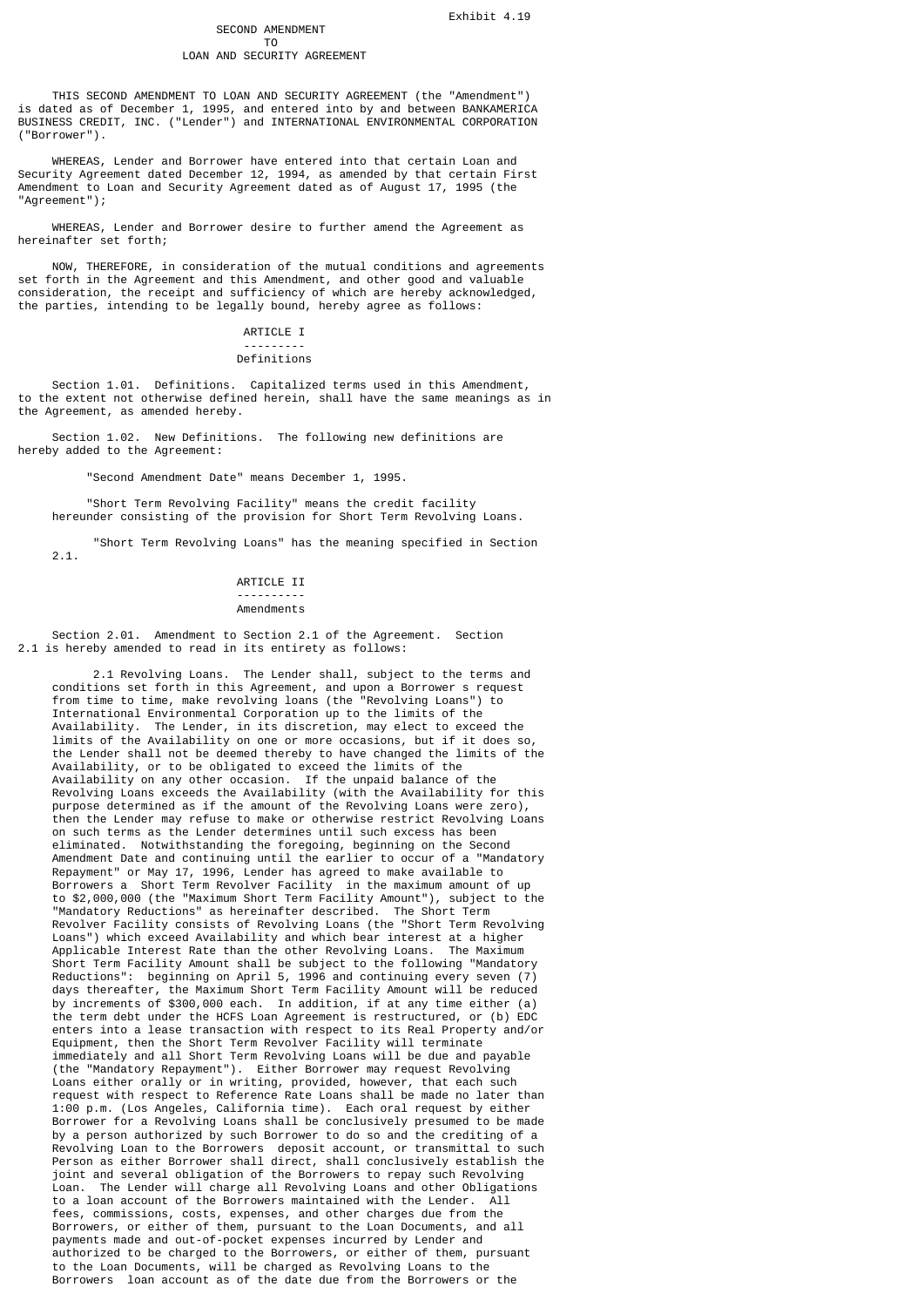Exhibit 4.19

# SECOND AMENDMENT
# TO
# LOAN AND SECURITY AGREEMENT

THIS SECOND AMENDMENT TO LOAN AND SECURITY AGREEMENT (the "Amendment") is dated as of December 1, 1995, and entered into by and between BANKAMERICA BUSINESS CREDIT, INC. ("Lender") and INTERNATIONAL ENVIRONMENTAL CORPORATION ("Borrower").

WHEREAS, Lender and Borrower have entered into that certain Loan and Security Agreement dated December 12, 1994, as amended by that certain First Amendment to Loan and Security Agreement dated as of August 17, 1995 (the "Agreement");

WHEREAS, Lender and Borrower desire to further amend the Agreement as hereinafter set forth;

NOW, THEREFORE, in consideration of the mutual conditions and agreements set forth in the Agreement and this Amendment, and other good and valuable consideration, the receipt and sufficiency of which are hereby acknowledged, the parties, intending to be legally bound, hereby agree as follows:

## ARTICLE I
## Definitions

Section 1.01. Definitions. Capitalized terms used in this Amendment, to the extent not otherwise defined herein, shall have the same meanings as in the Agreement, as amended hereby.

Section 1.02. New Definitions. The following new definitions are hereby added to the Agreement:

"Second Amendment Date" means December 1, 1995.

"Short Term Revolving Facility" means the credit facility hereunder consisting of the provision for Short Term Revolving Loans.

"Short Term Revolving Loans" has the meaning specified in Section 2.1.

## ARTICLE II
## Amendments

Section 2.01. Amendment to Section 2.1 of the Agreement. Section 2.1 is hereby amended to read in its entirety as follows:

2.1 Revolving Loans. The Lender shall, subject to the terms and conditions set forth in this Agreement, and upon a Borrower s request from time to time, make revolving loans (the "Revolving Loans") to International Environmental Corporation up to the limits of the Availability. The Lender, in its discretion, may elect to exceed the limits of the Availability on one or more occasions, but if it does so, the Lender shall not be deemed thereby to have changed the limits of the Availability, or to be obligated to exceed the limits of the Availability on any other occasion. If the unpaid balance of the Revolving Loans exceeds the Availability (with the Availability for this purpose determined as if the amount of the Revolving Loans were zero), then the Lender may refuse to make or otherwise restrict Revolving Loans on such terms as the Lender determines until such excess has been eliminated. Notwithstanding the foregoing, beginning on the Second Amendment Date and continuing until the earlier to occur of a "Mandatory Repayment" or May 17, 1996, Lender has agreed to make available to Borrowers a Short Term Revolver Facility in the maximum amount of up to $2,000,000 (the "Maximum Short Term Facility Amount"), subject to the "Mandatory Reductions" as hereinafter described. The Short Term Revolver Facility consists of Revolving Loans (the "Short Term Revolving Loans") which exceed Availability and which bear interest at a higher Applicable Interest Rate than the other Revolving Loans. The Maximum Short Term Facility Amount shall be subject to the following "Mandatory Reductions": beginning on April 5, 1996 and continuing every seven (7) days thereafter, the Maximum Short Term Facility Amount will be reduced by increments of $300,000 each. In addition, if at any time either (a) the term debt under the HCFS Loan Agreement is restructured, or (b) EDC enters into a lease transaction with respect to its Real Property and/or Equipment, then the Short Term Revolver Facility will terminate immediately and all Short Term Revolving Loans will be due and payable (the "Mandatory Repayment"). Either Borrower may request Revolving Loans either orally or in writing, provided, however, that each such request with respect to Reference Rate Loans shall be made no later than 1:00 p.m. (Los Angeles, California time). Each oral request by either Borrower for a Revolving Loans shall be conclusively presumed to be made by a person authorized by such Borrower to do so and the crediting of a Revolving Loan to the Borrowers deposit account, or transmittal to such Person as either Borrower shall direct, shall conclusively establish the joint and several obligation of the Borrowers to repay such Revolving Loan. The Lender will charge all Revolving Loans and other Obligations to a loan account of the Borrowers maintained with the Lender. All fees, commissions, costs, expenses, and other charges due from the Borrowers, or either of them, pursuant to the Loan Documents, and all payments made and out-of-pocket expenses incurred by Lender and authorized to be charged to the Borrowers, or either of them, pursuant to the Loan Documents, will be charged as Revolving Loans to the Borrowers loan account as of the date due from the Borrowers or the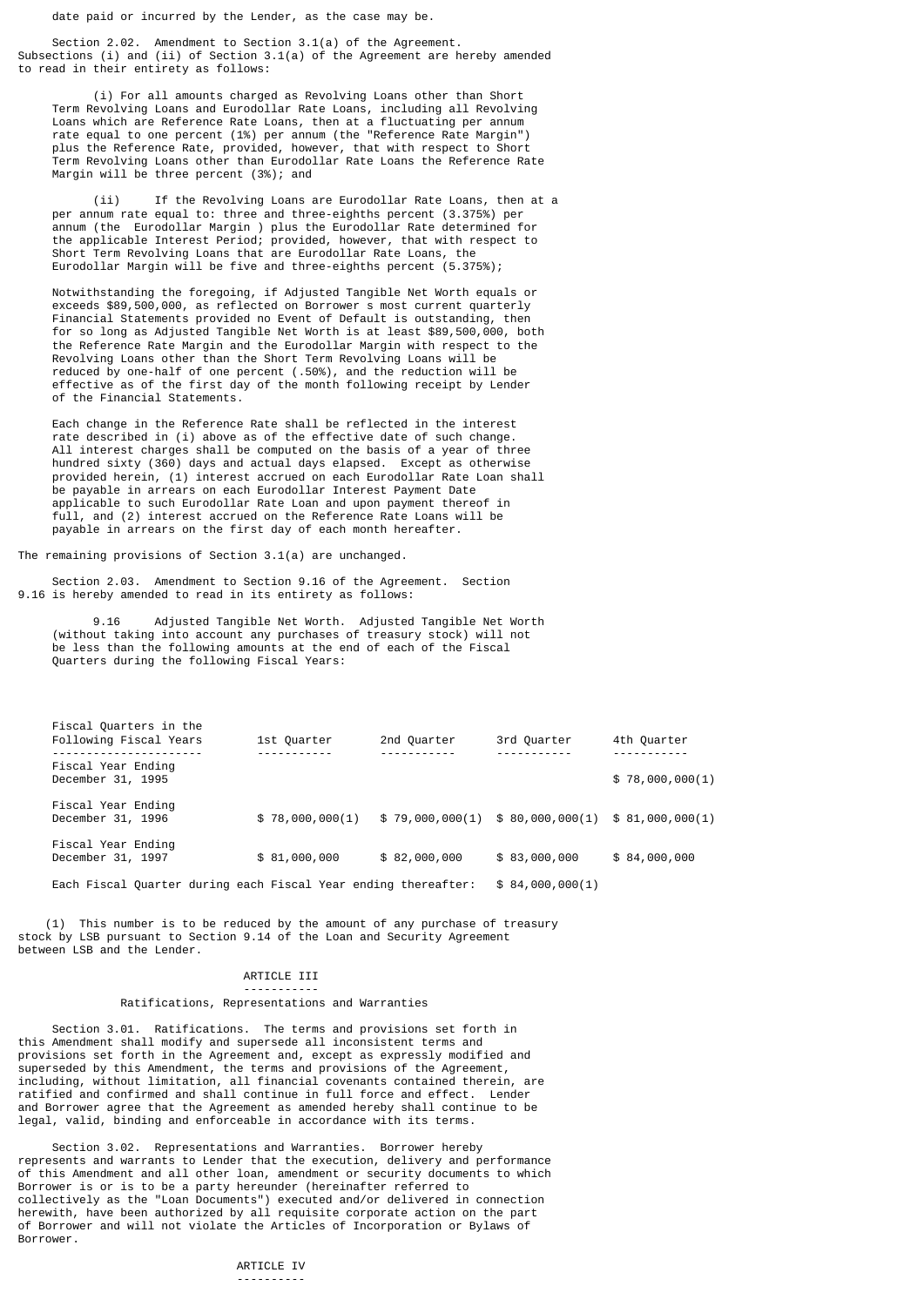date paid or incurred by the Lender, as the case may be.

Section 2.02. Amendment to Section 3.1(a) of the Agreement. Subsections (i) and (ii) of Section 3.1(a) of the Agreement are hereby amended to read in their entirety as follows:

(i) For all amounts charged as Revolving Loans other than Short Term Revolving Loans and Eurodollar Rate Loans, including all Revolving Loans which are Reference Rate Loans, then at a fluctuating per annum rate equal to one percent (1%) per annum (the "Reference Rate Margin") plus the Reference Rate, provided, however, that with respect to Short Term Revolving Loans other than Eurodollar Rate Loans the Reference Rate Margin will be three percent (3%); and

(ii) If the Revolving Loans are Eurodollar Rate Loans, then at a per annum rate equal to: three and three-eighths percent (3.375%) per annum (the Eurodollar Margin ) plus the Eurodollar Rate determined for the applicable Interest Period; provided, however, that with respect to Short Term Revolving Loans that are Eurodollar Rate Loans, the Eurodollar Margin will be five and three-eighths percent (5.375%);

Notwithstanding the foregoing, if Adjusted Tangible Net Worth equals or exceeds $89,500,000, as reflected on Borrower s most current quarterly Financial Statements provided no Event of Default is outstanding, then for so long as Adjusted Tangible Net Worth is at least $89,500,000, both the Reference Rate Margin and the Eurodollar Margin with respect to the Revolving Loans other than the Short Term Revolving Loans will be reduced by one-half of one percent (.50%), and the reduction will be effective as of the first day of the month following receipt by Lender of the Financial Statements.

Each change in the Reference Rate shall be reflected in the interest rate described in (i) above as of the effective date of such change. All interest charges shall be computed on the basis of a year of three hundred sixty (360) days and actual days elapsed. Except as otherwise provided herein, (1) interest accrued on each Eurodollar Rate Loan shall be payable in arrears on each Eurodollar Interest Payment Date applicable to such Eurodollar Rate Loan and upon payment thereof in full, and (2) interest accrued on the Reference Rate Loans will be payable in arrears on the first day of each month hereafter.

The remaining provisions of Section 3.1(a) are unchanged.

Section 2.03. Amendment to Section 9.16 of the Agreement. Section 9.16 is hereby amended to read in its entirety as follows:

9.16 Adjusted Tangible Net Worth. Adjusted Tangible Net Worth (without taking into account any purchases of treasury stock) will not be less than the following amounts at the end of each of the Fiscal Quarters during the following Fiscal Years:

| Fiscal Quarters in the Following Fiscal Years | 1st Quarter | 2nd Quarter | 3rd Quarter | 4th Quarter |
|---|---|---|---|---|
| Fiscal Year Ending December 31, 1995 | | | | $ 78,000,000(1) |
| Fiscal Year Ending December 31, 1996 | $ 78,000,000(1) | $ 79,000,000(1) | $ 80,000,000(1) | $ 81,000,000(1) |
| Fiscal Year Ending December 31, 1997 | $ 81,000,000 | $ 82,000,000 | $ 83,000,000 | $ 84,000,000 |
| Each Fiscal Quarter during each Fiscal Year ending thereafter: | | | $ 84,000,000(1) | |

(1) This number is to be reduced by the amount of any purchase of treasury stock by LSB pursuant to Section 9.14 of the Loan and Security Agreement between LSB and the Lender.

## ARTICLE III

### Ratifications, Representations and Warranties

Section 3.01. Ratifications. The terms and provisions set forth in this Amendment shall modify and supersede all inconsistent terms and provisions set forth in the Agreement and, except as expressly modified and superseded by this Amendment, the terms and provisions of the Agreement, including, without limitation, all financial covenants contained therein, are ratified and confirmed and shall continue in full force and effect. Lender and Borrower agree that the Agreement as amended hereby shall continue to be legal, valid, binding and enforceable in accordance with its terms.

Section 3.02. Representations and Warranties. Borrower hereby represents and warrants to Lender that the execution, delivery and performance of this Amendment and all other loan, amendment or security documents to which Borrower is or is to be a party hereunder (hereinafter referred to collectively as the "Loan Documents") executed and/or delivered in connection herewith, have been authorized by all requisite corporate action on the part of Borrower and will not violate the Articles of Incorporation or Bylaws of Borrower.

## ARTICLE IV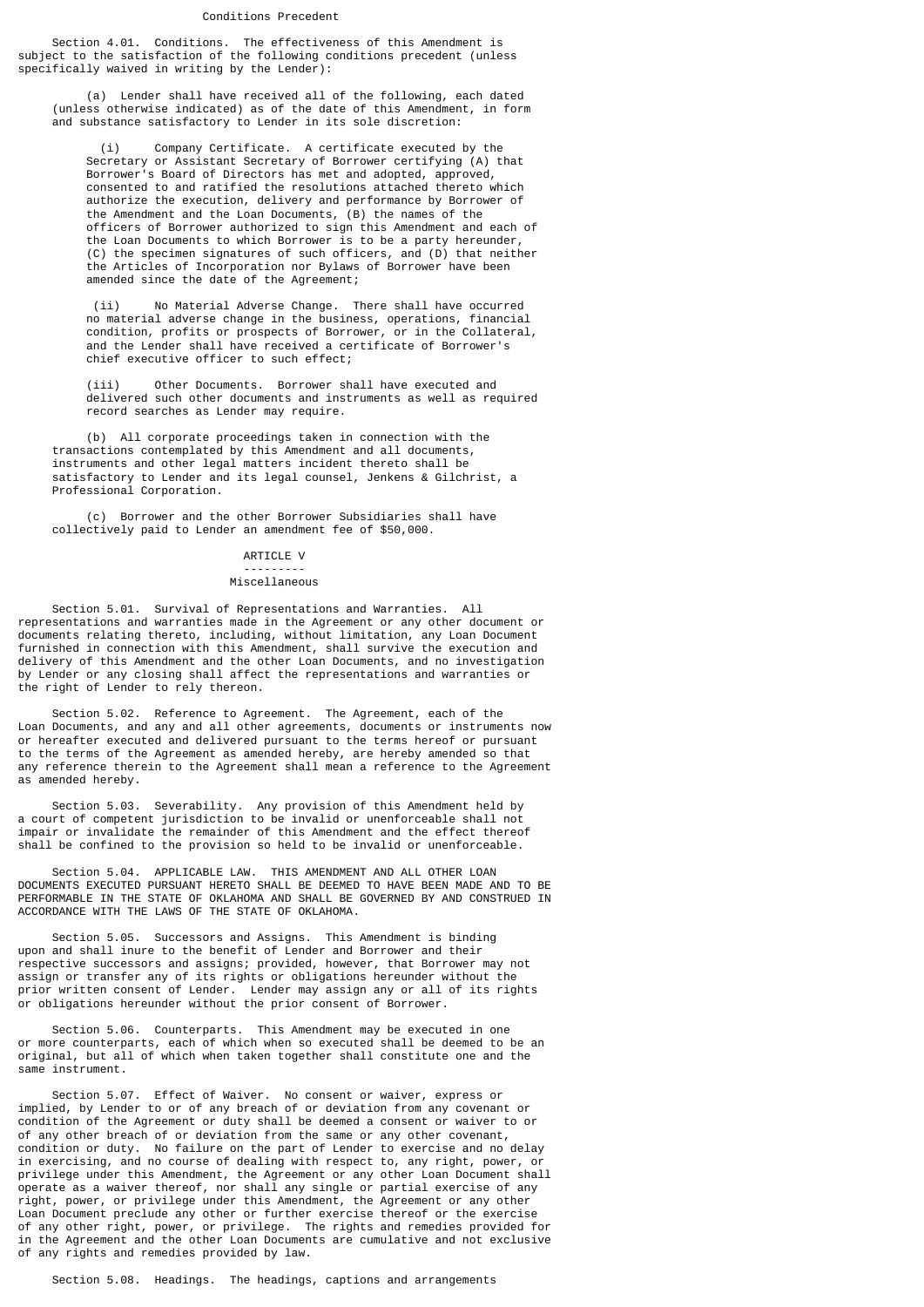## Conditions Precedent

Section 4.01. Conditions. The effectiveness of this Amendment is subject to the satisfaction of the following conditions precedent (unless specifically waived in writing by the Lender):

(a) Lender shall have received all of the following, each dated (unless otherwise indicated) as of the date of this Amendment, in form and substance satisfactory to Lender in its sole discretion:

(i) Company Certificate. A certificate executed by the Secretary or Assistant Secretary of Borrower certifying (A) that Borrower's Board of Directors has met and adopted, approved, consented to and ratified the resolutions attached thereto which authorize the execution, delivery and performance by Borrower of the Amendment and the Loan Documents, (B) the names of the officers of Borrower authorized to sign this Amendment and each of the Loan Documents to which Borrower is to be a party hereunder, (C) the specimen signatures of such officers, and (D) that neither the Articles of Incorporation nor Bylaws of Borrower have been amended since the date of the Agreement;

(ii) No Material Adverse Change. There shall have occurred no material adverse change in the business, operations, financial condition, profits or prospects of Borrower, or in the Collateral, and the Lender shall have received a certificate of Borrower's chief executive officer to such effect;

(iii) Other Documents. Borrower shall have executed and delivered such other documents and instruments as well as required record searches as Lender may require.

(b) All corporate proceedings taken in connection with the transactions contemplated by this Amendment and all documents, instruments and other legal matters incident thereto shall be satisfactory to Lender and its legal counsel, Jenkens & Gilchrist, a Professional Corporation.

(c) Borrower and the other Borrower Subsidiaries shall have collectively paid to Lender an amendment fee of $50,000.

## ARTICLE V

## Miscellaneous

Section 5.01. Survival of Representations and Warranties. All representations and warranties made in the Agreement or any other document or documents relating thereto, including, without limitation, any Loan Document furnished in connection with this Amendment, shall survive the execution and delivery of this Amendment and the other Loan Documents, and no investigation by Lender or any closing shall affect the representations and warranties or the right of Lender to rely thereon.

Section 5.02. Reference to Agreement. The Agreement, each of the Loan Documents, and any and all other agreements, documents or instruments now or hereafter executed and delivered pursuant to the terms hereof or pursuant to the terms of the Agreement as amended hereby, are hereby amended so that any reference therein to the Agreement shall mean a reference to the Agreement as amended hereby.

Section 5.03. Severability. Any provision of this Amendment held by a court of competent jurisdiction to be invalid or unenforceable shall not impair or invalidate the remainder of this Amendment and the effect thereof shall be confined to the provision so held to be invalid or unenforceable.

Section 5.04. APPLICABLE LAW. THIS AMENDMENT AND ALL OTHER LOAN DOCUMENTS EXECUTED PURSUANT HERETO SHALL BE DEEMED TO HAVE BEEN MADE AND TO BE PERFORMABLE IN THE STATE OF OKLAHOMA AND SHALL BE GOVERNED BY AND CONSTRUED IN ACCORDANCE WITH THE LAWS OF THE STATE OF OKLAHOMA.

Section 5.05. Successors and Assigns. This Amendment is binding upon and shall inure to the benefit of Lender and Borrower and their respective successors and assigns; provided, however, that Borrower may not assign or transfer any of its rights or obligations hereunder without the prior written consent of Lender. Lender may assign any or all of its rights or obligations hereunder without the prior consent of Borrower.

Section 5.06. Counterparts. This Amendment may be executed in one or more counterparts, each of which when so executed shall be deemed to be an original, but all of which when taken together shall constitute one and the same instrument.

Section 5.07. Effect of Waiver. No consent or waiver, express or implied, by Lender to or of any breach of or deviation from any covenant or condition of the Agreement or duty shall be deemed a consent or waiver to or of any other breach of or deviation from the same or any other covenant, condition or duty. No failure on the part of Lender to exercise and no delay in exercising, and no course of dealing with respect to, any right, power, or privilege under this Amendment, the Agreement or any other Loan Document shall operate as a waiver thereof, nor shall any single or partial exercise of any right, power, or privilege under this Amendment, the Agreement or any other Loan Document preclude any other or further exercise thereof or the exercise of any other right, power, or privilege. The rights and remedies provided for in the Agreement and the other Loan Documents are cumulative and not exclusive of any rights and remedies provided by law.

Section 5.08. Headings. The headings, captions and arrangements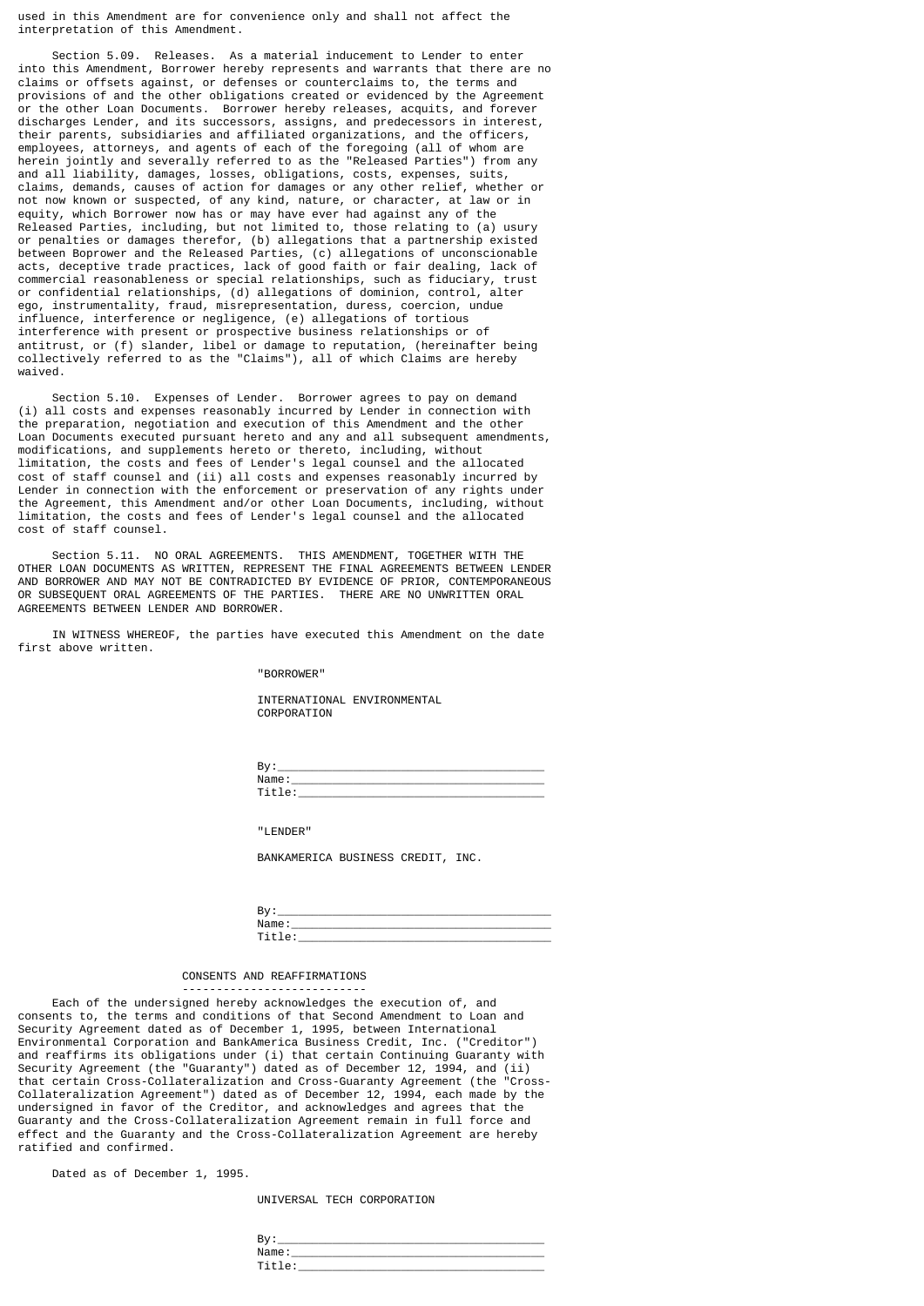used in this Amendment are for convenience only and shall not affect the interpretation of this Amendment.

Section 5.09. Releases. As a material inducement to Lender to enter into this Amendment, Borrower hereby represents and warrants that there are no claims or offsets against, or defenses or counterclaims to, the terms and provisions of and the other obligations created or evidenced by the Agreement or the other Loan Documents. Borrower hereby releases, acquits, and forever discharges Lender, and its successors, assigns, and predecessors in interest, their parents, subsidiaries and affiliated organizations, and the officers, employees, attorneys, and agents of each of the foregoing (all of whom are herein jointly and severally referred to as the "Released Parties") from any and all liability, damages, losses, obligations, costs, expenses, suits, claims, demands, causes of action for damages or any other relief, whether or not now known or suspected, of any kind, nature, or character, at law or in equity, which Borrower now has or may have ever had against any of the Released Parties, including, but not limited to, those relating to (a) usury or penalties or damages therefor, (b) allegations that a partnership existed between Borrower and the Released Parties, (c) allegations of unconscionable acts, deceptive trade practices, lack of good faith or fair dealing, lack of commercial reasonableness or special relationships, such as fiduciary, trust or confidential relationships, (d) allegations of dominion, control, alter ego, instrumentality, fraud, misrepresentation, duress, coercion, undue influence, interference or negligence, (e) allegations of tortious interference with present or prospective business relationships or of antitrust, or (f) slander, libel or damage to reputation, (hereinafter being collectively referred to as the "Claims"), all of which Claims are hereby waived.

Section 5.10. Expenses of Lender. Borrower agrees to pay on demand (i) all costs and expenses reasonably incurred by Lender in connection with the preparation, negotiation and execution of this Amendment and the other Loan Documents executed pursuant hereto and any and all subsequent amendments, modifications, and supplements hereto or thereto, including, without limitation, the costs and fees of Lender's legal counsel and the allocated cost of staff counsel and (ii) all costs and expenses reasonably incurred by Lender in connection with the enforcement or preservation of any rights under the Agreement, this Amendment and/or other Loan Documents, including, without limitation, the costs and fees of Lender's legal counsel and the allocated cost of staff counsel.

Section 5.11. NO ORAL AGREEMENTS. THIS AMENDMENT, TOGETHER WITH THE OTHER LOAN DOCUMENTS AS WRITTEN, REPRESENT THE FINAL AGREEMENTS BETWEEN LENDER AND BORROWER AND MAY NOT BE CONTRADICTED BY EVIDENCE OF PRIOR, CONTEMPORANEOUS OR SUBSEQUENT ORAL AGREEMENTS OF THE PARTIES. THERE ARE NO UNWRITTEN ORAL AGREEMENTS BETWEEN LENDER AND BORROWER.

IN WITNESS WHEREOF, the parties have executed this Amendment on the date first above written.

"BORROWER"

INTERNATIONAL ENVIRONMENTAL CORPORATION

By:\_\_\_\_\_\_\_\_\_\_\_\_\_\_\_\_\_\_\_\_\_\_\_\_\_\_\_\_\_\_\_\_\_\_\_\_\_\_\_
Name:\_\_\_\_\_\_\_\_\_\_\_\_\_\_\_\_\_\_\_\_\_\_\_\_\_\_\_\_\_\_\_\_\_\_\_\_\_
Title:\_\_\_\_\_\_\_\_\_\_\_\_\_\_\_\_\_\_\_\_\_\_\_\_\_\_\_\_\_\_\_\_\_\_\_\_

"LENDER"

BANKAMERICA BUSINESS CREDIT, INC.

By:\_\_\_\_\_\_\_\_\_\_\_\_\_\_\_\_\_\_\_\_\_\_\_\_\_\_\_\_\_\_\_\_\_\_\_\_\_\_\_
Name:\_\_\_\_\_\_\_\_\_\_\_\_\_\_\_\_\_\_\_\_\_\_\_\_\_\_\_\_\_\_\_\_\_\_\_\_\_
Title:\_\_\_\_\_\_\_\_\_\_\_\_\_\_\_\_\_\_\_\_\_\_\_\_\_\_\_\_\_\_\_\_\_\_\_\_

## CONSENTS AND REAFFIRMATIONS

Each of the undersigned hereby acknowledges the execution of, and consents to, the terms and conditions of that Second Amendment to Loan and Security Agreement dated as of December 1, 1995, between International Environmental Corporation and BankAmerica Business Credit, Inc. ("Creditor") and reaffirms its obligations under (i) that certain Continuing Guaranty with Security Agreement (the "Guaranty") dated as of December 12, 1994, and (ii) that certain Cross-Collateralization and Cross-Guaranty Agreement (the "Cross-Collateralization Agreement") dated as of December 12, 1994, each made by the undersigned in favor of the Creditor, and acknowledges and agrees that the Guaranty and the Cross-Collateralization Agreement remain in full force and effect and the Guaranty and the Cross-Collateralization Agreement are hereby ratified and confirmed.

Dated as of December 1, 1995.

UNIVERSAL TECH CORPORATION

By:\_\_\_\_\_\_\_\_\_\_\_\_\_\_\_\_\_\_\_\_\_\_\_\_\_\_\_\_\_\_\_\_\_\_\_\_\_\_\_
Name:\_\_\_\_\_\_\_\_\_\_\_\_\_\_\_\_\_\_\_\_\_\_\_\_\_\_\_\_\_\_\_\_\_\_\_\_\_
Title:\_\_\_\_\_\_\_\_\_\_\_\_\_\_\_\_\_\_\_\_\_\_\_\_\_\_\_\_\_\_\_\_\_\_\_\_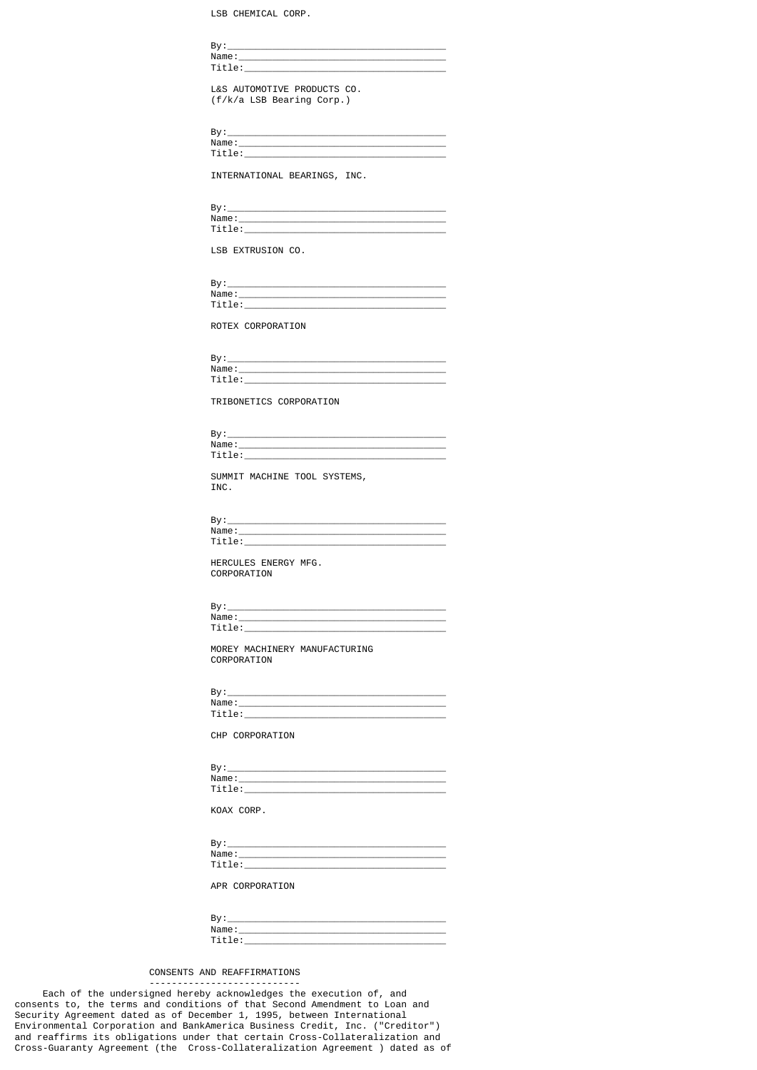LSB CHEMICAL CORP.

By:________________________________________
Name:______________________________________
Title:_____________________________________

L&S AUTOMOTIVE PRODUCTS CO.
(f/k/a LSB Bearing Corp.)

By:________________________________________
Name:______________________________________
Title:_____________________________________

INTERNATIONAL BEARINGS, INC.

By:________________________________________
Name:______________________________________
Title:_____________________________________

LSB EXTRUSION CO.

By:________________________________________
Name:______________________________________
Title:_____________________________________

ROTEX CORPORATION

By:________________________________________
Name:______________________________________
Title:_____________________________________

TRIBONETICS CORPORATION

By:________________________________________
Name:______________________________________
Title:_____________________________________

SUMMIT MACHINE TOOL SYSTEMS,
INC.

By:________________________________________
Name:______________________________________
Title:_____________________________________

HERCULES ENERGY MFG.
CORPORATION

By:________________________________________
Name:______________________________________
Title:_____________________________________

MOREY MACHINERY MANUFACTURING
CORPORATION

By:________________________________________
Name:______________________________________
Title:_____________________________________

CHP CORPORATION

By:________________________________________
Name:______________________________________
Title:_____________________________________

KOAX CORP.

By:________________________________________
Name:______________________________________
Title:_____________________________________

APR CORPORATION

By:________________________________________
Name:______________________________________
Title:_____________________________________

CONSENTS AND REAFFIRMATIONS

Each of the undersigned hereby acknowledges the execution of, and consents to, the terms and conditions of that Second Amendment to Loan and Security Agreement dated as of December 1, 1995, between International Environmental Corporation and BankAmerica Business Credit, Inc. ("Creditor") and reaffirms its obligations under that certain Cross-Collateralization and Cross-Guaranty Agreement (the Cross-Collateralization Agreement ) dated as of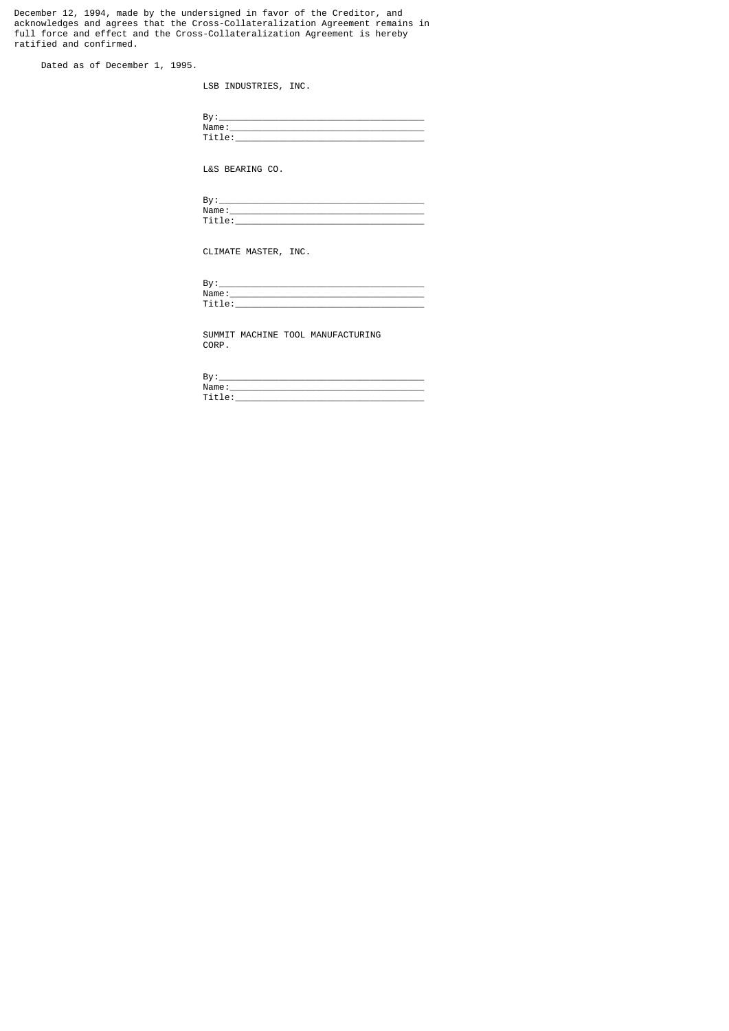December 12, 1994, made by the undersigned in favor of the Creditor, and acknowledges and agrees that the Cross-Collateralization Agreement remains in full force and effect and the Cross-Collateralization Agreement is hereby ratified and confirmed.

Dated as of December 1, 1995.

LSB INDUSTRIES, INC.

By:______________________________________
Name:____________________________________
Title:___________________________________

L&S BEARING CO.

By:______________________________________
Name:____________________________________
Title:___________________________________

CLIMATE MASTER, INC.

By:______________________________________
Name:____________________________________
Title:___________________________________

SUMMIT MACHINE TOOL MANUFACTURING CORP.

By:______________________________________
Name:____________________________________
Title:___________________________________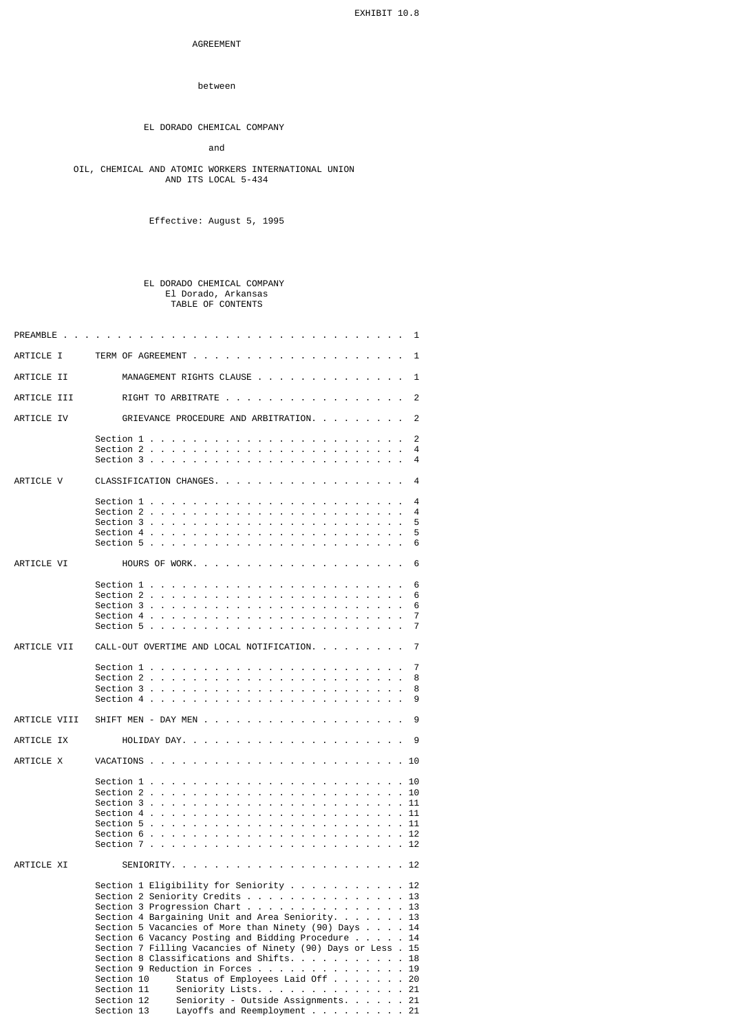EXHIBIT 10.8

AGREEMENT

between

EL DORADO CHEMICAL COMPANY

and

OIL, CHEMICAL AND ATOMIC WORKERS INTERNATIONAL UNION
AND ITS LOCAL 5-434

Effective: August 5, 1995

EL DORADO CHEMICAL COMPANY
El Dorado, Arkansas
TABLE OF CONTENTS

| | | |
|---|---|---|
| PREAMBLE | | 1 |
| ARTICLE I | TERM OF AGREEMENT | 1 |
| ARTICLE II | MANAGEMENT RIGHTS CLAUSE | 1 |
| ARTICLE III | RIGHT TO ARBITRATE | 2 |
| ARTICLE IV | GRIEVANCE PROCEDURE AND ARBITRATION | 2 |
| | Section 1 | 2 |
| | Section 2 | 4 |
| | Section 3 | 4 |
| ARTICLE V | CLASSIFICATION CHANGES | 4 |
| | Section 1 | 4 |
| | Section 2 | 4 |
| | Section 3 | 5 |
| | Section 4 | 5 |
| | Section 5 | 6 |
| ARTICLE VI | HOURS OF WORK | 6 |
| | Section 1 | 6 |
| | Section 2 | 6 |
| | Section 3 | 6 |
| | Section 4 | 7 |
| | Section 5 | 7 |
| ARTICLE VII | CALL-OUT OVERTIME AND LOCAL NOTIFICATION | 7 |
| | Section 1 | 7 |
| | Section 2 | 8 |
| | Section 3 | 8 |
| | Section 4 | 9 |
| ARTICLE VIII | SHIFT MEN - DAY MEN | 9 |
| ARTICLE IX | HOLIDAY DAY | 9 |
| ARTICLE X | VACATIONS | 10 |
| | Section 1 | 10 |
| | Section 2 | 10 |
| | Section 3 | 11 |
| | Section 4 | 11 |
| | Section 5 | 11 |
| | Section 6 | 12 |
| | Section 7 | 12 |
| ARTICLE XI | SENIORITY | 12 |
| | Section 1 Eligibility for Seniority | 12 |
| | Section 2 Seniority Credits | 13 |
| | Section 3 Progression Chart | 13 |
| | Section 4 Bargaining Unit and Area Seniority | 13 |
| | Section 5 Vacancies of More than Ninety (90) Days | 14 |
| | Section 6 Vacancy Posting and Bidding Procedure | 14 |
| | Section 7 Filling Vacancies of Ninety (90) Days or Less | 15 |
| | Section 8 Classifications and Shifts | 18 |
| | Section 9 Reduction in Forces | 19 |
| | Section 10 Status of Employees Laid Off | 20 |
| | Section 11 Seniority Lists | 21 |
| | Section 12 Seniority - Outside Assignments | 21 |
| | Section 13 Layoffs and Reemployment | 21 |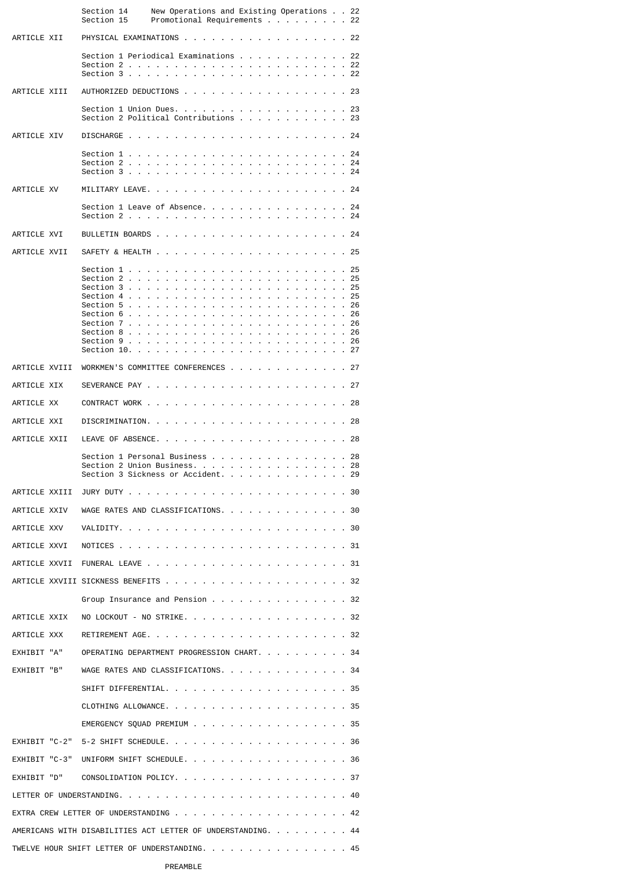| | | |
|---|---|---|
| | Section 14 New Operations and Existing Operations | 22 |
| | Section 15 Promotional Requirements | 22 |
| ARTICLE XII | PHYSICAL EXAMINATIONS | 22 |
| | Section 1 Periodical Examinations | 22 |
| | Section 2 | 22 |
| | Section 3 | 22 |
| ARTICLE XIII | AUTHORIZED DEDUCTIONS | 23 |
| | Section 1 Union Dues. | 23 |
| | Section 2 Political Contributions | 23 |
| ARTICLE XIV | DISCHARGE | 24 |
| | Section 1 | 24 |
| | Section 2 | 24 |
| | Section 3 | 24 |
| ARTICLE XV | MILITARY LEAVE. | 24 |
| | Section 1 Leave of Absence. | 24 |
| | Section 2 | 24 |
| ARTICLE XVI | BULLETIN BOARDS | 24 |
| ARTICLE XVII | SAFETY & HEALTH | 25 |
| | Section 1 | 25 |
| | Section 2 | 25 |
| | Section 3 | 25 |
| | Section 4 | 25 |
| | Section 5 | 26 |
| | Section 6 | 26 |
| | Section 7 | 26 |
| | Section 8 | 26 |
| | Section 9 | 26 |
| | Section 10. | 27 |
| ARTICLE XVIII | WORKMEN'S COMMITTEE CONFERENCES | 27 |
| ARTICLE XIX | SEVERANCE PAY | 27 |
| ARTICLE XX | CONTRACT WORK | 28 |
| ARTICLE XXI | DISCRIMINATION. | 28 |
| ARTICLE XXII | LEAVE OF ABSENCE. | 28 |
| | Section 1 Personal Business | 28 |
| | Section 2 Union Business. | 28 |
| | Section 3 Sickness or Accident. | 29 |
| ARTICLE XXIII | JURY DUTY | 30 |
| ARTICLE XXIV | WAGE RATES AND CLASSIFICATIONS. | 30 |
| ARTICLE XXV | VALIDITY. | 30 |
| ARTICLE XXVI | NOTICES | 31 |
| ARTICLE XXVII | FUNERAL LEAVE | 31 |
| ARTICLE XXVIII | SICKNESS BENEFITS | 32 |
| | Group Insurance and Pension | 32 |
| ARTICLE XXIX | NO LOCKOUT - NO STRIKE. | 32 |
| ARTICLE XXX | RETIREMENT AGE. | 32 |
| EXHIBIT "A" | OPERATING DEPARTMENT PROGRESSION CHART. | 34 |
| EXHIBIT "B" | WAGE RATES AND CLASSIFICATIONS. | 34 |
| | SHIFT DIFFERENTIAL. | 35 |
| | CLOTHING ALLOWANCE. | 35 |
| | EMERGENCY SQUAD PREMIUM | 35 |
| EXHIBIT "C-2" | 5-2 SHIFT SCHEDULE. | 36 |
| EXHIBIT "C-3" | UNIFORM SHIFT SCHEDULE. | 36 |
| EXHIBIT "D" | CONSOLIDATION POLICY. | 37 |
| LETTER OF UNDERSTANDING. | | 40 |
| EXTRA CREW LETTER OF UNDERSTANDING | | 42 |
| AMERICANS WITH DISABILITIES ACT LETTER OF UNDERSTANDING. | | 44 |
| TWELVE HOUR SHIFT LETTER OF UNDERSTANDING. | | 45 |

PREAMBLE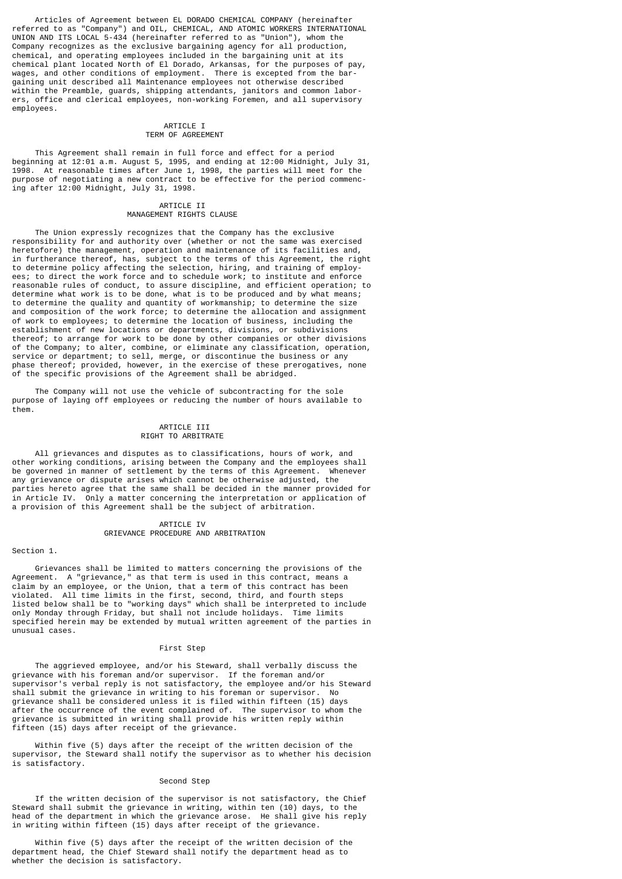Articles of Agreement between EL DORADO CHEMICAL COMPANY (hereinafter referred to as "Company") and OIL, CHEMICAL, AND ATOMIC WORKERS INTERNATIONAL UNION AND ITS LOCAL 5-434 (hereinafter referred to as "Union"), whom the Company recognizes as the exclusive bargaining agency for all production, chemical, and operating employees included in the bargaining unit at its chemical plant located North of El Dorado, Arkansas, for the purposes of pay, wages, and other conditions of employment. There is excepted from the bargaining unit described all Maintenance employees not otherwise described within the Preamble, guards, shipping attendants, janitors and common laborers, office and clerical employees, non-working Foremen, and all supervisory employees.

## ARTICLE I
## TERM OF AGREEMENT

This Agreement shall remain in full force and effect for a period beginning at 12:01 a.m. August 5, 1995, and ending at 12:00 Midnight, July 31, 1998. At reasonable times after June 1, 1998, the parties will meet for the purpose of negotiating a new contract to be effective for the period commencing after 12:00 Midnight, July 31, 1998.

## ARTICLE II
## MANAGEMENT RIGHTS CLAUSE

The Union expressly recognizes that the Company has the exclusive responsibility for and authority over (whether or not the same was exercised heretofore) the management, operation and maintenance of its facilities and, in furtherance thereof, has, subject to the terms of this Agreement, the right to determine policy affecting the selection, hiring, and training of employees; to direct the work force and to schedule work; to institute and enforce reasonable rules of conduct, to assure discipline, and efficient operation; to determine what work is to be done, what is to be produced and by what means; to determine the quality and quantity of workmanship; to determine the size and composition of the work force; to determine the allocation and assignment of work to employees; to determine the location of business, including the establishment of new locations or departments, divisions, or subdivisions thereof; to arrange for work to be done by other companies or other divisions of the Company; to alter, combine, or eliminate any classification, operation, service or department; to sell, merge, or discontinue the business or any phase thereof; provided, however, in the exercise of these prerogatives, none of the specific provisions of the Agreement shall be abridged.

The Company will not use the vehicle of subcontracting for the sole purpose of laying off employees or reducing the number of hours available to them.

## ARTICLE III
## RIGHT TO ARBITRATE

All grievances and disputes as to classifications, hours of work, and other working conditions, arising between the Company and the employees shall be governed in manner of settlement by the terms of this Agreement. Whenever any grievance or dispute arises which cannot be otherwise adjusted, the parties hereto agree that the same shall be decided in the manner provided for in Article IV. Only a matter concerning the interpretation or application of a provision of this Agreement shall be the subject of arbitration.

## ARTICLE IV
## GRIEVANCE PROCEDURE AND ARBITRATION

Section 1.

Grievances shall be limited to matters concerning the provisions of the Agreement. A "grievance," as that term is used in this contract, means a claim by an employee, or the Union, that a term of this contract has been violated. All time limits in the first, second, third, and fourth steps listed below shall be to "working days" which shall be interpreted to include only Monday through Friday, but shall not include holidays. Time limits specified herein may be extended by mutual written agreement of the parties in unusual cases.

### First Step

The aggrieved employee, and/or his Steward, shall verbally discuss the grievance with his foreman and/or supervisor. If the foreman and/or supervisor's verbal reply is not satisfactory, the employee and/or his Steward shall submit the grievance in writing to his foreman or supervisor. No grievance shall be considered unless it is filed within fifteen (15) days after the occurrence of the event complained of. The supervisor to whom the grievance is submitted in writing shall provide his written reply within fifteen (15) days after receipt of the grievance.

Within five (5) days after the receipt of the written decision of the supervisor, the Steward shall notify the supervisor as to whether his decision is satisfactory.

### Second Step

If the written decision of the supervisor is not satisfactory, the Chief Steward shall submit the grievance in writing, within ten (10) days, to the head of the department in which the grievance arose. He shall give his reply in writing within fifteen (15) days after receipt of the grievance.

Within five (5) days after the receipt of the written decision of the department head, the Chief Steward shall notify the department head as to whether the decision is satisfactory.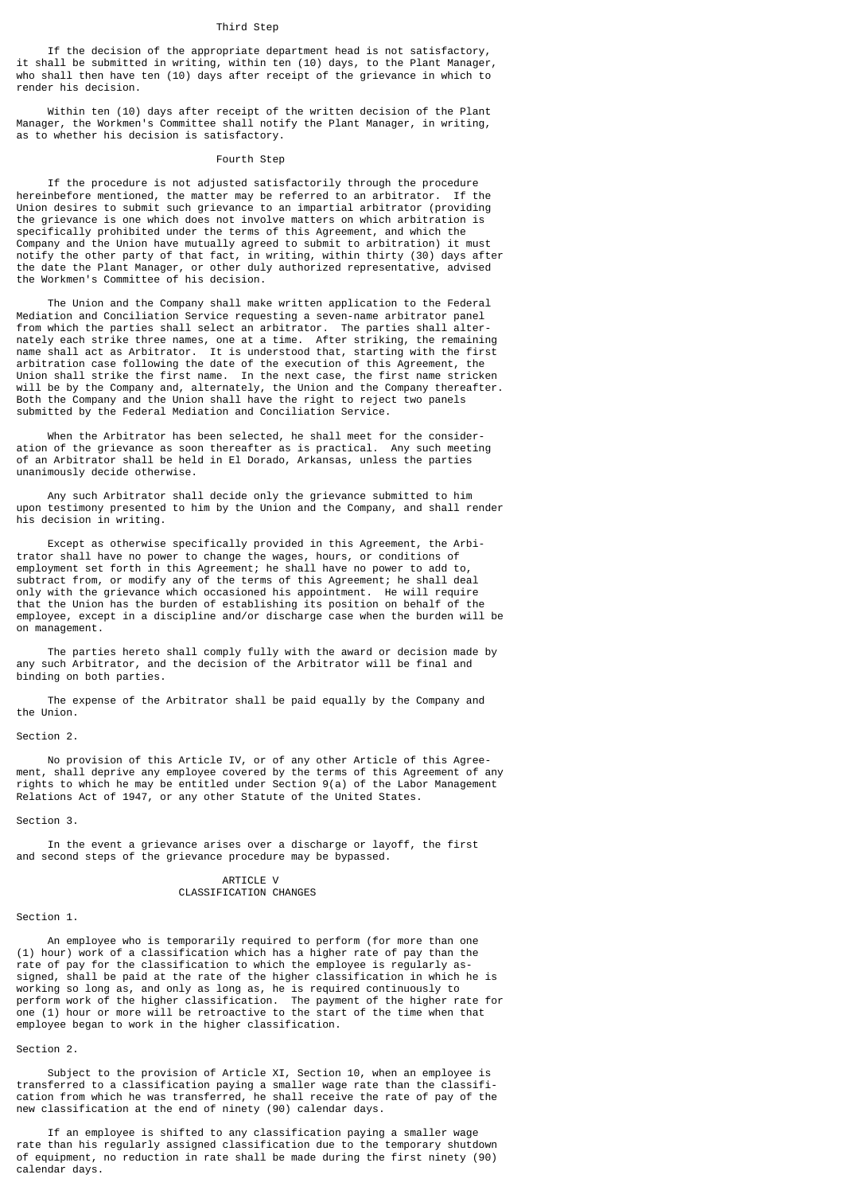### Third Step

If the decision of the appropriate department head is not satisfactory, it shall be submitted in writing, within ten (10) days, to the Plant Manager, who shall then have ten (10) days after receipt of the grievance in which to render his decision.

Within ten (10) days after receipt of the written decision of the Plant Manager, the Workmen's Committee shall notify the Plant Manager, in writing, as to whether his decision is satisfactory.

### Fourth Step

If the procedure is not adjusted satisfactorily through the procedure hereinbefore mentioned, the matter may be referred to an arbitrator. If the Union desires to submit such grievance to an impartial arbitrator (providing the grievance is one which does not involve matters on which arbitration is specifically prohibited under the terms of this Agreement, and which the Company and the Union have mutually agreed to submit to arbitration) it must notify the other party of that fact, in writing, within thirty (30) days after the date the Plant Manager, or other duly authorized representative, advised the Workmen's Committee of his decision.

The Union and the Company shall make written application to the Federal Mediation and Conciliation Service requesting a seven-name arbitrator panel from which the parties shall select an arbitrator. The parties shall alternately each strike three names, one at a time. After striking, the remaining name shall act as Arbitrator. It is understood that, starting with the first arbitration case following the date of the execution of this Agreement, the Union shall strike the first name. In the next case, the first name stricken will be by the Company and, alternately, the Union and the Company thereafter. Both the Company and the Union shall have the right to reject two panels submitted by the Federal Mediation and Conciliation Service.

When the Arbitrator has been selected, he shall meet for the consideration of the grievance as soon thereafter as is practical. Any such meeting of an Arbitrator shall be held in El Dorado, Arkansas, unless the parties unanimously decide otherwise.

Any such Arbitrator shall decide only the grievance submitted to him upon testimony presented to him by the Union and the Company, and shall render his decision in writing.

Except as otherwise specifically provided in this Agreement, the Arbitrator shall have no power to change the wages, hours, or conditions of employment set forth in this Agreement; he shall have no power to add to, subtract from, or modify any of the terms of this Agreement; he shall deal only with the grievance which occasioned his appointment. He will require that the Union has the burden of establishing its position on behalf of the employee, except in a discipline and/or discharge case when the burden will be on management.

The parties hereto shall comply fully with the award or decision made by any such Arbitrator, and the decision of the Arbitrator will be final and binding on both parties.

The expense of the Arbitrator shall be paid equally by the Company and the Union.

Section 2.

No provision of this Article IV, or of any other Article of this Agreement, shall deprive any employee covered by the terms of this Agreement of any rights to which he may be entitled under Section 9(a) of the Labor Management Relations Act of 1947, or any other Statute of the United States.

Section 3.

In the event a grievance arises over a discharge or layoff, the first and second steps of the grievance procedure may be bypassed.

## ARTICLE V
## CLASSIFICATION CHANGES

Section 1.

An employee who is temporarily required to perform (for more than one (1) hour) work of a classification which has a higher rate of pay than the rate of pay for the classification to which the employee is regularly assigned, shall be paid at the rate of the higher classification in which he is working so long as, and only as long as, he is required continuously to perform work of the higher classification. The payment of the higher rate for one (1) hour or more will be retroactive to the start of the time when that employee began to work in the higher classification.

Section 2.

Subject to the provision of Article XI, Section 10, when an employee is transferred to a classification paying a smaller wage rate than the classification from which he was transferred, he shall receive the rate of pay of the new classification at the end of ninety (90) calendar days.

If an employee is shifted to any classification paying a smaller wage rate than his regularly assigned classification due to the temporary shutdown of equipment, no reduction in rate shall be made during the first ninety (90) calendar days.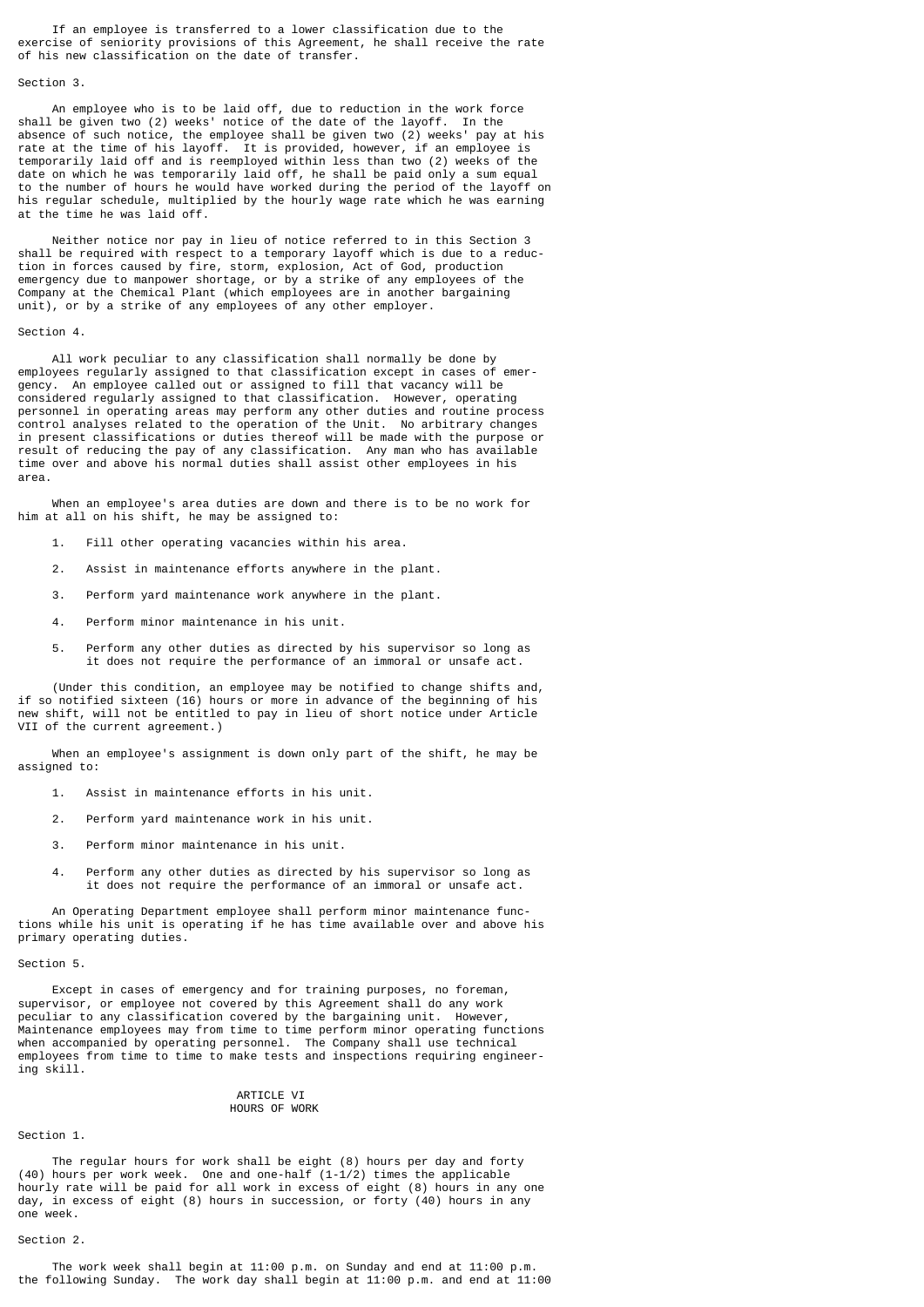If an employee is transferred to a lower classification due to the exercise of seniority provisions of this Agreement, he shall receive the rate of his new classification on the date of transfer.

Section 3.

An employee who is to be laid off, due to reduction in the work force shall be given two (2) weeks' notice of the date of the layoff. In the absence of such notice, the employee shall be given two (2) weeks' pay at his rate at the time of his layoff. It is provided, however, if an employee is temporarily laid off and is reemployed within less than two (2) weeks of the date on which he was temporarily laid off, he shall be paid only a sum equal to the number of hours he would have worked during the period of the layoff on his regular schedule, multiplied by the hourly wage rate which he was earning at the time he was laid off.

Neither notice nor pay in lieu of notice referred to in this Section 3 shall be required with respect to a temporary layoff which is due to a reduction in forces caused by fire, storm, explosion, Act of God, production emergency due to manpower shortage, or by a strike of any employees of the Company at the Chemical Plant (which employees are in another bargaining unit), or by a strike of any employees of any other employer.

Section 4.

All work peculiar to any classification shall normally be done by employees regularly assigned to that classification except in cases of emergency. An employee called out or assigned to fill that vacancy will be considered regularly assigned to that classification. However, operating personnel in operating areas may perform any other duties and routine process control analyses related to the operation of the Unit. No arbitrary changes in present classifications or duties thereof will be made with the purpose or result of reducing the pay of any classification. Any man who has available time over and above his normal duties shall assist other employees in his area.

When an employee's area duties are down and there is to be no work for him at all on his shift, he may be assigned to:

1. Fill other operating vacancies within his area.
2. Assist in maintenance efforts anywhere in the plant.
3. Perform yard maintenance work anywhere in the plant.
4. Perform minor maintenance in his unit.
5. Perform any other duties as directed by his supervisor so long as it does not require the performance of an immoral or unsafe act.

(Under this condition, an employee may be notified to change shifts and, if so notified sixteen (16) hours or more in advance of the beginning of his new shift, will not be entitled to pay in lieu of short notice under Article VII of the current agreement.)

When an employee's assignment is down only part of the shift, he may be assigned to:

1. Assist in maintenance efforts in his unit.
2. Perform yard maintenance work in his unit.
3. Perform minor maintenance in his unit.
4. Perform any other duties as directed by his supervisor so long as it does not require the performance of an immoral or unsafe act.

An Operating Department employee shall perform minor maintenance functions while his unit is operating if he has time available over and above his primary operating duties.

Section 5.

Except in cases of emergency and for training purposes, no foreman, supervisor, or employee not covered by this Agreement shall do any work peculiar to any classification covered by the bargaining unit. However, Maintenance employees may from time to time perform minor operating functions when accompanied by operating personnel. The Company shall use technical employees from time to time to make tests and inspections requiring engineering skill.

## ARTICLE VI
## HOURS OF WORK

Section 1.

The regular hours for work shall be eight (8) hours per day and forty (40) hours per work week. One and one-half (1-1/2) times the applicable hourly rate will be paid for all work in excess of eight (8) hours in any one day, in excess of eight (8) hours in succession, or forty (40) hours in any one week.

Section 2.

The work week shall begin at 11:00 p.m. on Sunday and end at 11:00 p.m. the following Sunday. The work day shall begin at 11:00 p.m. and end at 11:00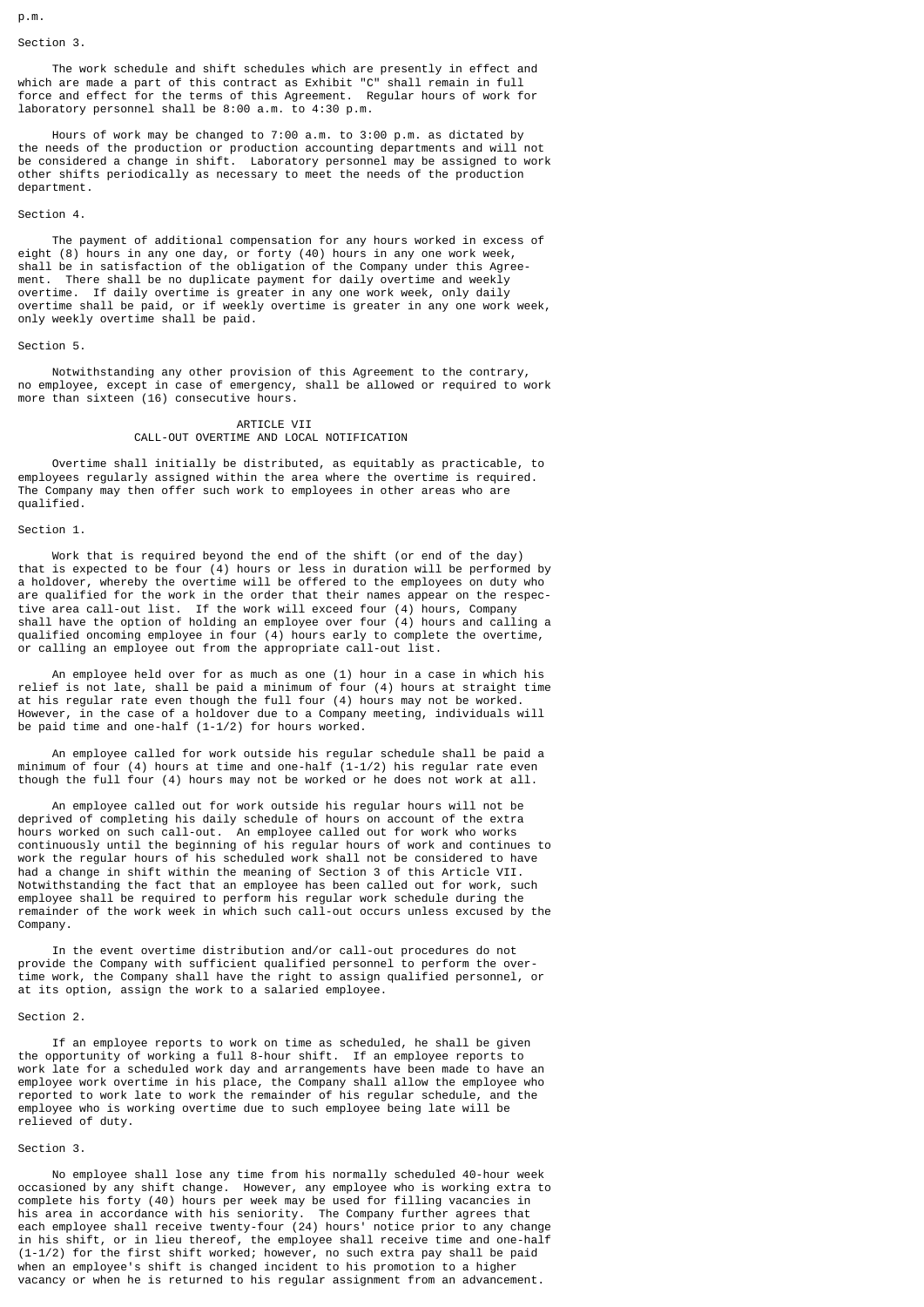p.m.

Section 3.

The work schedule and shift schedules which are presently in effect and which are made a part of this contract as Exhibit "C" shall remain in full force and effect for the terms of this Agreement. Regular hours of work for laboratory personnel shall be 8:00 a.m. to 4:30 p.m.

Hours of work may be changed to 7:00 a.m. to 3:00 p.m. as dictated by the needs of the production or production accounting departments and will not be considered a change in shift. Laboratory personnel may be assigned to work other shifts periodically as necessary to meet the needs of the production department.

Section 4.

The payment of additional compensation for any hours worked in excess of eight (8) hours in any one day, or forty (40) hours in any one work week, shall be in satisfaction of the obligation of the Company under this Agreement. There shall be no duplicate payment for daily overtime and weekly overtime. If daily overtime is greater in any one work week, only daily overtime shall be paid, or if weekly overtime is greater in any one work week, only weekly overtime shall be paid.

Section 5.

Notwithstanding any other provision of this Agreement to the contrary, no employee, except in case of emergency, shall be allowed or required to work more than sixteen (16) consecutive hours.

## ARTICLE VII
## CALL-OUT OVERTIME AND LOCAL NOTIFICATION

Overtime shall initially be distributed, as equitably as practicable, to employees regularly assigned within the area where the overtime is required. The Company may then offer such work to employees in other areas who are qualified.

Section 1.

Work that is required beyond the end of the shift (or end of the day) that is expected to be four (4) hours or less in duration will be performed by a holdover, whereby the overtime will be offered to the employees on duty who are qualified for the work in the order that their names appear on the respective area call-out list. If the work will exceed four (4) hours, Company shall have the option of holding an employee over four (4) hours and calling a qualified oncoming employee in four (4) hours early to complete the overtime, or calling an employee out from the appropriate call-out list.

An employee held over for as much as one (1) hour in a case in which his relief is not late, shall be paid a minimum of four (4) hours at straight time at his regular rate even though the full four (4) hours may not be worked. However, in the case of a holdover due to a Company meeting, individuals will be paid time and one-half (1-1/2) for hours worked.

An employee called for work outside his regular schedule shall be paid a minimum of four (4) hours at time and one-half (1-1/2) his regular rate even though the full four (4) hours may not be worked or he does not work at all.

An employee called out for work outside his regular hours will not be deprived of completing his daily schedule of hours on account of the extra hours worked on such call-out. An employee called out for work who works continuously until the beginning of his regular hours of work and continues to work the regular hours of his scheduled work shall not be considered to have had a change in shift within the meaning of Section 3 of this Article VII. Notwithstanding the fact that an employee has been called out for work, such employee shall be required to perform his regular work schedule during the remainder of the work week in which such call-out occurs unless excused by the Company.

In the event overtime distribution and/or call-out procedures do not provide the Company with sufficient qualified personnel to perform the overtime work, the Company shall have the right to assign qualified personnel, or at its option, assign the work to a salaried employee.

Section 2.

If an employee reports to work on time as scheduled, he shall be given the opportunity of working a full 8-hour shift. If an employee reports to work late for a scheduled work day and arrangements have been made to have an employee work overtime in his place, the Company shall allow the employee who reported to work late to work the remainder of his regular schedule, and the employee who is working overtime due to such employee being late will be relieved of duty.

Section 3.

No employee shall lose any time from his normally scheduled 40-hour week occasioned by any shift change. However, any employee who is working extra to complete his forty (40) hours per week may be used for filling vacancies in his area in accordance with his seniority. The Company further agrees that each employee shall receive twenty-four (24) hours' notice prior to any change in his shift, or in lieu thereof, the employee shall receive time and one-half (1-1/2) for the first shift worked; however, no such extra pay shall be paid when an employee's shift is changed incident to his promotion to a higher vacancy or when he is returned to his regular assignment from an advancement.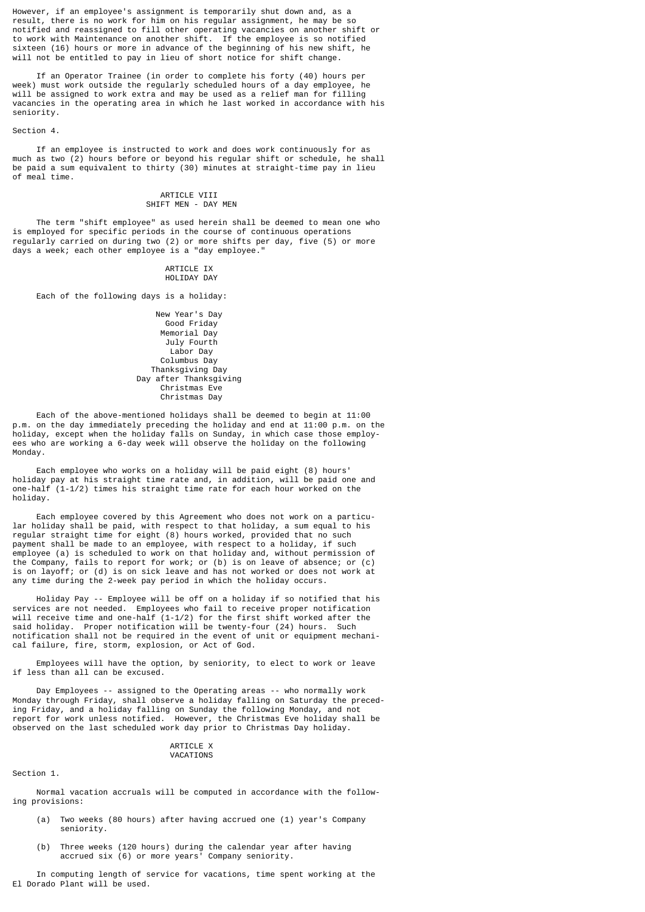However, if an employee's assignment is temporarily shut down and, as a result, there is no work for him on his regular assignment, he may be so notified and reassigned to fill other operating vacancies on another shift or to work with Maintenance on another shift. If the employee is so notified sixteen (16) hours or more in advance of the beginning of his new shift, he will not be entitled to pay in lieu of short notice for shift change.

If an Operator Trainee (in order to complete his forty (40) hours per week) must work outside the regularly scheduled hours of a day employee, he will be assigned to work extra and may be used as a relief man for filling vacancies in the operating area in which he last worked in accordance with his seniority.

Section 4.

If an employee is instructed to work and does work continuously for as much as two (2) hours before or beyond his regular shift or schedule, he shall be paid a sum equivalent to thirty (30) minutes at straight-time pay in lieu of meal time.

## ARTICLE VIII
## SHIFT MEN - DAY MEN

The term "shift employee" as used herein shall be deemed to mean one who is employed for specific periods in the course of continuous operations regularly carried on during two (2) or more shifts per day, five (5) or more days a week; each other employee is a "day employee."

## ARTICLE IX
## HOLIDAY DAY

Each of the following days is a holiday:

New Year's Day
Good Friday
Memorial Day
July Fourth
Labor Day
Columbus Day
Thanksgiving Day
Day after Thanksgiving
Christmas Eve
Christmas Day

Each of the above-mentioned holidays shall be deemed to begin at 11:00 p.m. on the day immediately preceding the holiday and end at 11:00 p.m. on the holiday, except when the holiday falls on Sunday, in which case those employees who are working a 6-day week will observe the holiday on the following Monday.

Each employee who works on a holiday will be paid eight (8) hours' holiday pay at his straight time rate and, in addition, will be paid one and one-half (1-1/2) times his straight time rate for each hour worked on the holiday.

Each employee covered by this Agreement who does not work on a particular holiday shall be paid, with respect to that holiday, a sum equal to his regular straight time for eight (8) hours worked, provided that no such payment shall be made to an employee, with respect to a holiday, if such employee (a) is scheduled to work on that holiday and, without permission of the Company, fails to report for work; or (b) is on leave of absence; or (c) is on layoff; or (d) is on sick leave and has not worked or does not work at any time during the 2-week pay period in which the holiday occurs.

Holiday Pay -- Employee will be off on a holiday if so notified that his services are not needed. Employees who fail to receive proper notification will receive time and one-half (1-1/2) for the first shift worked after the said holiday. Proper notification will be twenty-four (24) hours. Such notification shall not be required in the event of unit or equipment mechanical failure, fire, storm, explosion, or Act of God.

Employees will have the option, by seniority, to elect to work or leave if less than all can be excused.

Day Employees -- assigned to the Operating areas -- who normally work Monday through Friday, shall observe a holiday falling on Saturday the preceding Friday, and a holiday falling on Sunday the following Monday, and not report for work unless notified. However, the Christmas Eve holiday shall be observed on the last scheduled work day prior to Christmas Day holiday.

## ARTICLE X
## VACATIONS

Section 1.

Normal vacation accruals will be computed in accordance with the following provisions:

(a) Two weeks (80 hours) after having accrued one (1) year's Company seniority.

(b) Three weeks (120 hours) during the calendar year after having accrued six (6) or more years' Company seniority.

In computing length of service for vacations, time spent working at the El Dorado Plant will be used.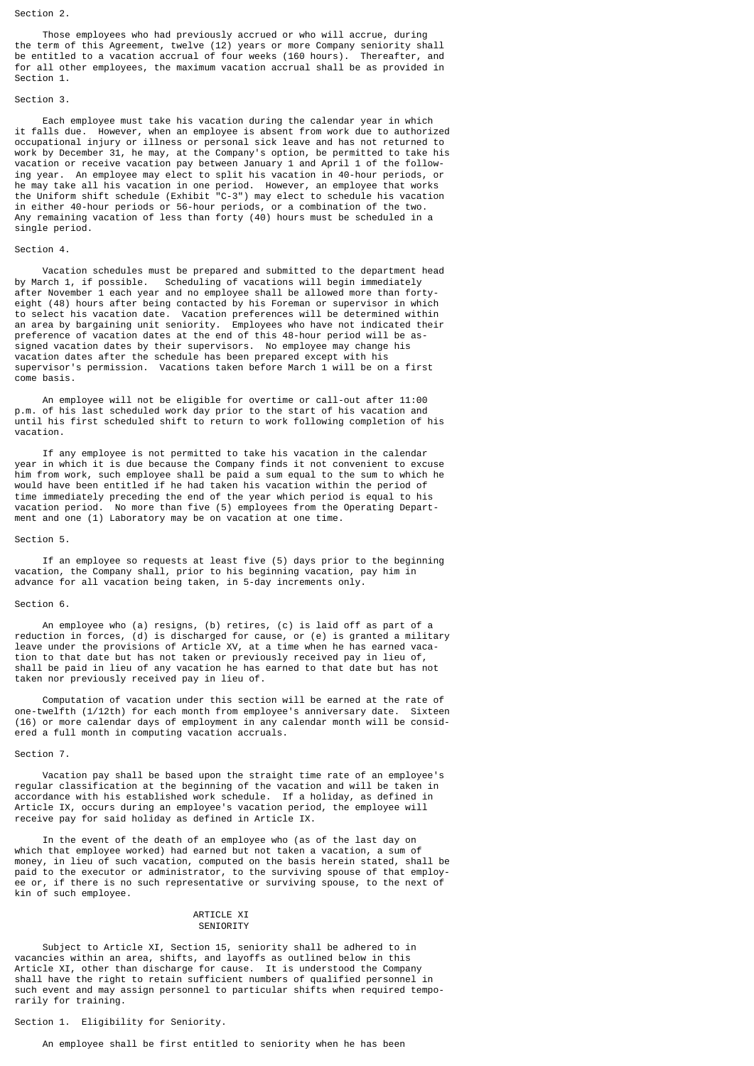Section 2.

Those employees who had previously accrued or who will accrue, during the term of this Agreement, twelve (12) years or more Company seniority shall be entitled to a vacation accrual of four weeks (160 hours). Thereafter, and for all other employees, the maximum vacation accrual shall be as provided in Section 1.

Section 3.

Each employee must take his vacation during the calendar year in which it falls due. However, when an employee is absent from work due to authorized occupational injury or illness or personal sick leave and has not returned to work by December 31, he may, at the Company's option, be permitted to take his vacation or receive vacation pay between January 1 and April 1 of the following year. An employee may elect to split his vacation in 40-hour periods, or he may take all his vacation in one period. However, an employee that works the Uniform shift schedule (Exhibit "C-3") may elect to schedule his vacation in either 40-hour periods or 56-hour periods, or a combination of the two. Any remaining vacation of less than forty (40) hours must be scheduled in a single period.

Section 4.

Vacation schedules must be prepared and submitted to the department head by March 1, if possible. Scheduling of vacations will begin immediately after November 1 each year and no employee shall be allowed more than forty-eight (48) hours after being contacted by his Foreman or supervisor in which to select his vacation date. Vacation preferences will be determined within an area by bargaining unit seniority. Employees who have not indicated their preference of vacation dates at the end of this 48-hour period will be assigned vacation dates by their supervisors. No employee may change his vacation dates after the schedule has been prepared except with his supervisor's permission. Vacations taken before March 1 will be on a first come basis.

An employee will not be eligible for overtime or call-out after 11:00 p.m. of his last scheduled work day prior to the start of his vacation and until his first scheduled shift to return to work following completion of his vacation.

If any employee is not permitted to take his vacation in the calendar year in which it is due because the Company finds it not convenient to excuse him from work, such employee shall be paid a sum equal to the sum to which he would have been entitled if he had taken his vacation within the period of time immediately preceding the end of the year which period is equal to his vacation period. No more than five (5) employees from the Operating Department and one (1) Laboratory may be on vacation at one time.

Section 5.

If an employee so requests at least five (5) days prior to the beginning vacation, the Company shall, prior to his beginning vacation, pay him in advance for all vacation being taken, in 5-day increments only.

Section 6.

An employee who (a) resigns, (b) retires, (c) is laid off as part of a reduction in forces, (d) is discharged for cause, or (e) is granted a military leave under the provisions of Article XV, at a time when he has earned vacation to that date but has not taken or previously received pay in lieu of, shall be paid in lieu of any vacation he has earned to that date but has not taken nor previously received pay in lieu of.

Computation of vacation under this section will be earned at the rate of one-twelfth (1/12th) for each month from employee's anniversary date. Sixteen (16) or more calendar days of employment in any calendar month will be considered a full month in computing vacation accruals.

Section 7.

Vacation pay shall be based upon the straight time rate of an employee's regular classification at the beginning of the vacation and will be taken in accordance with his established work schedule. If a holiday, as defined in Article IX, occurs during an employee's vacation period, the employee will receive pay for said holiday as defined in Article IX.

In the event of the death of an employee who (as of the last day on which that employee worked) had earned but not taken a vacation, a sum of money, in lieu of such vacation, computed on the basis herein stated, shall be paid to the executor or administrator, to the surviving spouse of that employee or, if there is no such representative or surviving spouse, to the next of kin of such employee.

## ARTICLE XI
## SENIORITY

Subject to Article XI, Section 15, seniority shall be adhered to in vacancies within an area, shifts, and layoffs as outlined below in this Article XI, other than discharge for cause. It is understood the Company shall have the right to retain sufficient numbers of qualified personnel in such event and may assign personnel to particular shifts when required temporarily for training.

Section 1. Eligibility for Seniority.

An employee shall be first entitled to seniority when he has been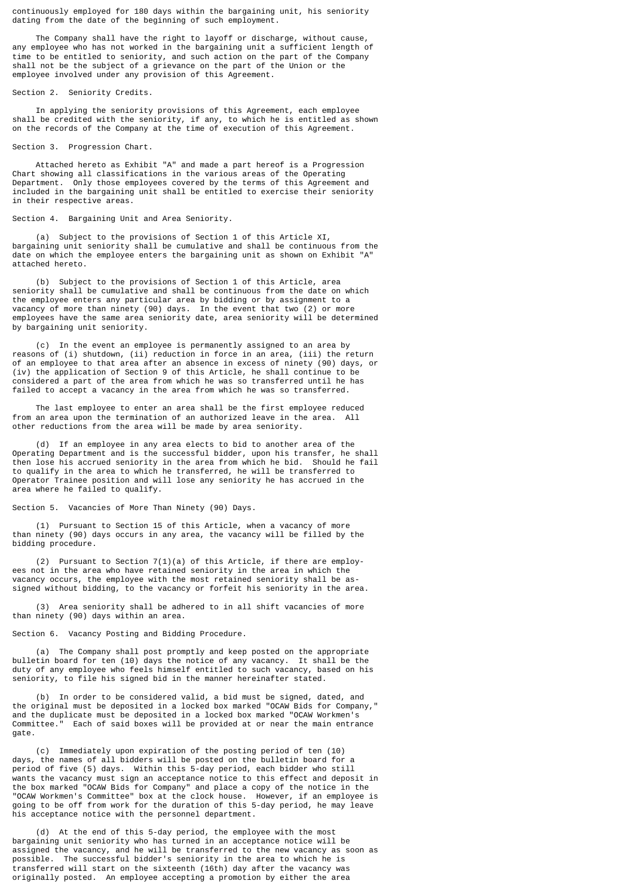continuously employed for 180 days within the bargaining unit, his seniority dating from the date of the beginning of such employment.

The Company shall have the right to layoff or discharge, without cause, any employee who has not worked in the bargaining unit a sufficient length of time to be entitled to seniority, and such action on the part of the Company shall not be the subject of a grievance on the part of the Union or the employee involved under any provision of this Agreement.

Section 2. Seniority Credits.

In applying the seniority provisions of this Agreement, each employee shall be credited with the seniority, if any, to which he is entitled as shown on the records of the Company at the time of execution of this Agreement.

Section 3. Progression Chart.

Attached hereto as Exhibit "A" and made a part hereof is a Progression Chart showing all classifications in the various areas of the Operating Department. Only those employees covered by the terms of this Agreement and included in the bargaining unit shall be entitled to exercise their seniority in their respective areas.

Section 4. Bargaining Unit and Area Seniority.

(a) Subject to the provisions of Section 1 of this Article XI, bargaining unit seniority shall be cumulative and shall be continuous from the date on which the employee enters the bargaining unit as shown on Exhibit "A" attached hereto.

(b) Subject to the provisions of Section 1 of this Article, area seniority shall be cumulative and shall be continuous from the date on which the employee enters any particular area by bidding or by assignment to a vacancy of more than ninety (90) days. In the event that two (2) or more employees have the same area seniority date, area seniority will be determined by bargaining unit seniority.

(c) In the event an employee is permanently assigned to an area by reasons of (i) shutdown, (ii) reduction in force in an area, (iii) the return of an employee to that area after an absence in excess of ninety (90) days, or (iv) the application of Section 9 of this Article, he shall continue to be considered a part of the area from which he was so transferred until he has failed to accept a vacancy in the area from which he was so transferred.

The last employee to enter an area shall be the first employee reduced from an area upon the termination of an authorized leave in the area. All other reductions from the area will be made by area seniority.

(d) If an employee in any area elects to bid to another area of the Operating Department and is the successful bidder, upon his transfer, he shall then lose his accrued seniority in the area from which he bid. Should he fail to qualify in the area to which he transferred, he will be transferred to Operator Trainee position and will lose any seniority he has accrued in the area where he failed to qualify.

Section 5. Vacancies of More Than Ninety (90) Days.

(1) Pursuant to Section 15 of this Article, when a vacancy of more than ninety (90) days occurs in any area, the vacancy will be filled by the bidding procedure.

(2) Pursuant to Section 7(1)(a) of this Article, if there are employees not in the area who have retained seniority in the area in which the vacancy occurs, the employee with the most retained seniority shall be assigned without bidding, to the vacancy or forfeit his seniority in the area.

(3) Area seniority shall be adhered to in all shift vacancies of more than ninety (90) days within an area.

Section 6. Vacancy Posting and Bidding Procedure.

(a) The Company shall post promptly and keep posted on the appropriate bulletin board for ten (10) days the notice of any vacancy. It shall be the duty of any employee who feels himself entitled to such vacancy, based on his seniority, to file his signed bid in the manner hereinafter stated.

(b) In order to be considered valid, a bid must be signed, dated, and the original must be deposited in a locked box marked "OCAW Bids for Company," and the duplicate must be deposited in a locked box marked "OCAW Workmen's Committee." Each of said boxes will be provided at or near the main entrance gate.

(c) Immediately upon expiration of the posting period of ten (10) days, the names of all bidders will be posted on the bulletin board for a period of five (5) days. Within this 5-day period, each bidder who still wants the vacancy must sign an acceptance notice to this effect and deposit in the box marked "OCAW Bids for Company" and place a copy of the notice in the "OCAW Workmen's Committee" box at the clock house. However, if an employee is going to be off from work for the duration of this 5-day period, he may leave his acceptance notice with the personnel department.

(d) At the end of this 5-day period, the employee with the most bargaining unit seniority who has turned in an acceptance notice will be assigned the vacancy, and he will be transferred to the new vacancy as soon as possible. The successful bidder's seniority in the area to which he is transferred will start on the sixteenth (16th) day after the vacancy was originally posted. An employee accepting a promotion by either the area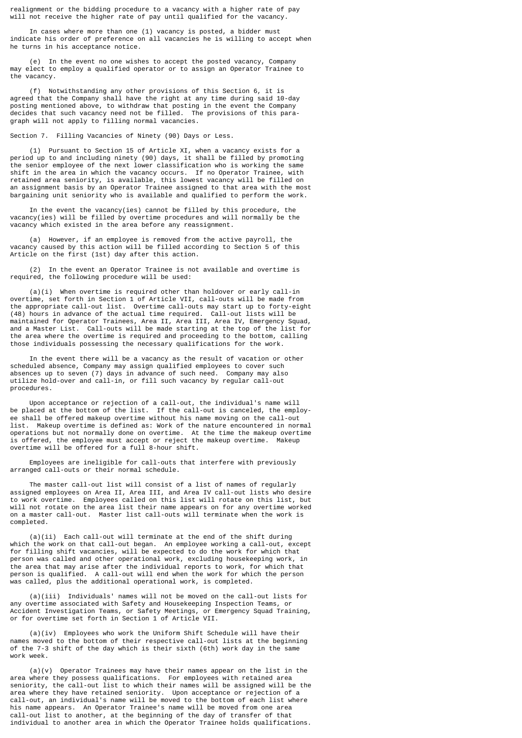realignment or the bidding procedure to a vacancy with a higher rate of pay will not receive the higher rate of pay until qualified for the vacancy.

In cases where more than one (1) vacancy is posted, a bidder must indicate his order of preference on all vacancies he is willing to accept when he turns in his acceptance notice.

(e) In the event no one wishes to accept the posted vacancy, Company may elect to employ a qualified operator or to assign an Operator Trainee to the vacancy.

(f) Notwithstanding any other provisions of this Section 6, it is agreed that the Company shall have the right at any time during said 10-day posting mentioned above, to withdraw that posting in the event the Company decides that such vacancy need not be filled. The provisions of this paragraph will not apply to filling normal vacancies.

Section 7. Filling Vacancies of Ninety (90) Days or Less.

(1) Pursuant to Section 15 of Article XI, when a vacancy exists for a period up to and including ninety (90) days, it shall be filled by promoting the senior employee of the next lower classification who is working the same shift in the area in which the vacancy occurs. If no Operator Trainee, with retained area seniority, is available, this lowest vacancy will be filled on an assignment basis by an Operator Trainee assigned to that area with the most bargaining unit seniority who is available and qualified to perform the work.

In the event the vacancy(ies) cannot be filled by this procedure, the vacancy(ies) will be filled by overtime procedures and will normally be the vacancy which existed in the area before any reassignment.

(a) However, if an employee is removed from the active payroll, the vacancy caused by this action will be filled according to Section 5 of this Article on the first (1st) day after this action.

(2) In the event an Operator Trainee is not available and overtime is required, the following procedure will be used:

(a)(i) When overtime is required other than holdover or early call-in overtime, set forth in Section 1 of Article VII, call-outs will be made from the appropriate call-out list. Overtime call-outs may start up to forty-eight (48) hours in advance of the actual time required. Call-out lists will be maintained for Operator Trainees, Area II, Area III, Area IV, Emergency Squad, and a Master List. Call-outs will be made starting at the top of the list for the area where the overtime is required and proceeding to the bottom, calling those individuals possessing the necessary qualifications for the work.

In the event there will be a vacancy as the result of vacation or other scheduled absence, Company may assign qualified employees to cover such absences up to seven (7) days in advance of such need. Company may also utilize hold-over and call-in, or fill such vacancy by regular call-out procedures.

Upon acceptance or rejection of a call-out, the individual's name will be placed at the bottom of the list. If the call-out is canceled, the employee shall be offered makeup overtime without his name moving on the call-out list. Makeup overtime is defined as: Work of the nature encountered in normal operations but not normally done on overtime. At the time the makeup overtime is offered, the employee must accept or reject the makeup overtime. Makeup overtime will be offered for a full 8-hour shift.

Employees are ineligible for call-outs that interfere with previously arranged call-outs or their normal schedule.

The master call-out list will consist of a list of names of regularly assigned employees on Area II, Area III, and Area IV call-out lists who desire to work overtime. Employees called on this list will rotate on this list, but will not rotate on the area list their name appears on for any overtime worked on a master call-out. Master list call-outs will terminate when the work is completed.

(a)(ii) Each call-out will terminate at the end of the shift during which the work on that call-out began. An employee working a call-out, except for filling shift vacancies, will be expected to do the work for which that person was called and other operational work, excluding housekeeping work, in the area that may arise after the individual reports to work, for which that person is qualified. A call-out will end when the work for which the person was called, plus the additional operational work, is completed.

(a)(iii) Individuals' names will not be moved on the call-out lists for any overtime associated with Safety and Housekeeping Inspection Teams, or Accident Investigation Teams, or Safety Meetings, or Emergency Squad Training, or for overtime set forth in Section 1 of Article VII.

(a)(iv) Employees who work the Uniform Shift Schedule will have their names moved to the bottom of their respective call-out lists at the beginning of the 7-3 shift of the day which is their sixth (6th) work day in the same work week.

(a)(v) Operator Trainees may have their names appear on the list in the area where they possess qualifications. For employees with retained area seniority, the call-out list to which their names will be assigned will be the area where they have retained seniority. Upon acceptance or rejection of a call-out, an individual's name will be moved to the bottom of each list where his name appears. An Operator Trainee's name will be moved from one area call-out list to another, at the beginning of the day of transfer of that individual to another area in which the Operator Trainee holds qualifications.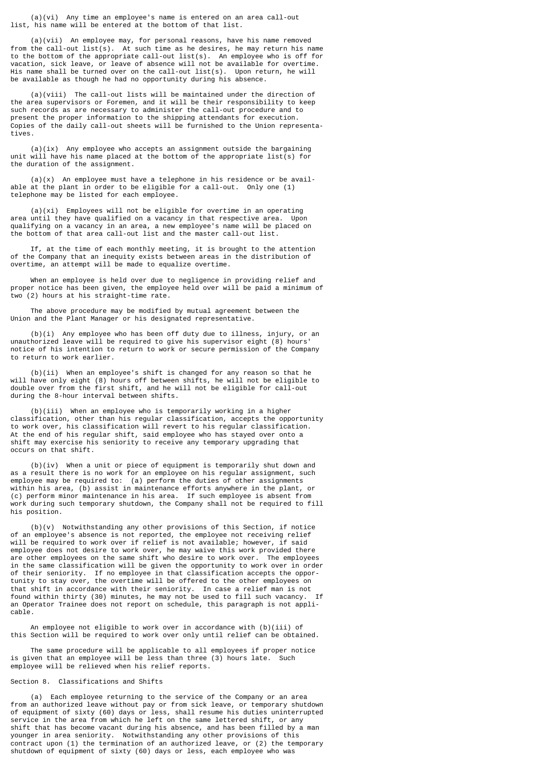(a)(vi) Any time an employee's name is entered on an area call-out list, his name will be entered at the bottom of that list.

(a)(vii) An employee may, for personal reasons, have his name removed from the call-out list(s). At such time as he desires, he may return his name to the bottom of the appropriate call-out list(s). An employee who is off for vacation, sick leave, or leave of absence will not be available for overtime. His name shall be turned over on the call-out list(s). Upon return, he will be available as though he had no opportunity during his absence.

(a)(viii) The call-out lists will be maintained under the direction of the area supervisors or Foremen, and it will be their responsibility to keep such records as are necessary to administer the call-out procedure and to present the proper information to the shipping attendants for execution. Copies of the daily call-out sheets will be furnished to the Union representatives.

(a)(ix) Any employee who accepts an assignment outside the bargaining unit will have his name placed at the bottom of the appropriate list(s) for the duration of the assignment.

(a)(x) An employee must have a telephone in his residence or be available at the plant in order to be eligible for a call-out. Only one (1) telephone may be listed for each employee.

(a)(xi) Employees will not be eligible for overtime in an operating area until they have qualified on a vacancy in that respective area. Upon qualifying on a vacancy in an area, a new employee's name will be placed on the bottom of that area call-out list and the master call-out list.

If, at the time of each monthly meeting, it is brought to the attention of the Company that an inequity exists between areas in the distribution of overtime, an attempt will be made to equalize overtime.

When an employee is held over due to negligence in providing relief and proper notice has been given, the employee held over will be paid a minimum of two (2) hours at his straight-time rate.

The above procedure may be modified by mutual agreement between the Union and the Plant Manager or his designated representative.

(b)(i) Any employee who has been off duty due to illness, injury, or an unauthorized leave will be required to give his supervisor eight (8) hours' notice of his intention to return to work or secure permission of the Company to return to work earlier.

(b)(ii) When an employee's shift is changed for any reason so that he will have only eight (8) hours off between shifts, he will not be eligible to double over from the first shift, and he will not be eligible for call-out during the 8-hour interval between shifts.

(b)(iii) When an employee who is temporarily working in a higher classification, other than his regular classification, accepts the opportunity to work over, his classification will revert to his regular classification. At the end of his regular shift, said employee who has stayed over onto a shift may exercise his seniority to receive any temporary upgrading that occurs on that shift.

(b)(iv) When a unit or piece of equipment is temporarily shut down and as a result there is no work for an employee on his regular assignment, such employee may be required to: (a) perform the duties of other assignments within his area, (b) assist in maintenance efforts anywhere in the plant, or (c) perform minor maintenance in his area. If such employee is absent from work during such temporary shutdown, the Company shall not be required to fill his position.

(b)(v) Notwithstanding any other provisions of this Section, if notice of an employee's absence is not reported, the employee not receiving relief will be required to work over if relief is not available; however, if said employee does not desire to work over, he may waive this work provided there are other employees on the same shift who desire to work over. The employees in the same classification will be given the opportunity to work over in order of their seniority. If no employee in that classification accepts the opportunity to stay over, the overtime will be offered to the other employees on that shift in accordance with their seniority. In case a relief man is not found within thirty (30) minutes, he may not be used to fill such vacancy. If an Operator Trainee does not report on schedule, this paragraph is not applicable.

An employee not eligible to work over in accordance with (b)(iii) of this Section will be required to work over only until relief can be obtained.

The same procedure will be applicable to all employees if proper notice is given that an employee will be less than three (3) hours late. Such employee will be relieved when his relief reports.

## Section 8. Classifications and Shifts

(a) Each employee returning to the service of the Company or an area from an authorized leave without pay or from sick leave, or temporary shutdown of equipment of sixty (60) days or less, shall resume his duties uninterrupted service in the area from which he left on the same lettered shift, or any shift that has become vacant during his absence, and has been filled by a man younger in area seniority. Notwithstanding any other provisions of this contract upon (1) the termination of an authorized leave, or (2) the temporary shutdown of equipment of sixty (60) days or less, each employee who was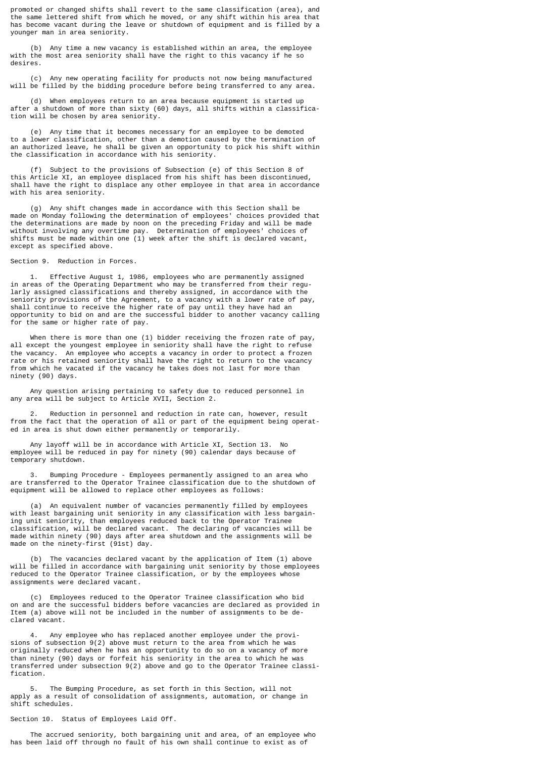promoted or changed shifts shall revert to the same classification (area), and the same lettered shift from which he moved, or any shift within his area that has become vacant during the leave or shutdown of equipment and is filled by a younger man in area seniority.

(b) Any time a new vacancy is established within an area, the employee with the most area seniority shall have the right to this vacancy if he so desires.

(c) Any new operating facility for products not now being manufactured will be filled by the bidding procedure before being transferred to any area.

(d) When employees return to an area because equipment is started up after a shutdown of more than sixty (60) days, all shifts within a classification will be chosen by area seniority.

(e) Any time that it becomes necessary for an employee to be demoted to a lower classification, other than a demotion caused by the termination of an authorized leave, he shall be given an opportunity to pick his shift within the classification in accordance with his seniority.

(f) Subject to the provisions of Subsection (e) of this Section 8 of this Article XI, an employee displaced from his shift has been discontinued, shall have the right to displace any other employee in that area in accordance with his area seniority.

(g) Any shift changes made in accordance with this Section shall be made on Monday following the determination of employees' choices provided that the determinations are made by noon on the preceding Friday and will be made without involving any overtime pay. Determination of employees' choices of shifts must be made within one (1) week after the shift is declared vacant, except as specified above.

## Section 9. Reduction in Forces.

1. Effective August 1, 1986, employees who are permanently assigned in areas of the Operating Department who may be transferred from their regularly assigned classifications and thereby assigned, in accordance with the seniority provisions of the Agreement, to a vacancy with a lower rate of pay, shall continue to receive the higher rate of pay until they have had an opportunity to bid on and are the successful bidder to another vacancy calling for the same or higher rate of pay.

When there is more than one (1) bidder receiving the frozen rate of pay, all except the youngest employee in seniority shall have the right to refuse the vacancy. An employee who accepts a vacancy in order to protect a frozen rate or his retained seniority shall have the right to return to the vacancy from which he vacated if the vacancy he takes does not last for more than ninety (90) days.

Any question arising pertaining to safety due to reduced personnel in any area will be subject to Article XVII, Section 2.

2. Reduction in personnel and reduction in rate can, however, result from the fact that the operation of all or part of the equipment being operated in area is shut down either permanently or temporarily.

Any layoff will be in accordance with Article XI, Section 13. No employee will be reduced in pay for ninety (90) calendar days because of temporary shutdown.

3. Bumping Procedure - Employees permanently assigned to an area who are transferred to the Operator Trainee classification due to the shutdown of equipment will be allowed to replace other employees as follows:

(a) An equivalent number of vacancies permanently filled by employees with least bargaining unit seniority in any classification with less bargaining unit seniority, than employees reduced back to the Operator Trainee classification, will be declared vacant. The declaring of vacancies will be made within ninety (90) days after area shutdown and the assignments will be made on the ninety-first (91st) day.

(b) The vacancies declared vacant by the application of Item (1) above will be filled in accordance with bargaining unit seniority by those employees reduced to the Operator Trainee classification, or by the employees whose assignments were declared vacant.

(c) Employees reduced to the Operator Trainee classification who bid on and are the successful bidders before vacancies are declared as provided in Item (a) above will not be included in the number of assignments to be declared vacant.

4. Any employee who has replaced another employee under the provisions of subsection 9(2) above must return to the area from which he was originally reduced when he has an opportunity to do so on a vacancy of more than ninety (90) days or forfeit his seniority in the area to which he was transferred under subsection 9(2) above and go to the Operator Trainee classification.

5. The Bumping Procedure, as set forth in this Section, will not apply as a result of consolidation of assignments, automation, or change in shift schedules.

## Section 10. Status of Employees Laid Off.

The accrued seniority, both bargaining unit and area, of an employee who has been laid off through no fault of his own shall continue to exist as of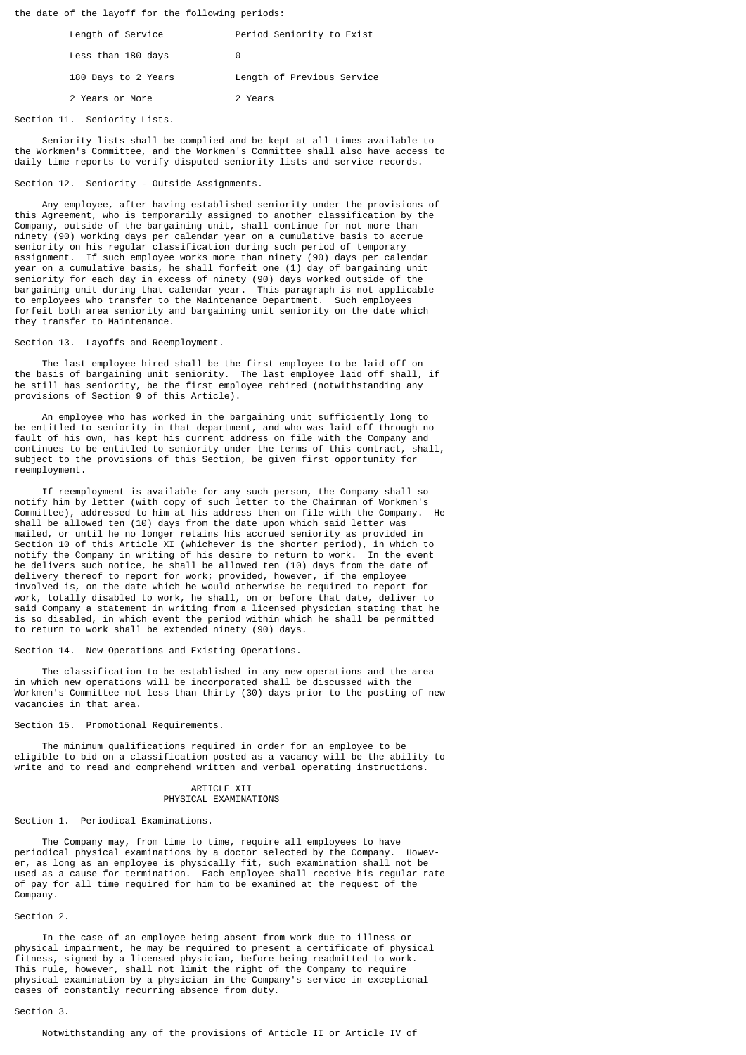the date of the layoff for the following periods:

| Length of Service | Period Seniority to Exist |
|---|---|
| Less than 180 days | 0 |
| 180 Days to 2 Years | Length of Previous Service |
| 2 Years or More | 2 Years |

Section 11. Seniority Lists.

Seniority lists shall be complied and be kept at all times available to the Workmen's Committee, and the Workmen's Committee shall also have access to daily time reports to verify disputed seniority lists and service records.

Section 12. Seniority - Outside Assignments.

Any employee, after having established seniority under the provisions of this Agreement, who is temporarily assigned to another classification by the Company, outside of the bargaining unit, shall continue for not more than ninety (90) working days per calendar year on a cumulative basis to accrue seniority on his regular classification during such period of temporary assignment. If such employee works more than ninety (90) days per calendar year on a cumulative basis, he shall forfeit one (1) day of bargaining unit seniority for each day in excess of ninety (90) days worked outside of the bargaining unit during that calendar year. This paragraph is not applicable to employees who transfer to the Maintenance Department. Such employees forfeit both area seniority and bargaining unit seniority on the date which they transfer to Maintenance.

Section 13. Layoffs and Reemployment.

The last employee hired shall be the first employee to be laid off on the basis of bargaining unit seniority. The last employee laid off shall, if he still has seniority, be the first employee rehired (notwithstanding any provisions of Section 9 of this Article).

An employee who has worked in the bargaining unit sufficiently long to be entitled to seniority in that department, and who was laid off through no fault of his own, has kept his current address on file with the Company and continues to be entitled to seniority under the terms of this contract, shall, subject to the provisions of this Section, be given first opportunity for reemployment.

If reemployment is available for any such person, the Company shall so notify him by letter (with copy of such letter to the Chairman of Workmen's Committee), addressed to him at his address then on file with the Company. He shall be allowed ten (10) days from the date upon which said letter was mailed, or until he no longer retains his accrued seniority as provided in Section 10 of this Article XI (whichever is the shorter period), in which to notify the Company in writing of his desire to return to work. In the event he delivers such notice, he shall be allowed ten (10) days from the date of delivery thereof to report for work; provided, however, if the employee involved is, on the date which he would otherwise be required to report for work, totally disabled to work, he shall, on or before that date, deliver to said Company a statement in writing from a licensed physician stating that he is so disabled, in which event the period within which he shall be permitted to return to work shall be extended ninety (90) days.

Section 14. New Operations and Existing Operations.

The classification to be established in any new operations and the area in which new operations will be incorporated shall be discussed with the Workmen's Committee not less than thirty (30) days prior to the posting of new vacancies in that area.

Section 15. Promotional Requirements.

The minimum qualifications required in order for an employee to be eligible to bid on a classification posted as a vacancy will be the ability to write and to read and comprehend written and verbal operating instructions.

## ARTICLE XII
## PHYSICAL EXAMINATIONS

Section 1. Periodical Examinations.

The Company may, from time to time, require all employees to have periodical physical examinations by a doctor selected by the Company. However, as long as an employee is physically fit, such examination shall not be used as a cause for termination. Each employee shall receive his regular rate of pay for all time required for him to be examined at the request of the Company.

Section 2.

In the case of an employee being absent from work due to illness or physical impairment, he may be required to present a certificate of physical fitness, signed by a licensed physician, before being readmitted to work. This rule, however, shall not limit the right of the Company to require physical examination by a physician in the Company's service in exceptional cases of constantly recurring absence from duty.

Section 3.

Notwithstanding any of the provisions of Article II or Article IV of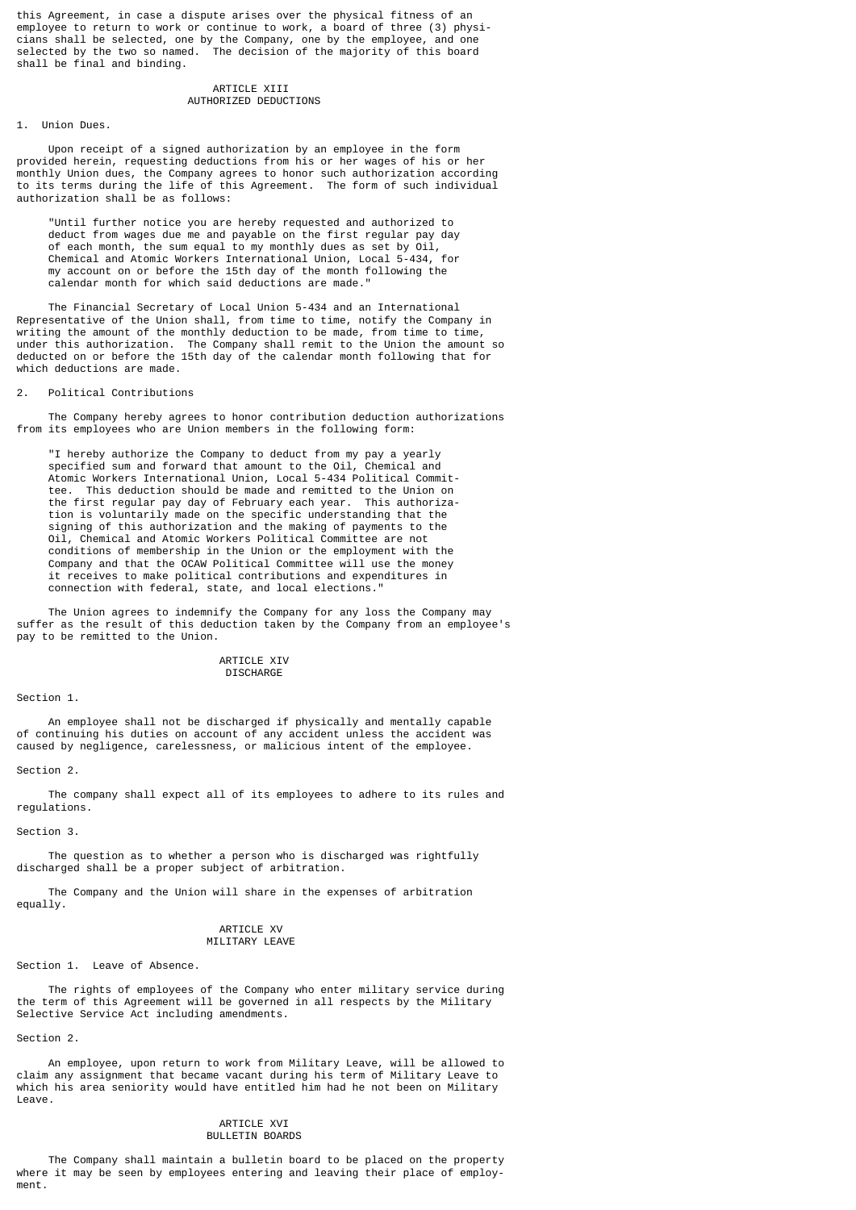this Agreement, in case a dispute arises over the physical fitness of an employee to return to work or continue to work, a board of three (3) physicians shall be selected, one by the Company, one by the employee, and one selected by the two so named. The decision of the majority of this board shall be final and binding.

## ARTICLE XIII
## AUTHORIZED DEDUCTIONS

1. Union Dues.

Upon receipt of a signed authorization by an employee in the form provided herein, requesting deductions from his or her wages of his or her monthly Union dues, the Company agrees to honor such authorization according to its terms during the life of this Agreement. The form of such individual authorization shall be as follows:

> "Until further notice you are hereby requested and authorized to deduct from wages due me and payable on the first regular pay day of each month, the sum equal to my monthly dues as set by Oil, Chemical and Atomic Workers International Union, Local 5-434, for my account on or before the 15th day of the month following the calendar month for which said deductions are made."

The Financial Secretary of Local Union 5-434 and an International Representative of the Union shall, from time to time, notify the Company in writing the amount of the monthly deduction to be made, from time to time, under this authorization. The Company shall remit to the Union the amount so deducted on or before the 15th day of the calendar month following that for which deductions are made.

2. Political Contributions

The Company hereby agrees to honor contribution deduction authorizations from its employees who are Union members in the following form:

> "I hereby authorize the Company to deduct from my pay a yearly specified sum and forward that amount to the Oil, Chemical and Atomic Workers International Union, Local 5-434 Political Committee. This deduction should be made and remitted to the Union on the first regular pay day of February each year. This authorization is voluntarily made on the specific understanding that the signing of this authorization and the making of payments to the Oil, Chemical and Atomic Workers Political Committee are not conditions of membership in the Union or the employment with the Company and that the OCAW Political Committee will use the money it receives to make political contributions and expenditures in connection with federal, state, and local elections."

The Union agrees to indemnify the Company for any loss the Company may suffer as the result of this deduction taken by the Company from an employee's pay to be remitted to the Union.

## ARTICLE XIV
## DISCHARGE

Section 1.

An employee shall not be discharged if physically and mentally capable of continuing his duties on account of any accident unless the accident was caused by negligence, carelessness, or malicious intent of the employee.

Section 2.

The company shall expect all of its employees to adhere to its rules and regulations.

Section 3.

The question as to whether a person who is discharged was rightfully discharged shall be a proper subject of arbitration.

The Company and the Union will share in the expenses of arbitration equally.

## ARTICLE XV
## MILITARY LEAVE

Section 1. Leave of Absence.

The rights of employees of the Company who enter military service during the term of this Agreement will be governed in all respects by the Military Selective Service Act including amendments.

Section 2.

An employee, upon return to work from Military Leave, will be allowed to claim any assignment that became vacant during his term of Military Leave to which his area seniority would have entitled him had he not been on Military Leave.

## ARTICLE XVI
## BULLETIN BOARDS

The Company shall maintain a bulletin board to be placed on the property where it may be seen by employees entering and leaving their place of employment.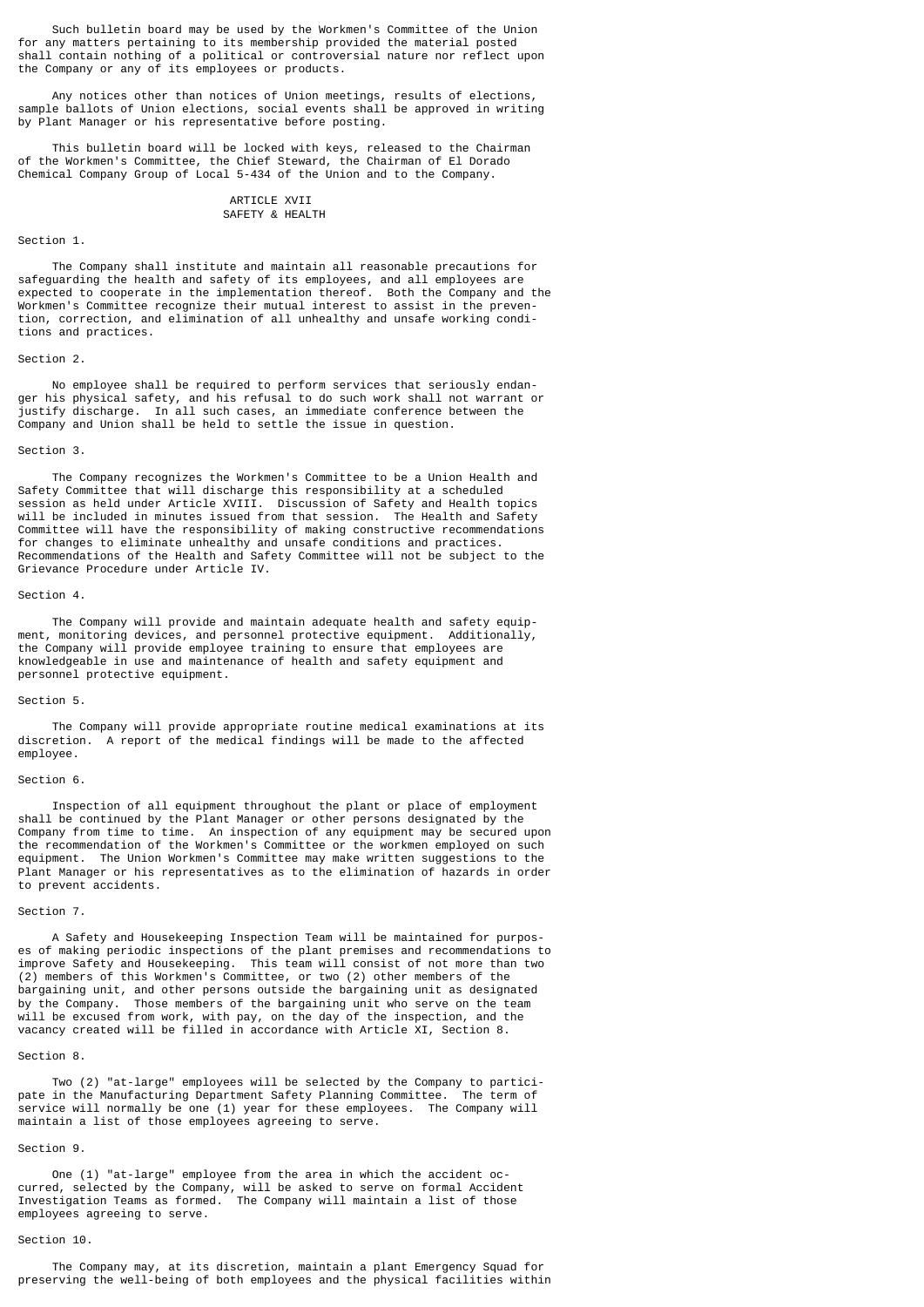Such bulletin board may be used by the Workmen's Committee of the Union for any matters pertaining to its membership provided the material posted shall contain nothing of a political or controversial nature nor reflect upon the Company or any of its employees or products.

Any notices other than notices of Union meetings, results of elections, sample ballots of Union elections, social events shall be approved in writing by Plant Manager or his representative before posting.

This bulletin board will be locked with keys, released to the Chairman of the Workmen's Committee, the Chief Steward, the Chairman of El Dorado Chemical Company Group of Local 5-434 of the Union and to the Company.

## ARTICLE XVII
## SAFETY & HEALTH

Section 1.

The Company shall institute and maintain all reasonable precautions for safeguarding the health and safety of its employees, and all employees are expected to cooperate in the implementation thereof. Both the Company and the Workmen's Committee recognize their mutual interest to assist in the prevention, correction, and elimination of all unhealthy and unsafe working conditions and practices.

Section 2.

No employee shall be required to perform services that seriously endanger his physical safety, and his refusal to do such work shall not warrant or justify discharge. In all such cases, an immediate conference between the Company and Union shall be held to settle the issue in question.

Section 3.

The Company recognizes the Workmen's Committee to be a Union Health and Safety Committee that will discharge this responsibility at a scheduled session as held under Article XVIII. Discussion of Safety and Health topics will be included in minutes issued from that session. The Health and Safety Committee will have the responsibility of making constructive recommendations for changes to eliminate unhealthy and unsafe conditions and practices. Recommendations of the Health and Safety Committee will not be subject to the Grievance Procedure under Article IV.

Section 4.

The Company will provide and maintain adequate health and safety equipment, monitoring devices, and personnel protective equipment. Additionally, the Company will provide employee training to ensure that employees are knowledgeable in use and maintenance of health and safety equipment and personnel protective equipment.

Section 5.

The Company will provide appropriate routine medical examinations at its discretion. A report of the medical findings will be made to the affected employee.

Section 6.

Inspection of all equipment throughout the plant or place of employment shall be continued by the Plant Manager or other persons designated by the Company from time to time. An inspection of any equipment may be secured upon the recommendation of the Workmen's Committee or the workmen employed on such equipment. The Union Workmen's Committee may make written suggestions to the Plant Manager or his representatives as to the elimination of hazards in order to prevent accidents.

Section 7.

A Safety and Housekeeping Inspection Team will be maintained for purposes of making periodic inspections of the plant premises and recommendations to improve Safety and Housekeeping. This team will consist of not more than two (2) members of this Workmen's Committee, or two (2) other members of the bargaining unit, and other persons outside the bargaining unit as designated by the Company. Those members of the bargaining unit who serve on the team will be excused from work, with pay, on the day of the inspection, and the vacancy created will be filled in accordance with Article XI, Section 8.

Section 8.

Two (2) "at-large" employees will be selected by the Company to participate in the Manufacturing Department Safety Planning Committee. The term of service will normally be one (1) year for these employees. The Company will maintain a list of those employees agreeing to serve.

Section 9.

One (1) "at-large" employee from the area in which the accident occurred, selected by the Company, will be asked to serve on formal Accident Investigation Teams as formed. The Company will maintain a list of those employees agreeing to serve.

Section 10.

The Company may, at its discretion, maintain a plant Emergency Squad for preserving the well-being of both employees and the physical facilities within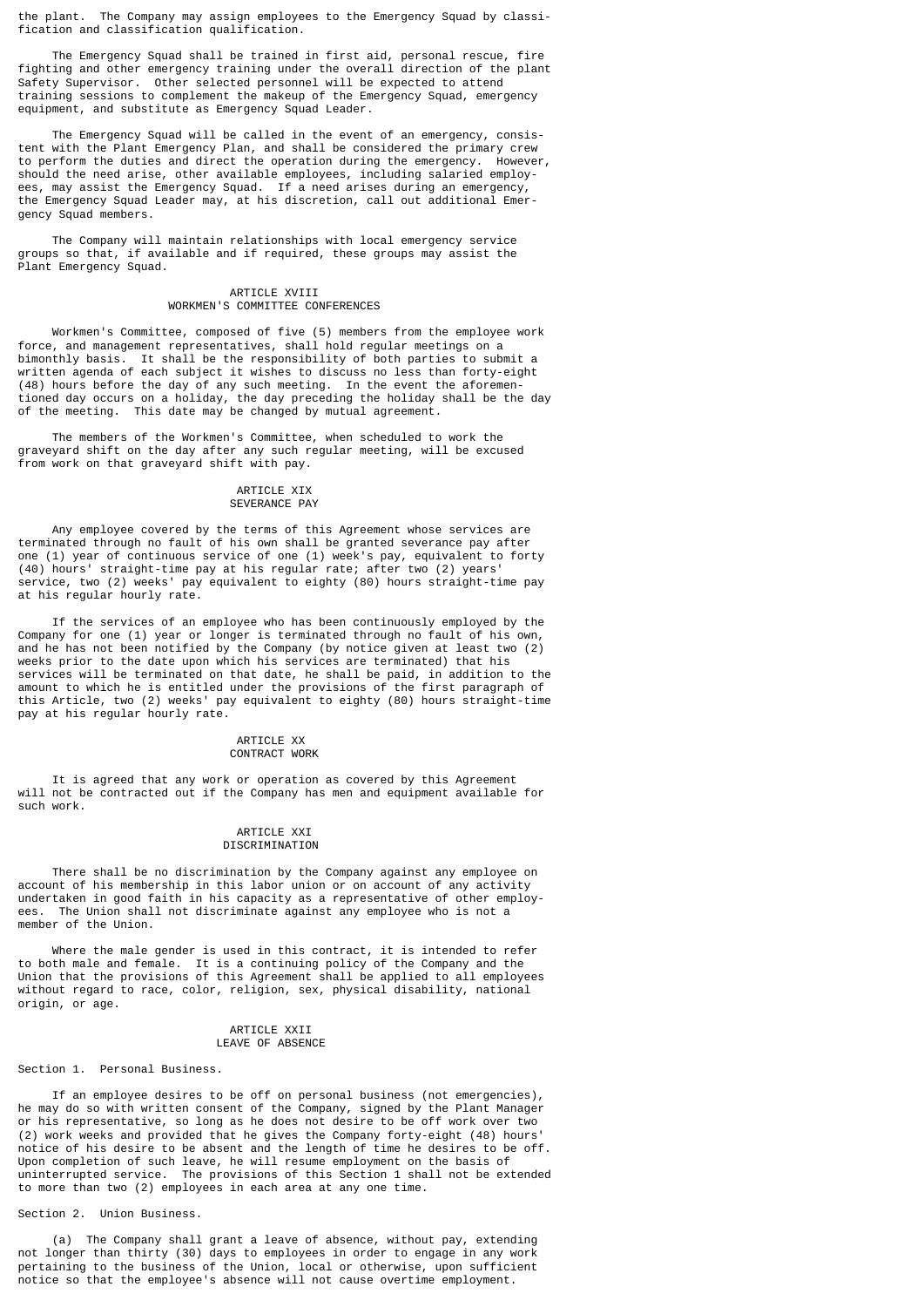the plant. The Company may assign employees to the Emergency Squad by classification and classification qualification.

The Emergency Squad shall be trained in first aid, personal rescue, fire fighting and other emergency training under the overall direction of the plant Safety Supervisor. Other selected personnel will be expected to attend training sessions to complement the makeup of the Emergency Squad, emergency equipment, and substitute as Emergency Squad Leader.

The Emergency Squad will be called in the event of an emergency, consistent with the Plant Emergency Plan, and shall be considered the primary crew to perform the duties and direct the operation during the emergency. However, should the need arise, other available employees, including salaried employees, may assist the Emergency Squad. If a need arises during an emergency, the Emergency Squad Leader may, at his discretion, call out additional Emergency Squad members.

The Company will maintain relationships with local emergency service groups so that, if available and if required, these groups may assist the Plant Emergency Squad.

## ARTICLE XVIII
## WORKMEN'S COMMITTEE CONFERENCES

Workmen's Committee, composed of five (5) members from the employee work force, and management representatives, shall hold regular meetings on a bimonthly basis. It shall be the responsibility of both parties to submit a written agenda of each subject it wishes to discuss no less than forty-eight (48) hours before the day of any such meeting. In the event the aforementioned day occurs on a holiday, the day preceding the holiday shall be the day of the meeting. This date may be changed by mutual agreement.

The members of the Workmen's Committee, when scheduled to work the graveyard shift on the day after any such regular meeting, will be excused from work on that graveyard shift with pay.

## ARTICLE XIX
## SEVERANCE PAY

Any employee covered by the terms of this Agreement whose services are terminated through no fault of his own shall be granted severance pay after one (1) year of continuous service of one (1) week's pay, equivalent to forty (40) hours' straight-time pay at his regular rate; after two (2) years' service, two (2) weeks' pay equivalent to eighty (80) hours straight-time pay at his regular hourly rate.

If the services of an employee who has been continuously employed by the Company for one (1) year or longer is terminated through no fault of his own, and he has not been notified by the Company (by notice given at least two (2) weeks prior to the date upon which his services are terminated) that his services will be terminated on that date, he shall be paid, in addition to the amount to which he is entitled under the provisions of the first paragraph of this Article, two (2) weeks' pay equivalent to eighty (80) hours straight-time pay at his regular hourly rate.

## ARTICLE XX
## CONTRACT WORK

It is agreed that any work or operation as covered by this Agreement will not be contracted out if the Company has men and equipment available for such work.

## ARTICLE XXI
## DISCRIMINATION

There shall be no discrimination by the Company against any employee on account of his membership in this labor union or on account of any activity undertaken in good faith in his capacity as a representative of other employees. The Union shall not discriminate against any employee who is not a member of the Union.

Where the male gender is used in this contract, it is intended to refer to both male and female. It is a continuing policy of the Company and the Union that the provisions of this Agreement shall be applied to all employees without regard to race, color, religion, sex, physical disability, national origin, or age.

## ARTICLE XXII
## LEAVE OF ABSENCE

Section 1. Personal Business.

If an employee desires to be off on personal business (not emergencies), he may do so with written consent of the Company, signed by the Plant Manager or his representative, so long as he does not desire to be off work over two (2) work weeks and provided that he gives the Company forty-eight (48) hours' notice of his desire to be absent and the length of time he desires to be off. Upon completion of such leave, he will resume employment on the basis of uninterrupted service. The provisions of this Section 1 shall not be extended to more than two (2) employees in each area at any one time.

Section 2. Union Business.

(a) The Company shall grant a leave of absence, without pay, extending not longer than thirty (30) days to employees in order to engage in any work pertaining to the business of the Union, local or otherwise, upon sufficient notice so that the employee's absence will not cause overtime employment.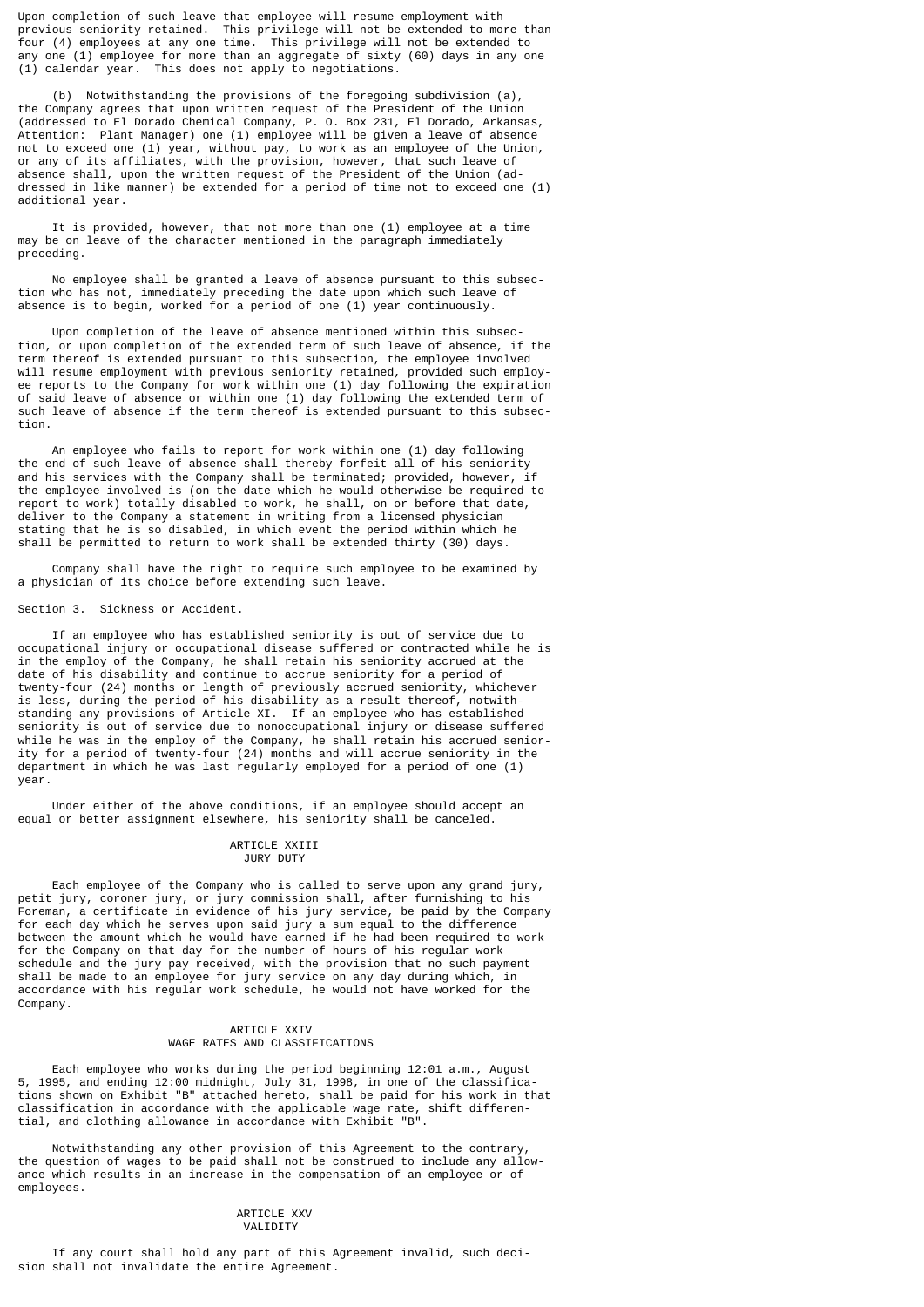Upon completion of such leave that employee will resume employment with previous seniority retained. This privilege will not be extended to more than four (4) employees at any one time. This privilege will not be extended to any one (1) employee for more than an aggregate of sixty (60) days in any one (1) calendar year. This does not apply to negotiations.

(b) Notwithstanding the provisions of the foregoing subdivision (a), the Company agrees that upon written request of the President of the Union (addressed to El Dorado Chemical Company, P. O. Box 231, El Dorado, Arkansas, Attention: Plant Manager) one (1) employee will be given a leave of absence not to exceed one (1) year, without pay, to work as an employee of the Union, or any of its affiliates, with the provision, however, that such leave of absence shall, upon the written request of the President of the Union (addressed in like manner) be extended for a period of time not to exceed one (1) additional year.

It is provided, however, that not more than one (1) employee at a time may be on leave of the character mentioned in the paragraph immediately preceding.

No employee shall be granted a leave of absence pursuant to this subsection who has not, immediately preceding the date upon which such leave of absence is to begin, worked for a period of one (1) year continuously.

Upon completion of the leave of absence mentioned within this subsection, or upon completion of the extended term of such leave of absence, if the term thereof is extended pursuant to this subsection, the employee involved will resume employment with previous seniority retained, provided such employee reports to the Company for work within one (1) day following the expiration of said leave of absence or within one (1) day following the extended term of such leave of absence if the term thereof is extended pursuant to this subsection.

An employee who fails to report for work within one (1) day following the end of such leave of absence shall thereby forfeit all of his seniority and his services with the Company shall be terminated; provided, however, if the employee involved is (on the date which he would otherwise be required to report to work) totally disabled to work, he shall, on or before that date, deliver to the Company a statement in writing from a licensed physician stating that he is so disabled, in which event the period within which he shall be permitted to return to work shall be extended thirty (30) days.

Company shall have the right to require such employee to be examined by a physician of its choice before extending such leave.

Section 3. Sickness or Accident.

If an employee who has established seniority is out of service due to occupational injury or occupational disease suffered or contracted while he is in the employ of the Company, he shall retain his seniority accrued at the date of his disability and continue to accrue seniority for a period of twenty-four (24) months or length of previously accrued seniority, whichever is less, during the period of his disability as a result thereof, notwithstanding any provisions of Article XI. If an employee who has established seniority is out of service due to nonoccupational injury or disease suffered while he was in the employ of the Company, he shall retain his accrued seniority for a period of twenty-four (24) months and will accrue seniority in the department in which he was last regularly employed for a period of one (1) year.

Under either of the above conditions, if an employee should accept an equal or better assignment elsewhere, his seniority shall be canceled.

## ARTICLE XXIII
## JURY DUTY

Each employee of the Company who is called to serve upon any grand jury, petit jury, coroner jury, or jury commission shall, after furnishing to his Foreman, a certificate in evidence of his jury service, be paid by the Company for each day which he serves upon said jury a sum equal to the difference between the amount which he would have earned if he had been required to work for the Company on that day for the number of hours of his regular work schedule and the jury pay received, with the provision that no such payment shall be made to an employee for jury service on any day during which, in accordance with his regular work schedule, he would not have worked for the Company.

## ARTICLE XXIV
## WAGE RATES AND CLASSIFICATIONS

Each employee who works during the period beginning 12:01 a.m., August 5, 1995, and ending 12:00 midnight, July 31, 1998, in one of the classifications shown on Exhibit "B" attached hereto, shall be paid for his work in that classification in accordance with the applicable wage rate, shift differential, and clothing allowance in accordance with Exhibit "B".

Notwithstanding any other provision of this Agreement to the contrary, the question of wages to be paid shall not be construed to include any allowance which results in an increase in the compensation of an employee or of employees.

## ARTICLE XXV
## VALIDITY

If any court shall hold any part of this Agreement invalid, such decision shall not invalidate the entire Agreement.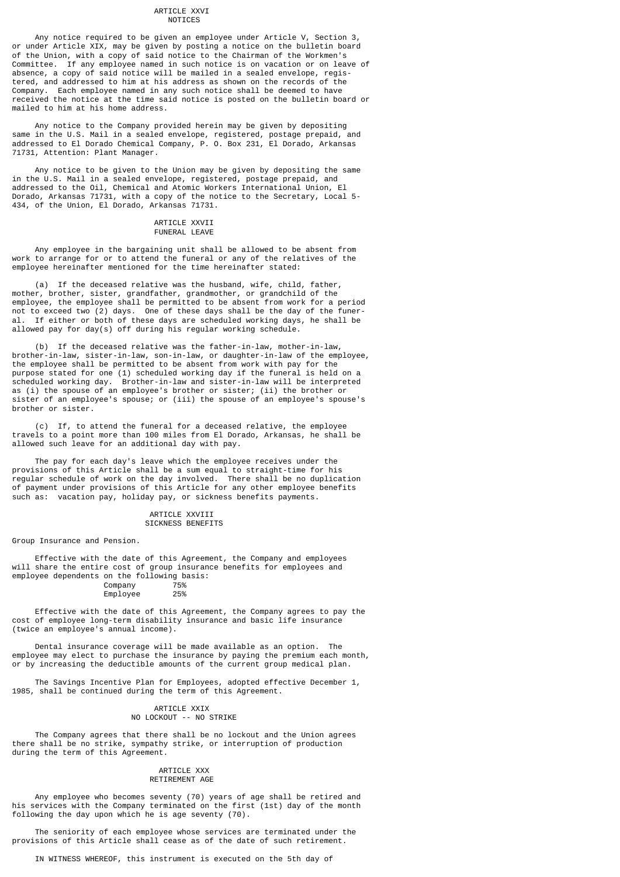## ARTICLE XXVI
## NOTICES

Any notice required to be given an employee under Article V, Section 3, or under Article XIX, may be given by posting a notice on the bulletin board of the Union, with a copy of said notice to the Chairman of the Workmen's Committee. If any employee named in such notice is on vacation or on leave of absence, a copy of said notice will be mailed in a sealed envelope, registered, and addressed to him at his address as shown on the records of the Company. Each employee named in any such notice shall be deemed to have received the notice at the time said notice is posted on the bulletin board or mailed to him at his home address.

Any notice to the Company provided herein may be given by depositing same in the U.S. Mail in a sealed envelope, registered, postage prepaid, and addressed to El Dorado Chemical Company, P. O. Box 231, El Dorado, Arkansas 71731, Attention: Plant Manager.

Any notice to be given to the Union may be given by depositing the same in the U.S. Mail in a sealed envelope, registered, postage prepaid, and addressed to the Oil, Chemical and Atomic Workers International Union, El Dorado, Arkansas 71731, with a copy of the notice to the Secretary, Local 5-434, of the Union, El Dorado, Arkansas 71731.

## ARTICLE XXVII
## FUNERAL LEAVE

Any employee in the bargaining unit shall be allowed to be absent from work to arrange for or to attend the funeral or any of the relatives of the employee hereinafter mentioned for the time hereinafter stated:

(a) If the deceased relative was the husband, wife, child, father, mother, brother, sister, grandfather, grandmother, or grandchild of the employee, the employee shall be permitted to be absent from work for a period not to exceed two (2) days. One of these days shall be the day of the funeral. If either or both of these days are scheduled working days, he shall be allowed pay for day(s) off during his regular working schedule.

(b) If the deceased relative was the father-in-law, mother-in-law, brother-in-law, sister-in-law, son-in-law, or daughter-in-law of the employee, the employee shall be permitted to be absent from work with pay for the purpose stated for one (1) scheduled working day if the funeral is held on a scheduled working day. Brother-in-law and sister-in-law will be interpreted as (i) the spouse of an employee's brother or sister; (ii) the brother or sister of an employee's spouse; or (iii) the spouse of an employee's spouse's brother or sister.

(c) If, to attend the funeral for a deceased relative, the employee travels to a point more than 100 miles from El Dorado, Arkansas, he shall be allowed such leave for an additional day with pay.

The pay for each day's leave which the employee receives under the provisions of this Article shall be a sum equal to straight-time for his regular schedule of work on the day involved. There shall be no duplication of payment under provisions of this Article for any other employee benefits such as: vacation pay, holiday pay, or sickness benefits payments.

## ARTICLE XXVIII
## SICKNESS BENEFITS

Group Insurance and Pension.

Effective with the date of this Agreement, the Company and employees will share the entire cost of group insurance benefits for employees and employee dependents on the following basis:

| | |
|---|---|
| Company | 75% |
| Employee | 25% |

Effective with the date of this Agreement, the Company agrees to pay the cost of employee long-term disability insurance and basic life insurance (twice an employee's annual income).

Dental insurance coverage will be made available as an option. The employee may elect to purchase the insurance by paying the premium each month, or by increasing the deductible amounts of the current group medical plan.

The Savings Incentive Plan for Employees, adopted effective December 1, 1985, shall be continued during the term of this Agreement.

## ARTICLE XXIX
## NO LOCKOUT -- NO STRIKE

The Company agrees that there shall be no lockout and the Union agrees there shall be no strike, sympathy strike, or interruption of production during the term of this Agreement.

## ARTICLE XXX
## RETIREMENT AGE

Any employee who becomes seventy (70) years of age shall be retired and his services with the Company terminated on the first (1st) day of the month following the day upon which he is age seventy (70).

The seniority of each employee whose services are terminated under the provisions of this Article shall cease as of the date of such retirement.

IN WITNESS WHEREOF, this instrument is executed on the 5th day of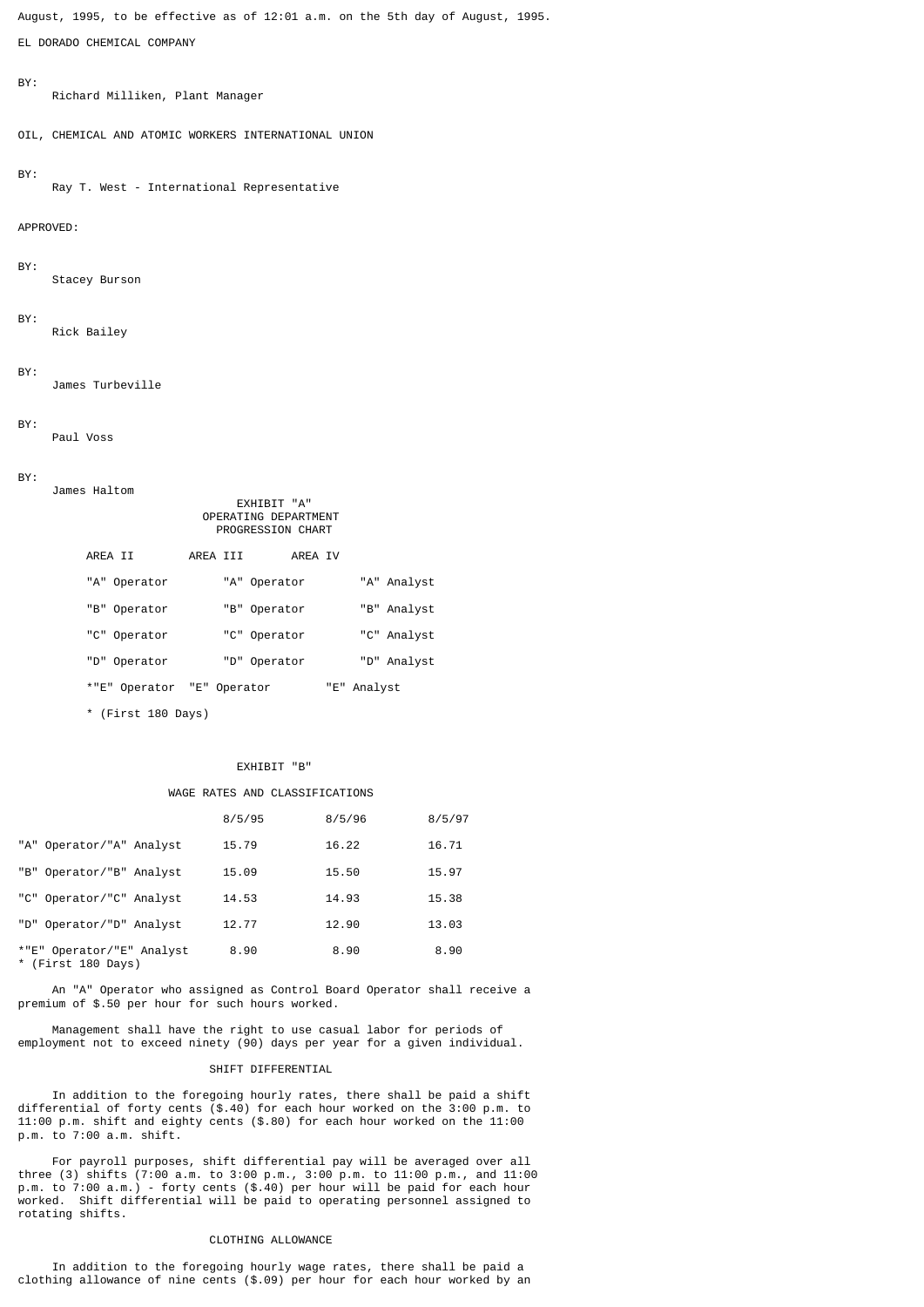August, 1995, to be effective as of 12:01 a.m. on the 5th day of August, 1995.

EL DORADO CHEMICAL COMPANY

BY:
Richard Milliken, Plant Manager

OIL, CHEMICAL AND ATOMIC WORKERS INTERNATIONAL UNION

BY:
Ray T. West - International Representative

APPROVED:

BY:
Stacey Burson

BY:
Rick Bailey

BY:
James Turbeville

BY:
Paul Voss

BY:
James Haltom

EXHIBIT "A"
OPERATING DEPARTMENT
PROGRESSION CHART

| AREA II | AREA III | AREA IV |
|---|---|---|
| "A" Operator | "A" Operator | "A" Analyst |
| "B" Operator | "B" Operator | "B" Analyst |
| "C" Operator | "C" Operator | "C" Analyst |
| "D" Operator | "D" Operator | "D" Analyst |
| *"E" Operator | "E" Operator | "E" Analyst |

* (First 180 Days)

EXHIBIT "B"

WAGE RATES AND CLASSIFICATIONS

| | 8/5/95 | 8/5/96 | 8/5/97 |
|---|---|---|---|
| "A" Operator/"A" Analyst | 15.79 | 16.22 | 16.71 |
| "B" Operator/"B" Analyst | 15.09 | 15.50 | 15.97 |
| "C" Operator/"C" Analyst | 14.53 | 14.93 | 15.38 |
| "D" Operator/"D" Analyst | 12.77 | 12.90 | 13.03 |
| *"E" Operator/"E" Analyst | 8.90 | 8.90 | 8.90 |

* (First 180 Days)

An "A" Operator who assigned as Control Board Operator shall receive a premium of $.50 per hour for such hours worked.

Management shall have the right to use casual labor for periods of employment not to exceed ninety (90) days per year for a given individual.

SHIFT DIFFERENTIAL

In addition to the foregoing hourly rates, there shall be paid a shift differential of forty cents ($.40) for each hour worked on the 3:00 p.m. to 11:00 p.m. shift and eighty cents ($.80) for each hour worked on the 11:00 p.m. to 7:00 a.m. shift.

For payroll purposes, shift differential pay will be averaged over all three (3) shifts (7:00 a.m. to 3:00 p.m., 3:00 p.m. to 11:00 p.m., and 11:00 p.m. to 7:00 a.m.) - forty cents ($.40) per hour will be paid for each hour worked. Shift differential will be paid to operating personnel assigned to rotating shifts.

CLOTHING ALLOWANCE

In addition to the foregoing hourly wage rates, there shall be paid a clothing allowance of nine cents ($.09) per hour for each hour worked by an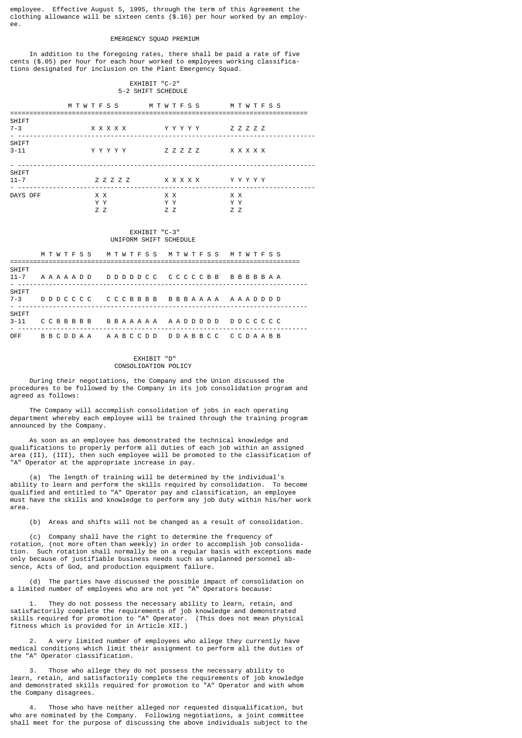employee. Effective August 5, 1995, through the term of this Agreement the clothing allowance will be sixteen cents ($.16) per hour worked by an employee.

## EMERGENCY SQUAD PREMIUM

In addition to the foregoing rates, there shall be paid a rate of five cents ($.05) per hour for each hour worked to employees working classifications designated for inclusion on the Plant Emergency Squad.

## EXHIBIT "C-2"
## 5-2 SHIFT SCHEDULE

| | M T W T F S S | M T W T F S S | M T W T F S S |
|---|---|---|---|
| SHIFT 7-3 | X X X X X | Y Y Y Y Y | Z Z Z Z Z |
| SHIFT 3-11 | Y Y Y Y Y | Z Z Z Z Z | X X X X X |
| SHIFT 11-7 | Z Z Z Z Z | X X X X X | Y Y Y Y Y |
| DAYS OFF | X X<br>Y Y<br>Z Z | X X<br>Y Y<br>Z Z | X X<br>Y Y<br>Z Z |

## EXHIBIT "C-3"
## UNIFORM SHIFT SCHEDULE

| | M T W T F S S | M T W T F S S | M T W T F S S | M T W T F S S |
|---|---|---|---|---|
| SHIFT 11-7 | A A A A A D D | D D D D D C C | C C C C C B B | B B B B B A A |
| SHIFT 7-3 | D D D C C C C | C C C B B B B | B B B A A A A | A A A D D D D |
| SHIFT 3-11 | C C B B B B B | B B A A A A A | A A D D D D D | D D C C C C C |
| OFF | B B C D D A A | A A B C C D D | D D A B B C C | C C D A A B B |

## EXHIBIT "D"
## CONSOLIDATION POLICY

During their negotiations, the Company and the Union discussed the procedures to be followed by the Company in its job consolidation program and agreed as follows:

The Company will accomplish consolidation of jobs in each operating department whereby each employee will be trained through the training program announced by the Company.

As soon as an employee has demonstrated the technical knowledge and qualifications to properly perform all duties of each job within an assigned area (II), (III), then such employee will be promoted to the classification of "A" Operator at the appropriate increase in pay.

(a) The length of training will be determined by the individual's ability to learn and perform the skills required by consolidation. To become qualified and entitled to "A" Operator pay and classification, an employee must have the skills and knowledge to perform any job duty within his/her work area.

(b) Areas and shifts will not be changed as a result of consolidation.

(c) Company shall have the right to determine the frequency of rotation, (not more often than weekly) in order to accomplish job consolidation. Such rotation shall normally be on a regular basis with exceptions made only because of justifiable business needs such as unplanned personnel absence, Acts of God, and production equipment failure.

(d) The parties have discussed the possible impact of consolidation on a limited number of employees who are not yet "A" Operators because:

1. They do not possess the necessary ability to learn, retain, and satisfactorily complete the requirements of job knowledge and demonstrated skills required for promotion to "A" Operator. (This does not mean physical fitness which is provided for in Article XII.)

2. A very limited number of employees who allege they currently have medical conditions which limit their assignment to perform all the duties of the "A" Operator classification.

3. Those who allege they do not possess the necessary ability to learn, retain, and satisfactorily complete the requirements of job knowledge and demonstrated skills required for promotion to "A" Operator and with whom the Company disagrees.

4. Those who have neither alleged nor requested disqualification, but who are nominated by the Company. Following negotiations, a joint committee shall meet for the purpose of discussing the above individuals subject to the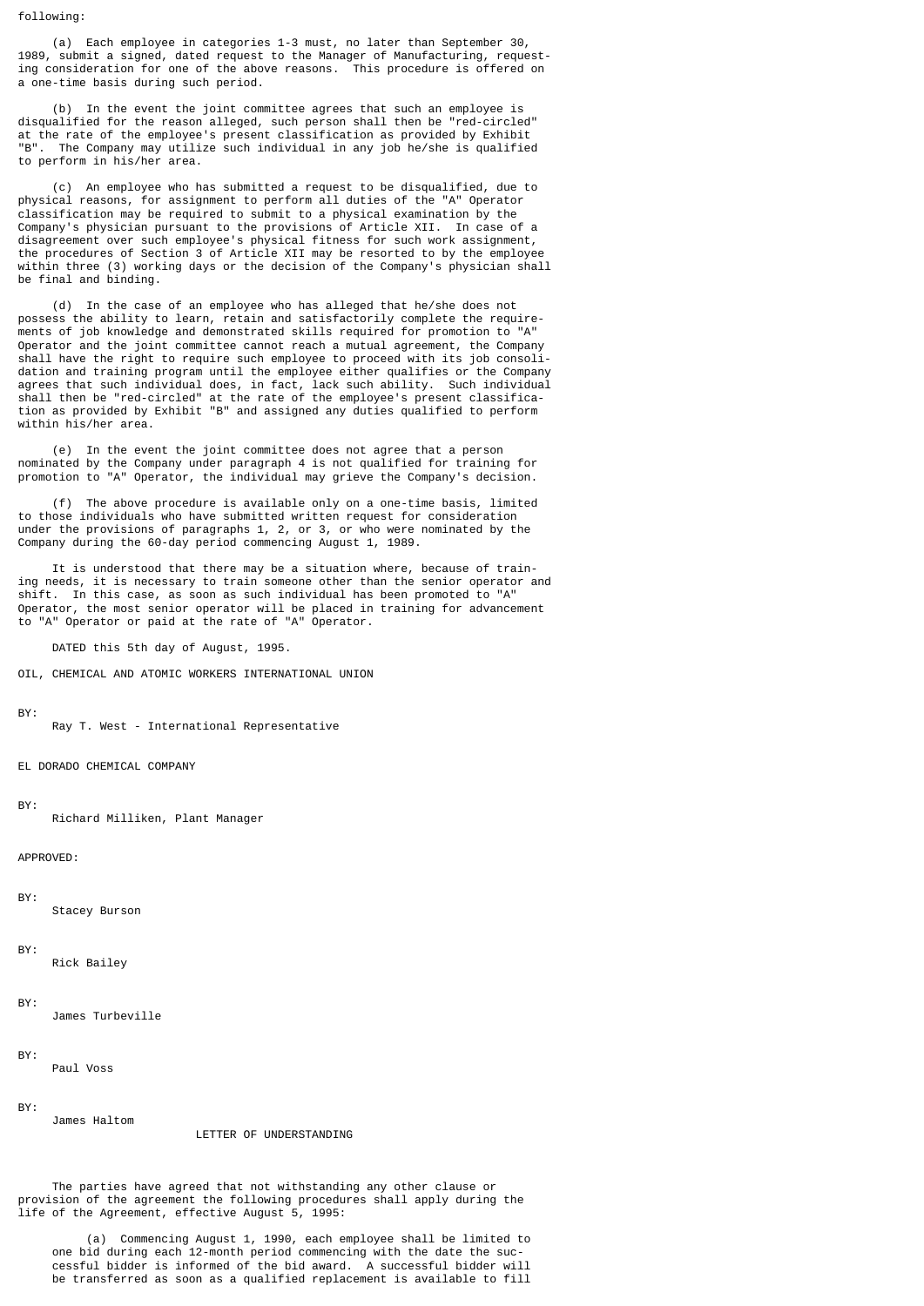following:

(a) Each employee in categories 1-3 must, no later than September 30, 1989, submit a signed, dated request to the Manager of Manufacturing, requesting consideration for one of the above reasons. This procedure is offered on a one-time basis during such period.

(b) In the event the joint committee agrees that such an employee is disqualified for the reason alleged, such person shall then be "red-circled" at the rate of the employee's present classification as provided by Exhibit "B". The Company may utilize such individual in any job he/she is qualified to perform in his/her area.

(c) An employee who has submitted a request to be disqualified, due to physical reasons, for assignment to perform all duties of the "A" Operator classification may be required to submit to a physical examination by the Company's physician pursuant to the provisions of Article XII. In case of a disagreement over such employee's physical fitness for such work assignment, the procedures of Section 3 of Article XII may be resorted to by the employee within three (3) working days or the decision of the Company's physician shall be final and binding.

(d) In the case of an employee who has alleged that he/she does not possess the ability to learn, retain and satisfactorily complete the requirements of job knowledge and demonstrated skills required for promotion to "A" Operator and the joint committee cannot reach a mutual agreement, the Company shall have the right to require such employee to proceed with its job consolidation and training program until the employee either qualifies or the Company agrees that such individual does, in fact, lack such ability. Such individual shall then be "red-circled" at the rate of the employee's present classification as provided by Exhibit "B" and assigned any duties qualified to perform within his/her area.

(e) In the event the joint committee does not agree that a person nominated by the Company under paragraph 4 is not qualified for training for promotion to "A" Operator, the individual may grieve the Company's decision.

(f) The above procedure is available only on a one-time basis, limited to those individuals who have submitted written request for consideration under the provisions of paragraphs 1, 2, or 3, or who were nominated by the Company during the 60-day period commencing August 1, 1989.

It is understood that there may be a situation where, because of training needs, it is necessary to train someone other than the senior operator and shift. In this case, as soon as such individual has been promoted to "A" Operator, the most senior operator will be placed in training for advancement to "A" Operator or paid at the rate of "A" Operator.

DATED this 5th day of August, 1995.

OIL, CHEMICAL AND ATOMIC WORKERS INTERNATIONAL UNION

BY:
Ray T. West - International Representative

EL DORADO CHEMICAL COMPANY

BY:
Richard Milliken, Plant Manager

APPROVED:

BY:
Stacey Burson

BY:
Rick Bailey

BY:
James Turbeville

BY:
Paul Voss

BY:
James Haltom

## LETTER OF UNDERSTANDING

The parties have agreed that not withstanding any other clause or provision of the agreement the following procedures shall apply during the life of the Agreement, effective August 5, 1995:

(a) Commencing August 1, 1990, each employee shall be limited to one bid during each 12-month period commencing with the date the successful bidder is informed of the bid award. A successful bidder will be transferred as soon as a qualified replacement is available to fill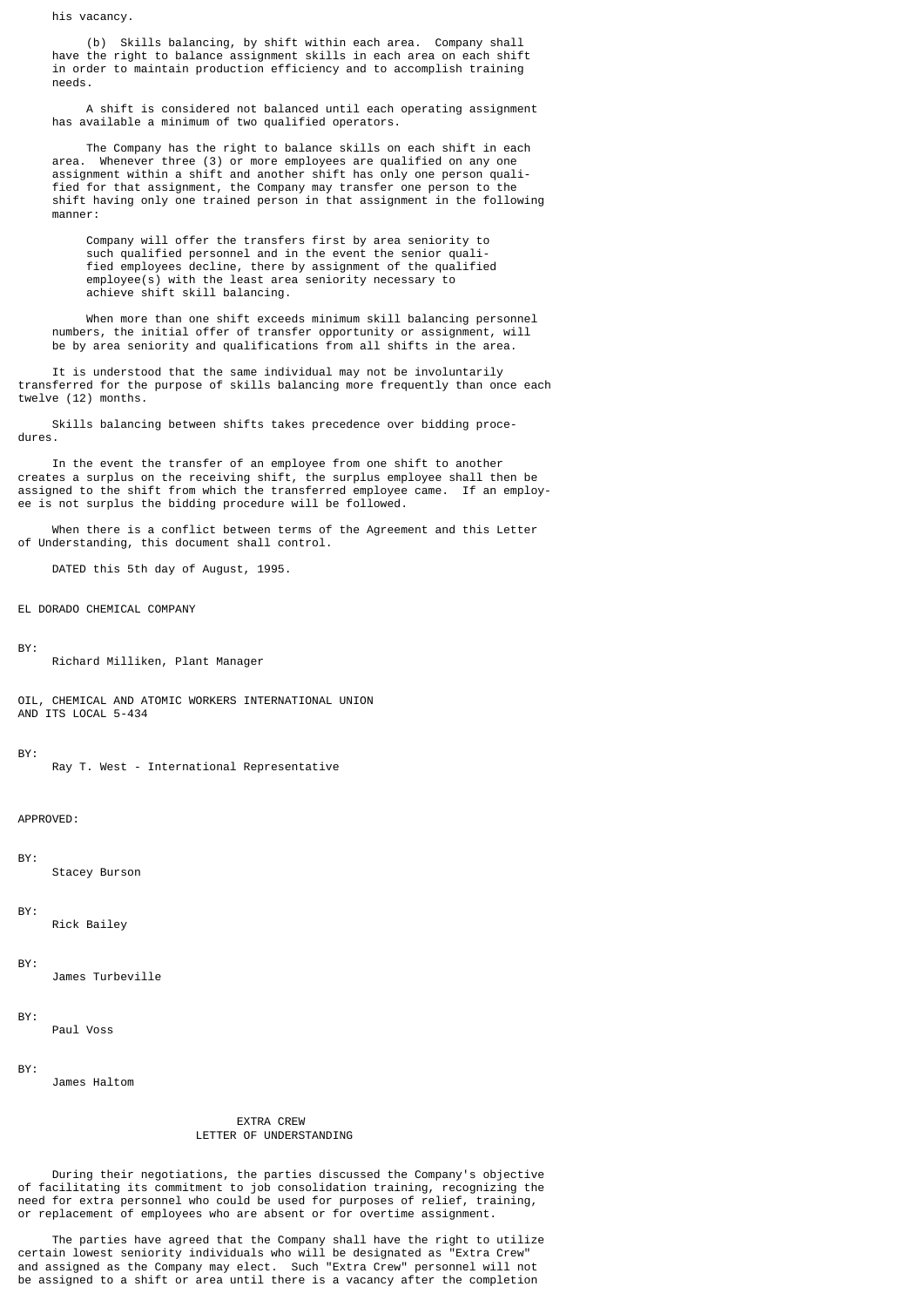his vacancy.

(b) Skills balancing, by shift within each area. Company shall have the right to balance assignment skills in each area on each shift in order to maintain production efficiency and to accomplish training needs.

A shift is considered not balanced until each operating assignment has available a minimum of two qualified operators.

The Company has the right to balance skills on each shift in each area. Whenever three (3) or more employees are qualified on any one assignment within a shift and another shift has only one person qualified for that assignment, the Company may transfer one person to the shift having only one trained person in that assignment in the following manner:

> Company will offer the transfers first by area seniority to such qualified personnel and in the event the senior qualified employees decline, there by assignment of the qualified employee(s) with the least area seniority necessary to achieve shift skill balancing.

When more than one shift exceeds minimum skill balancing personnel numbers, the initial offer of transfer opportunity or assignment, will be by area seniority and qualifications from all shifts in the area.

It is understood that the same individual may not be involuntarily transferred for the purpose of skills balancing more frequently than once each twelve (12) months.

Skills balancing between shifts takes precedence over bidding procedures.

In the event the transfer of an employee from one shift to another creates a surplus on the receiving shift, the surplus employee shall then be assigned to the shift from which the transferred employee came. If an employee is not surplus the bidding procedure will be followed.

When there is a conflict between terms of the Agreement and this Letter of Understanding, this document shall control.

DATED this 5th day of August, 1995.

EL DORADO CHEMICAL COMPANY

BY:
Richard Milliken, Plant Manager

OIL, CHEMICAL AND ATOMIC WORKERS INTERNATIONAL UNION
AND ITS LOCAL 5-434

BY:
Ray T. West - International Representative

APPROVED:

BY:
Stacey Burson

BY:
Rick Bailey

BY:
James Turbeville

BY:
Paul Voss

BY:
James Haltom

## EXTRA CREW
## LETTER OF UNDERSTANDING

During their negotiations, the parties discussed the Company's objective of facilitating its commitment to job consolidation training, recognizing the need for extra personnel who could be used for purposes of relief, training, or replacement of employees who are absent or for overtime assignment.

The parties have agreed that the Company shall have the right to utilize certain lowest seniority individuals who will be designated as "Extra Crew" and assigned as the Company may elect. Such "Extra Crew" personnel will not be assigned to a shift or area until there is a vacancy after the completion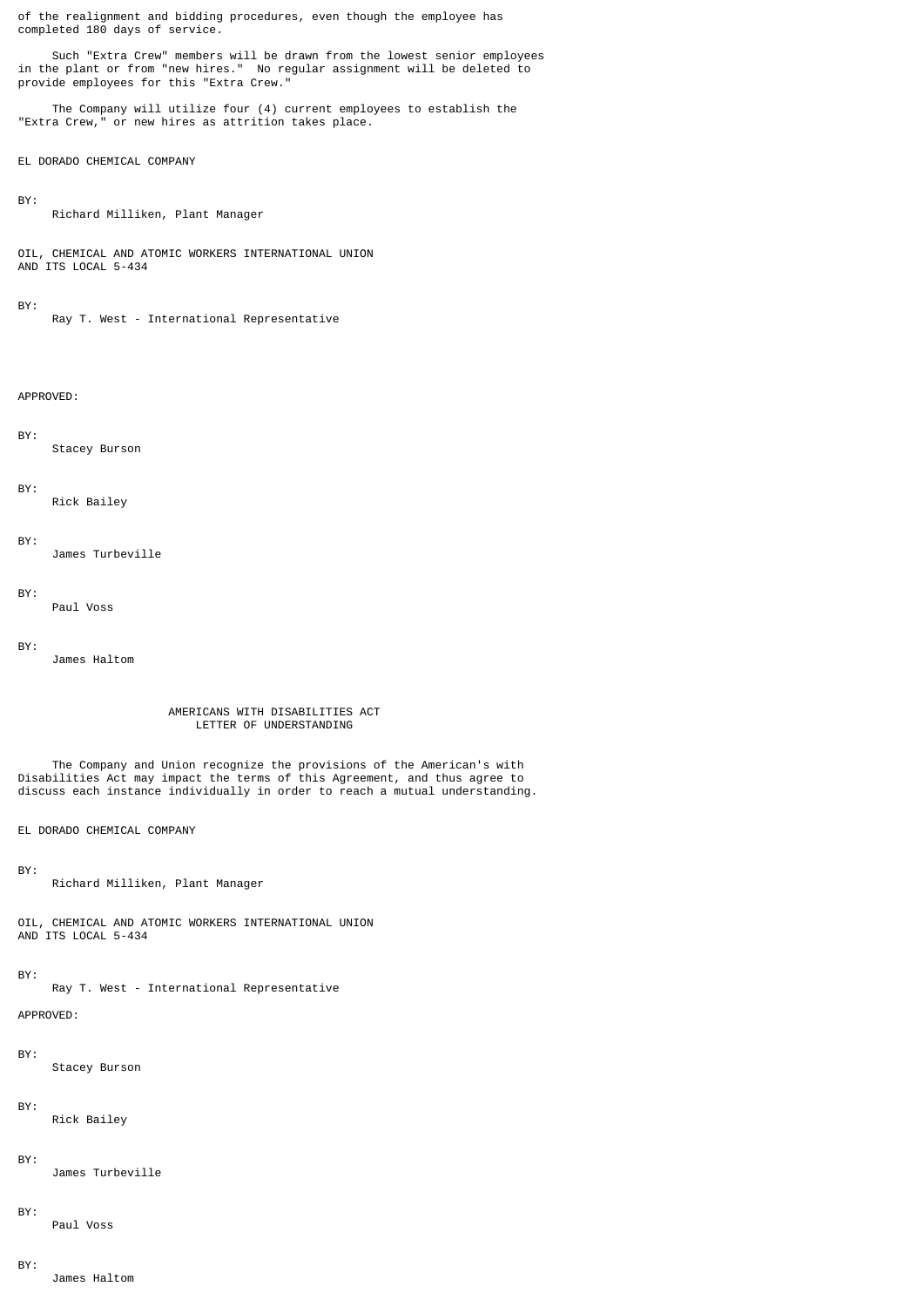of the realignment and bidding procedures, even though the employee has completed 180 days of service.

Such "Extra Crew" members will be drawn from the lowest senior employees in the plant or from "new hires." No regular assignment will be deleted to provide employees for this "Extra Crew."

The Company will utilize four (4) current employees to establish the "Extra Crew," or new hires as attrition takes place.

EL DORADO CHEMICAL COMPANY

BY:
Richard Milliken, Plant Manager

OIL, CHEMICAL AND ATOMIC WORKERS INTERNATIONAL UNION
AND ITS LOCAL 5-434

BY:
Ray T. West - International Representative

APPROVED:

BY:
Stacey Burson

BY:
Rick Bailey

BY:
James Turbeville

BY:
Paul Voss

BY:
James Haltom

## AMERICANS WITH DISABILITIES ACT LETTER OF UNDERSTANDING

The Company and Union recognize the provisions of the American's with Disabilities Act may impact the terms of this Agreement, and thus agree to discuss each instance individually in order to reach a mutual understanding.

EL DORADO CHEMICAL COMPANY

BY:
Richard Milliken, Plant Manager

OIL, CHEMICAL AND ATOMIC WORKERS INTERNATIONAL UNION
AND ITS LOCAL 5-434

BY:
Ray T. West - International Representative

APPROVED:

BY:
Stacey Burson

BY:
Rick Bailey

BY:
James Turbeville

BY:
Paul Voss

BY:
James Haltom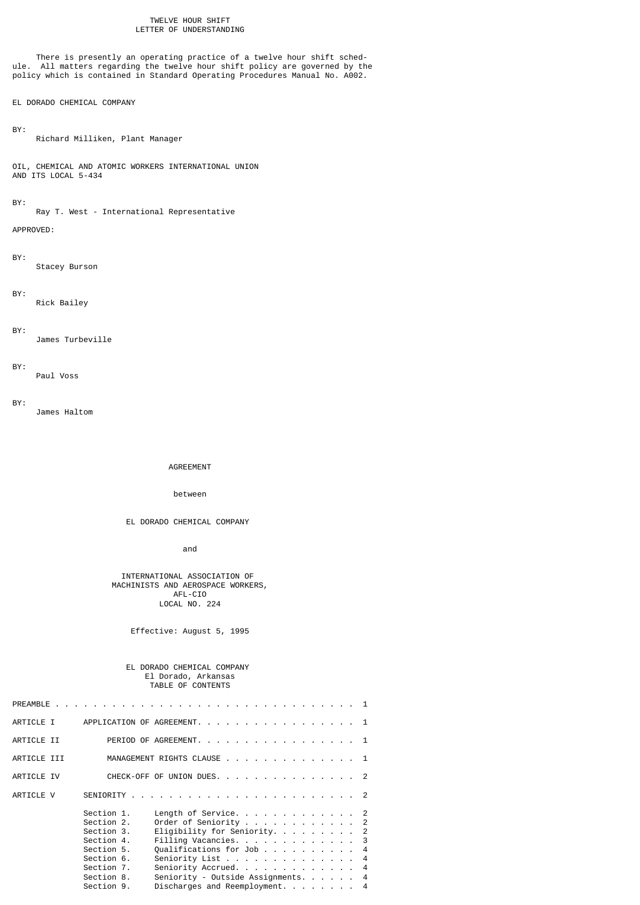# TWELVE HOUR SHIFT LETTER OF UNDERSTANDING

There is presently an operating practice of a twelve hour shift schedule. All matters regarding the twelve hour shift policy are governed by the policy which is contained in Standard Operating Procedures Manual No. A002.

EL DORADO CHEMICAL COMPANY

BY:
Richard Milliken, Plant Manager

OIL, CHEMICAL AND ATOMIC WORKERS INTERNATIONAL UNION
AND ITS LOCAL 5-434

BY:
Ray T. West - International Representative

APPROVED:

BY:
Stacey Burson

BY:
Rick Bailey

BY:
James Turbeville

BY:
Paul Voss

BY:
James Haltom

# AGREEMENT

between

EL DORADO CHEMICAL COMPANY

and

INTERNATIONAL ASSOCIATION OF MACHINISTS AND AEROSPACE WORKERS, AFL-CIO LOCAL NO. 224

Effective: August 5, 1995

## EL DORADO CHEMICAL COMPANY
El Dorado, Arkansas
TABLE OF CONTENTS

| | | | |
|---|---|---|---|
| PREAMBLE | | | 1 |
| ARTICLE I | APPLICATION OF AGREEMENT | | 1 |
| ARTICLE II | PERIOD OF AGREEMENT | | 1 |
| ARTICLE III | MANAGEMENT RIGHTS CLAUSE | | 1 |
| ARTICLE IV | CHECK-OFF OF UNION DUES | | 2 |
| ARTICLE V | SENIORITY | | 2 |
| | Section 1. | Length of Service | 2 |
| | Section 2. | Order of Seniority | 2 |
| | Section 3. | Eligibility for Seniority | 2 |
| | Section 4. | Filling Vacancies | 3 |
| | Section 5. | Qualifications for Job | 4 |
| | Section 6. | Seniority List | 4 |
| | Section 7. | Seniority Accrued | 4 |
| | Section 8. | Seniority - Outside Assignments | 4 |
| | Section 9. | Discharges and Reemployment | 4 |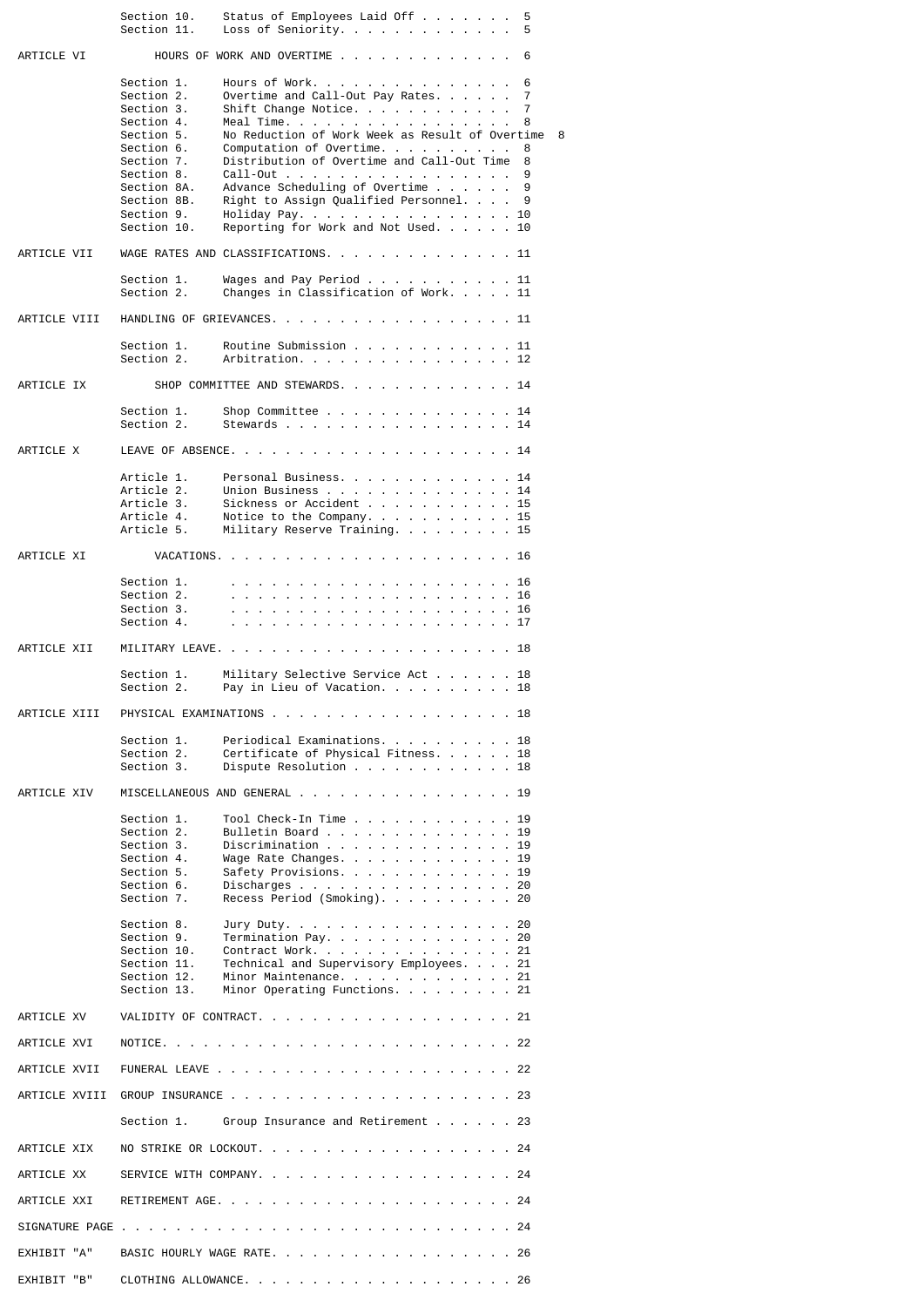| | | | |
|---|---|---|---|
| | Section 10. | Status of Employees Laid Off | 5 |
| | Section 11. | Loss of Seniority | 5 |
| ARTICLE VI | HOURS OF WORK AND OVERTIME | | 6 |
| | Section 1. | Hours of Work | 6 |
| | Section 2. | Overtime and Call-Out Pay Rates | 7 |
| | Section 3. | Shift Change Notice | 7 |
| | Section 4. | Meal Time | 8 |
| | Section 5. | No Reduction of Work Week as Result of Overtime | 8 |
| | Section 6. | Computation of Overtime | 8 |
| | Section 7. | Distribution of Overtime and Call-Out Time | 8 |
| | Section 8. | Call-Out | 9 |
| | Section 8A. | Advance Scheduling of Overtime | 9 |
| | Section 8B. | Right to Assign Qualified Personnel | 9 |
| | Section 9. | Holiday Pay | 10 |
| | Section 10. | Reporting for Work and Not Used | 10 |
| ARTICLE VII | WAGE RATES AND CLASSIFICATIONS | | 11 |
| | Section 1. | Wages and Pay Period | 11 |
| | Section 2. | Changes in Classification of Work | 11 |
| ARTICLE VIII | HANDLING OF GRIEVANCES | | 11 |
| | Section 1. | Routine Submission | 11 |
| | Section 2. | Arbitration | 12 |
| ARTICLE IX | SHOP COMMITTEE AND STEWARDS | | 14 |
| | Section 1. | Shop Committee | 14 |
| | Section 2. | Stewards | 14 |
| ARTICLE X | LEAVE OF ABSENCE | | 14 |
| | Article 1. | Personal Business | 14 |
| | Article 2. | Union Business | 14 |
| | Article 3. | Sickness or Accident | 15 |
| | Article 4. | Notice to the Company | 15 |
| | Article 5. | Military Reserve Training | 15 |
| ARTICLE XI | VACATIONS | | 16 |
| | Section 1. | | 16 |
| | Section 2. | | 16 |
| | Section 3. | | 16 |
| | Section 4. | | 17 |
| ARTICLE XII | MILITARY LEAVE | | 18 |
| | Section 1. | Military Selective Service Act | 18 |
| | Section 2. | Pay in Lieu of Vacation | 18 |
| ARTICLE XIII | PHYSICAL EXAMINATIONS | | 18 |
| | Section 1. | Periodical Examinations | 18 |
| | Section 2. | Certificate of Physical Fitness | 18 |
| | Section 3. | Dispute Resolution | 18 |
| ARTICLE XIV | MISCELLANEOUS AND GENERAL | | 19 |
| | Section 1. | Tool Check-In Time | 19 |
| | Section 2. | Bulletin Board | 19 |
| | Section 3. | Discrimination | 19 |
| | Section 4. | Wage Rate Changes | 19 |
| | Section 5. | Safety Provisions | 19 |
| | Section 6. | Discharges | 20 |
| | Section 7. | Recess Period (Smoking) | 20 |
| | Section 8. | Jury Duty | 20 |
| | Section 9. | Termination Pay | 20 |
| | Section 10. | Contract Work | 21 |
| | Section 11. | Technical and Supervisory Employees | 21 |
| | Section 12. | Minor Maintenance | 21 |
| | Section 13. | Minor Operating Functions | 21 |
| ARTICLE XV | VALIDITY OF CONTRACT | | 21 |
| ARTICLE XVI | NOTICE | | 22 |
| ARTICLE XVII | FUNERAL LEAVE | | 22 |
| ARTICLE XVIII | GROUP INSURANCE | | 23 |
| | Section 1. | Group Insurance and Retirement | 23 |
| ARTICLE XIX | NO STRIKE OR LOCKOUT | | 24 |
| ARTICLE XX | SERVICE WITH COMPANY | | 24 |
| ARTICLE XXI | RETIREMENT AGE | | 24 |
| SIGNATURE PAGE | | | 24 |
| EXHIBIT "A" | BASIC HOURLY WAGE RATE | | 26 |
| EXHIBIT "B" | CLOTHING ALLOWANCE | | 26 |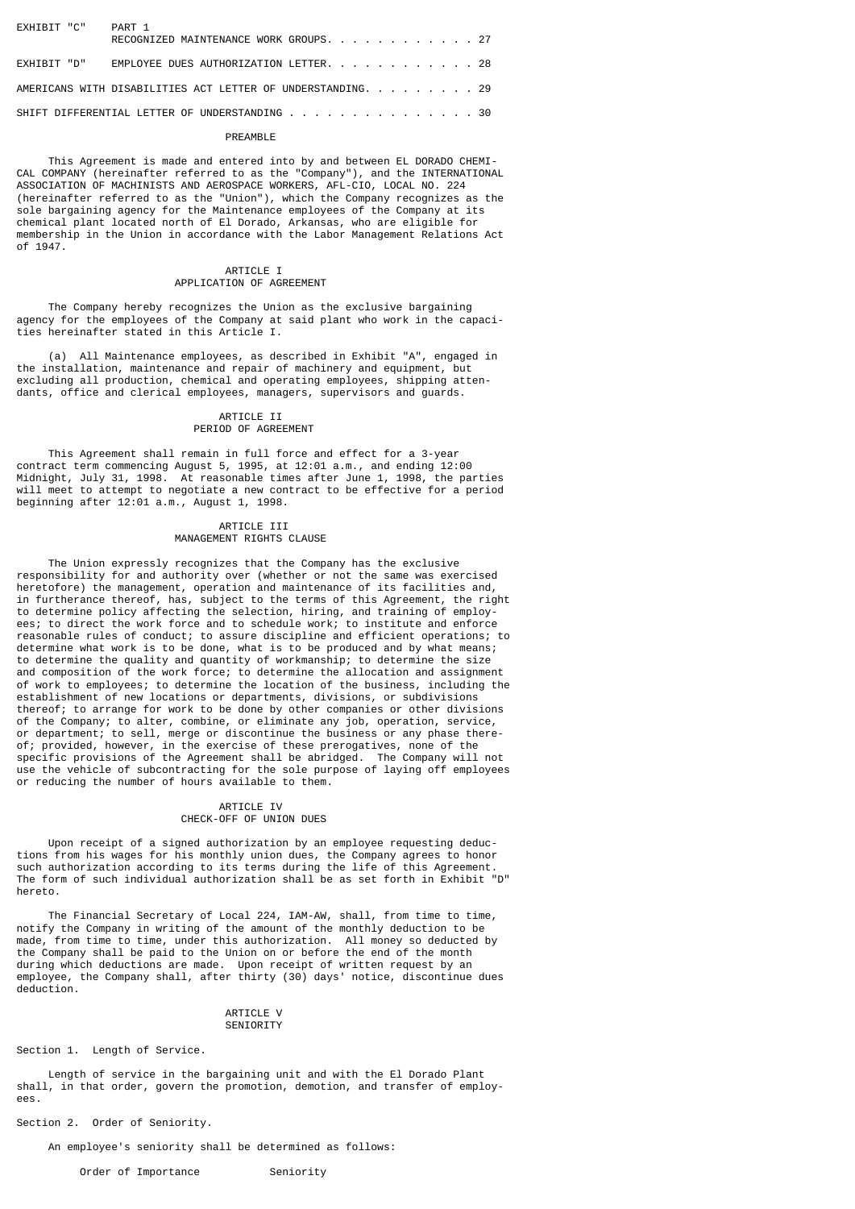| | | |
|---|---|---|
| EXHIBIT "C" | PART 1 RECOGNIZED MAINTENANCE WORK GROUPS. . . . . . . . . . . . | 27 |
| EXHIBIT "D" | EMPLOYEE DUES AUTHORIZATION LETTER. . . . . . . . . . . . | 28 |
| AMERICANS WITH DISABILITIES ACT LETTER OF UNDERSTANDING. . . . . . . . . | | 29 |
| SHIFT DIFFERENTIAL LETTER OF UNDERSTANDING . . . . . . . . . . . . . . . | | 30 |

## PREAMBLE

This Agreement is made and entered into by and between EL DORADO CHEMICAL COMPANY (hereinafter referred to as the "Company"), and the INTERNATIONAL ASSOCIATION OF MACHINISTS AND AEROSPACE WORKERS, AFL-CIO, LOCAL NO. 224 (hereinafter referred to as the "Union"), which the Company recognizes as the sole bargaining agency for the Maintenance employees of the Company at its chemical plant located north of El Dorado, Arkansas, who are eligible for membership in the Union in accordance with the Labor Management Relations Act of 1947.

## ARTICLE I
## APPLICATION OF AGREEMENT

The Company hereby recognizes the Union as the exclusive bargaining agency for the employees of the Company at said plant who work in the capacities hereinafter stated in this Article I.

(a) All Maintenance employees, as described in Exhibit "A", engaged in the installation, maintenance and repair of machinery and equipment, but excluding all production, chemical and operating employees, shipping attendants, office and clerical employees, managers, supervisors and guards.

## ARTICLE II
## PERIOD OF AGREEMENT

This Agreement shall remain in full force and effect for a 3-year contract term commencing August 5, 1995, at 12:01 a.m., and ending 12:00 Midnight, July 31, 1998. At reasonable times after June 1, 1998, the parties will meet to attempt to negotiate a new contract to be effective for a period beginning after 12:01 a.m., August 1, 1998.

## ARTICLE III
## MANAGEMENT RIGHTS CLAUSE

The Union expressly recognizes that the Company has the exclusive responsibility for and authority over (whether or not the same was exercised heretofore) the management, operation and maintenance of its facilities and, in furtherance thereof, has, subject to the terms of this Agreement, the right to determine policy affecting the selection, hiring, and training of employees; to direct the work force and to schedule work; to institute and enforce reasonable rules of conduct; to assure discipline and efficient operations; to determine what work is to be done, what is to be produced and by what means; to determine the quality and quantity of workmanship; to determine the size and composition of the work force; to determine the allocation and assignment of work to employees; to determine the location of the business, including the establishment of new locations or departments, divisions, or subdivisions thereof; to arrange for work to be done by other companies or other divisions of the Company; to alter, combine, or eliminate any job, operation, service, or department; to sell, merge or discontinue the business or any phase thereof; provided, however, in the exercise of these prerogatives, none of the specific provisions of the Agreement shall be abridged. The Company will not use the vehicle of subcontracting for the sole purpose of laying off employees or reducing the number of hours available to them.

## ARTICLE IV
## CHECK-OFF OF UNION DUES

Upon receipt of a signed authorization by an employee requesting deductions from his wages for his monthly union dues, the Company agrees to honor such authorization according to its terms during the life of this Agreement. The form of such individual authorization shall be as set forth in Exhibit "D" hereto.

The Financial Secretary of Local 224, IAM-AW, shall, from time to time, notify the Company in writing of the amount of the monthly deduction to be made, from time to time, under this authorization. All money so deducted by the Company shall be paid to the Union on or before the end of the month during which deductions are made. Upon receipt of written request by an employee, the Company shall, after thirty (30) days' notice, discontinue dues deduction.

## ARTICLE V
## SENIORITY

Section 1. Length of Service.

Length of service in the bargaining unit and with the El Dorado Plant shall, in that order, govern the promotion, demotion, and transfer of employees.

Section 2. Order of Seniority.

An employee's seniority shall be determined as follows:

Order of Importance Seniority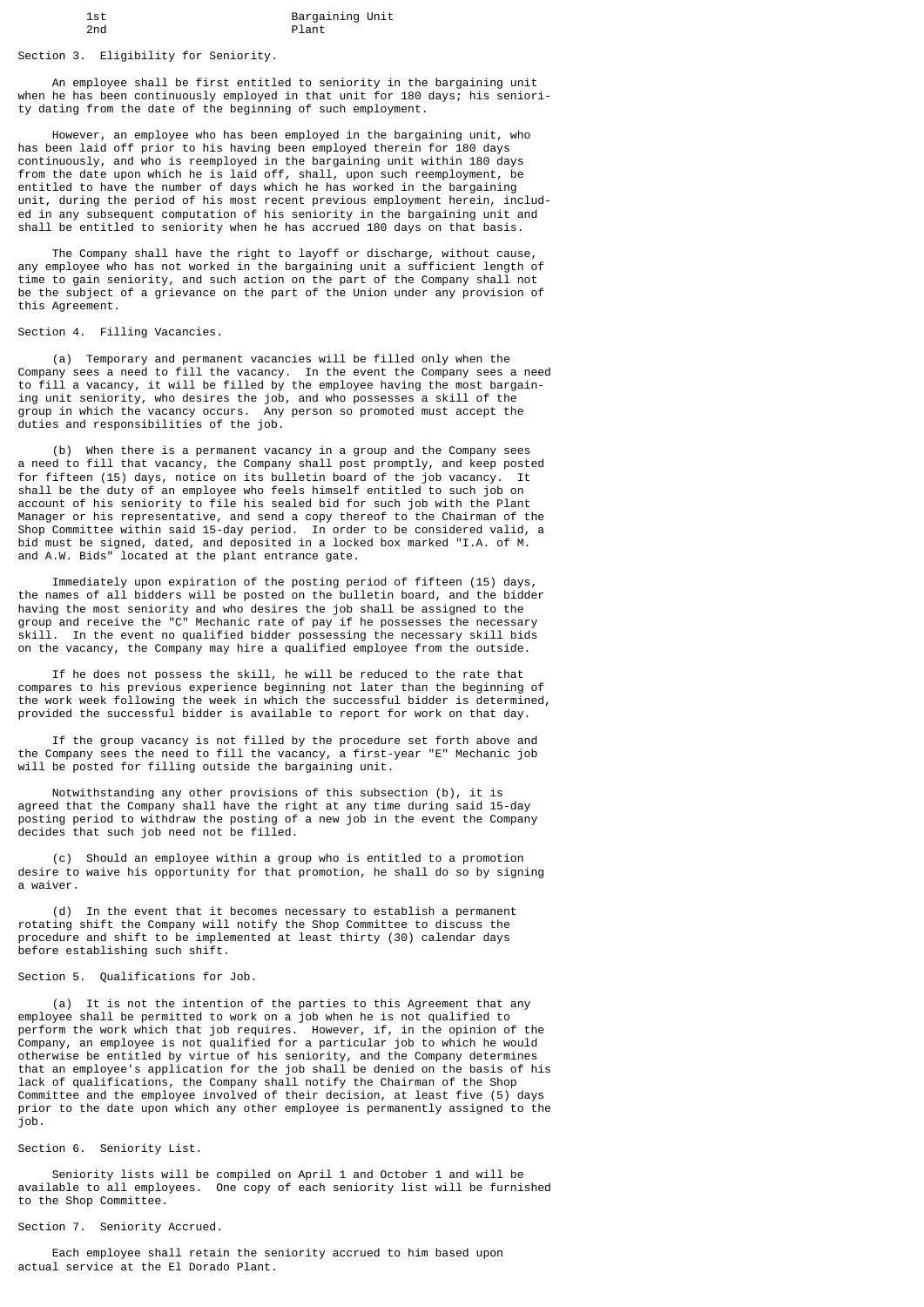| 1st | Bargaining Unit |
|---|---|
| 2nd | Plant |

## Section 3. Eligibility for Seniority.

An employee shall be first entitled to seniority in the bargaining unit when he has been continuously employed in that unit for 180 days; his seniority dating from the date of the beginning of such employment.

However, an employee who has been employed in the bargaining unit, who has been laid off prior to his having been employed therein for 180 days continuously, and who is reemployed in the bargaining unit within 180 days from the date upon which he is laid off, shall, upon such reemployment, be entitled to have the number of days which he has worked in the bargaining unit, during the period of his most recent previous employment herein, included in any subsequent computation of his seniority in the bargaining unit and shall be entitled to seniority when he has accrued 180 days on that basis.

The Company shall have the right to layoff or discharge, without cause, any employee who has not worked in the bargaining unit a sufficient length of time to gain seniority, and such action on the part of the Company shall not be the subject of a grievance on the part of the Union under any provision of this Agreement.

## Section 4. Filling Vacancies.

(a) Temporary and permanent vacancies will be filled only when the Company sees a need to fill the vacancy. In the event the Company sees a need to fill a vacancy, it will be filled by the employee having the most bargaining unit seniority, who desires the job, and who possesses a skill of the group in which the vacancy occurs. Any person so promoted must accept the duties and responsibilities of the job.

(b) When there is a permanent vacancy in a group and the Company sees a need to fill that vacancy, the Company shall post promptly, and keep posted for fifteen (15) days, notice on its bulletin board of the job vacancy. It shall be the duty of an employee who feels himself entitled to such job on account of his seniority to file his sealed bid for such job with the Plant Manager or his representative, and send a copy thereof to the Chairman of the Shop Committee within said 15-day period. In order to be considered valid, a bid must be signed, dated, and deposited in a locked box marked "I.A. of M. and A.W. Bids" located at the plant entrance gate.

Immediately upon expiration of the posting period of fifteen (15) days, the names of all bidders will be posted on the bulletin board, and the bidder having the most seniority and who desires the job shall be assigned to the group and receive the "C" Mechanic rate of pay if he possesses the necessary skill. In the event no qualified bidder possessing the necessary skill bids on the vacancy, the Company may hire a qualified employee from the outside.

If he does not possess the skill, he will be reduced to the rate that compares to his previous experience beginning not later than the beginning of the work week following the week in which the successful bidder is determined, provided the successful bidder is available to report for work on that day.

If the group vacancy is not filled by the procedure set forth above and the Company sees the need to fill the vacancy, a first-year "E" Mechanic job will be posted for filling outside the bargaining unit.

Notwithstanding any other provisions of this subsection (b), it is agreed that the Company shall have the right at any time during said 15-day posting period to withdraw the posting of a new job in the event the Company decides that such job need not be filled.

(c) Should an employee within a group who is entitled to a promotion desire to waive his opportunity for that promotion, he shall do so by signing a waiver.

(d) In the event that it becomes necessary to establish a permanent rotating shift the Company will notify the Shop Committee to discuss the procedure and shift to be implemented at least thirty (30) calendar days before establishing such shift.

## Section 5. Qualifications for Job.

(a) It is not the intention of the parties to this Agreement that any employee shall be permitted to work on a job when he is not qualified to perform the work which that job requires. However, if, in the opinion of the Company, an employee is not qualified for a particular job to which he would otherwise be entitled by virtue of his seniority, and the Company determines that an employee's application for the job shall be denied on the basis of his lack of qualifications, the Company shall notify the Chairman of the Shop Committee and the employee involved of their decision, at least five (5) days prior to the date upon which any other employee is permanently assigned to the job.

## Section 6. Seniority List.

Seniority lists will be compiled on April 1 and October 1 and will be available to all employees. One copy of each seniority list will be furnished to the Shop Committee.

## Section 7. Seniority Accrued.

Each employee shall retain the seniority accrued to him based upon actual service at the El Dorado Plant.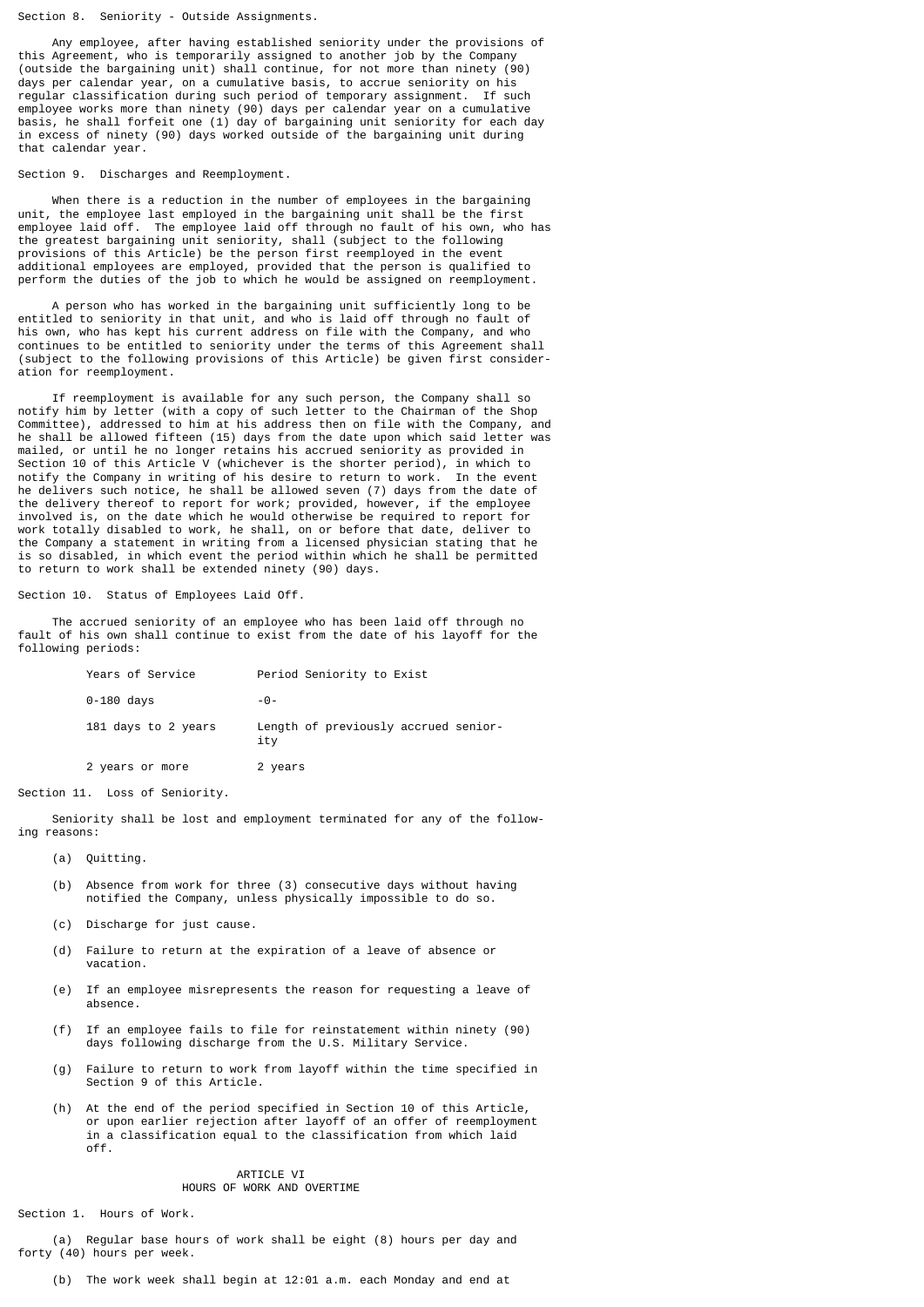Section 8. Seniority - Outside Assignments.

Any employee, after having established seniority under the provisions of this Agreement, who is temporarily assigned to another job by the Company (outside the bargaining unit) shall continue, for not more than ninety (90) days per calendar year, on a cumulative basis, to accrue seniority on his regular classification during such period of temporary assignment. If such employee works more than ninety (90) days per calendar year on a cumulative basis, he shall forfeit one (1) day of bargaining unit seniority for each day in excess of ninety (90) days worked outside of the bargaining unit during that calendar year.

Section 9. Discharges and Reemployment.

When there is a reduction in the number of employees in the bargaining unit, the employee last employed in the bargaining unit shall be the first employee laid off. The employee laid off through no fault of his own, who has the greatest bargaining unit seniority, shall (subject to the following provisions of this Article) be the person first reemployed in the event additional employees are employed, provided that the person is qualified to perform the duties of the job to which he would be assigned on reemployment.

A person who has worked in the bargaining unit sufficiently long to be entitled to seniority in that unit, and who is laid off through no fault of his own, who has kept his current address on file with the Company, and who continues to be entitled to seniority under the terms of this Agreement shall (subject to the following provisions of this Article) be given first consideration for reemployment.

If reemployment is available for any such person, the Company shall so notify him by letter (with a copy of such letter to the Chairman of the Shop Committee), addressed to him at his address then on file with the Company, and he shall be allowed fifteen (15) days from the date upon which said letter was mailed, or until he no longer retains his accrued seniority as provided in Section 10 of this Article V (whichever is the shorter period), in which to notify the Company in writing of his desire to return to work. In the event he delivers such notice, he shall be allowed seven (7) days from the date of the delivery thereof to report for work; provided, however, if the employee involved is, on the date which he would otherwise be required to report for work totally disabled to work, he shall, on or before that date, deliver to the Company a statement in writing from a licensed physician stating that he is so disabled, in which event the period within which he shall be permitted to return to work shall be extended ninety (90) days.

Section 10. Status of Employees Laid Off.

The accrued seniority of an employee who has been laid off through no fault of his own shall continue to exist from the date of his layoff for the following periods:

| Years of Service | Period Seniority to Exist |
|---|---|
| 0-180 days | -0- |
| 181 days to 2 years | Length of previously accrued seniority |
| 2 years or more | 2 years |

Section 11. Loss of Seniority.

Seniority shall be lost and employment terminated for any of the following reasons:

(a) Quitting.

(b) Absence from work for three (3) consecutive days without having notified the Company, unless physically impossible to do so.

(c) Discharge for just cause.

(d) Failure to return at the expiration of a leave of absence or vacation.

(e) If an employee misrepresents the reason for requesting a leave of absence.

(f) If an employee fails to file for reinstatement within ninety (90) days following discharge from the U.S. Military Service.

(g) Failure to return to work from layoff within the time specified in Section 9 of this Article.

(h) At the end of the period specified in Section 10 of this Article, or upon earlier rejection after layoff of an offer of reemployment in a classification equal to the classification from which laid off.

## ARTICLE VI
## HOURS OF WORK AND OVERTIME

Section 1. Hours of Work.

(a) Regular base hours of work shall be eight (8) hours per day and forty (40) hours per week.

(b) The work week shall begin at 12:01 a.m. each Monday and end at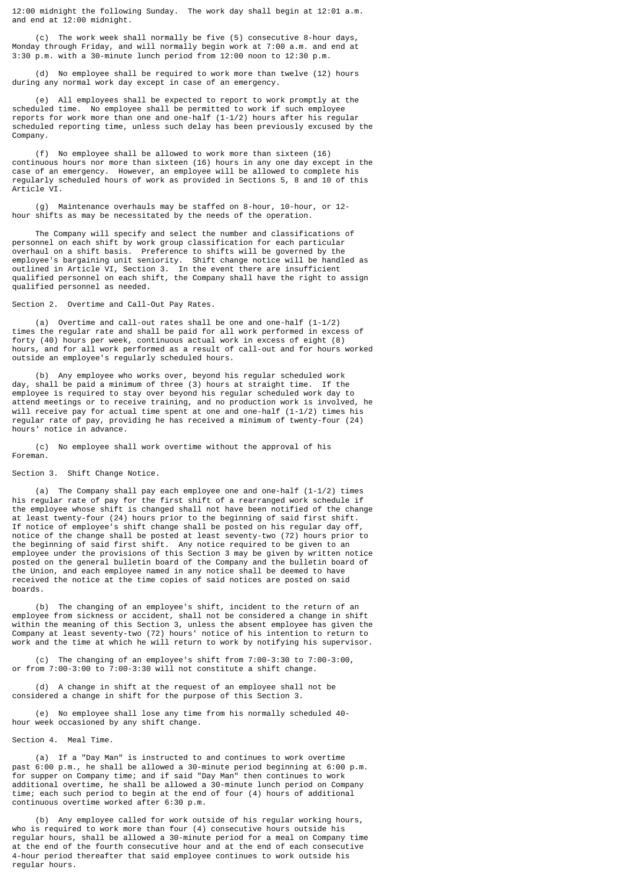12:00 midnight the following Sunday. The work day shall begin at 12:01 a.m. and end at 12:00 midnight.

(c) The work week shall normally be five (5) consecutive 8-hour days, Monday through Friday, and will normally begin work at 7:00 a.m. and end at 3:30 p.m. with a 30-minute lunch period from 12:00 noon to 12:30 p.m.

(d) No employee shall be required to work more than twelve (12) hours during any normal work day except in case of an emergency.

(e) All employees shall be expected to report to work promptly at the scheduled time. No employee shall be permitted to work if such employee reports for work more than one and one-half (1-1/2) hours after his regular scheduled reporting time, unless such delay has been previously excused by the Company.

(f) No employee shall be allowed to work more than sixteen (16) continuous hours nor more than sixteen (16) hours in any one day except in the case of an emergency. However, an employee will be allowed to complete his regularly scheduled hours of work as provided in Sections 5, 8 and 10 of this Article VI.

(g) Maintenance overhauls may be staffed on 8-hour, 10-hour, or 12-hour shifts as may be necessitated by the needs of the operation.

The Company will specify and select the number and classifications of personnel on each shift by work group classification for each particular overhaul on a shift basis. Preference to shifts will be governed by the employee's bargaining unit seniority. Shift change notice will be handled as outlined in Article VI, Section 3. In the event there are insufficient qualified personnel on each shift, the Company shall have the right to assign qualified personnel as needed.

Section 2. Overtime and Call-Out Pay Rates.

(a) Overtime and call-out rates shall be one and one-half (1-1/2) times the regular rate and shall be paid for all work performed in excess of forty (40) hours per week, continuous actual work in excess of eight (8) hours, and for all work performed as a result of call-out and for hours worked outside an employee's regularly scheduled hours.

(b) Any employee who works over, beyond his regular scheduled work day, shall be paid a minimum of three (3) hours at straight time. If the employee is required to stay over beyond his regular scheduled work day to attend meetings or to receive training, and no production work is involved, he will receive pay for actual time spent at one and one-half (1-1/2) times his regular rate of pay, providing he has received a minimum of twenty-four (24) hours' notice in advance.

(c) No employee shall work overtime without the approval of his Foreman.

Section 3. Shift Change Notice.

(a) The Company shall pay each employee one and one-half (1-1/2) times his regular rate of pay for the first shift of a rearranged work schedule if the employee whose shift is changed shall not have been notified of the change at least twenty-four (24) hours prior to the beginning of said first shift. If notice of employee's shift change shall be posted on his regular day off, notice of the change shall be posted at least seventy-two (72) hours prior to the beginning of said first shift. Any notice required to be given to an employee under the provisions of this Section 3 may be given by written notice posted on the general bulletin board of the Company and the bulletin board of the Union, and each employee named in any notice shall be deemed to have received the notice at the time copies of said notices are posted on said boards.

(b) The changing of an employee's shift, incident to the return of an employee from sickness or accident, shall not be considered a change in shift within the meaning of this Section 3, unless the absent employee has given the Company at least seventy-two (72) hours' notice of his intention to return to work and the time at which he will return to work by notifying his supervisor.

(c) The changing of an employee's shift from 7:00-3:30 to 7:00-3:00, or from 7:00-3:00 to 7:00-3:30 will not constitute a shift change.

(d) A change in shift at the request of an employee shall not be considered a change in shift for the purpose of this Section 3.

(e) No employee shall lose any time from his normally scheduled 40-hour week occasioned by any shift change.

Section 4. Meal Time.

(a) If a "Day Man" is instructed to and continues to work overtime past 6:00 p.m., he shall be allowed a 30-minute period beginning at 6:00 p.m. for supper on Company time; and if said "Day Man" then continues to work additional overtime, he shall be allowed a 30-minute lunch period on Company time; each such period to begin at the end of four (4) hours of additional continuous overtime worked after 6:30 p.m.

(b) Any employee called for work outside of his regular working hours, who is required to work more than four (4) consecutive hours outside his regular hours, shall be allowed a 30-minute period for a meal on Company time at the end of the fourth consecutive hour and at the end of each consecutive 4-hour period thereafter that said employee continues to work outside his regular hours.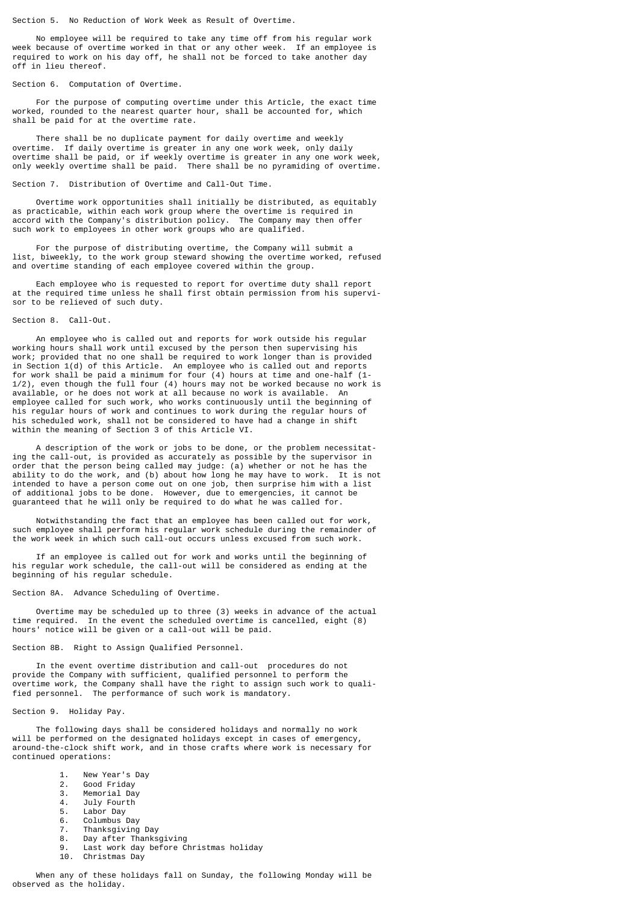## Section 5. No Reduction of Work Week as Result of Overtime.

No employee will be required to take any time off from his regular work week because of overtime worked in that or any other week. If an employee is required to work on his day off, he shall not be forced to take another day off in lieu thereof.

## Section 6. Computation of Overtime.

For the purpose of computing overtime under this Article, the exact time worked, rounded to the nearest quarter hour, shall be accounted for, which shall be paid for at the overtime rate.

There shall be no duplicate payment for daily overtime and weekly overtime. If daily overtime is greater in any one work week, only daily overtime shall be paid, or if weekly overtime is greater in any one work week, only weekly overtime shall be paid. There shall be no pyramiding of overtime.

## Section 7. Distribution of Overtime and Call-Out Time.

Overtime work opportunities shall initially be distributed, as equitably as practicable, within each work group where the overtime is required in accord with the Company's distribution policy. The Company may then offer such work to employees in other work groups who are qualified.

For the purpose of distributing overtime, the Company will submit a list, biweekly, to the work group steward showing the overtime worked, refused and overtime standing of each employee covered within the group.

Each employee who is requested to report for overtime duty shall report at the required time unless he shall first obtain permission from his supervisor to be relieved of such duty.

## Section 8. Call-Out.

An employee who is called out and reports for work outside his regular working hours shall work until excused by the person then supervising his work; provided that no one shall be required to work longer than is provided in Section 1(d) of this Article. An employee who is called out and reports for work shall be paid a minimum for four (4) hours at time and one-half (1-1/2), even though the full four (4) hours may not be worked because no work is available, or he does not work at all because no work is available. An employee called for such work, who works continuously until the beginning of his regular hours of work and continues to work during the regular hours of his scheduled work, shall not be considered to have had a change in shift within the meaning of Section 3 of this Article VI.

A description of the work or jobs to be done, or the problem necessitating the call-out, is provided as accurately as possible by the supervisor in order that the person being called may judge: (a) whether or not he has the ability to do the work, and (b) about how long he may have to work. It is not intended to have a person come out on one job, then surprise him with a list of additional jobs to be done. However, due to emergencies, it cannot be guaranteed that he will only be required to do what he was called for.

Notwithstanding the fact that an employee has been called out for work, such employee shall perform his regular work schedule during the remainder of the work week in which such call-out occurs unless excused from such work.

If an employee is called out for work and works until the beginning of his regular work schedule, the call-out will be considered as ending at the beginning of his regular schedule.

## Section 8A. Advance Scheduling of Overtime.

Overtime may be scheduled up to three (3) weeks in advance of the actual time required. In the event the scheduled overtime is cancelled, eight (8) hours' notice will be given or a call-out will be paid.

## Section 8B. Right to Assign Qualified Personnel.

In the event overtime distribution and call-out procedures do not provide the Company with sufficient, qualified personnel to perform the overtime work, the Company shall have the right to assign such work to qualified personnel. The performance of such work is mandatory.

## Section 9. Holiday Pay.

The following days shall be considered holidays and normally no work will be performed on the designated holidays except in cases of emergency, around-the-clock shift work, and in those crafts where work is necessary for continued operations:

1. New Year's Day
2. Good Friday
3. Memorial Day
4. July Fourth
5. Labor Day
6. Columbus Day
7. Thanksgiving Day
8. Day after Thanksgiving
9. Last work day before Christmas holiday
10. Christmas Day

When any of these holidays fall on Sunday, the following Monday will be observed as the holiday.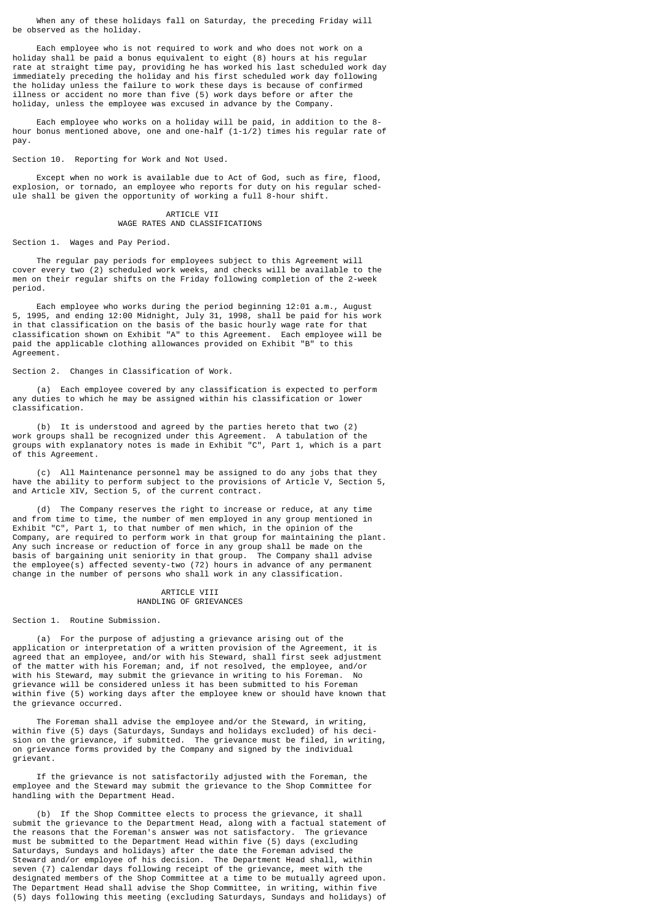When any of these holidays fall on Saturday, the preceding Friday will be observed as the holiday.

Each employee who is not required to work and who does not work on a holiday shall be paid a bonus equivalent to eight (8) hours at his regular rate at straight time pay, providing he has worked his last scheduled work day immediately preceding the holiday and his first scheduled work day following the holiday unless the failure to work these days is because of confirmed illness or accident no more than five (5) work days before or after the holiday, unless the employee was excused in advance by the Company.

Each employee who works on a holiday will be paid, in addition to the 8-hour bonus mentioned above, one and one-half (1-1/2) times his regular rate of pay.

Section 10. Reporting for Work and Not Used.

Except when no work is available due to Act of God, such as fire, flood, explosion, or tornado, an employee who reports for duty on his regular schedule shall be given the opportunity of working a full 8-hour shift.

## ARTICLE VII
## WAGE RATES AND CLASSIFICATIONS

Section 1. Wages and Pay Period.

The regular pay periods for employees subject to this Agreement will cover every two (2) scheduled work weeks, and checks will be available to the men on their regular shifts on the Friday following completion of the 2-week period.

Each employee who works during the period beginning 12:01 a.m., August 5, 1995, and ending 12:00 Midnight, July 31, 1998, shall be paid for his work in that classification on the basis of the basic hourly wage rate for that classification shown on Exhibit "A" to this Agreement. Each employee will be paid the applicable clothing allowances provided on Exhibit "B" to this Agreement.

Section 2. Changes in Classification of Work.

(a) Each employee covered by any classification is expected to perform any duties to which he may be assigned within his classification or lower classification.

(b) It is understood and agreed by the parties hereto that two (2) work groups shall be recognized under this Agreement. A tabulation of the groups with explanatory notes is made in Exhibit "C", Part 1, which is a part of this Agreement.

(c) All Maintenance personnel may be assigned to do any jobs that they have the ability to perform subject to the provisions of Article V, Section 5, and Article XIV, Section 5, of the current contract.

(d) The Company reserves the right to increase or reduce, at any time and from time to time, the number of men employed in any group mentioned in Exhibit "C", Part 1, to that number of men which, in the opinion of the Company, are required to perform work in that group for maintaining the plant. Any such increase or reduction of force in any group shall be made on the basis of bargaining unit seniority in that group. The Company shall advise the employee(s) affected seventy-two (72) hours in advance of any permanent change in the number of persons who shall work in any classification.

## ARTICLE VIII
## HANDLING OF GRIEVANCES

Section 1. Routine Submission.

(a) For the purpose of adjusting a grievance arising out of the application or interpretation of a written provision of the Agreement, it is agreed that an employee, and/or with his Steward, shall first seek adjustment of the matter with his Foreman; and, if not resolved, the employee, and/or with his Steward, may submit the grievance in writing to his Foreman. No grievance will be considered unless it has been submitted to his Foreman within five (5) working days after the employee knew or should have known that the grievance occurred.

The Foreman shall advise the employee and/or the Steward, in writing, within five (5) days (Saturdays, Sundays and holidays excluded) of his decision on the grievance, if submitted. The grievance must be filed, in writing, on grievance forms provided by the Company and signed by the individual grievant.

If the grievance is not satisfactorily adjusted with the Foreman, the employee and the Steward may submit the grievance to the Shop Committee for handling with the Department Head.

(b) If the Shop Committee elects to process the grievance, it shall submit the grievance to the Department Head, along with a factual statement of the reasons that the Foreman's answer was not satisfactory. The grievance must be submitted to the Department Head within five (5) days (excluding Saturdays, Sundays and holidays) after the date the Foreman advised the Steward and/or employee of his decision. The Department Head shall, within seven (7) calendar days following receipt of the grievance, meet with the designated members of the Shop Committee at a time to be mutually agreed upon. The Department Head shall advise the Shop Committee, in writing, within five (5) days following this meeting (excluding Saturdays, Sundays and holidays) of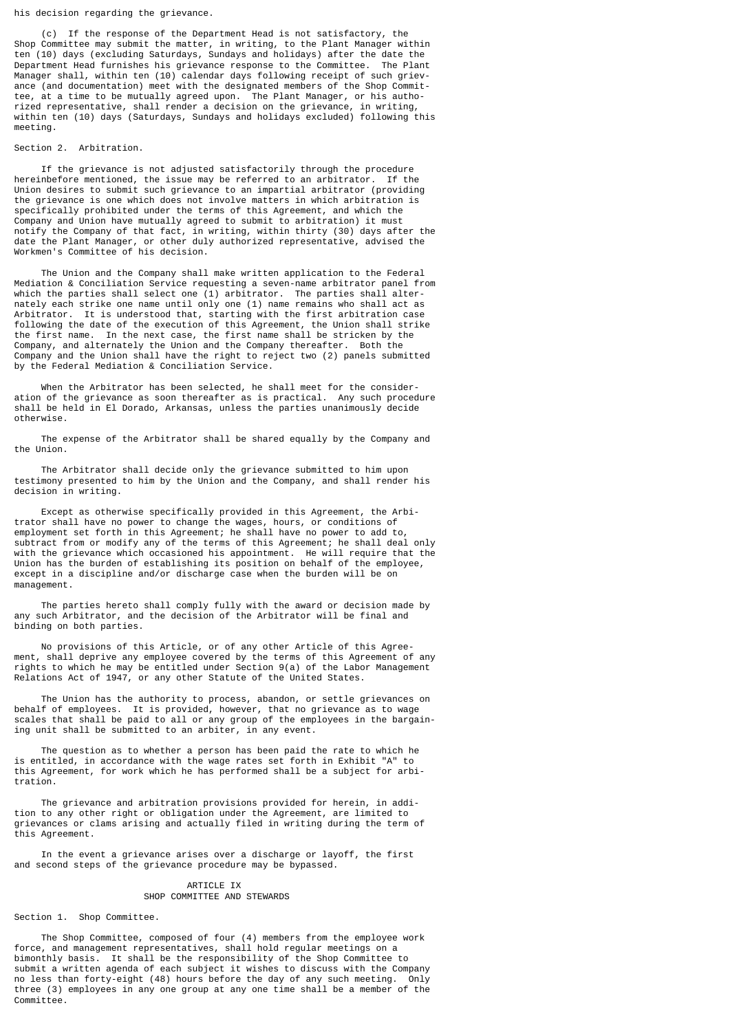his decision regarding the grievance.

(c) If the response of the Department Head is not satisfactory, the Shop Committee may submit the matter, in writing, to the Plant Manager within ten (10) days (excluding Saturdays, Sundays and holidays) after the date the Department Head furnishes his grievance response to the Committee. The Plant Manager shall, within ten (10) calendar days following receipt of such grievance (and documentation) meet with the designated members of the Shop Committee, at a time to be mutually agreed upon. The Plant Manager, or his authorized representative, shall render a decision on the grievance, in writing, within ten (10) days (Saturdays, Sundays and holidays excluded) following this meeting.

Section 2. Arbitration.

If the grievance is not adjusted satisfactorily through the procedure hereinbefore mentioned, the issue may be referred to an arbitrator. If the Union desires to submit such grievance to an impartial arbitrator (providing the grievance is one which does not involve matters in which arbitration is specifically prohibited under the terms of this Agreement, and which the Company and Union have mutually agreed to submit to arbitration) it must notify the Company of that fact, in writing, within thirty (30) days after the date the Plant Manager, or other duly authorized representative, advised the Workmen's Committee of his decision.

The Union and the Company shall make written application to the Federal Mediation & Conciliation Service requesting a seven-name arbitrator panel from which the parties shall select one (1) arbitrator. The parties shall alternately each strike one name until only one (1) name remains who shall act as Arbitrator. It is understood that, starting with the first arbitration case following the date of the execution of this Agreement, the Union shall strike the first name. In the next case, the first name shall be stricken by the Company, and alternately the Union and the Company thereafter. Both the Company and the Union shall have the right to reject two (2) panels submitted by the Federal Mediation & Conciliation Service.

When the Arbitrator has been selected, he shall meet for the consideration of the grievance as soon thereafter as is practical. Any such procedure shall be held in El Dorado, Arkansas, unless the parties unanimously decide otherwise.

The expense of the Arbitrator shall be shared equally by the Company and the Union.

The Arbitrator shall decide only the grievance submitted to him upon testimony presented to him by the Union and the Company, and shall render his decision in writing.

Except as otherwise specifically provided in this Agreement, the Arbitrator shall have no power to change the wages, hours, or conditions of employment set forth in this Agreement; he shall have no power to add to, subtract from or modify any of the terms of this Agreement; he shall deal only with the grievance which occasioned his appointment. He will require that the Union has the burden of establishing its position on behalf of the employee, except in a discipline and/or discharge case when the burden will be on management.

The parties hereto shall comply fully with the award or decision made by any such Arbitrator, and the decision of the Arbitrator will be final and binding on both parties.

No provisions of this Article, or of any other Article of this Agreement, shall deprive any employee covered by the terms of this Agreement of any rights to which he may be entitled under Section 9(a) of the Labor Management Relations Act of 1947, or any other Statute of the United States.

The Union has the authority to process, abandon, or settle grievances on behalf of employees. It is provided, however, that no grievance as to wage scales that shall be paid to all or any group of the employees in the bargaining unit shall be submitted to an arbiter, in any event.

The question as to whether a person has been paid the rate to which he is entitled, in accordance with the wage rates set forth in Exhibit "A" to this Agreement, for work which he has performed shall be a subject for arbitration.

The grievance and arbitration provisions provided for herein, in addition to any other right or obligation under the Agreement, are limited to grievances or clams arising and actually filed in writing during the term of this Agreement.

In the event a grievance arises over a discharge or layoff, the first and second steps of the grievance procedure may be bypassed.

## ARTICLE IX
## SHOP COMMITTEE AND STEWARDS

Section 1. Shop Committee.

The Shop Committee, composed of four (4) members from the employee work force, and management representatives, shall hold regular meetings on a bimonthly basis. It shall be the responsibility of the Shop Committee to submit a written agenda of each subject it wishes to discuss with the Company no less than forty-eight (48) hours before the day of any such meeting. Only three (3) employees in any one group at any one time shall be a member of the Committee.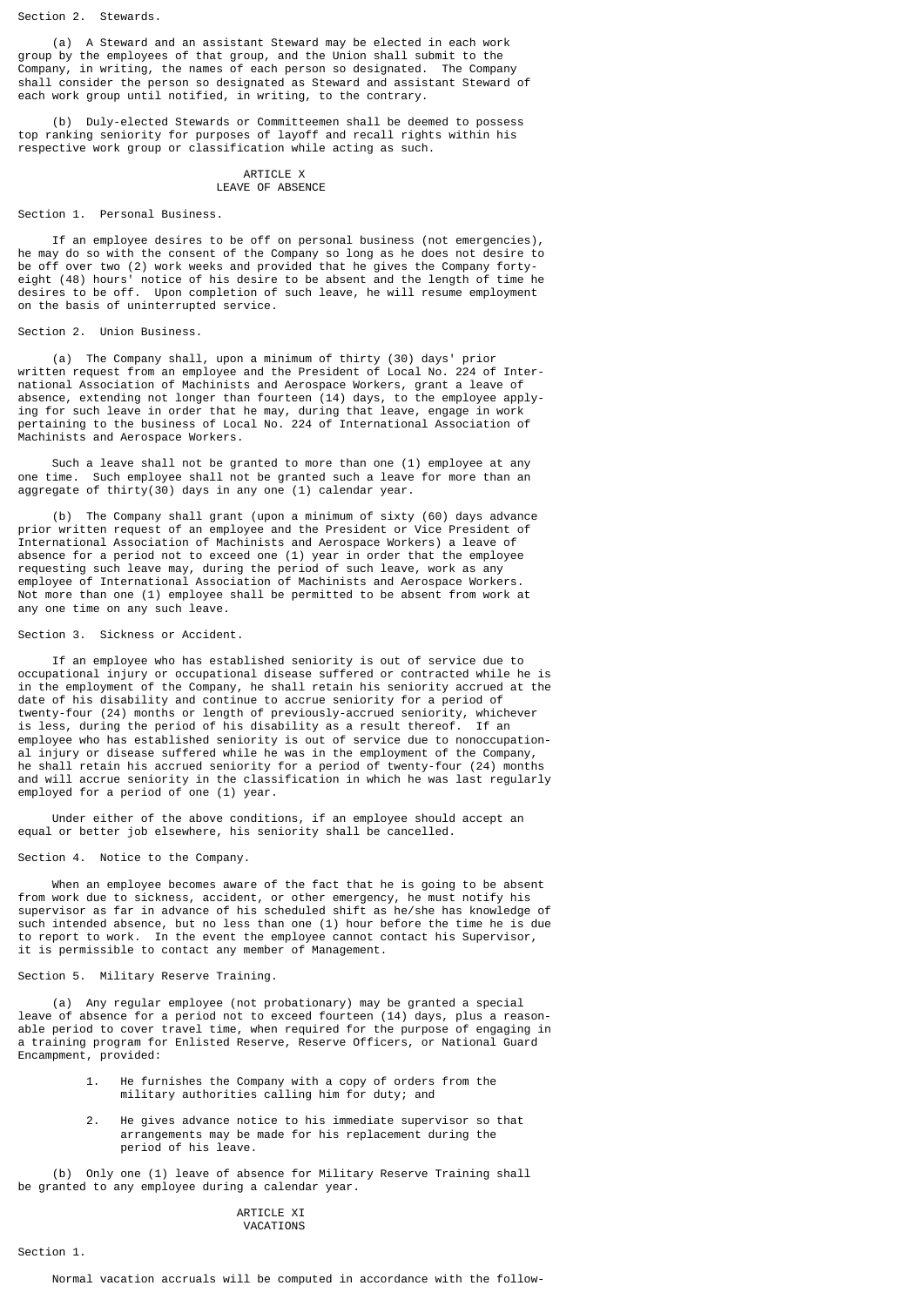Section 2. Stewards.

(a) A Steward and an assistant Steward may be elected in each work group by the employees of that group, and the Union shall submit to the Company, in writing, the names of each person so designated. The Company shall consider the person so designated as Steward and assistant Steward of each work group until notified, in writing, to the contrary.

(b) Duly-elected Stewards or Committeemen shall be deemed to possess top ranking seniority for purposes of layoff and recall rights within his respective work group or classification while acting as such.

## ARTICLE X
## LEAVE OF ABSENCE

Section 1. Personal Business.

If an employee desires to be off on personal business (not emergencies), he may do so with the consent of the Company so long as he does not desire to be off over two (2) work weeks and provided that he gives the Company forty-eight (48) hours' notice of his desire to be absent and the length of time he desires to be off. Upon completion of such leave, he will resume employment on the basis of uninterrupted service.

Section 2. Union Business.

(a) The Company shall, upon a minimum of thirty (30) days' prior written request from an employee and the President of Local No. 224 of International Association of Machinists and Aerospace Workers, grant a leave of absence, extending not longer than fourteen (14) days, to the employee applying for such leave in order that he may, during that leave, engage in work pertaining to the business of Local No. 224 of International Association of Machinists and Aerospace Workers.

Such a leave shall not be granted to more than one (1) employee at any one time. Such employee shall not be granted such a leave for more than an aggregate of thirty(30) days in any one (1) calendar year.

(b) The Company shall grant (upon a minimum of sixty (60) days advance prior written request of an employee and the President or Vice President of International Association of Machinists and Aerospace Workers) a leave of absence for a period not to exceed one (1) year in order that the employee requesting such leave may, during the period of such leave, work as any employee of International Association of Machinists and Aerospace Workers. Not more than one (1) employee shall be permitted to be absent from work at any one time on any such leave.

Section 3. Sickness or Accident.

If an employee who has established seniority is out of service due to occupational injury or occupational disease suffered or contracted while he is in the employment of the Company, he shall retain his seniority accrued at the date of his disability and continue to accrue seniority for a period of twenty-four (24) months or length of previously-accrued seniority, whichever is less, during the period of his disability as a result thereof. If an employee who has established seniority is out of service due to nonoccupational injury or disease suffered while he was in the employment of the Company, he shall retain his accrued seniority for a period of twenty-four (24) months and will accrue seniority in the classification in which he was last regularly employed for a period of one (1) year.

Under either of the above conditions, if an employee should accept an equal or better job elsewhere, his seniority shall be cancelled.

Section 4. Notice to the Company.

When an employee becomes aware of the fact that he is going to be absent from work due to sickness, accident, or other emergency, he must notify his supervisor as far in advance of his scheduled shift as he/she has knowledge of such intended absence, but no less than one (1) hour before the time he is due to report to work. In the event the employee cannot contact his Supervisor, it is permissible to contact any member of Management.

Section 5. Military Reserve Training.

(a) Any regular employee (not probationary) may be granted a special leave of absence for a period not to exceed fourteen (14) days, plus a reasonable period to cover travel time, when required for the purpose of engaging in a training program for Enlisted Reserve, Reserve Officers, or National Guard Encampment, provided:

1. He furnishes the Company with a copy of orders from the military authorities calling him for duty; and

2. He gives advance notice to his immediate supervisor so that arrangements may be made for his replacement during the period of his leave.

(b) Only one (1) leave of absence for Military Reserve Training shall be granted to any employee during a calendar year.

## ARTICLE XI
## VACATIONS

Section 1.

Normal vacation accruals will be computed in accordance with the follow-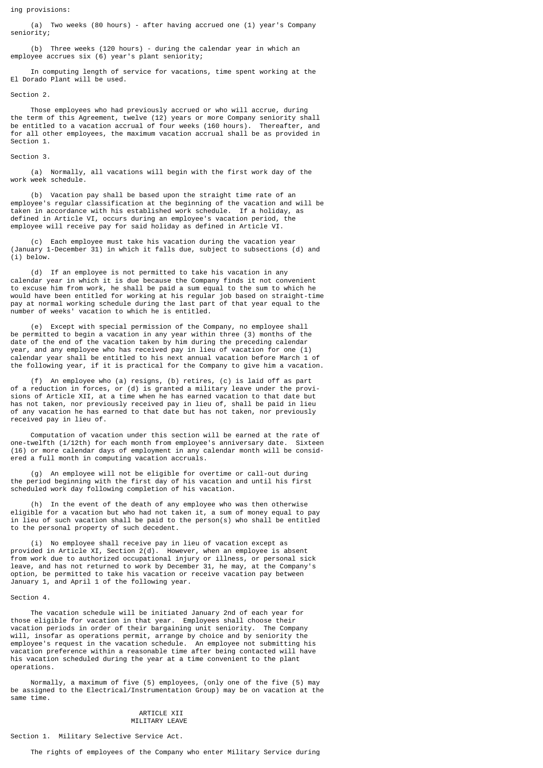ing provisions:

(a) Two weeks (80 hours) - after having accrued one (1) year's Company seniority;

(b) Three weeks (120 hours) - during the calendar year in which an employee accrues six (6) year's plant seniority;

In computing length of service for vacations, time spent working at the El Dorado Plant will be used.

Section 2.

Those employees who had previously accrued or who will accrue, during the term of this Agreement, twelve (12) years or more Company seniority shall be entitled to a vacation accrual of four weeks (160 hours). Thereafter, and for all other employees, the maximum vacation accrual shall be as provided in Section 1.

Section 3.

(a) Normally, all vacations will begin with the first work day of the work week schedule.

(b) Vacation pay shall be based upon the straight time rate of an employee's regular classification at the beginning of the vacation and will be taken in accordance with his established work schedule. If a holiday, as defined in Article VI, occurs during an employee's vacation period, the employee will receive pay for said holiday as defined in Article VI.

(c) Each employee must take his vacation during the vacation year (January 1-December 31) in which it falls due, subject to subsections (d) and (i) below.

(d) If an employee is not permitted to take his vacation in any calendar year in which it is due because the Company finds it not convenient to excuse him from work, he shall be paid a sum equal to the sum to which he would have been entitled for working at his regular job based on straight-time pay at normal working schedule during the last part of that year equal to the number of weeks' vacation to which he is entitled.

(e) Except with special permission of the Company, no employee shall be permitted to begin a vacation in any year within three (3) months of the date of the end of the vacation taken by him during the preceding calendar year, and any employee who has received pay in lieu of vacation for one (1) calendar year shall be entitled to his next annual vacation before March 1 of the following year, if it is practical for the Company to give him a vacation.

(f) An employee who (a) resigns, (b) retires, (c) is laid off as part of a reduction in forces, or (d) is granted a military leave under the provisions of Article XII, at a time when he has earned vacation to that date but has not taken, nor previously received pay in lieu of, shall be paid in lieu of any vacation he has earned to that date but has not taken, nor previously received pay in lieu of.

Computation of vacation under this section will be earned at the rate of one-twelfth (1/12th) for each month from employee's anniversary date. Sixteen (16) or more calendar days of employment in any calendar month will be considered a full month in computing vacation accruals.

(g) An employee will not be eligible for overtime or call-out during the period beginning with the first day of his vacation and until his first scheduled work day following completion of his vacation.

(h) In the event of the death of any employee who was then otherwise eligible for a vacation but who had not taken it, a sum of money equal to pay in lieu of such vacation shall be paid to the person(s) who shall be entitled to the personal property of such decedent.

(i) No employee shall receive pay in lieu of vacation except as provided in Article XI, Section 2(d). However, when an employee is absent from work due to authorized occupational injury or illness, or personal sick leave, and has not returned to work by December 31, he may, at the Company's option, be permitted to take his vacation or receive vacation pay between January 1, and April 1 of the following year.

Section 4.

The vacation schedule will be initiated January 2nd of each year for those eligible for vacation in that year. Employees shall choose their vacation periods in order of their bargaining unit seniority. The Company will, insofar as operations permit, arrange by choice and by seniority the employee's request in the vacation schedule. An employee not submitting his vacation preference within a reasonable time after being contacted will have his vacation scheduled during the year at a time convenient to the plant operations.

Normally, a maximum of five (5) employees, (only one of the five (5) may be assigned to the Electrical/Instrumentation Group) may be on vacation at the same time.

## ARTICLE XII
## MILITARY LEAVE

Section 1. Military Selective Service Act.

The rights of employees of the Company who enter Military Service during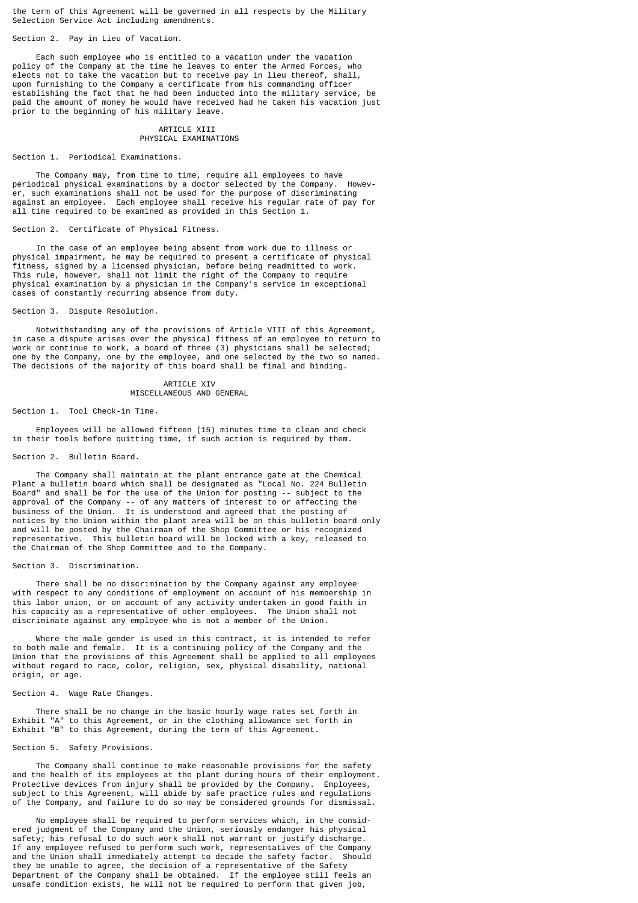the term of this Agreement will be governed in all respects by the Military Selection Service Act including amendments.

Section 2. Pay in Lieu of Vacation.

Each such employee who is entitled to a vacation under the vacation policy of the Company at the time he leaves to enter the Armed Forces, who elects not to take the vacation but to receive pay in lieu thereof, shall, upon furnishing to the Company a certificate from his commanding officer establishing the fact that he had been inducted into the military service, be paid the amount of money he would have received had he taken his vacation just prior to the beginning of his military leave.

## ARTICLE XIII
## PHYSICAL EXAMINATIONS

Section 1. Periodical Examinations.

The Company may, from time to time, require all employees to have periodical physical examinations by a doctor selected by the Company. However, such examinations shall not be used for the purpose of discriminating against an employee. Each employee shall receive his regular rate of pay for all time required to be examined as provided in this Section 1.

Section 2. Certificate of Physical Fitness.

In the case of an employee being absent from work due to illness or physical impairment, he may be required to present a certificate of physical fitness, signed by a licensed physician, before being readmitted to work. This rule, however, shall not limit the right of the Company to require physical examination by a physician in the Company's service in exceptional cases of constantly recurring absence from duty.

Section 3. Dispute Resolution.

Notwithstanding any of the provisions of Article VIII of this Agreement, in case a dispute arises over the physical fitness of an employee to return to work or continue to work, a board of three (3) physicians shall be selected; one by the Company, one by the employee, and one selected by the two so named. The decisions of the majority of this board shall be final and binding.

## ARTICLE XIV
## MISCELLANEOUS AND GENERAL

Section 1. Tool Check-in Time.

Employees will be allowed fifteen (15) minutes time to clean and check in their tools before quitting time, if such action is required by them.

Section 2. Bulletin Board.

The Company shall maintain at the plant entrance gate at the Chemical Plant a bulletin board which shall be designated as "Local No. 224 Bulletin Board" and shall be for the use of the Union for posting -- subject to the approval of the Company -- of any matters of interest to or affecting the business of the Union. It is understood and agreed that the posting of notices by the Union within the plant area will be on this bulletin board only and will be posted by the Chairman of the Shop Committee or his recognized representative. This bulletin board will be locked with a key, released to the Chairman of the Shop Committee and to the Company.

Section 3. Discrimination.

There shall be no discrimination by the Company against any employee with respect to any conditions of employment on account of his membership in this labor union, or on account of any activity undertaken in good faith in his capacity as a representative of other employees. The Union shall not discriminate against any employee who is not a member of the Union.

Where the male gender is used in this contract, it is intended to refer to both male and female. It is a continuing policy of the Company and the Union that the provisions of this Agreement shall be applied to all employees without regard to race, color, religion, sex, physical disability, national origin, or age.

Section 4. Wage Rate Changes.

There shall be no change in the basic hourly wage rates set forth in Exhibit "A" to this Agreement, or in the clothing allowance set forth in Exhibit "B" to this Agreement, during the term of this Agreement.

Section 5. Safety Provisions.

The Company shall continue to make reasonable provisions for the safety and the health of its employees at the plant during hours of their employment. Protective devices from injury shall be provided by the Company. Employees, subject to this Agreement, will abide by safe practice rules and regulations of the Company, and failure to do so may be considered grounds for dismissal.

No employee shall be required to perform services which, in the considered judgment of the Company and the Union, seriously endanger his physical safety; his refusal to do such work shall not warrant or justify discharge. If any employee refused to perform such work, representatives of the Company and the Union shall immediately attempt to decide the safety factor. Should they be unable to agree, the decision of a representative of the Safety Department of the Company shall be obtained. If the employee still feels an unsafe condition exists, he will not be required to perform that given job,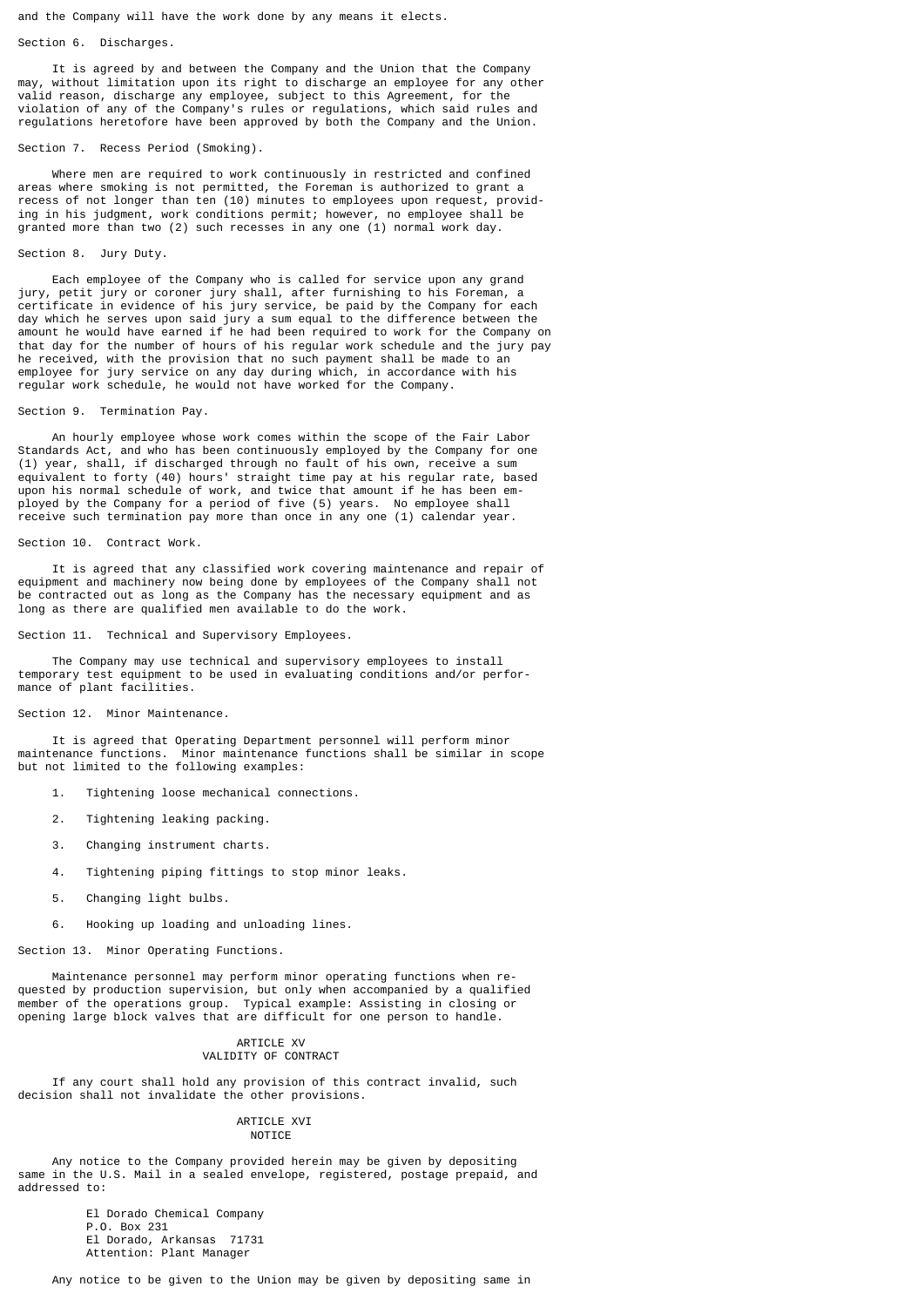and the Company will have the work done by any means it elects.

### Section 6. Discharges.

It is agreed by and between the Company and the Union that the Company may, without limitation upon its right to discharge an employee for any other valid reason, discharge any employee, subject to this Agreement, for the violation of any of the Company's rules or regulations, which said rules and regulations heretofore have been approved by both the Company and the Union.

### Section 7. Recess Period (Smoking).

Where men are required to work continuously in restricted and confined areas where smoking is not permitted, the Foreman is authorized to grant a recess of not longer than ten (10) minutes to employees upon request, providing in his judgment, work conditions permit; however, no employee shall be granted more than two (2) such recesses in any one (1) normal work day.

### Section 8. Jury Duty.

Each employee of the Company who is called for service upon any grand jury, petit jury or coroner jury shall, after furnishing to his Foreman, a certificate in evidence of his jury service, be paid by the Company for each day which he serves upon said jury a sum equal to the difference between the amount he would have earned if he had been required to work for the Company on that day for the number of hours of his regular work schedule and the jury pay he received, with the provision that no such payment shall be made to an employee for jury service on any day during which, in accordance with his regular work schedule, he would not have worked for the Company.

### Section 9. Termination Pay.

An hourly employee whose work comes within the scope of the Fair Labor Standards Act, and who has been continuously employed by the Company for one (1) year, shall, if discharged through no fault of his own, receive a sum equivalent to forty (40) hours' straight time pay at his regular rate, based upon his normal schedule of work, and twice that amount if he has been employed by the Company for a period of five (5) years. No employee shall receive such termination pay more than once in any one (1) calendar year.

### Section 10. Contract Work.

It is agreed that any classified work covering maintenance and repair of equipment and machinery now being done by employees of the Company shall not be contracted out as long as the Company has the necessary equipment and as long as there are qualified men available to do the work.

### Section 11. Technical and Supervisory Employees.

The Company may use technical and supervisory employees to install temporary test equipment to be used in evaluating conditions and/or performance of plant facilities.

### Section 12. Minor Maintenance.

It is agreed that Operating Department personnel will perform minor maintenance functions. Minor maintenance functions shall be similar in scope but not limited to the following examples:

1. Tightening loose mechanical connections.
2. Tightening leaking packing.
3. Changing instrument charts.
4. Tightening piping fittings to stop minor leaks.
5. Changing light bulbs.
6. Hooking up loading and unloading lines.

### Section 13. Minor Operating Functions.

Maintenance personnel may perform minor operating functions when requested by production supervision, but only when accompanied by a qualified member of the operations group. Typical example: Assisting in closing or opening large block valves that are difficult for one person to handle.

## ARTICLE XV
## VALIDITY OF CONTRACT

If any court shall hold any provision of this contract invalid, such decision shall not invalidate the other provisions.

## ARTICLE XVI
## NOTICE

Any notice to the Company provided herein may be given by depositing same in the U.S. Mail in a sealed envelope, registered, postage prepaid, and addressed to:

El Dorado Chemical Company
P.O. Box 231
El Dorado, Arkansas 71731
Attention: Plant Manager

Any notice to be given to the Union may be given by depositing same in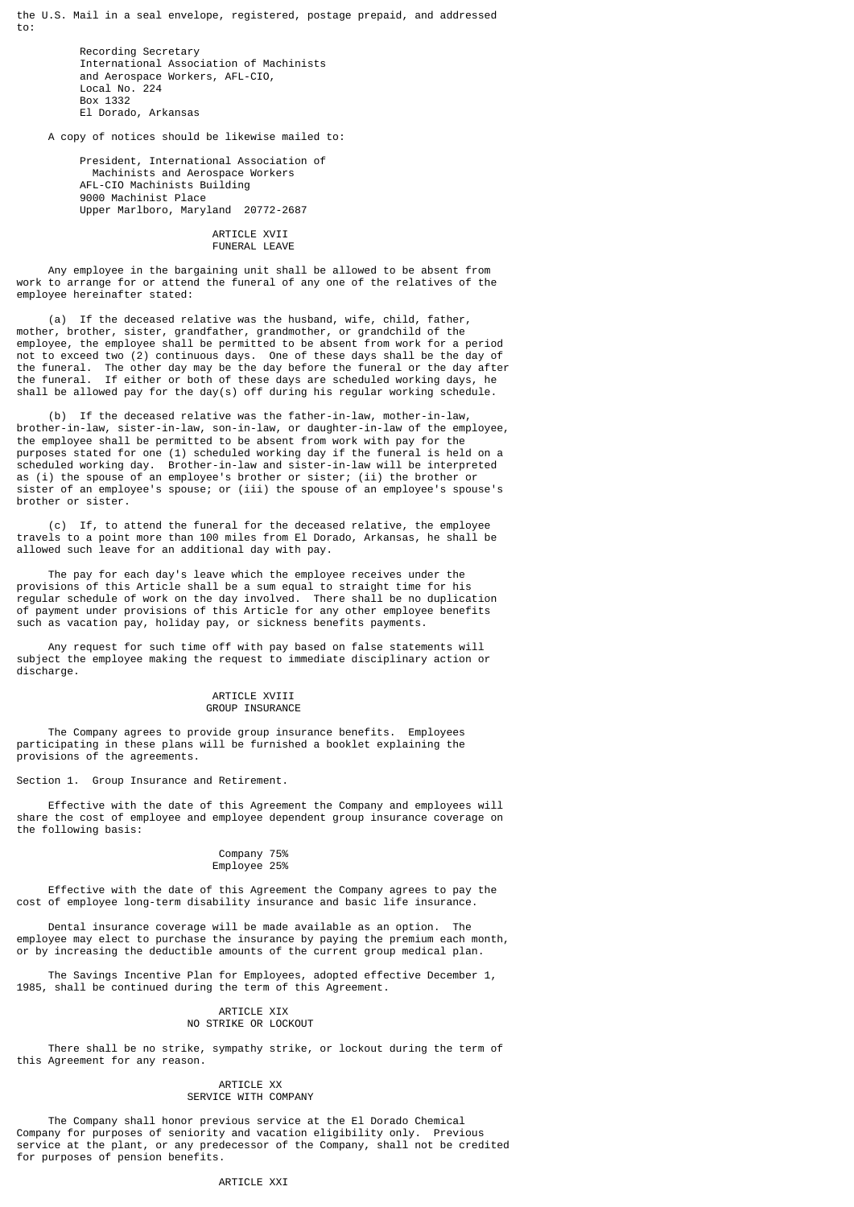the U.S. Mail in a seal envelope, registered, postage prepaid, and addressed to:

Recording Secretary
International Association of Machinists
and Aerospace Workers, AFL-CIO,
Local No. 224
Box 1332
El Dorado, Arkansas

A copy of notices should be likewise mailed to:

President, International Association of
Machinists and Aerospace Workers
AFL-CIO Machinists Building
9000 Machinist Place
Upper Marlboro, Maryland 20772-2687

## ARTICLE XVII
## FUNERAL LEAVE

Any employee in the bargaining unit shall be allowed to be absent from work to arrange for or attend the funeral of any one of the relatives of the employee hereinafter stated:

(a) If the deceased relative was the husband, wife, child, father, mother, brother, sister, grandfather, grandmother, or grandchild of the employee, the employee shall be permitted to be absent from work for a period not to exceed two (2) continuous days. One of these days shall be the day of the funeral. The other day may be the day before the funeral or the day after the funeral. If either or both of these days are scheduled working days, he shall be allowed pay for the day(s) off during his regular working schedule.

(b) If the deceased relative was the father-in-law, mother-in-law, brother-in-law, sister-in-law, son-in-law, or daughter-in-law of the employee, the employee shall be permitted to be absent from work with pay for the purposes stated for one (1) scheduled working day if the funeral is held on a scheduled working day. Brother-in-law and sister-in-law will be interpreted as (i) the spouse of an employee's brother or sister; (ii) the brother or sister of an employee's spouse; or (iii) the spouse of an employee's spouse's brother or sister.

(c) If, to attend the funeral for the deceased relative, the employee travels to a point more than 100 miles from El Dorado, Arkansas, he shall be allowed such leave for an additional day with pay.

The pay for each day's leave which the employee receives under the provisions of this Article shall be a sum equal to straight time for his regular schedule of work on the day involved. There shall be no duplication of payment under provisions of this Article for any other employee benefits such as vacation pay, holiday pay, or sickness benefits payments.

Any request for such time off with pay based on false statements will subject the employee making the request to immediate disciplinary action or discharge.

## ARTICLE XVIII
## GROUP INSURANCE

The Company agrees to provide group insurance benefits. Employees participating in these plans will be furnished a booklet explaining the provisions of the agreements.

Section 1. Group Insurance and Retirement.

Effective with the date of this Agreement the Company and employees will share the cost of employee and employee dependent group insurance coverage on the following basis:

Company 75%
Employee 25%

Effective with the date of this Agreement the Company agrees to pay the cost of employee long-term disability insurance and basic life insurance.

Dental insurance coverage will be made available as an option. The employee may elect to purchase the insurance by paying the premium each month, or by increasing the deductible amounts of the current group medical plan.

The Savings Incentive Plan for Employees, adopted effective December 1, 1985, shall be continued during the term of this Agreement.

## ARTICLE XIX
## NO STRIKE OR LOCKOUT

There shall be no strike, sympathy strike, or lockout during the term of this Agreement for any reason.

## ARTICLE XX
## SERVICE WITH COMPANY

The Company shall honor previous service at the El Dorado Chemical Company for purposes of seniority and vacation eligibility only. Previous service at the plant, or any predecessor of the Company, shall not be credited for purposes of pension benefits.

## ARTICLE XXI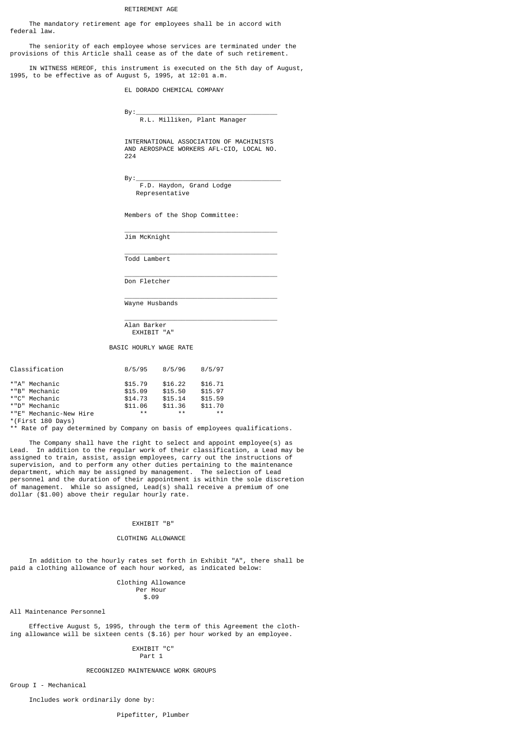## RETIREMENT AGE

The mandatory retirement age for employees shall be in accord with federal law.

The seniority of each employee whose services are terminated under the provisions of this Article shall cease as of the date of such retirement.

IN WITNESS HEREOF, this instrument is executed on the 5th day of August, 1995, to be effective as of August 5, 1995, at 12:01 a.m.

EL DORADO CHEMICAL COMPANY

By:\_\_\_\_\_\_\_\_\_\_\_\_\_\_\_\_\_\_\_\_\_\_\_\_\_\_\_\_\_\_\_\_\_\_\_\_\_\_\_\_
R.L. Milliken, Plant Manager

INTERNATIONAL ASSOCIATION OF MACHINISTS AND AEROSPACE WORKERS AFL-CIO, LOCAL NO. 224

By:\_\_\_\_\_\_\_\_\_\_\_\_\_\_\_\_\_\_\_\_\_\_\_\_\_\_\_\_\_\_\_\_\_\_\_\_\_\_\_\_
F.D. Haydon, Grand Lodge Representative

Members of the Shop Committee:

\_\_\_\_\_\_\_\_\_\_\_\_\_\_\_\_\_\_\_\_\_\_\_\_\_\_\_\_\_\_\_\_\_\_\_\_\_\_\_\_
Jim McKnight

\_\_\_\_\_\_\_\_\_\_\_\_\_\_\_\_\_\_\_\_\_\_\_\_\_\_\_\_\_\_\_\_\_\_\_\_\_\_\_\_
Todd Lambert

\_\_\_\_\_\_\_\_\_\_\_\_\_\_\_\_\_\_\_\_\_\_\_\_\_\_\_\_\_\_\_\_\_\_\_\_\_\_\_\_
Don Fletcher

\_\_\_\_\_\_\_\_\_\_\_\_\_\_\_\_\_\_\_\_\_\_\_\_\_\_\_\_\_\_\_\_\_\_\_\_\_\_\_\_
Wayne Husbands

\_\_\_\_\_\_\_\_\_\_\_\_\_\_\_\_\_\_\_\_\_\_\_\_\_\_\_\_\_\_\_\_\_\_\_\_\_\_\_\_
Alan Barker

## EXHIBIT "A"

### BASIC HOURLY WAGE RATE

| Classification | 8/5/95 | 8/5/96 | 8/5/97 |
|---|---|---|---|
| *"A" Mechanic | $15.79 | $16.22 | $16.71 |
| *"B" Mechanic | $15.09 | $15.50 | $15.97 |
| *"C" Mechanic | $14.73 | $15.14 | $15.59 |
| *"D" Mechanic | $11.06 | $11.36 | $11.70 |
| *"E" Mechanic-New Hire | ** | ** | ** |

*(First 180 Days)
** Rate of pay determined by Company on basis of employees qualifications.

The Company shall have the right to select and appoint employee(s) as Lead. In addition to the regular work of their classification, a Lead may be assigned to train, assist, assign employees, carry out the instructions of supervision, and to perform any other duties pertaining to the maintenance department, which may be assigned by management. The selection of Lead personnel and the duration of their appointment is within the sole discretion of management. While so assigned, Lead(s) shall receive a premium of one dollar ($1.00) above their regular hourly rate.

## EXHIBIT "B"

### CLOTHING ALLOWANCE

In addition to the hourly rates set forth in Exhibit "A", there shall be paid a clothing allowance of each hour worked, as indicated below:

| | Clothing Allowance Per Hour |
|---|---|
| All Maintenance Personnel | $.09 |

Effective August 5, 1995, through the term of this Agreement the clothing allowance will be sixteen cents ($.16) per hour worked by an employee.

## EXHIBIT "C"
Part 1

### RECOGNIZED MAINTENANCE WORK GROUPS

Group I - Mechanical

Includes work ordinarily done by:

Pipefitter, Plumber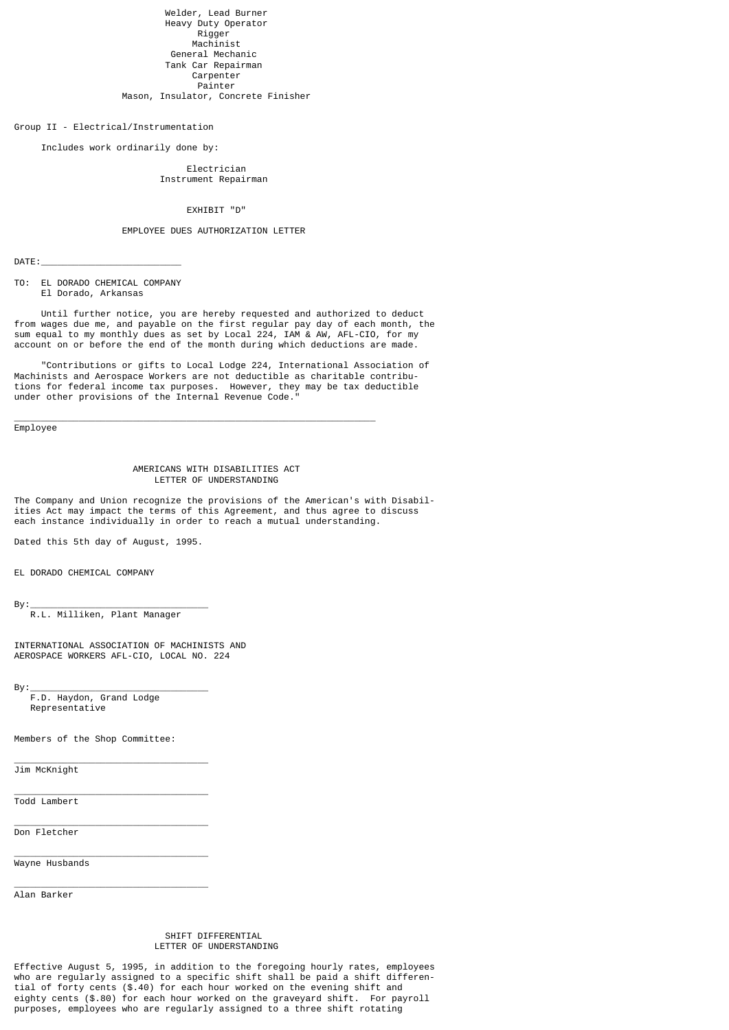Welder, Lead Burner
Heavy Duty Operator
Rigger
Machinist
General Mechanic
Tank Car Repairman
Carpenter
Painter
Mason, Insulator, Concrete Finisher

Group II - Electrical/Instrumentation

Includes work ordinarily done by:

Electrician
Instrument Repairman

## EXHIBIT "D"

## EMPLOYEE DUES AUTHORIZATION LETTER

DATE:_________________________

TO: EL DORADO CHEMICAL COMPANY
El Dorado, Arkansas

Until further notice, you are hereby requested and authorized to deduct from wages due me, and payable on the first regular pay day of each month, the sum equal to my monthly dues as set by Local 224, IAM & AW, AFL-CIO, for my account on or before the end of the month during which deductions are made.

"Contributions or gifts to Local Lodge 224, International Association of Machinists and Aerospace Workers are not deductible as charitable contributions for federal income tax purposes. However, they may be tax deductible under other provisions of the Internal Revenue Code."

_________________________________________________________________
Employee

## AMERICANS WITH DISABILITIES ACT LETTER OF UNDERSTANDING

The Company and Union recognize the provisions of the American's with Disabilities Act may impact the terms of this Agreement, and thus agree to discuss each instance individually in order to reach a mutual understanding.

Dated this 5th day of August, 1995.

EL DORADO CHEMICAL COMPANY

By:________________________________
R.L. Milliken, Plant Manager

INTERNATIONAL ASSOCIATION OF MACHINISTS AND AEROSPACE WORKERS AFL-CIO, LOCAL NO. 224

By:________________________________
F.D. Haydon, Grand Lodge Representative

Members of the Shop Committee:

___________________________________
Jim McKnight

___________________________________
Todd Lambert

___________________________________
Don Fletcher

___________________________________
Wayne Husbands

___________________________________
Alan Barker

## SHIFT DIFFERENTIAL LETTER OF UNDERSTANDING

Effective August 5, 1995, in addition to the foregoing hourly rates, employees who are regularly assigned to a specific shift shall be paid a shift differential of forty cents ($.40) for each hour worked on the evening shift and eighty cents ($.80) for each hour worked on the graveyard shift. For payroll purposes, employees who are regularly assigned to a three shift rotating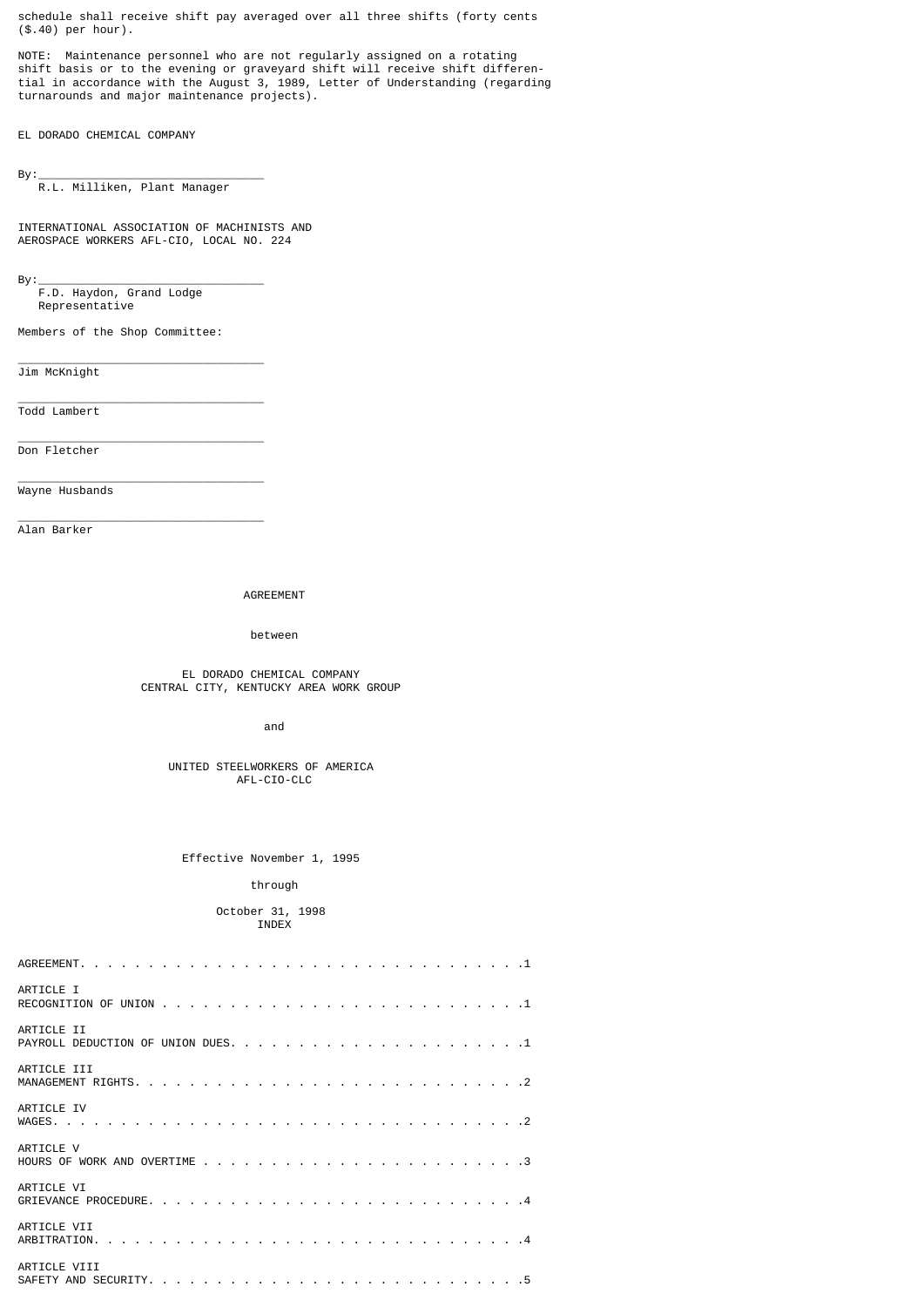schedule shall receive shift pay averaged over all three shifts (forty cents ($.40) per hour).

NOTE: Maintenance personnel who are not regularly assigned on a rotating shift basis or to the evening or graveyard shift will receive shift differential in accordance with the August 3, 1989, Letter of Understanding (regarding turnarounds and major maintenance projects).

EL DORADO CHEMICAL COMPANY

By:\_\_\_\_\_\_\_\_\_\_\_\_\_\_\_\_\_\_\_\_\_\_\_\_\_\_\_\_\_\_\_\_
R.L. Milliken, Plant Manager

INTERNATIONAL ASSOCIATION OF MACHINISTS AND AEROSPACE WORKERS AFL-CIO, LOCAL NO. 224

By:\_\_\_\_\_\_\_\_\_\_\_\_\_\_\_\_\_\_\_\_\_\_\_\_\_\_\_\_\_\_\_\_
F.D. Haydon, Grand Lodge Representative

Members of the Shop Committee:

\_\_\_\_\_\_\_\_\_\_\_\_\_\_\_\_\_\_\_\_\_\_\_\_\_\_\_\_\_\_\_\_\_\_\_\_
Jim McKnight

\_\_\_\_\_\_\_\_\_\_\_\_\_\_\_\_\_\_\_\_\_\_\_\_\_\_\_\_\_\_\_\_\_\_\_\_
Todd Lambert

\_\_\_\_\_\_\_\_\_\_\_\_\_\_\_\_\_\_\_\_\_\_\_\_\_\_\_\_\_\_\_\_\_\_\_\_
Don Fletcher

\_\_\_\_\_\_\_\_\_\_\_\_\_\_\_\_\_\_\_\_\_\_\_\_\_\_\_\_\_\_\_\_\_\_\_\_
Wayne Husbands

\_\_\_\_\_\_\_\_\_\_\_\_\_\_\_\_\_\_\_\_\_\_\_\_\_\_\_\_\_\_\_\_\_\_\_\_
Alan Barker

# AGREEMENT

between

EL DORADO CHEMICAL COMPANY
CENTRAL CITY, KENTUCKY AREA WORK GROUP

and

UNITED STEELWORKERS OF AMERICA
AFL-CIO-CLC

Effective November 1, 1995

through

October 31, 1998

## INDEX

AGREEMENT. . . . . . . . . . . . . . . . . . . . . . . . . . . . . . . .1

ARTICLE I
RECOGNITION OF UNION . . . . . . . . . . . . . . . . . . . . . . . . .1

ARTICLE II
PAYROLL DEDUCTION OF UNION DUES. . . . . . . . . . . . . . . . . . . .1

ARTICLE III
MANAGEMENT RIGHTS. . . . . . . . . . . . . . . . . . . . . . . . . . .2

ARTICLE IV
WAGES. . . . . . . . . . . . . . . . . . . . . . . . . . . . . . . . .2

ARTICLE V
HOURS OF WORK AND OVERTIME . . . . . . . . . . . . . . . . . . . . . .3

ARTICLE VI
GRIEVANCE PROCEDURE. . . . . . . . . . . . . . . . . . . . . . . . . .4

ARTICLE VII
ARBITRATION. . . . . . . . . . . . . . . . . . . . . . . . . . . . . .4

ARTICLE VIII
SAFETY AND SECURITY. . . . . . . . . . . . . . . . . . . . . . . . . .5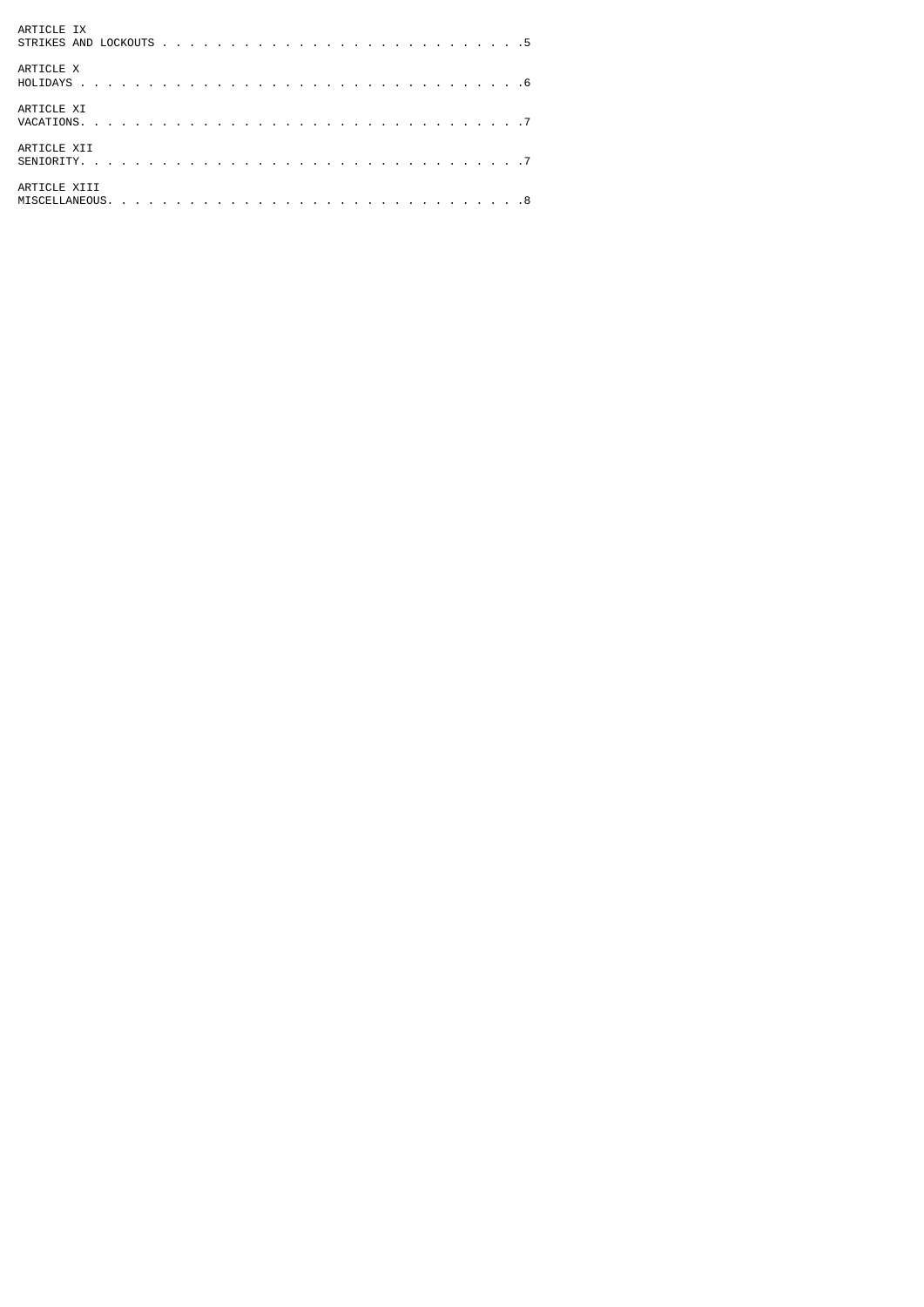ARTICLE IX
STRIKES AND LOCKOUTS . . . . . . . . . . . . . . . . . . . . . . . . . .5

ARTICLE X
HOLIDAYS . . . . . . . . . . . . . . . . . . . . . . . . . . . . . . .6

ARTICLE XI
VACATIONS. . . . . . . . . . . . . . . . . . . . . . . . . . . . . . .7

ARTICLE XII
SENIORITY. . . . . . . . . . . . . . . . . . . . . . . . . . . . . . .7

ARTICLE XIII
MISCELLANEOUS. . . . . . . . . . . . . . . . . . . . . . . . . . . . .8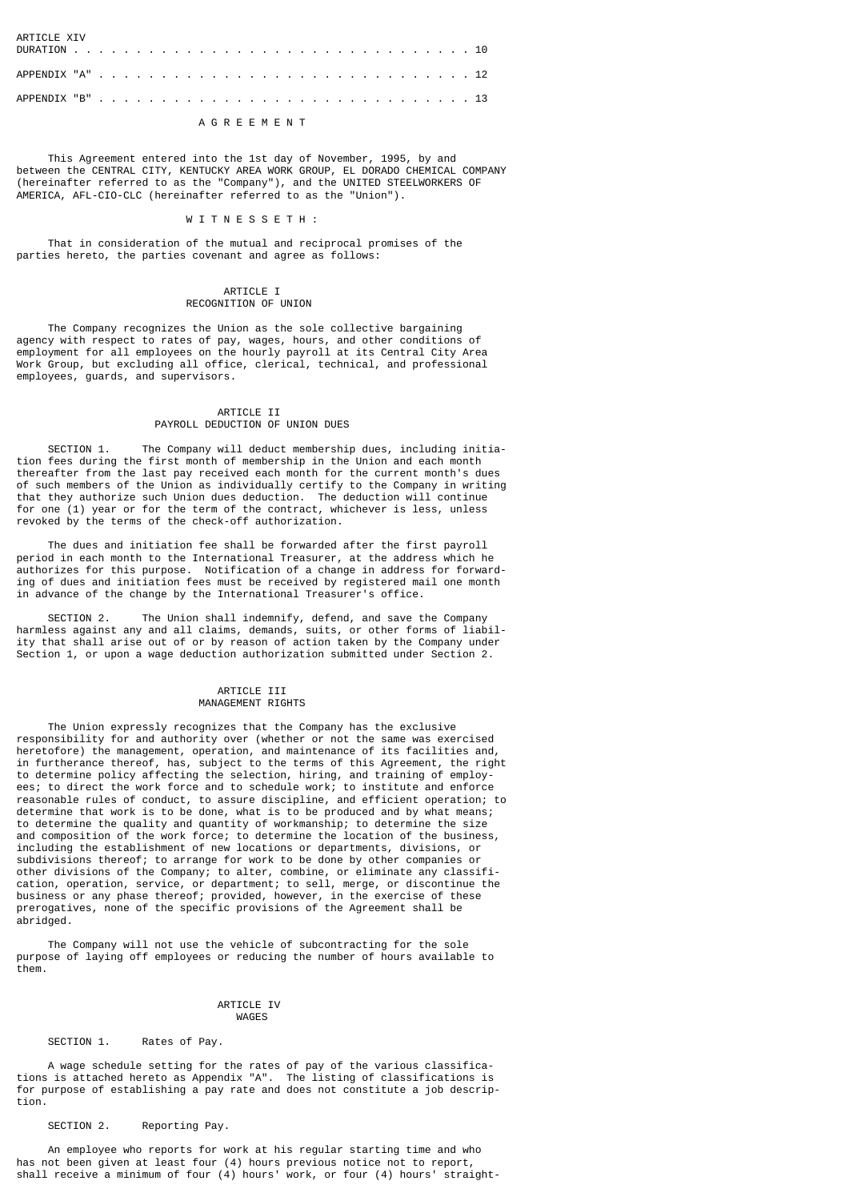| | |
|---|---|
| ARTICLE XIV<br>DURATION | 10 |
| APPENDIX "A" | 12 |
| APPENDIX "B" | 13 |

# A G R E E M E N T

This Agreement entered into the 1st day of November, 1995, by and between the CENTRAL CITY, KENTUCKY AREA WORK GROUP, EL DORADO CHEMICAL COMPANY (hereinafter referred to as the "Company"), and the UNITED STEELWORKERS OF AMERICA, AFL-CIO-CLC (hereinafter referred to as the "Union").

W I T N E S S E T H :

That in consideration of the mutual and reciprocal promises of the parties hereto, the parties covenant and agree as follows:

## ARTICLE I
## RECOGNITION OF UNION

The Company recognizes the Union as the sole collective bargaining agency with respect to rates of pay, wages, hours, and other conditions of employment for all employees on the hourly payroll at its Central City Area Work Group, but excluding all office, clerical, technical, and professional employees, guards, and supervisors.

## ARTICLE II
## PAYROLL DEDUCTION OF UNION DUES

SECTION 1. The Company will deduct membership dues, including initiation fees during the first month of membership in the Union and each month thereafter from the last pay received each month for the current month's dues of such members of the Union as individually certify to the Company in writing that they authorize such Union dues deduction. The deduction will continue for one (1) year or for the term of the contract, whichever is less, unless revoked by the terms of the check-off authorization.

The dues and initiation fee shall be forwarded after the first payroll period in each month to the International Treasurer, at the address which he authorizes for this purpose. Notification of a change in address for forwarding of dues and initiation fees must be received by registered mail one month in advance of the change by the International Treasurer's office.

SECTION 2. The Union shall indemnify, defend, and save the Company harmless against any and all claims, demands, suits, or other forms of liability that shall arise out of or by reason of action taken by the Company under Section 1, or upon a wage deduction authorization submitted under Section 2.

## ARTICLE III
## MANAGEMENT RIGHTS

The Union expressly recognizes that the Company has the exclusive responsibility for and authority over (whether or not the same was exercised heretofore) the management, operation, and maintenance of its facilities and, in furtherance thereof, has, subject to the terms of this Agreement, the right to determine policy affecting the selection, hiring, and training of employees; to direct the work force and to schedule work; to institute and enforce reasonable rules of conduct, to assure discipline, and efficient operation; to determine that work is to be done, what is to be produced and by what means; to determine the quality and quantity of workmanship; to determine the size and composition of the work force; to determine the location of the business, including the establishment of new locations or departments, divisions, or subdivisions thereof; to arrange for work to be done by other companies or other divisions of the Company; to alter, combine, or eliminate any classification, operation, service, or department; to sell, merge, or discontinue the business or any phase thereof; provided, however, in the exercise of these prerogatives, none of the specific provisions of the Agreement shall be abridged.

The Company will not use the vehicle of subcontracting for the sole purpose of laying off employees or reducing the number of hours available to them.

## ARTICLE IV
## WAGES

SECTION 1. Rates of Pay.

A wage schedule setting for the rates of pay of the various classifications is attached hereto as Appendix "A". The listing of classifications is for purpose of establishing a pay rate and does not constitute a job description.

SECTION 2. Reporting Pay.

An employee who reports for work at his regular starting time and who has not been given at least four (4) hours previous notice not to report, shall receive a minimum of four (4) hours' work, or four (4) hours' straight-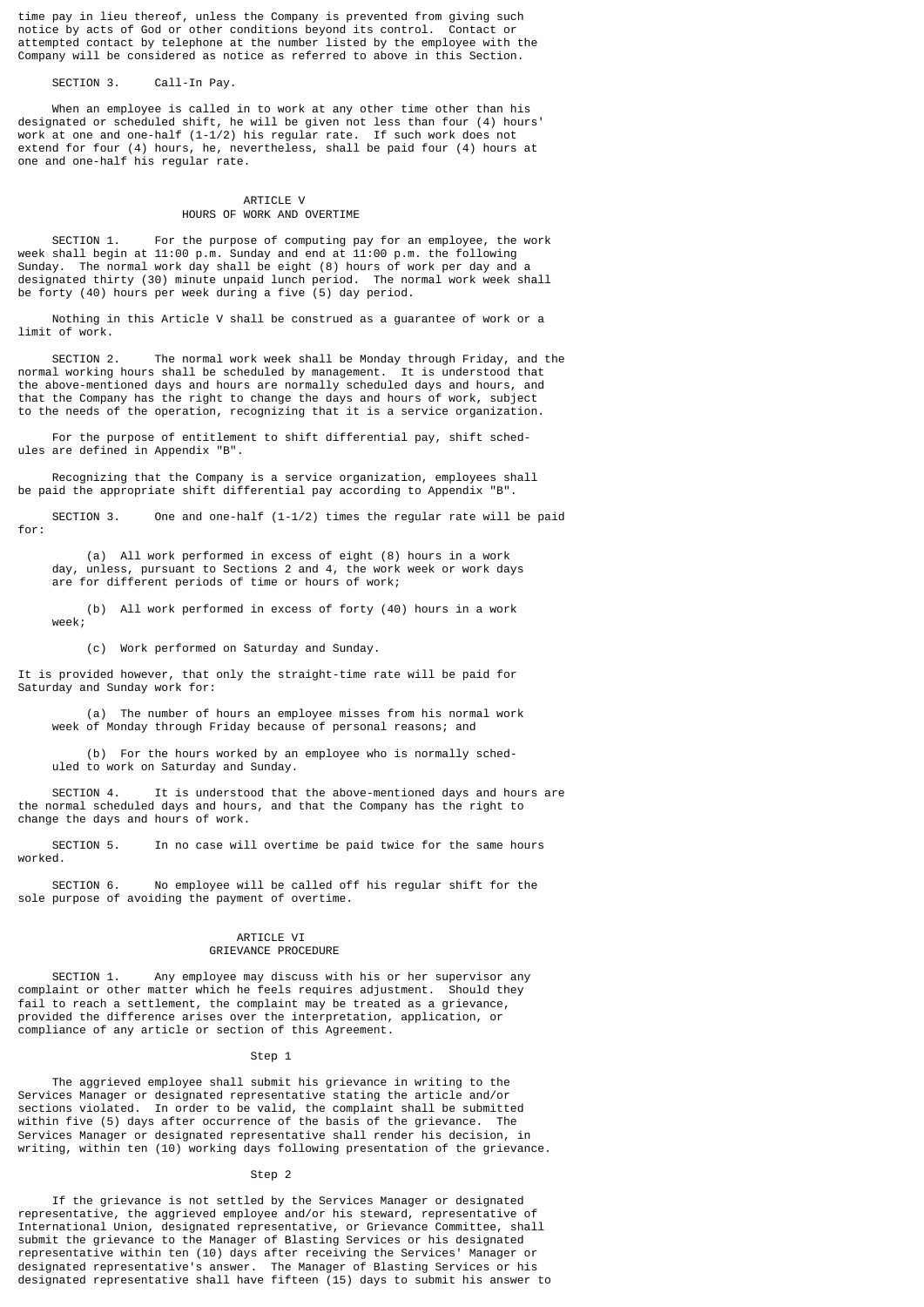time pay in lieu thereof, unless the Company is prevented from giving such notice by acts of God or other conditions beyond its control. Contact or attempted contact by telephone at the number listed by the employee with the Company will be considered as notice as referred to above in this Section.

SECTION 3. Call-In Pay.

When an employee is called in to work at any other time other than his designated or scheduled shift, he will be given not less than four (4) hours' work at one and one-half (1-1/2) his regular rate. If such work does not extend for four (4) hours, he, nevertheless, shall be paid four (4) hours at one and one-half his regular rate.

## ARTICLE V
## HOURS OF WORK AND OVERTIME

SECTION 1. For the purpose of computing pay for an employee, the work week shall begin at 11:00 p.m. Sunday and end at 11:00 p.m. the following Sunday. The normal work day shall be eight (8) hours of work per day and a designated thirty (30) minute unpaid lunch period. The normal work week shall be forty (40) hours per week during a five (5) day period.

Nothing in this Article V shall be construed as a guarantee of work or a limit of work.

SECTION 2. The normal work week shall be Monday through Friday, and the normal working hours shall be scheduled by management. It is understood that the above-mentioned days and hours are normally scheduled days and hours, and that the Company has the right to change the days and hours of work, subject to the needs of the operation, recognizing that it is a service organization.

For the purpose of entitlement to shift differential pay, shift schedules are defined in Appendix "B".

Recognizing that the Company is a service organization, employees shall be paid the appropriate shift differential pay according to Appendix "B".

SECTION 3. One and one-half (1-1/2) times the regular rate will be paid for:

(a) All work performed in excess of eight (8) hours in a work day, unless, pursuant to Sections 2 and 4, the work week or work days are for different periods of time or hours of work;

(b) All work performed in excess of forty (40) hours in a work week;

(c) Work performed on Saturday and Sunday.

It is provided however, that only the straight-time rate will be paid for Saturday and Sunday work for:

(a) The number of hours an employee misses from his normal work week of Monday through Friday because of personal reasons; and

(b) For the hours worked by an employee who is normally scheduled to work on Saturday and Sunday.

SECTION 4. It is understood that the above-mentioned days and hours are the normal scheduled days and hours, and that the Company has the right to change the days and hours of work.

SECTION 5. In no case will overtime be paid twice for the same hours worked.

SECTION 6. No employee will be called off his regular shift for the sole purpose of avoiding the payment of overtime.

## ARTICLE VI
## GRIEVANCE PROCEDURE

SECTION 1. Any employee may discuss with his or her supervisor any complaint or other matter which he feels requires adjustment. Should they fail to reach a settlement, the complaint may be treated as a grievance, provided the difference arises over the interpretation, application, or compliance of any article or section of this Agreement.

### Step 1

The aggrieved employee shall submit his grievance in writing to the Services Manager or designated representative stating the article and/or sections violated. In order to be valid, the complaint shall be submitted within five (5) days after occurrence of the basis of the grievance. The Services Manager or designated representative shall render his decision, in writing, within ten (10) working days following presentation of the grievance.

### Step 2

If the grievance is not settled by the Services Manager or designated representative, the aggrieved employee and/or his steward, representative of International Union, designated representative, or Grievance Committee, shall submit the grievance to the Manager of Blasting Services or his designated representative within ten (10) days after receiving the Services' Manager or designated representative's answer. The Manager of Blasting Services or his designated representative shall have fifteen (15) days to submit his answer to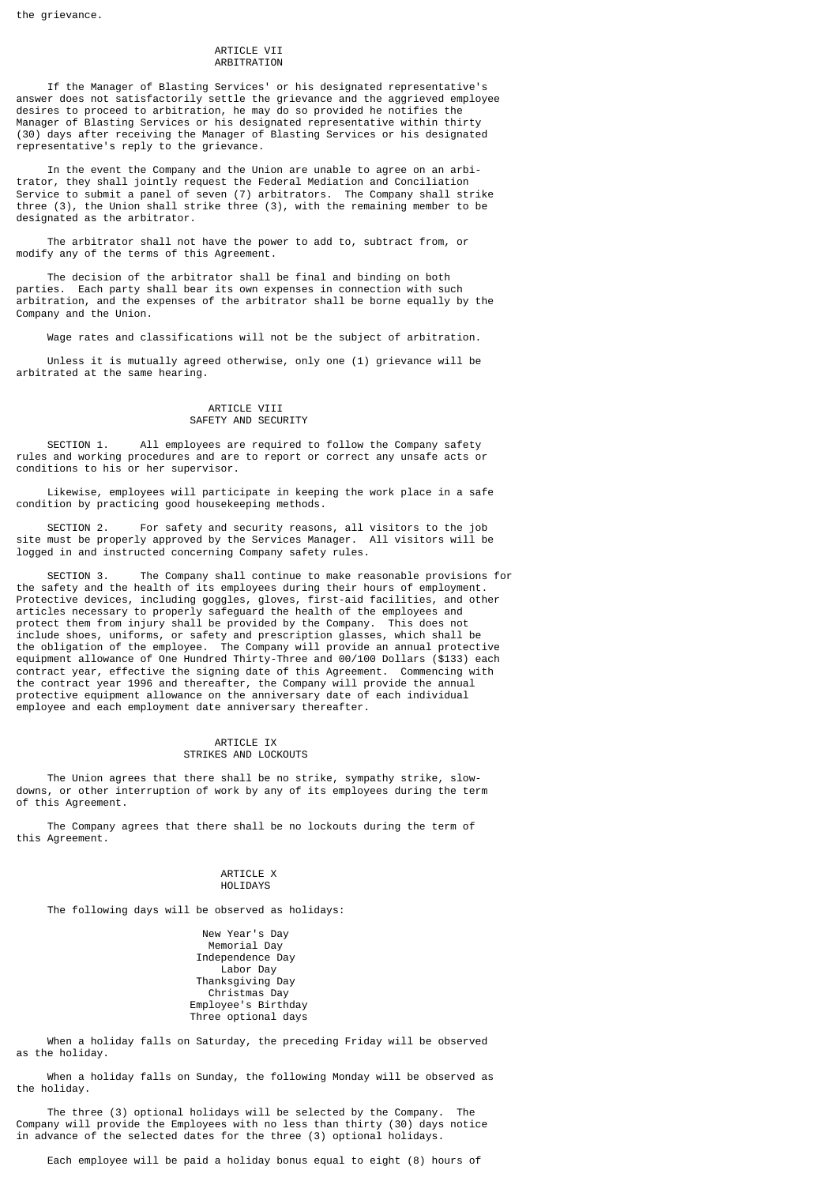the grievance.

## ARTICLE VII
## ARBITRATION

If the Manager of Blasting Services' or his designated representative's answer does not satisfactorily settle the grievance and the aggrieved employee desires to proceed to arbitration, he may do so provided he notifies the Manager of Blasting Services or his designated representative within thirty (30) days after receiving the Manager of Blasting Services or his designated representative's reply to the grievance.

In the event the Company and the Union are unable to agree on an arbitrator, they shall jointly request the Federal Mediation and Conciliation Service to submit a panel of seven (7) arbitrators. The Company shall strike three (3), the Union shall strike three (3), with the remaining member to be designated as the arbitrator.

The arbitrator shall not have the power to add to, subtract from, or modify any of the terms of this Agreement.

The decision of the arbitrator shall be final and binding on both parties. Each party shall bear its own expenses in connection with such arbitration, and the expenses of the arbitrator shall be borne equally by the Company and the Union.

Wage rates and classifications will not be the subject of arbitration.

Unless it is mutually agreed otherwise, only one (1) grievance will be arbitrated at the same hearing.

## ARTICLE VIII
## SAFETY AND SECURITY

SECTION 1. All employees are required to follow the Company safety rules and working procedures and are to report or correct any unsafe acts or conditions to his or her supervisor.

Likewise, employees will participate in keeping the work place in a safe condition by practicing good housekeeping methods.

SECTION 2. For safety and security reasons, all visitors to the job site must be properly approved by the Services Manager. All visitors will be logged in and instructed concerning Company safety rules.

SECTION 3. The Company shall continue to make reasonable provisions for the safety and the health of its employees during their hours of employment. Protective devices, including goggles, gloves, first-aid facilities, and other articles necessary to properly safeguard the health of the employees and protect them from injury shall be provided by the Company. This does not include shoes, uniforms, or safety and prescription glasses, which shall be the obligation of the employee. The Company will provide an annual protective equipment allowance of One Hundred Thirty-Three and 00/100 Dollars ($133) each contract year, effective the signing date of this Agreement. Commencing with the contract year 1996 and thereafter, the Company will provide the annual protective equipment allowance on the anniversary date of each individual employee and each employment date anniversary thereafter.

## ARTICLE IX
## STRIKES AND LOCKOUTS

The Union agrees that there shall be no strike, sympathy strike, slowdowns, or other interruption of work by any of its employees during the term of this Agreement.

The Company agrees that there shall be no lockouts during the term of this Agreement.

## ARTICLE X
## HOLIDAYS

The following days will be observed as holidays:

New Year's Day
Memorial Day
Independence Day
Labor Day
Thanksgiving Day
Christmas Day
Employee's Birthday
Three optional days

When a holiday falls on Saturday, the preceding Friday will be observed as the holiday.

When a holiday falls on Sunday, the following Monday will be observed as the holiday.

The three (3) optional holidays will be selected by the Company. The Company will provide the Employees with no less than thirty (30) days notice in advance of the selected dates for the three (3) optional holidays.

Each employee will be paid a holiday bonus equal to eight (8) hours of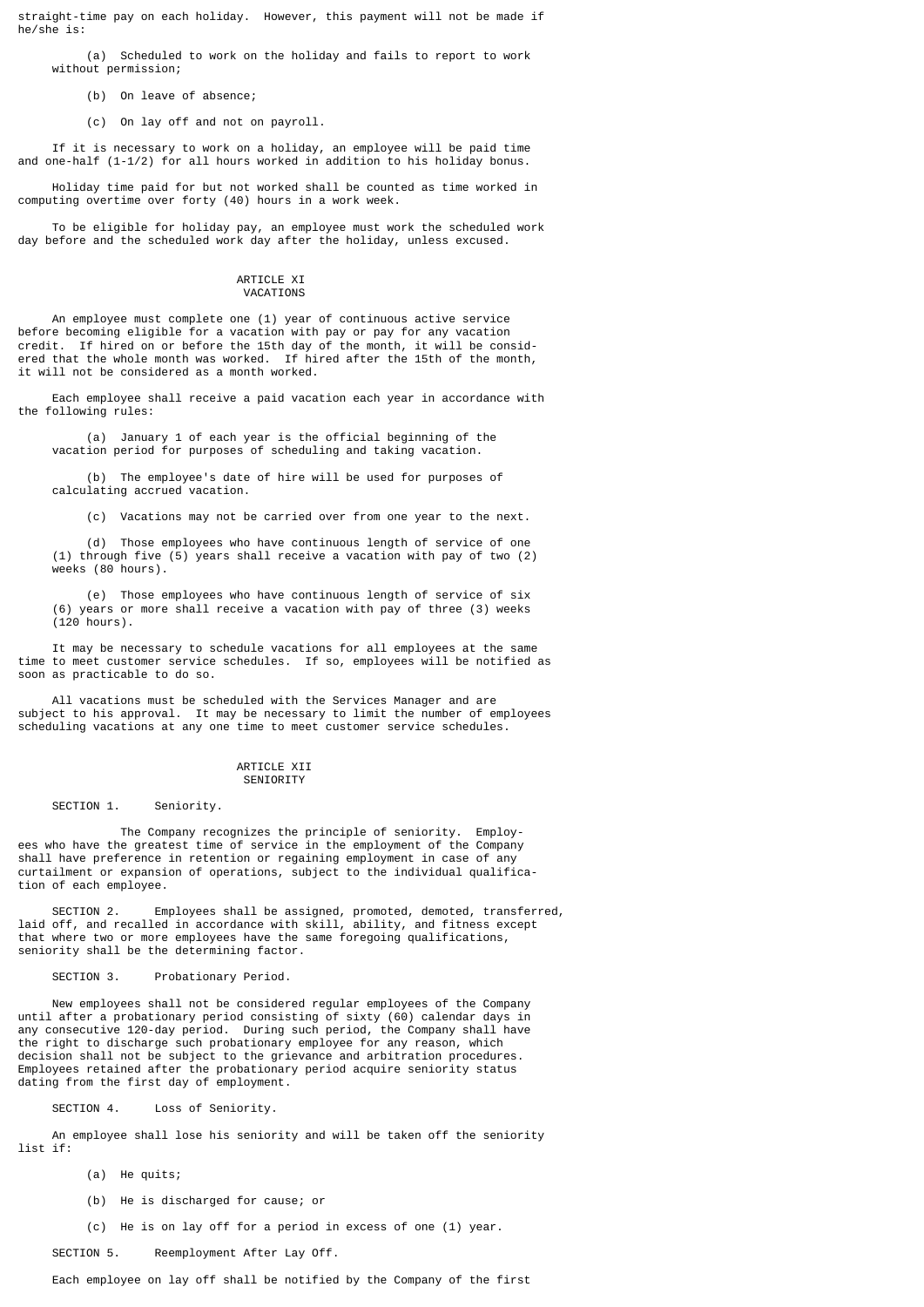straight-time pay on each holiday. However, this payment will not be made if he/she is:

(a) Scheduled to work on the holiday and fails to report to work without permission;

(b) On leave of absence;

(c) On lay off and not on payroll.

If it is necessary to work on a holiday, an employee will be paid time and one-half (1-1/2) for all hours worked in addition to his holiday bonus.

Holiday time paid for but not worked shall be counted as time worked in computing overtime over forty (40) hours in a work week.

To be eligible for holiday pay, an employee must work the scheduled work day before and the scheduled work day after the holiday, unless excused.

## ARTICLE XI
## VACATIONS

An employee must complete one (1) year of continuous active service before becoming eligible for a vacation with pay or pay for any vacation credit. If hired on or before the 15th day of the month, it will be considered that the whole month was worked. If hired after the 15th of the month, it will not be considered as a month worked.

Each employee shall receive a paid vacation each year in accordance with the following rules:

(a) January 1 of each year is the official beginning of the vacation period for purposes of scheduling and taking vacation.

(b) The employee's date of hire will be used for purposes of calculating accrued vacation.

(c) Vacations may not be carried over from one year to the next.

(d) Those employees who have continuous length of service of one (1) through five (5) years shall receive a vacation with pay of two (2) weeks (80 hours).

(e) Those employees who have continuous length of service of six (6) years or more shall receive a vacation with pay of three (3) weeks (120 hours).

It may be necessary to schedule vacations for all employees at the same time to meet customer service schedules. If so, employees will be notified as soon as practicable to do so.

All vacations must be scheduled with the Services Manager and are subject to his approval. It may be necessary to limit the number of employees scheduling vacations at any one time to meet customer service schedules.

## ARTICLE XII
## SENIORITY

SECTION 1. Seniority.

The Company recognizes the principle of seniority. Employees who have the greatest time of service in the employment of the Company shall have preference in retention or regaining employment in case of any curtailment or expansion of operations, subject to the individual qualification of each employee.

SECTION 2. Employees shall be assigned, promoted, demoted, transferred, laid off, and recalled in accordance with skill, ability, and fitness except that where two or more employees have the same foregoing qualifications, seniority shall be the determining factor.

SECTION 3. Probationary Period.

New employees shall not be considered regular employees of the Company until after a probationary period consisting of sixty (60) calendar days in any consecutive 120-day period. During such period, the Company shall have the right to discharge such probationary employee for any reason, which decision shall not be subject to the grievance and arbitration procedures. Employees retained after the probationary period acquire seniority status dating from the first day of employment.

SECTION 4. Loss of Seniority.

An employee shall lose his seniority and will be taken off the seniority list if:

(a) He quits;

(b) He is discharged for cause; or

(c) He is on lay off for a period in excess of one (1) year.

SECTION 5. Reemployment After Lay Off.

Each employee on lay off shall be notified by the Company of the first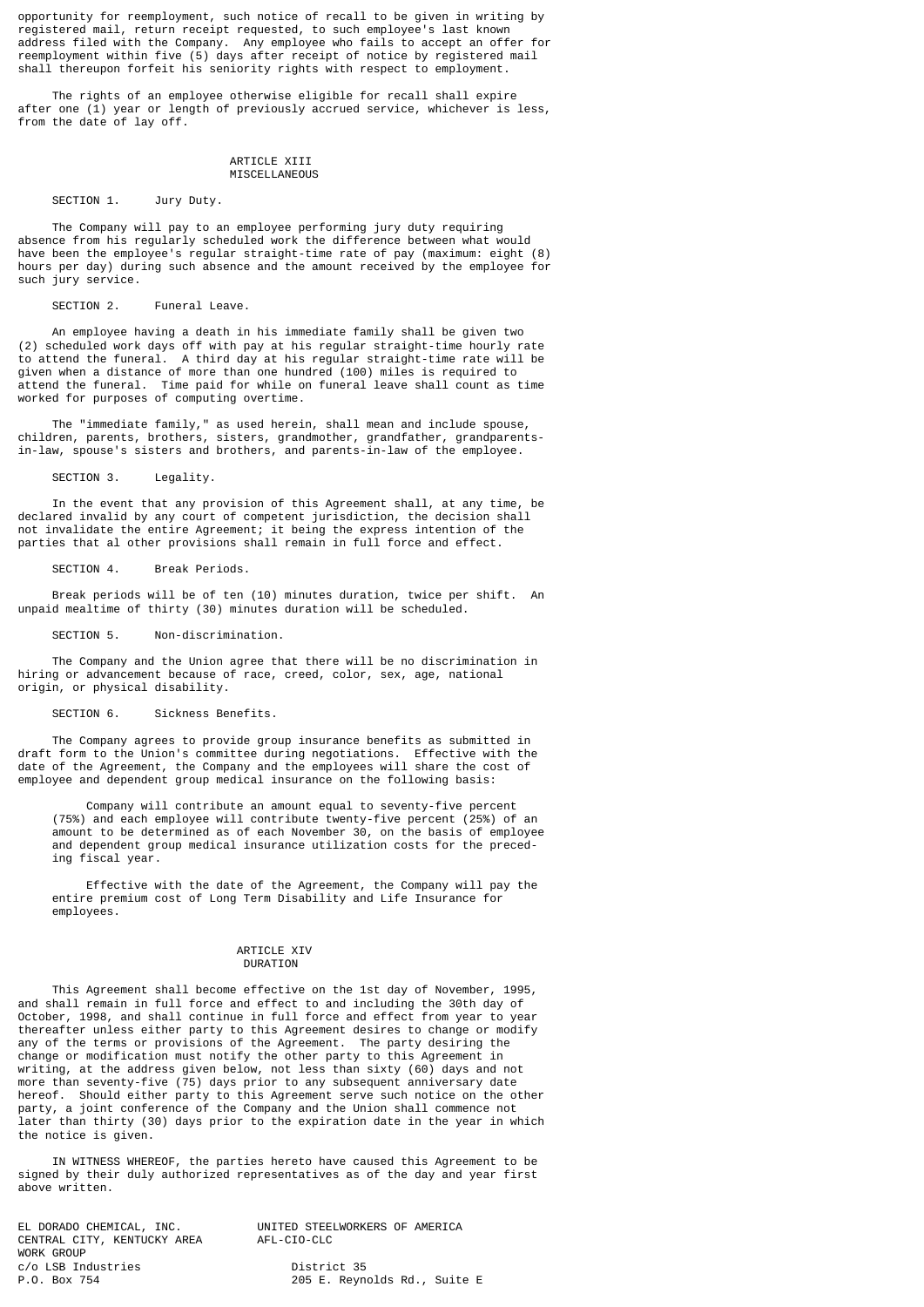opportunity for reemployment, such notice of recall to be given in writing by registered mail, return receipt requested, to such employee's last known address filed with the Company. Any employee who fails to accept an offer for reemployment within five (5) days after receipt of notice by registered mail shall thereupon forfeit his seniority rights with respect to employment.

The rights of an employee otherwise eligible for recall shall expire after one (1) year or length of previously accrued service, whichever is less, from the date of lay off.

## ARTICLE XIII
## MISCELLANEOUS

SECTION 1. Jury Duty.

The Company will pay to an employee performing jury duty requiring absence from his regularly scheduled work the difference between what would have been the employee's regular straight-time rate of pay (maximum: eight (8) hours per day) during such absence and the amount received by the employee for such jury service.

SECTION 2. Funeral Leave.

An employee having a death in his immediate family shall be given two (2) scheduled work days off with pay at his regular straight-time hourly rate to attend the funeral. A third day at his regular straight-time rate will be given when a distance of more than one hundred (100) miles is required to attend the funeral. Time paid for while on funeral leave shall count as time worked for purposes of computing overtime.

The "immediate family," as used herein, shall mean and include spouse, children, parents, brothers, sisters, grandmother, grandfather, grandparents-in-law, spouse's sisters and brothers, and parents-in-law of the employee.

SECTION 3. Legality.

In the event that any provision of this Agreement shall, at any time, be declared invalid by any court of competent jurisdiction, the decision shall not invalidate the entire Agreement; it being the express intention of the parties that al other provisions shall remain in full force and effect.

SECTION 4. Break Periods.

Break periods will be of ten (10) minutes duration, twice per shift. An unpaid mealtime of thirty (30) minutes duration will be scheduled.

SECTION 5. Non-discrimination.

The Company and the Union agree that there will be no discrimination in hiring or advancement because of race, creed, color, sex, age, national origin, or physical disability.

SECTION 6. Sickness Benefits.

The Company agrees to provide group insurance benefits as submitted in draft form to the Union's committee during negotiations. Effective with the date of the Agreement, the Company and the employees will share the cost of employee and dependent group medical insurance on the following basis:

> Company will contribute an amount equal to seventy-five percent (75%) and each employee will contribute twenty-five percent (25%) of an amount to be determined as of each November 30, on the basis of employee and dependent group medical insurance utilization costs for the preceding fiscal year.
>
> Effective with the date of the Agreement, the Company will pay the entire premium cost of Long Term Disability and Life Insurance for employees.

## ARTICLE XIV
## DURATION

This Agreement shall become effective on the 1st day of November, 1995, and shall remain in full force and effect to and including the 30th day of October, 1998, and shall continue in full force and effect from year to year thereafter unless either party to this Agreement desires to change or modify any of the terms or provisions of the Agreement. The party desiring the change or modification must notify the other party to this Agreement in writing, at the address given below, not less than sixty (60) days and not more than seventy-five (75) days prior to any subsequent anniversary date hereof. Should either party to this Agreement serve such notice on the other party, a joint conference of the Company and the Union shall commence not later than thirty (30) days prior to the expiration date in the year in which the notice is given.

IN WITNESS WHEREOF, the parties hereto have caused this Agreement to be signed by their duly authorized representatives as of the day and year first above written.

| | |
|---|---|
| EL DORADO CHEMICAL, INC. | UNITED STEELWORKERS OF AMERICA |
| CENTRAL CITY, KENTUCKY AREA | AFL-CIO-CLC |
| WORK GROUP | |
| c/o LSB Industries | District 35 |
| P.O. Box 754 | 205 E. Reynolds Rd., Suite E |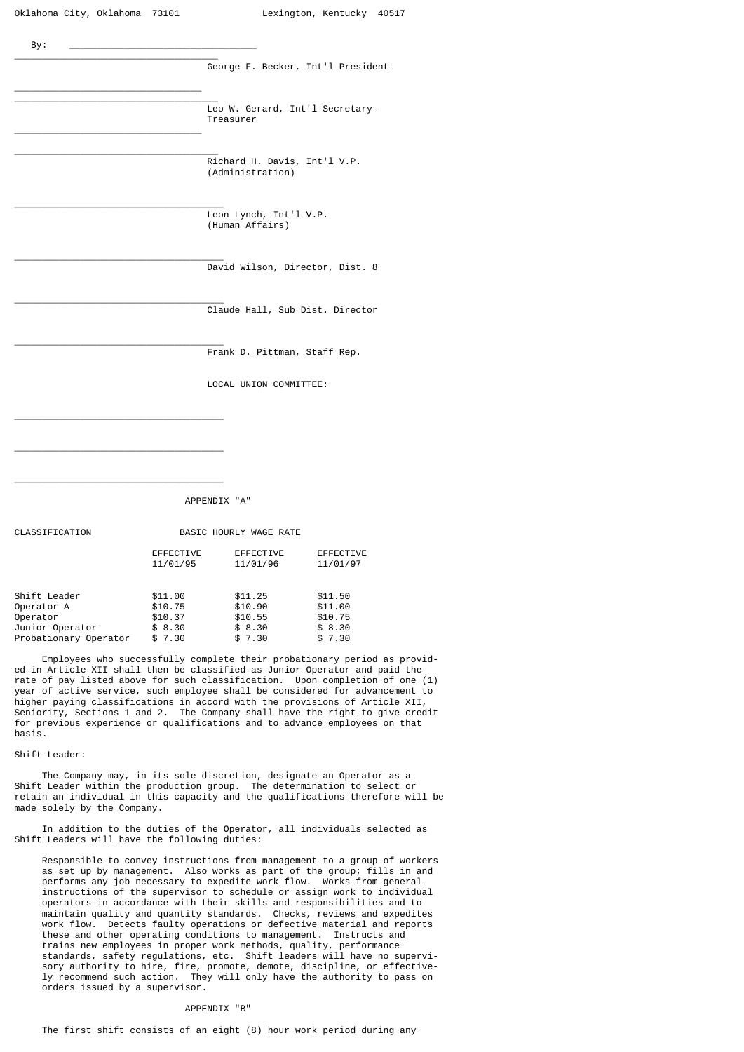Oklahoma City, Oklahoma 73101 Lexington, Kentucky 40517

By: ________________________________

________________________________ George F. Becker, Int'l President

________________________________

________________________________ Leo W. Gerard, Int'l Secretary-Treasurer

________________________________

________________________________ Richard H. Davis, Int'l V.P. (Administration)

________________________________ Leon Lynch, Int'l V.P. (Human Affairs)

________________________________ David Wilson, Director, Dist. 8

________________________________ Claude Hall, Sub Dist. Director

________________________________ Frank D. Pittman, Staff Rep.

LOCAL UNION COMMITTEE:

________________________________

________________________________

________________________________

## APPENDIX "A"

| CLASSIFICATION | BASIC HOURLY WAGE RATE | | |
|---|---|---|---|
| | EFFECTIVE 11/01/95 | EFFECTIVE 11/01/96 | EFFECTIVE 11/01/97 |
| Shift Leader | $11.00 | $11.25 | $11.50 |
| Operator A | $10.75 | $10.90 | $11.00 |
| Operator | $10.37 | $10.55 | $10.75 |
| Junior Operator | $ 8.30 | $ 8.30 | $ 8.30 |
| Probationary Operator | $ 7.30 | $ 7.30 | $ 7.30 |

Employees who successfully complete their probationary period as provided in Article XII shall then be classified as Junior Operator and paid the rate of pay listed above for such classification. Upon completion of one (1) year of active service, such employee shall be considered for advancement to higher paying classifications in accord with the provisions of Article XII, Seniority, Sections 1 and 2. The Company shall have the right to give credit for previous experience or qualifications and to advance employees on that basis.

Shift Leader:

The Company may, in its sole discretion, designate an Operator as a Shift Leader within the production group. The determination to select or retain an individual in this capacity and the qualifications therefore will be made solely by the Company.

In addition to the duties of the Operator, all individuals selected as Shift Leaders will have the following duties:

Responsible to convey instructions from management to a group of workers as set up by management. Also works as part of the group; fills in and performs any job necessary to expedite work flow. Works from general instructions of the supervisor to schedule or assign work to individual operators in accordance with their skills and responsibilities and to maintain quality and quantity standards. Checks, reviews and expedites work flow. Detects faulty operations or defective material and reports these and other operating conditions to management. Instructs and trains new employees in proper work methods, quality, performance standards, safety regulations, etc. Shift leaders will have no supervisory authority to hire, fire, promote, demote, discipline, or effectively recommend such action. They will only have the authority to pass on orders issued by a supervisor.

## APPENDIX "B"

The first shift consists of an eight (8) hour work period during any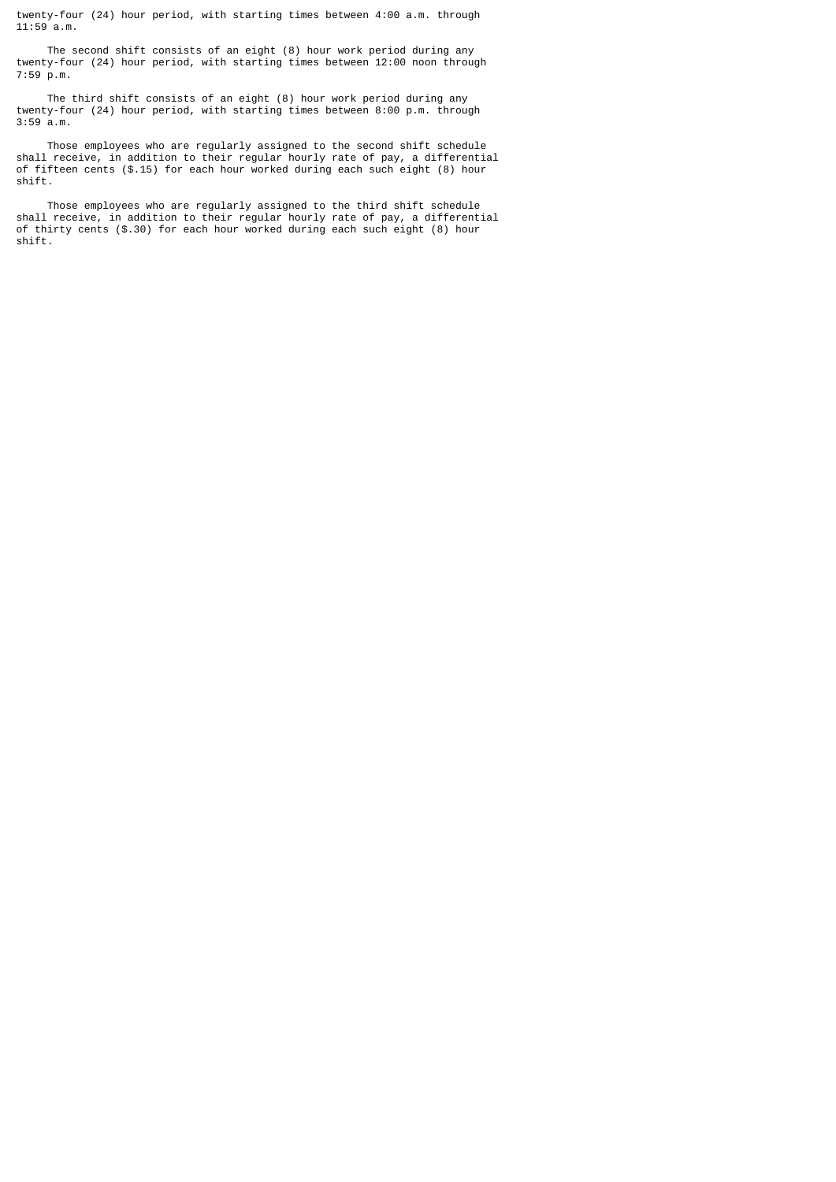twenty-four (24) hour period, with starting times between 4:00 a.m. through 11:59 a.m.

The second shift consists of an eight (8) hour work period during any twenty-four (24) hour period, with starting times between 12:00 noon through 7:59 p.m.

The third shift consists of an eight (8) hour work period during any twenty-four (24) hour period, with starting times between 8:00 p.m. through 3:59 a.m.

Those employees who are regularly assigned to the second shift schedule shall receive, in addition to their regular hourly rate of pay, a differential of fifteen cents ($.15) for each hour worked during each such eight (8) hour shift.

Those employees who are regularly assigned to the third shift schedule shall receive, in addition to their regular hourly rate of pay, a differential of thirty cents ($.30) for each hour worked during each such eight (8) hour shift.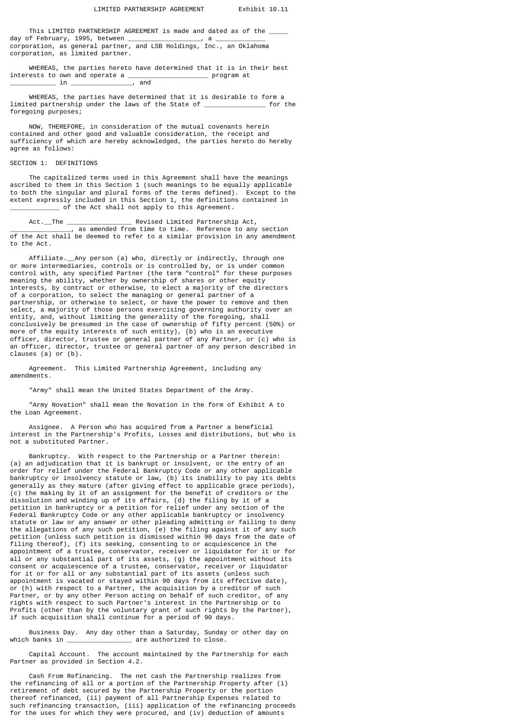LIMITED PARTNERSHIP AGREEMENT          Exhibit 10.11

This LIMITED PARTNERSHIP AGREEMENT is made and dated as of the _____ day of February, 1995, between __________________, a ____________ corporation, as general partner, and LSB Holdings, Inc., an Oklahoma corporation, as limited partner.

WHEREAS, the parties hereto have determined that it is in their best interests to own and operate a ____________________ program at ____________ in _______________, and

WHEREAS, the parties have determined that it is desirable to form a limited partnership under the laws of the State of _______________ for the foregoing purposes;

NOW, THEREFORE, in consideration of the mutual covenants herein contained and other good and valuable consideration, the receipt and sufficiency of which are hereby acknowledged, the parties hereto do hereby agree as follows:

SECTION 1: DEFINITIONS

The capitalized terms used in this Agreement shall have the meanings ascribed to them in this Section 1 (such meanings to be equally applicable to both the singular and plural forms of the terms defined). Except to the extent expressly included in this Section 1, the definitions contained in ____________ of the Act shall not apply to this Agreement.

Act.__The ________________ Revised Limited Partnership Act, _______________, as amended from time to time. Reference to any section of the Act shall be deemed to refer to a similar provision in any amendment to the Act.

Affiliate.__Any person (a) who, directly or indirectly, through one or more intermediaries, controls or is controlled by, or is under common control with, any specified Partner (the term "control" for these purposes meaning the ability, whether by ownership of shares or other equity interests, by contract or otherwise, to elect a majority of the directors of a corporation, to select the managing or general partner of a partnership, or otherwise to select, or have the power to remove and then select, a majority of those persons exercising governing authority over an entity, and, without limiting the generality of the foregoing, shall conclusively be presumed in the case of ownership of fifty percent (50%) or more of the equity interests of such entity), (b) who is an executive officer, director, trustee or general partner of any Partner, or (c) who is an officer, director, trustee or general partner of any person described in clauses (a) or (b).

Agreement. This Limited Partnership Agreement, including any amendments.

"Army" shall mean the United States Department of the Army.

"Army Novation" shall mean the Novation in the form of Exhibit A to the Loan Agreement.

Assignee. A Person who has acquired from a Partner a beneficial interest in the Partnership's Profits, Losses and distributions, but who is not a substituted Partner.

Bankruptcy. With respect to the Partnership or a Partner therein: (a) an adjudication that it is bankrupt or insolvent, or the entry of an order for relief under the Federal Bankruptcy Code or any other applicable bankruptcy or insolvency statute or law, (b) its inability to pay its debts generally as they mature (after giving effect to applicable grace periods), (c) the making by it of an assignment for the benefit of creditors or the dissolution and winding up of its affairs, (d) the filing by it of a petition in bankruptcy or a petition for relief under any section of the Federal Bankruptcy Code or any other applicable bankruptcy or insolvency statute or law or any answer or other pleading admitting or failing to deny the allegations of any such petition, (e) the filing against it of any such petition (unless such petition is dismissed within 90 days from the date of filing thereof), (f) its seeking, consenting to or acquiescence in the appointment of a trustee, conservator, receiver or liquidator for it or for all or any substantial part of its assets, (g) the appointment without its consent or acquiescence of a trustee, conservator, receiver or liquidator for it or for all or any substantial part of its assets (unless such appointment is vacated or stayed within 90 days from its effective date), or (h) with respect to a Partner, the acquisition by a creditor of such Partner, or by any other Person acting on behalf of such creditor, of any rights with respect to such Partner's interest in the Partnership or to Profits (other than by the voluntary grant of such rights by the Partner), if such acquisition shall continue for a period of 90 days.

Business Day. Any day other than a Saturday, Sunday or other day on which banks in ________________ are authorized to close.

Capital Account. The account maintained by the Partnership for each Partner as provided in Section 4.2.

Cash From Refinancing. The net cash the Partnership realizes from the refinancing of all or a portion of the Partnership Property after (i) retirement of debt secured by the Partnership Property or the portion thereof refinanced, (ii) payment of all Partnership Expenses related to such refinancing transaction, (iii) application of the refinancing proceeds for the uses for which they were procured, and (iv) deduction of amounts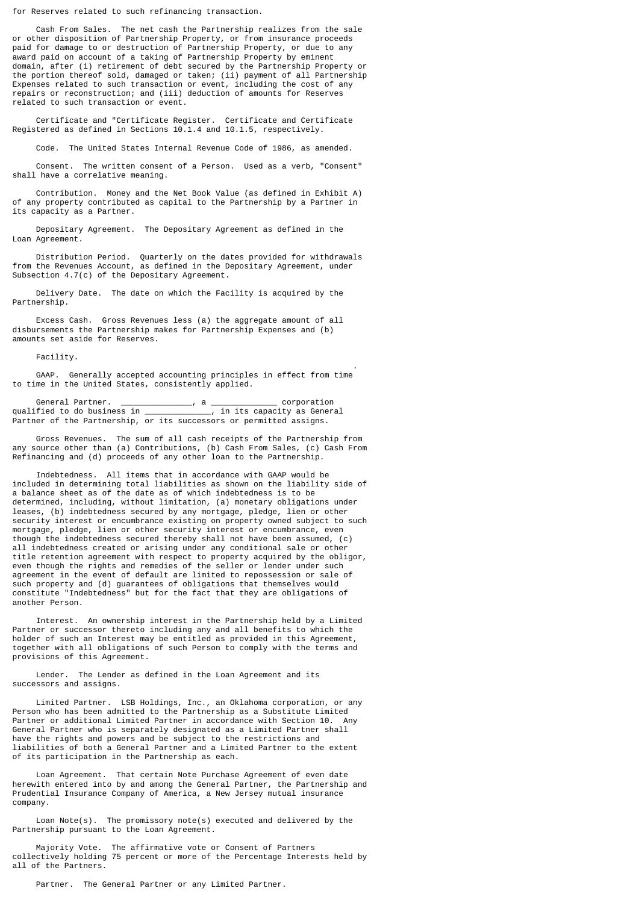for Reserves related to such refinancing transaction.

Cash From Sales. The net cash the Partnership realizes from the sale or other disposition of Partnership Property, or from insurance proceeds paid for damage to or destruction of Partnership Property, or due to any award paid on account of a taking of Partnership Property by eminent domain, after (i) retirement of debt secured by the Partnership Property or the portion thereof sold, damaged or taken; (ii) payment of all Partnership Expenses related to such transaction or event, including the cost of any repairs or reconstruction; and (iii) deduction of amounts for Reserves related to such transaction or event.

Certificate and "Certificate Register. Certificate and Certificate Registered as defined in Sections 10.1.4 and 10.1.5, respectively.

Code. The United States Internal Revenue Code of 1986, as amended.

Consent. The written consent of a Person. Used as a verb, "Consent" shall have a correlative meaning.

Contribution. Money and the Net Book Value (as defined in Exhibit A) of any property contributed as capital to the Partnership by a Partner in its capacity as a Partner.

Depositary Agreement. The Depositary Agreement as defined in the Loan Agreement.

Distribution Period. Quarterly on the dates provided for withdrawals from the Revenues Account, as defined in the Depositary Agreement, under Subsection 4.7(c) of the Depositary Agreement.

Delivery Date. The date on which the Facility is acquired by the Partnership.

Excess Cash. Gross Revenues less (a) the aggregate amount of all disbursements the Partnership makes for Partnership Expenses and (b) amounts set aside for Reserves.

Facility.
.

GAAP. Generally accepted accounting principles in effect from time to time in the United States, consistently applied.

General Partner. _______________, a _____________ corporation qualified to do business in _____________, in its capacity as General Partner of the Partnership, or its successors or permitted assigns.

Gross Revenues. The sum of all cash receipts of the Partnership from any source other than (a) Contributions, (b) Cash From Sales, (c) Cash From Refinancing and (d) proceeds of any other loan to the Partnership.

Indebtedness. All items that in accordance with GAAP would be included in determining total liabilities as shown on the liability side of a balance sheet as of the date as of which indebtedness is to be determined, including, without limitation, (a) monetary obligations under leases, (b) indebtedness secured by any mortgage, pledge, lien or other security interest or encumbrance existing on property owned subject to such mortgage, pledge, lien or other security interest or encumbrance, even though the indebtedness secured thereby shall not have been assumed, (c) all indebtedness created or arising under any conditional sale or other title retention agreement with respect to property acquired by the obligor, even though the rights and remedies of the seller or lender under such agreement in the event of default are limited to repossession or sale of such property and (d) guarantees of obligations that themselves would constitute "Indebtedness" but for the fact that they are obligations of another Person.

Interest. An ownership interest in the Partnership held by a Limited Partner or successor thereto including any and all benefits to which the holder of such an Interest may be entitled as provided in this Agreement, together with all obligations of such Person to comply with the terms and provisions of this Agreement.

Lender. The Lender as defined in the Loan Agreement and its successors and assigns.

Limited Partner. LSB Holdings, Inc., an Oklahoma corporation, or any Person who has been admitted to the Partnership as a Substitute Limited Partner or additional Limited Partner in accordance with Section 10. Any General Partner who is separately designated as a Limited Partner shall have the rights and powers and be subject to the restrictions and liabilities of both a General Partner and a Limited Partner to the extent of its participation in the Partnership as each.

Loan Agreement. That certain Note Purchase Agreement of even date herewith entered into by and among the General Partner, the Partnership and Prudential Insurance Company of America, a New Jersey mutual insurance company.

Loan Note(s). The promissory note(s) executed and delivered by the Partnership pursuant to the Loan Agreement.

Majority Vote. The affirmative vote or Consent of Partners collectively holding 75 percent or more of the Percentage Interests held by all of the Partners.

Partner. The General Partner or any Limited Partner.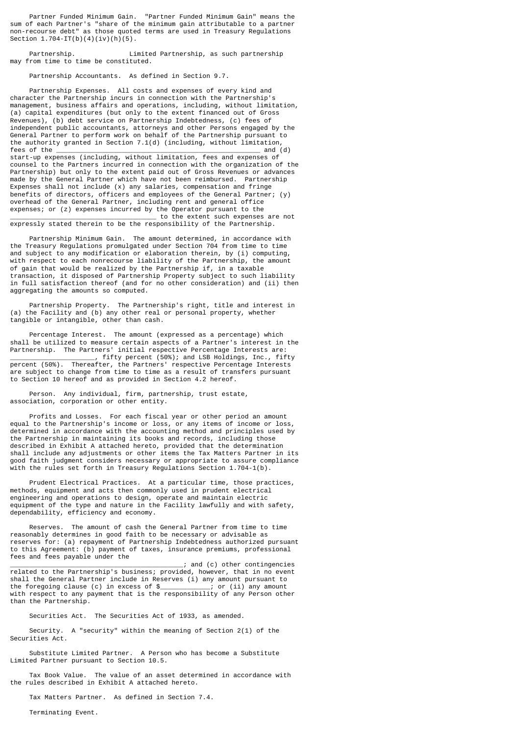Partner Funded Minimum Gain. "Partner Funded Minimum Gain" means the sum of each Partner's "share of the minimum gain attributable to a partner non-recourse debt" as those quoted terms are used in Treasury Regulations Section 1.704-1T(b)(4)(iv)(h)(5).

Partnership. _____________ Limited Partnership, as such partnership may from time to time be constituted.

Partnership Accountants. As defined in Section 9.7.

Partnership Expenses. All costs and expenses of every kind and character the Partnership incurs in connection with the Partnership's management, business affairs and operations, including, without limitation, (a) capital expenditures (but only to the extent financed out of Gross Revenues), (b) debt service on Partnership Indebtedness, (c) fees of independent public accountants, attorneys and other Persons engaged by the General Partner to perform work on behalf of the Partnership pursuant to the authority granted in Section 7.1(d) (including, without limitation, fees of the ______________________________________________ and (d) start-up expenses (including, without limitation, fees and expenses of counsel to the Partners incurred in connection with the organization of the Partnership) but only to the extent paid out of Gross Revenues or advances made by the General Partner which have not been reimbursed. Partnership Expenses shall not include (x) any salaries, compensation and fringe benefits of directors, officers and employees of the General Partner; (y) overhead of the General Partner, including rent and general office expenses; or (z) expenses incurred by the Operator pursuant to the ____________________________________ to the extent such expenses are not expressly stated therein to be the responsibility of the Partnership.

Partnership Minimum Gain. The amount determined, in accordance with the Treasury Regulations promulgated under Section 704 from time to time and subject to any modification or elaboration therein, by (i) computing, with respect to each nonrecourse liability of the Partnership, the amount of gain that would be realized by the Partnership if, in a taxable transaction, it disposed of Partnership Property subject to such liability in full satisfaction thereof (and for no other consideration) and (ii) then aggregating the amounts so computed.

Partnership Property. The Partnership's right, title and interest in (a) the Facility and (b) any other real or personal property, whether tangible or intangible, other than cash.

Percentage Interest. The amount (expressed as a percentage) which shall be utilized to measure certain aspects of a Partner's interest in the Partnership. The Partners' initial respective Percentage Interests are: _____________________, fifty percent (50%); and LSB Holdings, Inc., fifty percent (50%). Thereafter, the Partners' respective Percentage Interests are subject to change from time to time as a result of transfers pursuant to Section 10 hereof and as provided in Section 4.2 hereof.

Person. Any individual, firm, partnership, trust estate, association, corporation or other entity.

Profits and Losses. For each fiscal year or other period an amount equal to the Partnership's income or loss, or any items of income or loss, determined in accordance with the accounting method and principles used by the Partnership in maintaining its books and records, including those described in Exhibit A attached hereto, provided that the determination shall include any adjustments or other items the Tax Matters Partner in its good faith judgment considers necessary or appropriate to assure compliance with the rules set forth in Treasury Regulations Section 1.704-1(b).

Prudent Electrical Practices. At a particular time, those practices, methods, equipment and acts then commonly used in prudent electrical engineering and operations to design, operate and maintain electric equipment of the type and nature in the Facility lawfully and with safety, dependability, efficiency and economy.

Reserves. The amount of cash the General Partner from time to time reasonably determines in good faith to be necessary or advisable as reserves for: (a) repayment of Partnership Indebtedness authorized pursuant to this Agreement: (b) payment of taxes, insurance premiums, professional fees and fees payable under the ___________________________________________; and (c) other contingencies related to the Partnership's business; provided, however, that in no event shall the General Partner include in Reserves (i) any amount pursuant to the foregoing clause (c) in excess of $____________; or (ii) any amount with respect to any payment that is the responsibility of any Person other than the Partnership.

Securities Act. The Securities Act of 1933, as amended.

Security. A "security" within the meaning of Section 2(1) of the Securities Act.

Substitute Limited Partner. A Person who has become a Substitute Limited Partner pursuant to Section 10.5.

Tax Book Value. The value of an asset determined in accordance with the rules described in Exhibit A attached hereto.

Tax Matters Partner. As defined in Section 7.4.

Terminating Event.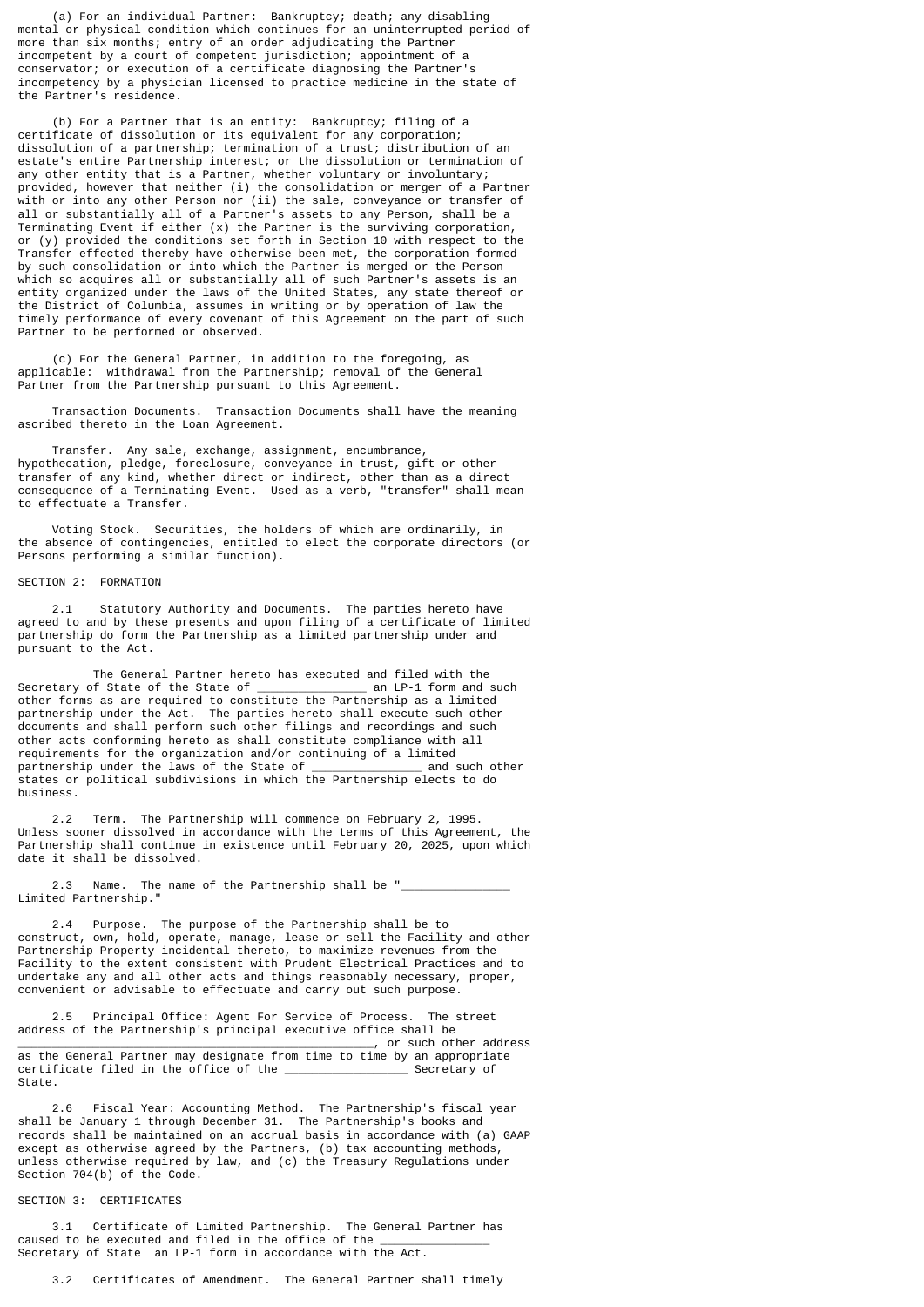(a) For an individual Partner: Bankruptcy; death; any disabling mental or physical condition which continues for an uninterrupted period of more than six months; entry of an order adjudicating the Partner incompetent by a court of competent jurisdiction; appointment of a conservator; or execution of a certificate diagnosing the Partner's incompetency by a physician licensed to practice medicine in the state of the Partner's residence.

(b) For a Partner that is an entity: Bankruptcy; filing of a certificate of dissolution or its equivalent for any corporation; dissolution of a partnership; termination of a trust; distribution of an estate's entire Partnership interest; or the dissolution or termination of any other entity that is a Partner, whether voluntary or involuntary; provided, however that neither (i) the consolidation or merger of a Partner with or into any other Person nor (ii) the sale, conveyance or transfer of all or substantially all of a Partner's assets to any Person, shall be a Terminating Event if either (x) the Partner is the surviving corporation, or (y) provided the conditions set forth in Section 10 with respect to the Transfer effected thereby have otherwise been met, the corporation formed by such consolidation or into which the Partner is merged or the Person which so acquires all or substantially all of such Partner's assets is an entity organized under the laws of the United States, any state thereof or the District of Columbia, assumes in writing or by operation of law the timely performance of every covenant of this Agreement on the part of such Partner to be performed or observed.

(c) For the General Partner, in addition to the foregoing, as applicable: withdrawal from the Partnership; removal of the General Partner from the Partnership pursuant to this Agreement.

Transaction Documents. Transaction Documents shall have the meaning ascribed thereto in the Loan Agreement.

Transfer. Any sale, exchange, assignment, encumbrance, hypothecation, pledge, foreclosure, conveyance in trust, gift or other transfer of any kind, whether direct or indirect, other than as a direct consequence of a Terminating Event. Used as a verb, "transfer" shall mean to effectuate a Transfer.

Voting Stock. Securities, the holders of which are ordinarily, in the absence of contingencies, entitled to elect the corporate directors (or Persons performing a similar function).

SECTION 2: FORMATION

2.1 Statutory Authority and Documents. The parties hereto have agreed to and by these presents and upon filing of a certificate of limited partnership do form the Partnership as a limited partnership under and pursuant to the Act.

The General Partner hereto has executed and filed with the Secretary of State of the State of _______________ an LP-1 form and such other forms as are required to constitute the Partnership as a limited partnership under the Act. The parties hereto shall execute such other documents and shall perform such other filings and recordings and such other acts conforming hereto as shall constitute compliance with all requirements for the organization and/or continuing of a limited partnership under the laws of the State of _______________ and such other states or political subdivisions in which the Partnership elects to do business.

2.2 Term. The Partnership will commence on February 2, 1995. Unless sooner dissolved in accordance with the terms of this Agreement, the Partnership shall continue in existence until February 20, 2025, upon which date it shall be dissolved.

2.3 Name. The name of the Partnership shall be "_______________ Limited Partnership."

2.4 Purpose. The purpose of the Partnership shall be to construct, own, hold, operate, manage, lease or sell the Facility and other Partnership Property incidental thereto, to maximize revenues from the Facility to the extent consistent with Prudent Electrical Practices and to undertake any and all other acts and things reasonably necessary, proper, convenient or advisable to effectuate and carry out such purpose.

2.5 Principal Office: Agent For Service of Process. The street address of the Partnership's principal executive office shall be ____________________________________________________, or such other address as the General Partner may designate from time to time by an appropriate certificate filed in the office of the _________________ Secretary of State.

2.6 Fiscal Year: Accounting Method. The Partnership's fiscal year shall be January 1 through December 31. The Partnership's books and records shall be maintained on an accrual basis in accordance with (a) GAAP except as otherwise agreed by the Partners, (b) tax accounting methods, unless otherwise required by law, and (c) the Treasury Regulations under Section 704(b) of the Code.

SECTION 3: CERTIFICATES

3.1 Certificate of Limited Partnership. The General Partner has caused to be executed and filed in the office of the _______________ Secretary of State an LP-1 form in accordance with the Act.

3.2 Certificates of Amendment. The General Partner shall timely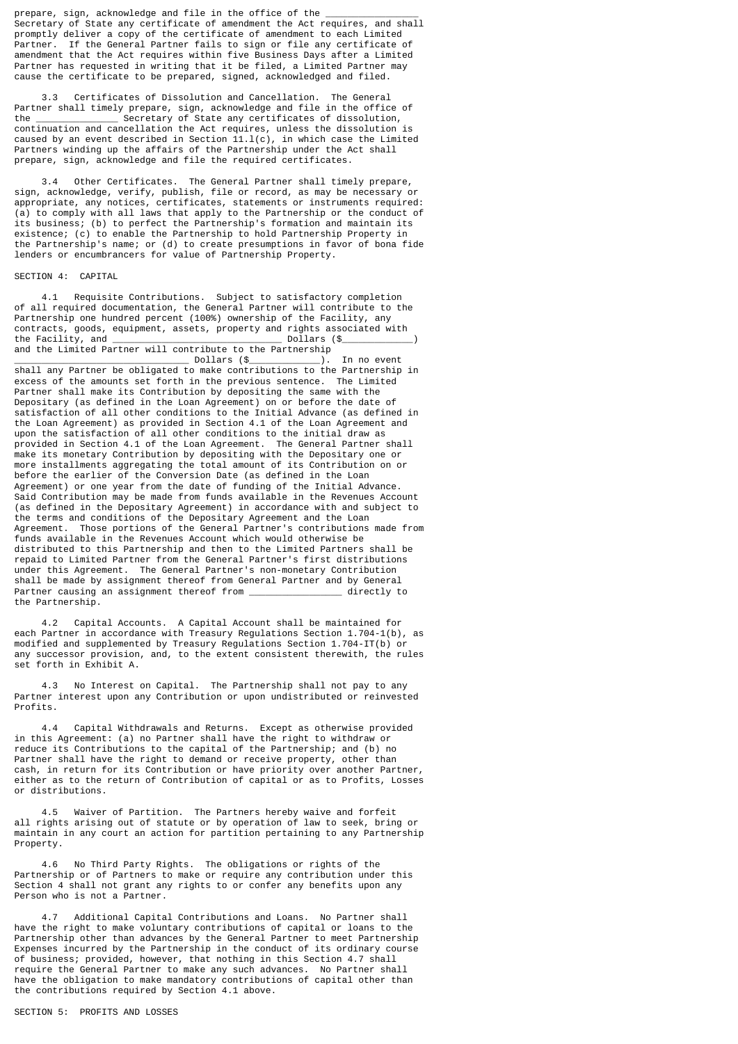prepare, sign, acknowledge and file in the office of the ________________ Secretary of State any certificate of amendment the Act requires, and shall promptly deliver a copy of the certificate of amendment to each Limited Partner. If the General Partner fails to sign or file any certificate of amendment that the Act requires within five Business Days after a Limited Partner has requested in writing that it be filed, a Limited Partner may cause the certificate to be prepared, signed, acknowledged and filed.

3.3 Certificates of Dissolution and Cancellation. The General Partner shall timely prepare, sign, acknowledge and file in the office of the ______________ Secretary of State any certificates of dissolution, continuation and cancellation the Act requires, unless the dissolution is caused by an event described in Section 11.l(c), in which case the Limited Partners winding up the affairs of the Partnership under the Act shall prepare, sign, acknowledge and file the required certificates.

3.4 Other Certificates. The General Partner shall timely prepare, sign, acknowledge, verify, publish, file or record, as may be necessary or appropriate, any notices, certificates, statements or instruments required: (a) to comply with all laws that apply to the Partnership or the conduct of its business; (b) to perfect the Partnership's formation and maintain its existence; (c) to enable the Partnership to hold Partnership Property in the Partnership's name; or (d) to create presumptions in favor of bona fide lenders or encumbrancers for value of Partnership Property.

SECTION 4: CAPITAL

4.1 Requisite Contributions. Subject to satisfactory completion of all required documentation, the General Partner will contribute to the Partnership one hundred percent (100%) ownership of the Facility, any contracts, goods, equipment, assets, property and rights associated with the Facility, and ______________________________ Dollars ($____________) and the Limited Partner will contribute to the Partnership ______________________________ Dollars ($____________). In no event shall any Partner be obligated to make contributions to the Partnership in excess of the amounts set forth in the previous sentence. The Limited Partner shall make its Contribution by depositing the same with the Depositary (as defined in the Loan Agreement) on or before the date of satisfaction of all other conditions to the Initial Advance (as defined in the Loan Agreement) as provided in Section 4.1 of the Loan Agreement and upon the satisfaction of all other conditions to the initial draw as provided in Section 4.1 of the Loan Agreement. The General Partner shall make its monetary Contribution by depositing with the Depositary one or more installments aggregating the total amount of its Contribution on or before the earlier of the Conversion Date (as defined in the Loan Agreement) or one year from the date of funding of the Initial Advance. Said Contribution may be made from funds available in the Revenues Account (as defined in the Depositary Agreement) in accordance with and subject to the terms and conditions of the Depositary Agreement and the Loan Agreement. Those portions of the General Partner's contributions made from funds available in the Revenues Account which would otherwise be distributed to this Partnership and then to the Limited Partners shall be repaid to Limited Partner from the General Partner's first distributions under this Agreement. The General Partner's non-monetary Contribution shall be made by assignment thereof from General Partner and by General Partner causing an assignment thereof from ________________ directly to the Partnership.

4.2 Capital Accounts. A Capital Account shall be maintained for each Partner in accordance with Treasury Regulations Section 1.704-1(b), as modified and supplemented by Treasury Regulations Section 1.704-IT(b) or any successor provision, and, to the extent consistent therewith, the rules set forth in Exhibit A.

4.3 No Interest on Capital. The Partnership shall not pay to any Partner interest upon any Contribution or upon undistributed or reinvested Profits.

4.4 Capital Withdrawals and Returns. Except as otherwise provided in this Agreement: (a) no Partner shall have the right to withdraw or reduce its Contributions to the capital of the Partnership; and (b) no Partner shall have the right to demand or receive property, other than cash, in return for its Contribution or have priority over another Partner, either as to the return of Contribution of capital or as to Profits, Losses or distributions.

4.5 Waiver of Partition. The Partners hereby waive and forfeit all rights arising out of statute or by operation of law to seek, bring or maintain in any court an action for partition pertaining to any Partnership Property.

4.6 No Third Party Rights. The obligations or rights of the Partnership or of Partners to make or require any contribution under this Section 4 shall not grant any rights to or confer any benefits upon any Person who is not a Partner.

4.7 Additional Capital Contributions and Loans. No Partner shall have the right to make voluntary contributions of capital or loans to the Partnership other than advances by the General Partner to meet Partnership Expenses incurred by the Partnership in the conduct of its ordinary course of business; provided, however, that nothing in this Section 4.7 shall require the General Partner to make any such advances. No Partner shall have the obligation to make mandatory contributions of capital other than the contributions required by Section 4.1 above.

SECTION 5: PROFITS AND LOSSES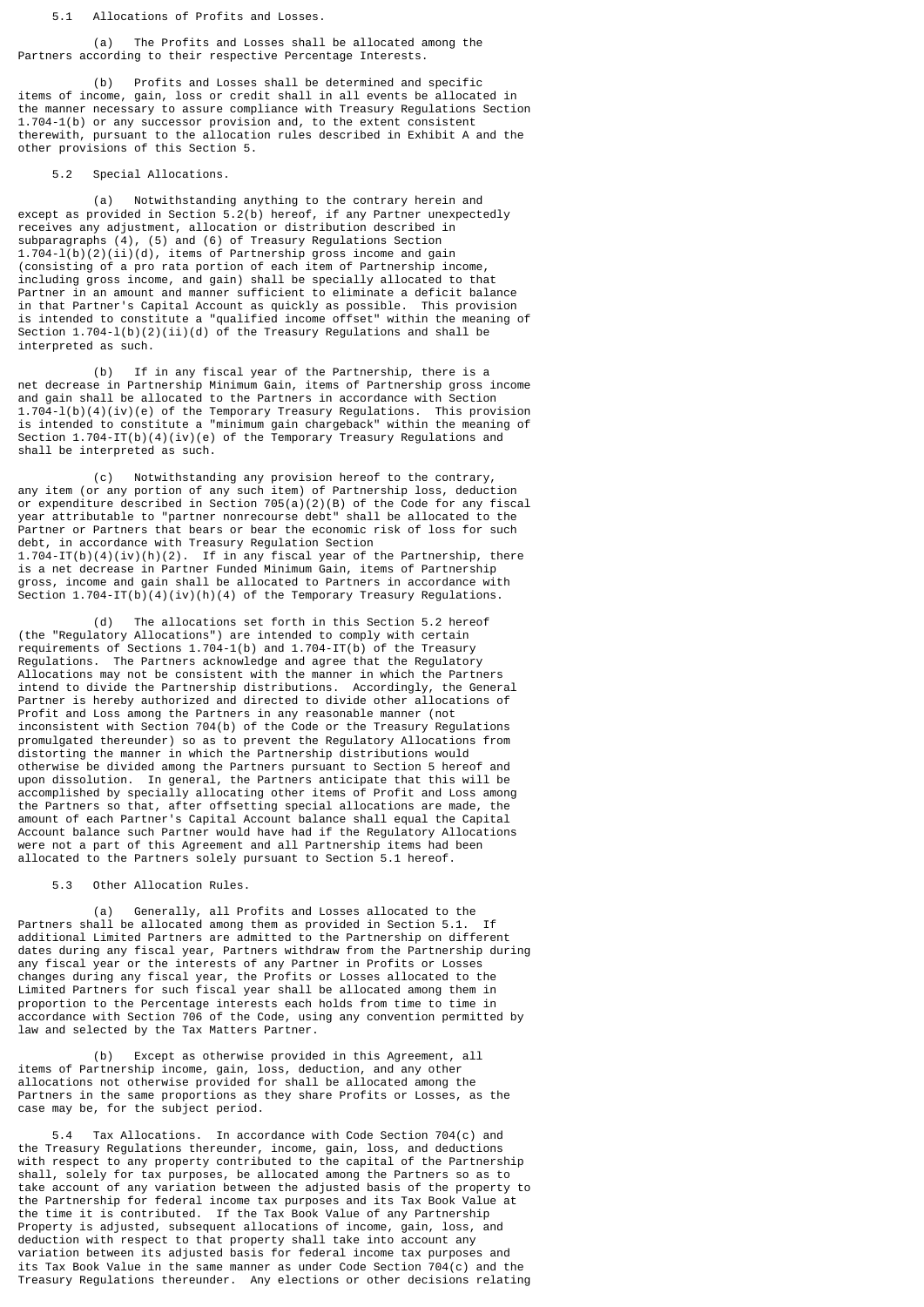5.1 Allocations of Profits and Losses.

(a) The Profits and Losses shall be allocated among the Partners according to their respective Percentage Interests.

(b) Profits and Losses shall be determined and specific items of income, gain, loss or credit shall in all events be allocated in the manner necessary to assure compliance with Treasury Regulations Section 1.704-1(b) or any successor provision and, to the extent consistent therewith, pursuant to the allocation rules described in Exhibit A and the other provisions of this Section 5.

5.2 Special Allocations.

(a) Notwithstanding anything to the contrary herein and except as provided in Section 5.2(b) hereof, if any Partner unexpectedly receives any adjustment, allocation or distribution described in subparagraphs (4), (5) and (6) of Treasury Regulations Section 1.704-l(b)(2)(ii)(d), items of Partnership gross income and gain (consisting of a pro rata portion of each item of Partnership income, including gross income, and gain) shall be specially allocated to that Partner in an amount and manner sufficient to eliminate a deficit balance in that Partner's Capital Account as quickly as possible. This provision is intended to constitute a "qualified income offset" within the meaning of Section 1.704-l(b)(2)(ii)(d) of the Treasury Regulations and shall be interpreted as such.

(b) If in any fiscal year of the Partnership, there is a net decrease in Partnership Minimum Gain, items of Partnership gross income and gain shall be allocated to the Partners in accordance with Section 1.704-l(b)(4)(iv)(e) of the Temporary Treasury Regulations. This provision is intended to constitute a "minimum gain chargeback" within the meaning of Section 1.704-IT(b)(4)(iv)(e) of the Temporary Treasury Regulations and shall be interpreted as such.

(c) Notwithstanding any provision hereof to the contrary, any item (or any portion of any such item) of Partnership loss, deduction or expenditure described in Section 705(a)(2)(B) of the Code for any fiscal year attributable to "partner nonrecourse debt" shall be allocated to the Partner or Partners that bears or bear the economic risk of loss for such debt, in accordance with Treasury Regulation Section 1.704-IT(b)(4)(iv)(h)(2). If in any fiscal year of the Partnership, there is a net decrease in Partner Funded Minimum Gain, items of Partnership gross, income and gain shall be allocated to Partners in accordance with Section 1.704-IT(b)(4)(iv)(h)(4) of the Temporary Treasury Regulations.

(d) The allocations set forth in this Section 5.2 hereof (the "Regulatory Allocations") are intended to comply with certain requirements of Sections 1.704-1(b) and 1.704-IT(b) of the Treasury Regulations. The Partners acknowledge and agree that the Regulatory Allocations may not be consistent with the manner in which the Partners intend to divide the Partnership distributions. Accordingly, the General Partner is hereby authorized and directed to divide other allocations of Profit and Loss among the Partners in any reasonable manner (not inconsistent with Section 704(b) of the Code or the Treasury Regulations promulgated thereunder) so as to prevent the Regulatory Allocations from distorting the manner in which the Partnership distributions would otherwise be divided among the Partners pursuant to Section 5 hereof and upon dissolution. In general, the Partners anticipate that this will be accomplished by specially allocating other items of Profit and Loss among the Partners so that, after offsetting special allocations are made, the amount of each Partner's Capital Account balance shall equal the Capital Account balance such Partner would have had if the Regulatory Allocations were not a part of this Agreement and all Partnership items had been allocated to the Partners solely pursuant to Section 5.1 hereof.

5.3 Other Allocation Rules.

(a) Generally, all Profits and Losses allocated to the Partners shall be allocated among them as provided in Section 5.1. If additional Limited Partners are admitted to the Partnership on different dates during any fiscal year, Partners withdraw from the Partnership during any fiscal year or the interests of any Partner in Profits or Losses changes during any fiscal year, the Profits or Losses allocated to the Limited Partners for such fiscal year shall be allocated among them in proportion to the Percentage interests each holds from time to time in accordance with Section 706 of the Code, using any convention permitted by law and selected by the Tax Matters Partner.

(b) Except as otherwise provided in this Agreement, all items of Partnership income, gain, loss, deduction, and any other allocations not otherwise provided for shall be allocated among the Partners in the same proportions as they share Profits or Losses, as the case may be, for the subject period.

5.4 Tax Allocations. In accordance with Code Section 704(c) and the Treasury Regulations thereunder, income, gain, loss, and deductions with respect to any property contributed to the capital of the Partnership shall, solely for tax purposes, be allocated among the Partners so as to take account of any variation between the adjusted basis of the property to the Partnership for federal income tax purposes and its Tax Book Value at the time it is contributed. If the Tax Book Value of any Partnership Property is adjusted, subsequent allocations of income, gain, loss, and deduction with respect to that property shall take into account any variation between its adjusted basis for federal income tax purposes and its Tax Book Value in the same manner as under Code Section 704(c) and the Treasury Regulations thereunder. Any elections or other decisions relating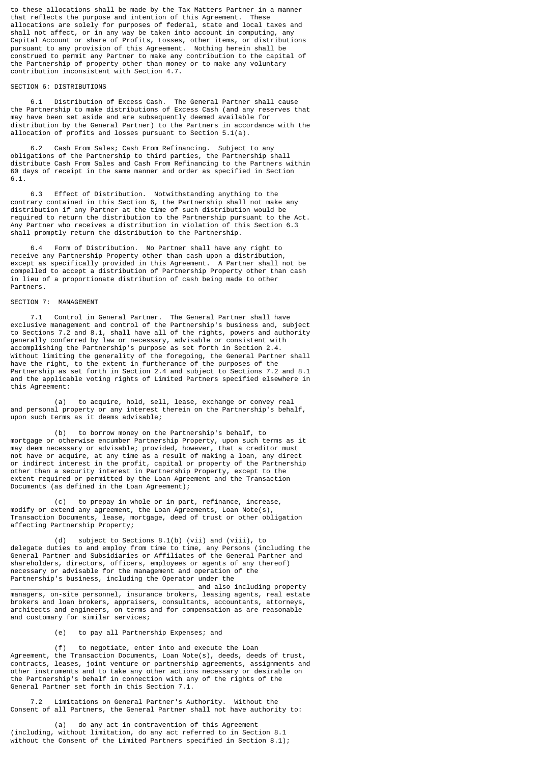to these allocations shall be made by the Tax Matters Partner in a manner that reflects the purpose and intention of this Agreement. These allocations are solely for purposes of federal, state and local taxes and shall not affect, or in any way be taken into account in computing, any Capital Account or share of Profits, Losses, other items, or distributions pursuant to any provision of this Agreement. Nothing herein shall be construed to permit any Partner to make any contribution to the capital of the Partnership of property other than money or to make any voluntary contribution inconsistent with Section 4.7.

## SECTION 6: DISTRIBUTIONS

6.1 Distribution of Excess Cash. The General Partner shall cause the Partnership to make distributions of Excess Cash (and any reserves that may have been set aside and are subsequently deemed available for distribution by the General Partner) to the Partners in accordance with the allocation of profits and losses pursuant to Section 5.1(a).

6.2 Cash From Sales; Cash From Refinancing. Subject to any obligations of the Partnership to third parties, the Partnership shall distribute Cash From Sales and Cash From Refinancing to the Partners within 60 days of receipt in the same manner and order as specified in Section 6.1.

6.3 Effect of Distribution. Notwithstanding anything to the contrary contained in this Section 6, the Partnership shall not make any distribution if any Partner at the time of such distribution would be required to return the distribution to the Partnership pursuant to the Act. Any Partner who receives a distribution in violation of this Section 6.3 shall promptly return the distribution to the Partnership.

6.4 Form of Distribution. No Partner shall have any right to receive any Partnership Property other than cash upon a distribution, except as specifically provided in this Agreement. A Partner shall not be compelled to accept a distribution of Partnership Property other than cash in lieu of a proportionate distribution of cash being made to other Partners.

## SECTION 7: MANAGEMENT

7.1 Control in General Partner. The General Partner shall have exclusive management and control of the Partnership's business and, subject to Sections 7.2 and 8.1, shall have all of the rights, powers and authority generally conferred by law or necessary, advisable or consistent with accomplishing the Partnership's purpose as set forth in Section 2.4. Without limiting the generality of the foregoing, the General Partner shall have the right, to the extent in furtherance of the purposes of the Partnership as set forth in Section 2.4 and subject to Sections 7.2 and 8.1 and the applicable voting rights of Limited Partners specified elsewhere in this Agreement:

(a) to acquire, hold, sell, lease, exchange or convey real and personal property or any interest therein on the Partnership's behalf, upon such terms as it deems advisable;

(b) to borrow money on the Partnership's behalf, to mortgage or otherwise encumber Partnership Property, upon such terms as it may deem necessary or advisable; provided, however, that a creditor must not have or acquire, at any time as a result of making a loan, any direct or indirect interest in the profit, capital or property of the Partnership other than a security interest in Partnership Property, except to the extent required or permitted by the Loan Agreement and the Transaction Documents (as defined in the Loan Agreement);

(c) to prepay in whole or in part, refinance, increase, modify or extend any agreement, the Loan Agreements, Loan Note(s), Transaction Documents, lease, mortgage, deed of trust or other obligation affecting Partnership Property;

(d) subject to Sections 8.1(b) (vii) and (viii), to delegate duties to and employ from time to time, any Persons (including the General Partner and Subsidiaries or Affiliates of the General Partner and shareholders, directors, officers, employees or agents of any thereof) necessary or advisable for the management and operation of the Partnership's business, including the Operator under the _____________________________________________ and also including property managers, on-site personnel, insurance brokers, leasing agents, real estate brokers and loan brokers, appraisers, consultants, accountants, attorneys, architects and engineers, on terms and for compensation as are reasonable and customary for similar services;

(e) to pay all Partnership Expenses; and

(f) to negotiate, enter into and execute the Loan Agreement, the Transaction Documents, Loan Note(s), deeds, deeds of trust, contracts, leases, joint venture or partnership agreements, assignments and other instruments and to take any other actions necessary or desirable on the Partnership's behalf in connection with any of the rights of the General Partner set forth in this Section 7.1.

7.2 Limitations on General Partner's Authority. Without the Consent of all Partners, the General Partner shall not have authority to:

(a) do any act in contravention of this Agreement (including, without limitation, do any act referred to in Section 8.1 without the Consent of the Limited Partners specified in Section 8.1);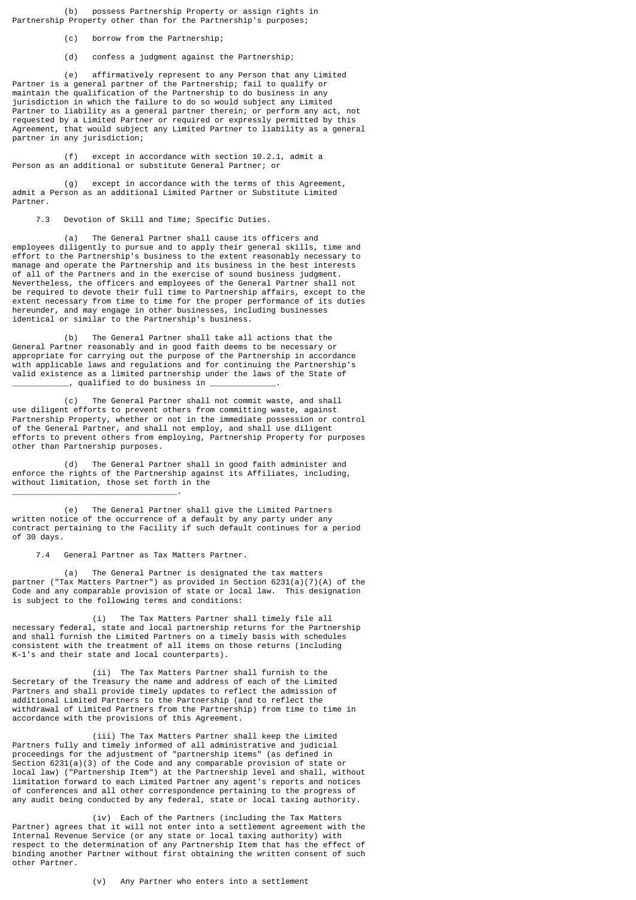(b) possess Partnership Property or assign rights in Partnership Property other than for the Partnership's purposes;

(c) borrow from the Partnership;

(d) confess a judgment against the Partnership;

(e) affirmatively represent to any Person that any Limited Partner is a general partner of the Partnership; fail to qualify or maintain the qualification of the Partnership to do business in any jurisdiction in which the failure to do so would subject any Limited Partner to liability as a general partner therein; or perform any act, not requested by a Limited Partner or required or expressly permitted by this Agreement, that would subject any Limited Partner to liability as a general partner in any jurisdiction;

(f) except in accordance with section 10.2.1, admit a Person as an additional or substitute General Partner; or

(g) except in accordance with the terms of this Agreement, admit a Person as an additional Limited Partner or Substitute Limited Partner.

7.3 Devotion of Skill and Time; Specific Duties.

(a) The General Partner shall cause its officers and employees diligently to pursue and to apply their general skills, time and effort to the Partnership's business to the extent reasonably necessary to manage and operate the Partnership and its business in the best interests of all of the Partners and in the exercise of sound business judgment. Nevertheless, the officers and employees of the General Partner shall not be required to devote their full time to Partnership affairs, except to the extent necessary from time to time for the proper performance of its duties hereunder, and may engage in other businesses, including businesses identical or similar to the Partnership's business.

(b) The General Partner shall take all actions that the General Partner reasonably and in good faith deems to be necessary or appropriate for carrying out the purpose of the Partnership in accordance with applicable laws and regulations and for continuing the Partnership's valid existence as a limited partnership under the laws of the State of ___________, qualified to do business in _____________.

(c) The General Partner shall not commit waste, and shall use diligent efforts to prevent others from committing waste, against Partnership Property, whether or not in the immediate possession or control of the General Partner, and shall not employ, and shall use diligent efforts to prevent others from employing, Partnership Property for purposes other than Partnership purposes.

(d) The General Partner shall in good faith administer and enforce the rights of the Partnership against its Affiliates, including, without limitation, those set forth in the __________________________________.

(e) The General Partner shall give the Limited Partners written notice of the occurrence of a default by any party under any contract pertaining to the Facility if such default continues for a period of 30 days.

7.4 General Partner as Tax Matters Partner.

(a) The General Partner is designated the tax matters partner ("Tax Matters Partner") as provided in Section 6231(a)(7)(A) of the Code and any comparable provision of state or local law. This designation is subject to the following terms and conditions:

(i) The Tax Matters Partner shall timely file all necessary federal, state and local partnership returns for the Partnership and shall furnish the Limited Partners on a timely basis with schedules consistent with the treatment of all items on those returns (including K-1's and their state and local counterparts).

(ii) The Tax Matters Partner shall furnish to the Secretary of the Treasury the name and address of each of the Limited Partners and shall provide timely updates to reflect the admission of additional Limited Partners to the Partnership (and to reflect the withdrawal of Limited Partners from the Partnership) from time to time in accordance with the provisions of this Agreement.

(iii) The Tax Matters Partner shall keep the Limited Partners fully and timely informed of all administrative and judicial proceedings for the adjustment of "partnership items" (as defined in Section 6231(a)(3) of the Code and any comparable provision of state or local law) ("Partnership Item") at the Partnership level and shall, without limitation forward to each Limited Partner any agent's reports and notices of conferences and all other correspondence pertaining to the progress of any audit being conducted by any federal, state or local taxing authority.

(iv) Each of the Partners (including the Tax Matters Partner) agrees that it will not enter into a settlement agreement with the Internal Revenue Service (or any state or local taxing authority) with respect to the determination of any Partnership Item that has the effect of binding another Partner without first obtaining the written consent of such other Partner.

(v) Any Partner who enters into a settlement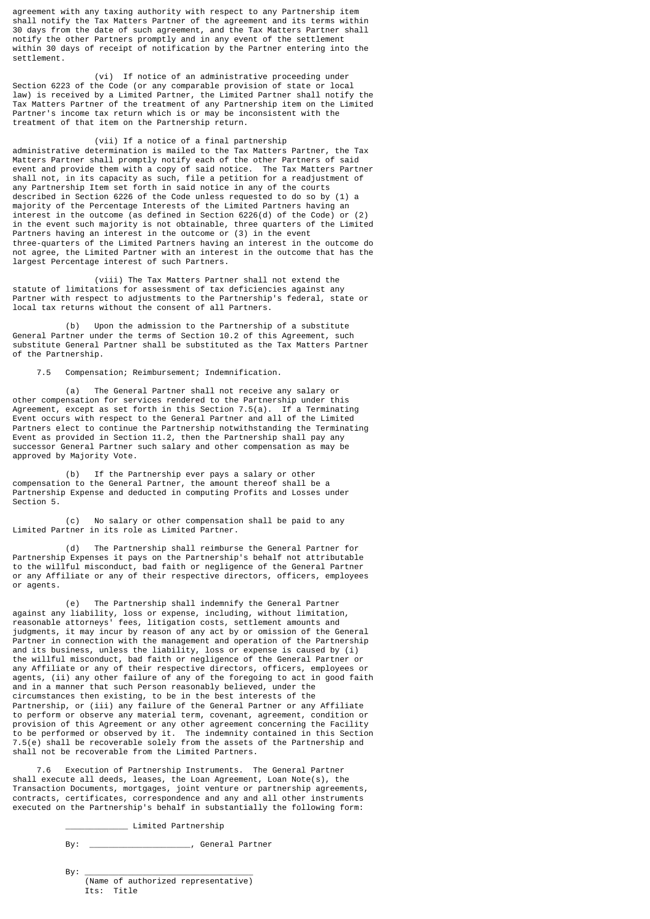agreement with any taxing authority with respect to any Partnership item shall notify the Tax Matters Partner of the agreement and its terms within 30 days from the date of such agreement, and the Tax Matters Partner shall notify the other Partners promptly and in any event of the settlement within 30 days of receipt of notification by the Partner entering into the settlement.

(vi) If notice of an administrative proceeding under Section 6223 of the Code (or any comparable provision of state or local law) is received by a Limited Partner, the Limited Partner shall notify the Tax Matters Partner of the treatment of any Partnership item on the Limited Partner's income tax return which is or may be inconsistent with the treatment of that item on the Partnership return.

(vii) If a notice of a final partnership administrative determination is mailed to the Tax Matters Partner, the Tax Matters Partner shall promptly notify each of the other Partners of said event and provide them with a copy of said notice. The Tax Matters Partner shall not, in its capacity as such, file a petition for a readjustment of any Partnership Item set forth in said notice in any of the courts described in Section 6226 of the Code unless requested to do so by (1) a majority of the Percentage Interests of the Limited Partners having an interest in the outcome (as defined in Section 6226(d) of the Code) or (2) in the event such majority is not obtainable, three quarters of the Limited Partners having an interest in the outcome or (3) in the event three-quarters of the Limited Partners having an interest in the outcome do not agree, the Limited Partner with an interest in the outcome that has the largest Percentage interest of such Partners.

(viii) The Tax Matters Partner shall not extend the statute of limitations for assessment of tax deficiencies against any Partner with respect to adjustments to the Partnership's federal, state or local tax returns without the consent of all Partners.

(b) Upon the admission to the Partnership of a substitute General Partner under the terms of Section 10.2 of this Agreement, such substitute General Partner shall be substituted as the Tax Matters Partner of the Partnership.

7.5 Compensation; Reimbursement; Indemnification.

(a) The General Partner shall not receive any salary or other compensation for services rendered to the Partnership under this Agreement, except as set forth in this Section 7.5(a). If a Terminating Event occurs with respect to the General Partner and all of the Limited Partners elect to continue the Partnership notwithstanding the Terminating Event as provided in Section 11.2, then the Partnership shall pay any successor General Partner such salary and other compensation as may be approved by Majority Vote.

(b) If the Partnership ever pays a salary or other compensation to the General Partner, the amount thereof shall be a Partnership Expense and deducted in computing Profits and Losses under Section 5.

(c) No salary or other compensation shall be paid to any Limited Partner in its role as Limited Partner.

(d) The Partnership shall reimburse the General Partner for Partnership Expenses it pays on the Partnership's behalf not attributable to the willful misconduct, bad faith or negligence of the General Partner or any Affiliate or any of their respective directors, officers, employees or agents.

(e) The Partnership shall indemnify the General Partner against any liability, loss or expense, including, without limitation, reasonable attorneys' fees, litigation costs, settlement amounts and judgments, it may incur by reason of any act by or omission of the General Partner in connection with the management and operation of the Partnership and its business, unless the liability, loss or expense is caused by (i) the willful misconduct, bad faith or negligence of the General Partner or any Affiliate or any of their respective directors, officers, employees or agents, (ii) any other failure of any of the foregoing to act in good faith and in a manner that such Person reasonably believed, under the circumstances then existing, to be in the best interests of the Partnership, or (iii) any failure of the General Partner or any Affiliate to perform or observe any material term, covenant, agreement, condition or provision of this Agreement or any other agreement concerning the Facility to be performed or observed by it. The indemnity contained in this Section 7.5(e) shall be recoverable solely from the assets of the Partnership and shall not be recoverable from the Limited Partners.

7.6 Execution of Partnership Instruments. The General Partner shall execute all deeds, leases, the Loan Agreement, Loan Note(s), the Transaction Documents, mortgages, joint venture or partnership agreements, contracts, certificates, correspondence and any and all other instruments executed on the Partnership's behalf in substantially the following form:

_____________ Limited Partnership

By: ____________________, General Partner

By: _________________________________
(Name of authorized representative)
Its: Title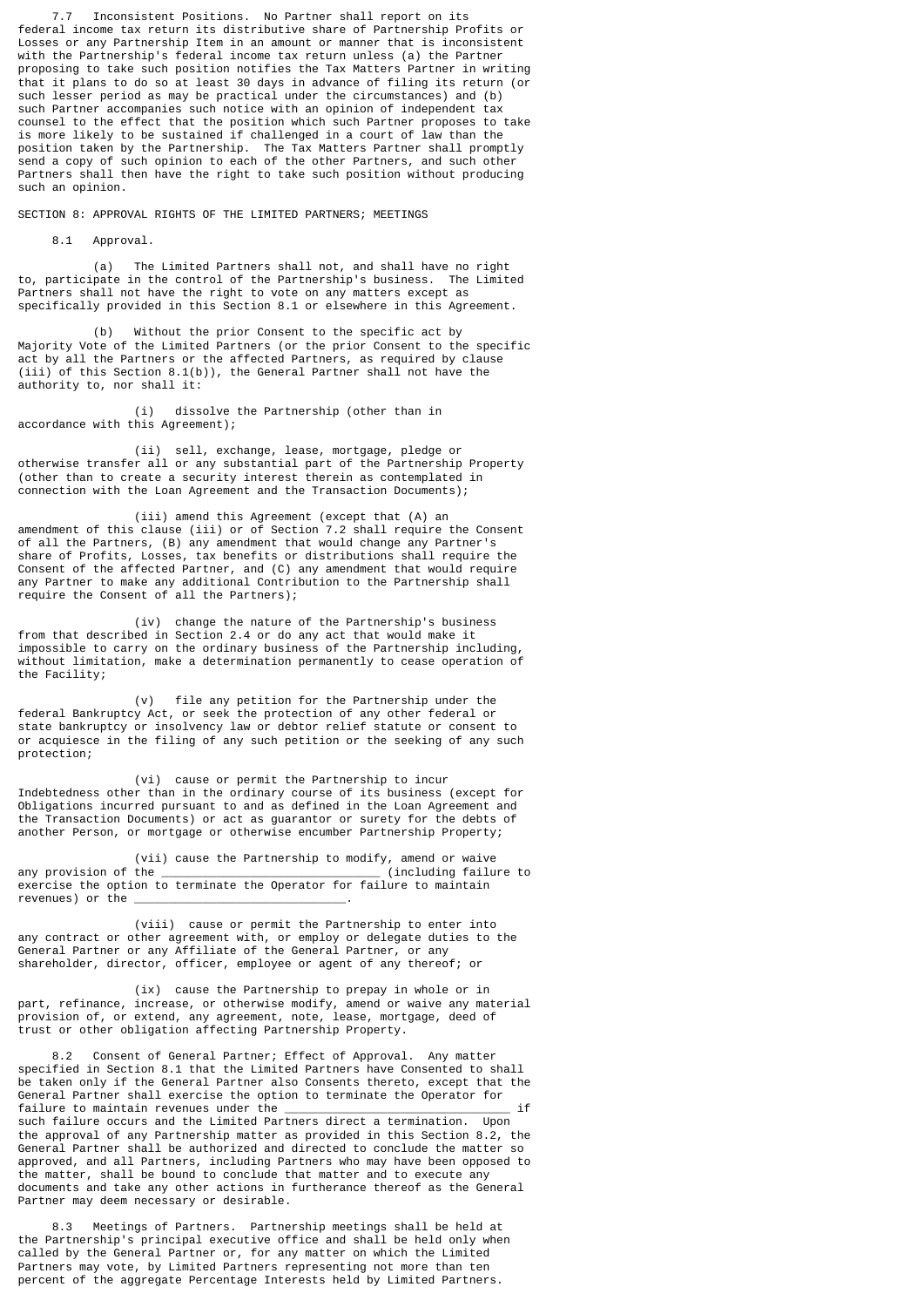7.7 Inconsistent Positions. No Partner shall report on its federal income tax return its distributive share of Partnership Profits or Losses or any Partnership Item in an amount or manner that is inconsistent with the Partnership's federal income tax return unless (a) the Partner proposing to take such position notifies the Tax Matters Partner in writing that it plans to do so at least 30 days in advance of filing its return (or such lesser period as may be practical under the circumstances) and (b) such Partner accompanies such notice with an opinion of independent tax counsel to the effect that the position which such Partner proposes to take is more likely to be sustained if challenged in a court of law than the position taken by the Partnership. The Tax Matters Partner shall promptly send a copy of such opinion to each of the other Partners, and such other Partners shall then have the right to take such position without producing such an opinion.

SECTION 8: APPROVAL RIGHTS OF THE LIMITED PARTNERS; MEETINGS

8.1 Approval.

(a) The Limited Partners shall not, and shall have no right to, participate in the control of the Partnership's business. The Limited Partners shall not have the right to vote on any matters except as specifically provided in this Section 8.1 or elsewhere in this Agreement.

(b) Without the prior Consent to the specific act by Majority Vote of the Limited Partners (or the prior Consent to the specific act by all the Partners or the affected Partners, as required by clause (iii) of this Section 8.1(b)), the General Partner shall not have the authority to, nor shall it:

(i) dissolve the Partnership (other than in accordance with this Agreement);

(ii) sell, exchange, lease, mortgage, pledge or otherwise transfer all or any substantial part of the Partnership Property (other than to create a security interest therein as contemplated in connection with the Loan Agreement and the Transaction Documents);

(iii) amend this Agreement (except that (A) an amendment of this clause (iii) or of Section 7.2 shall require the Consent of all the Partners, (B) any amendment that would change any Partner's share of Profits, Losses, tax benefits or distributions shall require the Consent of the affected Partner, and (C) any amendment that would require any Partner to make any additional Contribution to the Partnership shall require the Consent of all the Partners);

(iv) change the nature of the Partnership's business from that described in Section 2.4 or do any act that would make it impossible to carry on the ordinary business of the Partnership including, without limitation, make a determination permanently to cease operation of the Facility;

(v) file any petition for the Partnership under the federal Bankruptcy Act, or seek the protection of any other federal or state bankruptcy or insolvency law or debtor relief statute or consent to or acquiesce in the filing of any such petition or the seeking of any such protection;

(vi) cause or permit the Partnership to incur Indebtedness other than in the ordinary course of its business (except for Obligations incurred pursuant to and as defined in the Loan Agreement and the Transaction Documents) or act as guarantor or surety for the debts of another Person, or mortgage or otherwise encumber Partnership Property;

(vii) cause the Partnership to modify, amend or waive any provision of the ______________________________ (including failure to exercise the option to terminate the Operator for failure to maintain revenues) or the ______________________________.

(viii) cause or permit the Partnership to enter into any contract or other agreement with, or employ or delegate duties to the General Partner or any Affiliate of the General Partner, or any shareholder, director, officer, employee or agent of any thereof; or

(ix) cause the Partnership to prepay in whole or in part, refinance, increase, or otherwise modify, amend or waive any material provision of, or extend, any agreement, note, lease, mortgage, deed of trust or other obligation affecting Partnership Property.

8.2 Consent of General Partner; Effect of Approval. Any matter specified in Section 8.1 that the Limited Partners have Consented to shall be taken only if the General Partner also Consents thereto, except that the General Partner shall exercise the option to terminate the Operator for failure to maintain revenues under the ______________________________ if such failure occurs and the Limited Partners direct a termination. Upon the approval of any Partnership matter as provided in this Section 8.2, the General Partner shall be authorized and directed to conclude the matter so approved, and all Partners, including Partners who may have been opposed to the matter, shall be bound to conclude that matter and to execute any documents and take any other actions in furtherance thereof as the General Partner may deem necessary or desirable.

8.3 Meetings of Partners. Partnership meetings shall be held at the Partnership's principal executive office and shall be held only when called by the General Partner or, for any matter on which the Limited Partners may vote, by Limited Partners representing not more than ten percent of the aggregate Percentage Interests held by Limited Partners.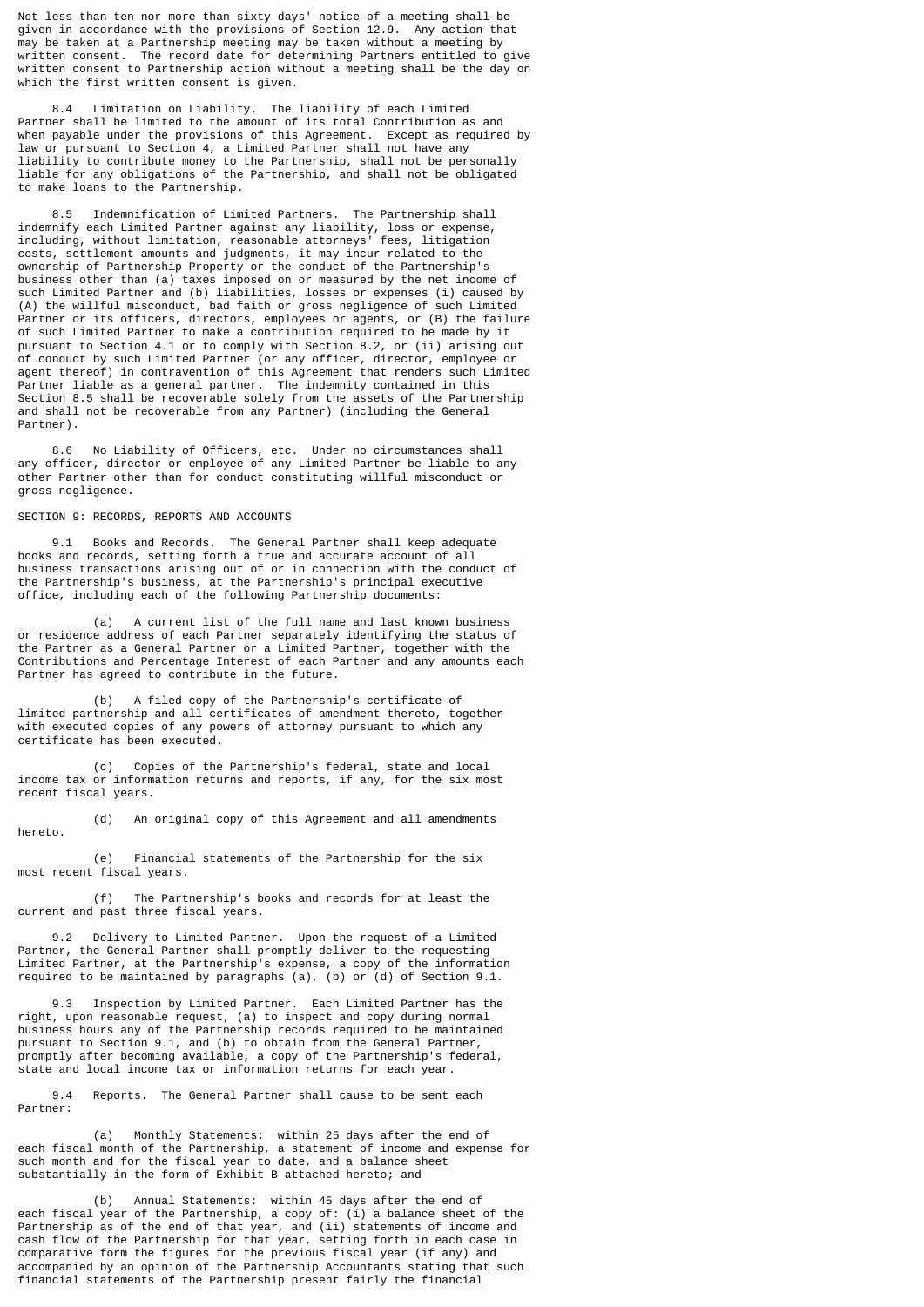Not less than ten nor more than sixty days' notice of a meeting shall be given in accordance with the provisions of Section 12.9. Any action that may be taken at a Partnership meeting may be taken without a meeting by written consent. The record date for determining Partners entitled to give written consent to Partnership action without a meeting shall be the day on which the first written consent is given.

8.4 Limitation on Liability. The liability of each Limited Partner shall be limited to the amount of its total Contribution as and when payable under the provisions of this Agreement. Except as required by law or pursuant to Section 4, a Limited Partner shall not have any liability to contribute money to the Partnership, shall not be personally liable for any obligations of the Partnership, and shall not be obligated to make loans to the Partnership.

8.5 Indemnification of Limited Partners. The Partnership shall indemnify each Limited Partner against any liability, loss or expense, including, without limitation, reasonable attorneys' fees, litigation costs, settlement amounts and judgments, it may incur related to the ownership of Partnership Property or the conduct of the Partnership's business other than (a) taxes imposed on or measured by the net income of such Limited Partner and (b) liabilities, losses or expenses (i) caused by (A) the willful misconduct, bad faith or gross negligence of such Limited Partner or its officers, directors, employees or agents, or (B) the failure of such Limited Partner to make a contribution required to be made by it pursuant to Section 4.1 or to comply with Section 8.2, or (ii) arising out of conduct by such Limited Partner (or any officer, director, employee or agent thereof) in contravention of this Agreement that renders such Limited Partner liable as a general partner. The indemnity contained in this Section 8.5 shall be recoverable solely from the assets of the Partnership and shall not be recoverable from any Partner) (including the General Partner).

8.6 No Liability of Officers, etc. Under no circumstances shall any officer, director or employee of any Limited Partner be liable to any other Partner other than for conduct constituting willful misconduct or gross negligence.

SECTION 9: RECORDS, REPORTS AND ACCOUNTS

9.1 Books and Records. The General Partner shall keep adequate books and records, setting forth a true and accurate account of all business transactions arising out of or in connection with the conduct of the Partnership's business, at the Partnership's principal executive office, including each of the following Partnership documents:

(a) A current list of the full name and last known business or residence address of each Partner separately identifying the status of the Partner as a General Partner or a Limited Partner, together with the Contributions and Percentage Interest of each Partner and any amounts each Partner has agreed to contribute in the future.

(b) A filed copy of the Partnership's certificate of limited partnership and all certificates of amendment thereto, together with executed copies of any powers of attorney pursuant to which any certificate has been executed.

(c) Copies of the Partnership's federal, state and local income tax or information returns and reports, if any, for the six most recent fiscal years.

(d) An original copy of this Agreement and all amendments hereto.

(e) Financial statements of the Partnership for the six most recent fiscal years.

(f) The Partnership's books and records for at least the current and past three fiscal years.

9.2 Delivery to Limited Partner. Upon the request of a Limited Partner, the General Partner shall promptly deliver to the requesting Limited Partner, at the Partnership's expense, a copy of the information required to be maintained by paragraphs (a), (b) or (d) of Section 9.1.

9.3 Inspection by Limited Partner. Each Limited Partner has the right, upon reasonable request, (a) to inspect and copy during normal business hours any of the Partnership records required to be maintained pursuant to Section 9.1, and (b) to obtain from the General Partner, promptly after becoming available, a copy of the Partnership's federal, state and local income tax or information returns for each year.

9.4 Reports. The General Partner shall cause to be sent each Partner:

(a) Monthly Statements: within 25 days after the end of each fiscal month of the Partnership, a statement of income and expense for such month and for the fiscal year to date, and a balance sheet substantially in the form of Exhibit B attached hereto; and

(b) Annual Statements: within 45 days after the end of each fiscal year of the Partnership, a copy of: (i) a balance sheet of the Partnership as of the end of that year, and (ii) statements of income and cash flow of the Partnership for that year, setting forth in each case in comparative form the figures for the previous fiscal year (if any) and accompanied by an opinion of the Partnership Accountants stating that such financial statements of the Partnership present fairly the financial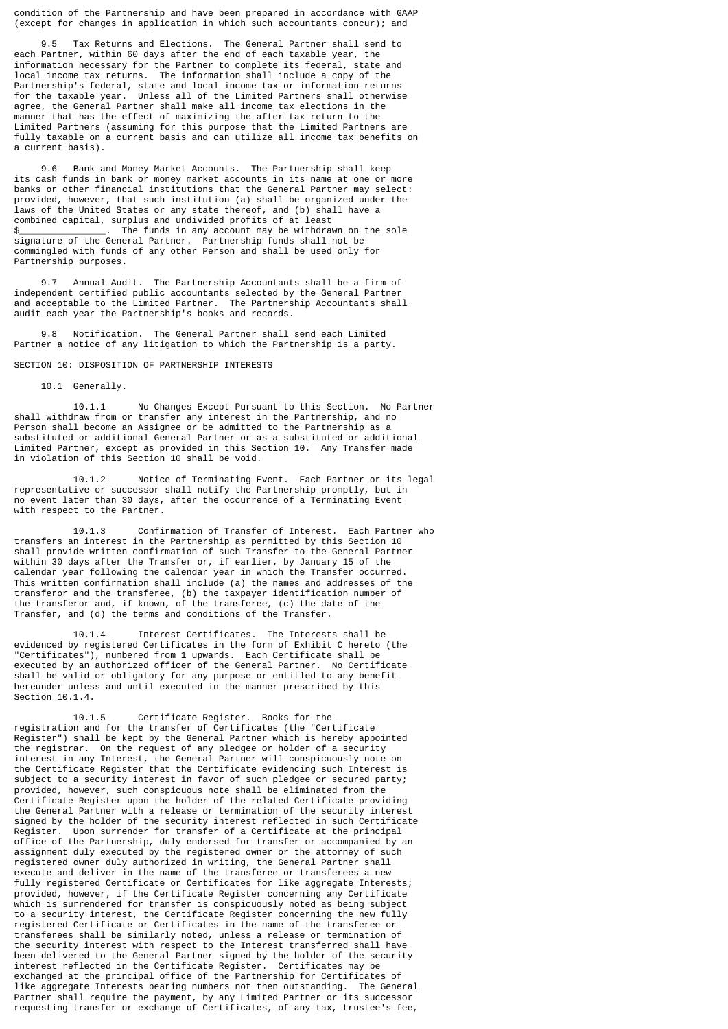condition of the Partnership and have been prepared in accordance with GAAP (except for changes in application in which such accountants concur); and

9.5 Tax Returns and Elections. The General Partner shall send to each Partner, within 60 days after the end of each taxable year, the information necessary for the Partner to complete its federal, state and local income tax returns. The information shall include a copy of the Partnership's federal, state and local income tax or information returns for the taxable year. Unless all of the Limited Partners shall otherwise agree, the General Partner shall make all income tax elections in the manner that has the effect of maximizing the after-tax return to the Limited Partners (assuming for this purpose that the Limited Partners are fully taxable on a current basis and can utilize all income tax benefits on a current basis).

9.6 Bank and Money Market Accounts. The Partnership shall keep its cash funds in bank or money market accounts in its name at one or more banks or other financial institutions that the General Partner may select: provided, however, that such institution (a) shall be organized under the laws of the United States or any state thereof, and (b) shall have a combined capital, surplus and undivided profits of at least $_______________. The funds in any account may be withdrawn on the sole signature of the General Partner. Partnership funds shall not be commingled with funds of any other Person and shall be used only for Partnership purposes.

9.7 Annual Audit. The Partnership Accountants shall be a firm of independent certified public accountants selected by the General Partner and acceptable to the Limited Partner. The Partnership Accountants shall audit each year the Partnership's books and records.

9.8 Notification. The General Partner shall send each Limited Partner a notice of any litigation to which the Partnership is a party.

SECTION 10: DISPOSITION OF PARTNERSHIP INTERESTS

10.1 Generally.

10.1.1 No Changes Except Pursuant to this Section. No Partner shall withdraw from or transfer any interest in the Partnership, and no Person shall become an Assignee or be admitted to the Partnership as a substituted or additional General Partner or as a substituted or additional Limited Partner, except as provided in this Section 10. Any Transfer made in violation of this Section 10 shall be void.

10.1.2 Notice of Terminating Event. Each Partner or its legal representative or successor shall notify the Partnership promptly, but in no event later than 30 days, after the occurrence of a Terminating Event with respect to the Partner.

10.1.3 Confirmation of Transfer of Interest. Each Partner who transfers an interest in the Partnership as permitted by this Section 10 shall provide written confirmation of such Transfer to the General Partner within 30 days after the Transfer or, if earlier, by January 15 of the calendar year following the calendar year in which the Transfer occurred. This written confirmation shall include (a) the names and addresses of the transferor and the transferee, (b) the taxpayer identification number of the transferor and, if known, of the transferee, (c) the date of the Transfer, and (d) the terms and conditions of the Transfer.

10.1.4 Interest Certificates. The Interests shall be evidenced by registered Certificates in the form of Exhibit C hereto (the "Certificates"), numbered from 1 upwards. Each Certificate shall be executed by an authorized officer of the General Partner. No Certificate shall be valid or obligatory for any purpose or entitled to any benefit hereunder unless and until executed in the manner prescribed by this Section 10.1.4.

10.1.5 Certificate Register. Books for the registration and for the transfer of Certificates (the "Certificate Register") shall be kept by the General Partner which is hereby appointed the registrar. On the request of any pledgee or holder of a security interest in any Interest, the General Partner will conspicuously note on the Certificate Register that the Certificate evidencing such Interest is subject to a security interest in favor of such pledgee or secured party; provided, however, such conspicuous note shall be eliminated from the Certificate Register upon the holder of the related Certificate providing the General Partner with a release or termination of the security interest signed by the holder of the security interest reflected in such Certificate Register. Upon surrender for transfer of a Certificate at the principal office of the Partnership, duly endorsed for transfer or accompanied by an assignment duly executed by the registered owner or the attorney of such registered owner duly authorized in writing, the General Partner shall execute and deliver in the name of the transferee or transferees a new fully registered Certificate or Certificates for like aggregate Interests; provided, however, if the Certificate Register concerning any Certificate which is surrendered for transfer is conspicuously noted as being subject to a security interest, the Certificate Register concerning the new fully registered Certificate or Certificates in the name of the transferee or transferees shall be similarly noted, unless a release or termination of the security interest with respect to the Interest transferred shall have been delivered to the General Partner signed by the holder of the security interest reflected in the Certificate Register. Certificates may be exchanged at the principal office of the Partnership for Certificates of like aggregate Interests bearing numbers not then outstanding. The General Partner shall require the payment, by any Limited Partner or its successor requesting transfer or exchange of Certificates, of any tax, trustee's fee,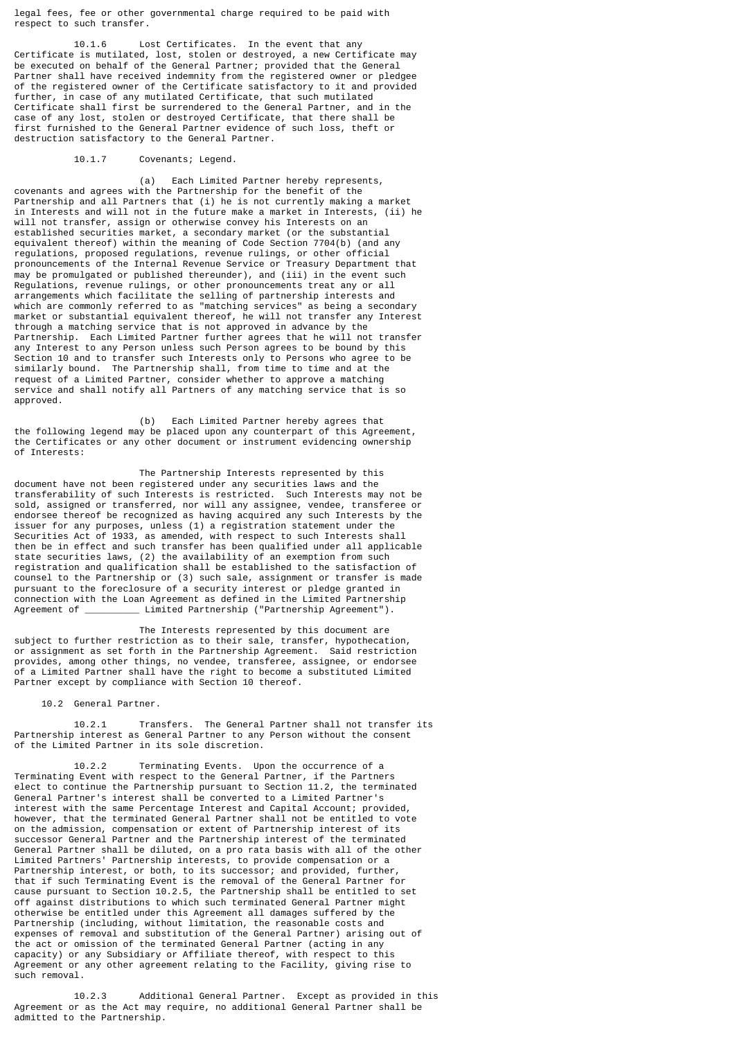legal fees, fee or other governmental charge required to be paid with respect to such transfer.

10.1.6 Lost Certificates. In the event that any Certificate is mutilated, lost, stolen or destroyed, a new Certificate may be executed on behalf of the General Partner; provided that the General Partner shall have received indemnity from the registered owner or pledgee of the registered owner of the Certificate satisfactory to it and provided further, in case of any mutilated Certificate, that such mutilated Certificate shall first be surrendered to the General Partner, and in the case of any lost, stolen or destroyed Certificate, that there shall be first furnished to the General Partner evidence of such loss, theft or destruction satisfactory to the General Partner.

10.1.7 Covenants; Legend.

(a) Each Limited Partner hereby represents, covenants and agrees with the Partnership for the benefit of the Partnership and all Partners that (i) he is not currently making a market in Interests and will not in the future make a market in Interests, (ii) he will not transfer, assign or otherwise convey his Interests on an established securities market, a secondary market (or the substantial equivalent thereof) within the meaning of Code Section 7704(b) (and any regulations, proposed regulations, revenue rulings, or other official pronouncements of the Internal Revenue Service or Treasury Department that may be promulgated or published thereunder), and (iii) in the event such Regulations, revenue rulings, or other pronouncements treat any or all arrangements which facilitate the selling of partnership interests and which are commonly referred to as "matching services" as being a secondary market or substantial equivalent thereof, he will not transfer any Interest through a matching service that is not approved in advance by the Partnership. Each Limited Partner further agrees that he will not transfer any Interest to any Person unless such Person agrees to be bound by this Section 10 and to transfer such Interests only to Persons who agree to be similarly bound. The Partnership shall, from time to time and at the request of a Limited Partner, consider whether to approve a matching service and shall notify all Partners of any matching service that is so approved.

(b) Each Limited Partner hereby agrees that the following legend may be placed upon any counterpart of this Agreement, the Certificates or any other document or instrument evidencing ownership of Interests:

The Partnership Interests represented by this document have not been registered under any securities laws and the transferability of such Interests is restricted. Such Interests may not be sold, assigned or transferred, nor will any assignee, vendee, transferee or endorsee thereof be recognized as having acquired any such Interests by the issuer for any purposes, unless (1) a registration statement under the Securities Act of 1933, as amended, with respect to such Interests shall then be in effect and such transfer has been qualified under all applicable state securities laws, (2) the availability of an exemption from such registration and qualification shall be established to the satisfaction of counsel to the Partnership or (3) such sale, assignment or transfer is made pursuant to the foreclosure of a security interest or pledge granted in connection with the Loan Agreement as defined in the Limited Partnership Agreement of __________ Limited Partnership ("Partnership Agreement").

The Interests represented by this document are subject to further restriction as to their sale, transfer, hypothecation, or assignment as set forth in the Partnership Agreement. Said restriction provides, among other things, no vendee, transferee, assignee, or endorsee of a Limited Partner shall have the right to become a substituted Limited Partner except by compliance with Section 10 thereof.

10.2 General Partner.

10.2.1 Transfers. The General Partner shall not transfer its Partnership interest as General Partner to any Person without the consent of the Limited Partner in its sole discretion.

10.2.2 Terminating Events. Upon the occurrence of a Terminating Event with respect to the General Partner, if the Partners elect to continue the Partnership pursuant to Section 11.2, the terminated General Partner's interest shall be converted to a Limited Partner's interest with the same Percentage Interest and Capital Account; provided, however, that the terminated General Partner shall not be entitled to vote on the admission, compensation or extent of Partnership interest of its successor General Partner and the Partnership interest of the terminated General Partner shall be diluted, on a pro rata basis with all of the other Limited Partners' Partnership interests, to provide compensation or a Partnership interest, or both, to its successor; and provided, further, that if such Terminating Event is the removal of the General Partner for cause pursuant to Section 10.2.5, the Partnership shall be entitled to set off against distributions to which such terminated General Partner might otherwise be entitled under this Agreement all damages suffered by the Partnership (including, without limitation, the reasonable costs and expenses of removal and substitution of the General Partner) arising out of the act or omission of the terminated General Partner (acting in any capacity) or any Subsidiary or Affiliate thereof, with respect to this Agreement or any other agreement relating to the Facility, giving rise to such removal.

10.2.3 Additional General Partner. Except as provided in this Agreement or as the Act may require, no additional General Partner shall be admitted to the Partnership.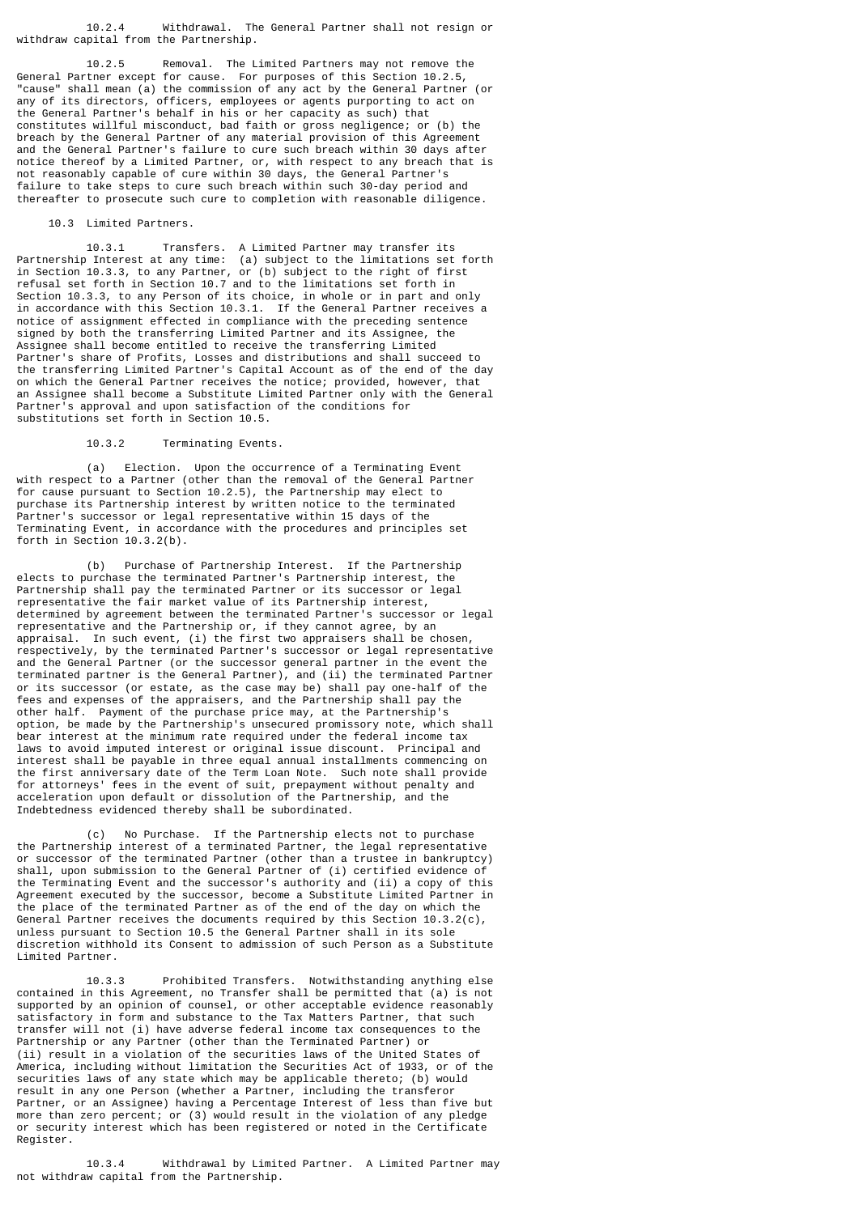10.2.4 Withdrawal. The General Partner shall not resign or withdraw capital from the Partnership.

10.2.5 Removal. The Limited Partners may not remove the General Partner except for cause. For purposes of this Section 10.2.5, "cause" shall mean (a) the commission of any act by the General Partner (or any of its directors, officers, employees or agents purporting to act on the General Partner's behalf in his or her capacity as such) that constitutes willful misconduct, bad faith or gross negligence; or (b) the breach by the General Partner of any material provision of this Agreement and the General Partner's failure to cure such breach within 30 days after notice thereof by a Limited Partner, or, with respect to any breach that is not reasonably capable of cure within 30 days, the General Partner's failure to take steps to cure such breach within such 30-day period and thereafter to prosecute such cure to completion with reasonable diligence.

10.3 Limited Partners.

10.3.1 Transfers. A Limited Partner may transfer its Partnership Interest at any time: (a) subject to the limitations set forth in Section 10.3.3, to any Partner, or (b) subject to the right of first refusal set forth in Section 10.7 and to the limitations set forth in Section 10.3.3, to any Person of its choice, in whole or in part and only in accordance with this Section 10.3.1. If the General Partner receives a notice of assignment effected in compliance with the preceding sentence signed by both the transferring Limited Partner and its Assignee, the Assignee shall become entitled to receive the transferring Limited Partner's share of Profits, Losses and distributions and shall succeed to the transferring Limited Partner's Capital Account as of the end of the day on which the General Partner receives the notice; provided, however, that an Assignee shall become a Substitute Limited Partner only with the General Partner's approval and upon satisfaction of the conditions for substitutions set forth in Section 10.5.

10.3.2 Terminating Events.

(a) Election. Upon the occurrence of a Terminating Event with respect to a Partner (other than the removal of the General Partner for cause pursuant to Section 10.2.5), the Partnership may elect to purchase its Partnership interest by written notice to the terminated Partner's successor or legal representative within 15 days of the Terminating Event, in accordance with the procedures and principles set forth in Section 10.3.2(b).

(b) Purchase of Partnership Interest. If the Partnership elects to purchase the terminated Partner's Partnership interest, the Partnership shall pay the terminated Partner or its successor or legal representative the fair market value of its Partnership interest, determined by agreement between the terminated Partner's successor or legal representative and the Partnership or, if they cannot agree, by an appraisal. In such event, (i) the first two appraisers shall be chosen, respectively, by the terminated Partner's successor or legal representative and the General Partner (or the successor general partner in the event the terminated partner is the General Partner), and (ii) the terminated Partner or its successor (or estate, as the case may be) shall pay one-half of the fees and expenses of the appraisers, and the Partnership shall pay the other half. Payment of the purchase price may, at the Partnership's option, be made by the Partnership's unsecured promissory note, which shall bear interest at the minimum rate required under the federal income tax laws to avoid imputed interest or original issue discount. Principal and interest shall be payable in three equal annual installments commencing on the first anniversary date of the Term Loan Note. Such note shall provide for attorneys' fees in the event of suit, prepayment without penalty and acceleration upon default or dissolution of the Partnership, and the Indebtedness evidenced thereby shall be subordinated.

(c) No Purchase. If the Partnership elects not to purchase the Partnership interest of a terminated Partner, the legal representative or successor of the terminated Partner (other than a trustee in bankruptcy) shall, upon submission to the General Partner of (i) certified evidence of the Terminating Event and the successor's authority and (ii) a copy of this Agreement executed by the successor, become a Substitute Limited Partner in the place of the terminated Partner as of the end of the day on which the General Partner receives the documents required by this Section 10.3.2(c), unless pursuant to Section 10.5 the General Partner shall in its sole discretion withhold its Consent to admission of such Person as a Substitute Limited Partner.

10.3.3 Prohibited Transfers. Notwithstanding anything else contained in this Agreement, no Transfer shall be permitted that (a) is not supported by an opinion of counsel, or other acceptable evidence reasonably satisfactory in form and substance to the Tax Matters Partner, that such transfer will not (i) have adverse federal income tax consequences to the Partnership or any Partner (other than the Terminated Partner) or (ii) result in a violation of the securities laws of the United States of America, including without limitation the Securities Act of 1933, or of the securities laws of any state which may be applicable thereto; (b) would result in any one Person (whether a Partner, including the transferor Partner, or an Assignee) having a Percentage Interest of less than five but more than zero percent; or (3) would result in the violation of any pledge or security interest which has been registered or noted in the Certificate Register.

10.3.4 Withdrawal by Limited Partner. A Limited Partner may not withdraw capital from the Partnership.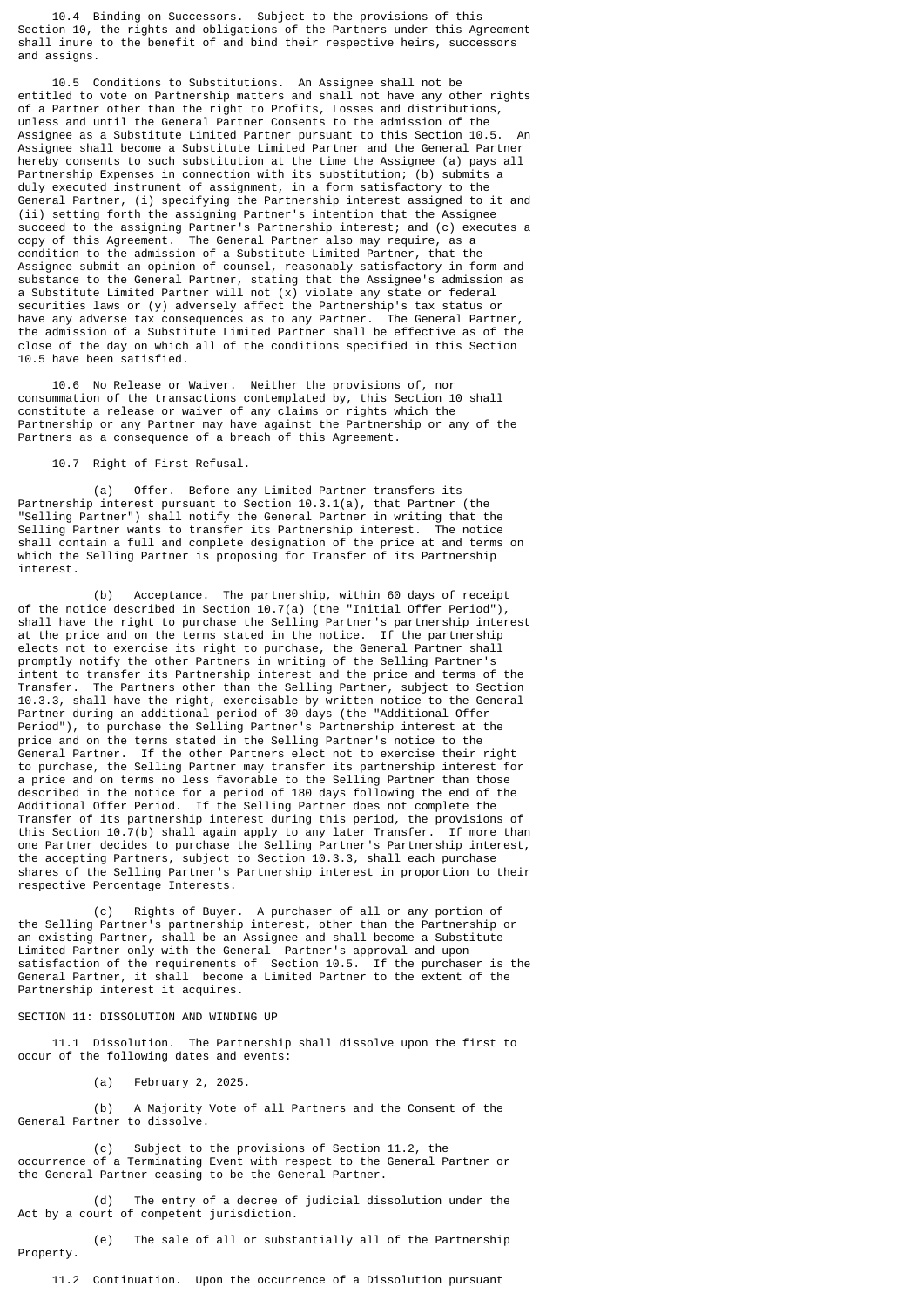10.4 Binding on Successors. Subject to the provisions of this Section 10, the rights and obligations of the Partners under this Agreement shall inure to the benefit of and bind their respective heirs, successors and assigns.

10.5 Conditions to Substitutions. An Assignee shall not be entitled to vote on Partnership matters and shall not have any other rights of a Partner other than the right to Profits, Losses and distributions, unless and until the General Partner Consents to the admission of the Assignee as a Substitute Limited Partner pursuant to this Section 10.5. An Assignee shall become a Substitute Limited Partner and the General Partner hereby consents to such substitution at the time the Assignee (a) pays all Partnership Expenses in connection with its substitution; (b) submits a duly executed instrument of assignment, in a form satisfactory to the General Partner, (i) specifying the Partnership interest assigned to it and (ii) setting forth the assigning Partner's intention that the Assignee succeed to the assigning Partner's Partnership interest; and (c) executes a copy of this Agreement. The General Partner also may require, as a condition to the admission of a Substitute Limited Partner, that the Assignee submit an opinion of counsel, reasonably satisfactory in form and substance to the General Partner, stating that the Assignee's admission as a Substitute Limited Partner will not (x) violate any state or federal securities laws or (y) adversely affect the Partnership's tax status or have any adverse tax consequences as to any Partner. The General Partner, the admission of a Substitute Limited Partner shall be effective as of the close of the day on which all of the conditions specified in this Section 10.5 have been satisfied.

10.6 No Release or Waiver. Neither the provisions of, nor consummation of the transactions contemplated by, this Section 10 shall constitute a release or waiver of any claims or rights which the Partnership or any Partner may have against the Partnership or any of the Partners as a consequence of a breach of this Agreement.

10.7 Right of First Refusal.

(a) Offer. Before any Limited Partner transfers its Partnership interest pursuant to Section 10.3.1(a), that Partner (the "Selling Partner") shall notify the General Partner in writing that the Selling Partner wants to transfer its Partnership interest. The notice shall contain a full and complete designation of the price at and terms on which the Selling Partner is proposing for Transfer of its Partnership interest.

(b) Acceptance. The partnership, within 60 days of receipt of the notice described in Section 10.7(a) (the "Initial Offer Period"), shall have the right to purchase the Selling Partner's partnership interest at the price and on the terms stated in the notice. If the partnership elects not to exercise its right to purchase, the General Partner shall promptly notify the other Partners in writing of the Selling Partner's intent to transfer its Partnership interest and the price and terms of the Transfer. The Partners other than the Selling Partner, subject to Section 10.3.3, shall have the right, exercisable by written notice to the General Partner during an additional period of 30 days (the "Additional Offer Period"), to purchase the Selling Partner's Partnership interest at the price and on the terms stated in the Selling Partner's notice to the General Partner. If the other Partners elect not to exercise their right to purchase, the Selling Partner may transfer its partnership interest for a price and on terms no less favorable to the Selling Partner than those described in the notice for a period of 180 days following the end of the Additional Offer Period. If the Selling Partner does not complete the Transfer of its partnership interest during this period, the provisions of this Section 10.7(b) shall again apply to any later Transfer. If more than one Partner decides to purchase the Selling Partner's Partnership interest, the accepting Partners, subject to Section 10.3.3, shall each purchase shares of the Selling Partner's Partnership interest in proportion to their respective Percentage Interests.

(c) Rights of Buyer. A purchaser of all or any portion of the Selling Partner's partnership interest, other than the Partnership or an existing Partner, shall be an Assignee and shall become a Substitute Limited Partner only with the General Partner's approval and upon satisfaction of the requirements of Section 10.5. If the purchaser is the General Partner, it shall become a Limited Partner to the extent of the Partnership interest it acquires.

SECTION 11: DISSOLUTION AND WINDING UP

11.1 Dissolution. The Partnership shall dissolve upon the first to occur of the following dates and events:

(a) February 2, 2025.

(b) A Majority Vote of all Partners and the Consent of the General Partner to dissolve.

(c) Subject to the provisions of Section 11.2, the occurrence of a Terminating Event with respect to the General Partner or the General Partner ceasing to be the General Partner.

(d) The entry of a decree of judicial dissolution under the Act by a court of competent jurisdiction.

(e) The sale of all or substantially all of the Partnership Property.

11.2 Continuation. Upon the occurrence of a Dissolution pursuant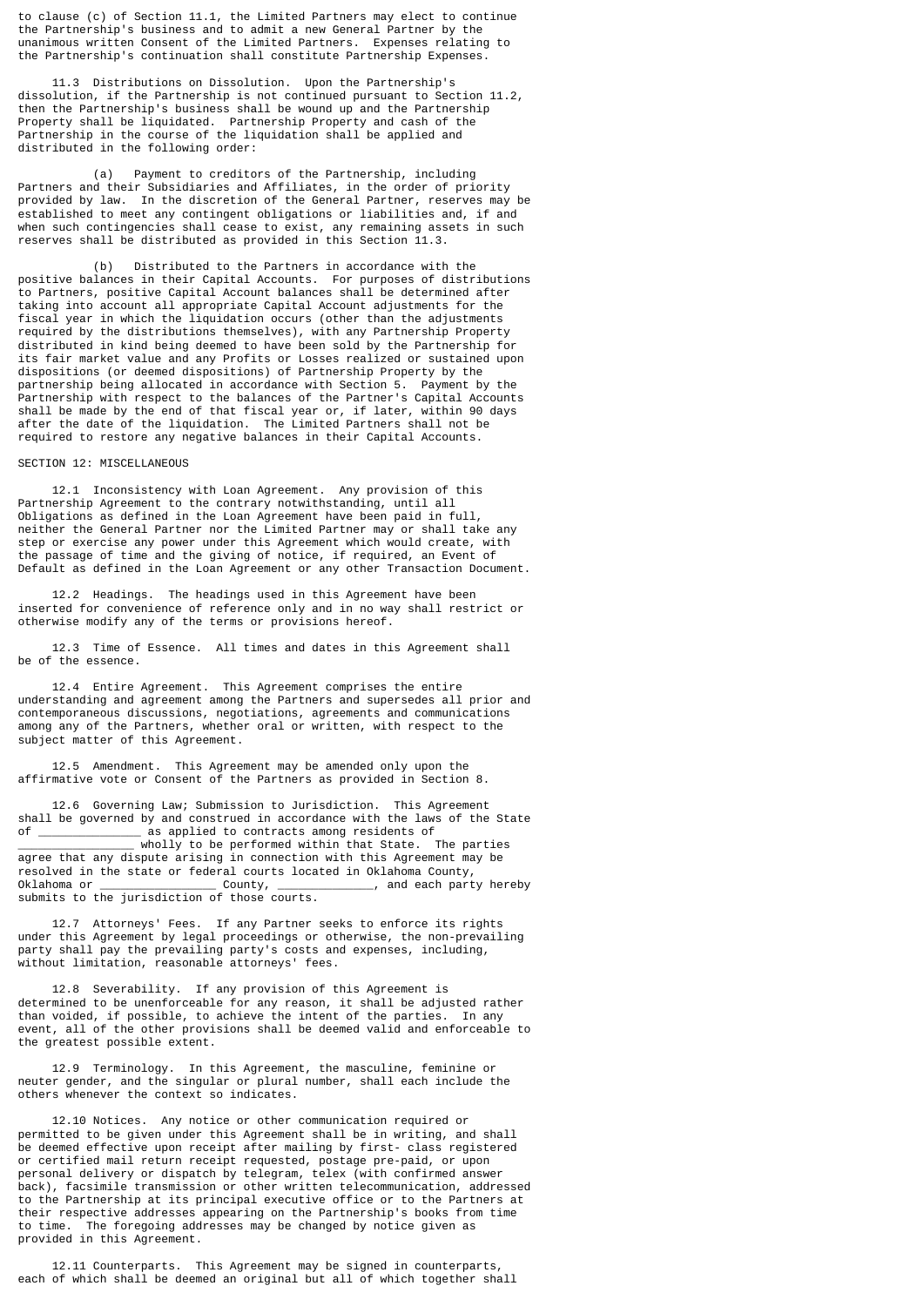to clause (c) of Section 11.1, the Limited Partners may elect to continue the Partnership's business and to admit a new General Partner by the unanimous written Consent of the Limited Partners. Expenses relating to the Partnership's continuation shall constitute Partnership Expenses.

11.3 Distributions on Dissolution. Upon the Partnership's dissolution, if the Partnership is not continued pursuant to Section 11.2, then the Partnership's business shall be wound up and the Partnership Property shall be liquidated. Partnership Property and cash of the Partnership in the course of the liquidation shall be applied and distributed in the following order:

(a) Payment to creditors of the Partnership, including Partners and their Subsidiaries and Affiliates, in the order of priority provided by law. In the discretion of the General Partner, reserves may be established to meet any contingent obligations or liabilities and, if and when such contingencies shall cease to exist, any remaining assets in such reserves shall be distributed as provided in this Section 11.3.

(b) Distributed to the Partners in accordance with the positive balances in their Capital Accounts. For purposes of distributions to Partners, positive Capital Account balances shall be determined after taking into account all appropriate Capital Account adjustments for the fiscal year in which the liquidation occurs (other than the adjustments required by the distributions themselves), with any Partnership Property distributed in kind being deemed to have been sold by the Partnership for its fair market value and any Profits or Losses realized or sustained upon dispositions (or deemed dispositions) of Partnership Property by the partnership being allocated in accordance with Section 5. Payment by the Partnership with respect to the balances of the Partner's Capital Accounts shall be made by the end of that fiscal year or, if later, within 90 days after the date of the liquidation. The Limited Partners shall not be required to restore any negative balances in their Capital Accounts.

SECTION 12: MISCELLANEOUS

12.1 Inconsistency with Loan Agreement. Any provision of this Partnership Agreement to the contrary notwithstanding, until all Obligations as defined in the Loan Agreement have been paid in full, neither the General Partner nor the Limited Partner may or shall take any step or exercise any power under this Agreement which would create, with the passage of time and the giving of notice, if required, an Event of Default as defined in the Loan Agreement or any other Transaction Document.

12.2 Headings. The headings used in this Agreement have been inserted for convenience of reference only and in no way shall restrict or otherwise modify any of the terms or provisions hereof.

12.3 Time of Essence. All times and dates in this Agreement shall be of the essence.

12.4 Entire Agreement. This Agreement comprises the entire understanding and agreement among the Partners and supersedes all prior and contemporaneous discussions, negotiations, agreements and communications among any of the Partners, whether oral or written, with respect to the subject matter of this Agreement.

12.5 Amendment. This Agreement may be amended only upon the affirmative vote or Consent of the Partners as provided in Section 8.

12.6 Governing Law; Submission to Jurisdiction. This Agreement shall be governed by and construed in accordance with the laws of the State of _______________ as applied to contracts among residents of _________________ wholly to be performed within that State. The parties agree that any dispute arising in connection with this Agreement may be resolved in the state or federal courts located in Oklahoma County, Oklahoma or _________________ County, ______________, and each party hereby submits to the jurisdiction of those courts.

12.7 Attorneys' Fees. If any Partner seeks to enforce its rights under this Agreement by legal proceedings or otherwise, the non-prevailing party shall pay the prevailing party's costs and expenses, including, without limitation, reasonable attorneys' fees.

12.8 Severability. If any provision of this Agreement is determined to be unenforceable for any reason, it shall be adjusted rather than voided, if possible, to achieve the intent of the parties. In any event, all of the other provisions shall be deemed valid and enforceable to the greatest possible extent.

12.9 Terminology. In this Agreement, the masculine, feminine or neuter gender, and the singular or plural number, shall each include the others whenever the context so indicates.

12.10 Notices. Any notice or other communication required or permitted to be given under this Agreement shall be in writing, and shall be deemed effective upon receipt after mailing by first- class registered or certified mail return receipt requested, postage pre-paid, or upon personal delivery or dispatch by telegram, telex (with confirmed answer back), facsimile transmission or other written telecommunication, addressed to the Partnership at its principal executive office or to the Partners at their respective addresses appearing on the Partnership's books from time to time. The foregoing addresses may be changed by notice given as provided in this Agreement.

12.11 Counterparts. This Agreement may be signed in counterparts, each of which shall be deemed an original but all of which together shall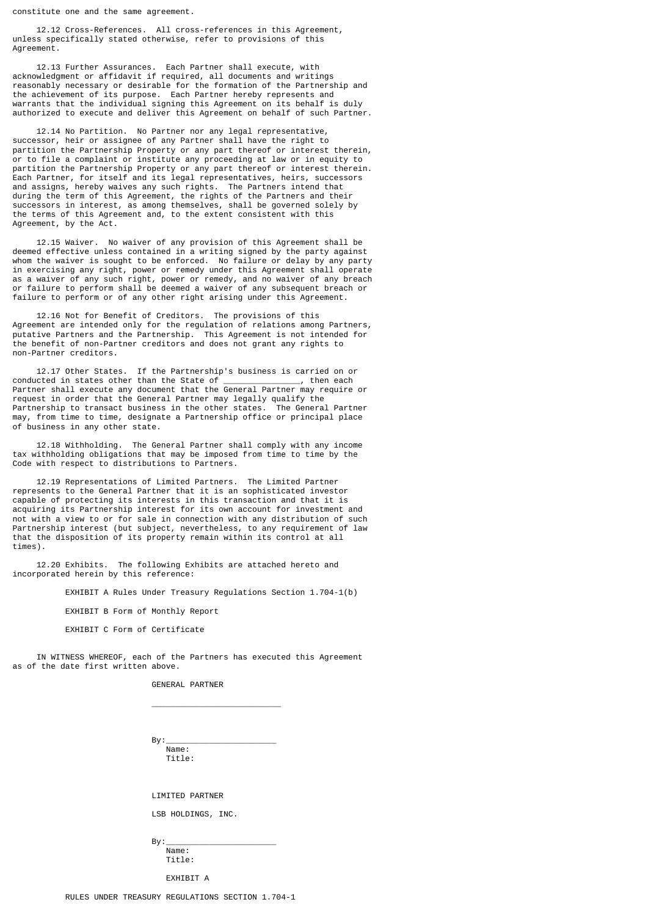constitute one and the same agreement.

12.12 Cross-References. All cross-references in this Agreement, unless specifically stated otherwise, refer to provisions of this Agreement.

12.13 Further Assurances. Each Partner shall execute, with acknowledgment or affidavit if required, all documents and writings reasonably necessary or desirable for the formation of the Partnership and the achievement of its purpose. Each Partner hereby represents and warrants that the individual signing this Agreement on its behalf is duly authorized to execute and deliver this Agreement on behalf of such Partner.

12.14 No Partition. No Partner nor any legal representative, successor, heir or assignee of any Partner shall have the right to partition the Partnership Property or any part thereof or interest therein, or to file a complaint or institute any proceeding at law or in equity to partition the Partnership Property or any part thereof or interest therein. Each Partner, for itself and its legal representatives, heirs, successors and assigns, hereby waives any such rights. The Partners intend that during the term of this Agreement, the rights of the Partners and their successors in interest, as among themselves, shall be governed solely by the terms of this Agreement and, to the extent consistent with this Agreement, by the Act.

12.15 Waiver. No waiver of any provision of this Agreement shall be deemed effective unless contained in a writing signed by the party against whom the waiver is sought to be enforced. No failure or delay by any party in exercising any right, power or remedy under this Agreement shall operate as a waiver of any such right, power or remedy, and no waiver of any breach or failure to perform shall be deemed a waiver of any subsequent breach or failure to perform or of any other right arising under this Agreement.

12.16 Not for Benefit of Creditors. The provisions of this Agreement are intended only for the regulation of relations among Partners, putative Partners and the Partnership. This Agreement is not intended for the benefit of non-Partner creditors and does not grant any rights to non-Partner creditors.

12.17 Other States. If the Partnership's business is carried on or conducted in states other than the State of ________________, then each Partner shall execute any document that the General Partner may require or request in order that the General Partner may legally qualify the Partnership to transact business in the other states. The General Partner may, from time to time, designate a Partnership office or principal place of business in any other state.

12.18 Withholding. The General Partner shall comply with any income tax withholding obligations that may be imposed from time to time by the Code with respect to distributions to Partners.

12.19 Representations of Limited Partners. The Limited Partner represents to the General Partner that it is an sophisticated investor capable of protecting its interests in this transaction and that it is acquiring its Partnership interest for its own account for investment and not with a view to or for sale in connection with any distribution of such Partnership interest (but subject, nevertheless, to any requirement of law that the disposition of its property remain within its control at all times).

12.20 Exhibits. The following Exhibits are attached hereto and incorporated herein by this reference:

EXHIBIT A Rules Under Treasury Regulations Section 1.704-1(b)

EXHIBIT B Form of Monthly Report

EXHIBIT C Form of Certificate

IN WITNESS WHEREOF, each of the Partners has executed this Agreement as of the date first written above.

GENERAL PARTNER

___________________________

By:_______________________
Name:
Title:

LIMITED PARTNER

LSB HOLDINGS, INC.

By:_______________________
Name:
Title:

EXHIBIT A

RULES UNDER TREASURY REGULATIONS SECTION 1.704-1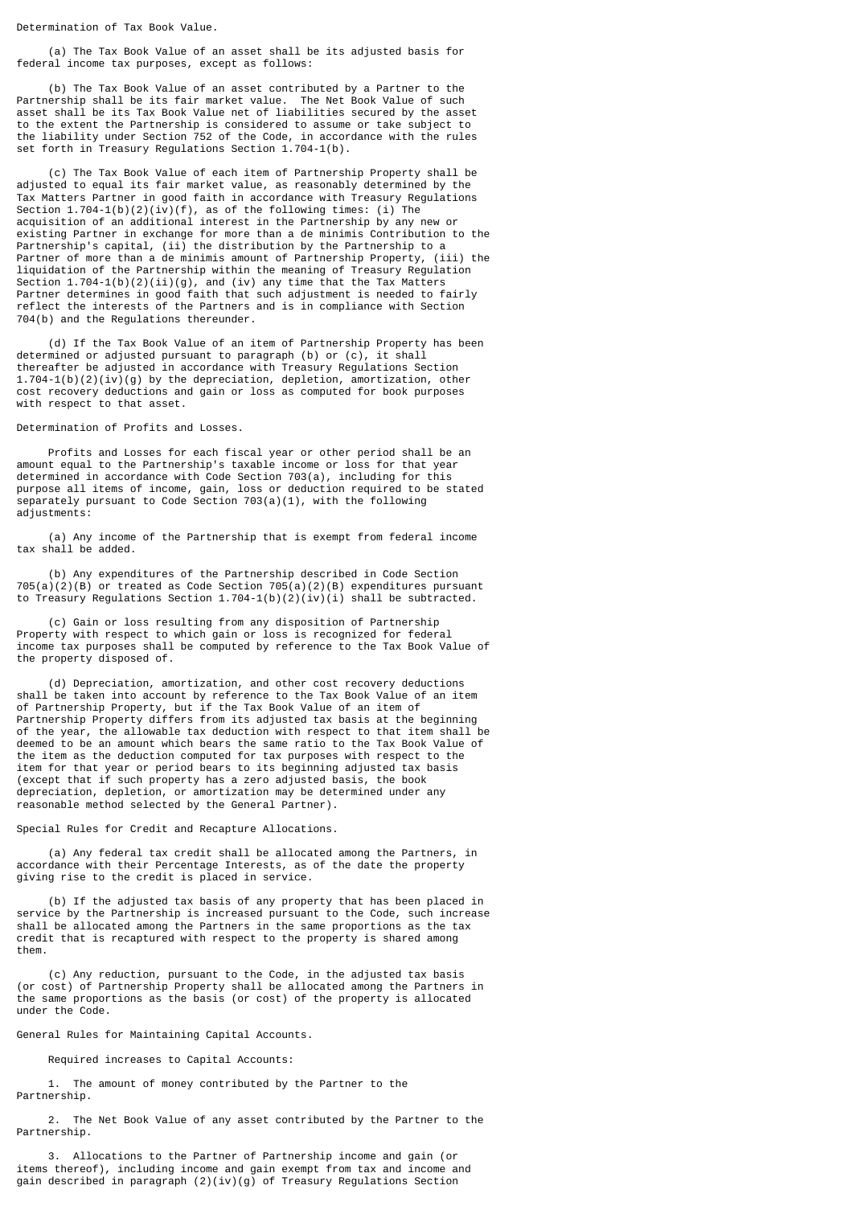Determination of Tax Book Value.

(a) The Tax Book Value of an asset shall be its adjusted basis for federal income tax purposes, except as follows:

(b) The Tax Book Value of an asset contributed by a Partner to the Partnership shall be its fair market value. The Net Book Value of such asset shall be its Tax Book Value net of liabilities secured by the asset to the extent the Partnership is considered to assume or take subject to the liability under Section 752 of the Code, in accordance with the rules set forth in Treasury Regulations Section 1.704-1(b).

(c) The Tax Book Value of each item of Partnership Property shall be adjusted to equal its fair market value, as reasonably determined by the Tax Matters Partner in good faith in accordance with Treasury Regulations Section 1.704-1(b)(2)(iv)(f), as of the following times: (i) The acquisition of an additional interest in the Partnership by any new or existing Partner in exchange for more than a de minimis Contribution to the Partnership's capital, (ii) the distribution by the Partnership to a Partner of more than a de minimis amount of Partnership Property, (iii) the liquidation of the Partnership within the meaning of Treasury Regulation Section 1.704-1(b)(2)(ii)(g), and (iv) any time that the Tax Matters Partner determines in good faith that such adjustment is needed to fairly reflect the interests of the Partners and is in compliance with Section 704(b) and the Regulations thereunder.

(d) If the Tax Book Value of an item of Partnership Property has been determined or adjusted pursuant to paragraph (b) or (c), it shall thereafter be adjusted in accordance with Treasury Regulations Section 1.704-1(b)(2)(iv)(g) by the depreciation, depletion, amortization, other cost recovery deductions and gain or loss as computed for book purposes with respect to that asset.

Determination of Profits and Losses.

Profits and Losses for each fiscal year or other period shall be an amount equal to the Partnership's taxable income or loss for that year determined in accordance with Code Section 703(a), including for this purpose all items of income, gain, loss or deduction required to be stated separately pursuant to Code Section 703(a)(1), with the following adjustments:

(a) Any income of the Partnership that is exempt from federal income tax shall be added.

(b) Any expenditures of the Partnership described in Code Section 705(a)(2)(B) or treated as Code Section 705(a)(2)(B) expenditures pursuant to Treasury Regulations Section 1.704-1(b)(2)(iv)(i) shall be subtracted.

(c) Gain or loss resulting from any disposition of Partnership Property with respect to which gain or loss is recognized for federal income tax purposes shall be computed by reference to the Tax Book Value of the property disposed of.

(d) Depreciation, amortization, and other cost recovery deductions shall be taken into account by reference to the Tax Book Value of an item of Partnership Property, but if the Tax Book Value of an item of Partnership Property differs from its adjusted tax basis at the beginning of the year, the allowable tax deduction with respect to that item shall be deemed to be an amount which bears the same ratio to the Tax Book Value of the item as the deduction computed for tax purposes with respect to the item for that year or period bears to its beginning adjusted tax basis (except that if such property has a zero adjusted basis, the book depreciation, depletion, or amortization may be determined under any reasonable method selected by the General Partner).

Special Rules for Credit and Recapture Allocations.

(a) Any federal tax credit shall be allocated among the Partners, in accordance with their Percentage Interests, as of the date the property giving rise to the credit is placed in service.

(b) If the adjusted tax basis of any property that has been placed in service by the Partnership is increased pursuant to the Code, such increase shall be allocated among the Partners in the same proportions as the tax credit that is recaptured with respect to the property is shared among them.

(c) Any reduction, pursuant to the Code, in the adjusted tax basis (or cost) of Partnership Property shall be allocated among the Partners in the same proportions as the basis (or cost) of the property is allocated under the Code.

General Rules for Maintaining Capital Accounts.

Required increases to Capital Accounts:

1. The amount of money contributed by the Partner to the Partnership.

2. The Net Book Value of any asset contributed by the Partner to the Partnership.

3. Allocations to the Partner of Partnership income and gain (or items thereof), including income and gain exempt from tax and income and gain described in paragraph (2)(iv)(g) of Treasury Regulations Section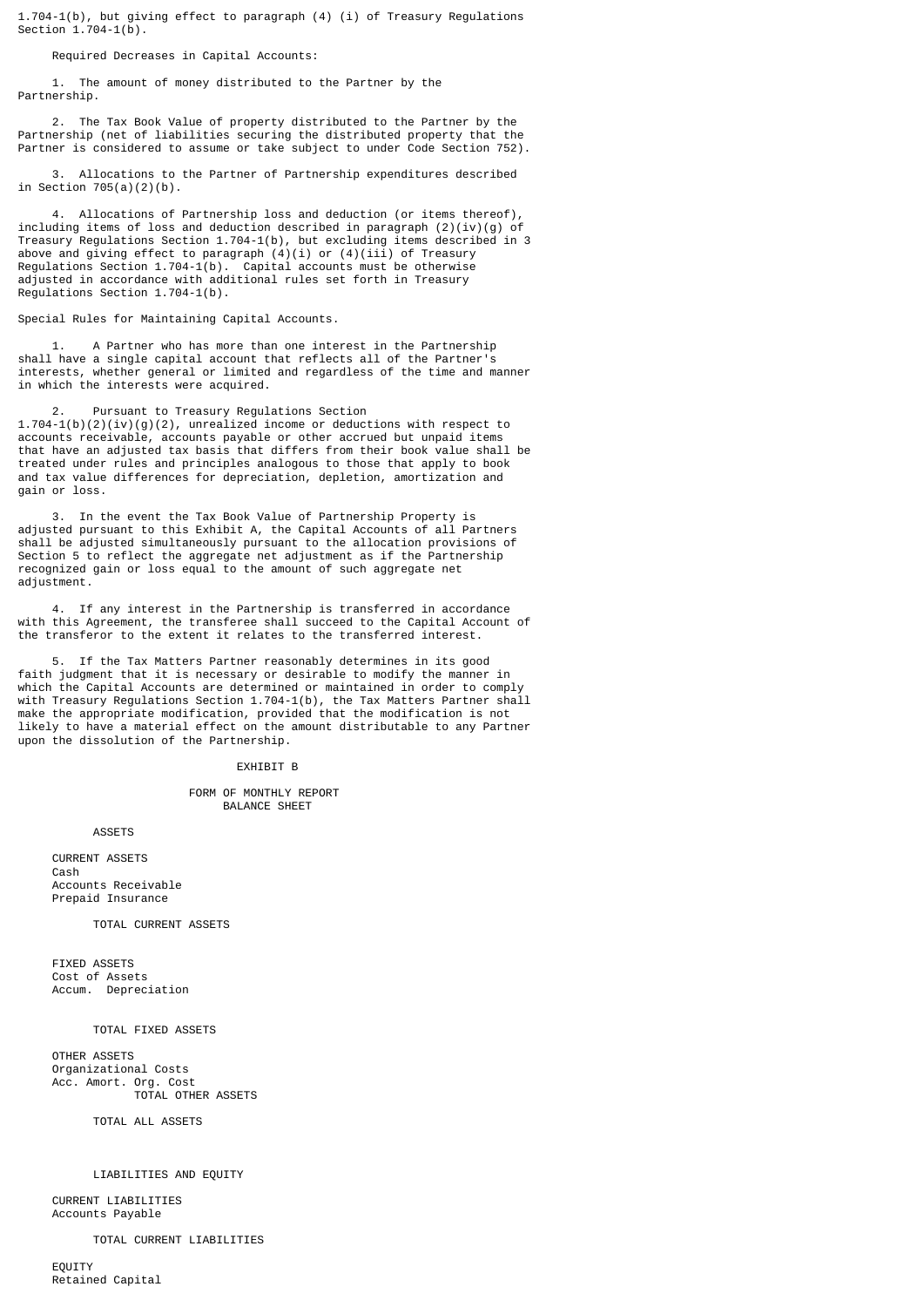1.704-1(b), but giving effect to paragraph (4) (i) of Treasury Regulations Section 1.704-1(b).

Required Decreases in Capital Accounts:

1. The amount of money distributed to the Partner by the Partnership.

2. The Tax Book Value of property distributed to the Partner by the Partnership (net of liabilities securing the distributed property that the Partner is considered to assume or take subject to under Code Section 752).

3. Allocations to the Partner of Partnership expenditures described in Section 705(a)(2)(b).

4. Allocations of Partnership loss and deduction (or items thereof), including items of loss and deduction described in paragraph (2)(iv)(g) of Treasury Regulations Section 1.704-1(b), but excluding items described in 3 above and giving effect to paragraph (4)(i) or (4)(iii) of Treasury Regulations Section 1.704-1(b). Capital accounts must be otherwise adjusted in accordance with additional rules set forth in Treasury Regulations Section 1.704-1(b).

Special Rules for Maintaining Capital Accounts.

1. A Partner who has more than one interest in the Partnership shall have a single capital account that reflects all of the Partner's interests, whether general or limited and regardless of the time and manner in which the interests were acquired.

2. Pursuant to Treasury Regulations Section 1.704-1(b)(2)(iv)(g)(2), unrealized income or deductions with respect to accounts receivable, accounts payable or other accrued but unpaid items that have an adjusted tax basis that differs from their book value shall be treated under rules and principles analogous to those that apply to book and tax value differences for depreciation, depletion, amortization and gain or loss.

3. In the event the Tax Book Value of Partnership Property is adjusted pursuant to this Exhibit A, the Capital Accounts of all Partners shall be adjusted simultaneously pursuant to the allocation provisions of Section 5 to reflect the aggregate net adjustment as if the Partnership recognized gain or loss equal to the amount of such aggregate net adjustment.

4. If any interest in the Partnership is transferred in accordance with this Agreement, the transferee shall succeed to the Capital Account of the transferor to the extent it relates to the transferred interest.

5. If the Tax Matters Partner reasonably determines in its good faith judgment that it is necessary or desirable to modify the manner in which the Capital Accounts are determined or maintained in order to comply with Treasury Regulations Section 1.704-1(b), the Tax Matters Partner shall make the appropriate modification, provided that the modification is not likely to have a material effect on the amount distributable to any Partner upon the dissolution of the Partnership.

# EXHIBIT B

## FORM OF MONTHLY REPORT
## BALANCE SHEET

ASSETS

CURRENT ASSETS
Cash
Accounts Receivable
Prepaid Insurance

TOTAL CURRENT ASSETS

FIXED ASSETS
Cost of Assets
Accum. Depreciation

TOTAL FIXED ASSETS

OTHER ASSETS
Organizational Costs
Acc. Amort. Org. Cost
TOTAL OTHER ASSETS

TOTAL ALL ASSETS

LIABILITIES AND EQUITY

CURRENT LIABILITIES
Accounts Payable

TOTAL CURRENT LIABILITIES

EQUITY
Retained Capital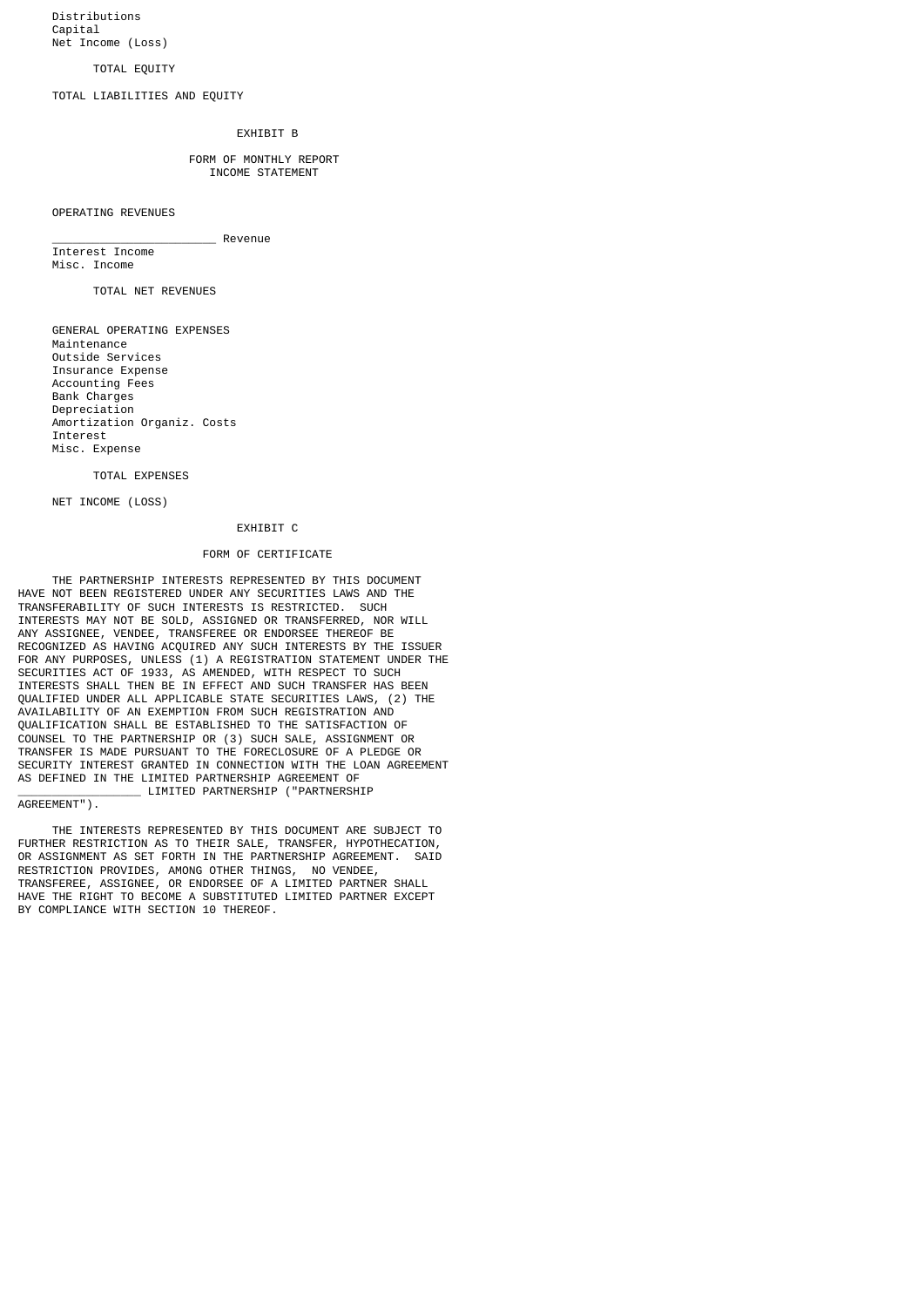Distributions
Capital
Net Income (Loss)

TOTAL EQUITY

TOTAL LIABILITIES AND EQUITY

EXHIBIT B

FORM OF MONTHLY REPORT
INCOME STATEMENT

OPERATING REVENUES

________________________ Revenue
Interest Income
Misc. Income

TOTAL NET REVENUES

GENERAL OPERATING EXPENSES
Maintenance
Outside Services
Insurance Expense
Accounting Fees
Bank Charges
Depreciation
Amortization Organiz. Costs
Interest
Misc. Expense

TOTAL EXPENSES

NET INCOME (LOSS)

EXHIBIT C

FORM OF CERTIFICATE

THE PARTNERSHIP INTERESTS REPRESENTED BY THIS DOCUMENT HAVE NOT BEEN REGISTERED UNDER ANY SECURITIES LAWS AND THE TRANSFERABILITY OF SUCH INTERESTS IS RESTRICTED. SUCH INTERESTS MAY NOT BE SOLD, ASSIGNED OR TRANSFERRED, NOR WILL ANY ASSIGNEE, VENDEE, TRANSFEREE OR ENDORSEE THEREOF BE RECOGNIZED AS HAVING ACQUIRED ANY SUCH INTERESTS BY THE ISSUER FOR ANY PURPOSES, UNLESS (1) A REGISTRATION STATEMENT UNDER THE SECURITIES ACT OF 1933, AS AMENDED, WITH RESPECT TO SUCH INTERESTS SHALL THEN BE IN EFFECT AND SUCH TRANSFER HAS BEEN QUALIFIED UNDER ALL APPLICABLE STATE SECURITIES LAWS, (2) THE AVAILABILITY OF AN EXEMPTION FROM SUCH REGISTRATION AND QUALIFICATION SHALL BE ESTABLISHED TO THE SATISFACTION OF COUNSEL TO THE PARTNERSHIP OR (3) SUCH SALE, ASSIGNMENT OR TRANSFER IS MADE PURSUANT TO THE FORECLOSURE OF A PLEDGE OR SECURITY INTEREST GRANTED IN CONNECTION WITH THE LOAN AGREEMENT AS DEFINED IN THE LIMITED PARTNERSHIP AGREEMENT OF __________________ LIMITED PARTNERSHIP ("PARTNERSHIP AGREEMENT").

THE INTERESTS REPRESENTED BY THIS DOCUMENT ARE SUBJECT TO FURTHER RESTRICTION AS TO THEIR SALE, TRANSFER, HYPOTHECATION, OR ASSIGNMENT AS SET FORTH IN THE PARTNERSHIP AGREEMENT. SAID RESTRICTION PROVIDES, AMONG OTHER THINGS, NO VENDEE, TRANSFEREE, ASSIGNEE, OR ENDORSEE OF A LIMITED PARTNER SHALL HAVE THE RIGHT TO BECOME A SUBSTITUTED LIMITED PARTNER EXCEPT BY COMPLIANCE WITH SECTION 10 THEREOF.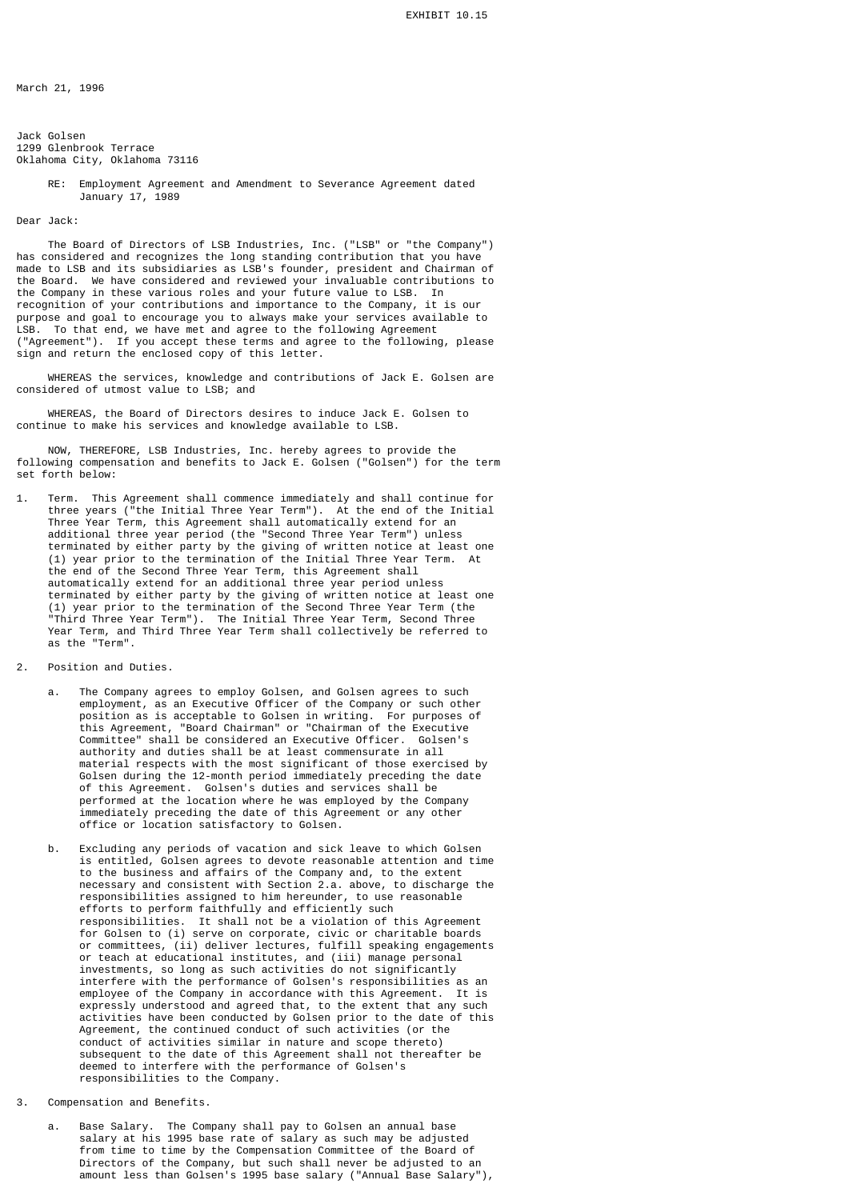EXHIBIT 10.15

March 21, 1996

Jack Golsen
1299 Glenbrook Terrace
Oklahoma City, Oklahoma 73116

RE: Employment Agreement and Amendment to Severance Agreement dated January 17, 1989

Dear Jack:

The Board of Directors of LSB Industries, Inc. ("LSB" or "the Company") has considered and recognizes the long standing contribution that you have made to LSB and its subsidiaries as LSB's founder, president and Chairman of the Board. We have considered and reviewed your invaluable contributions to the Company in these various roles and your future value to LSB. In recognition of your contributions and importance to the Company, it is our purpose and goal to encourage you to always make your services available to LSB. To that end, we have met and agree to the following Agreement ("Agreement"). If you accept these terms and agree to the following, please sign and return the enclosed copy of this letter.

WHEREAS the services, knowledge and contributions of Jack E. Golsen are considered of utmost value to LSB; and

WHEREAS, the Board of Directors desires to induce Jack E. Golsen to continue to make his services and knowledge available to LSB.

NOW, THEREFORE, LSB Industries, Inc. hereby agrees to provide the following compensation and benefits to Jack E. Golsen ("Golsen") for the term set forth below:

1. Term. This Agreement shall commence immediately and shall continue for three years ("the Initial Three Year Term"). At the end of the Initial Three Year Term, this Agreement shall automatically extend for an additional three year period (the "Second Three Year Term") unless terminated by either party by the giving of written notice at least one (1) year prior to the termination of the Initial Three Year Term. At the end of the Second Three Year Term, this Agreement shall automatically extend for an additional three year period unless terminated by either party by the giving of written notice at least one (1) year prior to the termination of the Second Three Year Term (the "Third Three Year Term"). The Initial Three Year Term, Second Three Year Term, and Third Three Year Term shall collectively be referred to as the "Term".

2. Position and Duties.

   a. The Company agrees to employ Golsen, and Golsen agrees to such employment, as an Executive Officer of the Company or such other position as is acceptable to Golsen in writing. For purposes of this Agreement, "Board Chairman" or "Chairman of the Executive Committee" shall be considered an Executive Officer. Golsen's authority and duties shall be at least commensurate in all material respects with the most significant of those exercised by Golsen during the 12-month period immediately preceding the date of this Agreement. Golsen's duties and services shall be performed at the location where he was employed by the Company immediately preceding the date of this Agreement or any other office or location satisfactory to Golsen.

   b. Excluding any periods of vacation and sick leave to which Golsen is entitled, Golsen agrees to devote reasonable attention and time to the business and affairs of the Company and, to the extent necessary and consistent with Section 2.a. above, to discharge the responsibilities assigned to him hereunder, to use reasonable efforts to perform faithfully and efficiently such responsibilities. It shall not be a violation of this Agreement for Golsen to (i) serve on corporate, civic or charitable boards or committees, (ii) deliver lectures, fulfill speaking engagements or teach at educational institutes, and (iii) manage personal investments, so long as such activities do not significantly interfere with the performance of Golsen's responsibilities as an employee of the Company in accordance with this Agreement. It is expressly understood and agreed that, to the extent that any such activities have been conducted by Golsen prior to the date of this Agreement, the continued conduct of such activities (or the conduct of activities similar in nature and scope thereto) subsequent to the date of this Agreement shall not thereafter be deemed to interfere with the performance of Golsen's responsibilities to the Company.

3. Compensation and Benefits.

   a. Base Salary. The Company shall pay to Golsen an annual base salary at his 1995 base rate of salary as such may be adjusted from time to time by the Compensation Committee of the Board of Directors of the Company, but such shall never be adjusted to an amount less than Golsen's 1995 base salary ("Annual Base Salary"),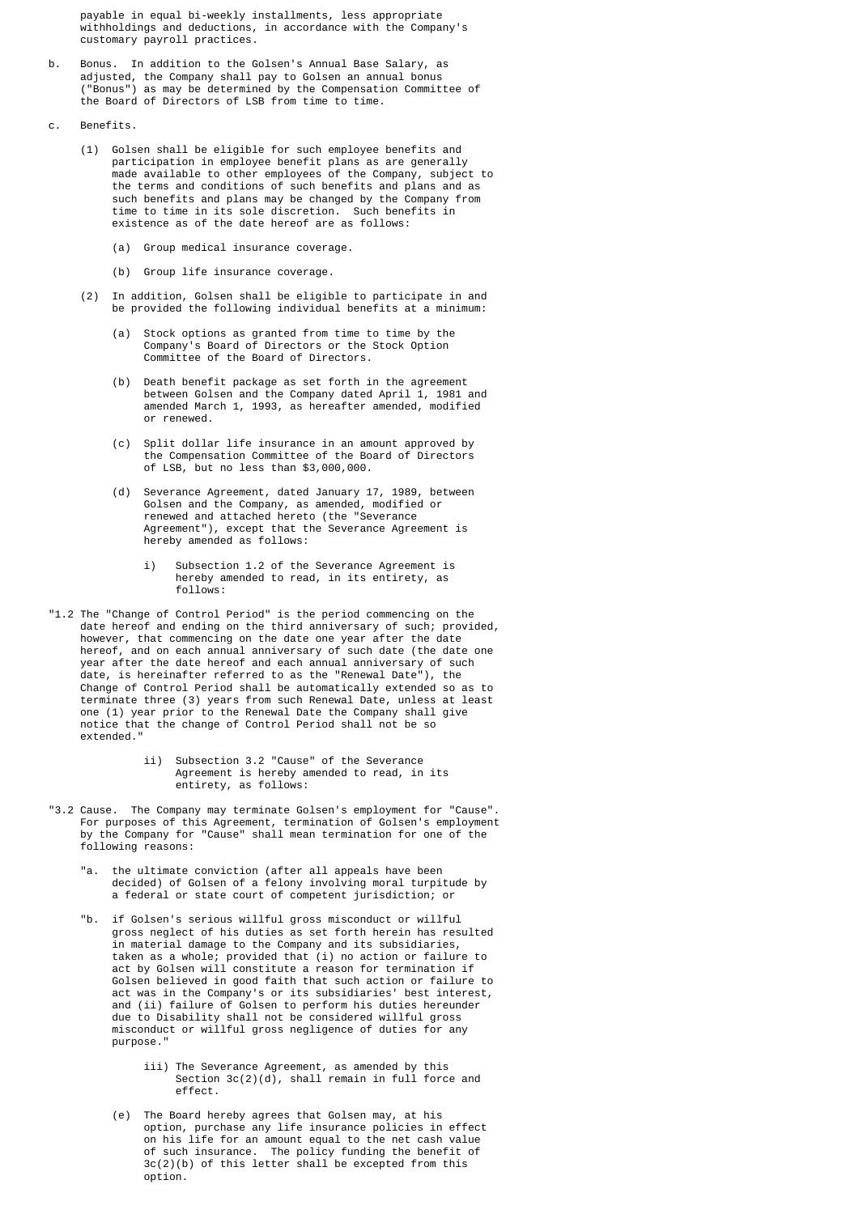payable in equal bi-weekly installments, less appropriate withholdings and deductions, in accordance with the Company's customary payroll practices.

b. Bonus. In addition to the Golsen's Annual Base Salary, as adjusted, the Company shall pay to Golsen an annual bonus ("Bonus") as may be determined by the Compensation Committee of the Board of Directors of LSB from time to time.

c. Benefits.

   (1) Golsen shall be eligible for such employee benefits and participation in employee benefit plans as are generally made available to other employees of the Company, subject to the terms and conditions of such benefits and plans and as such benefits and plans may be changed by the Company from time to time in its sole discretion. Such benefits in existence as of the date hereof are as follows:

      (a) Group medical insurance coverage.

      (b) Group life insurance coverage.

   (2) In addition, Golsen shall be eligible to participate in and be provided the following individual benefits at a minimum:

      (a) Stock options as granted from time to time by the Company's Board of Directors or the Stock Option Committee of the Board of Directors.

      (b) Death benefit package as set forth in the agreement between Golsen and the Company dated April 1, 1981 and amended March 1, 1993, as hereafter amended, modified or renewed.

      (c) Split dollar life insurance in an amount approved by the Compensation Committee of the Board of Directors of LSB, but no less than $3,000,000.

      (d) Severance Agreement, dated January 17, 1989, between Golsen and the Company, as amended, modified or renewed and attached hereto (the "Severance Agreement"), except that the Severance Agreement is hereby amended as follows:

         i) Subsection 1.2 of the Severance Agreement is hereby amended to read, in its entirety, as follows:

"1.2 The "Change of Control Period" is the period commencing on the date hereof and ending on the third anniversary of such; provided, however, that commencing on the date one year after the date hereof, and on each annual anniversary of such date (the date one year after the date hereof and each annual anniversary of such date, is hereinafter referred to as the "Renewal Date"), the Change of Control Period shall be automatically extended so as to terminate three (3) years from such Renewal Date, unless at least one (1) year prior to the Renewal Date the Company shall give notice that the change of Control Period shall not be so extended."

         ii) Subsection 3.2 "Cause" of the Severance Agreement is hereby amended to read, in its entirety, as follows:

"3.2 Cause. The Company may terminate Golsen's employment for "Cause". For purposes of this Agreement, termination of Golsen's employment by the Company for "Cause" shall mean termination for one of the following reasons:

   "a. the ultimate conviction (after all appeals have been decided) of Golsen of a felony involving moral turpitude by a federal or state court of competent jurisdiction; or

   "b. if Golsen's serious willful gross misconduct or willful gross neglect of his duties as set forth herein has resulted in material damage to the Company and its subsidiaries, taken as a whole; provided that (i) no action or failure to act by Golsen will constitute a reason for termination if Golsen believed in good faith that such action or failure to act was in the Company's or its subsidiaries' best interest, and (ii) failure of Golsen to perform his duties hereunder due to Disability shall not be considered willful gross misconduct or willful gross negligence of duties for any purpose."

         iii) The Severance Agreement, as amended by this Section 3c(2)(d), shall remain in full force and effect.

      (e) The Board hereby agrees that Golsen may, at his option, purchase any life insurance policies in effect on his life for an amount equal to the net cash value of such insurance. The policy funding the benefit of 3c(2)(b) of this letter shall be excepted from this option.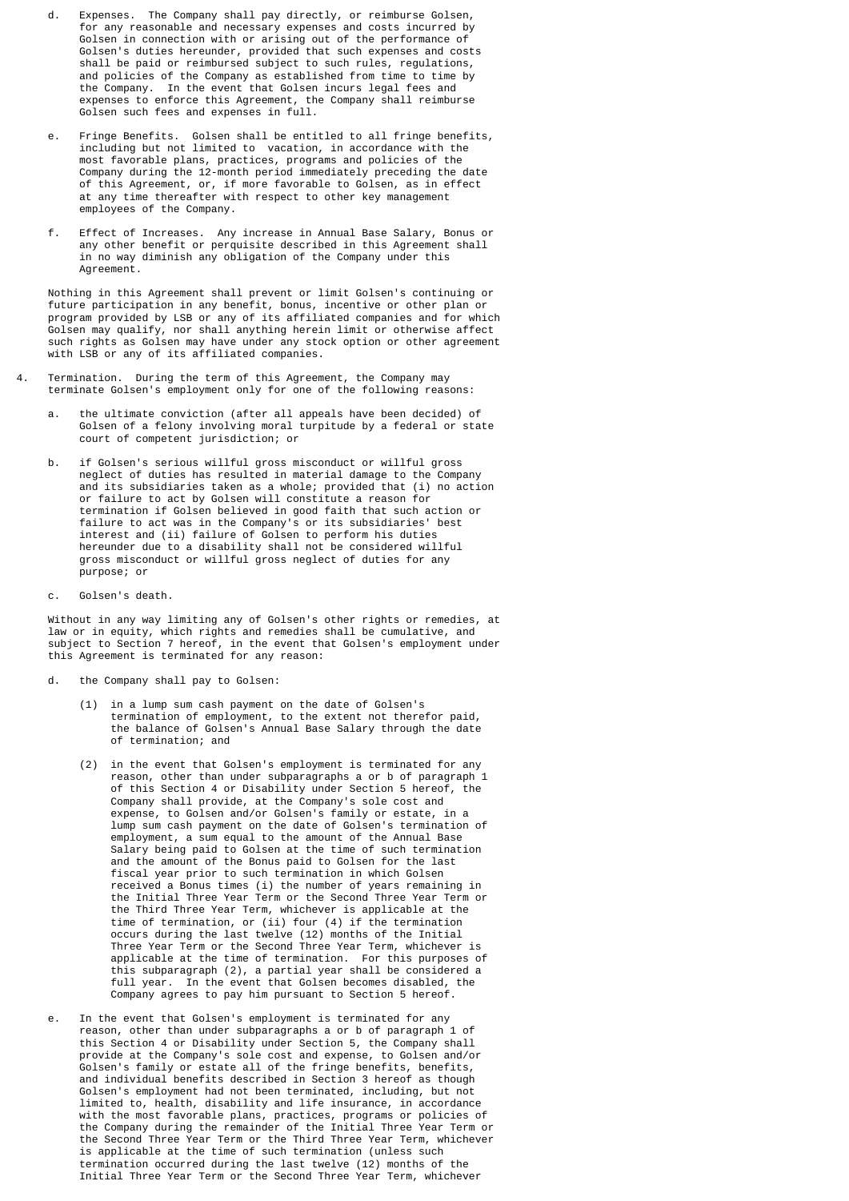d. Expenses. The Company shall pay directly, or reimburse Golsen, for any reasonable and necessary expenses and costs incurred by Golsen in connection with or arising out of the performance of Golsen's duties hereunder, provided that such expenses and costs shall be paid or reimbursed subject to such rules, regulations, and policies of the Company as established from time to time by the Company. In the event that Golsen incurs legal fees and expenses to enforce this Agreement, the Company shall reimburse Golsen such fees and expenses in full.

e. Fringe Benefits. Golsen shall be entitled to all fringe benefits, including but not limited to vacation, in accordance with the most favorable plans, practices, programs and policies of the Company during the 12-month period immediately preceding the date of this Agreement, or, if more favorable to Golsen, as in effect at any time thereafter with respect to other key management employees of the Company.

f. Effect of Increases. Any increase in Annual Base Salary, Bonus or any other benefit or perquisite described in this Agreement shall in no way diminish any obligation of the Company under this Agreement.

Nothing in this Agreement shall prevent or limit Golsen's continuing or future participation in any benefit, bonus, incentive or other plan or program provided by LSB or any of its affiliated companies and for which Golsen may qualify, nor shall anything herein limit or otherwise affect such rights as Golsen may have under any stock option or other agreement with LSB or any of its affiliated companies.

4. Termination. During the term of this Agreement, the Company may terminate Golsen's employment only for one of the following reasons:

a. the ultimate conviction (after all appeals have been decided) of Golsen of a felony involving moral turpitude by a federal or state court of competent jurisdiction; or

b. if Golsen's serious willful gross misconduct or willful gross neglect of duties has resulted in material damage to the Company and its subsidiaries taken as a whole; provided that (i) no action or failure to act by Golsen will constitute a reason for termination if Golsen believed in good faith that such action or failure to act was in the Company's or its subsidiaries' best interest and (ii) failure of Golsen to perform his duties hereunder due to a disability shall not be considered willful gross misconduct or willful gross neglect of duties for any purpose; or

c. Golsen's death.

Without in any way limiting any of Golsen's other rights or remedies, at law or in equity, which rights and remedies shall be cumulative, and subject to Section 7 hereof, in the event that Golsen's employment under this Agreement is terminated for any reason:

d. the Company shall pay to Golsen:

(1) in a lump sum cash payment on the date of Golsen's termination of employment, to the extent not therefor paid, the balance of Golsen's Annual Base Salary through the date of termination; and

(2) in the event that Golsen's employment is terminated for any reason, other than under subparagraphs a or b of paragraph 1 of this Section 4 or Disability under Section 5 hereof, the Company shall provide, at the Company's sole cost and expense, to Golsen and/or Golsen's family or estate, in a lump sum cash payment on the date of Golsen's termination of employment, a sum equal to the amount of the Annual Base Salary being paid to Golsen at the time of such termination and the amount of the Bonus paid to Golsen for the last fiscal year prior to such termination in which Golsen received a Bonus times (i) the number of years remaining in the Initial Three Year Term or the Second Three Year Term or the Third Three Year Term, whichever is applicable at the time of termination, or (ii) four (4) if the termination occurs during the last twelve (12) months of the Initial Three Year Term or the Second Three Year Term, whichever is applicable at the time of termination. For this purposes of this subparagraph (2), a partial year shall be considered a full year. In the event that Golsen becomes disabled, the Company agrees to pay him pursuant to Section 5 hereof.

e. In the event that Golsen's employment is terminated for any reason, other than under subparagraphs a or b of paragraph 1 of this Section 4 or Disability under Section 5, the Company shall provide at the Company's sole cost and expense, to Golsen and/or Golsen's family or estate all of the fringe benefits, benefits, and individual benefits described in Section 3 hereof as though Golsen's employment had not been terminated, including, but not limited to, health, disability and life insurance, in accordance with the most favorable plans, practices, programs or policies of the Company during the remainder of the Initial Three Year Term or the Second Three Year Term or the Third Three Year Term, whichever is applicable at the time of such termination (unless such termination occurred during the last twelve (12) months of the Initial Three Year Term or the Second Three Year Term, whichever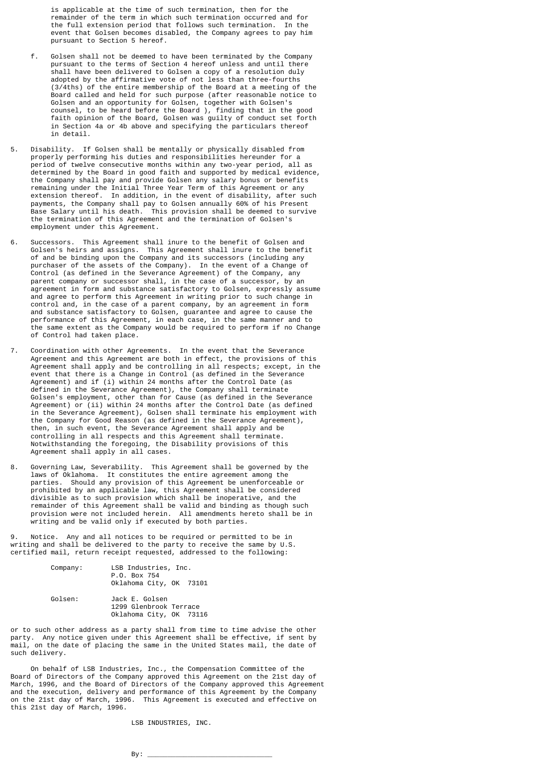is applicable at the time of such termination, then for the remainder of the term in which such termination occurred and for the full extension period that follows such termination. In the event that Golsen becomes disabled, the Company agrees to pay him pursuant to Section 5 hereof.

f. Golsen shall not be deemed to have been terminated by the Company pursuant to the terms of Section 4 hereof unless and until there shall have been delivered to Golsen a copy of a resolution duly adopted by the affirmative vote of not less than three-fourths (3/4ths) of the entire membership of the Board at a meeting of the Board called and held for such purpose (after reasonable notice to Golsen and an opportunity for Golsen, together with Golsen's counsel, to be heard before the Board ), finding that in the good faith opinion of the Board, Golsen was guilty of conduct set forth in Section 4a or 4b above and specifying the particulars thereof in detail.

5. Disability. If Golsen shall be mentally or physically disabled from properly performing his duties and responsibilities hereunder for a period of twelve consecutive months within any two-year period, all as determined by the Board in good faith and supported by medical evidence, the Company shall pay and provide Golsen any salary bonus or benefits remaining under the Initial Three Year Term of this Agreement or any extension thereof. In addition, in the event of disability, after such payments, the Company shall pay to Golsen annually 60% of his Present Base Salary until his death. This provision shall be deemed to survive the termination of this Agreement and the termination of Golsen's employment under this Agreement.

6. Successors. This Agreement shall inure to the benefit of Golsen and Golsen's heirs and assigns. This Agreement shall inure to the benefit of and be binding upon the Company and its successors (including any purchaser of the assets of the Company). In the event of a Change of Control (as defined in the Severance Agreement) of the Company, any parent company or successor shall, in the case of a successor, by an agreement in form and substance satisfactory to Golsen, expressly assume and agree to perform this Agreement in writing prior to such change in control and, in the case of a parent company, by an agreement in form and substance satisfactory to Golsen, guarantee and agree to cause the performance of this Agreement, in each case, in the same manner and to the same extent as the Company would be required to perform if no Change of Control had taken place.

7. Coordination with other Agreements. In the event that the Severance Agreement and this Agreement are both in effect, the provisions of this Agreement shall apply and be controlling in all respects; except, in the event that there is a Change in Control (as defined in the Severance Agreement) and if (i) within 24 months after the Control Date (as defined in the Severance Agreement), the Company shall terminate Golsen's employment, other than for Cause (as defined in the Severance Agreement) or (ii) within 24 months after the Control Date (as defined in the Severance Agreement), Golsen shall terminate his employment with the Company for Good Reason (as defined in the Severance Agreement), then, in such event, the Severance Agreement shall apply and be controlling in all respects and this Agreement shall terminate. Notwithstanding the foregoing, the Disability provisions of this Agreement shall apply in all cases.

8. Governing Law, Severability. This Agreement shall be governed by the laws of Oklahoma. It constitutes the entire agreement among the parties. Should any provision of this Agreement be unenforceable or prohibited by an applicable law, this Agreement shall be considered divisible as to such provision which shall be inoperative, and the remainder of this Agreement shall be valid and binding as though such provision were not included herein. All amendments hereto shall be in writing and be valid only if executed by both parties.

9. Notice. Any and all notices to be required or permitted to be in writing and shall be delivered to the party to receive the same by U.S. certified mail, return receipt requested, addressed to the following:

Company: LSB Industries, Inc.
P.O. Box 754
Oklahoma City, OK 73101

Golsen: Jack E. Golsen
1299 Glenbrook Terrace
Oklahoma City, OK 73116

or to such other address as a party shall from time to time advise the other party. Any notice given under this Agreement shall be effective, if sent by mail, on the date of placing the same in the United States mail, the date of such delivery.

On behalf of LSB Industries, Inc., the Compensation Committee of the Board of Directors of the Company approved this Agreement on the 21st day of March, 1996, and the Board of Directors of the Company approved this Agreement and the execution, delivery and performance of this Agreement by the Company on the 21st day of March, 1996. This Agreement is executed and effective on this 21st day of March, 1996.

LSB INDUSTRIES, INC.

By: ______________________________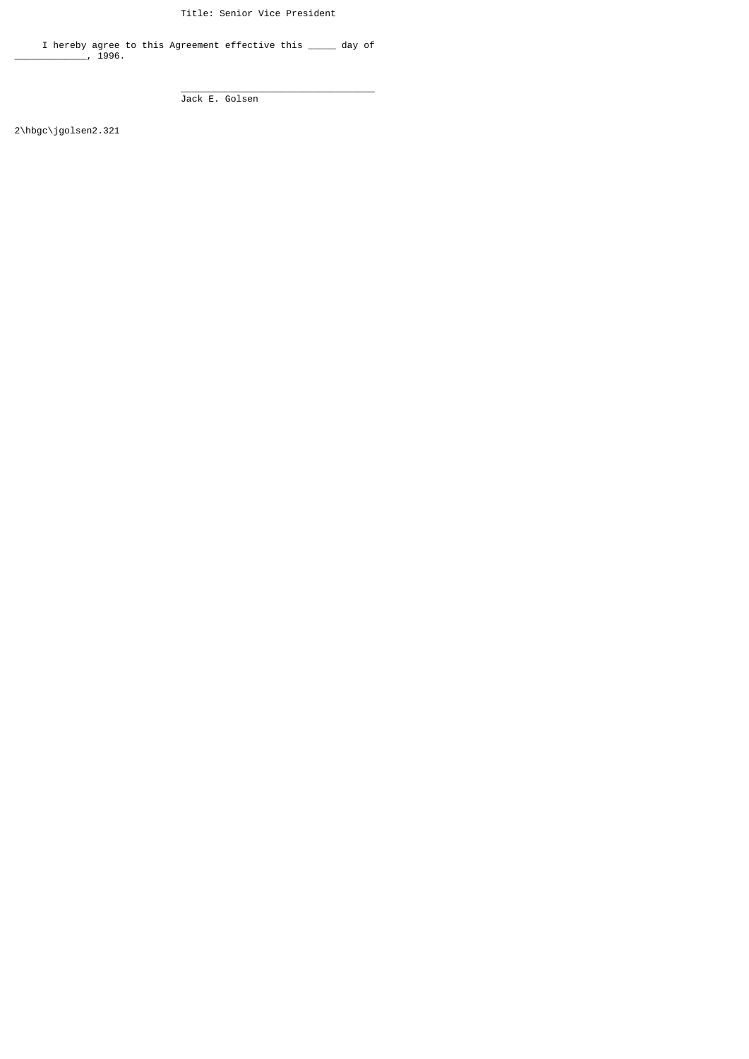Title: Senior Vice President

I hereby agree to this Agreement effective this _____ day of ______________, 1996.

___________________________________
Jack E. Golsen

2\hbgc\jgolsen2.321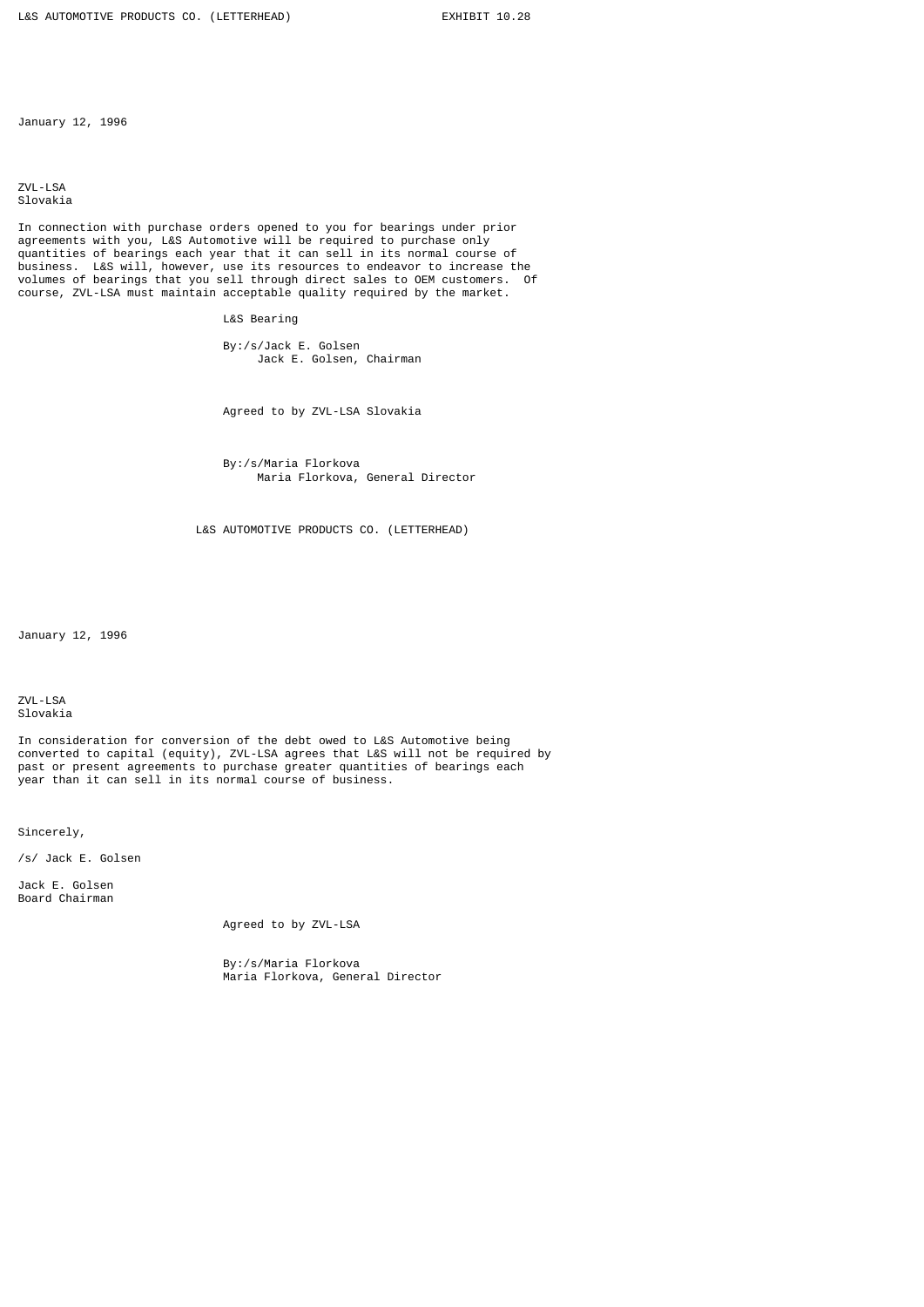L&S AUTOMOTIVE PRODUCTS CO. (LETTERHEAD) EXHIBIT 10.28

January 12, 1996

ZVL-LSA
Slovakia

In connection with purchase orders opened to you for bearings under prior agreements with you, L&S Automotive will be required to purchase only quantities of bearings each year that it can sell in its normal course of business. L&S will, however, use its resources to endeavor to increase the volumes of bearings that you sell through direct sales to OEM customers. Of course, ZVL-LSA must maintain acceptable quality required by the market.

L&S Bearing

By:/s/Jack E. Golsen
Jack E. Golsen, Chairman

Agreed to by ZVL-LSA Slovakia

By:/s/Maria Florkova
Maria Florkova, General Director

L&S AUTOMOTIVE PRODUCTS CO. (LETTERHEAD)

January 12, 1996

ZVL-LSA
Slovakia

In consideration for conversion of the debt owed to L&S Automotive being converted to capital (equity), ZVL-LSA agrees that L&S will not be required by past or present agreements to purchase greater quantities of bearings each year than it can sell in its normal course of business.

Sincerely,

/s/ Jack E. Golsen

Jack E. Golsen
Board Chairman

Agreed to by ZVL-LSA

By:/s/Maria Florkova
Maria Florkova, General Director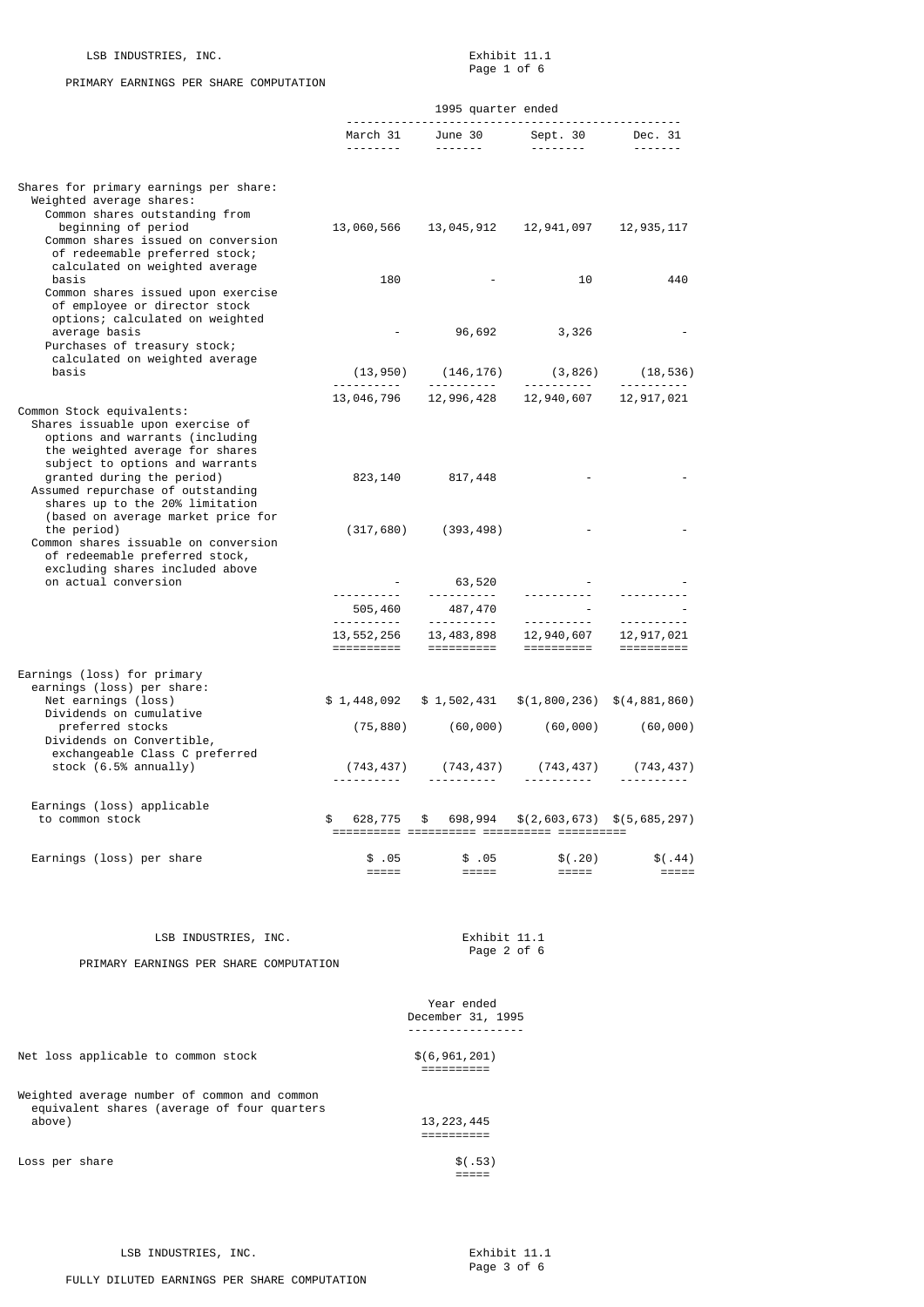LSB INDUSTRIES, INC.

Exhibit 11.1

## PRIMARY EARNINGS PER SHARE COMPUTATION

| | 1995 quarter ended | | | |
|---|---|---|---|---|
| | March 31 | June 30 | Sept. 30 | Dec. 31 |
| **Shares for primary earnings per share:** | | | | |
| Weighted average shares: | | | | |
| Common shares outstanding from beginning of period | 13,060,566 | 13,045,912 | 12,941,097 | 12,935,117 |
| Common shares issued on conversion of redeemable preferred stock; calculated on weighted average basis | 180 | - | 10 | 440 |
| Common shares issued upon exercise of employee or director stock options; calculated on weighted average basis | - | 96,692 | 3,326 | - |
| Purchases of treasury stock; calculated on weighted average basis | (13,950) | (146,176) | (3,826) | (18,536) |
| | 13,046,796 | 12,996,428 | 12,940,607 | 12,917,021 |
| Common Stock equivalents: | | | | |
| Shares issuable upon exercise of options and warrants (including the weighted average for shares subject to options and warrants granted during the period) | 823,140 | 817,448 | - | - |
| Assumed repurchase of outstanding shares up to the 20% limitation (based on average market price for the period) | (317,680) | (393,498) | - | - |
| Common shares issuable on conversion of redeemable preferred stock, excluding shares included above on actual conversion | - | 63,520 | - | - |
| | 505,460 | 487,470 | - | - |
| | 13,552,256 | 13,483,898 | 12,940,607 | 12,917,021 |
| **Earnings (loss) for primary earnings (loss) per share:** | | | | |
| Net earnings (loss) | $ 1,448,092 | $ 1,502,431 | $(1,800,236) | $(4,881,860) |
| Dividends on cumulative preferred stocks | (75,880) | (60,000) | (60,000) | (60,000) |
| Dividends on Convertible, exchangeable Class C preferred stock (6.5% annually) | (743,437) | (743,437) | (743,437) | (743,437) |
| Earnings (loss) applicable to common stock | $ 628,775 | $ 698,994 | $(2,603,673) | $(5,685,297) |
| Earnings (loss) per share | $ .05 | $ .05 | $(.20) | $(.44) |

LSB INDUSTRIES, INC.

Exhibit 11.1

## PRIMARY EARNINGS PER SHARE COMPUTATION

| | Year ended December 31, 1995 |
|---|---|
| Net loss applicable to common stock | $(6,961,201) |
| Weighted average number of common and common equivalent shares (average of four quarters above) | 13,223,445 |
| Loss per share | $(.53) |

LSB INDUSTRIES, INC.

Exhibit 11.1

## FULLY DILUTED EARNINGS PER SHARE COMPUTATION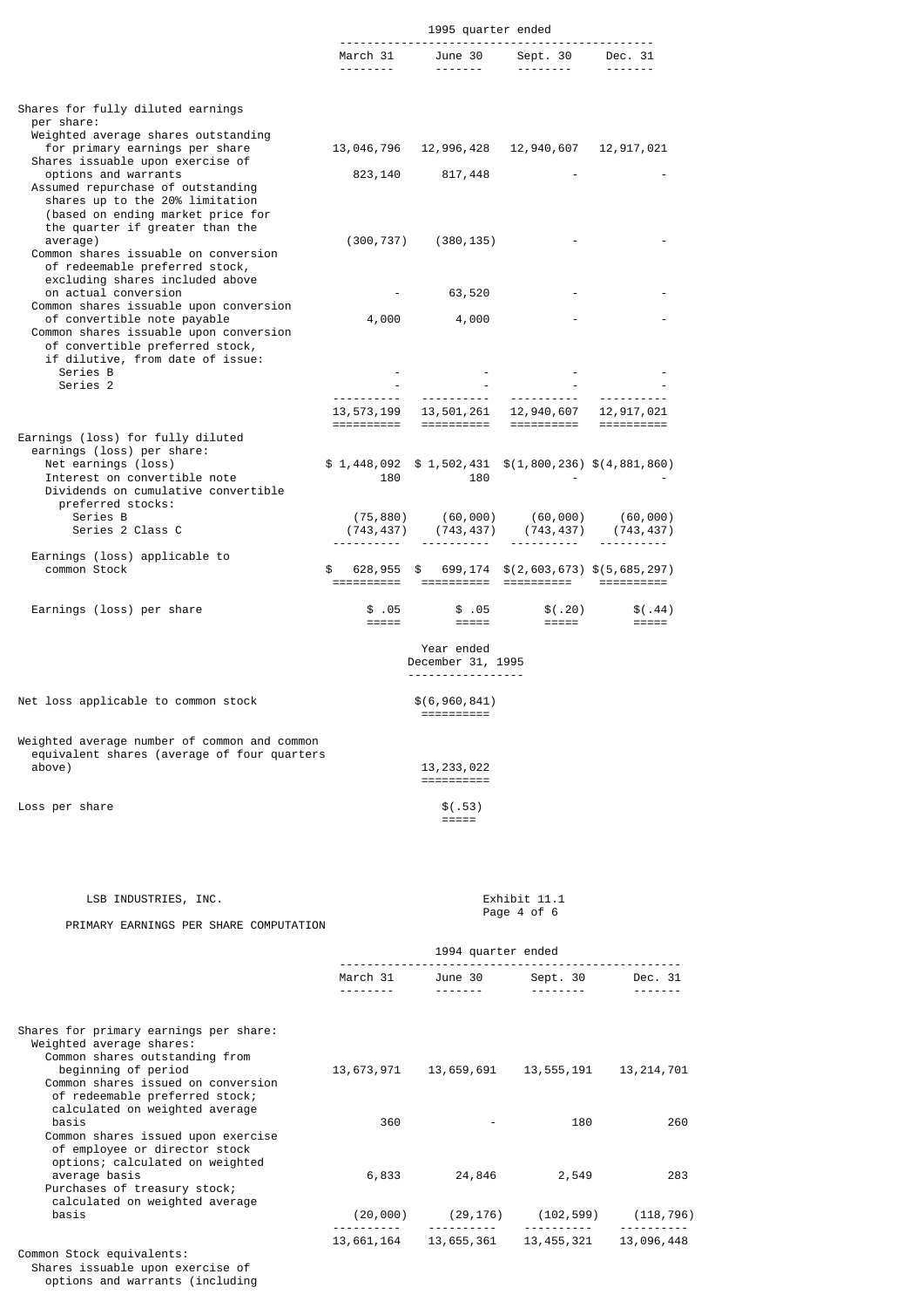| | 1995 quarter ended | | | |
|---|---|---|---|---|
| | March 31 | June 30 | Sept. 30 | Dec. 31 |
| Shares for fully diluted earnings per share: | | | | |
| Weighted average shares outstanding for primary earnings per share | 13,046,796 | 12,996,428 | 12,940,607 | 12,917,021 |
| Shares issuable upon exercise of options and warrants | 823,140 | 817,448 | - | - |
| Assumed repurchase of outstanding shares up to the 20% limitation (based on ending market price for the quarter if greater than the average) | (300,737) | (380,135) | - | - |
| Common shares issuable on conversion of redeemable preferred stock, excluding shares included above on actual conversion | - | 63,520 | - | - |
| Common shares issuable upon conversion of convertible note payable | 4,000 | 4,000 | - | - |
| Common shares issuable upon conversion of convertible preferred stock, if dilutive, from date of issue: | | | | |
| Series B | - | - | - | - |
| Series 2 | - | - | - | - |
| | 13,573,199 | 13,501,261 | 12,940,607 | 12,917,021 |
| Earnings (loss) for fully diluted earnings (loss) per share: | | | | |
| Net earnings (loss) | $ 1,448,092 | $ 1,502,431 | $(1,800,236) | $(4,881,860) |
| Interest on convertible note | 180 | 180 | - | - |
| Dividends on cumulative convertible preferred stocks: | | | | |
| Series B | (75,880) | (60,000) | (60,000) | (60,000) |
| Series 2 Class C | (743,437) | (743,437) | (743,437) | (743,437) |
| Earnings (loss) applicable to common Stock | $ 628,955 | $ 699,174 | $(2,603,673) | $(5,685,297) |
| Earnings (loss) per share | $ .05 | $ .05 | $(.20) | $(.44) |

| | Year ended December 31, 1995 |
|---|---|
| Net loss applicable to common stock | $(6,960,841) |
| Weighted average number of common and common equivalent shares (average of four quarters above) | 13,233,022 |
| Loss per share | $(.53) |

LSB INDUSTRIES, INC.

Exhibit 11.1
Page 4 of 6

PRIMARY EARNINGS PER SHARE COMPUTATION

| | 1994 quarter ended | | | |
|---|---|---|---|---|
| | March 31 | June 30 | Sept. 30 | Dec. 31 |
| Shares for primary earnings per share: | | | | |
| Weighted average shares: | | | | |
| Common shares outstanding from beginning of period | 13,673,971 | 13,659,691 | 13,555,191 | 13,214,701 |
| Common shares issued on conversion of redeemable preferred stock; calculated on weighted average basis | 360 | - | 180 | 260 |
| Common shares issued upon exercise of employee or director stock options; calculated on weighted average basis | 6,833 | 24,846 | 2,549 | 283 |
| Purchases of treasury stock; calculated on weighted average basis | (20,000) | (29,176) | (102,599) | (118,796) |
| | 13,661,164 | 13,655,361 | 13,455,321 | 13,096,448 |
| Common Stock equivalents: | | | | |
| Shares issuable upon exercise of options and warrants (including | | | | |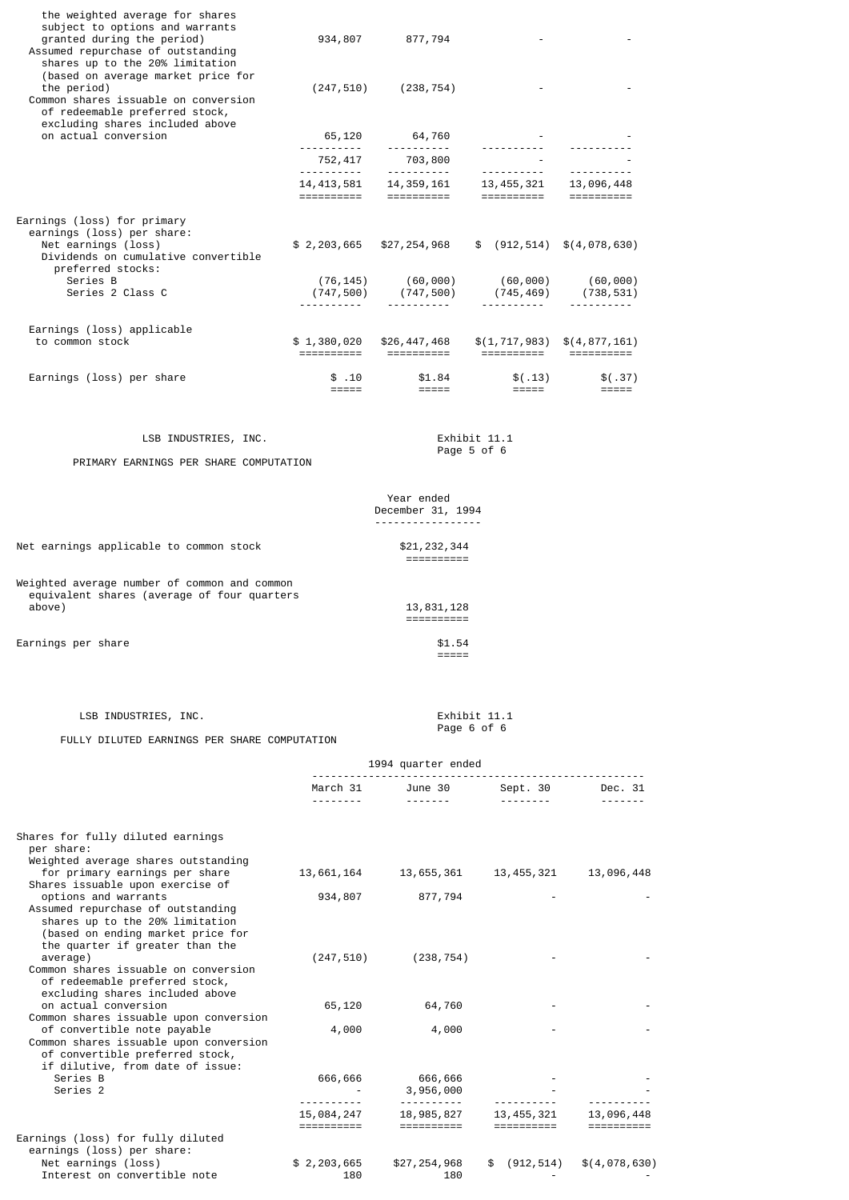| | | | | |
|---|---|---|---|---|
| the weighted average for shares subject to options and warrants granted during the period) | 934,807 | 877,794 | - | - |
| Assumed repurchase of outstanding shares up to the 20% limitation (based on average market price for the period) | (247,510) | (238,754) | - | - |
| Common shares issuable on conversion of redeemable preferred stock, excluding shares included above on actual conversion | 65,120 | 64,760 | - | - |
| | 752,417 | 703,800 | - | - |
| | 14,413,581 | 14,359,161 | 13,455,321 | 13,096,448 |
| Earnings (loss) for primary earnings (loss) per share: | | | | |
| Net earnings (loss) | $ 2,203,665 | $27,254,968 | $ (912,514) | $(4,078,630) |
| Dividends on cumulative convertible preferred stocks: | | | | |
| Series B | (76,145) | (60,000) | (60,000) | (60,000) |
| Series 2 Class C | (747,500) | (747,500) | (745,469) | (738,531) |
| Earnings (loss) applicable to common stock | $ 1,380,020 | $26,447,468 | $(1,717,983) | $(4,877,161) |
| Earnings (loss) per share | $ .10 | $1.84 | $(.13) | $(.37) |

LSB INDUSTRIES, INC.

Exhibit 11.1
Page 5 of 6

PRIMARY EARNINGS PER SHARE COMPUTATION

| | Year ended December 31, 1994 |
|---|---|
| Net earnings applicable to common stock | $21,232,344 |
| Weighted average number of common and common equivalent shares (average of four quarters above) | 13,831,128 |
| Earnings per share | $1.54 |

LSB INDUSTRIES, INC.

Exhibit 11.1
Page 6 of 6

FULLY DILUTED EARNINGS PER SHARE COMPUTATION

| | 1994 quarter ended | | | |
|---|---|---|---|---|
| | March 31 | June 30 | Sept. 30 | Dec. 31 |
| Shares for fully diluted earnings per share: | | | | |
| Weighted average shares outstanding for primary earnings per share | 13,661,164 | 13,655,361 | 13,455,321 | 13,096,448 |
| Shares issuable upon exercise of options and warrants | 934,807 | 877,794 | - | - |
| Assumed repurchase of outstanding shares up to the 20% limitation (based on ending market price for the quarter if greater than the average) | (247,510) | (238,754) | - | - |
| Common shares issuable on conversion of redeemable preferred stock, excluding shares included above on actual conversion | 65,120 | 64,760 | - | - |
| Common shares issuable upon conversion of convertible note payable | 4,000 | 4,000 | - | - |
| Common shares issuable upon conversion of convertible preferred stock, if dilutive, from date of issue: | | | | |
| Series B | 666,666 | 666,666 | - | - |
| Series 2 | - | 3,956,000 | - | - |
| | 15,084,247 | 18,985,827 | 13,455,321 | 13,096,448 |
| Earnings (loss) for fully diluted earnings (loss) per share: | | | | |
| Net earnings (loss) | $ 2,203,665 | $27,254,968 | $ (912,514) | $(4,078,630) |
| Interest on convertible note | 180 | 180 | - | - |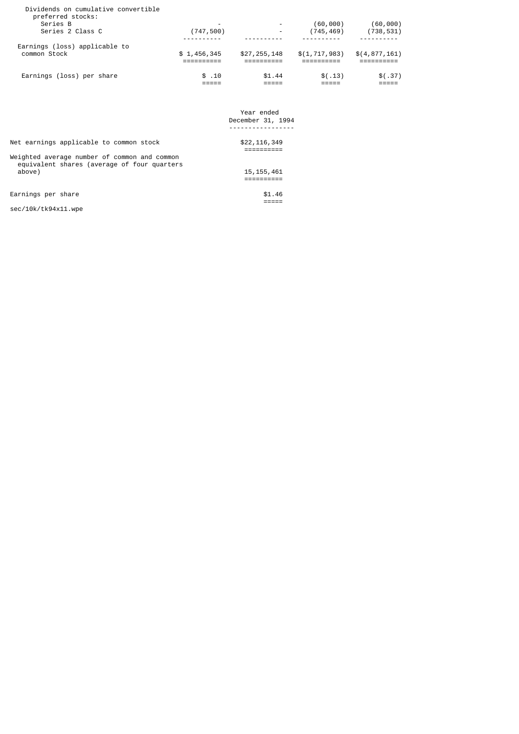| | | | | |
|---|---|---|---|---|
| Dividends on cumulative convertible preferred stocks: | | | | |
| Series B | - | - | (60,000) | (60,000) |
| Series 2 Class C | (747,500) | - | (745,469) | (738,531) |
| Earnings (loss) applicable to common Stock | $ 1,456,345 | $27,255,148 | $(1,717,983) | $(4,877,161) |
| Earnings (loss) per share | $ .10 | $1.44 | $(.13) | $(.37) |

| | Year ended December 31, 1994 |
|---|---|
| Net earnings applicable to common stock | $22,116,349 |
| Weighted average number of common and common equivalent shares (average of four quarters above) | 15,155,461 |
| Earnings per share | $1.46 |

sec/10k/tk94x11.wpe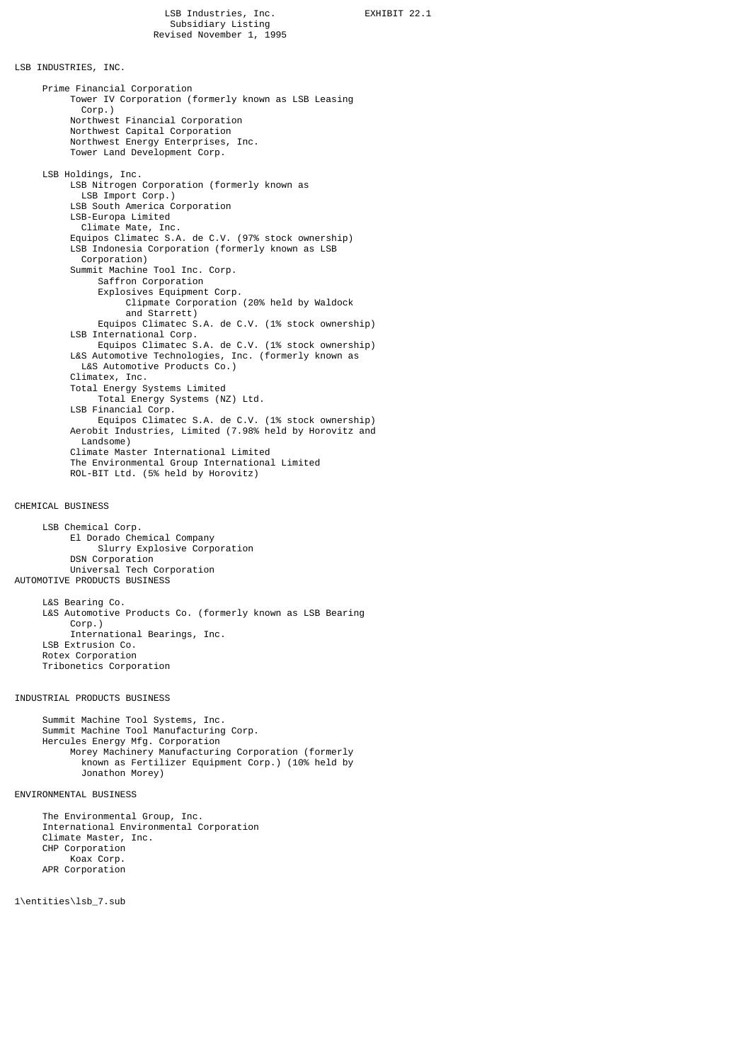LSB Industries, Inc.

EXHIBIT 22.1

Subsidiary Listing

Revised November 1, 1995

## LSB INDUSTRIES, INC.

- Prime Financial Corporation
  - Tower IV Corporation (formerly known as LSB Leasing Corp.)
  - Northwest Financial Corporation
  - Northwest Capital Corporation
  - Northwest Energy Enterprises, Inc.
  - Tower Land Development Corp.
- LSB Holdings, Inc.
  - LSB Nitrogen Corporation (formerly known as LSB Import Corp.)
  - LSB South America Corporation
  - LSB-Europa Limited
    - Climate Mate, Inc.
  - Equipos Climatec S.A. de C.V. (97% stock ownership)
  - LSB Indonesia Corporation (formerly known as LSB Corporation)
  - Summit Machine Tool Inc. Corp.
    - Saffron Corporation
    - Explosives Equipment Corp.
      - Clipmate Corporation (20% held by Waldock and Starrett)
    - Equipos Climatec S.A. de C.V. (1% stock ownership)
  - LSB International Corp.
    - Equipos Climatec S.A. de C.V. (1% stock ownership)
  - L&S Automotive Technologies, Inc. (formerly known as L&S Automotive Products Co.)
  - Climatex, Inc.
  - Total Energy Systems Limited
    - Total Energy Systems (NZ) Ltd.
  - LSB Financial Corp.
    - Equipos Climatec S.A. de C.V. (1% stock ownership)
  - Aerobit Industries, Limited (7.98% held by Horovitz and Landsome)
  - Climate Master International Limited
  - The Environmental Group International Limited
  - ROL-BIT Ltd. (5% held by Horovitz)

## CHEMICAL BUSINESS

- LSB Chemical Corp.
  - El Dorado Chemical Company
    - Slurry Explosive Corporation
  - DSN Corporation
  - Universal Tech Corporation

## AUTOMOTIVE PRODUCTS BUSINESS

- L&S Bearing Co.
- L&S Automotive Products Co. (formerly known as LSB Bearing Corp.)
  - International Bearings, Inc.
- LSB Extrusion Co.
- Rotex Corporation
- Tribonetics Corporation

## INDUSTRIAL PRODUCTS BUSINESS

- Summit Machine Tool Systems, Inc.
- Summit Machine Tool Manufacturing Corp.
- Hercules Energy Mfg. Corporation
  - Morey Machinery Manufacturing Corporation (formerly known as Fertilizer Equipment Corp.) (10% held by Jonathon Morey)

## ENVIRONMENTAL BUSINESS

- The Environmental Group, Inc.
- International Environmental Corporation
- Climate Master, Inc.
- CHP Corporation
  - Koax Corp.
- APR Corporation

1\entities\lsb_7.sub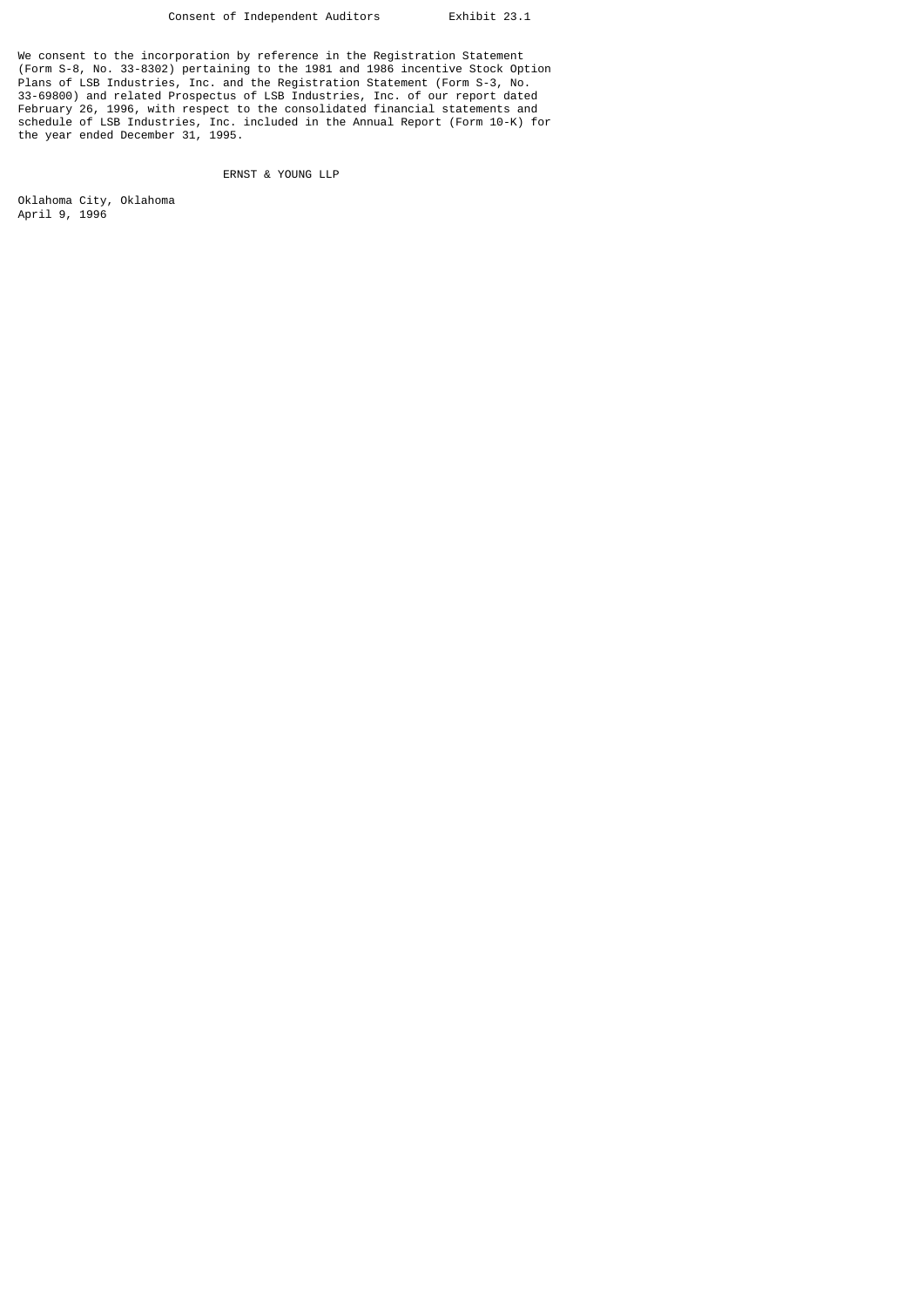Consent of Independent Auditors          Exhibit 23.1

We consent to the incorporation by reference in the Registration Statement (Form S-8, No. 33-8302) pertaining to the 1981 and 1986 incentive Stock Option Plans of LSB Industries, Inc. and the Registration Statement (Form S-3, No. 33-69800) and related Prospectus of LSB Industries, Inc. of our report dated February 26, 1996, with respect to the consolidated financial statements and schedule of LSB Industries, Inc. included in the Annual Report (Form 10-K) for the year ended December 31, 1995.

ERNST & YOUNG LLP

Oklahoma City, Oklahoma
April 9, 1996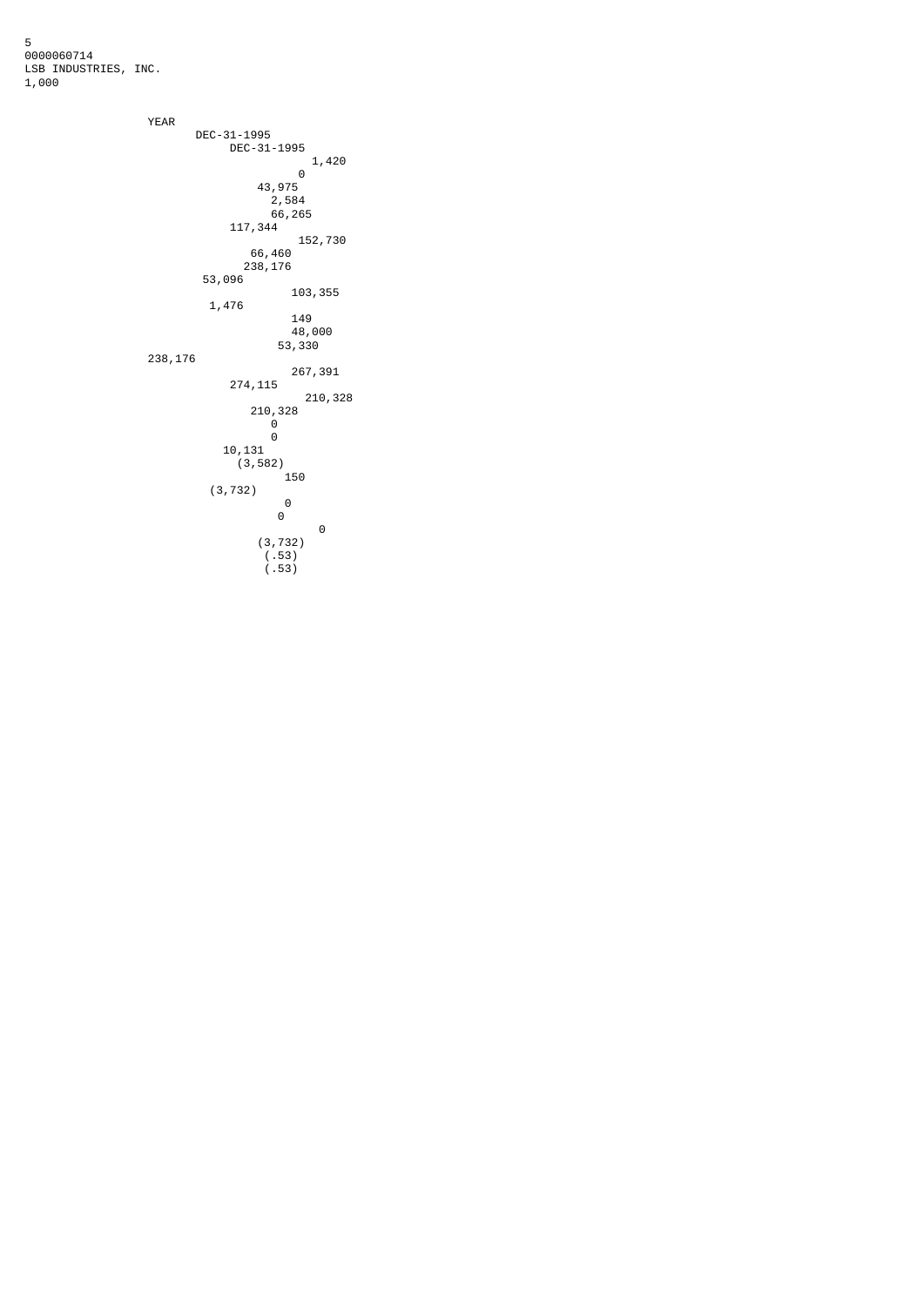5
0000060714
LSB INDUSTRIES, INC.
1,000

YEAR
DEC-31-1995
DEC-31-1995
1,420
0
43,975
2,584
66,265
117,344
152,730
66,460
238,176
53,096
103,355
1,476
149
48,000
53,330
238,176
267,391
274,115
210,328
210,328
0
0
10,131
(3,582)
150
(3,732)
0
0
0
(3,732)
(.53)
(.53)